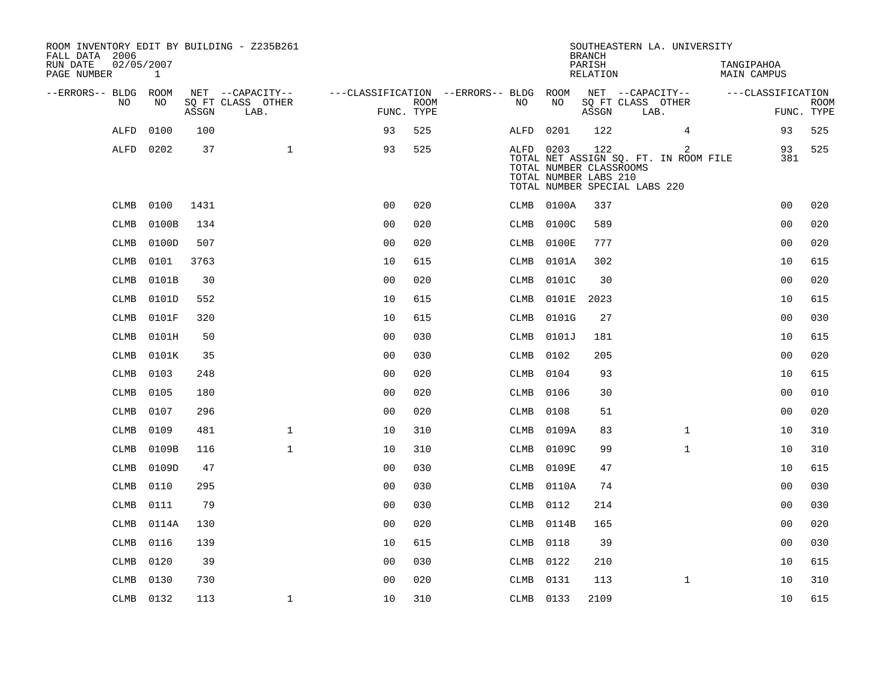ROOM INVENTORY EDIT BY BUILDING - Z235B261
FALL DATA 2006
RUN DATE 02/05/2007

SOUTHEASTERN LA. UNIVERSITY
BRANCH
PARISH TANGIPAHOA
RELATION MAIN CAMPUS

| --ERRORS-- | BLDG NO | ROOM NO | NET SQ FT ASSGN | --CAPACITY-- CLASS LAB. | OTHER | ---CLASSIFICATION FUNC. | ROOM TYPE | --ERRORS-- | BLDG NO | ROOM NO | NET SQ FT ASSGN | --CAPACITY-- CLASS LAB. | OTHER | ---CLASSIFICATION FUNC. | ROOM TYPE |
|---|---|---|---|---|---|---|---|---|---|---|---|---|---|---|---|
| | ALFD | 0100 | 100 | | | 93 | 525 | | ALFD | 0201 | 122 | | 4 | 93 | 525 |
| | ALFD | 0202 | 37 | | 1 | 93 | 525 | | ALFD | 0203 | 122 | | 2 | 93 | 525 |
| | | | | | | | | | TOTAL NET ASSIGN SQ. FT. IN ROOM FILE | | | | | 381 | |
| | | | | | | | | | TOTAL NUMBER CLASSROOMS | | | | | | |
| | | | | | | | | | TOTAL NUMBER LABS 210 | | | | | | |
| | | | | | | | | | TOTAL NUMBER SPECIAL LABS 220 | | | | | | |
| | CLMB | 0100 | 1431 | | | 00 | 020 | | CLMB | 0100A | 337 | | | 00 | 020 |
| | CLMB | 0100B | 134 | | | 00 | 020 | | CLMB | 0100C | 589 | | | 00 | 020 |
| | CLMB | 0100D | 507 | | | 00 | 020 | | CLMB | 0100E | 777 | | | 00 | 020 |
| | CLMB | 0101 | 3763 | | | 10 | 615 | | CLMB | 0101A | 302 | | | 10 | 615 |
| | CLMB | 0101B | 30 | | | 00 | 020 | | CLMB | 0101C | 30 | | | 00 | 020 |
| | CLMB | 0101D | 552 | | | 10 | 615 | | CLMB | 0101E | 2023 | | | 10 | 615 |
| | CLMB | 0101F | 320 | | | 10 | 615 | | CLMB | 0101G | 27 | | | 00 | 030 |
| | CLMB | 0101H | 50 | | | 00 | 030 | | CLMB | 0101J | 181 | | | 10 | 615 |
| | CLMB | 0101K | 35 | | | 00 | 030 | | CLMB | 0102 | 205 | | | 00 | 020 |
| | CLMB | 0103 | 248 | | | 00 | 020 | | CLMB | 0104 | 93 | | | 10 | 615 |
| | CLMB | 0105 | 180 | | | 00 | 020 | | CLMB | 0106 | 30 | | | 00 | 010 |
| | CLMB | 0107 | 296 | | | 00 | 020 | | CLMB | 0108 | 51 | | | 00 | 020 |
| | CLMB | 0109 | 481 | | 1 | 10 | 310 | | CLMB | 0109A | 83 | | 1 | 10 | 310 |
| | CLMB | 0109B | 116 | | 1 | 10 | 310 | | CLMB | 0109C | 99 | | 1 | 10 | 310 |
| | CLMB | 0109D | 47 | | | 00 | 030 | | CLMB | 0109E | 47 | | | 10 | 615 |
| | CLMB | 0110 | 295 | | | 00 | 030 | | CLMB | 0110A | 74 | | | 00 | 030 |
| | CLMB | 0111 | 79 | | | 00 | 030 | | CLMB | 0112 | 214 | | | 00 | 030 |
| | CLMB | 0114A | 130 | | | 00 | 020 | | CLMB | 0114B | 165 | | | 00 | 020 |
| | CLMB | 0116 | 139 | | | 10 | 615 | | CLMB | 0118 | 39 | | | 00 | 030 |
| | CLMB | 0120 | 39 | | | 00 | 030 | | CLMB | 0122 | 210 | | | 10 | 615 |
| | CLMB | 0130 | 730 | | | 00 | 020 | | CLMB | 0131 | 113 | | 1 | 10 | 310 |
| | CLMB | 0132 | 113 | | 1 | 10 | 310 | | CLMB | 0133 | 2109 | | | 10 | 615 |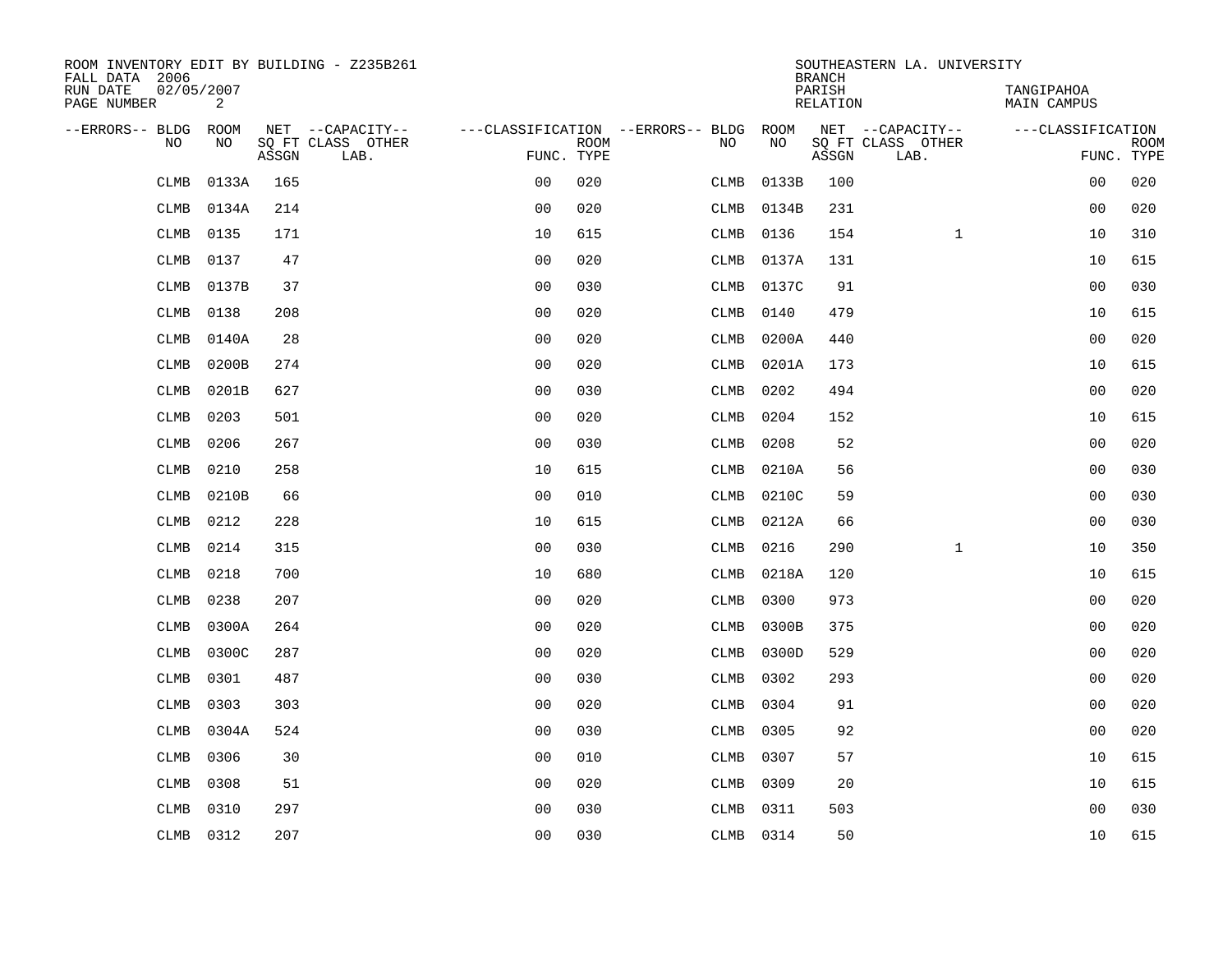ROOM INVENTORY EDIT BY BUILDING - Z235B261
FALL DATA 2006
RUN DATE 02/05/2007
PAGE NUMBER 2

SOUTHEASTERN LA. UNIVERSITY
BRANCH
PARISH TANGIPAHOA
RELATION MAIN CAMPUS

| --ERRORS-- | BLDG NO | ROOM NO | NET SQ FT ASSGN | --CAPACITY-- CLASS LAB. | OTHER | ---CLASSIFICATION FUNC. | ROOM TYPE | --ERRORS-- | BLDG NO | ROOM NO | NET SQ FT ASSGN | --CAPACITY-- CLASS LAB. | OTHER | ---CLASSIFICATION FUNC. | ROOM TYPE |
|---|---|---|---|---|---|---|---|---|---|---|---|---|---|---|---|
| | CLMB | 0133A | 165 | | | 00 | 020 | | CLMB | 0133B | 100 | | | 00 | 020 |
| | CLMB | 0134A | 214 | | | 00 | 020 | | CLMB | 0134B | 231 | | | 00 | 020 |
| | CLMB | 0135 | 171 | | | 10 | 615 | | CLMB | 0136 | 154 | | 1 | 10 | 310 |
| | CLMB | 0137 | 47 | | | 00 | 020 | | CLMB | 0137A | 131 | | | 10 | 615 |
| | CLMB | 0137B | 37 | | | 00 | 030 | | CLMB | 0137C | 91 | | | 00 | 030 |
| | CLMB | 0138 | 208 | | | 00 | 020 | | CLMB | 0140 | 479 | | | 10 | 615 |
| | CLMB | 0140A | 28 | | | 00 | 020 | | CLMB | 0200A | 440 | | | 00 | 020 |
| | CLMB | 0200B | 274 | | | 00 | 020 | | CLMB | 0201A | 173 | | | 10 | 615 |
| | CLMB | 0201B | 627 | | | 00 | 030 | | CLMB | 0202 | 494 | | | 00 | 020 |
| | CLMB | 0203 | 501 | | | 00 | 020 | | CLMB | 0204 | 152 | | | 10 | 615 |
| | CLMB | 0206 | 267 | | | 00 | 030 | | CLMB | 0208 | 52 | | | 00 | 020 |
| | CLMB | 0210 | 258 | | | 10 | 615 | | CLMB | 0210A | 56 | | | 00 | 030 |
| | CLMB | 0210B | 66 | | | 00 | 010 | | CLMB | 0210C | 59 | | | 00 | 030 |
| | CLMB | 0212 | 228 | | | 10 | 615 | | CLMB | 0212A | 66 | | | 00 | 030 |
| | CLMB | 0214 | 315 | | | 00 | 030 | | CLMB | 0216 | 290 | | 1 | 10 | 350 |
| | CLMB | 0218 | 700 | | | 10 | 680 | | CLMB | 0218A | 120 | | | 10 | 615 |
| | CLMB | 0238 | 207 | | | 00 | 020 | | CLMB | 0300 | 973 | | | 00 | 020 |
| | CLMB | 0300A | 264 | | | 00 | 020 | | CLMB | 0300B | 375 | | | 00 | 020 |
| | CLMB | 0300C | 287 | | | 00 | 020 | | CLMB | 0300D | 529 | | | 00 | 020 |
| | CLMB | 0301 | 487 | | | 00 | 030 | | CLMB | 0302 | 293 | | | 00 | 020 |
| | CLMB | 0303 | 303 | | | 00 | 020 | | CLMB | 0304 | 91 | | | 00 | 020 |
| | CLMB | 0304A | 524 | | | 00 | 030 | | CLMB | 0305 | 92 | | | 00 | 020 |
| | CLMB | 0306 | 30 | | | 00 | 010 | | CLMB | 0307 | 57 | | | 10 | 615 |
| | CLMB | 0308 | 51 | | | 00 | 020 | | CLMB | 0309 | 20 | | | 10 | 615 |
| | CLMB | 0310 | 297 | | | 00 | 030 | | CLMB | 0311 | 503 | | | 00 | 030 |
| | CLMB | 0312 | 207 | | | 00 | 030 | | CLMB | 0314 | 50 | | | 10 | 615 |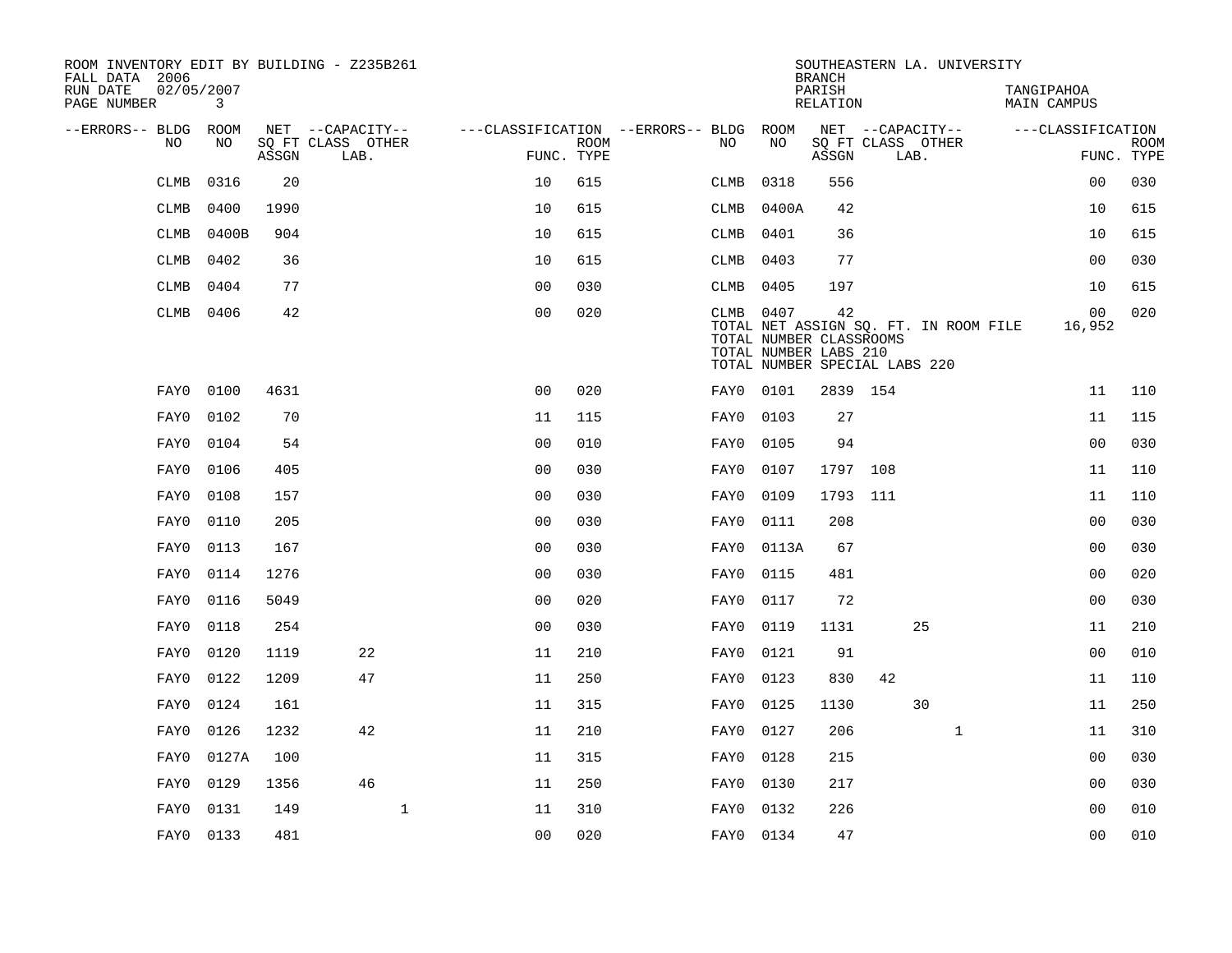ROOM INVENTORY EDIT BY BUILDING - Z235B261
FALL DATA 2006
RUN DATE 02/05/2007

SOUTHEASTERN LA. UNIVERSITY
BRANCH
PARISH TANGIPAHOA
RELATION MAIN CAMPUS

| --ERRORS-- | BLDG NO | ROOM NO | NET SQ FT ASSGN | --CAPACITY-- CLASS | LAB. | OTHER | ---CLASSIFICATION FUNC. | ROOM TYPE | --ERRORS-- | BLDG NO | ROOM NO | NET SQ FT ASSGN | --CAPACITY-- CLASS | LAB. | OTHER | ---CLASSIFICATION FUNC. | ROOM TYPE |
|---|---|---|---|---|---|---|---|---|---|---|---|---|---|---|---|---|---|
| | CLMB | 0316 | 20 | | | | 10 | 615 | | CLMB | 0318 | 556 | | | | 00 | 030 |
| | CLMB | 0400 | 1990 | | | | 10 | 615 | | CLMB | 0400A | 42 | | | | 10 | 615 |
| | CLMB | 0400B | 904 | | | | 10 | 615 | | CLMB | 0401 | 36 | | | | 10 | 615 |
| | CLMB | 0402 | 36 | | | | 10 | 615 | | CLMB | 0403 | 77 | | | | 00 | 030 |
| | CLMB | 0404 | 77 | | | | 00 | 030 | | CLMB | 0405 | 197 | | | | 10 | 615 |
| | CLMB | 0406 | 42 | | | | 00 | 020 | | CLMB | 0407 | 42 | | | | 00 | 020 |
| | | | | | | | | | | TOTAL NET ASSIGN SQ. FT. IN ROOM FILE | | | | | | 16,952 | |
| | | | | | | | | | | TOTAL NUMBER CLASSROOMS | | | | | | | |
| | | | | | | | | | | TOTAL NUMBER LABS 210 | | | | | | | |
| | | | | | | | | | | TOTAL NUMBER SPECIAL LABS 220 | | | | | | | |
| | FAY0 | 0100 | 4631 | | | | 00 | 020 | | FAY0 | 0101 | 2839 | 154 | | | 11 | 110 |
| | FAY0 | 0102 | 70 | | | | 11 | 115 | | FAY0 | 0103 | 27 | | | | 11 | 115 |
| | FAY0 | 0104 | 54 | | | | 00 | 010 | | FAY0 | 0105 | 94 | | | | 00 | 030 |
| | FAY0 | 0106 | 405 | | | | 00 | 030 | | FAY0 | 0107 | 1797 | 108 | | | 11 | 110 |
| | FAY0 | 0108 | 157 | | | | 00 | 030 | | FAY0 | 0109 | 1793 | 111 | | | 11 | 110 |
| | FAY0 | 0110 | 205 | | | | 00 | 030 | | FAY0 | 0111 | 208 | | | | 00 | 030 |
| | FAY0 | 0113 | 167 | | | | 00 | 030 | | FAY0 | 0113A | 67 | | | | 00 | 030 |
| | FAY0 | 0114 | 1276 | | | | 00 | 030 | | FAY0 | 0115 | 481 | | | | 00 | 020 |
| | FAY0 | 0116 | 5049 | | | | 00 | 020 | | FAY0 | 0117 | 72 | | | | 00 | 030 |
| | FAY0 | 0118 | 254 | | | | 00 | 030 | | FAY0 | 0119 | 1131 | | 25 | | 11 | 210 |
| | FAY0 | 0120 | 1119 | | 22 | | 11 | 210 | | FAY0 | 0121 | 91 | | | | 00 | 010 |
| | FAY0 | 0122 | 1209 | | 47 | | 11 | 250 | | FAY0 | 0123 | 830 | 42 | | | 11 | 110 |
| | FAY0 | 0124 | 161 | | | | 11 | 315 | | FAY0 | 0125 | 1130 | | 30 | | 11 | 250 |
| | FAY0 | 0126 | 1232 | | 42 | | 11 | 210 | | FAY0 | 0127 | 206 | | | 1 | 11 | 310 |
| | FAY0 | 0127A | 100 | | | | 11 | 315 | | FAY0 | 0128 | 215 | | | | 00 | 030 |
| | FAY0 | 0129 | 1356 | | 46 | | 11 | 250 | | FAY0 | 0130 | 217 | | | | 00 | 030 |
| | FAY0 | 0131 | 149 | | | 1 | 11 | 310 | | FAY0 | 0132 | 226 | | | | 00 | 010 |
| | FAY0 | 0133 | 481 | | | | 00 | 020 | | FAY0 | 0134 | 47 | | | | 00 | 010 |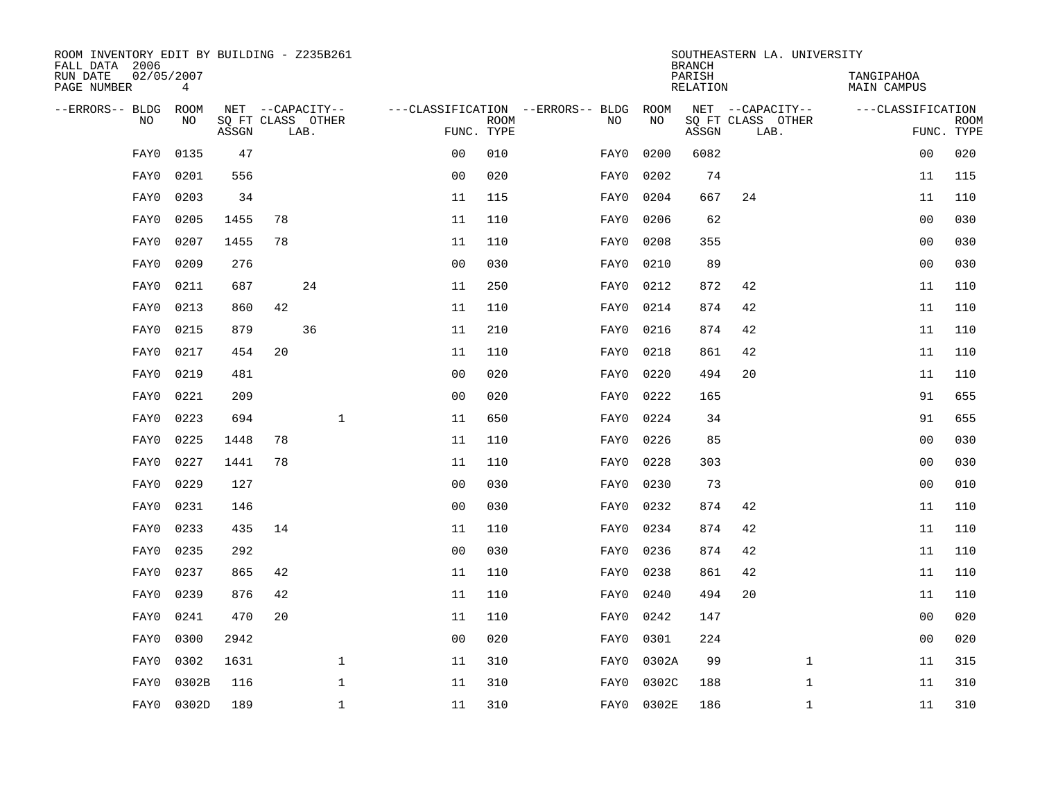ROOM INVENTORY EDIT BY BUILDING - Z235B261
FALL DATA 2006
RUN DATE 02/05/2007
PAGE NUMBER 4

SOUTHEASTERN LA. UNIVERSITY
BRANCH
PARISH TANGIPAHOA
RELATION MAIN CAMPUS

| --ERRORS-- | BLDG NO | ROOM NO | NET SQ FT ASSGN | CAPACITY CLASS | CAPACITY LAB. | CAPACITY OTHER | CLASSIFICATION FUNC. | ROOM TYPE | --ERRORS-- | BLDG NO | ROOM NO | NET SQ FT ASSGN | CAPACITY CLASS | CAPACITY LAB. | CAPACITY OTHER | CLASSIFICATION FUNC. | ROOM TYPE |
|---|---|---|---|---|---|---|---|---|---|---|---|---|---|---|---|---|---|
| | FAY0 | 0135 | 47 | | | | 00 | 010 | | FAY0 | 0200 | 6082 | | | | 00 | 020 |
| | FAY0 | 0201 | 556 | | | | 00 | 020 | | FAY0 | 0202 | 74 | | | | 11 | 115 |
| | FAY0 | 0203 | 34 | | | | 11 | 115 | | FAY0 | 0204 | 667 | 24 | | | 11 | 110 |
| | FAY0 | 0205 | 1455 | 78 | | | 11 | 110 | | FAY0 | 0206 | 62 | | | | 00 | 030 |
| | FAY0 | 0207 | 1455 | 78 | | | 11 | 110 | | FAY0 | 0208 | 355 | | | | 00 | 030 |
| | FAY0 | 0209 | 276 | | | | 00 | 030 | | FAY0 | 0210 | 89 | | | | 00 | 030 |
| | FAY0 | 0211 | 687 | | 24 | | 11 | 250 | | FAY0 | 0212 | 872 | 42 | | | 11 | 110 |
| | FAY0 | 0213 | 860 | 42 | | | 11 | 110 | | FAY0 | 0214 | 874 | 42 | | | 11 | 110 |
| | FAY0 | 0215 | 879 | | 36 | | 11 | 210 | | FAY0 | 0216 | 874 | 42 | | | 11 | 110 |
| | FAY0 | 0217 | 454 | 20 | | | 11 | 110 | | FAY0 | 0218 | 861 | 42 | | | 11 | 110 |
| | FAY0 | 0219 | 481 | | | | 00 | 020 | | FAY0 | 0220 | 494 | 20 | | | 11 | 110 |
| | FAY0 | 0221 | 209 | | | | 00 | 020 | | FAY0 | 0222 | 165 | | | | 91 | 655 |
| | FAY0 | 0223 | 694 | | | 1 | 11 | 650 | | FAY0 | 0224 | 34 | | | | 91 | 655 |
| | FAY0 | 0225 | 1448 | 78 | | | 11 | 110 | | FAY0 | 0226 | 85 | | | | 00 | 030 |
| | FAY0 | 0227 | 1441 | 78 | | | 11 | 110 | | FAY0 | 0228 | 303 | | | | 00 | 030 |
| | FAY0 | 0229 | 127 | | | | 00 | 030 | | FAY0 | 0230 | 73 | | | | 00 | 010 |
| | FAY0 | 0231 | 146 | | | | 00 | 030 | | FAY0 | 0232 | 874 | 42 | | | 11 | 110 |
| | FAY0 | 0233 | 435 | 14 | | | 11 | 110 | | FAY0 | 0234 | 874 | 42 | | | 11 | 110 |
| | FAY0 | 0235 | 292 | | | | 00 | 030 | | FAY0 | 0236 | 874 | 42 | | | 11 | 110 |
| | FAY0 | 0237 | 865 | 42 | | | 11 | 110 | | FAY0 | 0238 | 861 | 42 | | | 11 | 110 |
| | FAY0 | 0239 | 876 | 42 | | | 11 | 110 | | FAY0 | 0240 | 494 | 20 | | | 11 | 110 |
| | FAY0 | 0241 | 470 | 20 | | | 11 | 110 | | FAY0 | 0242 | 147 | | | | 00 | 020 |
| | FAY0 | 0300 | 2942 | | | | 00 | 020 | | FAY0 | 0301 | 224 | | | | 00 | 020 |
| | FAY0 | 0302 | 1631 | | | 1 | 11 | 310 | | FAY0 | 0302A | 99 | | | 1 | 11 | 315 |
| | FAY0 | 0302B | 116 | | | 1 | 11 | 310 | | FAY0 | 0302C | 188 | | | 1 | 11 | 310 |
| | FAY0 | 0302D | 189 | | | 1 | 11 | 310 | | FAY0 | 0302E | 186 | | | 1 | 11 | 310 |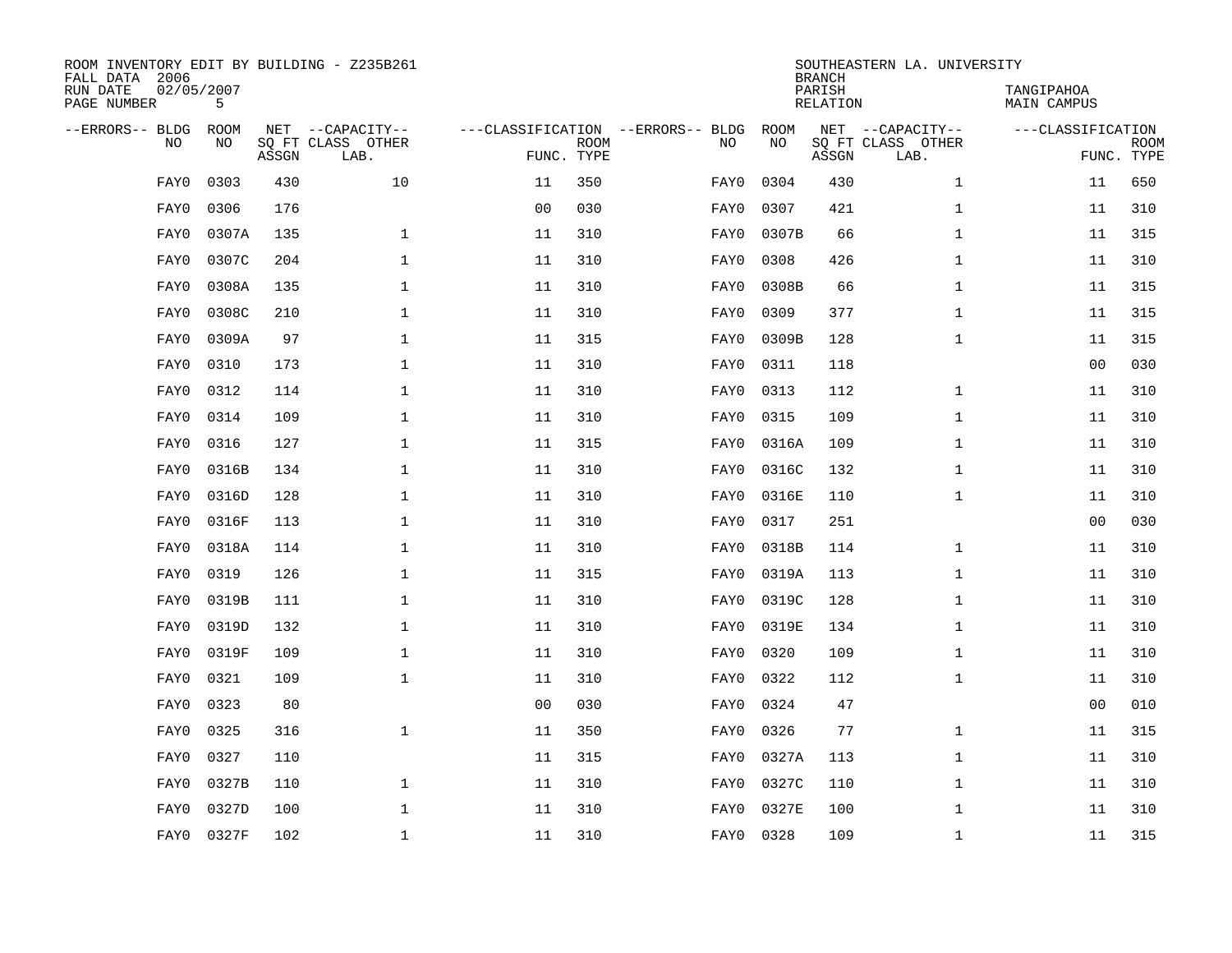ROOM INVENTORY EDIT BY BUILDING - Z235B261
FALL DATA 2006
RUN DATE 02/05/2007
PAGE NUMBER 5

SOUTHEASTERN LA. UNIVERSITY
BRANCH
PARISH TANGIPAHOA
RELATION MAIN CAMPUS

| --ERRORS-- | BLDG NO | ROOM NO | NET SQ FT ASSGN | --CAPACITY-- CLASS LAB. | OTHER | ---CLASSIFICATION FUNC. | ROOM TYPE | --ERRORS-- | BLDG NO | ROOM NO | NET SQ FT ASSGN | --CAPACITY-- CLASS LAB. | OTHER | ---CLASSIFICATION FUNC. | ROOM TYPE |
|---|---|---|---|---|---|---|---|---|---|---|---|---|---|---|---|
| | FAY0 | 0303 | 430 | | 10 | 11 | 350 | | FAY0 | 0304 | 430 | | 1 | 11 | 650 |
| | FAY0 | 0306 | 176 | | | 00 | 030 | | FAY0 | 0307 | 421 | | 1 | 11 | 310 |
| | FAY0 | 0307A | 135 | | 1 | 11 | 310 | | FAY0 | 0307B | 66 | | 1 | 11 | 315 |
| | FAY0 | 0307C | 204 | | 1 | 11 | 310 | | FAY0 | 0308 | 426 | | 1 | 11 | 310 |
| | FAY0 | 0308A | 135 | | 1 | 11 | 310 | | FAY0 | 0308B | 66 | | 1 | 11 | 315 |
| | FAY0 | 0308C | 210 | | 1 | 11 | 310 | | FAY0 | 0309 | 377 | | 1 | 11 | 315 |
| | FAY0 | 0309A | 97 | | 1 | 11 | 315 | | FAY0 | 0309B | 128 | | 1 | 11 | 315 |
| | FAY0 | 0310 | 173 | | 1 | 11 | 310 | | FAY0 | 0311 | 118 | | | 00 | 030 |
| | FAY0 | 0312 | 114 | | 1 | 11 | 310 | | FAY0 | 0313 | 112 | | 1 | 11 | 310 |
| | FAY0 | 0314 | 109 | | 1 | 11 | 310 | | FAY0 | 0315 | 109 | | 1 | 11 | 310 |
| | FAY0 | 0316 | 127 | | 1 | 11 | 315 | | FAY0 | 0316A | 109 | | 1 | 11 | 310 |
| | FAY0 | 0316B | 134 | | 1 | 11 | 310 | | FAY0 | 0316C | 132 | | 1 | 11 | 310 |
| | FAY0 | 0316D | 128 | | 1 | 11 | 310 | | FAY0 | 0316E | 110 | | 1 | 11 | 310 |
| | FAY0 | 0316F | 113 | | 1 | 11 | 310 | | FAY0 | 0317 | 251 | | | 00 | 030 |
| | FAY0 | 0318A | 114 | | 1 | 11 | 310 | | FAY0 | 0318B | 114 | | 1 | 11 | 310 |
| | FAY0 | 0319 | 126 | | 1 | 11 | 315 | | FAY0 | 0319A | 113 | | 1 | 11 | 310 |
| | FAY0 | 0319B | 111 | | 1 | 11 | 310 | | FAY0 | 0319C | 128 | | 1 | 11 | 310 |
| | FAY0 | 0319D | 132 | | 1 | 11 | 310 | | FAY0 | 0319E | 134 | | 1 | 11 | 310 |
| | FAY0 | 0319F | 109 | | 1 | 11 | 310 | | FAY0 | 0320 | 109 | | 1 | 11 | 310 |
| | FAY0 | 0321 | 109 | | 1 | 11 | 310 | | FAY0 | 0322 | 112 | | 1 | 11 | 310 |
| | FAY0 | 0323 | 80 | | | 00 | 030 | | FAY0 | 0324 | 47 | | | 00 | 010 |
| | FAY0 | 0325 | 316 | | 1 | 11 | 350 | | FAY0 | 0326 | 77 | | 1 | 11 | 315 |
| | FAY0 | 0327 | 110 | | | 11 | 315 | | FAY0 | 0327A | 113 | | 1 | 11 | 310 |
| | FAY0 | 0327B | 110 | | 1 | 11 | 310 | | FAY0 | 0327C | 110 | | 1 | 11 | 310 |
| | FAY0 | 0327D | 100 | | 1 | 11 | 310 | | FAY0 | 0327E | 100 | | 1 | 11 | 310 |
| | FAY0 | 0327F | 102 | | 1 | 11 | 310 | | FAY0 | 0328 | 109 | | 1 | 11 | 315 |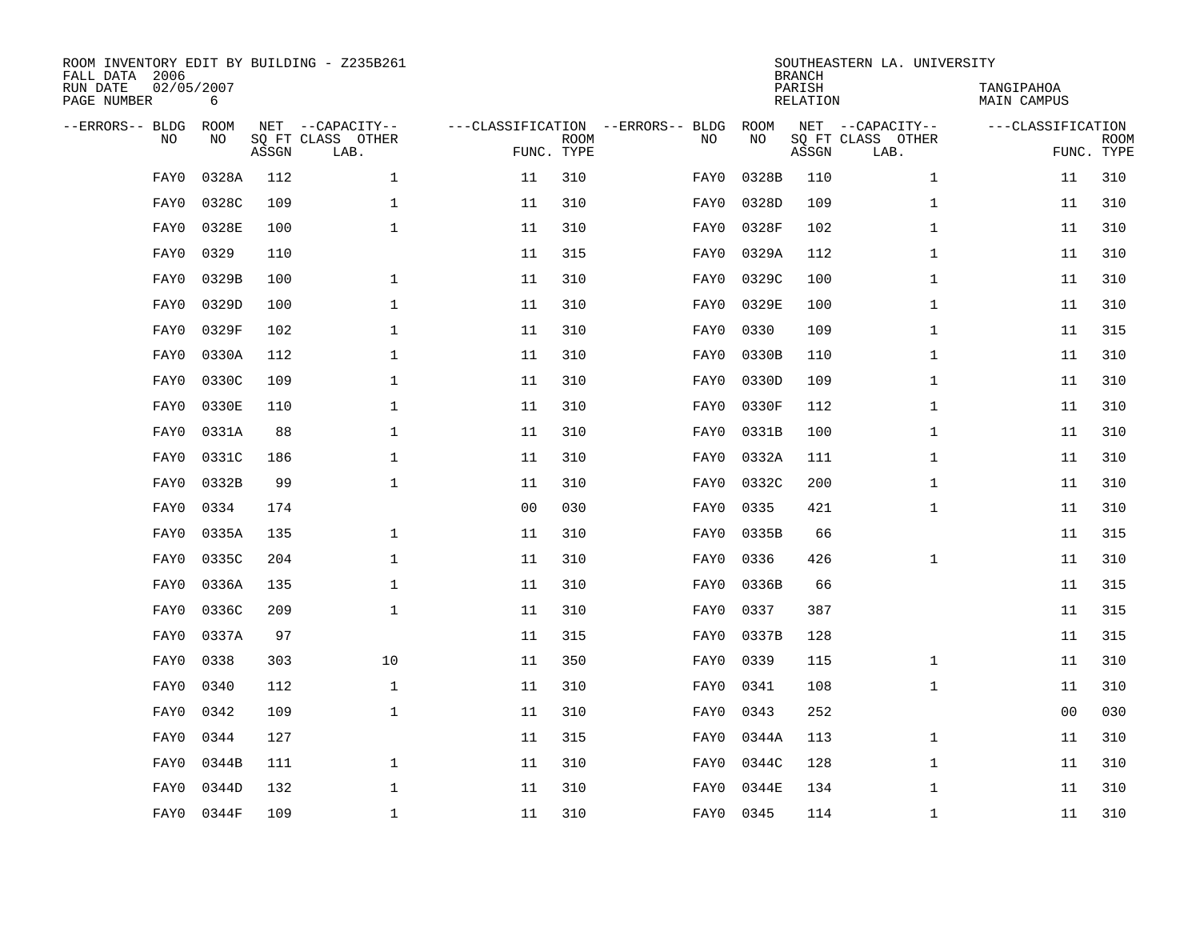ROOM INVENTORY EDIT BY BUILDING - Z235B261
FALL DATA 2006
RUN DATE 02/05/2007
PAGE NUMBER 6

SOUTHEASTERN LA. UNIVERSITY
BRANCH
PARISH TANGIPAHOA
RELATION MAIN CAMPUS

| --ERRORS-- | BLDG NO | ROOM NO | NET SQ FT ASSGN | CAPACITY CLASS LAB. | CAPACITY OTHER | CLASSIFICATION FUNC. | ROOM TYPE | --ERRORS-- | BLDG NO | ROOM NO | NET SQ FT ASSGN | CAPACITY CLASS LAB. | CAPACITY OTHER | CLASSIFICATION FUNC. | ROOM TYPE |
|---|---|---|---|---|---|---|---|---|---|---|---|---|---|---|---|
| | FAY0 | 0328A | 112 | | 1 | 11 | 310 | | FAY0 | 0328B | 110 | | 1 | 11 | 310 |
| | FAY0 | 0328C | 109 | | 1 | 11 | 310 | | FAY0 | 0328D | 109 | | 1 | 11 | 310 |
| | FAY0 | 0328E | 100 | | 1 | 11 | 310 | | FAY0 | 0328F | 102 | | 1 | 11 | 310 |
| | FAY0 | 0329 | 110 | | | 11 | 315 | | FAY0 | 0329A | 112 | | 1 | 11 | 310 |
| | FAY0 | 0329B | 100 | | 1 | 11 | 310 | | FAY0 | 0329C | 100 | | 1 | 11 | 310 |
| | FAY0 | 0329D | 100 | | 1 | 11 | 310 | | FAY0 | 0329E | 100 | | 1 | 11 | 310 |
| | FAY0 | 0329F | 102 | | 1 | 11 | 310 | | FAY0 | 0330 | 109 | | 1 | 11 | 315 |
| | FAY0 | 0330A | 112 | | 1 | 11 | 310 | | FAY0 | 0330B | 110 | | 1 | 11 | 310 |
| | FAY0 | 0330C | 109 | | 1 | 11 | 310 | | FAY0 | 0330D | 109 | | 1 | 11 | 310 |
| | FAY0 | 0330E | 110 | | 1 | 11 | 310 | | FAY0 | 0330F | 112 | | 1 | 11 | 310 |
| | FAY0 | 0331A | 88 | | 1 | 11 | 310 | | FAY0 | 0331B | 100 | | 1 | 11 | 310 |
| | FAY0 | 0331C | 186 | | 1 | 11 | 310 | | FAY0 | 0332A | 111 | | 1 | 11 | 310 |
| | FAY0 | 0332B | 99 | | 1 | 11 | 310 | | FAY0 | 0332C | 200 | | 1 | 11 | 310 |
| | FAY0 | 0334 | 174 | | | 00 | 030 | | FAY0 | 0335 | 421 | | 1 | 11 | 310 |
| | FAY0 | 0335A | 135 | | 1 | 11 | 310 | | FAY0 | 0335B | 66 | | | 11 | 315 |
| | FAY0 | 0335C | 204 | | 1 | 11 | 310 | | FAY0 | 0336 | 426 | | 1 | 11 | 310 |
| | FAY0 | 0336A | 135 | | 1 | 11 | 310 | | FAY0 | 0336B | 66 | | | 11 | 315 |
| | FAY0 | 0336C | 209 | | 1 | 11 | 310 | | FAY0 | 0337 | 387 | | | 11 | 315 |
| | FAY0 | 0337A | 97 | | | 11 | 315 | | FAY0 | 0337B | 128 | | | 11 | 315 |
| | FAY0 | 0338 | 303 | | 10 | 11 | 350 | | FAY0 | 0339 | 115 | | 1 | 11 | 310 |
| | FAY0 | 0340 | 112 | | 1 | 11 | 310 | | FAY0 | 0341 | 108 | | 1 | 11 | 310 |
| | FAY0 | 0342 | 109 | | 1 | 11 | 310 | | FAY0 | 0343 | 252 | | | 00 | 030 |
| | FAY0 | 0344 | 127 | | | 11 | 315 | | FAY0 | 0344A | 113 | | 1 | 11 | 310 |
| | FAY0 | 0344B | 111 | | 1 | 11 | 310 | | FAY0 | 0344C | 128 | | 1 | 11 | 310 |
| | FAY0 | 0344D | 132 | | 1 | 11 | 310 | | FAY0 | 0344E | 134 | | 1 | 11 | 310 |
| | FAY0 | 0344F | 109 | | 1 | 11 | 310 | | FAY0 | 0345 | 114 | | 1 | 11 | 310 |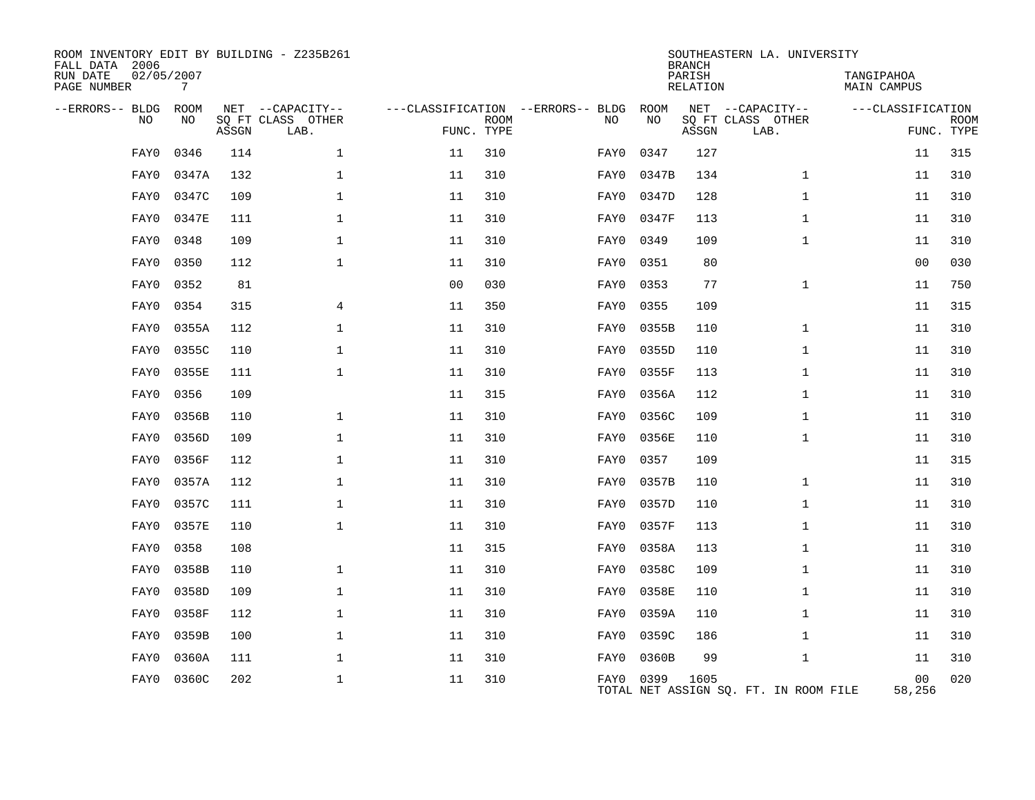ROOM INVENTORY EDIT BY BUILDING - Z235B261
FALL DATA 2006
RUN DATE 02/05/2007

SOUTHEASTERN LA. UNIVERSITY
BRANCH
PARISH TANGIPAHOA
RELATION MAIN CAMPUS

| --ERRORS-- | BLDG NO | ROOM NO | NET SQ FT ASSGN | CAPACITY CLASS LAB. | CAPACITY OTHER | CLASSIFICATION FUNC. | ROOM TYPE | --ERRORS-- | BLDG NO | ROOM NO | NET SQ FT ASSGN | CAPACITY CLASS LAB. | CAPACITY OTHER | CLASSIFICATION FUNC. | ROOM TYPE |
|---|---|---|---|---|---|---|---|---|---|---|---|---|---|---|---|
| | FAY0 | 0346 | 114 | | 1 | 11 | 310 | | FAY0 | 0347 | 127 | | | 11 | 315 |
| | FAY0 | 0347A | 132 | | 1 | 11 | 310 | | FAY0 | 0347B | 134 | | 1 | 11 | 310 |
| | FAY0 | 0347C | 109 | | 1 | 11 | 310 | | FAY0 | 0347D | 128 | | 1 | 11 | 310 |
| | FAY0 | 0347E | 111 | | 1 | 11 | 310 | | FAY0 | 0347F | 113 | | 1 | 11 | 310 |
| | FAY0 | 0348 | 109 | | 1 | 11 | 310 | | FAY0 | 0349 | 109 | | 1 | 11 | 310 |
| | FAY0 | 0350 | 112 | | 1 | 11 | 310 | | FAY0 | 0351 | 80 | | | 00 | 030 |
| | FAY0 | 0352 | 81 | | | 00 | 030 | | FAY0 | 0353 | 77 | | 1 | 11 | 750 |
| | FAY0 | 0354 | 315 | | 4 | 11 | 350 | | FAY0 | 0355 | 109 | | | 11 | 315 |
| | FAY0 | 0355A | 112 | | 1 | 11 | 310 | | FAY0 | 0355B | 110 | | 1 | 11 | 310 |
| | FAY0 | 0355C | 110 | | 1 | 11 | 310 | | FAY0 | 0355D | 110 | | 1 | 11 | 310 |
| | FAY0 | 0355E | 111 | | 1 | 11 | 310 | | FAY0 | 0355F | 113 | | 1 | 11 | 310 |
| | FAY0 | 0356 | 109 | | | 11 | 315 | | FAY0 | 0356A | 112 | | 1 | 11 | 310 |
| | FAY0 | 0356B | 110 | | 1 | 11 | 310 | | FAY0 | 0356C | 109 | | 1 | 11 | 310 |
| | FAY0 | 0356D | 109 | | 1 | 11 | 310 | | FAY0 | 0356E | 110 | | 1 | 11 | 310 |
| | FAY0 | 0356F | 112 | | 1 | 11 | 310 | | FAY0 | 0357 | 109 | | | 11 | 315 |
| | FAY0 | 0357A | 112 | | 1 | 11 | 310 | | FAY0 | 0357B | 110 | | 1 | 11 | 310 |
| | FAY0 | 0357C | 111 | | 1 | 11 | 310 | | FAY0 | 0357D | 110 | | 1 | 11 | 310 |
| | FAY0 | 0357E | 110 | | 1 | 11 | 310 | | FAY0 | 0357F | 113 | | 1 | 11 | 310 |
| | FAY0 | 0358 | 108 | | | 11 | 315 | | FAY0 | 0358A | 113 | | 1 | 11 | 310 |
| | FAY0 | 0358B | 110 | | 1 | 11 | 310 | | FAY0 | 0358C | 109 | | 1 | 11 | 310 |
| | FAY0 | 0358D | 109 | | 1 | 11 | 310 | | FAY0 | 0358E | 110 | | 1 | 11 | 310 |
| | FAY0 | 0358F | 112 | | 1 | 11 | 310 | | FAY0 | 0359A | 110 | | 1 | 11 | 310 |
| | FAY0 | 0359B | 100 | | 1 | 11 | 310 | | FAY0 | 0359C | 186 | | 1 | 11 | 310 |
| | FAY0 | 0360A | 111 | | 1 | 11 | 310 | | FAY0 | 0360B | 99 | | 1 | 11 | 310 |
| | FAY0 | 0360C | 202 | | 1 | 11 | 310 | | FAY0 | 0399 | 1605 | | | 00 | 020 |

TOTAL NET ASSIGN SQ. FT. IN ROOM FILE 58,256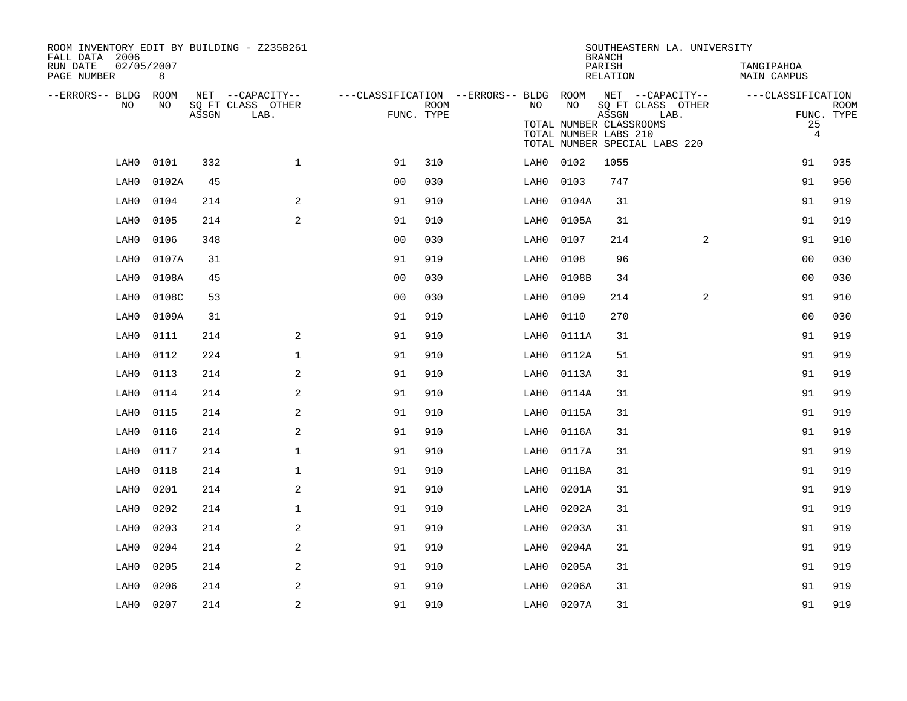ROOM INVENTORY EDIT BY BUILDING - Z235B261
FALL DATA 2006
RUN DATE 02/05/2007

SOUTHEASTERN LA. UNIVERSITY
BRANCH
PARISH TANGIPAHOA
RELATION MAIN CAMPUS

TOTAL NUMBER CLASSROOMS 25
TOTAL NUMBER LABS 210 4
TOTAL NUMBER SPECIAL LABS 220

| --ERRORS-- | BLDG NO | ROOM NO | NET SQ FT ASSGN | CAPACITY CLASS | CAPACITY LAB. | CAPACITY OTHER | CLASSIFICATION FUNC. | ROOM TYPE | --ERRORS-- | BLDG NO | ROOM NO | NET SQ FT ASSGN | CAPACITY CLASS | CAPACITY LAB. | CAPACITY OTHER | CLASSIFICATION FUNC. | ROOM TYPE |
|---|---|---|---|---|---|---|---|---|---|---|---|---|---|---|---|---|---|
| | LAH0 | 0101 | 332 | | | 1 | 91 | 310 | | LAH0 | 0102 | 1055 | | | | 91 | 935 |
| | LAH0 | 0102A | 45 | | | | 00 | 030 | | LAH0 | 0103 | 747 | | | | 91 | 950 |
| | LAH0 | 0104 | 214 | | | 2 | 91 | 910 | | LAH0 | 0104A | 31 | | | | 91 | 919 |
| | LAH0 | 0105 | 214 | | | 2 | 91 | 910 | | LAH0 | 0105A | 31 | | | | 91 | 919 |
| | LAH0 | 0106 | 348 | | | | 00 | 030 | | LAH0 | 0107 | 214 | | | 2 | 91 | 910 |
| | LAH0 | 0107A | 31 | | | | 91 | 919 | | LAH0 | 0108 | 96 | | | | 00 | 030 |
| | LAH0 | 0108A | 45 | | | | 00 | 030 | | LAH0 | 0108B | 34 | | | | 00 | 030 |
| | LAH0 | 0108C | 53 | | | | 00 | 030 | | LAH0 | 0109 | 214 | | | 2 | 91 | 910 |
| | LAH0 | 0109A | 31 | | | | 91 | 919 | | LAH0 | 0110 | 270 | | | | 00 | 030 |
| | LAH0 | 0111 | 214 | | | 2 | 91 | 910 | | LAH0 | 0111A | 31 | | | | 91 | 919 |
| | LAH0 | 0112 | 224 | | | 1 | 91 | 910 | | LAH0 | 0112A | 51 | | | | 91 | 919 |
| | LAH0 | 0113 | 214 | | | 2 | 91 | 910 | | LAH0 | 0113A | 31 | | | | 91 | 919 |
| | LAH0 | 0114 | 214 | | | 2 | 91 | 910 | | LAH0 | 0114A | 31 | | | | 91 | 919 |
| | LAH0 | 0115 | 214 | | | 2 | 91 | 910 | | LAH0 | 0115A | 31 | | | | 91 | 919 |
| | LAH0 | 0116 | 214 | | | 2 | 91 | 910 | | LAH0 | 0116A | 31 | | | | 91 | 919 |
| | LAH0 | 0117 | 214 | | | 1 | 91 | 910 | | LAH0 | 0117A | 31 | | | | 91 | 919 |
| | LAH0 | 0118 | 214 | | | 1 | 91 | 910 | | LAH0 | 0118A | 31 | | | | 91 | 919 |
| | LAH0 | 0201 | 214 | | | 2 | 91 | 910 | | LAH0 | 0201A | 31 | | | | 91 | 919 |
| | LAH0 | 0202 | 214 | | | 1 | 91 | 910 | | LAH0 | 0202A | 31 | | | | 91 | 919 |
| | LAH0 | 0203 | 214 | | | 2 | 91 | 910 | | LAH0 | 0203A | 31 | | | | 91 | 919 |
| | LAH0 | 0204 | 214 | | | 2 | 91 | 910 | | LAH0 | 0204A | 31 | | | | 91 | 919 |
| | LAH0 | 0205 | 214 | | | 2 | 91 | 910 | | LAH0 | 0205A | 31 | | | | 91 | 919 |
| | LAH0 | 0206 | 214 | | | 2 | 91 | 910 | | LAH0 | 0206A | 31 | | | | 91 | 919 |
| | LAH0 | 0207 | 214 | | | 2 | 91 | 910 | | LAH0 | 0207A | 31 | | | | 91 | 919 |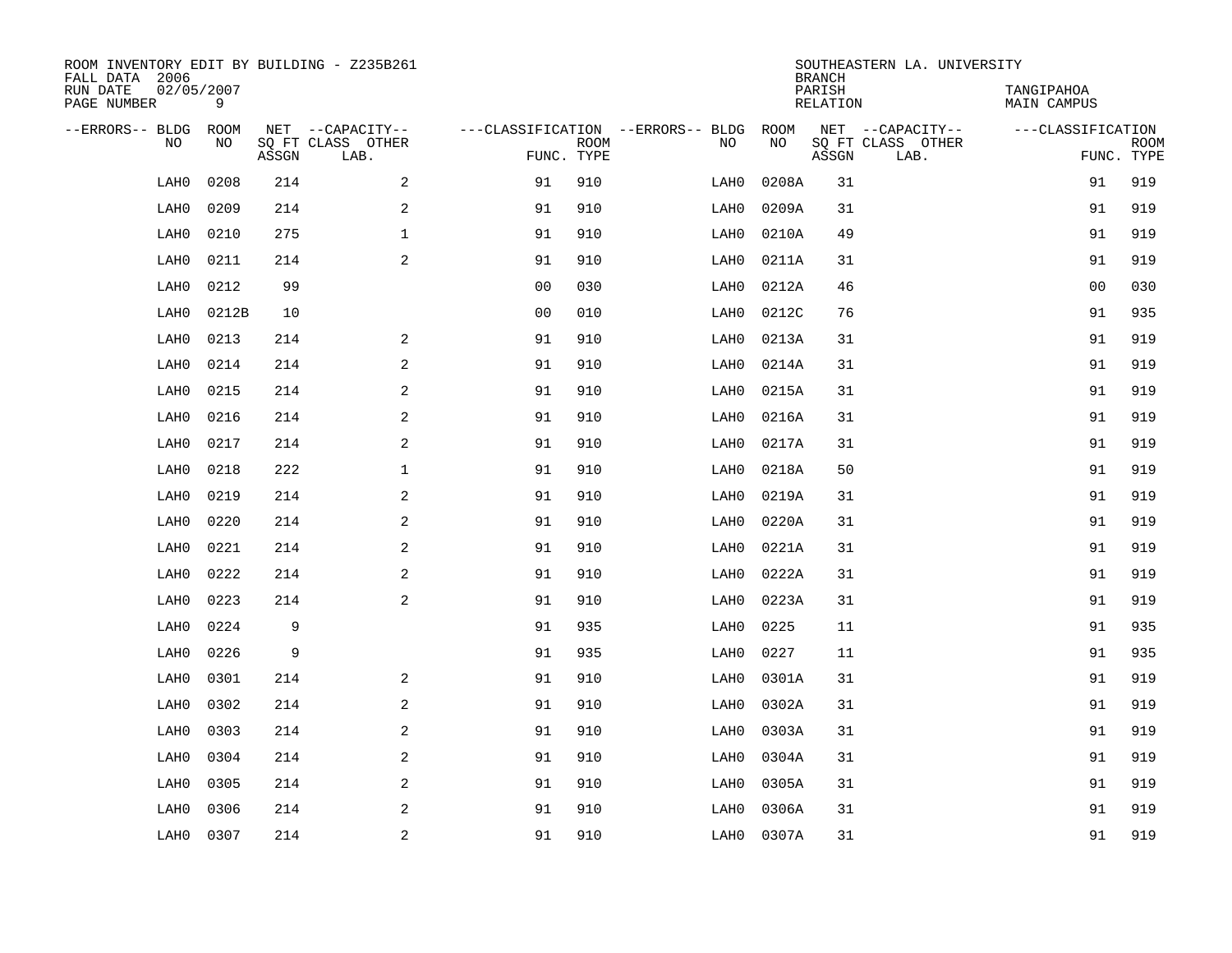ROOM INVENTORY EDIT BY BUILDING - Z235B261
FALL DATA 2006
RUN DATE 02/05/2007
PAGE NUMBER 9

SOUTHEASTERN LA. UNIVERSITY
BRANCH
PARISH TANGIPAHOA
RELATION MAIN CAMPUS

| --ERRORS-- | BLDG NO | ROOM NO | NET SQ FT ASSGN | --CAPACITY-- CLASS LAB. | OTHER | ---CLASSIFICATION FUNC. | ROOM TYPE | --ERRORS-- | BLDG NO | ROOM NO | NET SQ FT ASSGN | --CAPACITY-- CLASS LAB. | OTHER | ---CLASSIFICATION FUNC. | ROOM TYPE |
|---|---|---|---|---|---|---|---|---|---|---|---|---|---|---|---|
| | LAH0 | 0208 | 214 | | 2 | 91 | 910 | | LAH0 | 0208A | 31 | | | 91 | 919 |
| | LAH0 | 0209 | 214 | | 2 | 91 | 910 | | LAH0 | 0209A | 31 | | | 91 | 919 |
| | LAH0 | 0210 | 275 | | 1 | 91 | 910 | | LAH0 | 0210A | 49 | | | 91 | 919 |
| | LAH0 | 0211 | 214 | | 2 | 91 | 910 | | LAH0 | 0211A | 31 | | | 91 | 919 |
| | LAH0 | 0212 | 99 | | | 00 | 030 | | LAH0 | 0212A | 46 | | | 00 | 030 |
| | LAH0 | 0212B | 10 | | | 00 | 010 | | LAH0 | 0212C | 76 | | | 91 | 935 |
| | LAH0 | 0213 | 214 | | 2 | 91 | 910 | | LAH0 | 0213A | 31 | | | 91 | 919 |
| | LAH0 | 0214 | 214 | | 2 | 91 | 910 | | LAH0 | 0214A | 31 | | | 91 | 919 |
| | LAH0 | 0215 | 214 | | 2 | 91 | 910 | | LAH0 | 0215A | 31 | | | 91 | 919 |
| | LAH0 | 0216 | 214 | | 2 | 91 | 910 | | LAH0 | 0216A | 31 | | | 91 | 919 |
| | LAH0 | 0217 | 214 | | 2 | 91 | 910 | | LAH0 | 0217A | 31 | | | 91 | 919 |
| | LAH0 | 0218 | 222 | | 1 | 91 | 910 | | LAH0 | 0218A | 50 | | | 91 | 919 |
| | LAH0 | 0219 | 214 | | 2 | 91 | 910 | | LAH0 | 0219A | 31 | | | 91 | 919 |
| | LAH0 | 0220 | 214 | | 2 | 91 | 910 | | LAH0 | 0220A | 31 | | | 91 | 919 |
| | LAH0 | 0221 | 214 | | 2 | 91 | 910 | | LAH0 | 0221A | 31 | | | 91 | 919 |
| | LAH0 | 0222 | 214 | | 2 | 91 | 910 | | LAH0 | 0222A | 31 | | | 91 | 919 |
| | LAH0 | 0223 | 214 | | 2 | 91 | 910 | | LAH0 | 0223A | 31 | | | 91 | 919 |
| | LAH0 | 0224 | 9 | | | 91 | 935 | | LAH0 | 0225 | 11 | | | 91 | 935 |
| | LAH0 | 0226 | 9 | | | 91 | 935 | | LAH0 | 0227 | 11 | | | 91 | 935 |
| | LAH0 | 0301 | 214 | | 2 | 91 | 910 | | LAH0 | 0301A | 31 | | | 91 | 919 |
| | LAH0 | 0302 | 214 | | 2 | 91 | 910 | | LAH0 | 0302A | 31 | | | 91 | 919 |
| | LAH0 | 0303 | 214 | | 2 | 91 | 910 | | LAH0 | 0303A | 31 | | | 91 | 919 |
| | LAH0 | 0304 | 214 | | 2 | 91 | 910 | | LAH0 | 0304A | 31 | | | 91 | 919 |
| | LAH0 | 0305 | 214 | | 2 | 91 | 910 | | LAH0 | 0305A | 31 | | | 91 | 919 |
| | LAH0 | 0306 | 214 | | 2 | 91 | 910 | | LAH0 | 0306A | 31 | | | 91 | 919 |
| | LAH0 | 0307 | 214 | | 2 | 91 | 910 | | LAH0 | 0307A | 31 | | | 91 | 919 |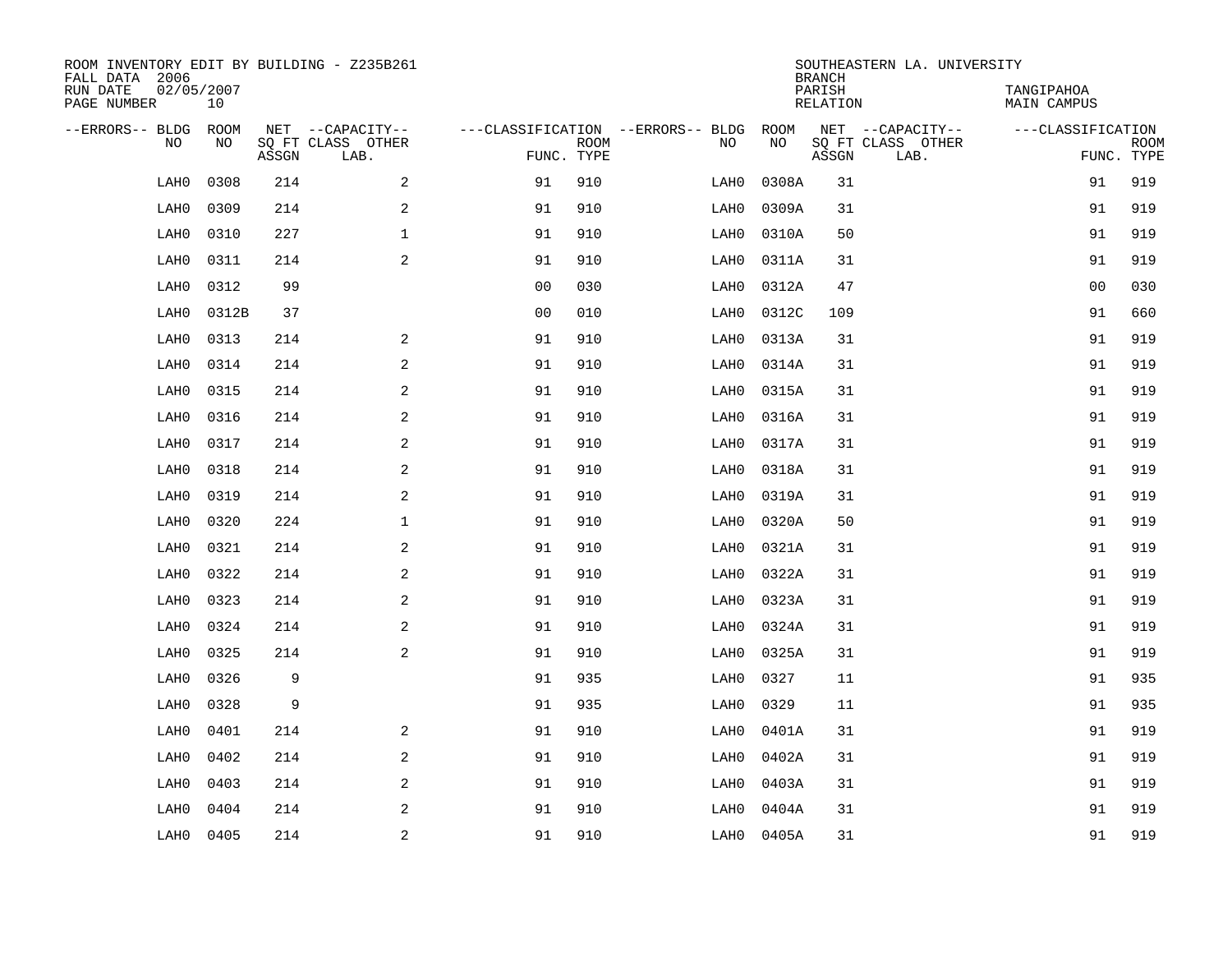ROOM INVENTORY EDIT BY BUILDING - Z235B261
FALL DATA 2006
RUN DATE 02/05/2007
PAGE NUMBER 10

SOUTHEASTERN LA. UNIVERSITY
BRANCH
PARISH TANGIPAHOA
RELATION MAIN CAMPUS

| --ERRORS-- | BLDG NO | ROOM NO | NET SQ FT ASSGN | --CAPACITY-- CLASS | OTHER LAB. | ---CLASSIFICATION FUNC. | ROOM TYPE | --ERRORS-- | BLDG NO | ROOM NO | NET SQ FT ASSGN | --CAPACITY-- CLASS | OTHER LAB. | ---CLASSIFICATION FUNC. | ROOM TYPE |
|---|---|---|---|---|---|---|---|---|---|---|---|---|---|---|---|
| | LAH0 | 0308 | 214 | 2 | | 91 | 910 | | LAH0 | 0308A | 31 | | | 91 | 919 |
| | LAH0 | 0309 | 214 | 2 | | 91 | 910 | | LAH0 | 0309A | 31 | | | 91 | 919 |
| | LAH0 | 0310 | 227 | 1 | | 91 | 910 | | LAH0 | 0310A | 50 | | | 91 | 919 |
| | LAH0 | 0311 | 214 | 2 | | 91 | 910 | | LAH0 | 0311A | 31 | | | 91 | 919 |
| | LAH0 | 0312 | 99 | | | 00 | 030 | | LAH0 | 0312A | 47 | | | 00 | 030 |
| | LAH0 | 0312B | 37 | | | 00 | 010 | | LAH0 | 0312C | 109 | | | 91 | 660 |
| | LAH0 | 0313 | 214 | 2 | | 91 | 910 | | LAH0 | 0313A | 31 | | | 91 | 919 |
| | LAH0 | 0314 | 214 | 2 | | 91 | 910 | | LAH0 | 0314A | 31 | | | 91 | 919 |
| | LAH0 | 0315 | 214 | 2 | | 91 | 910 | | LAH0 | 0315A | 31 | | | 91 | 919 |
| | LAH0 | 0316 | 214 | 2 | | 91 | 910 | | LAH0 | 0316A | 31 | | | 91 | 919 |
| | LAH0 | 0317 | 214 | 2 | | 91 | 910 | | LAH0 | 0317A | 31 | | | 91 | 919 |
| | LAH0 | 0318 | 214 | 2 | | 91 | 910 | | LAH0 | 0318A | 31 | | | 91 | 919 |
| | LAH0 | 0319 | 214 | 2 | | 91 | 910 | | LAH0 | 0319A | 31 | | | 91 | 919 |
| | LAH0 | 0320 | 224 | 1 | | 91 | 910 | | LAH0 | 0320A | 50 | | | 91 | 919 |
| | LAH0 | 0321 | 214 | 2 | | 91 | 910 | | LAH0 | 0321A | 31 | | | 91 | 919 |
| | LAH0 | 0322 | 214 | 2 | | 91 | 910 | | LAH0 | 0322A | 31 | | | 91 | 919 |
| | LAH0 | 0323 | 214 | 2 | | 91 | 910 | | LAH0 | 0323A | 31 | | | 91 | 919 |
| | LAH0 | 0324 | 214 | 2 | | 91 | 910 | | LAH0 | 0324A | 31 | | | 91 | 919 |
| | LAH0 | 0325 | 214 | 2 | | 91 | 910 | | LAH0 | 0325A | 31 | | | 91 | 919 |
| | LAH0 | 0326 | 9 | | | 91 | 935 | | LAH0 | 0327 | 11 | | | 91 | 935 |
| | LAH0 | 0328 | 9 | | | 91 | 935 | | LAH0 | 0329 | 11 | | | 91 | 935 |
| | LAH0 | 0401 | 214 | 2 | | 91 | 910 | | LAH0 | 0401A | 31 | | | 91 | 919 |
| | LAH0 | 0402 | 214 | 2 | | 91 | 910 | | LAH0 | 0402A | 31 | | | 91 | 919 |
| | LAH0 | 0403 | 214 | 2 | | 91 | 910 | | LAH0 | 0403A | 31 | | | 91 | 919 |
| | LAH0 | 0404 | 214 | 2 | | 91 | 910 | | LAH0 | 0404A | 31 | | | 91 | 919 |
| | LAH0 | 0405 | 214 | 2 | | 91 | 910 | | LAH0 | 0405A | 31 | | | 91 | 919 |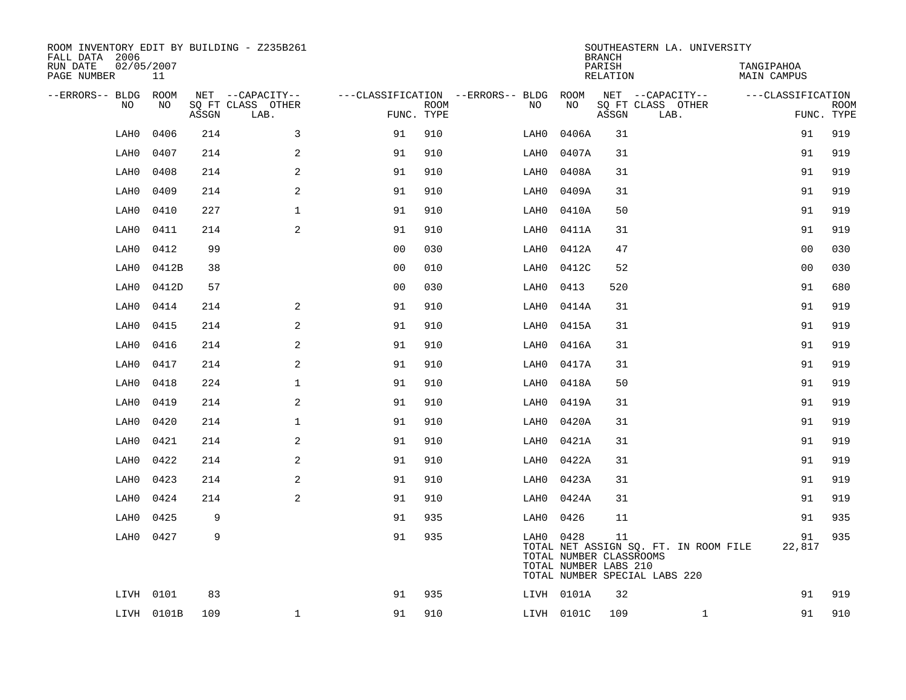ROOM INVENTORY EDIT BY BUILDING - Z235B261
FALL DATA 2006
RUN DATE 02/05/2007
PAGE NUMBER 11

SOUTHEASTERN LA. UNIVERSITY
BRANCH
PARISH TANGIPAHOA
RELATION MAIN CAMPUS

| --ERRORS-- | BLDG NO | ROOM NO | NET SQ FT ASSGN | --CAPACITY-- CLASS | OTHER LAB. | ---CLASSIFICATION FUNC. | ROOM TYPE | --ERRORS-- | BLDG NO | ROOM NO | NET SQ FT ASSGN | --CAPACITY-- CLASS | OTHER LAB. | ---CLASSIFICATION FUNC. | ROOM TYPE |
|---|---|---|---|---|---|---|---|---|---|---|---|---|---|---|---|
| | LAH0 | 0406 | 214 | | 3 | 91 | 910 | | LAH0 | 0406A | 31 | | | 91 | 919 |
| | LAH0 | 0407 | 214 | | 2 | 91 | 910 | | LAH0 | 0407A | 31 | | | 91 | 919 |
| | LAH0 | 0408 | 214 | | 2 | 91 | 910 | | LAH0 | 0408A | 31 | | | 91 | 919 |
| | LAH0 | 0409 | 214 | | 2 | 91 | 910 | | LAH0 | 0409A | 31 | | | 91 | 919 |
| | LAH0 | 0410 | 227 | | 1 | 91 | 910 | | LAH0 | 0410A | 50 | | | 91 | 919 |
| | LAH0 | 0411 | 214 | | 2 | 91 | 910 | | LAH0 | 0411A | 31 | | | 91 | 919 |
| | LAH0 | 0412 | 99 | | | 00 | 030 | | LAH0 | 0412A | 47 | | | 00 | 030 |
| | LAH0 | 0412B | 38 | | | 00 | 010 | | LAH0 | 0412C | 52 | | | 00 | 030 |
| | LAH0 | 0412D | 57 | | | 00 | 030 | | LAH0 | 0413 | 520 | | | 91 | 680 |
| | LAH0 | 0414 | 214 | | 2 | 91 | 910 | | LAH0 | 0414A | 31 | | | 91 | 919 |
| | LAH0 | 0415 | 214 | | 2 | 91 | 910 | | LAH0 | 0415A | 31 | | | 91 | 919 |
| | LAH0 | 0416 | 214 | | 2 | 91 | 910 | | LAH0 | 0416A | 31 | | | 91 | 919 |
| | LAH0 | 0417 | 214 | | 2 | 91 | 910 | | LAH0 | 0417A | 31 | | | 91 | 919 |
| | LAH0 | 0418 | 224 | | 1 | 91 | 910 | | LAH0 | 0418A | 50 | | | 91 | 919 |
| | LAH0 | 0419 | 214 | | 2 | 91 | 910 | | LAH0 | 0419A | 31 | | | 91 | 919 |
| | LAH0 | 0420 | 214 | | 1 | 91 | 910 | | LAH0 | 0420A | 31 | | | 91 | 919 |
| | LAH0 | 0421 | 214 | | 2 | 91 | 910 | | LAH0 | 0421A | 31 | | | 91 | 919 |
| | LAH0 | 0422 | 214 | | 2 | 91 | 910 | | LAH0 | 0422A | 31 | | | 91 | 919 |
| | LAH0 | 0423 | 214 | | 2 | 91 | 910 | | LAH0 | 0423A | 31 | | | 91 | 919 |
| | LAH0 | 0424 | 214 | | 2 | 91 | 910 | | LAH0 | 0424A | 31 | | | 91 | 919 |
| | LAH0 | 0425 | 9 | | | 91 | 935 | | LAH0 | 0426 | 11 | | | 91 | 935 |
| | LAH0 | 0427 | 9 | | | 91 | 935 | | LAH0 | 0428 | 11 | | | 91 | 935 |
| | | | | | | | | | TOTAL NET ASSIGN SQ. FT. IN ROOM FILE | | | | | 22,817 | |
| | | | | | | | | | TOTAL NUMBER CLASSROOMS | | | | | | |
| | | | | | | | | | TOTAL NUMBER LABS 210 | | | | | | |
| | | | | | | | | | TOTAL NUMBER SPECIAL LABS 220 | | | | | | |
| | LIVH | 0101 | 83 | | | 91 | 935 | | LIVH | 0101A | 32 | | | 91 | 919 |
| | LIVH | 0101B | 109 | | 1 | 91 | 910 | | LIVH | 0101C | 109 | | 1 | 91 | 910 |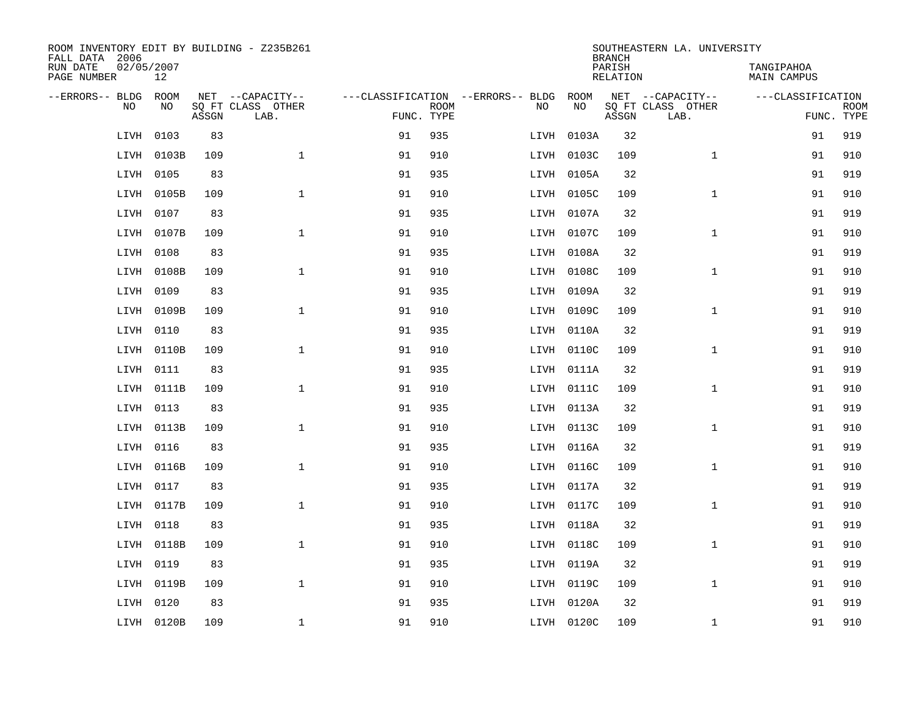ROOM INVENTORY EDIT BY BUILDING - Z235B261
FALL DATA 2006
RUN DATE 02/05/2007
PAGE NUMBER 12

SOUTHEASTERN LA. UNIVERSITY
BRANCH
PARISH TANGIPAHOA
RELATION MAIN CAMPUS

| --ERRORS-- | BLDG NO | ROOM NO | NET SQ FT ASSGN | --CAPACITY-- CLASS LAB. | OTHER | ---CLASSIFICATION FUNC. | ROOM TYPE | --ERRORS-- | BLDG NO | ROOM NO | NET SQ FT ASSGN | --CAPACITY-- CLASS LAB. | OTHER | ---CLASSIFICATION FUNC. | ROOM TYPE |
|---|---|---|---|---|---|---|---|---|---|---|---|---|---|---|---|
| | LIVH | 0103 | 83 | | | 91 | 935 | | LIVH | 0103A | 32 | | | 91 | 919 |
| | LIVH | 0103B | 109 | | 1 | 91 | 910 | | LIVH | 0103C | 109 | | 1 | 91 | 910 |
| | LIVH | 0105 | 83 | | | 91 | 935 | | LIVH | 0105A | 32 | | | 91 | 919 |
| | LIVH | 0105B | 109 | | 1 | 91 | 910 | | LIVH | 0105C | 109 | | 1 | 91 | 910 |
| | LIVH | 0107 | 83 | | | 91 | 935 | | LIVH | 0107A | 32 | | | 91 | 919 |
| | LIVH | 0107B | 109 | | 1 | 91 | 910 | | LIVH | 0107C | 109 | | 1 | 91 | 910 |
| | LIVH | 0108 | 83 | | | 91 | 935 | | LIVH | 0108A | 32 | | | 91 | 919 |
| | LIVH | 0108B | 109 | | 1 | 91 | 910 | | LIVH | 0108C | 109 | | 1 | 91 | 910 |
| | LIVH | 0109 | 83 | | | 91 | 935 | | LIVH | 0109A | 32 | | | 91 | 919 |
| | LIVH | 0109B | 109 | | 1 | 91 | 910 | | LIVH | 0109C | 109 | | 1 | 91 | 910 |
| | LIVH | 0110 | 83 | | | 91 | 935 | | LIVH | 0110A | 32 | | | 91 | 919 |
| | LIVH | 0110B | 109 | | 1 | 91 | 910 | | LIVH | 0110C | 109 | | 1 | 91 | 910 |
| | LIVH | 0111 | 83 | | | 91 | 935 | | LIVH | 0111A | 32 | | | 91 | 919 |
| | LIVH | 0111B | 109 | | 1 | 91 | 910 | | LIVH | 0111C | 109 | | 1 | 91 | 910 |
| | LIVH | 0113 | 83 | | | 91 | 935 | | LIVH | 0113A | 32 | | | 91 | 919 |
| | LIVH | 0113B | 109 | | 1 | 91 | 910 | | LIVH | 0113C | 109 | | 1 | 91 | 910 |
| | LIVH | 0116 | 83 | | | 91 | 935 | | LIVH | 0116A | 32 | | | 91 | 919 |
| | LIVH | 0116B | 109 | | 1 | 91 | 910 | | LIVH | 0116C | 109 | | 1 | 91 | 910 |
| | LIVH | 0117 | 83 | | | 91 | 935 | | LIVH | 0117A | 32 | | | 91 | 919 |
| | LIVH | 0117B | 109 | | 1 | 91 | 910 | | LIVH | 0117C | 109 | | 1 | 91 | 910 |
| | LIVH | 0118 | 83 | | | 91 | 935 | | LIVH | 0118A | 32 | | | 91 | 919 |
| | LIVH | 0118B | 109 | | 1 | 91 | 910 | | LIVH | 0118C | 109 | | 1 | 91 | 910 |
| | LIVH | 0119 | 83 | | | 91 | 935 | | LIVH | 0119A | 32 | | | 91 | 919 |
| | LIVH | 0119B | 109 | | 1 | 91 | 910 | | LIVH | 0119C | 109 | | 1 | 91 | 910 |
| | LIVH | 0120 | 83 | | | 91 | 935 | | LIVH | 0120A | 32 | | | 91 | 919 |
| | LIVH | 0120B | 109 | | 1 | 91 | 910 | | LIVH | 0120C | 109 | | 1 | 91 | 910 |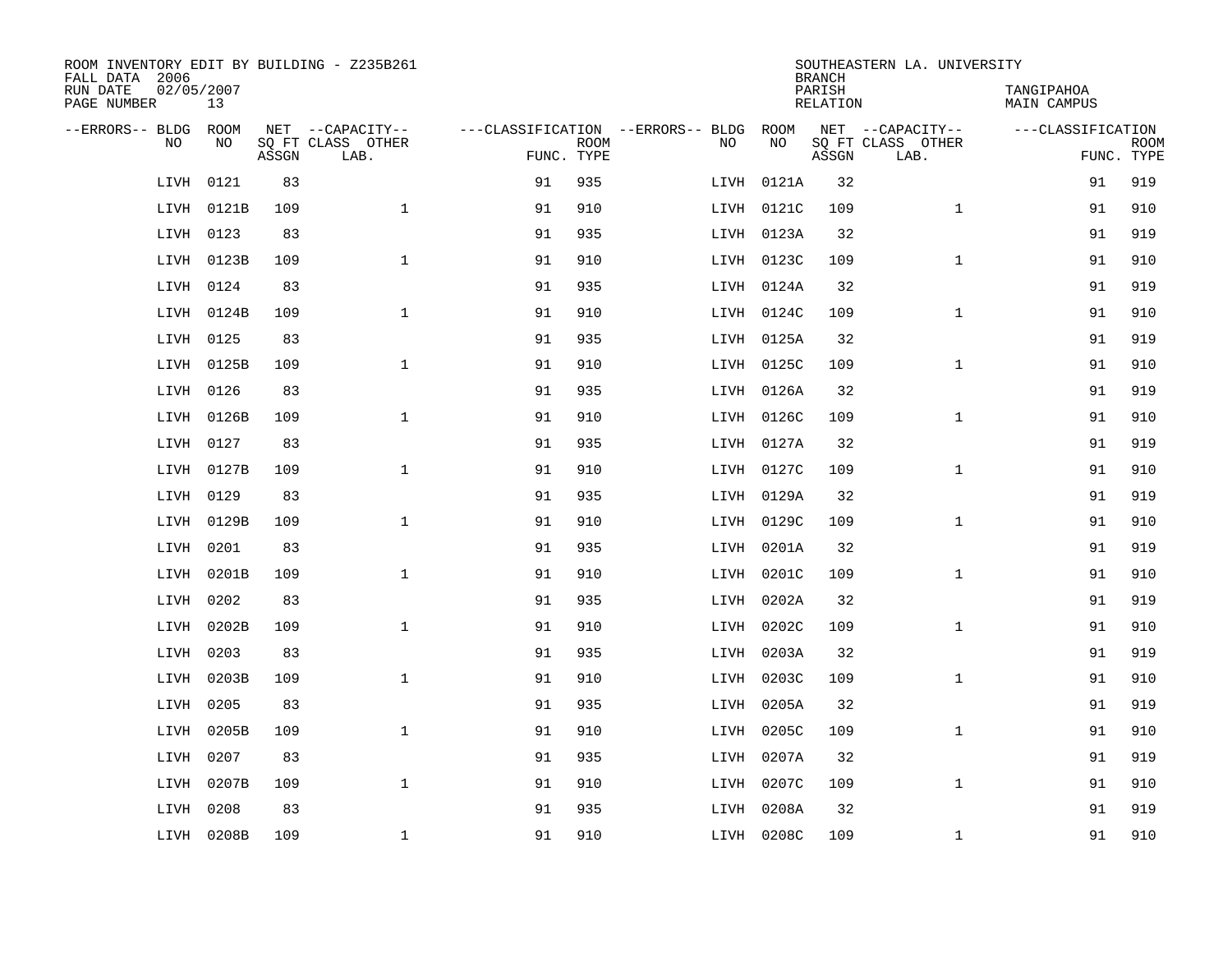ROOM INVENTORY EDIT BY BUILDING - Z235B261
FALL DATA 2006
RUN DATE 02/05/2007
PAGE NUMBER 13

SOUTHEASTERN LA. UNIVERSITY
BRANCH
PARISH TANGIPAHOA
RELATION MAIN CAMPUS

| --ERRORS-- | BLDG NO | ROOM NO | NET SQ FT ASSGN | --CAPACITY-- CLASS LAB. | OTHER | ---CLASSIFICATION FUNC. | ROOM TYPE | --ERRORS-- | BLDG NO | ROOM NO | NET SQ FT ASSGN | --CAPACITY-- CLASS LAB. | OTHER | ---CLASSIFICATION FUNC. | ROOM TYPE |
|---|---|---|---|---|---|---|---|---|---|---|---|---|---|---|---|
| | LIVH | 0121 | 83 | | | 91 | 935 | | LIVH | 0121A | 32 | | | 91 | 919 |
| | LIVH | 0121B | 109 | | 1 | 91 | 910 | | LIVH | 0121C | 109 | | 1 | 91 | 910 |
| | LIVH | 0123 | 83 | | | 91 | 935 | | LIVH | 0123A | 32 | | | 91 | 919 |
| | LIVH | 0123B | 109 | | 1 | 91 | 910 | | LIVH | 0123C | 109 | | 1 | 91 | 910 |
| | LIVH | 0124 | 83 | | | 91 | 935 | | LIVH | 0124A | 32 | | | 91 | 919 |
| | LIVH | 0124B | 109 | | 1 | 91 | 910 | | LIVH | 0124C | 109 | | 1 | 91 | 910 |
| | LIVH | 0125 | 83 | | | 91 | 935 | | LIVH | 0125A | 32 | | | 91 | 919 |
| | LIVH | 0125B | 109 | | 1 | 91 | 910 | | LIVH | 0125C | 109 | | 1 | 91 | 910 |
| | LIVH | 0126 | 83 | | | 91 | 935 | | LIVH | 0126A | 32 | | | 91 | 919 |
| | LIVH | 0126B | 109 | | 1 | 91 | 910 | | LIVH | 0126C | 109 | | 1 | 91 | 910 |
| | LIVH | 0127 | 83 | | | 91 | 935 | | LIVH | 0127A | 32 | | | 91 | 919 |
| | LIVH | 0127B | 109 | | 1 | 91 | 910 | | LIVH | 0127C | 109 | | 1 | 91 | 910 |
| | LIVH | 0129 | 83 | | | 91 | 935 | | LIVH | 0129A | 32 | | | 91 | 919 |
| | LIVH | 0129B | 109 | | 1 | 91 | 910 | | LIVH | 0129C | 109 | | 1 | 91 | 910 |
| | LIVH | 0201 | 83 | | | 91 | 935 | | LIVH | 0201A | 32 | | | 91 | 919 |
| | LIVH | 0201B | 109 | | 1 | 91 | 910 | | LIVH | 0201C | 109 | | 1 | 91 | 910 |
| | LIVH | 0202 | 83 | | | 91 | 935 | | LIVH | 0202A | 32 | | | 91 | 919 |
| | LIVH | 0202B | 109 | | 1 | 91 | 910 | | LIVH | 0202C | 109 | | 1 | 91 | 910 |
| | LIVH | 0203 | 83 | | | 91 | 935 | | LIVH | 0203A | 32 | | | 91 | 919 |
| | LIVH | 0203B | 109 | | 1 | 91 | 910 | | LIVH | 0203C | 109 | | 1 | 91 | 910 |
| | LIVH | 0205 | 83 | | | 91 | 935 | | LIVH | 0205A | 32 | | | 91 | 919 |
| | LIVH | 0205B | 109 | | 1 | 91 | 910 | | LIVH | 0205C | 109 | | 1 | 91 | 910 |
| | LIVH | 0207 | 83 | | | 91 | 935 | | LIVH | 0207A | 32 | | | 91 | 919 |
| | LIVH | 0207B | 109 | | 1 | 91 | 910 | | LIVH | 0207C | 109 | | 1 | 91 | 910 |
| | LIVH | 0208 | 83 | | | 91 | 935 | | LIVH | 0208A | 32 | | | 91 | 919 |
| | LIVH | 0208B | 109 | | 1 | 91 | 910 | | LIVH | 0208C | 109 | | 1 | 91 | 910 |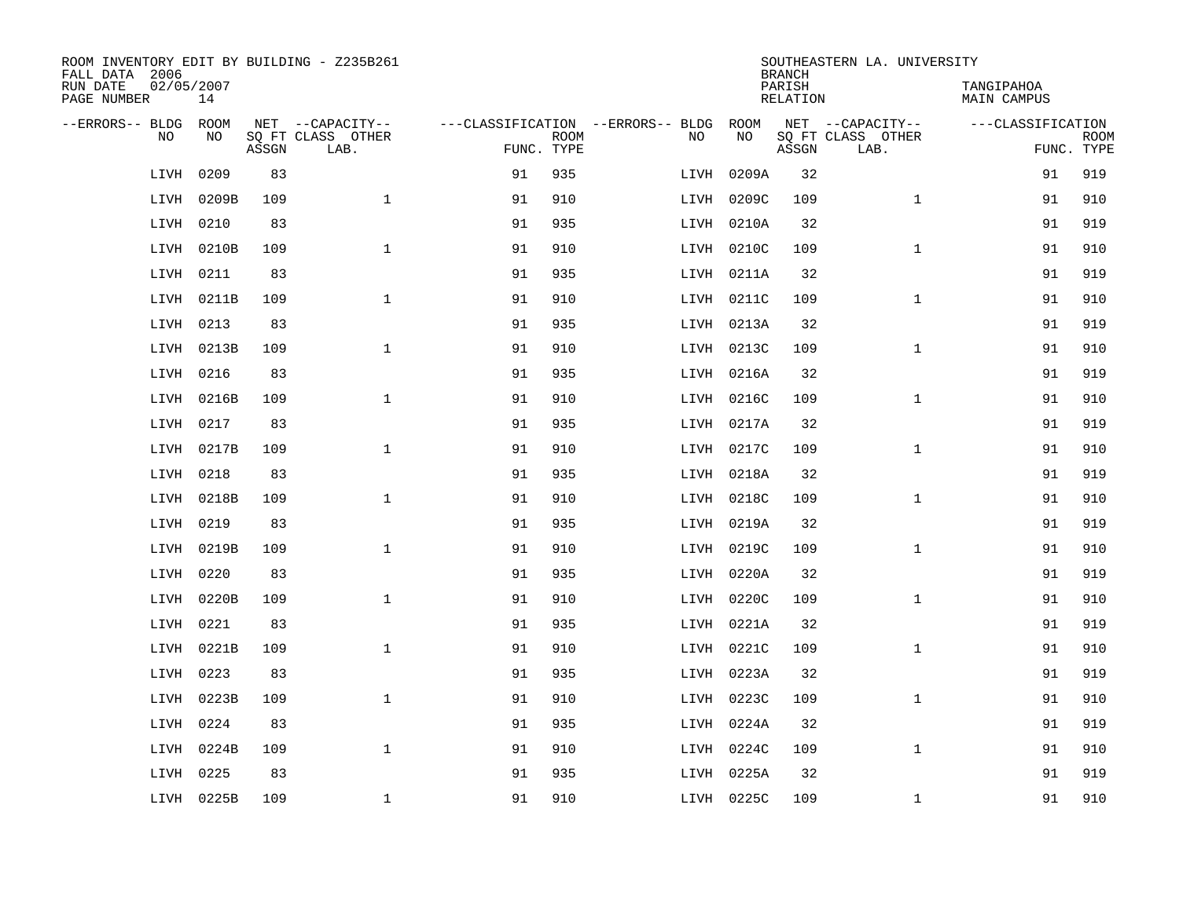ROOM INVENTORY EDIT BY BUILDING - Z235B261
FALL DATA 2006
RUN DATE 02/05/2007
PAGE NUMBER 14

SOUTHEASTERN LA. UNIVERSITY
BRANCH
PARISH TANGIPAHOA
RELATION MAIN CAMPUS

| --ERRORS-- | BLDG NO | ROOM NO | NET SQ FT ASSGN | --CAPACITY-- CLASS LAB. | OTHER | ---CLASSIFICATION FUNC. | ROOM TYPE | --ERRORS-- | BLDG NO | ROOM NO | NET SQ FT ASSGN | --CAPACITY-- CLASS LAB. | OTHER | ---CLASSIFICATION FUNC. | ROOM TYPE |
|---|---|---|---|---|---|---|---|---|---|---|---|---|---|---|---|
| | LIVH | 0209 | 83 | | | 91 | 935 | | LIVH | 0209A | 32 | | | 91 | 919 |
| | LIVH | 0209B | 109 | | 1 | 91 | 910 | | LIVH | 0209C | 109 | | 1 | 91 | 910 |
| | LIVH | 0210 | 83 | | | 91 | 935 | | LIVH | 0210A | 32 | | | 91 | 919 |
| | LIVH | 0210B | 109 | | 1 | 91 | 910 | | LIVH | 0210C | 109 | | 1 | 91 | 910 |
| | LIVH | 0211 | 83 | | | 91 | 935 | | LIVH | 0211A | 32 | | | 91 | 919 |
| | LIVH | 0211B | 109 | | 1 | 91 | 910 | | LIVH | 0211C | 109 | | 1 | 91 | 910 |
| | LIVH | 0213 | 83 | | | 91 | 935 | | LIVH | 0213A | 32 | | | 91 | 919 |
| | LIVH | 0213B | 109 | | 1 | 91 | 910 | | LIVH | 0213C | 109 | | 1 | 91 | 910 |
| | LIVH | 0216 | 83 | | | 91 | 935 | | LIVH | 0216A | 32 | | | 91 | 919 |
| | LIVH | 0216B | 109 | | 1 | 91 | 910 | | LIVH | 0216C | 109 | | 1 | 91 | 910 |
| | LIVH | 0217 | 83 | | | 91 | 935 | | LIVH | 0217A | 32 | | | 91 | 919 |
| | LIVH | 0217B | 109 | | 1 | 91 | 910 | | LIVH | 0217C | 109 | | 1 | 91 | 910 |
| | LIVH | 0218 | 83 | | | 91 | 935 | | LIVH | 0218A | 32 | | | 91 | 919 |
| | LIVH | 0218B | 109 | | 1 | 91 | 910 | | LIVH | 0218C | 109 | | 1 | 91 | 910 |
| | LIVH | 0219 | 83 | | | 91 | 935 | | LIVH | 0219A | 32 | | | 91 | 919 |
| | LIVH | 0219B | 109 | | 1 | 91 | 910 | | LIVH | 0219C | 109 | | 1 | 91 | 910 |
| | LIVH | 0220 | 83 | | | 91 | 935 | | LIVH | 0220A | 32 | | | 91 | 919 |
| | LIVH | 0220B | 109 | | 1 | 91 | 910 | | LIVH | 0220C | 109 | | 1 | 91 | 910 |
| | LIVH | 0221 | 83 | | | 91 | 935 | | LIVH | 0221A | 32 | | | 91 | 919 |
| | LIVH | 0221B | 109 | | 1 | 91 | 910 | | LIVH | 0221C | 109 | | 1 | 91 | 910 |
| | LIVH | 0223 | 83 | | | 91 | 935 | | LIVH | 0223A | 32 | | | 91 | 919 |
| | LIVH | 0223B | 109 | | 1 | 91 | 910 | | LIVH | 0223C | 109 | | 1 | 91 | 910 |
| | LIVH | 0224 | 83 | | | 91 | 935 | | LIVH | 0224A | 32 | | | 91 | 919 |
| | LIVH | 0224B | 109 | | 1 | 91 | 910 | | LIVH | 0224C | 109 | | 1 | 91 | 910 |
| | LIVH | 0225 | 83 | | | 91 | 935 | | LIVH | 0225A | 32 | | | 91 | 919 |
| | LIVH | 0225B | 109 | | 1 | 91 | 910 | | LIVH | 0225C | 109 | | 1 | 91 | 910 |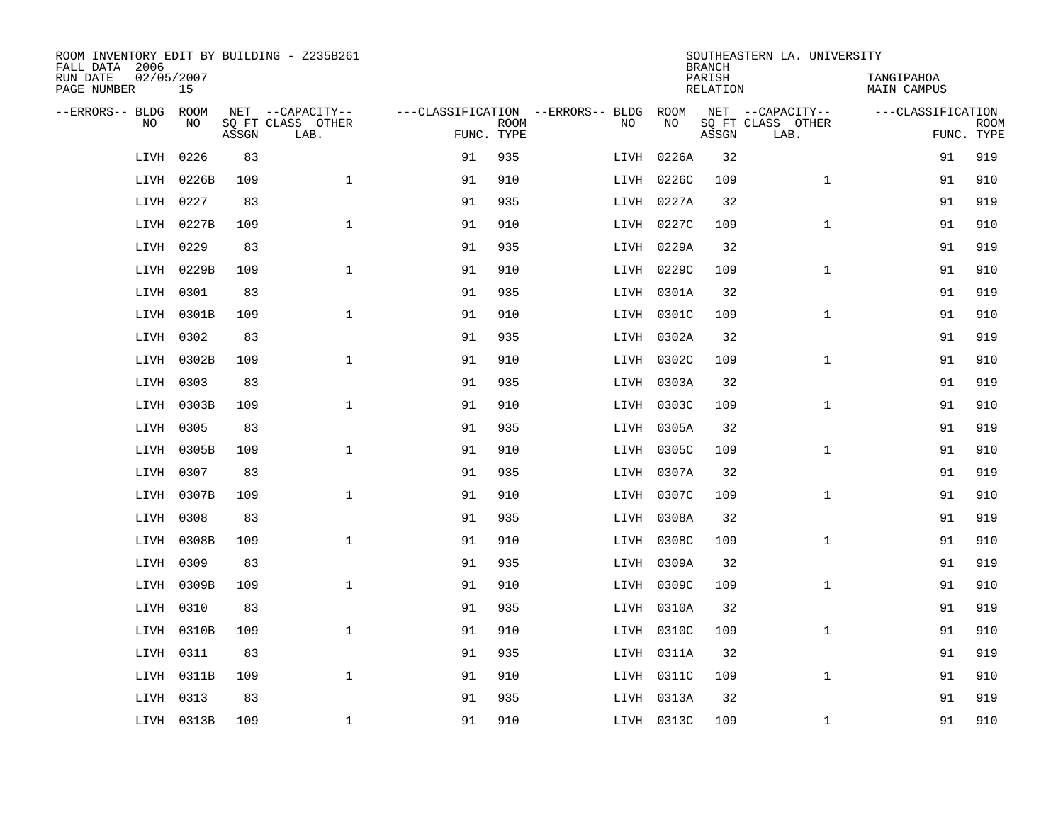ROOM INVENTORY EDIT BY BUILDING - Z235B261
FALL DATA 2006
RUN DATE 02/05/2007
PAGE NUMBER 15

SOUTHEASTERN LA. UNIVERSITY
BRANCH
PARISH TANGIPAHOA
RELATION MAIN CAMPUS

| --ERRORS-- | BLDG NO | ROOM NO | NET SQ FT ASSGN | --CAPACITY-- CLASS LAB. | OTHER | ---CLASSIFICATION FUNC. | ROOM TYPE | --ERRORS-- | BLDG NO | ROOM NO | NET SQ FT ASSGN | --CAPACITY-- CLASS LAB. | OTHER | ---CLASSIFICATION FUNC. | ROOM TYPE |
|---|---|---|---|---|---|---|---|---|---|---|---|---|---|---|---|
| | LIVH | 0226 | 83 | | | 91 | 935 | | LIVH | 0226A | 32 | | | 91 | 919 |
| | LIVH | 0226B | 109 | | 1 | 91 | 910 | | LIVH | 0226C | 109 | | 1 | 91 | 910 |
| | LIVH | 0227 | 83 | | | 91 | 935 | | LIVH | 0227A | 32 | | | 91 | 919 |
| | LIVH | 0227B | 109 | | 1 | 91 | 910 | | LIVH | 0227C | 109 | | 1 | 91 | 910 |
| | LIVH | 0229 | 83 | | | 91 | 935 | | LIVH | 0229A | 32 | | | 91 | 919 |
| | LIVH | 0229B | 109 | | 1 | 91 | 910 | | LIVH | 0229C | 109 | | 1 | 91 | 910 |
| | LIVH | 0301 | 83 | | | 91 | 935 | | LIVH | 0301A | 32 | | | 91 | 919 |
| | LIVH | 0301B | 109 | | 1 | 91 | 910 | | LIVH | 0301C | 109 | | 1 | 91 | 910 |
| | LIVH | 0302 | 83 | | | 91 | 935 | | LIVH | 0302A | 32 | | | 91 | 919 |
| | LIVH | 0302B | 109 | | 1 | 91 | 910 | | LIVH | 0302C | 109 | | 1 | 91 | 910 |
| | LIVH | 0303 | 83 | | | 91 | 935 | | LIVH | 0303A | 32 | | | 91 | 919 |
| | LIVH | 0303B | 109 | | 1 | 91 | 910 | | LIVH | 0303C | 109 | | 1 | 91 | 910 |
| | LIVH | 0305 | 83 | | | 91 | 935 | | LIVH | 0305A | 32 | | | 91 | 919 |
| | LIVH | 0305B | 109 | | 1 | 91 | 910 | | LIVH | 0305C | 109 | | 1 | 91 | 910 |
| | LIVH | 0307 | 83 | | | 91 | 935 | | LIVH | 0307A | 32 | | | 91 | 919 |
| | LIVH | 0307B | 109 | | 1 | 91 | 910 | | LIVH | 0307C | 109 | | 1 | 91 | 910 |
| | LIVH | 0308 | 83 | | | 91 | 935 | | LIVH | 0308A | 32 | | | 91 | 919 |
| | LIVH | 0308B | 109 | | 1 | 91 | 910 | | LIVH | 0308C | 109 | | 1 | 91 | 910 |
| | LIVH | 0309 | 83 | | | 91 | 935 | | LIVH | 0309A | 32 | | | 91 | 919 |
| | LIVH | 0309B | 109 | | 1 | 91 | 910 | | LIVH | 0309C | 109 | | 1 | 91 | 910 |
| | LIVH | 0310 | 83 | | | 91 | 935 | | LIVH | 0310A | 32 | | | 91 | 919 |
| | LIVH | 0310B | 109 | | 1 | 91 | 910 | | LIVH | 0310C | 109 | | 1 | 91 | 910 |
| | LIVH | 0311 | 83 | | | 91 | 935 | | LIVH | 0311A | 32 | | | 91 | 919 |
| | LIVH | 0311B | 109 | | 1 | 91 | 910 | | LIVH | 0311C | 109 | | 1 | 91 | 910 |
| | LIVH | 0313 | 83 | | | 91 | 935 | | LIVH | 0313A | 32 | | | 91 | 919 |
| | LIVH | 0313B | 109 | | 1 | 91 | 910 | | LIVH | 0313C | 109 | | 1 | 91 | 910 |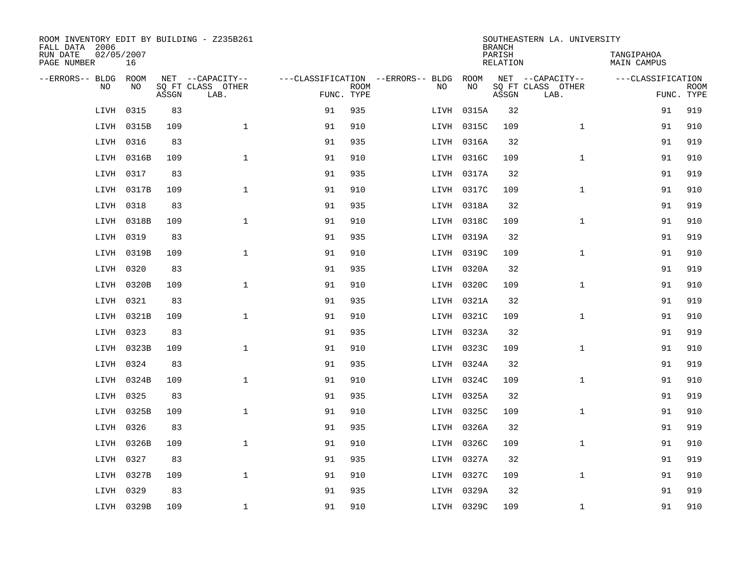ROOM INVENTORY EDIT BY BUILDING - Z235B261
FALL DATA 2006
RUN DATE 02/05/2007
PAGE NUMBER 16

SOUTHEASTERN LA. UNIVERSITY
BRANCH
PARISH TANGIPAHOA
RELATION MAIN CAMPUS

| --ERRORS-- | BLDG NO | ROOM NO | NET SQ FT ASSGN | --CAPACITY-- CLASS LAB. | OTHER | ---CLASSIFICATION FUNC. | ROOM TYPE | --ERRORS-- | BLDG NO | ROOM NO | NET SQ FT ASSGN | --CAPACITY-- CLASS LAB. | OTHER | ---CLASSIFICATION FUNC. | ROOM TYPE |
|---|---|---|---|---|---|---|---|---|---|---|---|---|---|---|---|
| | LIVH | 0315 | 83 | | | 91 | 935 | | LIVH | 0315A | 32 | | | 91 | 919 |
| | LIVH | 0315B | 109 | | 1 | 91 | 910 | | LIVH | 0315C | 109 | | 1 | 91 | 910 |
| | LIVH | 0316 | 83 | | | 91 | 935 | | LIVH | 0316A | 32 | | | 91 | 919 |
| | LIVH | 0316B | 109 | | 1 | 91 | 910 | | LIVH | 0316C | 109 | | 1 | 91 | 910 |
| | LIVH | 0317 | 83 | | | 91 | 935 | | LIVH | 0317A | 32 | | | 91 | 919 |
| | LIVH | 0317B | 109 | | 1 | 91 | 910 | | LIVH | 0317C | 109 | | 1 | 91 | 910 |
| | LIVH | 0318 | 83 | | | 91 | 935 | | LIVH | 0318A | 32 | | | 91 | 919 |
| | LIVH | 0318B | 109 | | 1 | 91 | 910 | | LIVH | 0318C | 109 | | 1 | 91 | 910 |
| | LIVH | 0319 | 83 | | | 91 | 935 | | LIVH | 0319A | 32 | | | 91 | 919 |
| | LIVH | 0319B | 109 | | 1 | 91 | 910 | | LIVH | 0319C | 109 | | 1 | 91 | 910 |
| | LIVH | 0320 | 83 | | | 91 | 935 | | LIVH | 0320A | 32 | | | 91 | 919 |
| | LIVH | 0320B | 109 | | 1 | 91 | 910 | | LIVH | 0320C | 109 | | 1 | 91 | 910 |
| | LIVH | 0321 | 83 | | | 91 | 935 | | LIVH | 0321A | 32 | | | 91 | 919 |
| | LIVH | 0321B | 109 | | 1 | 91 | 910 | | LIVH | 0321C | 109 | | 1 | 91 | 910 |
| | LIVH | 0323 | 83 | | | 91 | 935 | | LIVH | 0323A | 32 | | | 91 | 919 |
| | LIVH | 0323B | 109 | | 1 | 91 | 910 | | LIVH | 0323C | 109 | | 1 | 91 | 910 |
| | LIVH | 0324 | 83 | | | 91 | 935 | | LIVH | 0324A | 32 | | | 91 | 919 |
| | LIVH | 0324B | 109 | | 1 | 91 | 910 | | LIVH | 0324C | 109 | | 1 | 91 | 910 |
| | LIVH | 0325 | 83 | | | 91 | 935 | | LIVH | 0325A | 32 | | | 91 | 919 |
| | LIVH | 0325B | 109 | | 1 | 91 | 910 | | LIVH | 0325C | 109 | | 1 | 91 | 910 |
| | LIVH | 0326 | 83 | | | 91 | 935 | | LIVH | 0326A | 32 | | | 91 | 919 |
| | LIVH | 0326B | 109 | | 1 | 91 | 910 | | LIVH | 0326C | 109 | | 1 | 91 | 910 |
| | LIVH | 0327 | 83 | | | 91 | 935 | | LIVH | 0327A | 32 | | | 91 | 919 |
| | LIVH | 0327B | 109 | | 1 | 91 | 910 | | LIVH | 0327C | 109 | | 1 | 91 | 910 |
| | LIVH | 0329 | 83 | | | 91 | 935 | | LIVH | 0329A | 32 | | | 91 | 919 |
| | LIVH | 0329B | 109 | | 1 | 91 | 910 | | LIVH | 0329C | 109 | | 1 | 91 | 910 |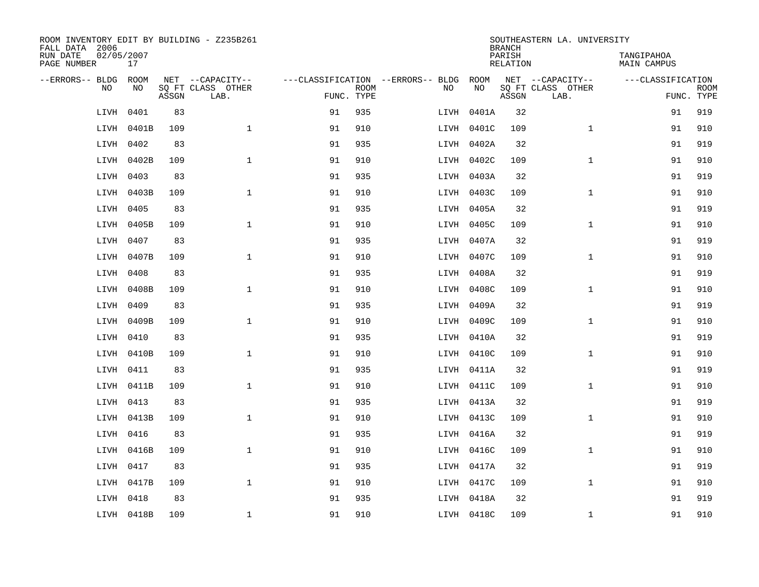ROOM INVENTORY EDIT BY BUILDING - Z235B261
FALL DATA 2006
RUN DATE 02/05/2007
PAGE NUMBER 17

SOUTHEASTERN LA. UNIVERSITY
BRANCH
PARISH TANGIPAHOA
RELATION MAIN CAMPUS

| --ERRORS-- | BLDG NO | ROOM NO | NET SQ FT ASSGN | --CAPACITY-- CLASS LAB. | OTHER | ---CLASSIFICATION FUNC. | ROOM TYPE | --ERRORS-- | BLDG NO | ROOM NO | NET SQ FT ASSGN | --CAPACITY-- CLASS LAB. | OTHER | ---CLASSIFICATION FUNC. | ROOM TYPE |
|---|---|---|---|---|---|---|---|---|---|---|---|---|---|---|---|
| | LIVH | 0401 | 83 | | | 91 | 935 | | LIVH | 0401A | 32 | | | 91 | 919 |
| | LIVH | 0401B | 109 | | 1 | 91 | 910 | | LIVH | 0401C | 109 | | 1 | 91 | 910 |
| | LIVH | 0402 | 83 | | | 91 | 935 | | LIVH | 0402A | 32 | | | 91 | 919 |
| | LIVH | 0402B | 109 | | 1 | 91 | 910 | | LIVH | 0402C | 109 | | 1 | 91 | 910 |
| | LIVH | 0403 | 83 | | | 91 | 935 | | LIVH | 0403A | 32 | | | 91 | 919 |
| | LIVH | 0403B | 109 | | 1 | 91 | 910 | | LIVH | 0403C | 109 | | 1 | 91 | 910 |
| | LIVH | 0405 | 83 | | | 91 | 935 | | LIVH | 0405A | 32 | | | 91 | 919 |
| | LIVH | 0405B | 109 | | 1 | 91 | 910 | | LIVH | 0405C | 109 | | 1 | 91 | 910 |
| | LIVH | 0407 | 83 | | | 91 | 935 | | LIVH | 0407A | 32 | | | 91 | 919 |
| | LIVH | 0407B | 109 | | 1 | 91 | 910 | | LIVH | 0407C | 109 | | 1 | 91 | 910 |
| | LIVH | 0408 | 83 | | | 91 | 935 | | LIVH | 0408A | 32 | | | 91 | 919 |
| | LIVH | 0408B | 109 | | 1 | 91 | 910 | | LIVH | 0408C | 109 | | 1 | 91 | 910 |
| | LIVH | 0409 | 83 | | | 91 | 935 | | LIVH | 0409A | 32 | | | 91 | 919 |
| | LIVH | 0409B | 109 | | 1 | 91 | 910 | | LIVH | 0409C | 109 | | 1 | 91 | 910 |
| | LIVH | 0410 | 83 | | | 91 | 935 | | LIVH | 0410A | 32 | | | 91 | 919 |
| | LIVH | 0410B | 109 | | 1 | 91 | 910 | | LIVH | 0410C | 109 | | 1 | 91 | 910 |
| | LIVH | 0411 | 83 | | | 91 | 935 | | LIVH | 0411A | 32 | | | 91 | 919 |
| | LIVH | 0411B | 109 | | 1 | 91 | 910 | | LIVH | 0411C | 109 | | 1 | 91 | 910 |
| | LIVH | 0413 | 83 | | | 91 | 935 | | LIVH | 0413A | 32 | | | 91 | 919 |
| | LIVH | 0413B | 109 | | 1 | 91 | 910 | | LIVH | 0413C | 109 | | 1 | 91 | 910 |
| | LIVH | 0416 | 83 | | | 91 | 935 | | LIVH | 0416A | 32 | | | 91 | 919 |
| | LIVH | 0416B | 109 | | 1 | 91 | 910 | | LIVH | 0416C | 109 | | 1 | 91 | 910 |
| | LIVH | 0417 | 83 | | | 91 | 935 | | LIVH | 0417A | 32 | | | 91 | 919 |
| | LIVH | 0417B | 109 | | 1 | 91 | 910 | | LIVH | 0417C | 109 | | 1 | 91 | 910 |
| | LIVH | 0418 | 83 | | | 91 | 935 | | LIVH | 0418A | 32 | | | 91 | 919 |
| | LIVH | 0418B | 109 | | 1 | 91 | 910 | | LIVH | 0418C | 109 | | 1 | 91 | 910 |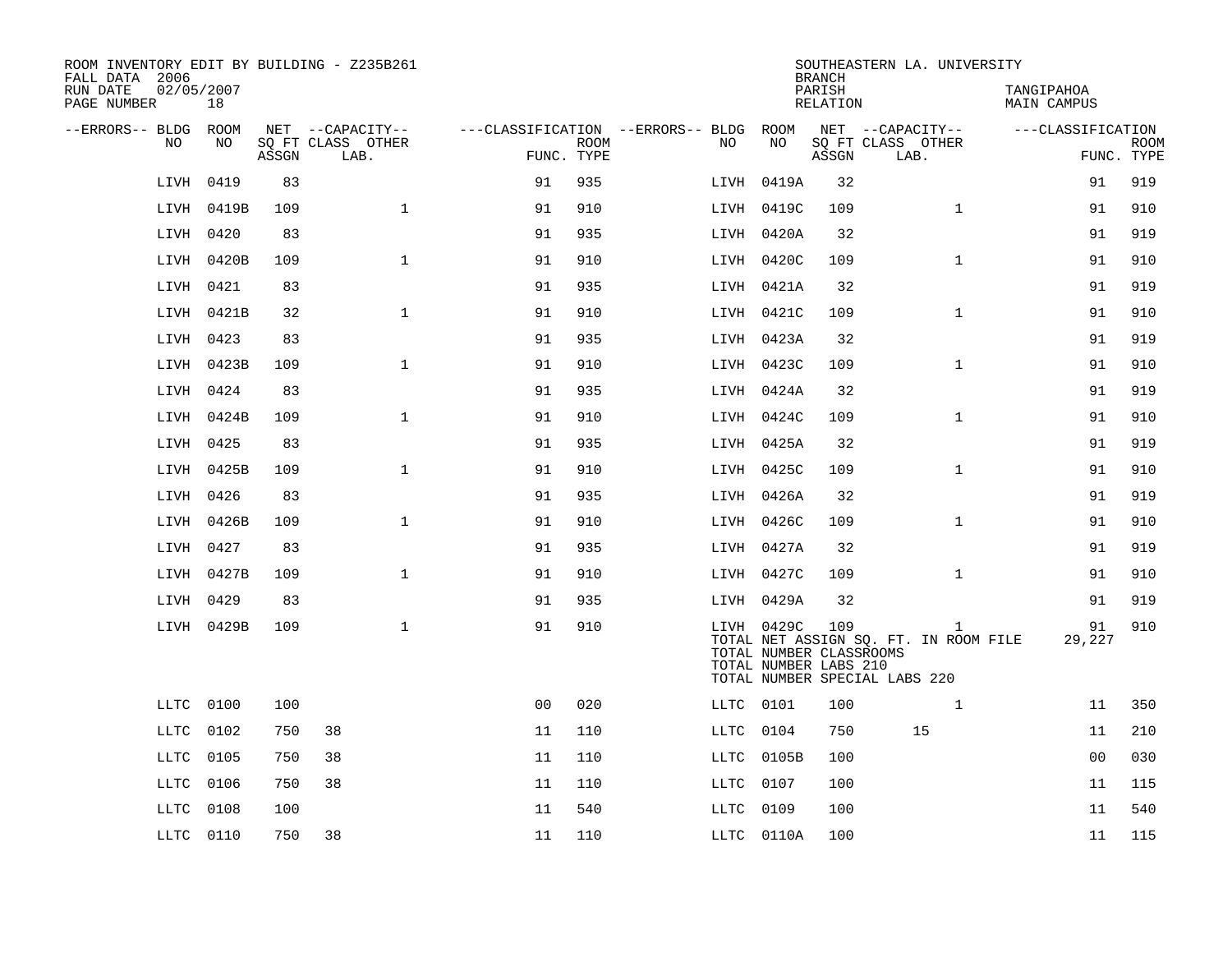ROOM INVENTORY EDIT BY BUILDING - Z235B261
FALL DATA 2006
RUN DATE 02/05/2007
PAGE NUMBER 18

SOUTHEASTERN LA. UNIVERSITY
BRANCH
PARISH TANGIPAHOA
RELATION MAIN CAMPUS

| --ERRORS-- | BLDG NO | ROOM NO | NET SQ FT ASSGN | CAPACITY CLASS | CAPACITY LAB. | CAPACITY OTHER | CLASSIFICATION FUNC. | ROOM TYPE | --ERRORS-- | BLDG NO | ROOM NO | NET SQ FT ASSGN | CAPACITY CLASS | CAPACITY LAB. | CAPACITY OTHER | CLASSIFICATION FUNC. | ROOM TYPE |
|---|---|---|---|---|---|---|---|---|---|---|---|---|---|---|---|---|---|
| | LIVH | 0419 | 83 | | | | 91 | 935 | | LIVH | 0419A | 32 | | | | 91 | 919 |
| | LIVH | 0419B | 109 | | | 1 | 91 | 910 | | LIVH | 0419C | 109 | | | 1 | 91 | 910 |
| | LIVH | 0420 | 83 | | | | 91 | 935 | | LIVH | 0420A | 32 | | | | 91 | 919 |
| | LIVH | 0420B | 109 | | | 1 | 91 | 910 | | LIVH | 0420C | 109 | | | 1 | 91 | 910 |
| | LIVH | 0421 | 83 | | | | 91 | 935 | | LIVH | 0421A | 32 | | | | 91 | 919 |
| | LIVH | 0421B | 32 | | | 1 | 91 | 910 | | LIVH | 0421C | 109 | | | 1 | 91 | 910 |
| | LIVH | 0423 | 83 | | | | 91 | 935 | | LIVH | 0423A | 32 | | | | 91 | 919 |
| | LIVH | 0423B | 109 | | | 1 | 91 | 910 | | LIVH | 0423C | 109 | | | 1 | 91 | 910 |
| | LIVH | 0424 | 83 | | | | 91 | 935 | | LIVH | 0424A | 32 | | | | 91 | 919 |
| | LIVH | 0424B | 109 | | | 1 | 91 | 910 | | LIVH | 0424C | 109 | | | 1 | 91 | 910 |
| | LIVH | 0425 | 83 | | | | 91 | 935 | | LIVH | 0425A | 32 | | | | 91 | 919 |
| | LIVH | 0425B | 109 | | | 1 | 91 | 910 | | LIVH | 0425C | 109 | | | 1 | 91 | 910 |
| | LIVH | 0426 | 83 | | | | 91 | 935 | | LIVH | 0426A | 32 | | | | 91 | 919 |
| | LIVH | 0426B | 109 | | | 1 | 91 | 910 | | LIVH | 0426C | 109 | | | 1 | 91 | 910 |
| | LIVH | 0427 | 83 | | | | 91 | 935 | | LIVH | 0427A | 32 | | | | 91 | 919 |
| | LIVH | 0427B | 109 | | | 1 | 91 | 910 | | LIVH | 0427C | 109 | | | 1 | 91 | 910 |
| | LIVH | 0429 | 83 | | | | 91 | 935 | | LIVH | 0429A | 32 | | | | 91 | 919 |
| | LIVH | 0429B | 109 | | | 1 | 91 | 910 | | LIVH | 0429C | 109 | | | 1 | 91 | 910 |
| | | | | | | | | | | TOTAL NET ASSIGN SQ. FT. IN ROOM FILE | | | | | | 29,227 | |
| | | | | | | | | | | TOTAL NUMBER CLASSROOMS | | | | | | | |
| | | | | | | | | | | TOTAL NUMBER LABS 210 | | | | | | | |
| | | | | | | | | | | TOTAL NUMBER SPECIAL LABS 220 | | | | | | | |
| | LLTC | 0100 | 100 | | | | 00 | 020 | | LLTC | 0101 | 100 | | | 1 | 11 | 350 |
| | LLTC | 0102 | 750 | 38 | | | 11 | 110 | | LLTC | 0104 | 750 | | 15 | | 11 | 210 |
| | LLTC | 0105 | 750 | 38 | | | 11 | 110 | | LLTC | 0105B | 100 | | | | 00 | 030 |
| | LLTC | 0106 | 750 | 38 | | | 11 | 110 | | LLTC | 0107 | 100 | | | | 11 | 115 |
| | LLTC | 0108 | 100 | | | | 11 | 540 | | LLTC | 0109 | 100 | | | | 11 | 540 |
| | LLTC | 0110 | 750 | 38 | | | 11 | 110 | | LLTC | 0110A | 100 | | | | 11 | 115 |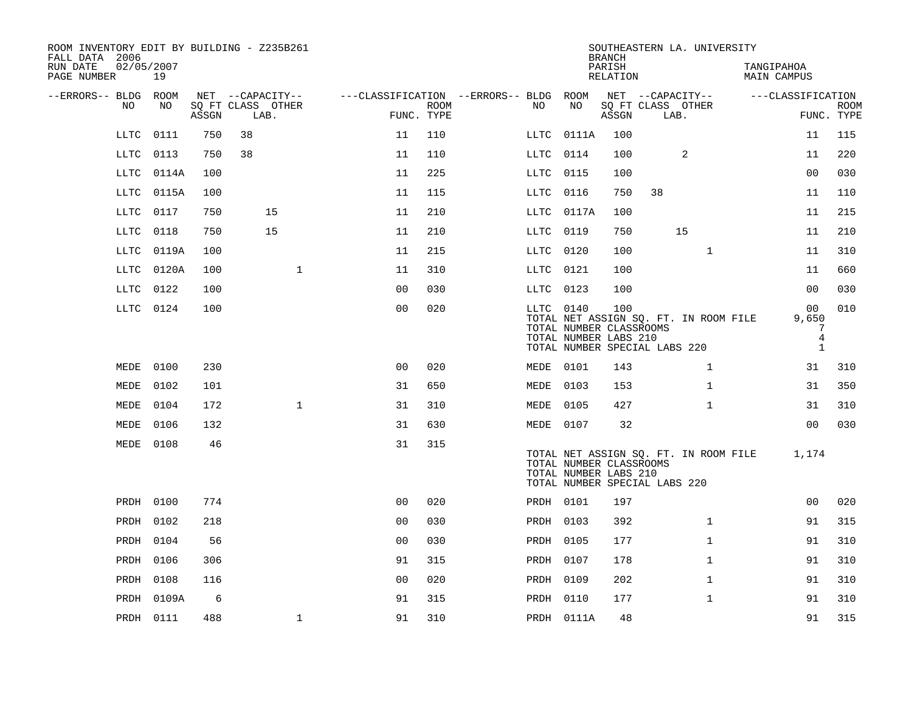ROOM INVENTORY EDIT BY BUILDING - Z235B261
FALL DATA 2006
RUN DATE 02/05/2007
PAGE NUMBER 19

SOUTHEASTERN LA. UNIVERSITY
BRANCH
PARISH TANGIPAHOA
RELATION MAIN CAMPUS

| --ERRORS-- | BLDG NO | ROOM NO | NET SQ FT ASSGN | CAPACITY CLASS | LAB. | OTHER | CLASSIFICATION FUNC. | ROOM TYPE | --ERRORS-- | BLDG NO | ROOM NO | NET SQ FT ASSGN | CAPACITY CLASS | LAB. | OTHER | CLASSIFICATION FUNC. | ROOM TYPE |
|---|---|---|---|---|---|---|---|---|---|---|---|---|---|---|---|---|---|
| | LLTC | 0111 | 750 | 38 | | | 11 | 110 | | LLTC | 0111A | 100 | | | | 11 | 115 |
| | LLTC | 0113 | 750 | 38 | | | 11 | 110 | | LLTC | 0114 | 100 | | 2 | | 11 | 220 |
| | LLTC | 0114A | 100 | | | | 11 | 225 | | LLTC | 0115 | 100 | | | | 00 | 030 |
| | LLTC | 0115A | 100 | | | | 11 | 115 | | LLTC | 0116 | 750 | 38 | | | 11 | 110 |
| | LLTC | 0117 | 750 | | 15 | | 11 | 210 | | LLTC | 0117A | 100 | | | | 11 | 215 |
| | LLTC | 0118 | 750 | | 15 | | 11 | 210 | | LLTC | 0119 | 750 | | 15 | | 11 | 210 |
| | LLTC | 0119A | 100 | | | | 11 | 215 | | LLTC | 0120 | 100 | | | 1 | 11 | 310 |
| | LLTC | 0120A | 100 | | | 1 | 11 | 310 | | LLTC | 0121 | 100 | | | | 11 | 660 |
| | LLTC | 0122 | 100 | | | | 00 | 030 | | LLTC | 0123 | 100 | | | | 00 | 030 |
| | LLTC | 0124 | 100 | | | | 00 | 020 | | LLTC | 0140 | 100 | | | | 00 | 010 |
| | | | | | | | | | | TOTAL NET ASSIGN SQ. FT. IN ROOM FILE | | | | | | 9,650 | |
| | | | | | | | | | | TOTAL NUMBER CLASSROOMS | | | | | | 7 | |
| | | | | | | | | | | TOTAL NUMBER LABS 210 | | | | | | 4 | |
| | | | | | | | | | | TOTAL NUMBER SPECIAL LABS 220 | | | | | | 1 | |
| | MEDE | 0100 | 230 | | | | 00 | 020 | | MEDE | 0101 | 143 | | | 1 | 31 | 310 |
| | MEDE | 0102 | 101 | | | | 31 | 650 | | MEDE | 0103 | 153 | | | 1 | 31 | 350 |
| | MEDE | 0104 | 172 | | | 1 | 31 | 310 | | MEDE | 0105 | 427 | | | 1 | 31 | 310 |
| | MEDE | 0106 | 132 | | | | 31 | 630 | | MEDE | 0107 | 32 | | | | 00 | 030 |
| | MEDE | 0108 | 46 | | | | 31 | 315 | | | | | | | | | |
| | | | | | | | | | | TOTAL NET ASSIGN SQ. FT. IN ROOM FILE | | | | | | 1,174 | |
| | | | | | | | | | | TOTAL NUMBER CLASSROOMS | | | | | | | |
| | | | | | | | | | | TOTAL NUMBER LABS 210 | | | | | | | |
| | | | | | | | | | | TOTAL NUMBER SPECIAL LABS 220 | | | | | | | |
| | PRDH | 0100 | 774 | | | | 00 | 020 | | PRDH | 0101 | 197 | | | | 00 | 020 |
| | PRDH | 0102 | 218 | | | | 00 | 030 | | PRDH | 0103 | 392 | | | 1 | 91 | 315 |
| | PRDH | 0104 | 56 | | | | 00 | 030 | | PRDH | 0105 | 177 | | | 1 | 91 | 310 |
| | PRDH | 0106 | 306 | | | | 91 | 315 | | PRDH | 0107 | 178 | | | 1 | 91 | 310 |
| | PRDH | 0108 | 116 | | | | 00 | 020 | | PRDH | 0109 | 202 | | | 1 | 91 | 310 |
| | PRDH | 0109A | 6 | | | | 91 | 315 | | PRDH | 0110 | 177 | | | 1 | 91 | 310 |
| | PRDH | 0111 | 488 | | | 1 | 91 | 310 | | PRDH | 0111A | 48 | | | | 91 | 315 |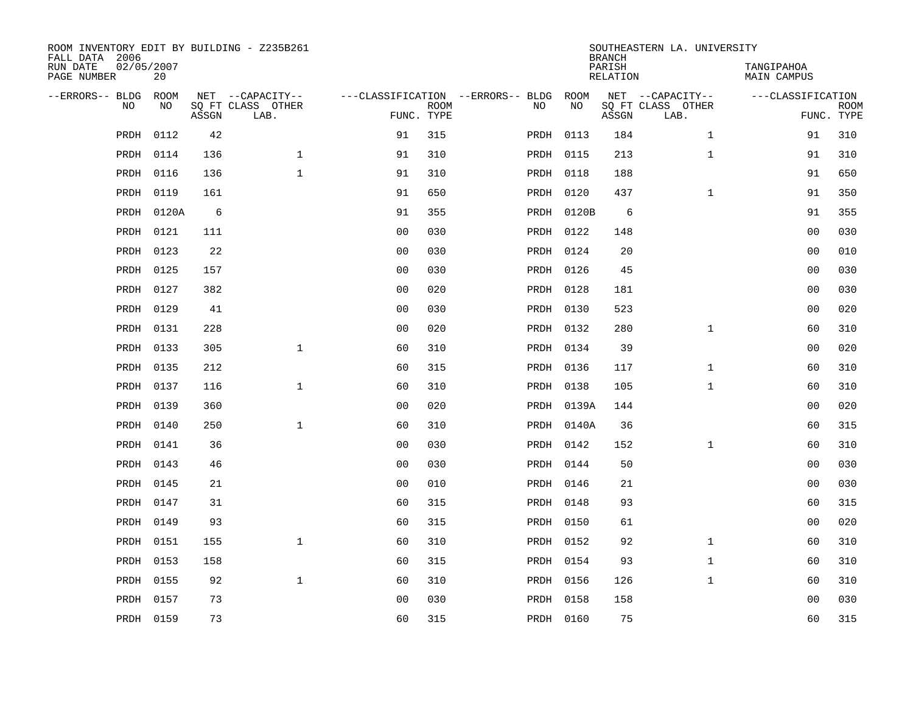ROOM INVENTORY EDIT BY BUILDING - Z235B261
FALL DATA 2006
RUN DATE 02/05/2007
PAGE NUMBER 20

SOUTHEASTERN LA. UNIVERSITY
BRANCH
PARISH TANGIPAHOA
RELATION MAIN CAMPUS

| --ERRORS-- | BLDG NO | ROOM NO | NET SQ FT ASSGN | --CAPACITY-- CLASS LAB. | OTHER | ---CLASSIFICATION FUNC. | ROOM TYPE | --ERRORS-- | BLDG NO | ROOM NO | NET SQ FT ASSGN | --CAPACITY-- CLASS LAB. | OTHER | ---CLASSIFICATION FUNC. | ROOM TYPE |
|---|---|---|---|---|---|---|---|---|---|---|---|---|---|---|---|
| | PRDH | 0112 | 42 | | | 91 | 315 | | PRDH | 0113 | 184 | | 1 | 91 | 310 |
| | PRDH | 0114 | 136 | | 1 | 91 | 310 | | PRDH | 0115 | 213 | | 1 | 91 | 310 |
| | PRDH | 0116 | 136 | | 1 | 91 | 310 | | PRDH | 0118 | 188 | | | 91 | 650 |
| | PRDH | 0119 | 161 | | | 91 | 650 | | PRDH | 0120 | 437 | | 1 | 91 | 350 |
| | PRDH | 0120A | 6 | | | 91 | 355 | | PRDH | 0120B | 6 | | | 91 | 355 |
| | PRDH | 0121 | 111 | | | 00 | 030 | | PRDH | 0122 | 148 | | | 00 | 030 |
| | PRDH | 0123 | 22 | | | 00 | 030 | | PRDH | 0124 | 20 | | | 00 | 010 |
| | PRDH | 0125 | 157 | | | 00 | 030 | | PRDH | 0126 | 45 | | | 00 | 030 |
| | PRDH | 0127 | 382 | | | 00 | 020 | | PRDH | 0128 | 181 | | | 00 | 030 |
| | PRDH | 0129 | 41 | | | 00 | 030 | | PRDH | 0130 | 523 | | | 00 | 020 |
| | PRDH | 0131 | 228 | | | 00 | 020 | | PRDH | 0132 | 280 | | 1 | 60 | 310 |
| | PRDH | 0133 | 305 | | 1 | 60 | 310 | | PRDH | 0134 | 39 | | | 00 | 020 |
| | PRDH | 0135 | 212 | | | 60 | 315 | | PRDH | 0136 | 117 | | 1 | 60 | 310 |
| | PRDH | 0137 | 116 | | 1 | 60 | 310 | | PRDH | 0138 | 105 | | 1 | 60 | 310 |
| | PRDH | 0139 | 360 | | | 00 | 020 | | PRDH | 0139A | 144 | | | 00 | 020 |
| | PRDH | 0140 | 250 | | 1 | 60 | 310 | | PRDH | 0140A | 36 | | | 60 | 315 |
| | PRDH | 0141 | 36 | | | 00 | 030 | | PRDH | 0142 | 152 | | 1 | 60 | 310 |
| | PRDH | 0143 | 46 | | | 00 | 030 | | PRDH | 0144 | 50 | | | 00 | 030 |
| | PRDH | 0145 | 21 | | | 00 | 010 | | PRDH | 0146 | 21 | | | 00 | 030 |
| | PRDH | 0147 | 31 | | | 60 | 315 | | PRDH | 0148 | 93 | | | 60 | 315 |
| | PRDH | 0149 | 93 | | | 60 | 315 | | PRDH | 0150 | 61 | | | 00 | 020 |
| | PRDH | 0151 | 155 | | 1 | 60 | 310 | | PRDH | 0152 | 92 | | 1 | 60 | 310 |
| | PRDH | 0153 | 158 | | | 60 | 315 | | PRDH | 0154 | 93 | | 1 | 60 | 310 |
| | PRDH | 0155 | 92 | | 1 | 60 | 310 | | PRDH | 0156 | 126 | | 1 | 60 | 310 |
| | PRDH | 0157 | 73 | | | 00 | 030 | | PRDH | 0158 | 158 | | | 00 | 030 |
| | PRDH | 0159 | 73 | | | 60 | 315 | | PRDH | 0160 | 75 | | | 60 | 315 |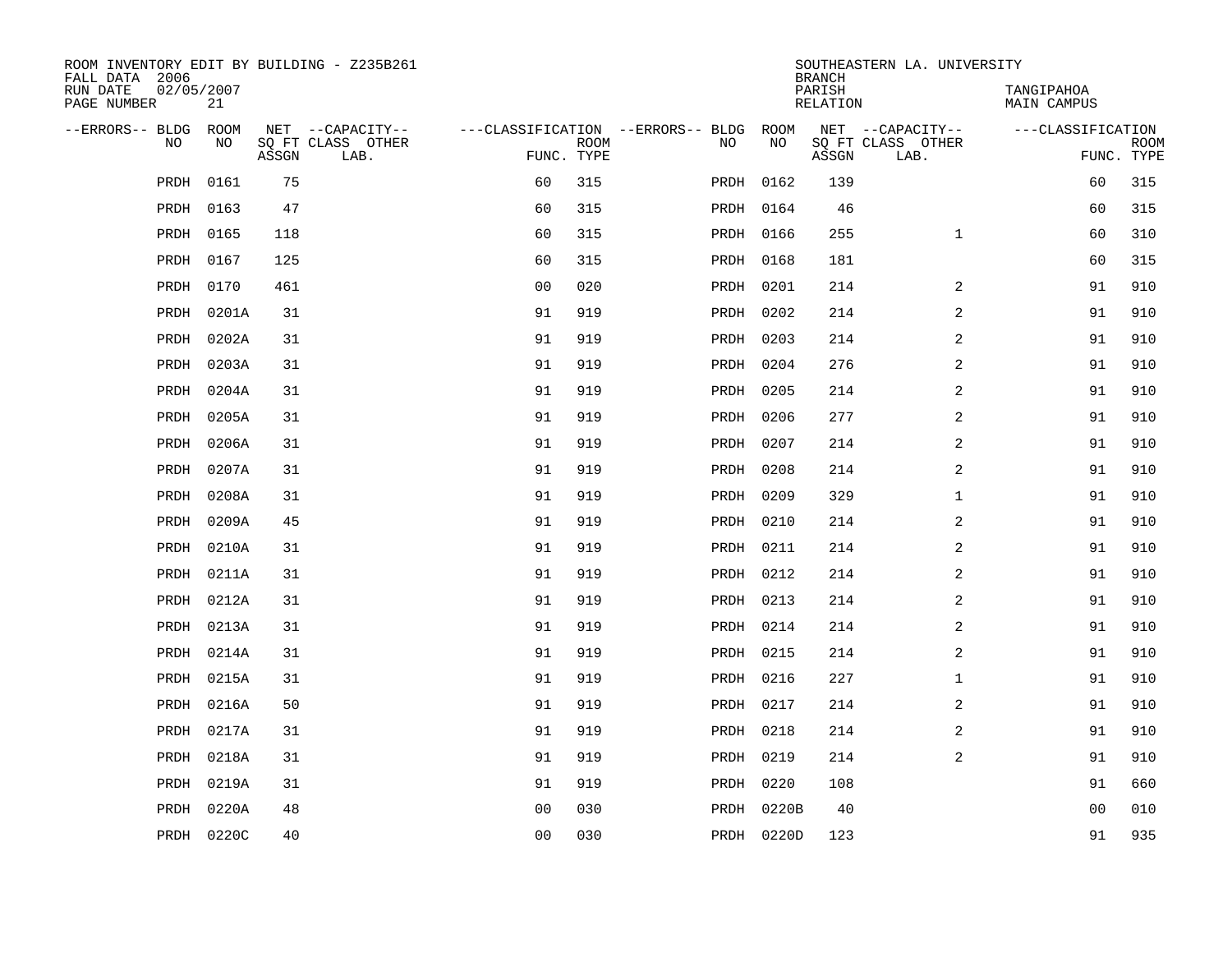ROOM INVENTORY EDIT BY BUILDING - Z235B261
FALL DATA 2006
RUN DATE 02/05/2007
PAGE NUMBER 21

SOUTHEASTERN LA. UNIVERSITY
BRANCH
PARISH TANGIPAHOA
RELATION MAIN CAMPUS

| --ERRORS-- | BLDG NO | ROOM NO | NET SQ FT ASSGN | --CAPACITY-- CLASS | OTHER LAB. | ---CLASSIFICATION FUNC. | ROOM TYPE | --ERRORS-- | BLDG NO | ROOM NO | NET SQ FT ASSGN | --CAPACITY-- CLASS | OTHER LAB. | ---CLASSIFICATION FUNC. | ROOM TYPE |
|---|---|---|---|---|---|---|---|---|---|---|---|---|---|---|---|
| | PRDH | 0161 | 75 | | | 60 | 315 | | PRDH | 0162 | 139 | | | 60 | 315 |
| | PRDH | 0163 | 47 | | | 60 | 315 | | PRDH | 0164 | 46 | | | 60 | 315 |
| | PRDH | 0165 | 118 | | | 60 | 315 | | PRDH | 0166 | 255 | | 1 | 60 | 310 |
| | PRDH | 0167 | 125 | | | 60 | 315 | | PRDH | 0168 | 181 | | | 60 | 315 |
| | PRDH | 0170 | 461 | | | 00 | 020 | | PRDH | 0201 | 214 | | 2 | 91 | 910 |
| | PRDH | 0201A | 31 | | | 91 | 919 | | PRDH | 0202 | 214 | | 2 | 91 | 910 |
| | PRDH | 0202A | 31 | | | 91 | 919 | | PRDH | 0203 | 214 | | 2 | 91 | 910 |
| | PRDH | 0203A | 31 | | | 91 | 919 | | PRDH | 0204 | 276 | | 2 | 91 | 910 |
| | PRDH | 0204A | 31 | | | 91 | 919 | | PRDH | 0205 | 214 | | 2 | 91 | 910 |
| | PRDH | 0205A | 31 | | | 91 | 919 | | PRDH | 0206 | 277 | | 2 | 91 | 910 |
| | PRDH | 0206A | 31 | | | 91 | 919 | | PRDH | 0207 | 214 | | 2 | 91 | 910 |
| | PRDH | 0207A | 31 | | | 91 | 919 | | PRDH | 0208 | 214 | | 2 | 91 | 910 |
| | PRDH | 0208A | 31 | | | 91 | 919 | | PRDH | 0209 | 329 | | 1 | 91 | 910 |
| | PRDH | 0209A | 45 | | | 91 | 919 | | PRDH | 0210 | 214 | | 2 | 91 | 910 |
| | PRDH | 0210A | 31 | | | 91 | 919 | | PRDH | 0211 | 214 | | 2 | 91 | 910 |
| | PRDH | 0211A | 31 | | | 91 | 919 | | PRDH | 0212 | 214 | | 2 | 91 | 910 |
| | PRDH | 0212A | 31 | | | 91 | 919 | | PRDH | 0213 | 214 | | 2 | 91 | 910 |
| | PRDH | 0213A | 31 | | | 91 | 919 | | PRDH | 0214 | 214 | | 2 | 91 | 910 |
| | PRDH | 0214A | 31 | | | 91 | 919 | | PRDH | 0215 | 214 | | 2 | 91 | 910 |
| | PRDH | 0215A | 31 | | | 91 | 919 | | PRDH | 0216 | 227 | | 1 | 91 | 910 |
| | PRDH | 0216A | 50 | | | 91 | 919 | | PRDH | 0217 | 214 | | 2 | 91 | 910 |
| | PRDH | 0217A | 31 | | | 91 | 919 | | PRDH | 0218 | 214 | | 2 | 91 | 910 |
| | PRDH | 0218A | 31 | | | 91 | 919 | | PRDH | 0219 | 214 | | 2 | 91 | 910 |
| | PRDH | 0219A | 31 | | | 91 | 919 | | PRDH | 0220 | 108 | | | 91 | 660 |
| | PRDH | 0220A | 48 | | | 00 | 030 | | PRDH | 0220B | 40 | | | 00 | 010 |
| | PRDH | 0220C | 40 | | | 00 | 030 | | PRDH | 0220D | 123 | | | 91 | 935 |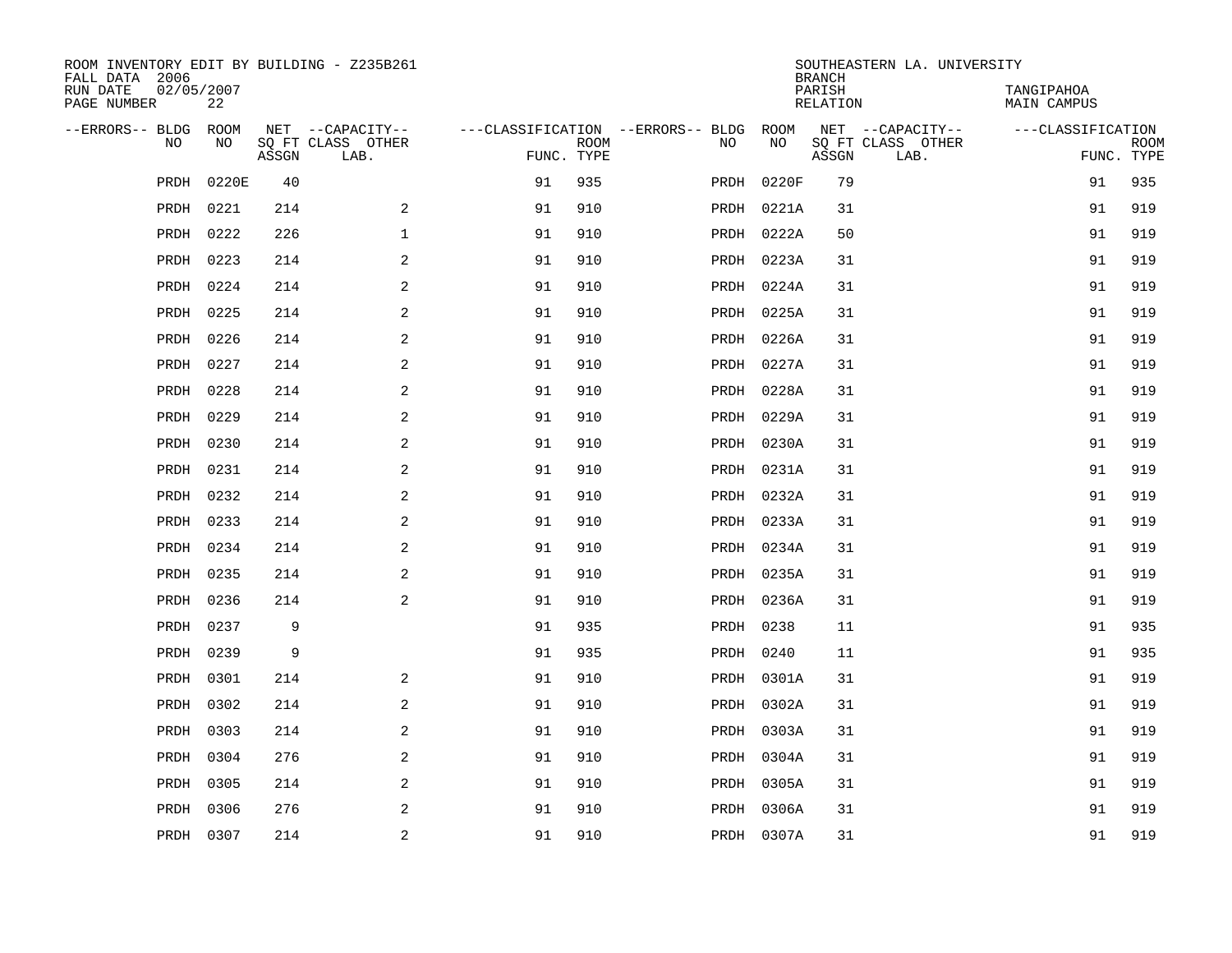ROOM INVENTORY EDIT BY BUILDING - Z235B261
FALL DATA 2006
RUN DATE 02/05/2007
PAGE NUMBER 22

SOUTHEASTERN LA. UNIVERSITY
BRANCH
PARISH TANGIPAHOA
RELATION MAIN CAMPUS

| --ERRORS-- | BLDG NO | ROOM NO | NET SQ FT ASSGN | CAPACITY CLASS LAB. | CAPACITY OTHER | FUNC. | ROOM TYPE | --ERRORS-- | BLDG NO | ROOM NO | NET SQ FT ASSGN | CAPACITY CLASS LAB. | CAPACITY OTHER | FUNC. | ROOM TYPE |
|---|---|---|---|---|---|---|---|---|---|---|---|---|---|---|---|
| | PRDH | 0220E | 40 | | | 91 | 935 | | PRDH | 0220F | 79 | | | 91 | 935 |
| | PRDH | 0221 | 214 | | 2 | 91 | 910 | | PRDH | 0221A | 31 | | | 91 | 919 |
| | PRDH | 0222 | 226 | | 1 | 91 | 910 | | PRDH | 0222A | 50 | | | 91 | 919 |
| | PRDH | 0223 | 214 | | 2 | 91 | 910 | | PRDH | 0223A | 31 | | | 91 | 919 |
| | PRDH | 0224 | 214 | | 2 | 91 | 910 | | PRDH | 0224A | 31 | | | 91 | 919 |
| | PRDH | 0225 | 214 | | 2 | 91 | 910 | | PRDH | 0225A | 31 | | | 91 | 919 |
| | PRDH | 0226 | 214 | | 2 | 91 | 910 | | PRDH | 0226A | 31 | | | 91 | 919 |
| | PRDH | 0227 | 214 | | 2 | 91 | 910 | | PRDH | 0227A | 31 | | | 91 | 919 |
| | PRDH | 0228 | 214 | | 2 | 91 | 910 | | PRDH | 0228A | 31 | | | 91 | 919 |
| | PRDH | 0229 | 214 | | 2 | 91 | 910 | | PRDH | 0229A | 31 | | | 91 | 919 |
| | PRDH | 0230 | 214 | | 2 | 91 | 910 | | PRDH | 0230A | 31 | | | 91 | 919 |
| | PRDH | 0231 | 214 | | 2 | 91 | 910 | | PRDH | 0231A | 31 | | | 91 | 919 |
| | PRDH | 0232 | 214 | | 2 | 91 | 910 | | PRDH | 0232A | 31 | | | 91 | 919 |
| | PRDH | 0233 | 214 | | 2 | 91 | 910 | | PRDH | 0233A | 31 | | | 91 | 919 |
| | PRDH | 0234 | 214 | | 2 | 91 | 910 | | PRDH | 0234A | 31 | | | 91 | 919 |
| | PRDH | 0235 | 214 | | 2 | 91 | 910 | | PRDH | 0235A | 31 | | | 91 | 919 |
| | PRDH | 0236 | 214 | | 2 | 91 | 910 | | PRDH | 0236A | 31 | | | 91 | 919 |
| | PRDH | 0237 | 9 | | | 91 | 935 | | PRDH | 0238 | 11 | | | 91 | 935 |
| | PRDH | 0239 | 9 | | | 91 | 935 | | PRDH | 0240 | 11 | | | 91 | 935 |
| | PRDH | 0301 | 214 | | 2 | 91 | 910 | | PRDH | 0301A | 31 | | | 91 | 919 |
| | PRDH | 0302 | 214 | | 2 | 91 | 910 | | PRDH | 0302A | 31 | | | 91 | 919 |
| | PRDH | 0303 | 214 | | 2 | 91 | 910 | | PRDH | 0303A | 31 | | | 91 | 919 |
| | PRDH | 0304 | 276 | | 2 | 91 | 910 | | PRDH | 0304A | 31 | | | 91 | 919 |
| | PRDH | 0305 | 214 | | 2 | 91 | 910 | | PRDH | 0305A | 31 | | | 91 | 919 |
| | PRDH | 0306 | 276 | | 2 | 91 | 910 | | PRDH | 0306A | 31 | | | 91 | 919 |
| | PRDH | 0307 | 214 | | 2 | 91 | 910 | | PRDH | 0307A | 31 | | | 91 | 919 |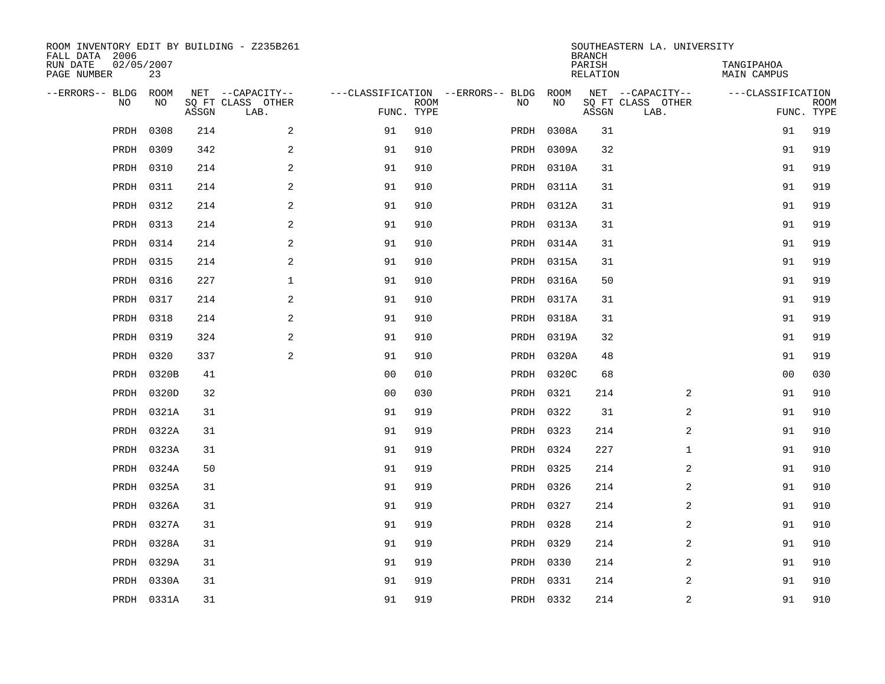ROOM INVENTORY EDIT BY BUILDING - Z235B261
FALL DATA 2006
RUN DATE 02/05/2007
PAGE NUMBER 23

SOUTHEASTERN LA. UNIVERSITY
BRANCH
PARISH TANGIPAHOA
RELATION MAIN CAMPUS

| --ERRORS-- | BLDG NO | ROOM NO | NET SQ FT ASSGN | --CAPACITY-- CLASS LAB. | OTHER | ---CLASSIFICATION FUNC. | ROOM TYPE | --ERRORS-- | BLDG NO | ROOM NO | NET SQ FT ASSGN | --CAPACITY-- CLASS LAB. | OTHER | ---CLASSIFICATION FUNC. | ROOM TYPE |
|---|---|---|---|---|---|---|---|---|---|---|---|---|---|---|---|
| | PRDH | 0308 | 214 | | 2 | 91 | 910 | | PRDH | 0308A | 31 | | | 91 | 919 |
| | PRDH | 0309 | 342 | | 2 | 91 | 910 | | PRDH | 0309A | 32 | | | 91 | 919 |
| | PRDH | 0310 | 214 | | 2 | 91 | 910 | | PRDH | 0310A | 31 | | | 91 | 919 |
| | PRDH | 0311 | 214 | | 2 | 91 | 910 | | PRDH | 0311A | 31 | | | 91 | 919 |
| | PRDH | 0312 | 214 | | 2 | 91 | 910 | | PRDH | 0312A | 31 | | | 91 | 919 |
| | PRDH | 0313 | 214 | | 2 | 91 | 910 | | PRDH | 0313A | 31 | | | 91 | 919 |
| | PRDH | 0314 | 214 | | 2 | 91 | 910 | | PRDH | 0314A | 31 | | | 91 | 919 |
| | PRDH | 0315 | 214 | | 2 | 91 | 910 | | PRDH | 0315A | 31 | | | 91 | 919 |
| | PRDH | 0316 | 227 | | 1 | 91 | 910 | | PRDH | 0316A | 50 | | | 91 | 919 |
| | PRDH | 0317 | 214 | | 2 | 91 | 910 | | PRDH | 0317A | 31 | | | 91 | 919 |
| | PRDH | 0318 | 214 | | 2 | 91 | 910 | | PRDH | 0318A | 31 | | | 91 | 919 |
| | PRDH | 0319 | 324 | | 2 | 91 | 910 | | PRDH | 0319A | 32 | | | 91 | 919 |
| | PRDH | 0320 | 337 | | 2 | 91 | 910 | | PRDH | 0320A | 48 | | | 91 | 919 |
| | PRDH | 0320B | 41 | | | 00 | 010 | | PRDH | 0320C | 68 | | | 00 | 030 |
| | PRDH | 0320D | 32 | | | 00 | 030 | | PRDH | 0321 | 214 | | 2 | 91 | 910 |
| | PRDH | 0321A | 31 | | | 91 | 919 | | PRDH | 0322 | 31 | | 2 | 91 | 910 |
| | PRDH | 0322A | 31 | | | 91 | 919 | | PRDH | 0323 | 214 | | 2 | 91 | 910 |
| | PRDH | 0323A | 31 | | | 91 | 919 | | PRDH | 0324 | 227 | | 1 | 91 | 910 |
| | PRDH | 0324A | 50 | | | 91 | 919 | | PRDH | 0325 | 214 | | 2 | 91 | 910 |
| | PRDH | 0325A | 31 | | | 91 | 919 | | PRDH | 0326 | 214 | | 2 | 91 | 910 |
| | PRDH | 0326A | 31 | | | 91 | 919 | | PRDH | 0327 | 214 | | 2 | 91 | 910 |
| | PRDH | 0327A | 31 | | | 91 | 919 | | PRDH | 0328 | 214 | | 2 | 91 | 910 |
| | PRDH | 0328A | 31 | | | 91 | 919 | | PRDH | 0329 | 214 | | 2 | 91 | 910 |
| | PRDH | 0329A | 31 | | | 91 | 919 | | PRDH | 0330 | 214 | | 2 | 91 | 910 |
| | PRDH | 0330A | 31 | | | 91 | 919 | | PRDH | 0331 | 214 | | 2 | 91 | 910 |
| | PRDH | 0331A | 31 | | | 91 | 919 | | PRDH | 0332 | 214 | | 2 | 91 | 910 |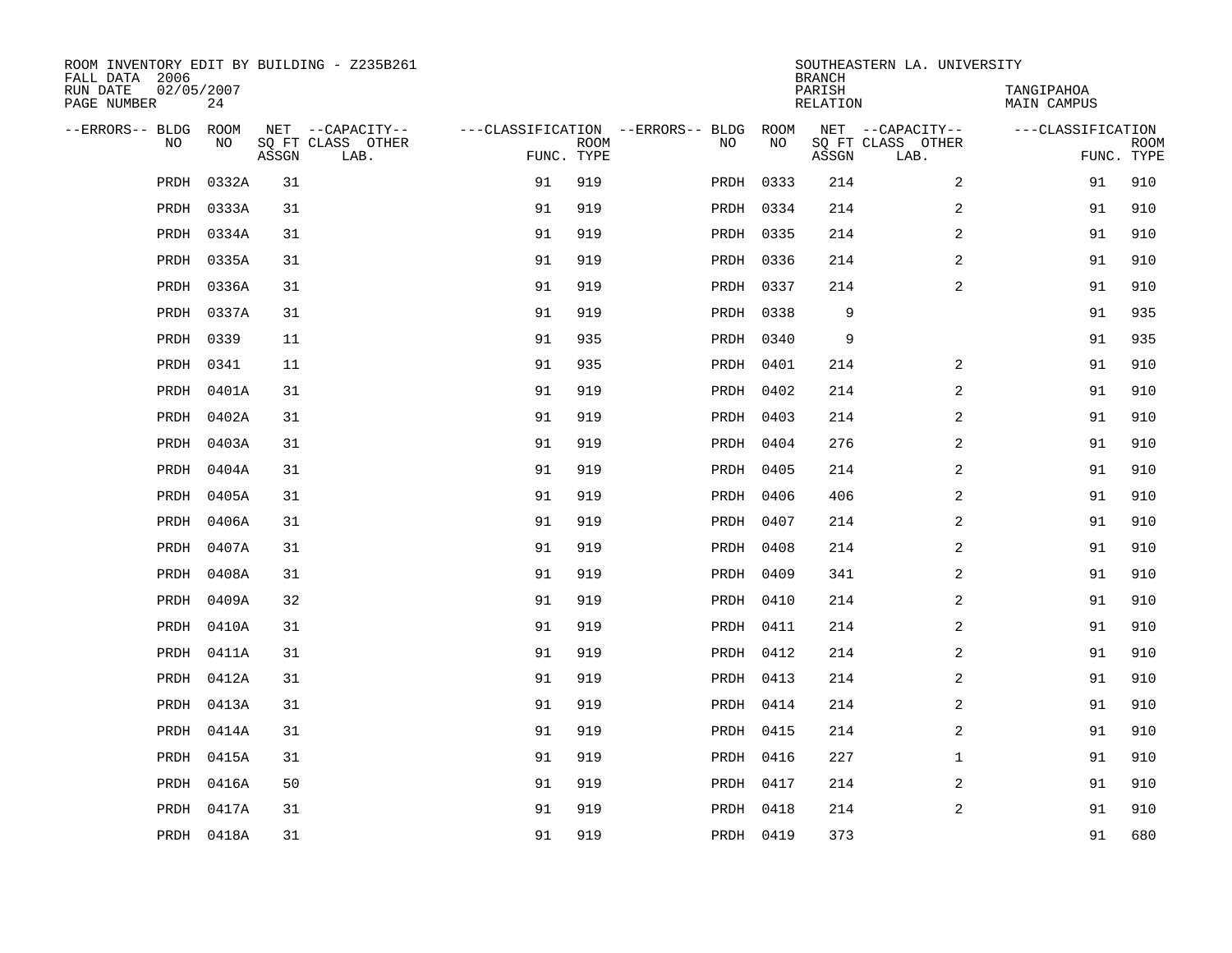ROOM INVENTORY EDIT BY BUILDING - Z235B261
FALL DATA 2006
RUN DATE 02/05/2007
PAGE NUMBER 24

SOUTHEASTERN LA. UNIVERSITY
BRANCH
PARISH TANGIPAHOA
RELATION MAIN CAMPUS

| --ERRORS-- | BLDG NO | ROOM NO | NET SQ FT ASSGN | --CAPACITY-- CLASS | OTHER LAB. | ---CLASSIFICATION FUNC. | ROOM TYPE | --ERRORS-- | BLDG NO | ROOM NO | NET SQ FT ASSGN | --CAPACITY-- CLASS | OTHER LAB. | ---CLASSIFICATION FUNC. | ROOM TYPE |
|---|---|---|---|---|---|---|---|---|---|---|---|---|---|---|---|
| | PRDH | 0332A | 31 | | | 91 | 919 | | PRDH | 0333 | 214 | | 2 | 91 | 910 |
| | PRDH | 0333A | 31 | | | 91 | 919 | | PRDH | 0334 | 214 | | 2 | 91 | 910 |
| | PRDH | 0334A | 31 | | | 91 | 919 | | PRDH | 0335 | 214 | | 2 | 91 | 910 |
| | PRDH | 0335A | 31 | | | 91 | 919 | | PRDH | 0336 | 214 | | 2 | 91 | 910 |
| | PRDH | 0336A | 31 | | | 91 | 919 | | PRDH | 0337 | 214 | | 2 | 91 | 910 |
| | PRDH | 0337A | 31 | | | 91 | 919 | | PRDH | 0338 | 9 | | | 91 | 935 |
| | PRDH | 0339 | 11 | | | 91 | 935 | | PRDH | 0340 | 9 | | | 91 | 935 |
| | PRDH | 0341 | 11 | | | 91 | 935 | | PRDH | 0401 | 214 | | 2 | 91 | 910 |
| | PRDH | 0401A | 31 | | | 91 | 919 | | PRDH | 0402 | 214 | | 2 | 91 | 910 |
| | PRDH | 0402A | 31 | | | 91 | 919 | | PRDH | 0403 | 214 | | 2 | 91 | 910 |
| | PRDH | 0403A | 31 | | | 91 | 919 | | PRDH | 0404 | 276 | | 2 | 91 | 910 |
| | PRDH | 0404A | 31 | | | 91 | 919 | | PRDH | 0405 | 214 | | 2 | 91 | 910 |
| | PRDH | 0405A | 31 | | | 91 | 919 | | PRDH | 0406 | 406 | | 2 | 91 | 910 |
| | PRDH | 0406A | 31 | | | 91 | 919 | | PRDH | 0407 | 214 | | 2 | 91 | 910 |
| | PRDH | 0407A | 31 | | | 91 | 919 | | PRDH | 0408 | 214 | | 2 | 91 | 910 |
| | PRDH | 0408A | 31 | | | 91 | 919 | | PRDH | 0409 | 341 | | 2 | 91 | 910 |
| | PRDH | 0409A | 32 | | | 91 | 919 | | PRDH | 0410 | 214 | | 2 | 91 | 910 |
| | PRDH | 0410A | 31 | | | 91 | 919 | | PRDH | 0411 | 214 | | 2 | 91 | 910 |
| | PRDH | 0411A | 31 | | | 91 | 919 | | PRDH | 0412 | 214 | | 2 | 91 | 910 |
| | PRDH | 0412A | 31 | | | 91 | 919 | | PRDH | 0413 | 214 | | 2 | 91 | 910 |
| | PRDH | 0413A | 31 | | | 91 | 919 | | PRDH | 0414 | 214 | | 2 | 91 | 910 |
| | PRDH | 0414A | 31 | | | 91 | 919 | | PRDH | 0415 | 214 | | 2 | 91 | 910 |
| | PRDH | 0415A | 31 | | | 91 | 919 | | PRDH | 0416 | 227 | | 1 | 91 | 910 |
| | PRDH | 0416A | 50 | | | 91 | 919 | | PRDH | 0417 | 214 | | 2 | 91 | 910 |
| | PRDH | 0417A | 31 | | | 91 | 919 | | PRDH | 0418 | 214 | | 2 | 91 | 910 |
| | PRDH | 0418A | 31 | | | 91 | 919 | | PRDH | 0419 | 373 | | | 91 | 680 |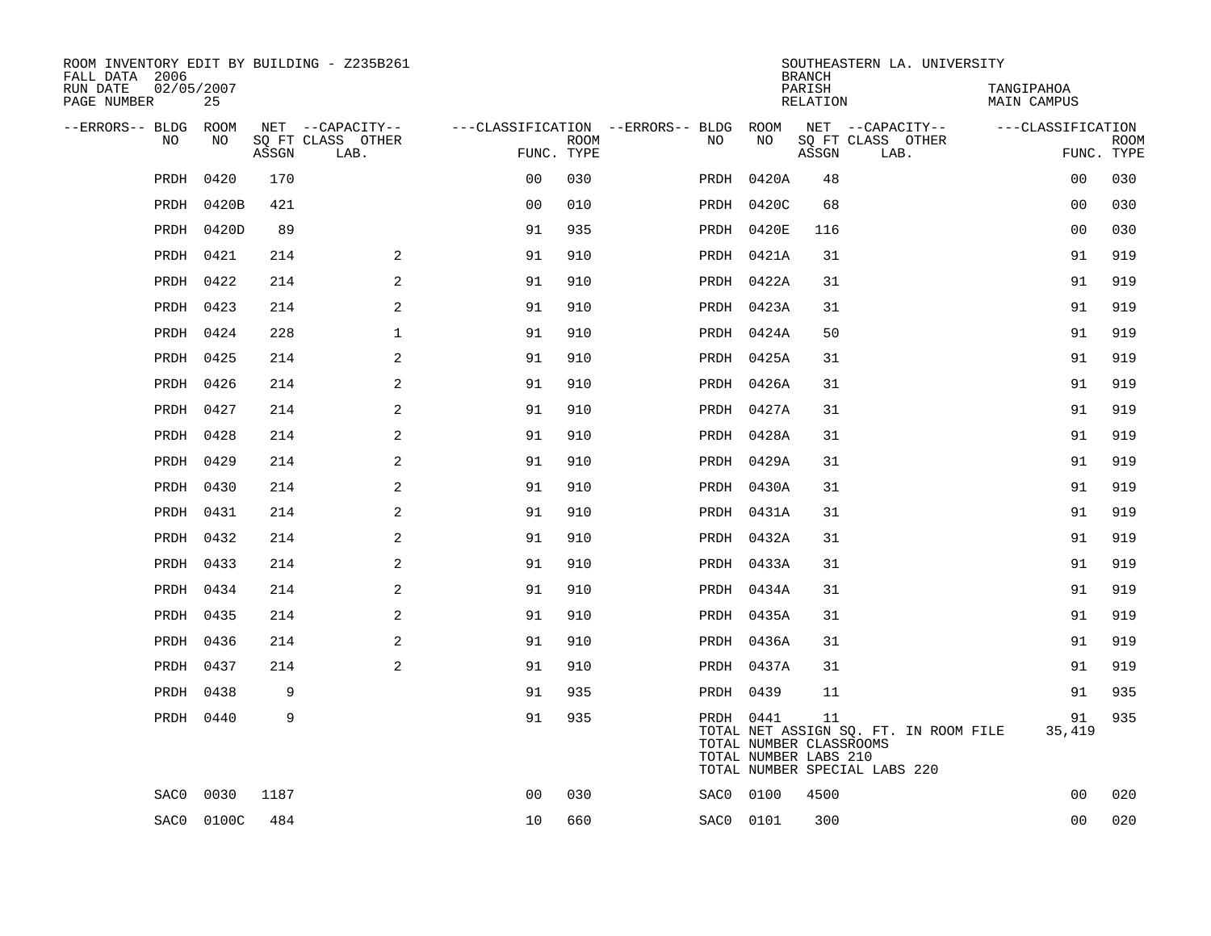ROOM INVENTORY EDIT BY BUILDING - Z235B261
FALL DATA 2006
RUN DATE 02/05/2007
PAGE NUMBER 25

SOUTHEASTERN LA. UNIVERSITY
BRANCH
PARISH TANGIPAHOA
RELATION MAIN CAMPUS

| --ERRORS-- | BLDG NO | ROOM NO | NET SQ FT ASSGN | --CAPACITY-- CLASS | OTHER LAB. | ---CLASSIFICATION FUNC. | ROOM TYPE | --ERRORS-- | BLDG NO | ROOM NO | NET SQ FT ASSGN | --CAPACITY-- CLASS | OTHER LAB. | ---CLASSIFICATION FUNC. | ROOM TYPE |
|---|---|---|---|---|---|---|---|---|---|---|---|---|---|---|---|
| | PRDH | 0420 | 170 | | | 00 | 030 | | PRDH | 0420A | 48 | | | 00 | 030 |
| | PRDH | 0420B | 421 | | | 00 | 010 | | PRDH | 0420C | 68 | | | 00 | 030 |
| | PRDH | 0420D | 89 | | | 91 | 935 | | PRDH | 0420E | 116 | | | 00 | 030 |
| | PRDH | 0421 | 214 | | 2 | 91 | 910 | | PRDH | 0421A | 31 | | | 91 | 919 |
| | PRDH | 0422 | 214 | | 2 | 91 | 910 | | PRDH | 0422A | 31 | | | 91 | 919 |
| | PRDH | 0423 | 214 | | 2 | 91 | 910 | | PRDH | 0423A | 31 | | | 91 | 919 |
| | PRDH | 0424 | 228 | | 1 | 91 | 910 | | PRDH | 0424A | 50 | | | 91 | 919 |
| | PRDH | 0425 | 214 | | 2 | 91 | 910 | | PRDH | 0425A | 31 | | | 91 | 919 |
| | PRDH | 0426 | 214 | | 2 | 91 | 910 | | PRDH | 0426A | 31 | | | 91 | 919 |
| | PRDH | 0427 | 214 | | 2 | 91 | 910 | | PRDH | 0427A | 31 | | | 91 | 919 |
| | PRDH | 0428 | 214 | | 2 | 91 | 910 | | PRDH | 0428A | 31 | | | 91 | 919 |
| | PRDH | 0429 | 214 | | 2 | 91 | 910 | | PRDH | 0429A | 31 | | | 91 | 919 |
| | PRDH | 0430 | 214 | | 2 | 91 | 910 | | PRDH | 0430A | 31 | | | 91 | 919 |
| | PRDH | 0431 | 214 | | 2 | 91 | 910 | | PRDH | 0431A | 31 | | | 91 | 919 |
| | PRDH | 0432 | 214 | | 2 | 91 | 910 | | PRDH | 0432A | 31 | | | 91 | 919 |
| | PRDH | 0433 | 214 | | 2 | 91 | 910 | | PRDH | 0433A | 31 | | | 91 | 919 |
| | PRDH | 0434 | 214 | | 2 | 91 | 910 | | PRDH | 0434A | 31 | | | 91 | 919 |
| | PRDH | 0435 | 214 | | 2 | 91 | 910 | | PRDH | 0435A | 31 | | | 91 | 919 |
| | PRDH | 0436 | 214 | | 2 | 91 | 910 | | PRDH | 0436A | 31 | | | 91 | 919 |
| | PRDH | 0437 | 214 | | 2 | 91 | 910 | | PRDH | 0437A | 31 | | | 91 | 919 |
| | PRDH | 0438 | 9 | | | 91 | 935 | | PRDH | 0439 | 11 | | | 91 | 935 |
| | PRDH | 0440 | 9 | | | 91 | 935 | | PRDH | 0441 | 11 | | | 91 | 935 |
| | | | | | | | | | TOTAL NET ASSIGN SQ. FT. IN ROOM FILE | | | | | 35,419 | |
| | | | | | | | | | TOTAL NUMBER CLASSROOMS | | | | | | |
| | | | | | | | | | TOTAL NUMBER LABS 210 | | | | | | |
| | | | | | | | | | TOTAL NUMBER SPECIAL LABS 220 | | | | | | |
| | SAC0 | 0030 | 1187 | | | 00 | 030 | | SAC0 | 0100 | 4500 | | | 00 | 020 |
| | SAC0 | 0100C | 484 | | | 10 | 660 | | SAC0 | 0101 | 300 | | | 00 | 020 |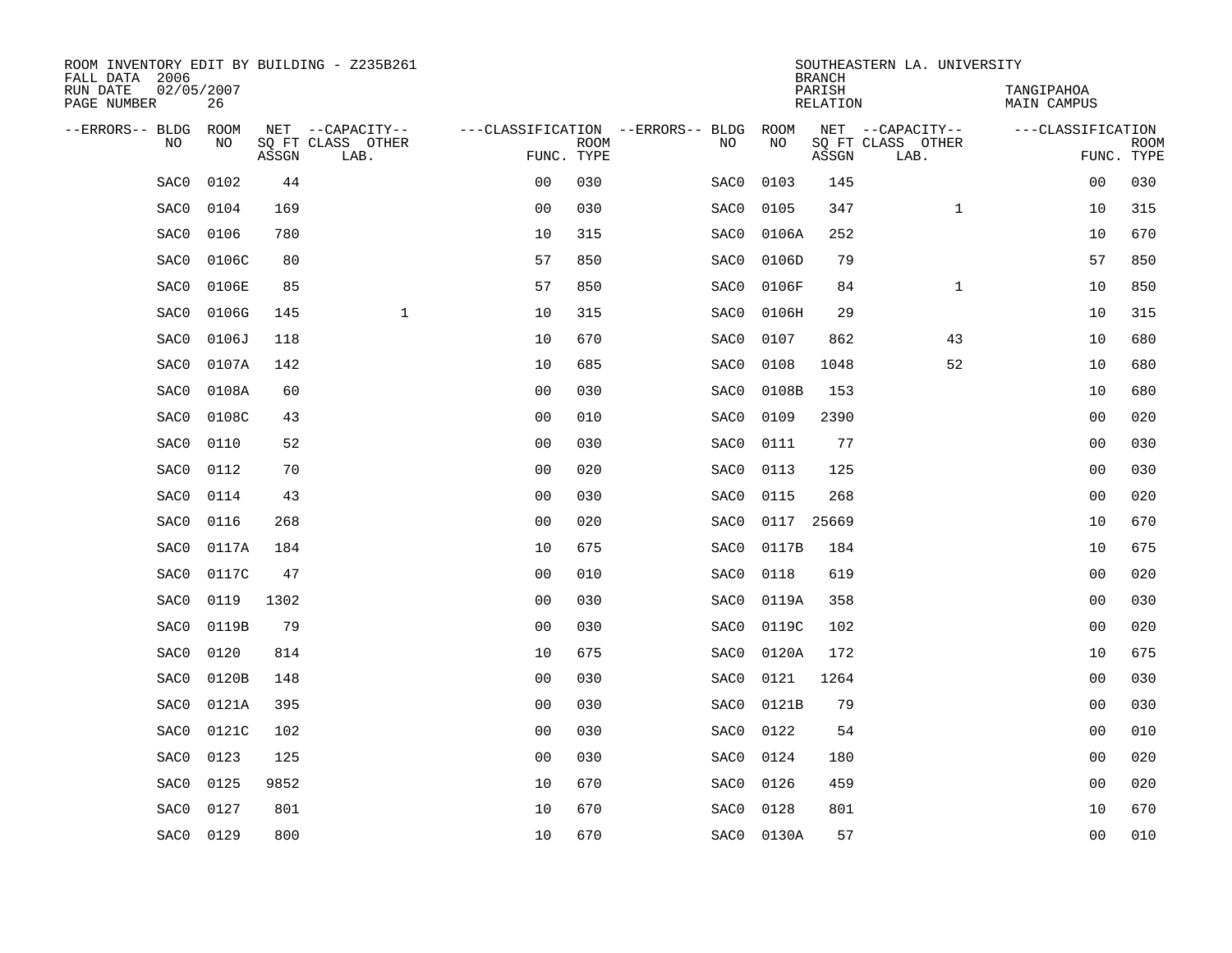ROOM INVENTORY EDIT BY BUILDING - Z235B261
FALL DATA 2006
RUN DATE 02/05/2007
PAGE NUMBER 26

SOUTHEASTERN LA. UNIVERSITY
BRANCH
PARISH TANGIPAHOA
RELATION MAIN CAMPUS

| --ERRORS-- | BLDG NO | ROOM NO | NET SQ FT ASSGN | --CAPACITY-- CLASS LAB. | OTHER | ---CLASSIFICATION FUNC. | ROOM TYPE | --ERRORS-- | BLDG NO | ROOM NO | NET SQ FT ASSGN | --CAPACITY-- CLASS LAB. | OTHER | ---CLASSIFICATION FUNC. | ROOM TYPE |
|---|---|---|---|---|---|---|---|---|---|---|---|---|---|---|---|
| | SAC0 | 0102 | 44 | | | 00 | 030 | | SAC0 | 0103 | 145 | | | 00 | 030 |
| | SAC0 | 0104 | 169 | | | 00 | 030 | | SAC0 | 0105 | 347 | | 1 | 10 | 315 |
| | SAC0 | 0106 | 780 | | | 10 | 315 | | SAC0 | 0106A | 252 | | | 10 | 670 |
| | SAC0 | 0106C | 80 | | | 57 | 850 | | SAC0 | 0106D | 79 | | | 57 | 850 |
| | SAC0 | 0106E | 85 | | | 57 | 850 | | SAC0 | 0106F | 84 | | 1 | 10 | 850 |
| | SAC0 | 0106G | 145 | | 1 | 10 | 315 | | SAC0 | 0106H | 29 | | | 10 | 315 |
| | SAC0 | 0106J | 118 | | | 10 | 670 | | SAC0 | 0107 | 862 | | 43 | 10 | 680 |
| | SAC0 | 0107A | 142 | | | 10 | 685 | | SAC0 | 0108 | 1048 | | 52 | 10 | 680 |
| | SAC0 | 0108A | 60 | | | 00 | 030 | | SAC0 | 0108B | 153 | | | 10 | 680 |
| | SAC0 | 0108C | 43 | | | 00 | 010 | | SAC0 | 0109 | 2390 | | | 00 | 020 |
| | SAC0 | 0110 | 52 | | | 00 | 030 | | SAC0 | 0111 | 77 | | | 00 | 030 |
| | SAC0 | 0112 | 70 | | | 00 | 020 | | SAC0 | 0113 | 125 | | | 00 | 030 |
| | SAC0 | 0114 | 43 | | | 00 | 030 | | SAC0 | 0115 | 268 | | | 00 | 020 |
| | SAC0 | 0116 | 268 | | | 00 | 020 | | SAC0 | 0117 | 25669 | | | 10 | 670 |
| | SAC0 | 0117A | 184 | | | 10 | 675 | | SAC0 | 0117B | 184 | | | 10 | 675 |
| | SAC0 | 0117C | 47 | | | 00 | 010 | | SAC0 | 0118 | 619 | | | 00 | 020 |
| | SAC0 | 0119 | 1302 | | | 00 | 030 | | SAC0 | 0119A | 358 | | | 00 | 030 |
| | SAC0 | 0119B | 79 | | | 00 | 030 | | SAC0 | 0119C | 102 | | | 00 | 020 |
| | SAC0 | 0120 | 814 | | | 10 | 675 | | SAC0 | 0120A | 172 | | | 10 | 675 |
| | SAC0 | 0120B | 148 | | | 00 | 030 | | SAC0 | 0121 | 1264 | | | 00 | 030 |
| | SAC0 | 0121A | 395 | | | 00 | 030 | | SAC0 | 0121B | 79 | | | 00 | 030 |
| | SAC0 | 0121C | 102 | | | 00 | 030 | | SAC0 | 0122 | 54 | | | 00 | 010 |
| | SAC0 | 0123 | 125 | | | 00 | 030 | | SAC0 | 0124 | 180 | | | 00 | 020 |
| | SAC0 | 0125 | 9852 | | | 10 | 670 | | SAC0 | 0126 | 459 | | | 00 | 020 |
| | SAC0 | 0127 | 801 | | | 10 | 670 | | SAC0 | 0128 | 801 | | | 10 | 670 |
| | SAC0 | 0129 | 800 | | | 10 | 670 | | SAC0 | 0130A | 57 | | | 00 | 010 |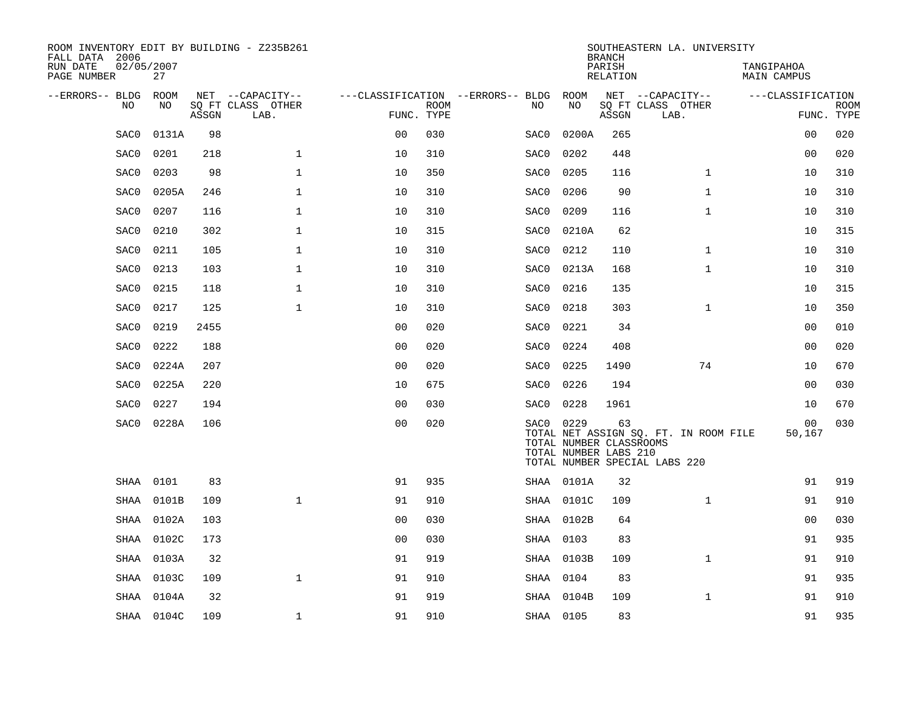ROOM INVENTORY EDIT BY BUILDING - Z235B261
FALL DATA 2006
RUN DATE 02/05/2007
PAGE NUMBER 27

SOUTHEASTERN LA. UNIVERSITY
BRANCH
PARISH TANGIPAHOA
RELATION MAIN CAMPUS

| --ERRORS-- | BLDG NO | ROOM NO | NET SQ FT ASSGN | --CAPACITY-- CLASS LAB. | OTHER | ---CLASSIFICATION FUNC. | ROOM TYPE | --ERRORS-- | BLDG NO | ROOM NO | NET SQ FT ASSGN | --CAPACITY-- CLASS LAB. | OTHER | ---CLASSIFICATION FUNC. | ROOM TYPE |
|---|---|---|---|---|---|---|---|---|---|---|---|---|---|---|---|
| | SAC0 | 0131A | 98 | | | 00 | 030 | | SAC0 | 0200A | 265 | | | 00 | 020 |
| | SAC0 | 0201 | 218 | 1 | | 10 | 310 | | SAC0 | 0202 | 448 | | | 00 | 020 |
| | SAC0 | 0203 | 98 | 1 | | 10 | 350 | | SAC0 | 0205 | 116 | 1 | | 10 | 310 |
| | SAC0 | 0205A | 246 | 1 | | 10 | 310 | | SAC0 | 0206 | 90 | 1 | | 10 | 310 |
| | SAC0 | 0207 | 116 | 1 | | 10 | 310 | | SAC0 | 0209 | 116 | 1 | | 10 | 310 |
| | SAC0 | 0210 | 302 | 1 | | 10 | 315 | | SAC0 | 0210A | 62 | | | 10 | 315 |
| | SAC0 | 0211 | 105 | 1 | | 10 | 310 | | SAC0 | 0212 | 110 | 1 | | 10 | 310 |
| | SAC0 | 0213 | 103 | 1 | | 10 | 310 | | SAC0 | 0213A | 168 | 1 | | 10 | 310 |
| | SAC0 | 0215 | 118 | 1 | | 10 | 310 | | SAC0 | 0216 | 135 | | | 10 | 315 |
| | SAC0 | 0217 | 125 | 1 | | 10 | 310 | | SAC0 | 0218 | 303 | 1 | | 10 | 350 |
| | SAC0 | 0219 | 2455 | | | 00 | 020 | | SAC0 | 0221 | 34 | | | 00 | 010 |
| | SAC0 | 0222 | 188 | | | 00 | 020 | | SAC0 | 0224 | 408 | | | 00 | 020 |
| | SAC0 | 0224A | 207 | | | 00 | 020 | | SAC0 | 0225 | 1490 | | 74 | 10 | 670 |
| | SAC0 | 0225A | 220 | | | 10 | 675 | | SAC0 | 0226 | 194 | | | 00 | 030 |
| | SAC0 | 0227 | 194 | | | 00 | 030 | | SAC0 | 0228 | 1961 | | | 10 | 670 |
| | SAC0 | 0228A | 106 | | | 00 | 020 | | SAC0 | 0229 | 63 | | | 00 | 030 |
| | | | | | | | | | TOTAL NET ASSIGN SQ. FT. IN ROOM FILE | | | | | 50,167 | |
| | | | | | | | | | TOTAL NUMBER CLASSROOMS | | | | | | |
| | | | | | | | | | TOTAL NUMBER LABS 210 | | | | | | |
| | | | | | | | | | TOTAL NUMBER SPECIAL LABS 220 | | | | | | |
| | SHAA | 0101 | 83 | | | 91 | 935 | | SHAA | 0101A | 32 | | | 91 | 919 |
| | SHAA | 0101B | 109 | 1 | | 91 | 910 | | SHAA | 0101C | 109 | 1 | | 91 | 910 |
| | SHAA | 0102A | 103 | | | 00 | 030 | | SHAA | 0102B | 64 | | | 00 | 030 |
| | SHAA | 0102C | 173 | | | 00 | 030 | | SHAA | 0103 | 83 | | | 91 | 935 |
| | SHAA | 0103A | 32 | | | 91 | 919 | | SHAA | 0103B | 109 | 1 | | 91 | 910 |
| | SHAA | 0103C | 109 | 1 | | 91 | 910 | | SHAA | 0104 | 83 | | | 91 | 935 |
| | SHAA | 0104A | 32 | | | 91 | 919 | | SHAA | 0104B | 109 | 1 | | 91 | 910 |
| | SHAA | 0104C | 109 | 1 | | 91 | 910 | | SHAA | 0105 | 83 | | | 91 | 935 |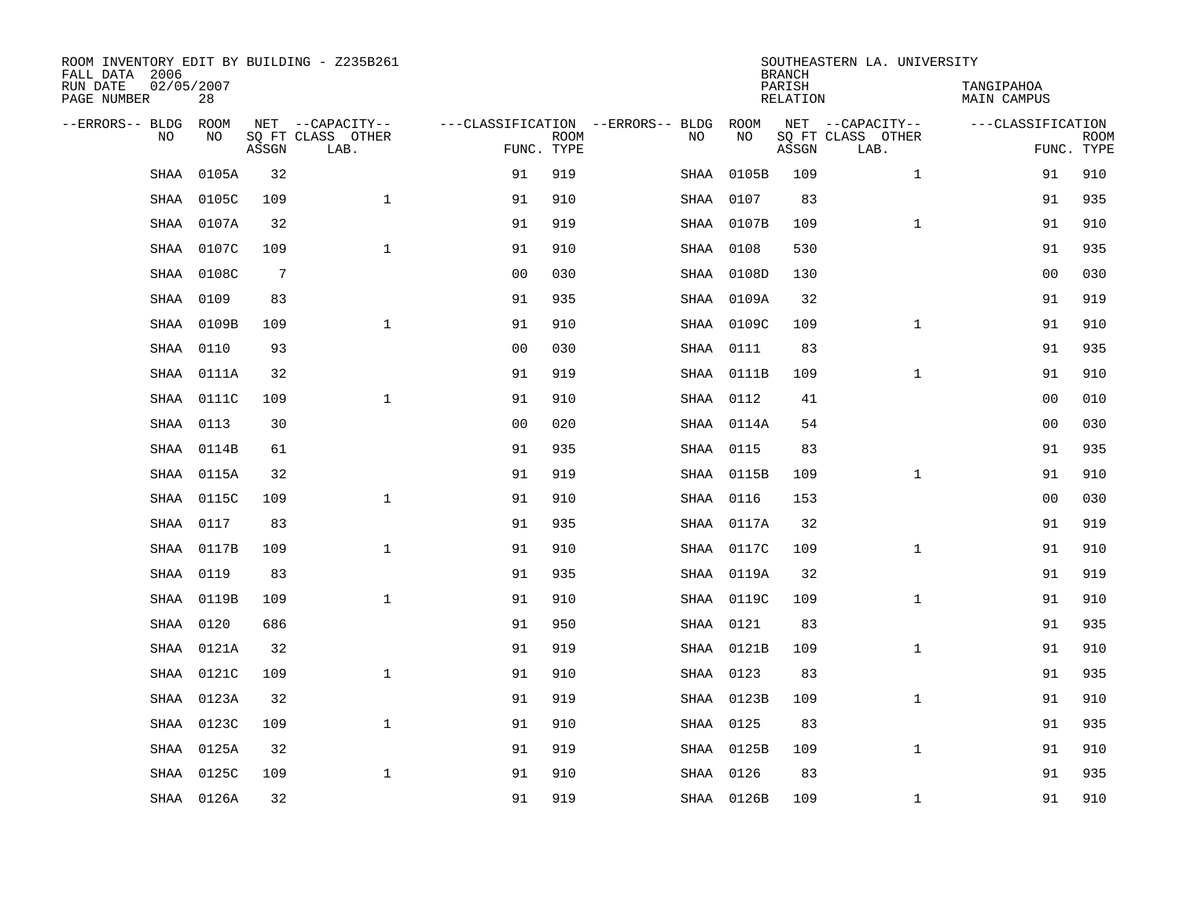ROOM INVENTORY EDIT BY BUILDING - Z235B261
FALL DATA 2006
RUN DATE 02/05/2007
PAGE NUMBER 28

SOUTHEASTERN LA. UNIVERSITY
BRANCH
PARISH TANGIPAHOA
RELATION MAIN CAMPUS

| --ERRORS-- | BLDG NO | ROOM NO | NET SQ FT ASSGN | CAPACITY CLASS LAB. | CAPACITY OTHER | CLASSIFICATION FUNC. | ROOM TYPE | --ERRORS-- | BLDG NO | ROOM NO | NET SQ FT ASSGN | CAPACITY CLASS LAB. | CAPACITY OTHER | CLASSIFICATION FUNC. | ROOM TYPE |
|---|---|---|---|---|---|---|---|---|---|---|---|---|---|---|---|
| | SHAA | 0105A | 32 | | | 91 | 919 | | SHAA | 0105B | 109 | | 1 | 91 | 910 |
| | SHAA | 0105C | 109 | | 1 | 91 | 910 | | SHAA | 0107 | 83 | | | 91 | 935 |
| | SHAA | 0107A | 32 | | | 91 | 919 | | SHAA | 0107B | 109 | | 1 | 91 | 910 |
| | SHAA | 0107C | 109 | | 1 | 91 | 910 | | SHAA | 0108 | 530 | | | 91 | 935 |
| | SHAA | 0108C | 7 | | | 00 | 030 | | SHAA | 0108D | 130 | | | 00 | 030 |
| | SHAA | 0109 | 83 | | | 91 | 935 | | SHAA | 0109A | 32 | | | 91 | 919 |
| | SHAA | 0109B | 109 | | 1 | 91 | 910 | | SHAA | 0109C | 109 | | 1 | 91 | 910 |
| | SHAA | 0110 | 93 | | | 00 | 030 | | SHAA | 0111 | 83 | | | 91 | 935 |
| | SHAA | 0111A | 32 | | | 91 | 919 | | SHAA | 0111B | 109 | | 1 | 91 | 910 |
| | SHAA | 0111C | 109 | | 1 | 91 | 910 | | SHAA | 0112 | 41 | | | 00 | 010 |
| | SHAA | 0113 | 30 | | | 00 | 020 | | SHAA | 0114A | 54 | | | 00 | 030 |
| | SHAA | 0114B | 61 | | | 91 | 935 | | SHAA | 0115 | 83 | | | 91 | 935 |
| | SHAA | 0115A | 32 | | | 91 | 919 | | SHAA | 0115B | 109 | | 1 | 91 | 910 |
| | SHAA | 0115C | 109 | | 1 | 91 | 910 | | SHAA | 0116 | 153 | | | 00 | 030 |
| | SHAA | 0117 | 83 | | | 91 | 935 | | SHAA | 0117A | 32 | | | 91 | 919 |
| | SHAA | 0117B | 109 | | 1 | 91 | 910 | | SHAA | 0117C | 109 | | 1 | 91 | 910 |
| | SHAA | 0119 | 83 | | | 91 | 935 | | SHAA | 0119A | 32 | | | 91 | 919 |
| | SHAA | 0119B | 109 | | 1 | 91 | 910 | | SHAA | 0119C | 109 | | 1 | 91 | 910 |
| | SHAA | 0120 | 686 | | | 91 | 950 | | SHAA | 0121 | 83 | | | 91 | 935 |
| | SHAA | 0121A | 32 | | | 91 | 919 | | SHAA | 0121B | 109 | | 1 | 91 | 910 |
| | SHAA | 0121C | 109 | | 1 | 91 | 910 | | SHAA | 0123 | 83 | | | 91 | 935 |
| | SHAA | 0123A | 32 | | | 91 | 919 | | SHAA | 0123B | 109 | | 1 | 91 | 910 |
| | SHAA | 0123C | 109 | | 1 | 91 | 910 | | SHAA | 0125 | 83 | | | 91 | 935 |
| | SHAA | 0125A | 32 | | | 91 | 919 | | SHAA | 0125B | 109 | | 1 | 91 | 910 |
| | SHAA | 0125C | 109 | | 1 | 91 | 910 | | SHAA | 0126 | 83 | | | 91 | 935 |
| | SHAA | 0126A | 32 | | | 91 | 919 | | SHAA | 0126B | 109 | | 1 | 91 | 910 |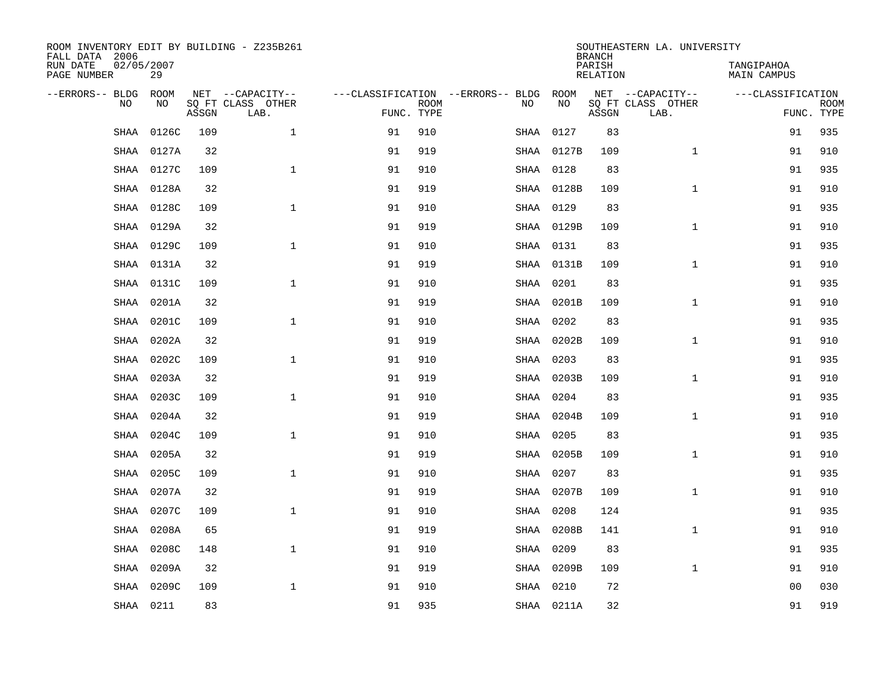ROOM INVENTORY EDIT BY BUILDING - Z235B261
FALL DATA 2006
RUN DATE 02/05/2007
PAGE NUMBER 29

SOUTHEASTERN LA. UNIVERSITY
BRANCH
PARISH TANGIPAHOA
RELATION MAIN CAMPUS

| --ERRORS-- | BLDG NO | ROOM NO | NET SQ FT ASSGN | --CAPACITY-- CLASS | OTHER LAB. | ---CLASSIFICATION FUNC. | ROOM TYPE | --ERRORS-- | BLDG NO | ROOM NO | NET SQ FT ASSGN | --CAPACITY-- CLASS | OTHER LAB. | ---CLASSIFICATION FUNC. | ROOM TYPE |
|---|---|---|---|---|---|---|---|---|---|---|---|---|---|---|---|
| | SHAA | 0126C | 109 | | 1 | 91 | 910 | | SHAA | 0127 | 83 | | | 91 | 935 |
| | SHAA | 0127A | 32 | | | 91 | 919 | | SHAA | 0127B | 109 | | 1 | 91 | 910 |
| | SHAA | 0127C | 109 | | 1 | 91 | 910 | | SHAA | 0128 | 83 | | | 91 | 935 |
| | SHAA | 0128A | 32 | | | 91 | 919 | | SHAA | 0128B | 109 | | 1 | 91 | 910 |
| | SHAA | 0128C | 109 | | 1 | 91 | 910 | | SHAA | 0129 | 83 | | | 91 | 935 |
| | SHAA | 0129A | 32 | | | 91 | 919 | | SHAA | 0129B | 109 | | 1 | 91 | 910 |
| | SHAA | 0129C | 109 | | 1 | 91 | 910 | | SHAA | 0131 | 83 | | | 91 | 935 |
| | SHAA | 0131A | 32 | | | 91 | 919 | | SHAA | 0131B | 109 | | 1 | 91 | 910 |
| | SHAA | 0131C | 109 | | 1 | 91 | 910 | | SHAA | 0201 | 83 | | | 91 | 935 |
| | SHAA | 0201A | 32 | | | 91 | 919 | | SHAA | 0201B | 109 | | 1 | 91 | 910 |
| | SHAA | 0201C | 109 | | 1 | 91 | 910 | | SHAA | 0202 | 83 | | | 91 | 935 |
| | SHAA | 0202A | 32 | | | 91 | 919 | | SHAA | 0202B | 109 | | 1 | 91 | 910 |
| | SHAA | 0202C | 109 | | 1 | 91 | 910 | | SHAA | 0203 | 83 | | | 91 | 935 |
| | SHAA | 0203A | 32 | | | 91 | 919 | | SHAA | 0203B | 109 | | 1 | 91 | 910 |
| | SHAA | 0203C | 109 | | 1 | 91 | 910 | | SHAA | 0204 | 83 | | | 91 | 935 |
| | SHAA | 0204A | 32 | | | 91 | 919 | | SHAA | 0204B | 109 | | 1 | 91 | 910 |
| | SHAA | 0204C | 109 | | 1 | 91 | 910 | | SHAA | 0205 | 83 | | | 91 | 935 |
| | SHAA | 0205A | 32 | | | 91 | 919 | | SHAA | 0205B | 109 | | 1 | 91 | 910 |
| | SHAA | 0205C | 109 | | 1 | 91 | 910 | | SHAA | 0207 | 83 | | | 91 | 935 |
| | SHAA | 0207A | 32 | | | 91 | 919 | | SHAA | 0207B | 109 | | 1 | 91 | 910 |
| | SHAA | 0207C | 109 | | 1 | 91 | 910 | | SHAA | 0208 | 124 | | | 91 | 935 |
| | SHAA | 0208A | 65 | | | 91 | 919 | | SHAA | 0208B | 141 | | 1 | 91 | 910 |
| | SHAA | 0208C | 148 | | 1 | 91 | 910 | | SHAA | 0209 | 83 | | | 91 | 935 |
| | SHAA | 0209A | 32 | | | 91 | 919 | | SHAA | 0209B | 109 | | 1 | 91 | 910 |
| | SHAA | 0209C | 109 | | 1 | 91 | 910 | | SHAA | 0210 | 72 | | | 00 | 030 |
| | SHAA | 0211 | 83 | | | 91 | 935 | | SHAA | 0211A | 32 | | | 91 | 919 |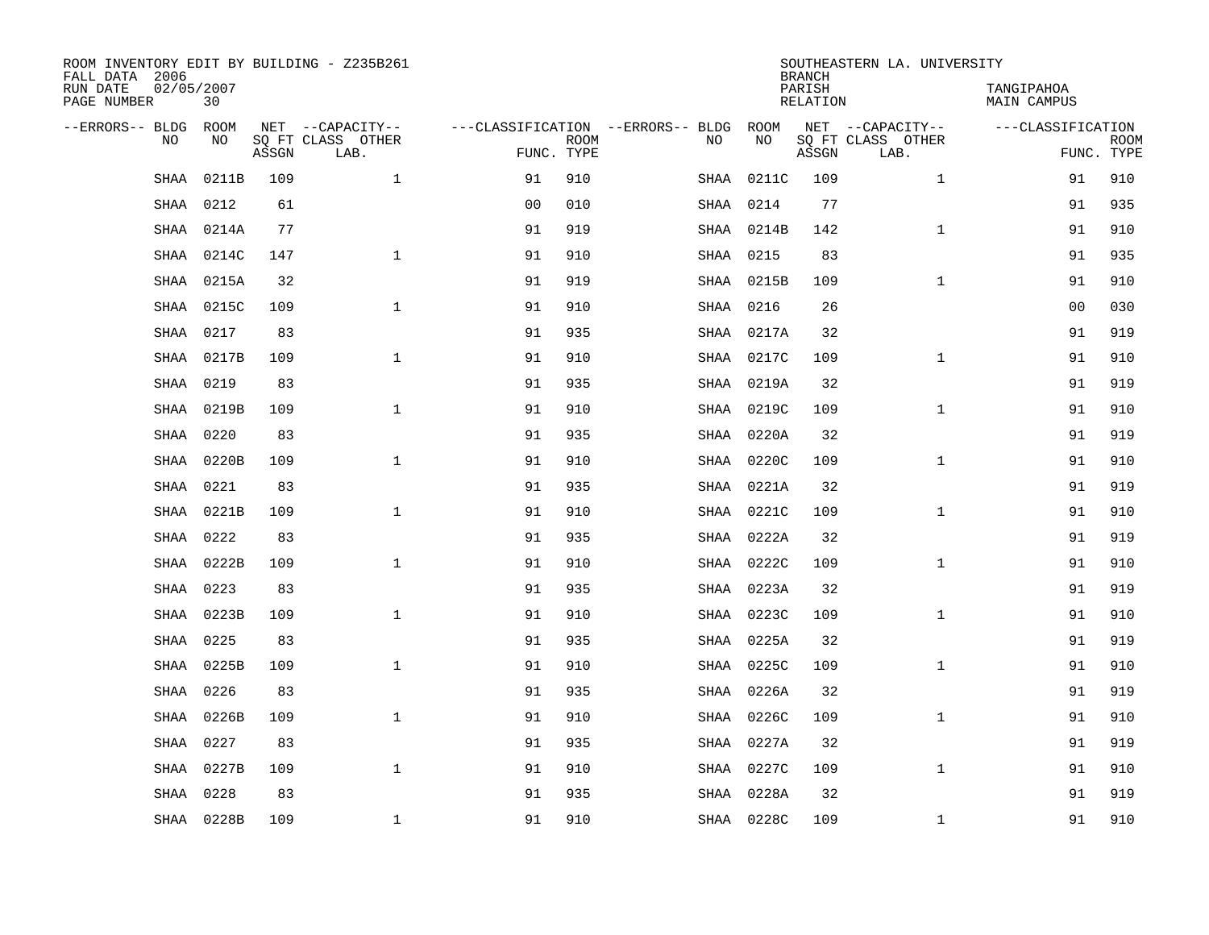ROOM INVENTORY EDIT BY BUILDING - Z235B261
FALL DATA 2006
RUN DATE 02/05/2007
PAGE NUMBER 30

SOUTHEASTERN LA. UNIVERSITY
BRANCH
PARISH TANGIPAHOA
RELATION MAIN CAMPUS

| --ERRORS-- | BLDG NO | ROOM NO | NET SQ FT ASSGN | --CAPACITY-- CLASS LAB. | OTHER | ---CLASSIFICATION FUNC. | ROOM TYPE | --ERRORS-- | BLDG NO | ROOM NO | NET SQ FT ASSGN | --CAPACITY-- CLASS LAB. | OTHER | ---CLASSIFICATION FUNC. | ROOM TYPE |
|---|---|---|---|---|---|---|---|---|---|---|---|---|---|---|---|
| | SHAA | 0211B | 109 | | 1 | 91 | 910 | | SHAA | 0211C | 109 | | 1 | 91 | 910 |
| | SHAA | 0212 | 61 | | | 00 | 010 | | SHAA | 0214 | 77 | | | 91 | 935 |
| | SHAA | 0214A | 77 | | | 91 | 919 | | SHAA | 0214B | 142 | | 1 | 91 | 910 |
| | SHAA | 0214C | 147 | | 1 | 91 | 910 | | SHAA | 0215 | 83 | | | 91 | 935 |
| | SHAA | 0215A | 32 | | | 91 | 919 | | SHAA | 0215B | 109 | | 1 | 91 | 910 |
| | SHAA | 0215C | 109 | | 1 | 91 | 910 | | SHAA | 0216 | 26 | | | 00 | 030 |
| | SHAA | 0217 | 83 | | | 91 | 935 | | SHAA | 0217A | 32 | | | 91 | 919 |
| | SHAA | 0217B | 109 | | 1 | 91 | 910 | | SHAA | 0217C | 109 | | 1 | 91 | 910 |
| | SHAA | 0219 | 83 | | | 91 | 935 | | SHAA | 0219A | 32 | | | 91 | 919 |
| | SHAA | 0219B | 109 | | 1 | 91 | 910 | | SHAA | 0219C | 109 | | 1 | 91 | 910 |
| | SHAA | 0220 | 83 | | | 91 | 935 | | SHAA | 0220A | 32 | | | 91 | 919 |
| | SHAA | 0220B | 109 | | 1 | 91 | 910 | | SHAA | 0220C | 109 | | 1 | 91 | 910 |
| | SHAA | 0221 | 83 | | | 91 | 935 | | SHAA | 0221A | 32 | | | 91 | 919 |
| | SHAA | 0221B | 109 | | 1 | 91 | 910 | | SHAA | 0221C | 109 | | 1 | 91 | 910 |
| | SHAA | 0222 | 83 | | | 91 | 935 | | SHAA | 0222A | 32 | | | 91 | 919 |
| | SHAA | 0222B | 109 | | 1 | 91 | 910 | | SHAA | 0222C | 109 | | 1 | 91 | 910 |
| | SHAA | 0223 | 83 | | | 91 | 935 | | SHAA | 0223A | 32 | | | 91 | 919 |
| | SHAA | 0223B | 109 | | 1 | 91 | 910 | | SHAA | 0223C | 109 | | 1 | 91 | 910 |
| | SHAA | 0225 | 83 | | | 91 | 935 | | SHAA | 0225A | 32 | | | 91 | 919 |
| | SHAA | 0225B | 109 | | 1 | 91 | 910 | | SHAA | 0225C | 109 | | 1 | 91 | 910 |
| | SHAA | 0226 | 83 | | | 91 | 935 | | SHAA | 0226A | 32 | | | 91 | 919 |
| | SHAA | 0226B | 109 | | 1 | 91 | 910 | | SHAA | 0226C | 109 | | 1 | 91 | 910 |
| | SHAA | 0227 | 83 | | | 91 | 935 | | SHAA | 0227A | 32 | | | 91 | 919 |
| | SHAA | 0227B | 109 | | 1 | 91 | 910 | | SHAA | 0227C | 109 | | 1 | 91 | 910 |
| | SHAA | 0228 | 83 | | | 91 | 935 | | SHAA | 0228A | 32 | | | 91 | 919 |
| | SHAA | 0228B | 109 | | 1 | 91 | 910 | | SHAA | 0228C | 109 | | 1 | 91 | 910 |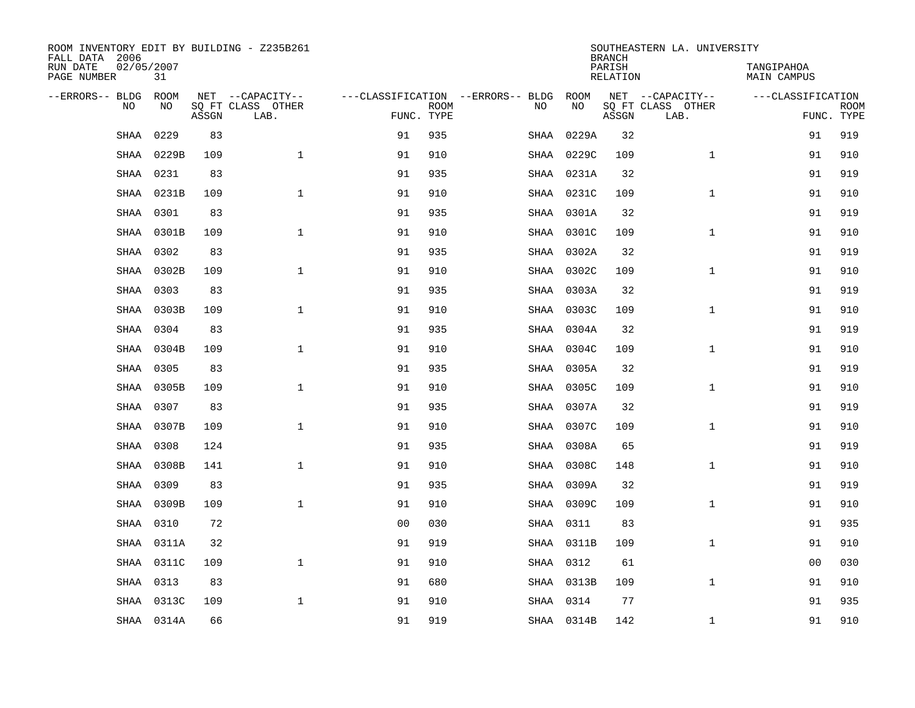ROOM INVENTORY EDIT BY BUILDING - Z235B261
FALL DATA 2006
RUN DATE 02/05/2007
PAGE NUMBER 31

SOUTHEASTERN LA. UNIVERSITY
BRANCH
PARISH TANGIPAHOA
RELATION MAIN CAMPUS

| --ERRORS-- | BLDG NO | ROOM NO | NET SQ FT ASSGN | --CAPACITY-- CLASS LAB. | OTHER | ---CLASSIFICATION FUNC. | ROOM TYPE | --ERRORS-- | BLDG NO | ROOM NO | NET SQ FT ASSGN | --CAPACITY-- CLASS LAB. | OTHER | ---CLASSIFICATION FUNC. | ROOM TYPE |
|---|---|---|---|---|---|---|---|---|---|---|---|---|---|---|---|
| | SHAA | 0229 | 83 | | | 91 | 935 | | SHAA | 0229A | 32 | | | 91 | 919 |
| | SHAA | 0229B | 109 | | 1 | 91 | 910 | | SHAA | 0229C | 109 | | 1 | 91 | 910 |
| | SHAA | 0231 | 83 | | | 91 | 935 | | SHAA | 0231A | 32 | | | 91 | 919 |
| | SHAA | 0231B | 109 | | 1 | 91 | 910 | | SHAA | 0231C | 109 | | 1 | 91 | 910 |
| | SHAA | 0301 | 83 | | | 91 | 935 | | SHAA | 0301A | 32 | | | 91 | 919 |
| | SHAA | 0301B | 109 | | 1 | 91 | 910 | | SHAA | 0301C | 109 | | 1 | 91 | 910 |
| | SHAA | 0302 | 83 | | | 91 | 935 | | SHAA | 0302A | 32 | | | 91 | 919 |
| | SHAA | 0302B | 109 | | 1 | 91 | 910 | | SHAA | 0302C | 109 | | 1 | 91 | 910 |
| | SHAA | 0303 | 83 | | | 91 | 935 | | SHAA | 0303A | 32 | | | 91 | 919 |
| | SHAA | 0303B | 109 | | 1 | 91 | 910 | | SHAA | 0303C | 109 | | 1 | 91 | 910 |
| | SHAA | 0304 | 83 | | | 91 | 935 | | SHAA | 0304A | 32 | | | 91 | 919 |
| | SHAA | 0304B | 109 | | 1 | 91 | 910 | | SHAA | 0304C | 109 | | 1 | 91 | 910 |
| | SHAA | 0305 | 83 | | | 91 | 935 | | SHAA | 0305A | 32 | | | 91 | 919 |
| | SHAA | 0305B | 109 | | 1 | 91 | 910 | | SHAA | 0305C | 109 | | 1 | 91 | 910 |
| | SHAA | 0307 | 83 | | | 91 | 935 | | SHAA | 0307A | 32 | | | 91 | 919 |
| | SHAA | 0307B | 109 | | 1 | 91 | 910 | | SHAA | 0307C | 109 | | 1 | 91 | 910 |
| | SHAA | 0308 | 124 | | | 91 | 935 | | SHAA | 0308A | 65 | | | 91 | 919 |
| | SHAA | 0308B | 141 | | 1 | 91 | 910 | | SHAA | 0308C | 148 | | 1 | 91 | 910 |
| | SHAA | 0309 | 83 | | | 91 | 935 | | SHAA | 0309A | 32 | | | 91 | 919 |
| | SHAA | 0309B | 109 | | 1 | 91 | 910 | | SHAA | 0309C | 109 | | 1 | 91 | 910 |
| | SHAA | 0310 | 72 | | | 00 | 030 | | SHAA | 0311 | 83 | | | 91 | 935 |
| | SHAA | 0311A | 32 | | | 91 | 919 | | SHAA | 0311B | 109 | | 1 | 91 | 910 |
| | SHAA | 0311C | 109 | | 1 | 91 | 910 | | SHAA | 0312 | 61 | | | 00 | 030 |
| | SHAA | 0313 | 83 | | | 91 | 680 | | SHAA | 0313B | 109 | | 1 | 91 | 910 |
| | SHAA | 0313C | 109 | | 1 | 91 | 910 | | SHAA | 0314 | 77 | | | 91 | 935 |
| | SHAA | 0314A | 66 | | | 91 | 919 | | SHAA | 0314B | 142 | | 1 | 91 | 910 |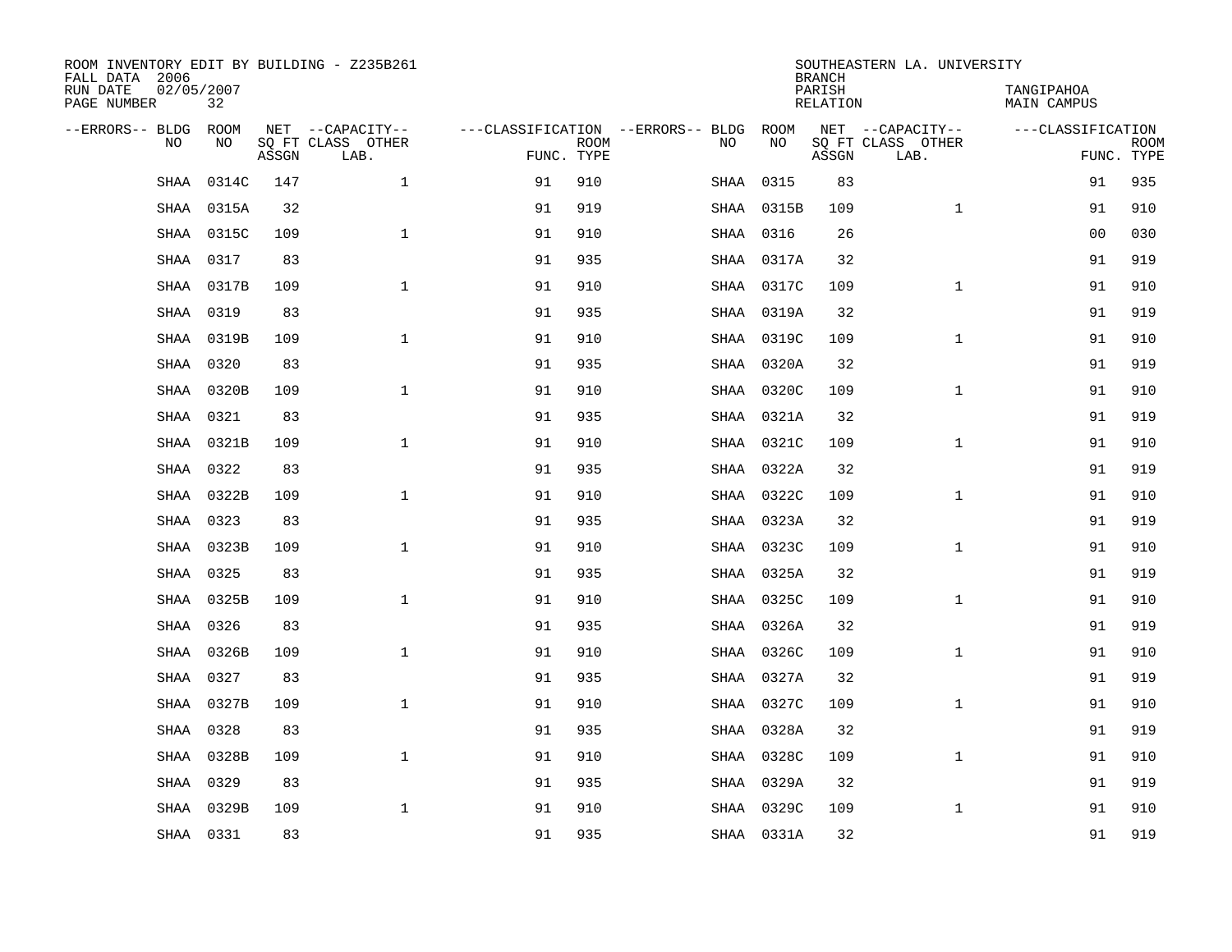ROOM INVENTORY EDIT BY BUILDING - Z235B261
FALL DATA 2006
RUN DATE 02/05/2007
PAGE NUMBER 32

SOUTHEASTERN LA. UNIVERSITY
BRANCH
PARISH TANGIPAHOA
RELATION MAIN CAMPUS

| --ERRORS-- | BLDG NO | ROOM NO | NET SQ FT ASSGN | --CAPACITY-- CLASS | LAB. | OTHER | ---CLASSIFICATION FUNC. | ROOM TYPE | --ERRORS-- | BLDG NO | ROOM NO | NET SQ FT ASSGN | --CAPACITY-- CLASS | LAB. | OTHER | ---CLASSIFICATION FUNC. | ROOM TYPE |
|---|---|---|---|---|---|---|---|---|---|---|---|---|---|---|---|---|---|
| | SHAA | 0314C | 147 | | | 1 | 91 | 910 | | SHAA | 0315 | 83 | | | | 91 | 935 |
| | SHAA | 0315A | 32 | | | | 91 | 919 | | SHAA | 0315B | 109 | | | 1 | 91 | 910 |
| | SHAA | 0315C | 109 | | | 1 | 91 | 910 | | SHAA | 0316 | 26 | | | | 00 | 030 |
| | SHAA | 0317 | 83 | | | | 91 | 935 | | SHAA | 0317A | 32 | | | | 91 | 919 |
| | SHAA | 0317B | 109 | | | 1 | 91 | 910 | | SHAA | 0317C | 109 | | | 1 | 91 | 910 |
| | SHAA | 0319 | 83 | | | | 91 | 935 | | SHAA | 0319A | 32 | | | | 91 | 919 |
| | SHAA | 0319B | 109 | | | 1 | 91 | 910 | | SHAA | 0319C | 109 | | | 1 | 91 | 910 |
| | SHAA | 0320 | 83 | | | | 91 | 935 | | SHAA | 0320A | 32 | | | | 91 | 919 |
| | SHAA | 0320B | 109 | | | 1 | 91 | 910 | | SHAA | 0320C | 109 | | | 1 | 91 | 910 |
| | SHAA | 0321 | 83 | | | | 91 | 935 | | SHAA | 0321A | 32 | | | | 91 | 919 |
| | SHAA | 0321B | 109 | | | 1 | 91 | 910 | | SHAA | 0321C | 109 | | | 1 | 91 | 910 |
| | SHAA | 0322 | 83 | | | | 91 | 935 | | SHAA | 0322A | 32 | | | | 91 | 919 |
| | SHAA | 0322B | 109 | | | 1 | 91 | 910 | | SHAA | 0322C | 109 | | | 1 | 91 | 910 |
| | SHAA | 0323 | 83 | | | | 91 | 935 | | SHAA | 0323A | 32 | | | | 91 | 919 |
| | SHAA | 0323B | 109 | | | 1 | 91 | 910 | | SHAA | 0323C | 109 | | | 1 | 91 | 910 |
| | SHAA | 0325 | 83 | | | | 91 | 935 | | SHAA | 0325A | 32 | | | | 91 | 919 |
| | SHAA | 0325B | 109 | | | 1 | 91 | 910 | | SHAA | 0325C | 109 | | | 1 | 91 | 910 |
| | SHAA | 0326 | 83 | | | | 91 | 935 | | SHAA | 0326A | 32 | | | | 91 | 919 |
| | SHAA | 0326B | 109 | | | 1 | 91 | 910 | | SHAA | 0326C | 109 | | | 1 | 91 | 910 |
| | SHAA | 0327 | 83 | | | | 91 | 935 | | SHAA | 0327A | 32 | | | | 91 | 919 |
| | SHAA | 0327B | 109 | | | 1 | 91 | 910 | | SHAA | 0327C | 109 | | | 1 | 91 | 910 |
| | SHAA | 0328 | 83 | | | | 91 | 935 | | SHAA | 0328A | 32 | | | | 91 | 919 |
| | SHAA | 0328B | 109 | | | 1 | 91 | 910 | | SHAA | 0328C | 109 | | | 1 | 91 | 910 |
| | SHAA | 0329 | 83 | | | | 91 | 935 | | SHAA | 0329A | 32 | | | | 91 | 919 |
| | SHAA | 0329B | 109 | | | 1 | 91 | 910 | | SHAA | 0329C | 109 | | | 1 | 91 | 910 |
| | SHAA | 0331 | 83 | | | | 91 | 935 | | SHAA | 0331A | 32 | | | | 91 | 919 |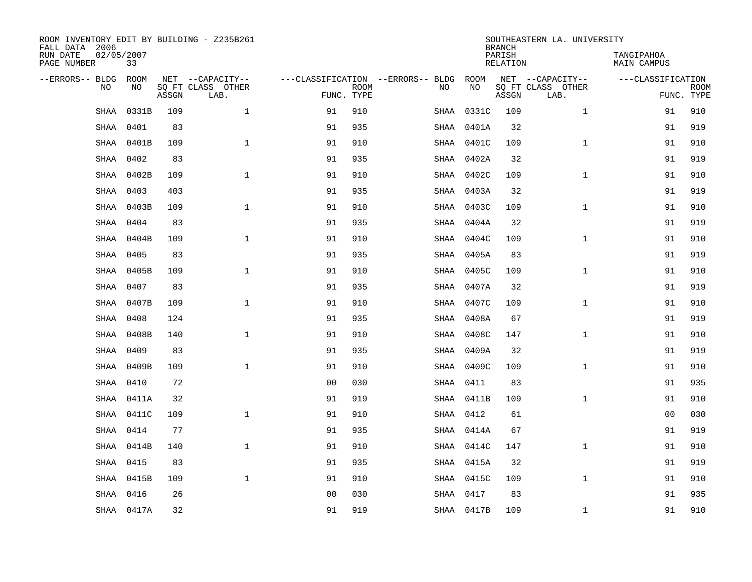ROOM INVENTORY EDIT BY BUILDING - Z235B261
FALL DATA 2006
RUN DATE 02/05/2007
PAGE NUMBER 33

SOUTHEASTERN LA. UNIVERSITY
BRANCH
PARISH TANGIPAHOA
RELATION MAIN CAMPUS

| --ERRORS-- | BLDG NO | ROOM NO | NET SQ FT ASSGN | --CAPACITY-- CLASS | LAB. | OTHER | ---CLASSIFICATION FUNC. | ROOM TYPE | --ERRORS-- | BLDG NO | ROOM NO | NET SQ FT ASSGN | --CAPACITY-- CLASS | LAB. | OTHER | ---CLASSIFICATION FUNC. | ROOM TYPE |
|---|---|---|---|---|---|---|---|---|---|---|---|---|---|---|---|---|---|
| | SHAA | 0331B | 109 | | | 1 | 91 | 910 | | SHAA | 0331C | 109 | | | 1 | 91 | 910 |
| | SHAA | 0401 | 83 | | | | 91 | 935 | | SHAA | 0401A | 32 | | | | 91 | 919 |
| | SHAA | 0401B | 109 | | | 1 | 91 | 910 | | SHAA | 0401C | 109 | | | 1 | 91 | 910 |
| | SHAA | 0402 | 83 | | | | 91 | 935 | | SHAA | 0402A | 32 | | | | 91 | 919 |
| | SHAA | 0402B | 109 | | | 1 | 91 | 910 | | SHAA | 0402C | 109 | | | 1 | 91 | 910 |
| | SHAA | 0403 | 403 | | | | 91 | 935 | | SHAA | 0403A | 32 | | | | 91 | 919 |
| | SHAA | 0403B | 109 | | | 1 | 91 | 910 | | SHAA | 0403C | 109 | | | 1 | 91 | 910 |
| | SHAA | 0404 | 83 | | | | 91 | 935 | | SHAA | 0404A | 32 | | | | 91 | 919 |
| | SHAA | 0404B | 109 | | | 1 | 91 | 910 | | SHAA | 0404C | 109 | | | 1 | 91 | 910 |
| | SHAA | 0405 | 83 | | | | 91 | 935 | | SHAA | 0405A | 83 | | | | 91 | 919 |
| | SHAA | 0405B | 109 | | | 1 | 91 | 910 | | SHAA | 0405C | 109 | | | 1 | 91 | 910 |
| | SHAA | 0407 | 83 | | | | 91 | 935 | | SHAA | 0407A | 32 | | | | 91 | 919 |
| | SHAA | 0407B | 109 | | | 1 | 91 | 910 | | SHAA | 0407C | 109 | | | 1 | 91 | 910 |
| | SHAA | 0408 | 124 | | | | 91 | 935 | | SHAA | 0408A | 67 | | | | 91 | 919 |
| | SHAA | 0408B | 140 | | | 1 | 91 | 910 | | SHAA | 0408C | 147 | | | 1 | 91 | 910 |
| | SHAA | 0409 | 83 | | | | 91 | 935 | | SHAA | 0409A | 32 | | | | 91 | 919 |
| | SHAA | 0409B | 109 | | | 1 | 91 | 910 | | SHAA | 0409C | 109 | | | 1 | 91 | 910 |
| | SHAA | 0410 | 72 | | | | 00 | 030 | | SHAA | 0411 | 83 | | | | 91 | 935 |
| | SHAA | 0411A | 32 | | | | 91 | 919 | | SHAA | 0411B | 109 | | | 1 | 91 | 910 |
| | SHAA | 0411C | 109 | | | 1 | 91 | 910 | | SHAA | 0412 | 61 | | | | 00 | 030 |
| | SHAA | 0414 | 77 | | | | 91 | 935 | | SHAA | 0414A | 67 | | | | 91 | 919 |
| | SHAA | 0414B | 140 | | | 1 | 91 | 910 | | SHAA | 0414C | 147 | | | 1 | 91 | 910 |
| | SHAA | 0415 | 83 | | | | 91 | 935 | | SHAA | 0415A | 32 | | | | 91 | 919 |
| | SHAA | 0415B | 109 | | | 1 | 91 | 910 | | SHAA | 0415C | 109 | | | 1 | 91 | 910 |
| | SHAA | 0416 | 26 | | | | 00 | 030 | | SHAA | 0417 | 83 | | | | 91 | 935 |
| | SHAA | 0417A | 32 | | | | 91 | 919 | | SHAA | 0417B | 109 | | | 1 | 91 | 910 |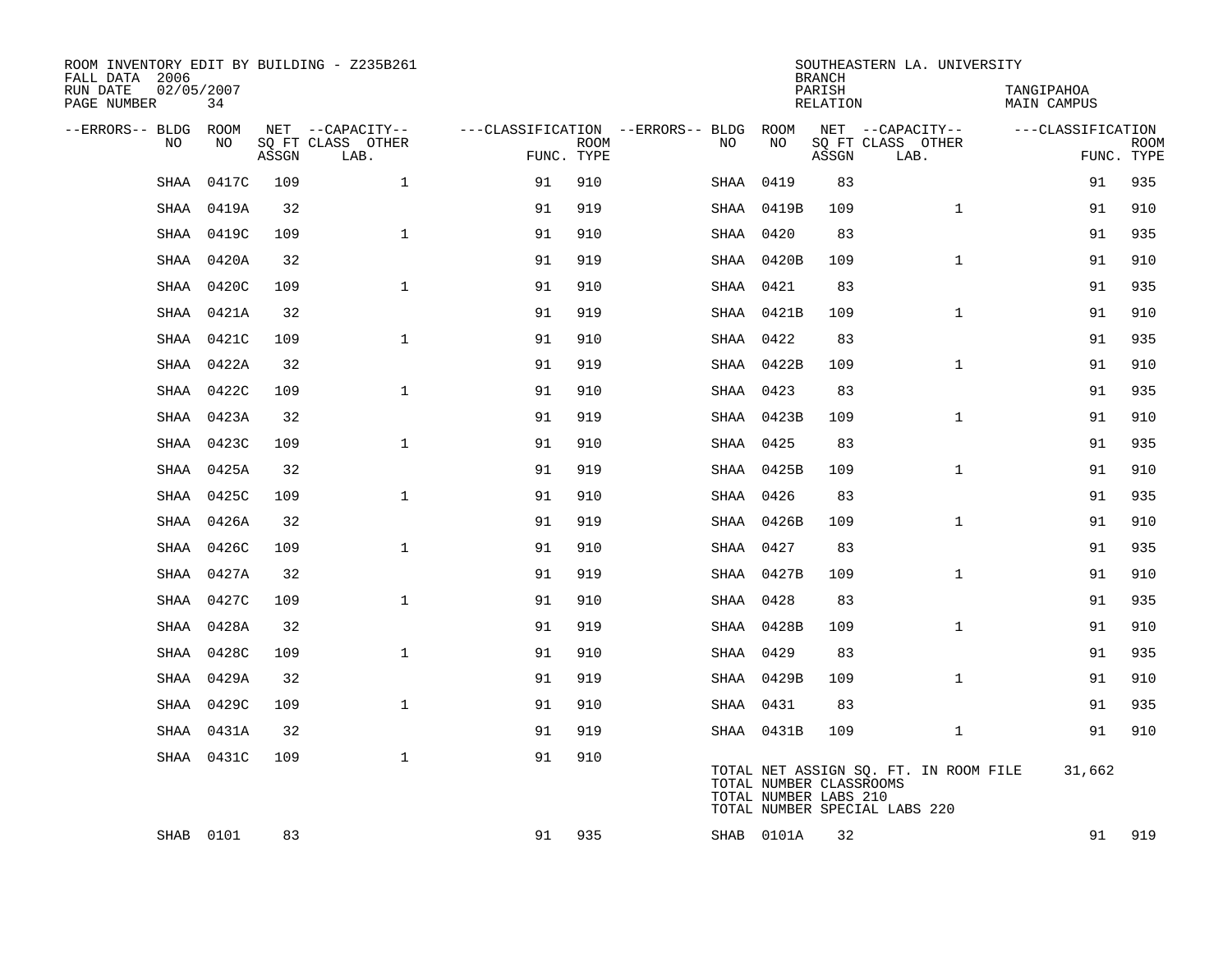ROOM INVENTORY EDIT BY BUILDING - Z235B261
FALL DATA 2006
RUN DATE 02/05/2007
PAGE NUMBER 34

SOUTHEASTERN LA. UNIVERSITY
BRANCH
PARISH TANGIPAHOA
RELATION MAIN CAMPUS

| --ERRORS-- | BLDG NO | ROOM NO | NET SQ FT ASSGN | --CAPACITY-- CLASS LAB. | OTHER | ---CLASSIFICATION FUNC. | ROOM TYPE | --ERRORS-- | BLDG NO | ROOM NO | NET SQ FT ASSGN | --CAPACITY-- CLASS LAB. | OTHER | ---CLASSIFICATION FUNC. | ROOM TYPE |
|---|---|---|---|---|---|---|---|---|---|---|---|---|---|---|---|
| | SHAA | 0417C | 109 | | 1 | 91 | 910 | | SHAA | 0419 | 83 | | | 91 | 935 |
| | SHAA | 0419A | 32 | | | 91 | 919 | | SHAA | 0419B | 109 | | 1 | 91 | 910 |
| | SHAA | 0419C | 109 | | 1 | 91 | 910 | | SHAA | 0420 | 83 | | | 91 | 935 |
| | SHAA | 0420A | 32 | | | 91 | 919 | | SHAA | 0420B | 109 | | 1 | 91 | 910 |
| | SHAA | 0420C | 109 | | 1 | 91 | 910 | | SHAA | 0421 | 83 | | | 91 | 935 |
| | SHAA | 0421A | 32 | | | 91 | 919 | | SHAA | 0421B | 109 | | 1 | 91 | 910 |
| | SHAA | 0421C | 109 | | 1 | 91 | 910 | | SHAA | 0422 | 83 | | | 91 | 935 |
| | SHAA | 0422A | 32 | | | 91 | 919 | | SHAA | 0422B | 109 | | 1 | 91 | 910 |
| | SHAA | 0422C | 109 | | 1 | 91 | 910 | | SHAA | 0423 | 83 | | | 91 | 935 |
| | SHAA | 0423A | 32 | | | 91 | 919 | | SHAA | 0423B | 109 | | 1 | 91 | 910 |
| | SHAA | 0423C | 109 | | 1 | 91 | 910 | | SHAA | 0425 | 83 | | | 91 | 935 |
| | SHAA | 0425A | 32 | | | 91 | 919 | | SHAA | 0425B | 109 | | 1 | 91 | 910 |
| | SHAA | 0425C | 109 | | 1 | 91 | 910 | | SHAA | 0426 | 83 | | | 91 | 935 |
| | SHAA | 0426A | 32 | | | 91 | 919 | | SHAA | 0426B | 109 | | 1 | 91 | 910 |
| | SHAA | 0426C | 109 | | 1 | 91 | 910 | | SHAA | 0427 | 83 | | | 91 | 935 |
| | SHAA | 0427A | 32 | | | 91 | 919 | | SHAA | 0427B | 109 | | 1 | 91 | 910 |
| | SHAA | 0427C | 109 | | 1 | 91 | 910 | | SHAA | 0428 | 83 | | | 91 | 935 |
| | SHAA | 0428A | 32 | | | 91 | 919 | | SHAA | 0428B | 109 | | 1 | 91 | 910 |
| | SHAA | 0428C | 109 | | 1 | 91 | 910 | | SHAA | 0429 | 83 | | | 91 | 935 |
| | SHAA | 0429A | 32 | | | 91 | 919 | | SHAA | 0429B | 109 | | 1 | 91 | 910 |
| | SHAA | 0429C | 109 | | 1 | 91 | 910 | | SHAA | 0431 | 83 | | | 91 | 935 |
| | SHAA | 0431A | 32 | | | 91 | 919 | | SHAA | 0431B | 109 | | 1 | 91 | 910 |
| | SHAA | 0431C | 109 | | 1 | 91 | 910 | | | | | | | | |
| | SHAB | 0101 | 83 | | | 91 | 935 | | SHAB | 0101A | 32 | | | 91 | 919 |

TOTAL NET ASSIGN SQ. FT. IN ROOM FILE 31,662
TOTAL NUMBER CLASSROOMS
TOTAL NUMBER LABS 210
TOTAL NUMBER SPECIAL LABS 220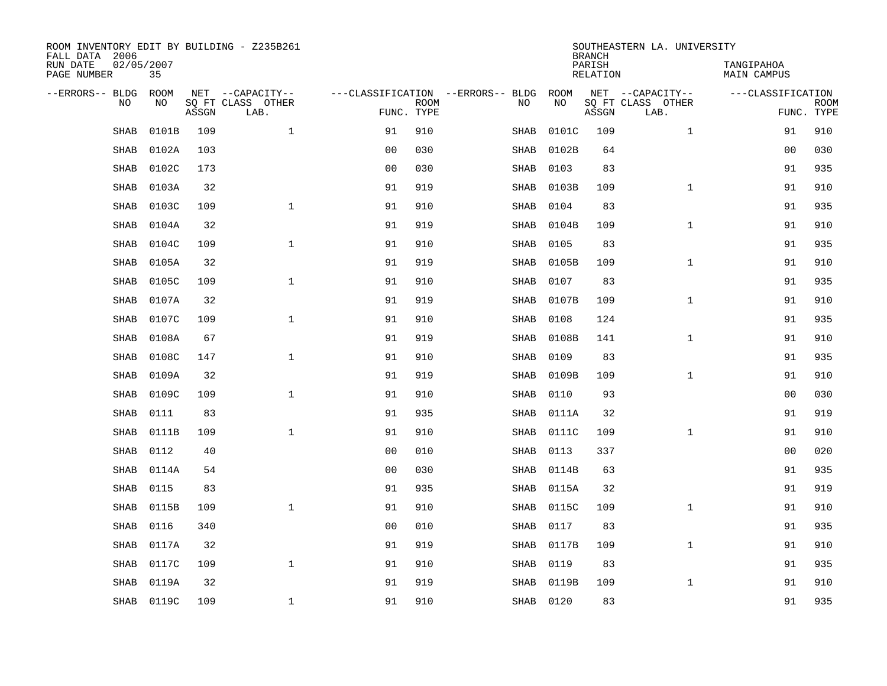ROOM INVENTORY EDIT BY BUILDING - Z235B261
FALL DATA 2006
RUN DATE 02/05/2007

SOUTHEASTERN LA. UNIVERSITY
BRANCH
PARISH: TANGIPAHOA
RELATION: MAIN CAMPUS

| --ERRORS-- | BLDG NO | ROOM NO | NET SQ FT ASSGN | --CAPACITY-- CLASS LAB. | OTHER | ---CLASSIFICATION FUNC. | ROOM TYPE | --ERRORS-- | BLDG NO | ROOM NO | NET SQ FT ASSGN | --CAPACITY-- CLASS LAB. | OTHER | ---CLASSIFICATION FUNC. | ROOM TYPE |
|---|---|---|---|---|---|---|---|---|---|---|---|---|---|---|---|
| | SHAB | 0101B | 109 | | 1 | 91 | 910 | | SHAB | 0101C | 109 | | 1 | 91 | 910 |
| | SHAB | 0102A | 103 | | | 00 | 030 | | SHAB | 0102B | 64 | | | 00 | 030 |
| | SHAB | 0102C | 173 | | | 00 | 030 | | SHAB | 0103 | 83 | | | 91 | 935 |
| | SHAB | 0103A | 32 | | | 91 | 919 | | SHAB | 0103B | 109 | | 1 | 91 | 910 |
| | SHAB | 0103C | 109 | | 1 | 91 | 910 | | SHAB | 0104 | 83 | | | 91 | 935 |
| | SHAB | 0104A | 32 | | | 91 | 919 | | SHAB | 0104B | 109 | | 1 | 91 | 910 |
| | SHAB | 0104C | 109 | | 1 | 91 | 910 | | SHAB | 0105 | 83 | | | 91 | 935 |
| | SHAB | 0105A | 32 | | | 91 | 919 | | SHAB | 0105B | 109 | | 1 | 91 | 910 |
| | SHAB | 0105C | 109 | | 1 | 91 | 910 | | SHAB | 0107 | 83 | | | 91 | 935 |
| | SHAB | 0107A | 32 | | | 91 | 919 | | SHAB | 0107B | 109 | | 1 | 91 | 910 |
| | SHAB | 0107C | 109 | | 1 | 91 | 910 | | SHAB | 0108 | 124 | | | 91 | 935 |
| | SHAB | 0108A | 67 | | | 91 | 919 | | SHAB | 0108B | 141 | | 1 | 91 | 910 |
| | SHAB | 0108C | 147 | | 1 | 91 | 910 | | SHAB | 0109 | 83 | | | 91 | 935 |
| | SHAB | 0109A | 32 | | | 91 | 919 | | SHAB | 0109B | 109 | | 1 | 91 | 910 |
| | SHAB | 0109C | 109 | | 1 | 91 | 910 | | SHAB | 0110 | 93 | | | 00 | 030 |
| | SHAB | 0111 | 83 | | | 91 | 935 | | SHAB | 0111A | 32 | | | 91 | 919 |
| | SHAB | 0111B | 109 | | 1 | 91 | 910 | | SHAB | 0111C | 109 | | 1 | 91 | 910 |
| | SHAB | 0112 | 40 | | | 00 | 010 | | SHAB | 0113 | 337 | | | 00 | 020 |
| | SHAB | 0114A | 54 | | | 00 | 030 | | SHAB | 0114B | 63 | | | 91 | 935 |
| | SHAB | 0115 | 83 | | | 91 | 935 | | SHAB | 0115A | 32 | | | 91 | 919 |
| | SHAB | 0115B | 109 | | 1 | 91 | 910 | | SHAB | 0115C | 109 | | 1 | 91 | 910 |
| | SHAB | 0116 | 340 | | | 00 | 010 | | SHAB | 0117 | 83 | | | 91 | 935 |
| | SHAB | 0117A | 32 | | | 91 | 919 | | SHAB | 0117B | 109 | | 1 | 91 | 910 |
| | SHAB | 0117C | 109 | | 1 | 91 | 910 | | SHAB | 0119 | 83 | | | 91 | 935 |
| | SHAB | 0119A | 32 | | | 91 | 919 | | SHAB | 0119B | 109 | | 1 | 91 | 910 |
| | SHAB | 0119C | 109 | | 1 | 91 | 910 | | SHAB | 0120 | 83 | | | 91 | 935 |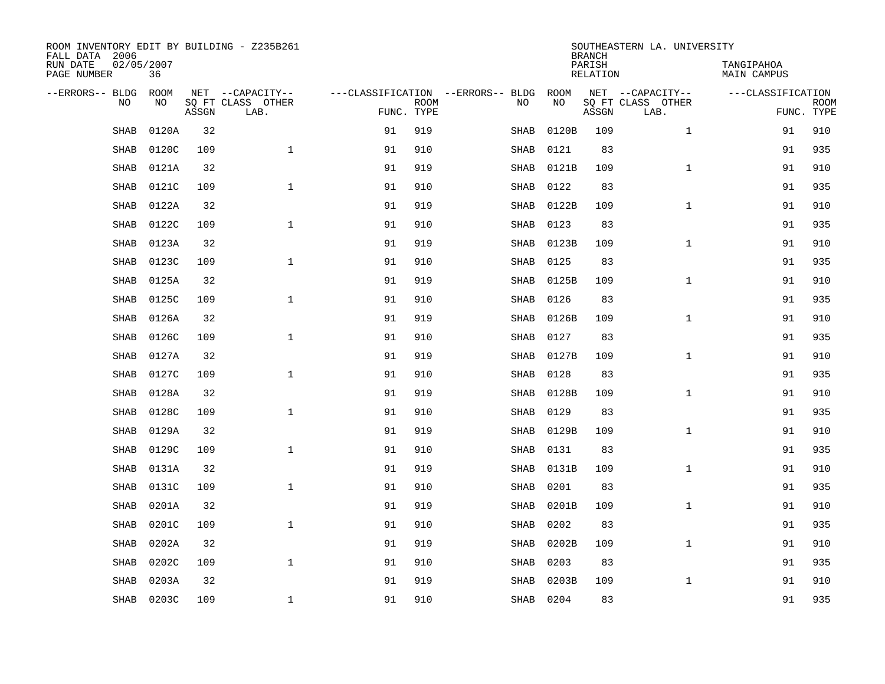ROOM INVENTORY EDIT BY BUILDING - Z235B261
FALL DATA 2006
RUN DATE 02/05/2007
PAGE NUMBER 36

SOUTHEASTERN LA. UNIVERSITY
BRANCH
PARISH TANGIPAHOA
RELATION MAIN CAMPUS

| --ERRORS-- | BLDG NO | ROOM NO | NET SQ FT ASSGN | --CAPACITY-- CLASS LAB. | OTHER | ---CLASSIFICATION FUNC. | ROOM TYPE | --ERRORS-- | BLDG NO | ROOM NO | NET SQ FT ASSGN | --CAPACITY-- CLASS LAB. | OTHER | ---CLASSIFICATION FUNC. | ROOM TYPE |
|---|---|---|---|---|---|---|---|---|---|---|---|---|---|---|---|
| | SHAB | 0120A | 32 | | | 91 | 919 | | SHAB | 0120B | 109 | | 1 | 91 | 910 |
| | SHAB | 0120C | 109 | | 1 | 91 | 910 | | SHAB | 0121 | 83 | | | 91 | 935 |
| | SHAB | 0121A | 32 | | | 91 | 919 | | SHAB | 0121B | 109 | | 1 | 91 | 910 |
| | SHAB | 0121C | 109 | | 1 | 91 | 910 | | SHAB | 0122 | 83 | | | 91 | 935 |
| | SHAB | 0122A | 32 | | | 91 | 919 | | SHAB | 0122B | 109 | | 1 | 91 | 910 |
| | SHAB | 0122C | 109 | | 1 | 91 | 910 | | SHAB | 0123 | 83 | | | 91 | 935 |
| | SHAB | 0123A | 32 | | | 91 | 919 | | SHAB | 0123B | 109 | | 1 | 91 | 910 |
| | SHAB | 0123C | 109 | | 1 | 91 | 910 | | SHAB | 0125 | 83 | | | 91 | 935 |
| | SHAB | 0125A | 32 | | | 91 | 919 | | SHAB | 0125B | 109 | | 1 | 91 | 910 |
| | SHAB | 0125C | 109 | | 1 | 91 | 910 | | SHAB | 0126 | 83 | | | 91 | 935 |
| | SHAB | 0126A | 32 | | | 91 | 919 | | SHAB | 0126B | 109 | | 1 | 91 | 910 |
| | SHAB | 0126C | 109 | | 1 | 91 | 910 | | SHAB | 0127 | 83 | | | 91 | 935 |
| | SHAB | 0127A | 32 | | | 91 | 919 | | SHAB | 0127B | 109 | | 1 | 91 | 910 |
| | SHAB | 0127C | 109 | | 1 | 91 | 910 | | SHAB | 0128 | 83 | | | 91 | 935 |
| | SHAB | 0128A | 32 | | | 91 | 919 | | SHAB | 0128B | 109 | | 1 | 91 | 910 |
| | SHAB | 0128C | 109 | | 1 | 91 | 910 | | SHAB | 0129 | 83 | | | 91 | 935 |
| | SHAB | 0129A | 32 | | | 91 | 919 | | SHAB | 0129B | 109 | | 1 | 91 | 910 |
| | SHAB | 0129C | 109 | | 1 | 91 | 910 | | SHAB | 0131 | 83 | | | 91 | 935 |
| | SHAB | 0131A | 32 | | | 91 | 919 | | SHAB | 0131B | 109 | | 1 | 91 | 910 |
| | SHAB | 0131C | 109 | | 1 | 91 | 910 | | SHAB | 0201 | 83 | | | 91 | 935 |
| | SHAB | 0201A | 32 | | | 91 | 919 | | SHAB | 0201B | 109 | | 1 | 91 | 910 |
| | SHAB | 0201C | 109 | | 1 | 91 | 910 | | SHAB | 0202 | 83 | | | 91 | 935 |
| | SHAB | 0202A | 32 | | | 91 | 919 | | SHAB | 0202B | 109 | | 1 | 91 | 910 |
| | SHAB | 0202C | 109 | | 1 | 91 | 910 | | SHAB | 0203 | 83 | | | 91 | 935 |
| | SHAB | 0203A | 32 | | | 91 | 919 | | SHAB | 0203B | 109 | | 1 | 91 | 910 |
| | SHAB | 0203C | 109 | | 1 | 91 | 910 | | SHAB | 0204 | 83 | | | 91 | 935 |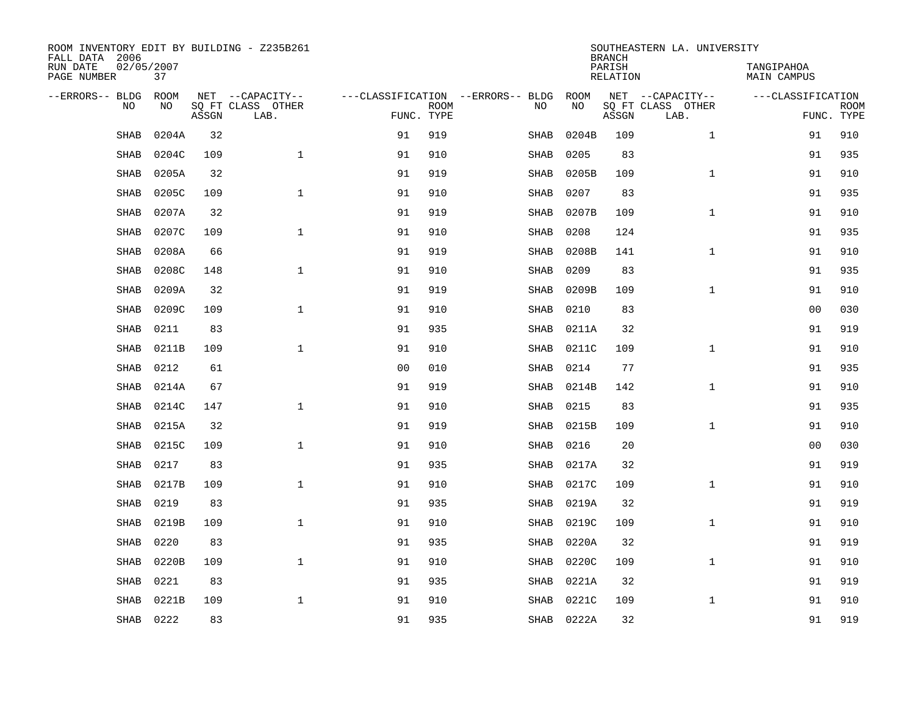ROOM INVENTORY EDIT BY BUILDING - Z235B261
FALL DATA 2006
RUN DATE 02/05/2007
PAGE NUMBER 37

SOUTHEASTERN LA. UNIVERSITY
BRANCH
PARISH TANGIPAHOA
RELATION MAIN CAMPUS

| --ERRORS-- | BLDG NO | ROOM NO | NET SQ FT ASSGN | --CAPACITY-- CLASS LAB. | OTHER | ---CLASSIFICATION FUNC. | ROOM TYPE | --ERRORS-- | BLDG NO | ROOM NO | NET SQ FT ASSGN | --CAPACITY-- CLASS LAB. | OTHER | ---CLASSIFICATION FUNC. | ROOM TYPE |
|---|---|---|---|---|---|---|---|---|---|---|---|---|---|---|---|
| | SHAB | 0204A | 32 | | | 91 | 919 | | SHAB | 0204B | 109 | | 1 | 91 | 910 |
| | SHAB | 0204C | 109 | | 1 | 91 | 910 | | SHAB | 0205 | 83 | | | 91 | 935 |
| | SHAB | 0205A | 32 | | | 91 | 919 | | SHAB | 0205B | 109 | | 1 | 91 | 910 |
| | SHAB | 0205C | 109 | | 1 | 91 | 910 | | SHAB | 0207 | 83 | | | 91 | 935 |
| | SHAB | 0207A | 32 | | | 91 | 919 | | SHAB | 0207B | 109 | | 1 | 91 | 910 |
| | SHAB | 0207C | 109 | | 1 | 91 | 910 | | SHAB | 0208 | 124 | | | 91 | 935 |
| | SHAB | 0208A | 66 | | | 91 | 919 | | SHAB | 0208B | 141 | | 1 | 91 | 910 |
| | SHAB | 0208C | 148 | | 1 | 91 | 910 | | SHAB | 0209 | 83 | | | 91 | 935 |
| | SHAB | 0209A | 32 | | | 91 | 919 | | SHAB | 0209B | 109 | | 1 | 91 | 910 |
| | SHAB | 0209C | 109 | | 1 | 91 | 910 | | SHAB | 0210 | 83 | | | 00 | 030 |
| | SHAB | 0211 | 83 | | | 91 | 935 | | SHAB | 0211A | 32 | | | 91 | 919 |
| | SHAB | 0211B | 109 | | 1 | 91 | 910 | | SHAB | 0211C | 109 | | 1 | 91 | 910 |
| | SHAB | 0212 | 61 | | | 00 | 010 | | SHAB | 0214 | 77 | | | 91 | 935 |
| | SHAB | 0214A | 67 | | | 91 | 919 | | SHAB | 0214B | 142 | | 1 | 91 | 910 |
| | SHAB | 0214C | 147 | | 1 | 91 | 910 | | SHAB | 0215 | 83 | | | 91 | 935 |
| | SHAB | 0215A | 32 | | | 91 | 919 | | SHAB | 0215B | 109 | | 1 | 91 | 910 |
| | SHAB | 0215C | 109 | | 1 | 91 | 910 | | SHAB | 0216 | 20 | | | 00 | 030 |
| | SHAB | 0217 | 83 | | | 91 | 935 | | SHAB | 0217A | 32 | | | 91 | 919 |
| | SHAB | 0217B | 109 | | 1 | 91 | 910 | | SHAB | 0217C | 109 | | 1 | 91 | 910 |
| | SHAB | 0219 | 83 | | | 91 | 935 | | SHAB | 0219A | 32 | | | 91 | 919 |
| | SHAB | 0219B | 109 | | 1 | 91 | 910 | | SHAB | 0219C | 109 | | 1 | 91 | 910 |
| | SHAB | 0220 | 83 | | | 91 | 935 | | SHAB | 0220A | 32 | | | 91 | 919 |
| | SHAB | 0220B | 109 | | 1 | 91 | 910 | | SHAB | 0220C | 109 | | 1 | 91 | 910 |
| | SHAB | 0221 | 83 | | | 91 | 935 | | SHAB | 0221A | 32 | | | 91 | 919 |
| | SHAB | 0221B | 109 | | 1 | 91 | 910 | | SHAB | 0221C | 109 | | 1 | 91 | 910 |
| | SHAB | 0222 | 83 | | | 91 | 935 | | SHAB | 0222A | 32 | | | 91 | 919 |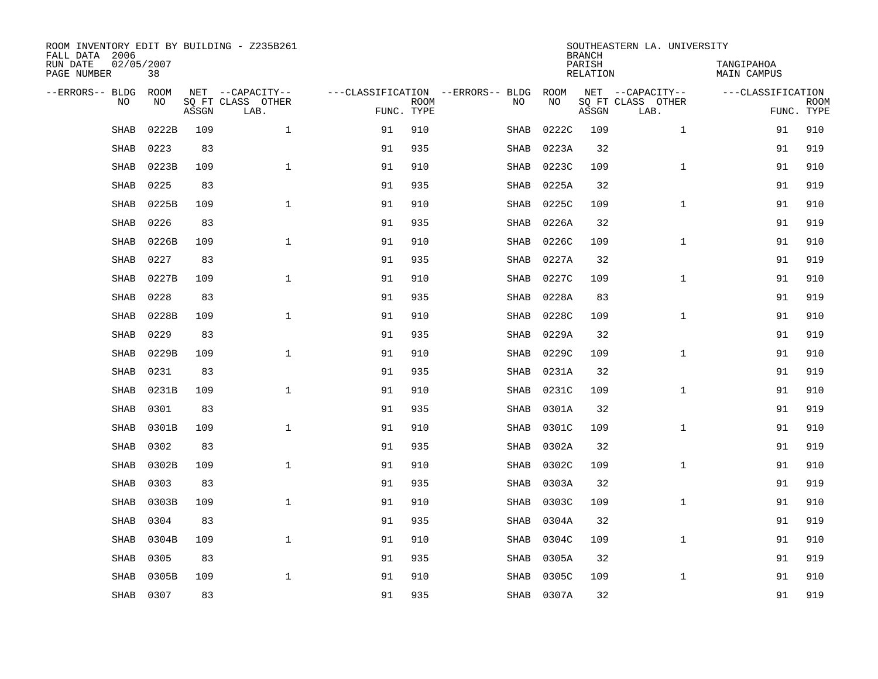ROOM INVENTORY EDIT BY BUILDING - Z235B261
FALL DATA 2006
RUN DATE 02/05/2007
PAGE NUMBER 38

SOUTHEASTERN LA. UNIVERSITY
BRANCH
PARISH TANGIPAHOA
RELATION MAIN CAMPUS

| --ERRORS-- | BLDG NO | ROOM NO | NET SQ FT ASSGN | CAPACITY CLASS LAB. | CAPACITY OTHER | CLASSIFICATION FUNC. | ROOM TYPE | --ERRORS-- | BLDG NO | ROOM NO | NET SQ FT ASSGN | CAPACITY CLASS LAB. | CAPACITY OTHER | CLASSIFICATION FUNC. | ROOM TYPE |
|---|---|---|---|---|---|---|---|---|---|---|---|---|---|---|---|
| | SHAB | 0222B | 109 | | 1 | 91 | 910 | | SHAB | 0222C | 109 | | 1 | 91 | 910 |
| | SHAB | 0223 | 83 | | | 91 | 935 | | SHAB | 0223A | 32 | | | 91 | 919 |
| | SHAB | 0223B | 109 | | 1 | 91 | 910 | | SHAB | 0223C | 109 | | 1 | 91 | 910 |
| | SHAB | 0225 | 83 | | | 91 | 935 | | SHAB | 0225A | 32 | | | 91 | 919 |
| | SHAB | 0225B | 109 | | 1 | 91 | 910 | | SHAB | 0225C | 109 | | 1 | 91 | 910 |
| | SHAB | 0226 | 83 | | | 91 | 935 | | SHAB | 0226A | 32 | | | 91 | 919 |
| | SHAB | 0226B | 109 | | 1 | 91 | 910 | | SHAB | 0226C | 109 | | 1 | 91 | 910 |
| | SHAB | 0227 | 83 | | | 91 | 935 | | SHAB | 0227A | 32 | | | 91 | 919 |
| | SHAB | 0227B | 109 | | 1 | 91 | 910 | | SHAB | 0227C | 109 | | 1 | 91 | 910 |
| | SHAB | 0228 | 83 | | | 91 | 935 | | SHAB | 0228A | 83 | | | 91 | 919 |
| | SHAB | 0228B | 109 | | 1 | 91 | 910 | | SHAB | 0228C | 109 | | 1 | 91 | 910 |
| | SHAB | 0229 | 83 | | | 91 | 935 | | SHAB | 0229A | 32 | | | 91 | 919 |
| | SHAB | 0229B | 109 | | 1 | 91 | 910 | | SHAB | 0229C | 109 | | 1 | 91 | 910 |
| | SHAB | 0231 | 83 | | | 91 | 935 | | SHAB | 0231A | 32 | | | 91 | 919 |
| | SHAB | 0231B | 109 | | 1 | 91 | 910 | | SHAB | 0231C | 109 | | 1 | 91 | 910 |
| | SHAB | 0301 | 83 | | | 91 | 935 | | SHAB | 0301A | 32 | | | 91 | 919 |
| | SHAB | 0301B | 109 | | 1 | 91 | 910 | | SHAB | 0301C | 109 | | 1 | 91 | 910 |
| | SHAB | 0302 | 83 | | | 91 | 935 | | SHAB | 0302A | 32 | | | 91 | 919 |
| | SHAB | 0302B | 109 | | 1 | 91 | 910 | | SHAB | 0302C | 109 | | 1 | 91 | 910 |
| | SHAB | 0303 | 83 | | | 91 | 935 | | SHAB | 0303A | 32 | | | 91 | 919 |
| | SHAB | 0303B | 109 | | 1 | 91 | 910 | | SHAB | 0303C | 109 | | 1 | 91 | 910 |
| | SHAB | 0304 | 83 | | | 91 | 935 | | SHAB | 0304A | 32 | | | 91 | 919 |
| | SHAB | 0304B | 109 | | 1 | 91 | 910 | | SHAB | 0304C | 109 | | 1 | 91 | 910 |
| | SHAB | 0305 | 83 | | | 91 | 935 | | SHAB | 0305A | 32 | | | 91 | 919 |
| | SHAB | 0305B | 109 | | 1 | 91 | 910 | | SHAB | 0305C | 109 | | 1 | 91 | 910 |
| | SHAB | 0307 | 83 | | | 91 | 935 | | SHAB | 0307A | 32 | | | 91 | 919 |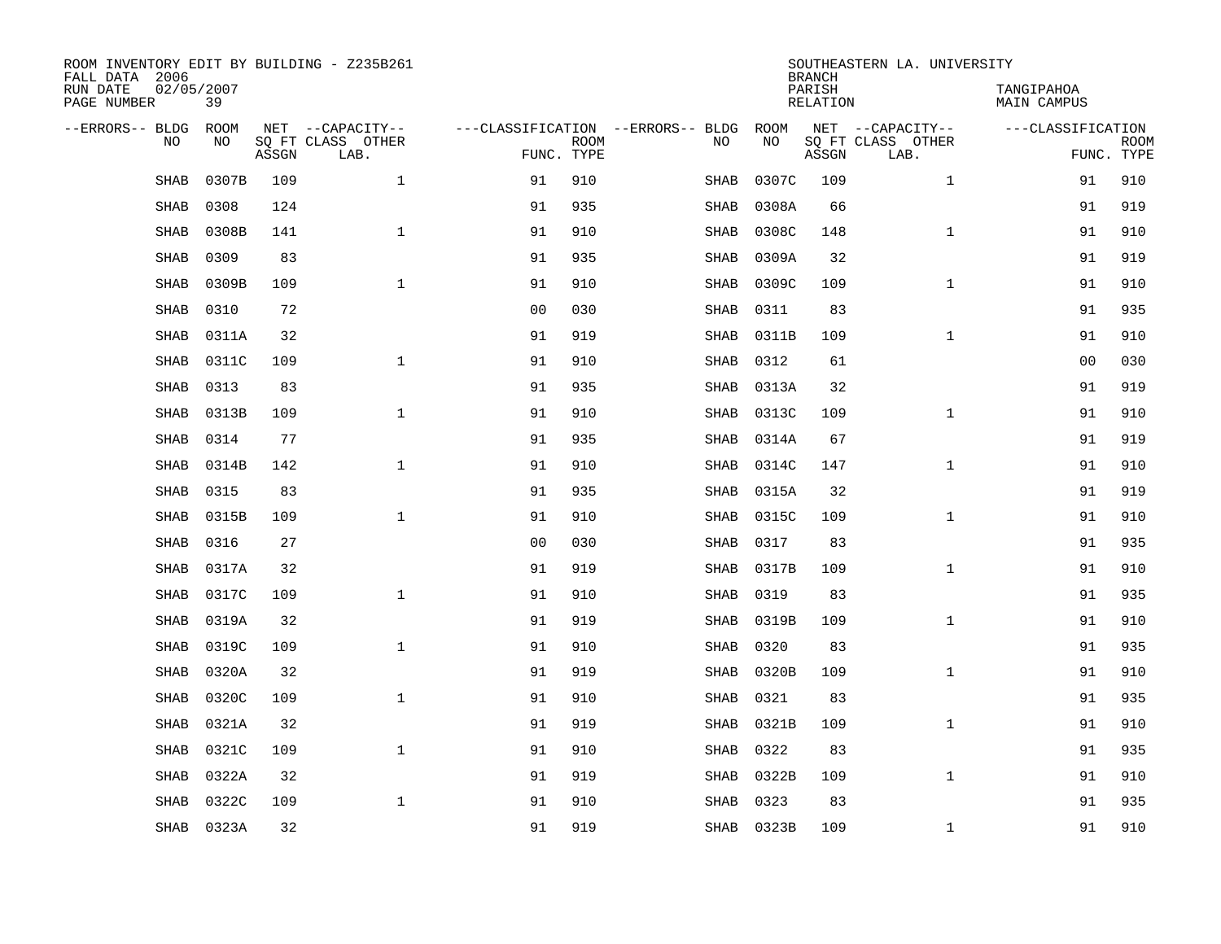ROOM INVENTORY EDIT BY BUILDING - Z235B261
FALL DATA 2006
RUN DATE 02/05/2007
PAGE NUMBER 39

SOUTHEASTERN LA. UNIVERSITY
BRANCH
PARISH TANGIPAHOA
RELATION MAIN CAMPUS

| --ERRORS-- | BLDG NO | ROOM NO | NET SQ FT ASSGN | --CAPACITY-- CLASS | OTHER LAB. | ---CLASSIFICATION FUNC. | ROOM TYPE | --ERRORS-- | BLDG NO | ROOM NO | NET SQ FT ASSGN | --CAPACITY-- CLASS | OTHER LAB. | ---CLASSIFICATION FUNC. | ROOM TYPE |
|---|---|---|---|---|---|---|---|---|---|---|---|---|---|---|---|
| | SHAB | 0307B | 109 | | 1 | 91 | 910 | | SHAB | 0307C | 109 | | 1 | 91 | 910 |
| | SHAB | 0308 | 124 | | | 91 | 935 | | SHAB | 0308A | 66 | | | 91 | 919 |
| | SHAB | 0308B | 141 | | 1 | 91 | 910 | | SHAB | 0308C | 148 | | 1 | 91 | 910 |
| | SHAB | 0309 | 83 | | | 91 | 935 | | SHAB | 0309A | 32 | | | 91 | 919 |
| | SHAB | 0309B | 109 | | 1 | 91 | 910 | | SHAB | 0309C | 109 | | 1 | 91 | 910 |
| | SHAB | 0310 | 72 | | | 00 | 030 | | SHAB | 0311 | 83 | | | 91 | 935 |
| | SHAB | 0311A | 32 | | | 91 | 919 | | SHAB | 0311B | 109 | | 1 | 91 | 910 |
| | SHAB | 0311C | 109 | | 1 | 91 | 910 | | SHAB | 0312 | 61 | | | 00 | 030 |
| | SHAB | 0313 | 83 | | | 91 | 935 | | SHAB | 0313A | 32 | | | 91 | 919 |
| | SHAB | 0313B | 109 | | 1 | 91 | 910 | | SHAB | 0313C | 109 | | 1 | 91 | 910 |
| | SHAB | 0314 | 77 | | | 91 | 935 | | SHAB | 0314A | 67 | | | 91 | 919 |
| | SHAB | 0314B | 142 | | 1 | 91 | 910 | | SHAB | 0314C | 147 | | 1 | 91 | 910 |
| | SHAB | 0315 | 83 | | | 91 | 935 | | SHAB | 0315A | 32 | | | 91 | 919 |
| | SHAB | 0315B | 109 | | 1 | 91 | 910 | | SHAB | 0315C | 109 | | 1 | 91 | 910 |
| | SHAB | 0316 | 27 | | | 00 | 030 | | SHAB | 0317 | 83 | | | 91 | 935 |
| | SHAB | 0317A | 32 | | | 91 | 919 | | SHAB | 0317B | 109 | | 1 | 91 | 910 |
| | SHAB | 0317C | 109 | | 1 | 91 | 910 | | SHAB | 0319 | 83 | | | 91 | 935 |
| | SHAB | 0319A | 32 | | | 91 | 919 | | SHAB | 0319B | 109 | | 1 | 91 | 910 |
| | SHAB | 0319C | 109 | | 1 | 91 | 910 | | SHAB | 0320 | 83 | | | 91 | 935 |
| | SHAB | 0320A | 32 | | | 91 | 919 | | SHAB | 0320B | 109 | | 1 | 91 | 910 |
| | SHAB | 0320C | 109 | | 1 | 91 | 910 | | SHAB | 0321 | 83 | | | 91 | 935 |
| | SHAB | 0321A | 32 | | | 91 | 919 | | SHAB | 0321B | 109 | | 1 | 91 | 910 |
| | SHAB | 0321C | 109 | | 1 | 91 | 910 | | SHAB | 0322 | 83 | | | 91 | 935 |
| | SHAB | 0322A | 32 | | | 91 | 919 | | SHAB | 0322B | 109 | | 1 | 91 | 910 |
| | SHAB | 0322C | 109 | | 1 | 91 | 910 | | SHAB | 0323 | 83 | | | 91 | 935 |
| | SHAB | 0323A | 32 | | | 91 | 919 | | SHAB | 0323B | 109 | | 1 | 91 | 910 |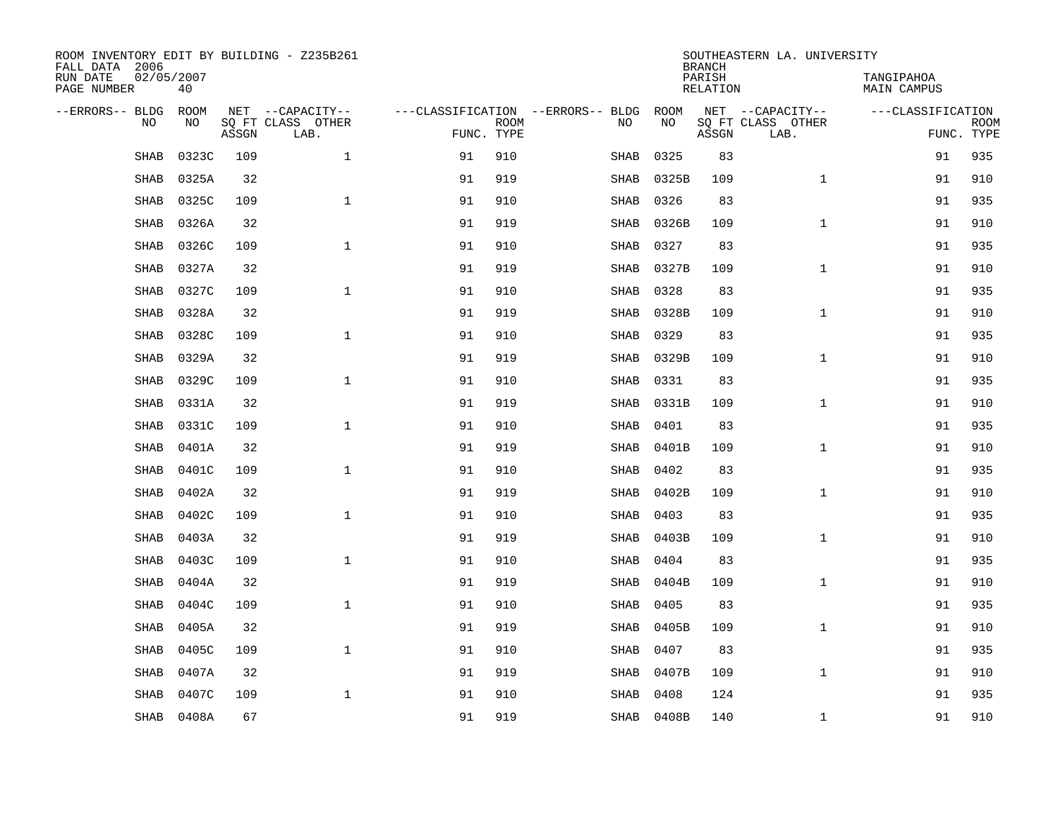ROOM INVENTORY EDIT BY BUILDING - Z235B261
FALL DATA 2006
RUN DATE 02/05/2007
PAGE NUMBER 40

SOUTHEASTERN LA. UNIVERSITY
BRANCH
PARISH TANGIPAHOA
RELATION MAIN CAMPUS

| --ERRORS-- | BLDG NO | ROOM NO | NET SQ FT ASSGN | --CAPACITY-- CLASS LAB. | OTHER | ---CLASSIFICATION FUNC. | ROOM TYPE | --ERRORS-- | BLDG NO | ROOM NO | NET SQ FT ASSGN | --CAPACITY-- CLASS LAB. | OTHER | ---CLASSIFICATION FUNC. | ROOM TYPE |
|---|---|---|---|---|---|---|---|---|---|---|---|---|---|---|---|
| | SHAB | 0323C | 109 | | 1 | 91 | 910 | | SHAB | 0325 | 83 | | | 91 | 935 |
| | SHAB | 0325A | 32 | | | 91 | 919 | | SHAB | 0325B | 109 | | 1 | 91 | 910 |
| | SHAB | 0325C | 109 | | 1 | 91 | 910 | | SHAB | 0326 | 83 | | | 91 | 935 |
| | SHAB | 0326A | 32 | | | 91 | 919 | | SHAB | 0326B | 109 | | 1 | 91 | 910 |
| | SHAB | 0326C | 109 | | 1 | 91 | 910 | | SHAB | 0327 | 83 | | | 91 | 935 |
| | SHAB | 0327A | 32 | | | 91 | 919 | | SHAB | 0327B | 109 | | 1 | 91 | 910 |
| | SHAB | 0327C | 109 | | 1 | 91 | 910 | | SHAB | 0328 | 83 | | | 91 | 935 |
| | SHAB | 0328A | 32 | | | 91 | 919 | | SHAB | 0328B | 109 | | 1 | 91 | 910 |
| | SHAB | 0328C | 109 | | 1 | 91 | 910 | | SHAB | 0329 | 83 | | | 91 | 935 |
| | SHAB | 0329A | 32 | | | 91 | 919 | | SHAB | 0329B | 109 | | 1 | 91 | 910 |
| | SHAB | 0329C | 109 | | 1 | 91 | 910 | | SHAB | 0331 | 83 | | | 91 | 935 |
| | SHAB | 0331A | 32 | | | 91 | 919 | | SHAB | 0331B | 109 | | 1 | 91 | 910 |
| | SHAB | 0331C | 109 | | 1 | 91 | 910 | | SHAB | 0401 | 83 | | | 91 | 935 |
| | SHAB | 0401A | 32 | | | 91 | 919 | | SHAB | 0401B | 109 | | 1 | 91 | 910 |
| | SHAB | 0401C | 109 | | 1 | 91 | 910 | | SHAB | 0402 | 83 | | | 91 | 935 |
| | SHAB | 0402A | 32 | | | 91 | 919 | | SHAB | 0402B | 109 | | 1 | 91 | 910 |
| | SHAB | 0402C | 109 | | 1 | 91 | 910 | | SHAB | 0403 | 83 | | | 91 | 935 |
| | SHAB | 0403A | 32 | | | 91 | 919 | | SHAB | 0403B | 109 | | 1 | 91 | 910 |
| | SHAB | 0403C | 109 | | 1 | 91 | 910 | | SHAB | 0404 | 83 | | | 91 | 935 |
| | SHAB | 0404A | 32 | | | 91 | 919 | | SHAB | 0404B | 109 | | 1 | 91 | 910 |
| | SHAB | 0404C | 109 | | 1 | 91 | 910 | | SHAB | 0405 | 83 | | | 91 | 935 |
| | SHAB | 0405A | 32 | | | 91 | 919 | | SHAB | 0405B | 109 | | 1 | 91 | 910 |
| | SHAB | 0405C | 109 | | 1 | 91 | 910 | | SHAB | 0407 | 83 | | | 91 | 935 |
| | SHAB | 0407A | 32 | | | 91 | 919 | | SHAB | 0407B | 109 | | 1 | 91 | 910 |
| | SHAB | 0407C | 109 | | 1 | 91 | 910 | | SHAB | 0408 | 124 | | | 91 | 935 |
| | SHAB | 0408A | 67 | | | 91 | 919 | | SHAB | 0408B | 140 | | 1 | 91 | 910 |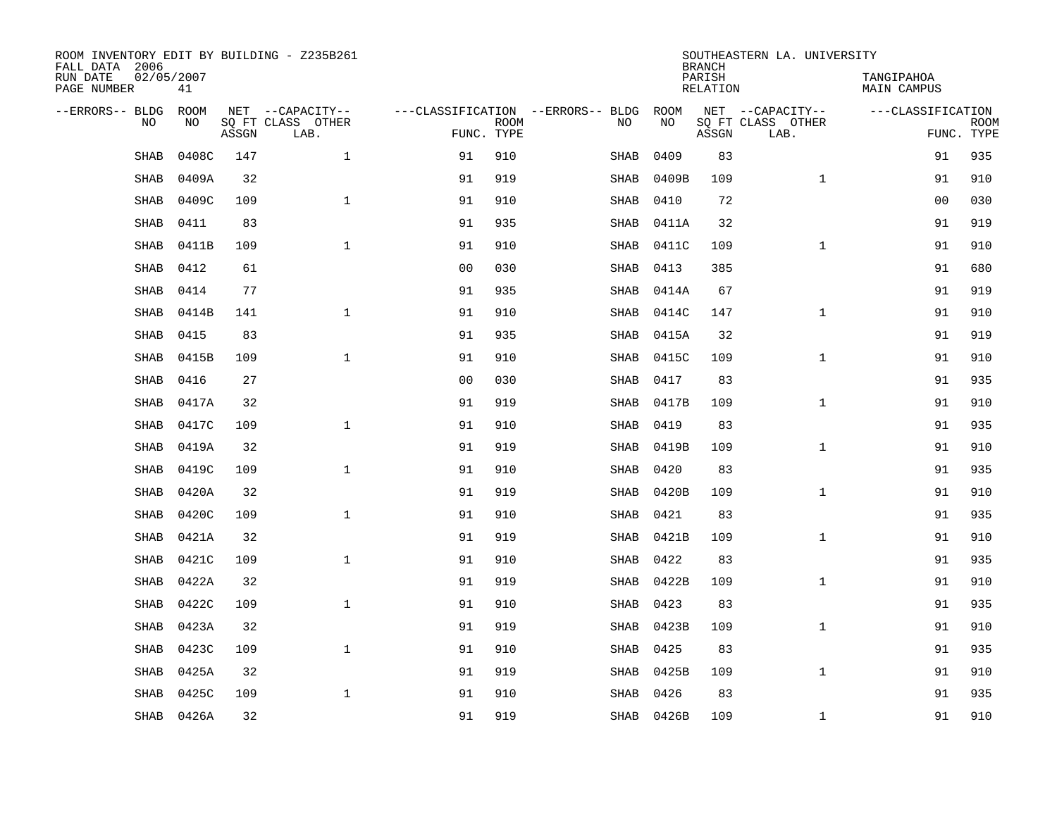ROOM INVENTORY EDIT BY BUILDING - Z235B261
FALL DATA 2006
RUN DATE 02/05/2007
PAGE NUMBER 41

SOUTHEASTERN LA. UNIVERSITY
BRANCH
PARISH TANGIPAHOA
RELATION MAIN CAMPUS

| --ERRORS-- | BLDG NO | ROOM NO | NET SQ FT ASSGN | --CAPACITY-- CLASS LAB. | OTHER | ---CLASSIFICATION FUNC. | ROOM TYPE | --ERRORS-- | BLDG NO | ROOM NO | NET SQ FT ASSGN | --CAPACITY-- CLASS LAB. | OTHER | ---CLASSIFICATION FUNC. | ROOM TYPE |
|---|---|---|---|---|---|---|---|---|---|---|---|---|---|---|---|
| | SHAB | 0408C | 147 | | 1 | 91 | 910 | | SHAB | 0409 | 83 | | | 91 | 935 |
| | SHAB | 0409A | 32 | | | 91 | 919 | | SHAB | 0409B | 109 | | 1 | 91 | 910 |
| | SHAB | 0409C | 109 | | 1 | 91 | 910 | | SHAB | 0410 | 72 | | | 00 | 030 |
| | SHAB | 0411 | 83 | | | 91 | 935 | | SHAB | 0411A | 32 | | | 91 | 919 |
| | SHAB | 0411B | 109 | | 1 | 91 | 910 | | SHAB | 0411C | 109 | | 1 | 91 | 910 |
| | SHAB | 0412 | 61 | | | 00 | 030 | | SHAB | 0413 | 385 | | | 91 | 680 |
| | SHAB | 0414 | 77 | | | 91 | 935 | | SHAB | 0414A | 67 | | | 91 | 919 |
| | SHAB | 0414B | 141 | | 1 | 91 | 910 | | SHAB | 0414C | 147 | | 1 | 91 | 910 |
| | SHAB | 0415 | 83 | | | 91 | 935 | | SHAB | 0415A | 32 | | | 91 | 919 |
| | SHAB | 0415B | 109 | | 1 | 91 | 910 | | SHAB | 0415C | 109 | | 1 | 91 | 910 |
| | SHAB | 0416 | 27 | | | 00 | 030 | | SHAB | 0417 | 83 | | | 91 | 935 |
| | SHAB | 0417A | 32 | | | 91 | 919 | | SHAB | 0417B | 109 | | 1 | 91 | 910 |
| | SHAB | 0417C | 109 | | 1 | 91 | 910 | | SHAB | 0419 | 83 | | | 91 | 935 |
| | SHAB | 0419A | 32 | | | 91 | 919 | | SHAB | 0419B | 109 | | 1 | 91 | 910 |
| | SHAB | 0419C | 109 | | 1 | 91 | 910 | | SHAB | 0420 | 83 | | | 91 | 935 |
| | SHAB | 0420A | 32 | | | 91 | 919 | | SHAB | 0420B | 109 | | 1 | 91 | 910 |
| | SHAB | 0420C | 109 | | 1 | 91 | 910 | | SHAB | 0421 | 83 | | | 91 | 935 |
| | SHAB | 0421A | 32 | | | 91 | 919 | | SHAB | 0421B | 109 | | 1 | 91 | 910 |
| | SHAB | 0421C | 109 | | 1 | 91 | 910 | | SHAB | 0422 | 83 | | | 91 | 935 |
| | SHAB | 0422A | 32 | | | 91 | 919 | | SHAB | 0422B | 109 | | 1 | 91 | 910 |
| | SHAB | 0422C | 109 | | 1 | 91 | 910 | | SHAB | 0423 | 83 | | | 91 | 935 |
| | SHAB | 0423A | 32 | | | 91 | 919 | | SHAB | 0423B | 109 | | 1 | 91 | 910 |
| | SHAB | 0423C | 109 | | 1 | 91 | 910 | | SHAB | 0425 | 83 | | | 91 | 935 |
| | SHAB | 0425A | 32 | | | 91 | 919 | | SHAB | 0425B | 109 | | 1 | 91 | 910 |
| | SHAB | 0425C | 109 | | 1 | 91 | 910 | | SHAB | 0426 | 83 | | | 91 | 935 |
| | SHAB | 0426A | 32 | | | 91 | 919 | | SHAB | 0426B | 109 | | 1 | 91 | 910 |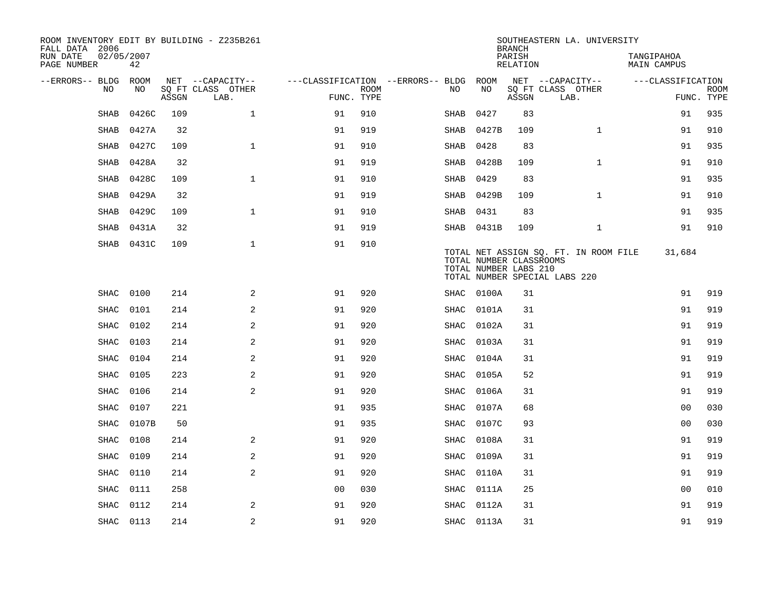ROOM INVENTORY EDIT BY BUILDING - Z235B261
FALL DATA 2006
RUN DATE 02/05/2007
PAGE NUMBER 42

SOUTHEASTERN LA. UNIVERSITY
BRANCH
PARISH TANGIPAHOA
RELATION MAIN CAMPUS

| --ERRORS-- | BLDG NO | ROOM NO | NET SQ FT ASSGN | --CAPACITY-- CLASS | LAB. | OTHER | ---CLASSIFICATION FUNC. | ROOM TYPE | --ERRORS-- | BLDG NO | ROOM NO | NET SQ FT ASSGN | --CAPACITY-- CLASS | LAB. | OTHER | ---CLASSIFICATION FUNC. | ROOM TYPE |
|---|---|---|---|---|---|---|---|---|---|---|---|---|---|---|---|---|---|
| | SHAB | 0426C | 109 | | | 1 | 91 | 910 | | SHAB | 0427 | 83 | | | | 91 | 935 |
| | SHAB | 0427A | 32 | | | | 91 | 919 | | SHAB | 0427B | 109 | | | 1 | 91 | 910 |
| | SHAB | 0427C | 109 | | | 1 | 91 | 910 | | SHAB | 0428 | 83 | | | | 91 | 935 |
| | SHAB | 0428A | 32 | | | | 91 | 919 | | SHAB | 0428B | 109 | | | 1 | 91 | 910 |
| | SHAB | 0428C | 109 | | | 1 | 91 | 910 | | SHAB | 0429 | 83 | | | | 91 | 935 |
| | SHAB | 0429A | 32 | | | | 91 | 919 | | SHAB | 0429B | 109 | | | 1 | 91 | 910 |
| | SHAB | 0429C | 109 | | | 1 | 91 | 910 | | SHAB | 0431 | 83 | | | | 91 | 935 |
| | SHAB | 0431A | 32 | | | | 91 | 919 | | SHAB | 0431B | 109 | | | 1 | 91 | 910 |
| | SHAB | 0431C | 109 | | | 1 | 91 | 910 | | | | | | | | | |

TOTAL NET ASSIGN SQ. FT. IN ROOM FILE 31,684
TOTAL NUMBER CLASSROOMS
TOTAL NUMBER LABS 210
TOTAL NUMBER SPECIAL LABS 220

| --ERRORS-- | BLDG NO | ROOM NO | NET SQ FT ASSGN | --CAPACITY-- CLASS | LAB. | OTHER | ---CLASSIFICATION FUNC. | ROOM TYPE | --ERRORS-- | BLDG NO | ROOM NO | NET SQ FT ASSGN | --CAPACITY-- CLASS | LAB. | OTHER | ---CLASSIFICATION FUNC. | ROOM TYPE |
|---|---|---|---|---|---|---|---|---|---|---|---|---|---|---|---|---|---|
| | SHAC | 0100 | 214 | | | 2 | 91 | 920 | | SHAC | 0100A | 31 | | | | 91 | 919 |
| | SHAC | 0101 | 214 | | | 2 | 91 | 920 | | SHAC | 0101A | 31 | | | | 91 | 919 |
| | SHAC | 0102 | 214 | | | 2 | 91 | 920 | | SHAC | 0102A | 31 | | | | 91 | 919 |
| | SHAC | 0103 | 214 | | | 2 | 91 | 920 | | SHAC | 0103A | 31 | | | | 91 | 919 |
| | SHAC | 0104 | 214 | | | 2 | 91 | 920 | | SHAC | 0104A | 31 | | | | 91 | 919 |
| | SHAC | 0105 | 223 | | | 2 | 91 | 920 | | SHAC | 0105A | 52 | | | | 91 | 919 |
| | SHAC | 0106 | 214 | | | 2 | 91 | 920 | | SHAC | 0106A | 31 | | | | 91 | 919 |
| | SHAC | 0107 | 221 | | | | 91 | 935 | | SHAC | 0107A | 68 | | | | 00 | 030 |
| | SHAC | 0107B | 50 | | | | 91 | 935 | | SHAC | 0107C | 93 | | | | 00 | 030 |
| | SHAC | 0108 | 214 | | | 2 | 91 | 920 | | SHAC | 0108A | 31 | | | | 91 | 919 |
| | SHAC | 0109 | 214 | | | 2 | 91 | 920 | | SHAC | 0109A | 31 | | | | 91 | 919 |
| | SHAC | 0110 | 214 | | | 2 | 91 | 920 | | SHAC | 0110A | 31 | | | | 91 | 919 |
| | SHAC | 0111 | 258 | | | | 00 | 030 | | SHAC | 0111A | 25 | | | | 00 | 010 |
| | SHAC | 0112 | 214 | | | 2 | 91 | 920 | | SHAC | 0112A | 31 | | | | 91 | 919 |
| | SHAC | 0113 | 214 | | | 2 | 91 | 920 | | SHAC | 0113A | 31 | | | | 91 | 919 |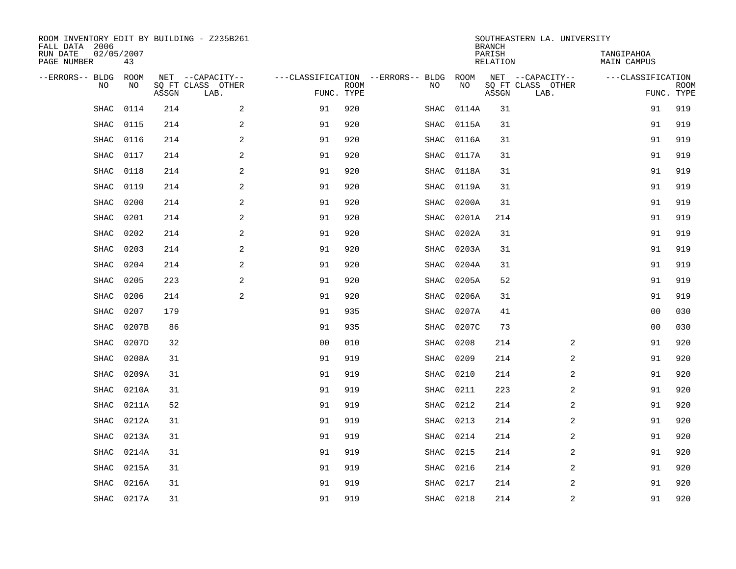ROOM INVENTORY EDIT BY BUILDING - Z235B261
FALL DATA 2006
RUN DATE 02/05/2007
PAGE NUMBER 43

SOUTHEASTERN LA. UNIVERSITY
BRANCH
PARISH TANGIPAHOA
RELATION MAIN CAMPUS

| --ERRORS-- | BLDG NO | ROOM NO | NET SQ FT ASSGN | --CAPACITY-- CLASS LAB. | OTHER | ---CLASSIFICATION FUNC. | ROOM TYPE | --ERRORS-- | BLDG NO | ROOM NO | NET SQ FT ASSGN | --CAPACITY-- CLASS LAB. | OTHER | ---CLASSIFICATION FUNC. | ROOM TYPE |
|---|---|---|---|---|---|---|---|---|---|---|---|---|---|---|---|
| | SHAC | 0114 | 214 | | 2 | 91 | 920 | | SHAC | 0114A | 31 | | | 91 | 919 |
| | SHAC | 0115 | 214 | | 2 | 91 | 920 | | SHAC | 0115A | 31 | | | 91 | 919 |
| | SHAC | 0116 | 214 | | 2 | 91 | 920 | | SHAC | 0116A | 31 | | | 91 | 919 |
| | SHAC | 0117 | 214 | | 2 | 91 | 920 | | SHAC | 0117A | 31 | | | 91 | 919 |
| | SHAC | 0118 | 214 | | 2 | 91 | 920 | | SHAC | 0118A | 31 | | | 91 | 919 |
| | SHAC | 0119 | 214 | | 2 | 91 | 920 | | SHAC | 0119A | 31 | | | 91 | 919 |
| | SHAC | 0200 | 214 | | 2 | 91 | 920 | | SHAC | 0200A | 31 | | | 91 | 919 |
| | SHAC | 0201 | 214 | | 2 | 91 | 920 | | SHAC | 0201A | 214 | | | 91 | 919 |
| | SHAC | 0202 | 214 | | 2 | 91 | 920 | | SHAC | 0202A | 31 | | | 91 | 919 |
| | SHAC | 0203 | 214 | | 2 | 91 | 920 | | SHAC | 0203A | 31 | | | 91 | 919 |
| | SHAC | 0204 | 214 | | 2 | 91 | 920 | | SHAC | 0204A | 31 | | | 91 | 919 |
| | SHAC | 0205 | 223 | | 2 | 91 | 920 | | SHAC | 0205A | 52 | | | 91 | 919 |
| | SHAC | 0206 | 214 | | 2 | 91 | 920 | | SHAC | 0206A | 31 | | | 91 | 919 |
| | SHAC | 0207 | 179 | | | 91 | 935 | | SHAC | 0207A | 41 | | | 00 | 030 |
| | SHAC | 0207B | 86 | | | 91 | 935 | | SHAC | 0207C | 73 | | | 00 | 030 |
| | SHAC | 0207D | 32 | | | 00 | 010 | | SHAC | 0208 | 214 | | 2 | 91 | 920 |
| | SHAC | 0208A | 31 | | | 91 | 919 | | SHAC | 0209 | 214 | | 2 | 91 | 920 |
| | SHAC | 0209A | 31 | | | 91 | 919 | | SHAC | 0210 | 214 | | 2 | 91 | 920 |
| | SHAC | 0210A | 31 | | | 91 | 919 | | SHAC | 0211 | 223 | | 2 | 91 | 920 |
| | SHAC | 0211A | 52 | | | 91 | 919 | | SHAC | 0212 | 214 | | 2 | 91 | 920 |
| | SHAC | 0212A | 31 | | | 91 | 919 | | SHAC | 0213 | 214 | | 2 | 91 | 920 |
| | SHAC | 0213A | 31 | | | 91 | 919 | | SHAC | 0214 | 214 | | 2 | 91 | 920 |
| | SHAC | 0214A | 31 | | | 91 | 919 | | SHAC | 0215 | 214 | | 2 | 91 | 920 |
| | SHAC | 0215A | 31 | | | 91 | 919 | | SHAC | 0216 | 214 | | 2 | 91 | 920 |
| | SHAC | 0216A | 31 | | | 91 | 919 | | SHAC | 0217 | 214 | | 2 | 91 | 920 |
| | SHAC | 0217A | 31 | | | 91 | 919 | | SHAC | 0218 | 214 | | 2 | 91 | 920 |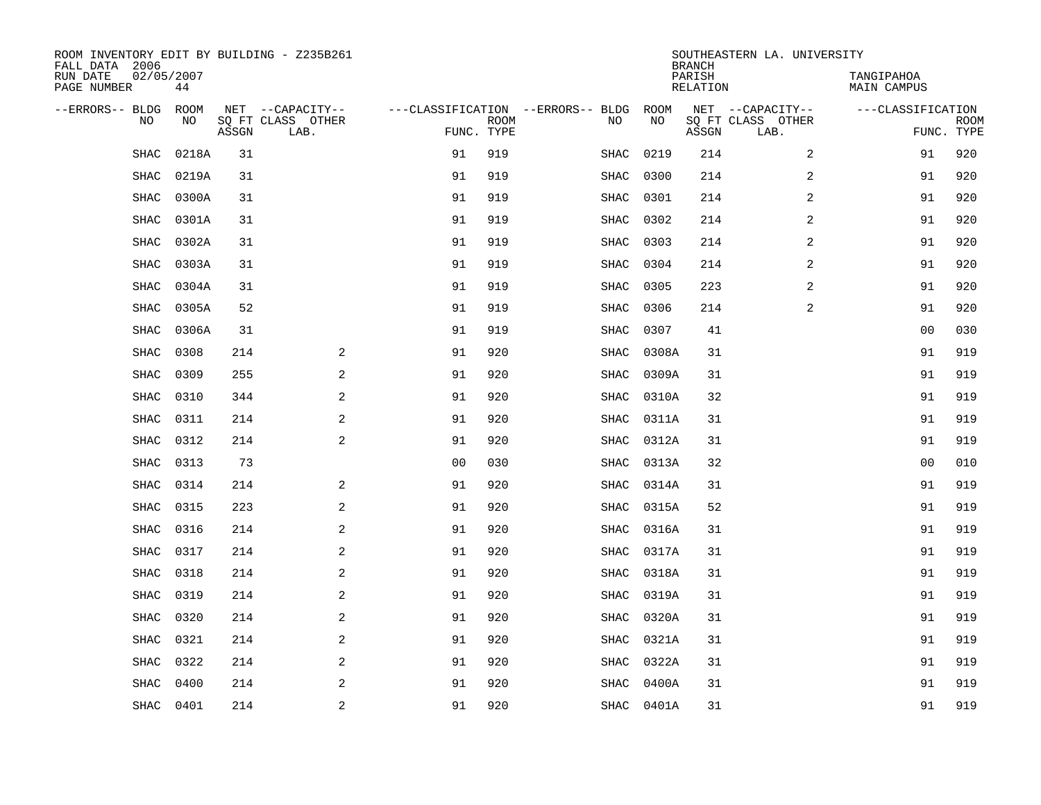ROOM INVENTORY EDIT BY BUILDING - Z235B261
FALL DATA 2006
RUN DATE 02/05/2007
PAGE NUMBER 44

SOUTHEASTERN LA. UNIVERSITY
BRANCH
PARISH TANGIPAHOA
RELATION MAIN CAMPUS

| --ERRORS-- | BLDG NO | ROOM NO | NET SQ FT ASSGN | --CAPACITY-- CLASS LAB. | OTHER | ---CLASSIFICATION FUNC. | ROOM TYPE | --ERRORS-- | BLDG NO | ROOM NO | NET SQ FT ASSGN | --CAPACITY-- CLASS LAB. | OTHER | ---CLASSIFICATION FUNC. | ROOM TYPE |
|---|---|---|---|---|---|---|---|---|---|---|---|---|---|---|---|
| | SHAC | 0218A | 31 | | | 91 | 919 | | SHAC | 0219 | 214 | | 2 | 91 | 920 |
| | SHAC | 0219A | 31 | | | 91 | 919 | | SHAC | 0300 | 214 | | 2 | 91 | 920 |
| | SHAC | 0300A | 31 | | | 91 | 919 | | SHAC | 0301 | 214 | | 2 | 91 | 920 |
| | SHAC | 0301A | 31 | | | 91 | 919 | | SHAC | 0302 | 214 | | 2 | 91 | 920 |
| | SHAC | 0302A | 31 | | | 91 | 919 | | SHAC | 0303 | 214 | | 2 | 91 | 920 |
| | SHAC | 0303A | 31 | | | 91 | 919 | | SHAC | 0304 | 214 | | 2 | 91 | 920 |
| | SHAC | 0304A | 31 | | | 91 | 919 | | SHAC | 0305 | 223 | | 2 | 91 | 920 |
| | SHAC | 0305A | 52 | | | 91 | 919 | | SHAC | 0306 | 214 | | 2 | 91 | 920 |
| | SHAC | 0306A | 31 | | | 91 | 919 | | SHAC | 0307 | 41 | | | 00 | 030 |
| | SHAC | 0308 | 214 | | 2 | 91 | 920 | | SHAC | 0308A | 31 | | | 91 | 919 |
| | SHAC | 0309 | 255 | | 2 | 91 | 920 | | SHAC | 0309A | 31 | | | 91 | 919 |
| | SHAC | 0310 | 344 | | 2 | 91 | 920 | | SHAC | 0310A | 32 | | | 91 | 919 |
| | SHAC | 0311 | 214 | | 2 | 91 | 920 | | SHAC | 0311A | 31 | | | 91 | 919 |
| | SHAC | 0312 | 214 | | 2 | 91 | 920 | | SHAC | 0312A | 31 | | | 91 | 919 |
| | SHAC | 0313 | 73 | | | 00 | 030 | | SHAC | 0313A | 32 | | | 00 | 010 |
| | SHAC | 0314 | 214 | | 2 | 91 | 920 | | SHAC | 0314A | 31 | | | 91 | 919 |
| | SHAC | 0315 | 223 | | 2 | 91 | 920 | | SHAC | 0315A | 52 | | | 91 | 919 |
| | SHAC | 0316 | 214 | | 2 | 91 | 920 | | SHAC | 0316A | 31 | | | 91 | 919 |
| | SHAC | 0317 | 214 | | 2 | 91 | 920 | | SHAC | 0317A | 31 | | | 91 | 919 |
| | SHAC | 0318 | 214 | | 2 | 91 | 920 | | SHAC | 0318A | 31 | | | 91 | 919 |
| | SHAC | 0319 | 214 | | 2 | 91 | 920 | | SHAC | 0319A | 31 | | | 91 | 919 |
| | SHAC | 0320 | 214 | | 2 | 91 | 920 | | SHAC | 0320A | 31 | | | 91 | 919 |
| | SHAC | 0321 | 214 | | 2 | 91 | 920 | | SHAC | 0321A | 31 | | | 91 | 919 |
| | SHAC | 0322 | 214 | | 2 | 91 | 920 | | SHAC | 0322A | 31 | | | 91 | 919 |
| | SHAC | 0400 | 214 | | 2 | 91 | 920 | | SHAC | 0400A | 31 | | | 91 | 919 |
| | SHAC | 0401 | 214 | | 2 | 91 | 920 | | SHAC | 0401A | 31 | | | 91 | 919 |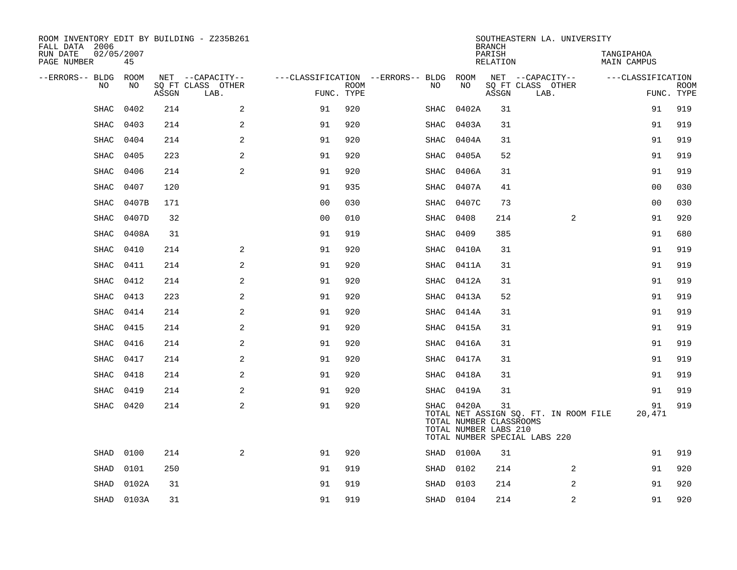ROOM INVENTORY EDIT BY BUILDING - Z235B261
FALL DATA 2006
RUN DATE 02/05/2007
PAGE NUMBER 45

SOUTHEASTERN LA. UNIVERSITY
BRANCH
PARISH TANGIPAHOA
RELATION MAIN CAMPUS

| --ERRORS-- | BLDG NO | ROOM NO | NET SQ FT ASSGN | --CAPACITY-- CLASS LAB. | OTHER | ---CLASSIFICATION FUNC. | ROOM TYPE | --ERRORS-- | BLDG NO | ROOM NO | NET SQ FT ASSGN | --CAPACITY-- CLASS LAB. | OTHER | ---CLASSIFICATION FUNC. | ROOM TYPE |
|---|---|---|---|---|---|---|---|---|---|---|---|---|---|---|---|
| | SHAC | 0402 | 214 | | 2 | 91 | 920 | | SHAC | 0402A | 31 | | | 91 | 919 |
| | SHAC | 0403 | 214 | | 2 | 91 | 920 | | SHAC | 0403A | 31 | | | 91 | 919 |
| | SHAC | 0404 | 214 | | 2 | 91 | 920 | | SHAC | 0404A | 31 | | | 91 | 919 |
| | SHAC | 0405 | 223 | | 2 | 91 | 920 | | SHAC | 0405A | 52 | | | 91 | 919 |
| | SHAC | 0406 | 214 | | 2 | 91 | 920 | | SHAC | 0406A | 31 | | | 91 | 919 |
| | SHAC | 0407 | 120 | | | 91 | 935 | | SHAC | 0407A | 41 | | | 00 | 030 |
| | SHAC | 0407B | 171 | | | 00 | 030 | | SHAC | 0407C | 73 | | | 00 | 030 |
| | SHAC | 0407D | 32 | | | 00 | 010 | | SHAC | 0408 | 214 | | 2 | 91 | 920 |
| | SHAC | 0408A | 31 | | | 91 | 919 | | SHAC | 0409 | 385 | | | 91 | 680 |
| | SHAC | 0410 | 214 | | 2 | 91 | 920 | | SHAC | 0410A | 31 | | | 91 | 919 |
| | SHAC | 0411 | 214 | | 2 | 91 | 920 | | SHAC | 0411A | 31 | | | 91 | 919 |
| | SHAC | 0412 | 214 | | 2 | 91 | 920 | | SHAC | 0412A | 31 | | | 91 | 919 |
| | SHAC | 0413 | 223 | | 2 | 91 | 920 | | SHAC | 0413A | 52 | | | 91 | 919 |
| | SHAC | 0414 | 214 | | 2 | 91 | 920 | | SHAC | 0414A | 31 | | | 91 | 919 |
| | SHAC | 0415 | 214 | | 2 | 91 | 920 | | SHAC | 0415A | 31 | | | 91 | 919 |
| | SHAC | 0416 | 214 | | 2 | 91 | 920 | | SHAC | 0416A | 31 | | | 91 | 919 |
| | SHAC | 0417 | 214 | | 2 | 91 | 920 | | SHAC | 0417A | 31 | | | 91 | 919 |
| | SHAC | 0418 | 214 | | 2 | 91 | 920 | | SHAC | 0418A | 31 | | | 91 | 919 |
| | SHAC | 0419 | 214 | | 2 | 91 | 920 | | SHAC | 0419A | 31 | | | 91 | 919 |
| | SHAC | 0420 | 214 | | 2 | 91 | 920 | | SHAC | 0420A | 31 | | | 91 | 919 |
| | | | | | | | | | TOTAL NET ASSIGN SQ. FT. IN ROOM FILE | | | | | 20,471 | |
| | | | | | | | | | TOTAL NUMBER CLASSROOMS | | | | | | |
| | | | | | | | | | TOTAL NUMBER LABS 210 | | | | | | |
| | | | | | | | | | TOTAL NUMBER SPECIAL LABS 220 | | | | | | |
| | SHAD | 0100 | 214 | | 2 | 91 | 920 | | SHAD | 0100A | 31 | | | 91 | 919 |
| | SHAD | 0101 | 250 | | | 91 | 919 | | SHAD | 0102 | 214 | | 2 | 91 | 920 |
| | SHAD | 0102A | 31 | | | 91 | 919 | | SHAD | 0103 | 214 | | 2 | 91 | 920 |
| | SHAD | 0103A | 31 | | | 91 | 919 | | SHAD | 0104 | 214 | | 2 | 91 | 920 |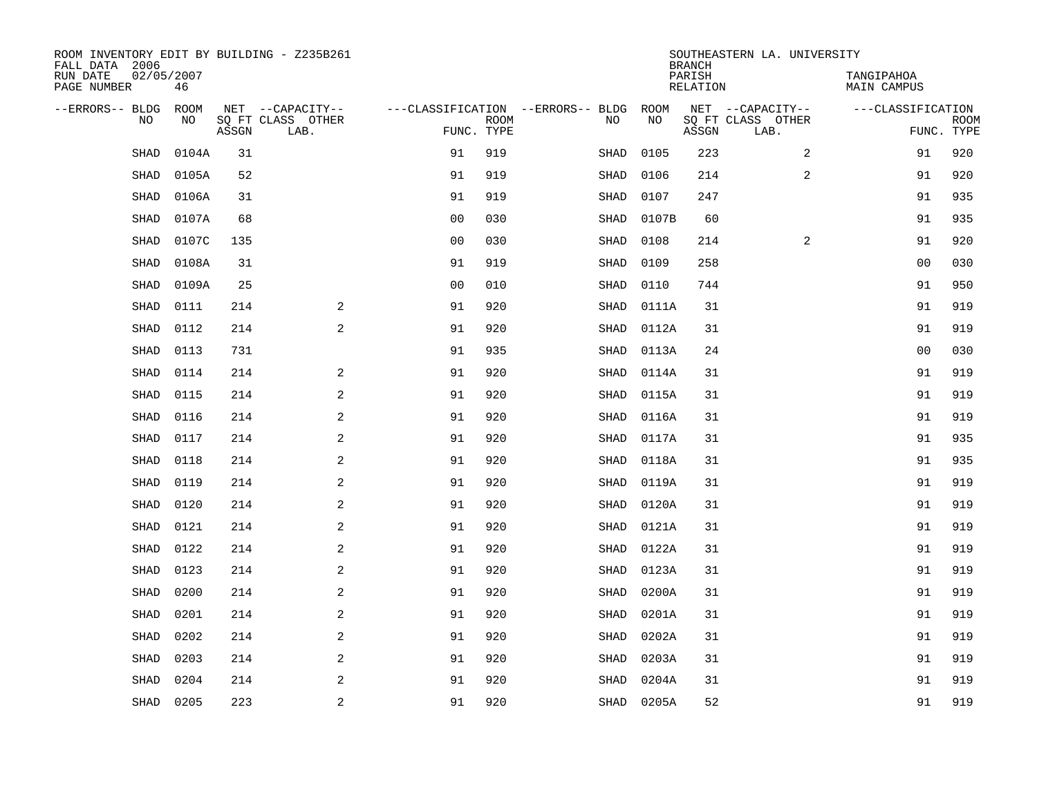ROOM INVENTORY EDIT BY BUILDING - Z235B261
FALL DATA 2006
RUN DATE 02/05/2007
PAGE NUMBER 46

SOUTHEASTERN LA. UNIVERSITY
BRANCH
PARISH TANGIPAHOA
RELATION MAIN CAMPUS

| --ERRORS-- | BLDG NO | ROOM NO | NET SQ FT ASSGN | --CAPACITY-- CLASS LAB. | OTHER | ---CLASSIFICATION FUNC. | ROOM TYPE | --ERRORS-- | BLDG NO | ROOM NO | NET SQ FT ASSGN | --CAPACITY-- CLASS LAB. | OTHER | ---CLASSIFICATION FUNC. | ROOM TYPE |
|---|---|---|---|---|---|---|---|---|---|---|---|---|---|---|---|
| | SHAD | 0104A | 31 | | | 91 | 919 | | SHAD | 0105 | 223 | | 2 | 91 | 920 |
| | SHAD | 0105A | 52 | | | 91 | 919 | | SHAD | 0106 | 214 | | 2 | 91 | 920 |
| | SHAD | 0106A | 31 | | | 91 | 919 | | SHAD | 0107 | 247 | | | 91 | 935 |
| | SHAD | 0107A | 68 | | | 00 | 030 | | SHAD | 0107B | 60 | | | 91 | 935 |
| | SHAD | 0107C | 135 | | | 00 | 030 | | SHAD | 0108 | 214 | | 2 | 91 | 920 |
| | SHAD | 0108A | 31 | | | 91 | 919 | | SHAD | 0109 | 258 | | | 00 | 030 |
| | SHAD | 0109A | 25 | | | 00 | 010 | | SHAD | 0110 | 744 | | | 91 | 950 |
| | SHAD | 0111 | 214 | | 2 | 91 | 920 | | SHAD | 0111A | 31 | | | 91 | 919 |
| | SHAD | 0112 | 214 | | 2 | 91 | 920 | | SHAD | 0112A | 31 | | | 91 | 919 |
| | SHAD | 0113 | 731 | | | 91 | 935 | | SHAD | 0113A | 24 | | | 00 | 030 |
| | SHAD | 0114 | 214 | | 2 | 91 | 920 | | SHAD | 0114A | 31 | | | 91 | 919 |
| | SHAD | 0115 | 214 | | 2 | 91 | 920 | | SHAD | 0115A | 31 | | | 91 | 919 |
| | SHAD | 0116 | 214 | | 2 | 91 | 920 | | SHAD | 0116A | 31 | | | 91 | 919 |
| | SHAD | 0117 | 214 | | 2 | 91 | 920 | | SHAD | 0117A | 31 | | | 91 | 935 |
| | SHAD | 0118 | 214 | | 2 | 91 | 920 | | SHAD | 0118A | 31 | | | 91 | 935 |
| | SHAD | 0119 | 214 | | 2 | 91 | 920 | | SHAD | 0119A | 31 | | | 91 | 919 |
| | SHAD | 0120 | 214 | | 2 | 91 | 920 | | SHAD | 0120A | 31 | | | 91 | 919 |
| | SHAD | 0121 | 214 | | 2 | 91 | 920 | | SHAD | 0121A | 31 | | | 91 | 919 |
| | SHAD | 0122 | 214 | | 2 | 91 | 920 | | SHAD | 0122A | 31 | | | 91 | 919 |
| | SHAD | 0123 | 214 | | 2 | 91 | 920 | | SHAD | 0123A | 31 | | | 91 | 919 |
| | SHAD | 0200 | 214 | | 2 | 91 | 920 | | SHAD | 0200A | 31 | | | 91 | 919 |
| | SHAD | 0201 | 214 | | 2 | 91 | 920 | | SHAD | 0201A | 31 | | | 91 | 919 |
| | SHAD | 0202 | 214 | | 2 | 91 | 920 | | SHAD | 0202A | 31 | | | 91 | 919 |
| | SHAD | 0203 | 214 | | 2 | 91 | 920 | | SHAD | 0203A | 31 | | | 91 | 919 |
| | SHAD | 0204 | 214 | | 2 | 91 | 920 | | SHAD | 0204A | 31 | | | 91 | 919 |
| | SHAD | 0205 | 223 | | 2 | 91 | 920 | | SHAD | 0205A | 52 | | | 91 | 919 |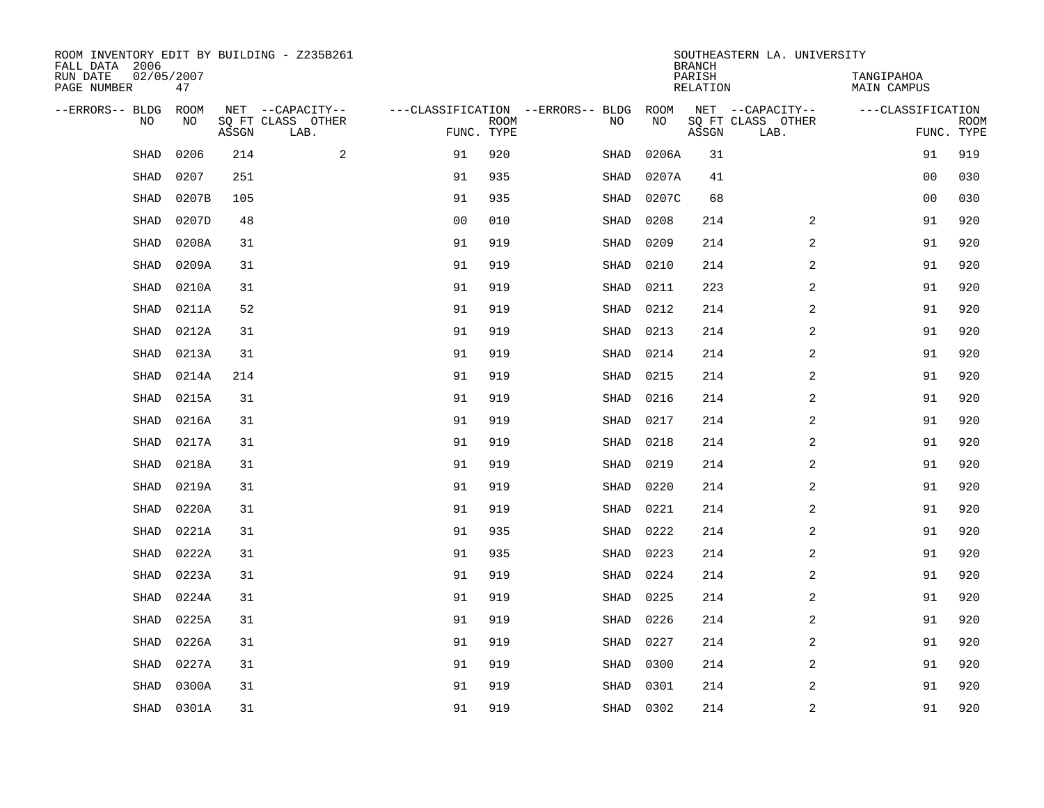ROOM INVENTORY EDIT BY BUILDING - Z235B261
FALL DATA 2006
RUN DATE 02/05/2007
PAGE NUMBER 47

SOUTHEASTERN LA. UNIVERSITY
BRANCH
PARISH TANGIPAHOA
RELATION MAIN CAMPUS

| --ERRORS-- | BLDG NO | ROOM NO | NET SQ FT ASSGN | --CAPACITY-- CLASS LAB. | OTHER | ---CLASSIFICATION FUNC. | ROOM TYPE | --ERRORS-- | BLDG NO | ROOM NO | NET SQ FT ASSGN | --CAPACITY-- CLASS LAB. | OTHER | ---CLASSIFICATION FUNC. | ROOM TYPE |
|---|---|---|---|---|---|---|---|---|---|---|---|---|---|---|---|
| | SHAD | 0206 | 214 | | 2 | 91 | 920 | | SHAD | 0206A | 31 | | | 91 | 919 |
| | SHAD | 0207 | 251 | | | 91 | 935 | | SHAD | 0207A | 41 | | | 00 | 030 |
| | SHAD | 0207B | 105 | | | 91 | 935 | | SHAD | 0207C | 68 | | | 00 | 030 |
| | SHAD | 0207D | 48 | | | 00 | 010 | | SHAD | 0208 | 214 | | 2 | 91 | 920 |
| | SHAD | 0208A | 31 | | | 91 | 919 | | SHAD | 0209 | 214 | | 2 | 91 | 920 |
| | SHAD | 0209A | 31 | | | 91 | 919 | | SHAD | 0210 | 214 | | 2 | 91 | 920 |
| | SHAD | 0210A | 31 | | | 91 | 919 | | SHAD | 0211 | 223 | | 2 | 91 | 920 |
| | SHAD | 0211A | 52 | | | 91 | 919 | | SHAD | 0212 | 214 | | 2 | 91 | 920 |
| | SHAD | 0212A | 31 | | | 91 | 919 | | SHAD | 0213 | 214 | | 2 | 91 | 920 |
| | SHAD | 0213A | 31 | | | 91 | 919 | | SHAD | 0214 | 214 | | 2 | 91 | 920 |
| | SHAD | 0214A | 214 | | | 91 | 919 | | SHAD | 0215 | 214 | | 2 | 91 | 920 |
| | SHAD | 0215A | 31 | | | 91 | 919 | | SHAD | 0216 | 214 | | 2 | 91 | 920 |
| | SHAD | 0216A | 31 | | | 91 | 919 | | SHAD | 0217 | 214 | | 2 | 91 | 920 |
| | SHAD | 0217A | 31 | | | 91 | 919 | | SHAD | 0218 | 214 | | 2 | 91 | 920 |
| | SHAD | 0218A | 31 | | | 91 | 919 | | SHAD | 0219 | 214 | | 2 | 91 | 920 |
| | SHAD | 0219A | 31 | | | 91 | 919 | | SHAD | 0220 | 214 | | 2 | 91 | 920 |
| | SHAD | 0220A | 31 | | | 91 | 919 | | SHAD | 0221 | 214 | | 2 | 91 | 920 |
| | SHAD | 0221A | 31 | | | 91 | 935 | | SHAD | 0222 | 214 | | 2 | 91 | 920 |
| | SHAD | 0222A | 31 | | | 91 | 935 | | SHAD | 0223 | 214 | | 2 | 91 | 920 |
| | SHAD | 0223A | 31 | | | 91 | 919 | | SHAD | 0224 | 214 | | 2 | 91 | 920 |
| | SHAD | 0224A | 31 | | | 91 | 919 | | SHAD | 0225 | 214 | | 2 | 91 | 920 |
| | SHAD | 0225A | 31 | | | 91 | 919 | | SHAD | 0226 | 214 | | 2 | 91 | 920 |
| | SHAD | 0226A | 31 | | | 91 | 919 | | SHAD | 0227 | 214 | | 2 | 91 | 920 |
| | SHAD | 0227A | 31 | | | 91 | 919 | | SHAD | 0300 | 214 | | 2 | 91 | 920 |
| | SHAD | 0300A | 31 | | | 91 | 919 | | SHAD | 0301 | 214 | | 2 | 91 | 920 |
| | SHAD | 0301A | 31 | | | 91 | 919 | | SHAD | 0302 | 214 | | 2 | 91 | 920 |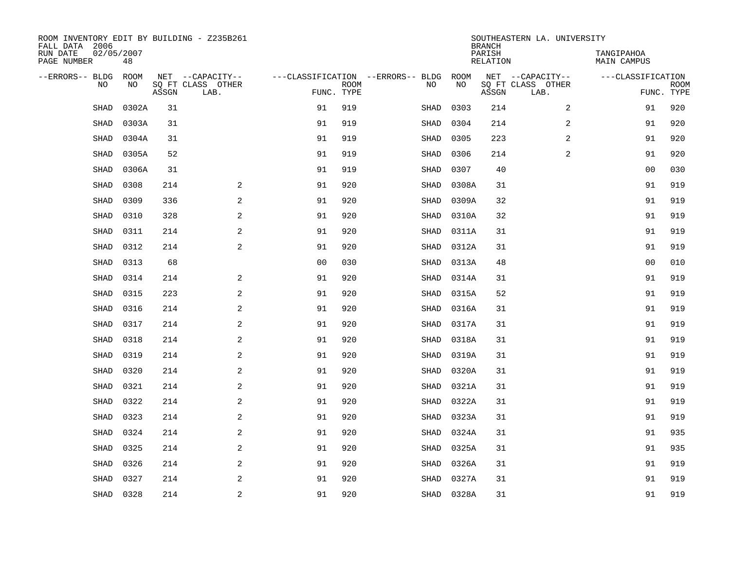ROOM INVENTORY EDIT BY BUILDING - Z235B261
FALL DATA 2006
RUN DATE 02/05/2007
PAGE NUMBER 48

SOUTHEASTERN LA. UNIVERSITY
BRANCH
PARISH TANGIPAHOA
RELATION MAIN CAMPUS

| --ERRORS-- | BLDG NO | ROOM NO | NET SQ FT ASSGN | --CAPACITY-- CLASS LAB. | OTHER | ---CLASSIFICATION FUNC. | ROOM TYPE | --ERRORS-- | BLDG NO | ROOM NO | NET SQ FT ASSGN | --CAPACITY-- CLASS LAB. | OTHER | ---CLASSIFICATION FUNC. | ROOM TYPE |
|---|---|---|---|---|---|---|---|---|---|---|---|---|---|---|---|
| | SHAD | 0302A | 31 | | | 91 | 919 | | SHAD | 0303 | 214 | | 2 | 91 | 920 |
| | SHAD | 0303A | 31 | | | 91 | 919 | | SHAD | 0304 | 214 | | 2 | 91 | 920 |
| | SHAD | 0304A | 31 | | | 91 | 919 | | SHAD | 0305 | 223 | | 2 | 91 | 920 |
| | SHAD | 0305A | 52 | | | 91 | 919 | | SHAD | 0306 | 214 | | 2 | 91 | 920 |
| | SHAD | 0306A | 31 | | | 91 | 919 | | SHAD | 0307 | 40 | | | 00 | 030 |
| | SHAD | 0308 | 214 | | 2 | 91 | 920 | | SHAD | 0308A | 31 | | | 91 | 919 |
| | SHAD | 0309 | 336 | | 2 | 91 | 920 | | SHAD | 0309A | 32 | | | 91 | 919 |
| | SHAD | 0310 | 328 | | 2 | 91 | 920 | | SHAD | 0310A | 32 | | | 91 | 919 |
| | SHAD | 0311 | 214 | | 2 | 91 | 920 | | SHAD | 0311A | 31 | | | 91 | 919 |
| | SHAD | 0312 | 214 | | 2 | 91 | 920 | | SHAD | 0312A | 31 | | | 91 | 919 |
| | SHAD | 0313 | 68 | | | 00 | 030 | | SHAD | 0313A | 48 | | | 00 | 010 |
| | SHAD | 0314 | 214 | | 2 | 91 | 920 | | SHAD | 0314A | 31 | | | 91 | 919 |
| | SHAD | 0315 | 223 | | 2 | 91 | 920 | | SHAD | 0315A | 52 | | | 91 | 919 |
| | SHAD | 0316 | 214 | | 2 | 91 | 920 | | SHAD | 0316A | 31 | | | 91 | 919 |
| | SHAD | 0317 | 214 | | 2 | 91 | 920 | | SHAD | 0317A | 31 | | | 91 | 919 |
| | SHAD | 0318 | 214 | | 2 | 91 | 920 | | SHAD | 0318A | 31 | | | 91 | 919 |
| | SHAD | 0319 | 214 | | 2 | 91 | 920 | | SHAD | 0319A | 31 | | | 91 | 919 |
| | SHAD | 0320 | 214 | | 2 | 91 | 920 | | SHAD | 0320A | 31 | | | 91 | 919 |
| | SHAD | 0321 | 214 | | 2 | 91 | 920 | | SHAD | 0321A | 31 | | | 91 | 919 |
| | SHAD | 0322 | 214 | | 2 | 91 | 920 | | SHAD | 0322A | 31 | | | 91 | 919 |
| | SHAD | 0323 | 214 | | 2 | 91 | 920 | | SHAD | 0323A | 31 | | | 91 | 919 |
| | SHAD | 0324 | 214 | | 2 | 91 | 920 | | SHAD | 0324A | 31 | | | 91 | 935 |
| | SHAD | 0325 | 214 | | 2 | 91 | 920 | | SHAD | 0325A | 31 | | | 91 | 935 |
| | SHAD | 0326 | 214 | | 2 | 91 | 920 | | SHAD | 0326A | 31 | | | 91 | 919 |
| | SHAD | 0327 | 214 | | 2 | 91 | 920 | | SHAD | 0327A | 31 | | | 91 | 919 |
| | SHAD | 0328 | 214 | | 2 | 91 | 920 | | SHAD | 0328A | 31 | | | 91 | 919 |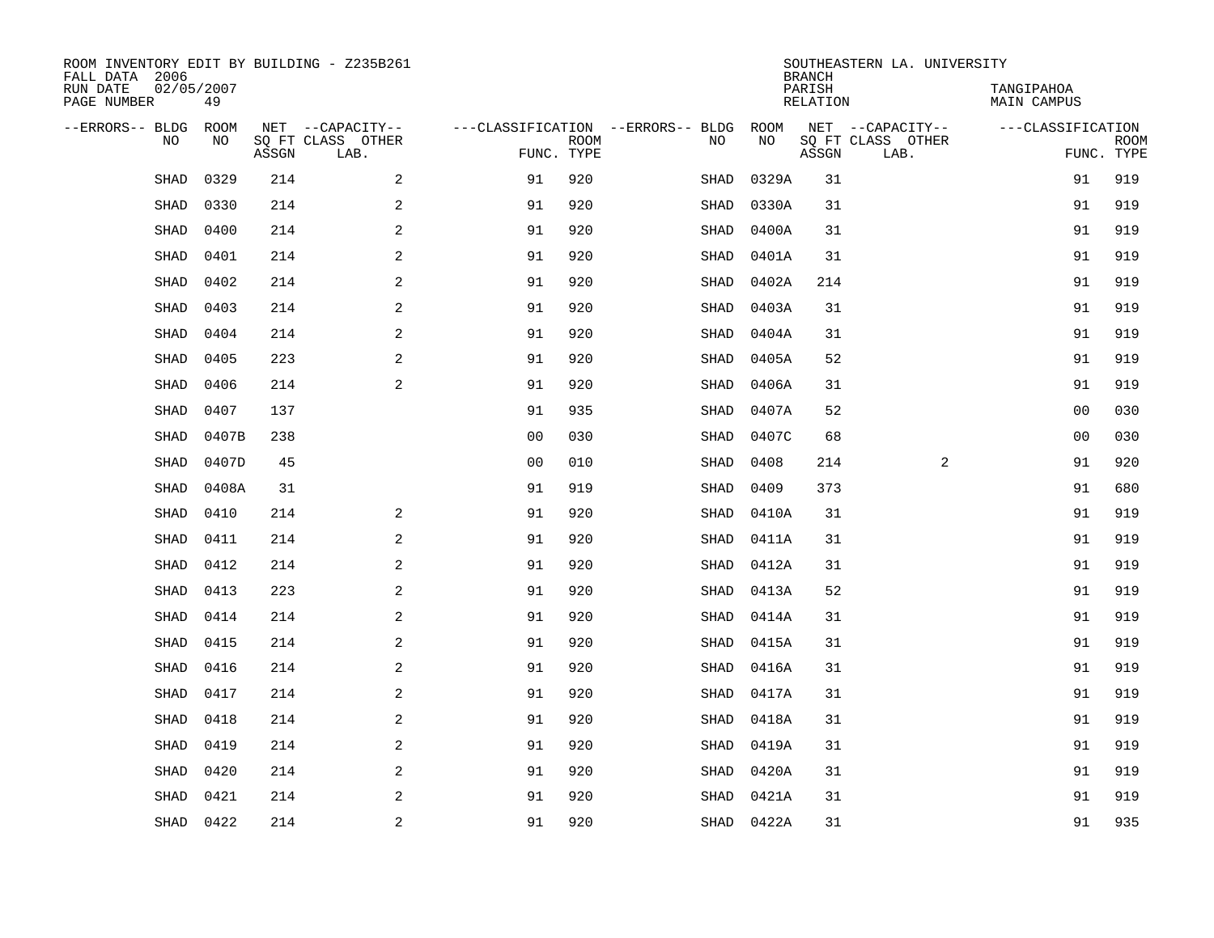ROOM INVENTORY EDIT BY BUILDING - Z235B261
FALL DATA 2006
RUN DATE 02/05/2007
PAGE NUMBER 49

SOUTHEASTERN LA. UNIVERSITY
BRANCH
PARISH TANGIPAHOA
RELATION MAIN CAMPUS

| --ERRORS-- | BLDG NO | ROOM NO | NET SQ FT ASSGN | --CAPACITY-- CLASS LAB. | OTHER | ---CLASSIFICATION FUNC. | ROOM TYPE | --ERRORS-- | BLDG NO | ROOM NO | NET SQ FT ASSGN | --CAPACITY-- CLASS LAB. | OTHER | ---CLASSIFICATION FUNC. | ROOM TYPE |
|---|---|---|---|---|---|---|---|---|---|---|---|---|---|---|---|
| | SHAD | 0329 | 214 | | 2 | 91 | 920 | | SHAD | 0329A | 31 | | | 91 | 919 |
| | SHAD | 0330 | 214 | | 2 | 91 | 920 | | SHAD | 0330A | 31 | | | 91 | 919 |
| | SHAD | 0400 | 214 | | 2 | 91 | 920 | | SHAD | 0400A | 31 | | | 91 | 919 |
| | SHAD | 0401 | 214 | | 2 | 91 | 920 | | SHAD | 0401A | 31 | | | 91 | 919 |
| | SHAD | 0402 | 214 | | 2 | 91 | 920 | | SHAD | 0402A | 214 | | | 91 | 919 |
| | SHAD | 0403 | 214 | | 2 | 91 | 920 | | SHAD | 0403A | 31 | | | 91 | 919 |
| | SHAD | 0404 | 214 | | 2 | 91 | 920 | | SHAD | 0404A | 31 | | | 91 | 919 |
| | SHAD | 0405 | 223 | | 2 | 91 | 920 | | SHAD | 0405A | 52 | | | 91 | 919 |
| | SHAD | 0406 | 214 | | 2 | 91 | 920 | | SHAD | 0406A | 31 | | | 91 | 919 |
| | SHAD | 0407 | 137 | | | 91 | 935 | | SHAD | 0407A | 52 | | | 00 | 030 |
| | SHAD | 0407B | 238 | | | 00 | 030 | | SHAD | 0407C | 68 | | | 00 | 030 |
| | SHAD | 0407D | 45 | | | 00 | 010 | | SHAD | 0408 | 214 | | 2 | 91 | 920 |
| | SHAD | 0408A | 31 | | | 91 | 919 | | SHAD | 0409 | 373 | | | 91 | 680 |
| | SHAD | 0410 | 214 | | 2 | 91 | 920 | | SHAD | 0410A | 31 | | | 91 | 919 |
| | SHAD | 0411 | 214 | | 2 | 91 | 920 | | SHAD | 0411A | 31 | | | 91 | 919 |
| | SHAD | 0412 | 214 | | 2 | 91 | 920 | | SHAD | 0412A | 31 | | | 91 | 919 |
| | SHAD | 0413 | 223 | | 2 | 91 | 920 | | SHAD | 0413A | 52 | | | 91 | 919 |
| | SHAD | 0414 | 214 | | 2 | 91 | 920 | | SHAD | 0414A | 31 | | | 91 | 919 |
| | SHAD | 0415 | 214 | | 2 | 91 | 920 | | SHAD | 0415A | 31 | | | 91 | 919 |
| | SHAD | 0416 | 214 | | 2 | 91 | 920 | | SHAD | 0416A | 31 | | | 91 | 919 |
| | SHAD | 0417 | 214 | | 2 | 91 | 920 | | SHAD | 0417A | 31 | | | 91 | 919 |
| | SHAD | 0418 | 214 | | 2 | 91 | 920 | | SHAD | 0418A | 31 | | | 91 | 919 |
| | SHAD | 0419 | 214 | | 2 | 91 | 920 | | SHAD | 0419A | 31 | | | 91 | 919 |
| | SHAD | 0420 | 214 | | 2 | 91 | 920 | | SHAD | 0420A | 31 | | | 91 | 919 |
| | SHAD | 0421 | 214 | | 2 | 91 | 920 | | SHAD | 0421A | 31 | | | 91 | 919 |
| | SHAD | 0422 | 214 | | 2 | 91 | 920 | | SHAD | 0422A | 31 | | | 91 | 935 |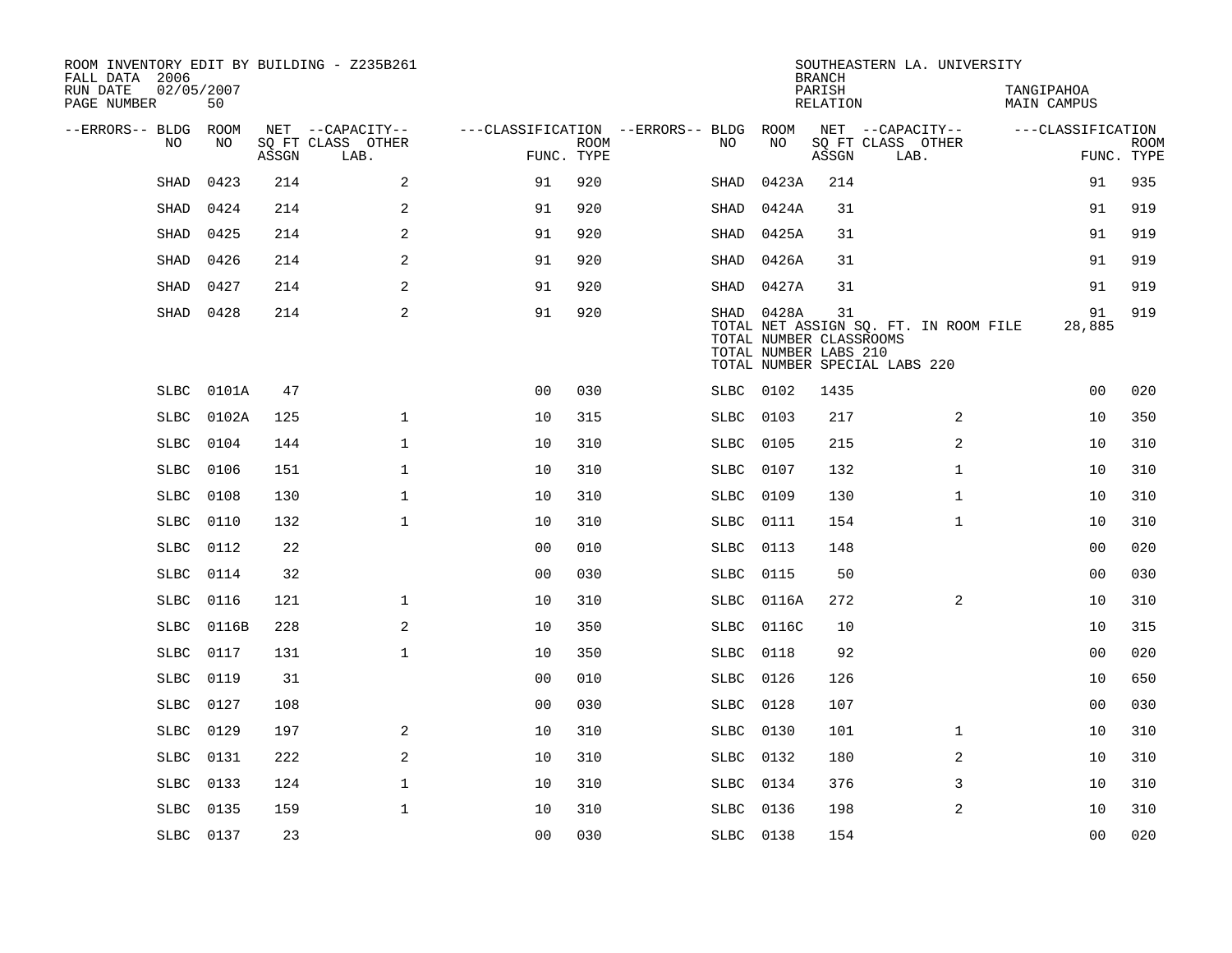ROOM INVENTORY EDIT BY BUILDING - Z235B261
FALL DATA 2006
RUN DATE 02/05/2007
PAGE NUMBER 50

SOUTHEASTERN LA. UNIVERSITY
BRANCH
PARISH TANGIPAHOA
RELATION MAIN CAMPUS

| --ERRORS-- | BLDG NO | ROOM NO | NET SQ FT ASSGN | --CAPACITY-- CLASS LAB. | OTHER | ---CLASSIFICATION FUNC. | ROOM TYPE | --ERRORS-- | BLDG NO | ROOM NO | NET SQ FT ASSGN | --CAPACITY-- CLASS LAB. | OTHER | ---CLASSIFICATION FUNC. | ROOM TYPE |
|---|---|---|---|---|---|---|---|---|---|---|---|---|---|---|---|
| | SHAD | 0423 | 214 | | 2 | 91 | 920 | | SHAD | 0423A | 214 | | | 91 | 935 |
| | SHAD | 0424 | 214 | | 2 | 91 | 920 | | SHAD | 0424A | 31 | | | 91 | 919 |
| | SHAD | 0425 | 214 | | 2 | 91 | 920 | | SHAD | 0425A | 31 | | | 91 | 919 |
| | SHAD | 0426 | 214 | | 2 | 91 | 920 | | SHAD | 0426A | 31 | | | 91 | 919 |
| | SHAD | 0427 | 214 | | 2 | 91 | 920 | | SHAD | 0427A | 31 | | | 91 | 919 |
| | SHAD | 0428 | 214 | | 2 | 91 | 920 | | SHAD | 0428A | 31 | | | 91 | 919 |
| | | | | | | | | | TOTAL NET ASSIGN SQ. FT. IN ROOM FILE | | | | | 28,885 | |
| | | | | | | | | | TOTAL NUMBER CLASSROOMS | | | | | | |
| | | | | | | | | | TOTAL NUMBER LABS 210 | | | | | | |
| | | | | | | | | | TOTAL NUMBER SPECIAL LABS 220 | | | | | | |
| | SLBC | 0101A | 47 | | | 00 | 030 | | SLBC | 0102 | 1435 | | | 00 | 020 |
| | SLBC | 0102A | 125 | | 1 | 10 | 315 | | SLBC | 0103 | 217 | | 2 | 10 | 350 |
| | SLBC | 0104 | 144 | | 1 | 10 | 310 | | SLBC | 0105 | 215 | | 2 | 10 | 310 |
| | SLBC | 0106 | 151 | | 1 | 10 | 310 | | SLBC | 0107 | 132 | | 1 | 10 | 310 |
| | SLBC | 0108 | 130 | | 1 | 10 | 310 | | SLBC | 0109 | 130 | | 1 | 10 | 310 |
| | SLBC | 0110 | 132 | | 1 | 10 | 310 | | SLBC | 0111 | 154 | | 1 | 10 | 310 |
| | SLBC | 0112 | 22 | | | 00 | 010 | | SLBC | 0113 | 148 | | | 00 | 020 |
| | SLBC | 0114 | 32 | | | 00 | 030 | | SLBC | 0115 | 50 | | | 00 | 030 |
| | SLBC | 0116 | 121 | | 1 | 10 | 310 | | SLBC | 0116A | 272 | | 2 | 10 | 310 |
| | SLBC | 0116B | 228 | | 2 | 10 | 350 | | SLBC | 0116C | 10 | | | 10 | 315 |
| | SLBC | 0117 | 131 | | 1 | 10 | 350 | | SLBC | 0118 | 92 | | | 00 | 020 |
| | SLBC | 0119 | 31 | | | 00 | 010 | | SLBC | 0126 | 126 | | | 10 | 650 |
| | SLBC | 0127 | 108 | | | 00 | 030 | | SLBC | 0128 | 107 | | | 00 | 030 |
| | SLBC | 0129 | 197 | | 2 | 10 | 310 | | SLBC | 0130 | 101 | | 1 | 10 | 310 |
| | SLBC | 0131 | 222 | | 2 | 10 | 310 | | SLBC | 0132 | 180 | | 2 | 10 | 310 |
| | SLBC | 0133 | 124 | | 1 | 10 | 310 | | SLBC | 0134 | 376 | | 3 | 10 | 310 |
| | SLBC | 0135 | 159 | | 1 | 10 | 310 | | SLBC | 0136 | 198 | | 2 | 10 | 310 |
| | SLBC | 0137 | 23 | | | 00 | 030 | | SLBC | 0138 | 154 | | | 00 | 020 |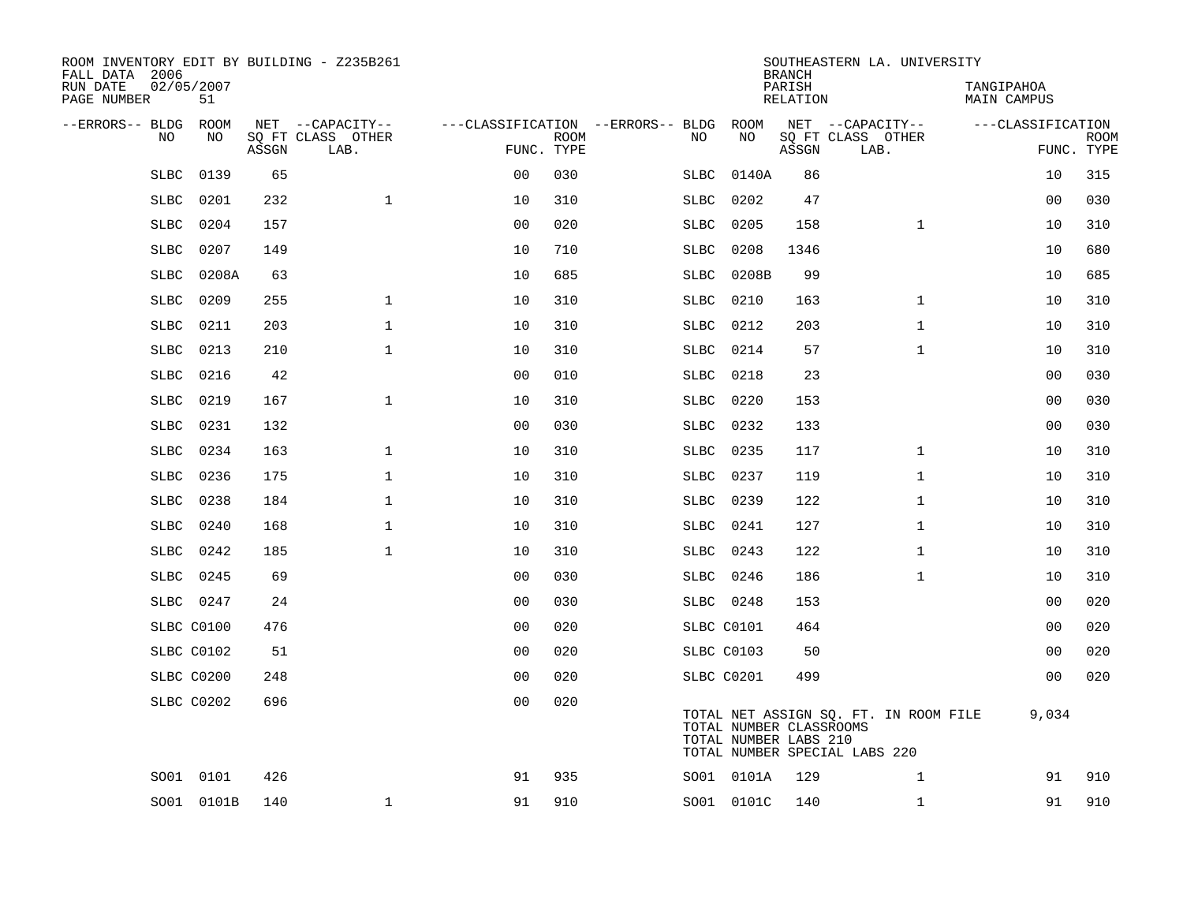ROOM INVENTORY EDIT BY BUILDING - Z235B261
FALL DATA 2006
RUN DATE 02/05/2007
PAGE NUMBER 51

SOUTHEASTERN LA. UNIVERSITY
BRANCH
PARISH TANGIPAHOA
RELATION MAIN CAMPUS

| --ERRORS-- | BLDG NO | ROOM NO | NET SQ FT ASSGN | --CAPACITY-- CLASS | OTHER LAB. | ---CLASSIFICATION FUNC. | ROOM TYPE | --ERRORS-- | BLDG NO | ROOM NO | NET SQ FT ASSGN | --CAPACITY-- CLASS | OTHER LAB. | ---CLASSIFICATION FUNC. | ROOM TYPE |
|---|---|---|---|---|---|---|---|---|---|---|---|---|---|---|---|
| | SLBC | 0139 | 65 | | | 00 | 030 | | SLBC | 0140A | 86 | | | 10 | 315 |
| | SLBC | 0201 | 232 | | 1 | 10 | 310 | | SLBC | 0202 | 47 | | | 00 | 030 |
| | SLBC | 0204 | 157 | | | 00 | 020 | | SLBC | 0205 | 158 | | 1 | 10 | 310 |
| | SLBC | 0207 | 149 | | | 10 | 710 | | SLBC | 0208 | 1346 | | | 10 | 680 |
| | SLBC | 0208A | 63 | | | 10 | 685 | | SLBC | 0208B | 99 | | | 10 | 685 |
| | SLBC | 0209 | 255 | | 1 | 10 | 310 | | SLBC | 0210 | 163 | | 1 | 10 | 310 |
| | SLBC | 0211 | 203 | | 1 | 10 | 310 | | SLBC | 0212 | 203 | | 1 | 10 | 310 |
| | SLBC | 0213 | 210 | | 1 | 10 | 310 | | SLBC | 0214 | 57 | | 1 | 10 | 310 |
| | SLBC | 0216 | 42 | | | 00 | 010 | | SLBC | 0218 | 23 | | | 00 | 030 |
| | SLBC | 0219 | 167 | | 1 | 10 | 310 | | SLBC | 0220 | 153 | | | 00 | 030 |
| | SLBC | 0231 | 132 | | | 00 | 030 | | SLBC | 0232 | 133 | | | 00 | 030 |
| | SLBC | 0234 | 163 | | 1 | 10 | 310 | | SLBC | 0235 | 117 | | 1 | 10 | 310 |
| | SLBC | 0236 | 175 | | 1 | 10 | 310 | | SLBC | 0237 | 119 | | 1 | 10 | 310 |
| | SLBC | 0238 | 184 | | 1 | 10 | 310 | | SLBC | 0239 | 122 | | 1 | 10 | 310 |
| | SLBC | 0240 | 168 | | 1 | 10 | 310 | | SLBC | 0241 | 127 | | 1 | 10 | 310 |
| | SLBC | 0242 | 185 | | 1 | 10 | 310 | | SLBC | 0243 | 122 | | 1 | 10 | 310 |
| | SLBC | 0245 | 69 | | | 00 | 030 | | SLBC | 0246 | 186 | | 1 | 10 | 310 |
| | SLBC | 0247 | 24 | | | 00 | 030 | | SLBC | 0248 | 153 | | | 00 | 020 |
| | SLBC | C0100 | 476 | | | 00 | 020 | | SLBC | C0101 | 464 | | | 00 | 020 |
| | SLBC | C0102 | 51 | | | 00 | 020 | | SLBC | C0103 | 50 | | | 00 | 020 |
| | SLBC | C0200 | 248 | | | 00 | 020 | | SLBC | C0201 | 499 | | | 00 | 020 |
| | SLBC | C0202 | 696 | | | 00 | 020 | | | | | | | | |

TOTAL NET ASSIGN SQ. FT. IN ROOM FILE 9,034
TOTAL NUMBER CLASSROOMS
TOTAL NUMBER LABS 210
TOTAL NUMBER SPECIAL LABS 220

| --ERRORS-- | BLDG NO | ROOM NO | NET SQ FT ASSGN | --CAPACITY-- CLASS | OTHER LAB. | ---CLASSIFICATION FUNC. | ROOM TYPE | --ERRORS-- | BLDG NO | ROOM NO | NET SQ FT ASSGN | --CAPACITY-- CLASS | OTHER LAB. | ---CLASSIFICATION FUNC. | ROOM TYPE |
|---|---|---|---|---|---|---|---|---|---|---|---|---|---|---|---|
| | SO01 | 0101 | 426 | | | 91 | 935 | | SO01 | 0101A | 129 | | 1 | 91 | 910 |
| | SO01 | 0101B | 140 | | 1 | 91 | 910 | | SO01 | 0101C | 140 | | 1 | 91 | 910 |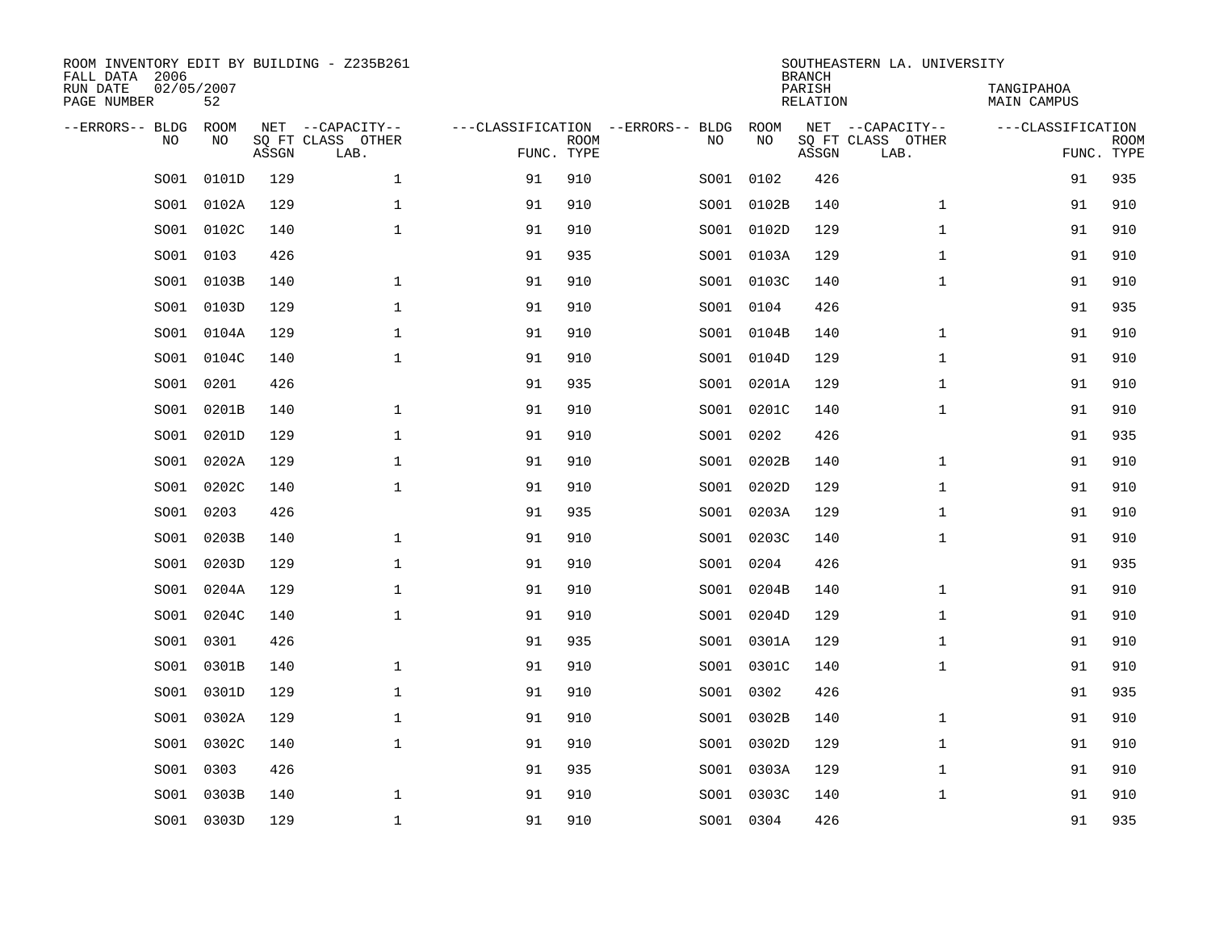ROOM INVENTORY EDIT BY BUILDING - Z235B261
FALL DATA 2006
RUN DATE 02/05/2007
PAGE NUMBER 52

SOUTHEASTERN LA. UNIVERSITY
BRANCH
PARISH TANGIPAHOA
RELATION MAIN CAMPUS

| --ERRORS-- | BLDG NO | ROOM NO | NET SQ FT ASSGN | --CAPACITY-- CLASS LAB. | OTHER | ---CLASSIFICATION FUNC. | ROOM TYPE | --ERRORS-- | BLDG NO | ROOM NO | NET SQ FT ASSGN | --CAPACITY-- CLASS LAB. | OTHER | ---CLASSIFICATION FUNC. | ROOM TYPE |
|---|---|---|---|---|---|---|---|---|---|---|---|---|---|---|---|
| | SO01 | 0101D | 129 | | 1 | 91 | 910 | | SO01 | 0102 | 426 | | | 91 | 935 |
| | SO01 | 0102A | 129 | | 1 | 91 | 910 | | SO01 | 0102B | 140 | | 1 | 91 | 910 |
| | SO01 | 0102C | 140 | | 1 | 91 | 910 | | SO01 | 0102D | 129 | | 1 | 91 | 910 |
| | SO01 | 0103 | 426 | | | 91 | 935 | | SO01 | 0103A | 129 | | 1 | 91 | 910 |
| | SO01 | 0103B | 140 | | 1 | 91 | 910 | | SO01 | 0103C | 140 | | 1 | 91 | 910 |
| | SO01 | 0103D | 129 | | 1 | 91 | 910 | | SO01 | 0104 | 426 | | | 91 | 935 |
| | SO01 | 0104A | 129 | | 1 | 91 | 910 | | SO01 | 0104B | 140 | | 1 | 91 | 910 |
| | SO01 | 0104C | 140 | | 1 | 91 | 910 | | SO01 | 0104D | 129 | | 1 | 91 | 910 |
| | SO01 | 0201 | 426 | | | 91 | 935 | | SO01 | 0201A | 129 | | 1 | 91 | 910 |
| | SO01 | 0201B | 140 | | 1 | 91 | 910 | | SO01 | 0201C | 140 | | 1 | 91 | 910 |
| | SO01 | 0201D | 129 | | 1 | 91 | 910 | | SO01 | 0202 | 426 | | | 91 | 935 |
| | SO01 | 0202A | 129 | | 1 | 91 | 910 | | SO01 | 0202B | 140 | | 1 | 91 | 910 |
| | SO01 | 0202C | 140 | | 1 | 91 | 910 | | SO01 | 0202D | 129 | | 1 | 91 | 910 |
| | SO01 | 0203 | 426 | | | 91 | 935 | | SO01 | 0203A | 129 | | 1 | 91 | 910 |
| | SO01 | 0203B | 140 | | 1 | 91 | 910 | | SO01 | 0203C | 140 | | 1 | 91 | 910 |
| | SO01 | 0203D | 129 | | 1 | 91 | 910 | | SO01 | 0204 | 426 | | | 91 | 935 |
| | SO01 | 0204A | 129 | | 1 | 91 | 910 | | SO01 | 0204B | 140 | | 1 | 91 | 910 |
| | SO01 | 0204C | 140 | | 1 | 91 | 910 | | SO01 | 0204D | 129 | | 1 | 91 | 910 |
| | SO01 | 0301 | 426 | | | 91 | 935 | | SO01 | 0301A | 129 | | 1 | 91 | 910 |
| | SO01 | 0301B | 140 | | 1 | 91 | 910 | | SO01 | 0301C | 140 | | 1 | 91 | 910 |
| | SO01 | 0301D | 129 | | 1 | 91 | 910 | | SO01 | 0302 | 426 | | | 91 | 935 |
| | SO01 | 0302A | 129 | | 1 | 91 | 910 | | SO01 | 0302B | 140 | | 1 | 91 | 910 |
| | SO01 | 0302C | 140 | | 1 | 91 | 910 | | SO01 | 0302D | 129 | | 1 | 91 | 910 |
| | SO01 | 0303 | 426 | | | 91 | 935 | | SO01 | 0303A | 129 | | 1 | 91 | 910 |
| | SO01 | 0303B | 140 | | 1 | 91 | 910 | | SO01 | 0303C | 140 | | 1 | 91 | 910 |
| | SO01 | 0303D | 129 | | 1 | 91 | 910 | | SO01 | 0304 | 426 | | | 91 | 935 |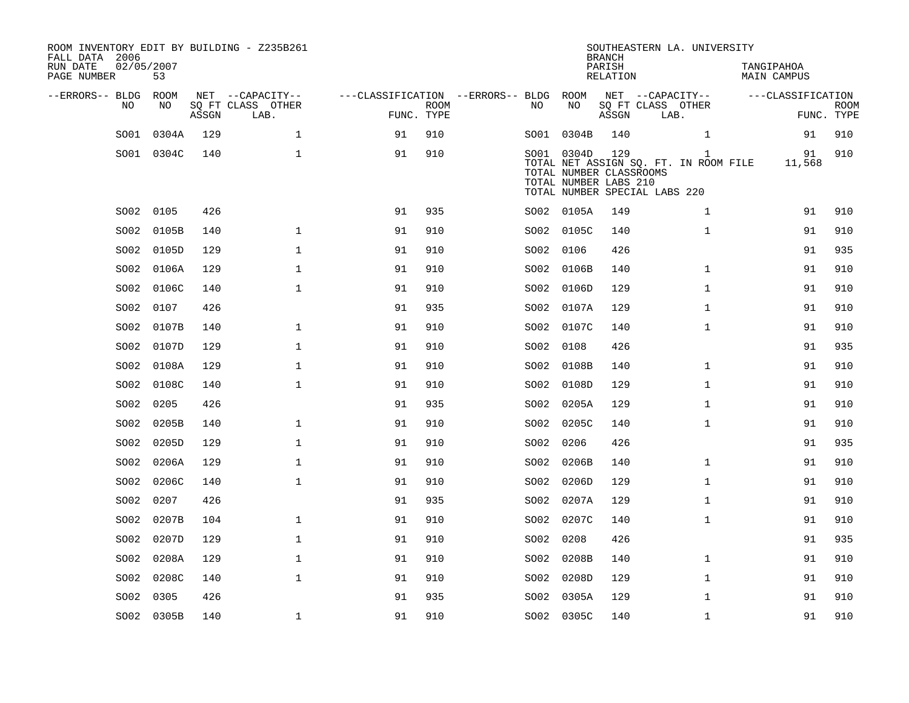ROOM INVENTORY EDIT BY BUILDING - Z235B261
FALL DATA 2006
RUN DATE 02/05/2007
PAGE NUMBER 53

SOUTHEASTERN LA. UNIVERSITY
BRANCH
PARISH TANGIPAHOA
RELATION MAIN CAMPUS

| --ERRORS-- | BLDG NO | ROOM NO | NET SQ FT ASSGN | --CAPACITY-- CLASS LAB. | OTHER | ---CLASSIFICATION FUNC. | ROOM TYPE | --ERRORS-- | BLDG NO | ROOM NO | NET SQ FT ASSGN | --CAPACITY-- CLASS LAB. | OTHER | ---CLASSIFICATION FUNC. | ROOM TYPE |
|---|---|---|---|---|---|---|---|---|---|---|---|---|---|---|---|
| | S001 | 0304A | 129 | | 1 | 91 | 910 | | S001 | 0304B | 140 | | 1 | 91 | 910 |
| | S001 | 0304C | 140 | | 1 | 91 | 910 | | S001 | 0304D | 129 | | 1 | 91 | 910 |
| | | | | | | | | | TOTAL NET ASSIGN SQ. FT. IN ROOM FILE | | | | | 11,568 | |
| | | | | | | | | | TOTAL NUMBER CLASSROOMS | | | | | | |
| | | | | | | | | | TOTAL NUMBER LABS 210 | | | | | | |
| | | | | | | | | | TOTAL NUMBER SPECIAL LABS 220 | | | | | | |
| | S002 | 0105 | 426 | | | 91 | 935 | | S002 | 0105A | 149 | | 1 | 91 | 910 |
| | S002 | 0105B | 140 | | 1 | 91 | 910 | | S002 | 0105C | 140 | | 1 | 91 | 910 |
| | S002 | 0105D | 129 | | 1 | 91 | 910 | | S002 | 0106 | 426 | | | 91 | 935 |
| | S002 | 0106A | 129 | | 1 | 91 | 910 | | S002 | 0106B | 140 | | 1 | 91 | 910 |
| | S002 | 0106C | 140 | | 1 | 91 | 910 | | S002 | 0106D | 129 | | 1 | 91 | 910 |
| | S002 | 0107 | 426 | | | 91 | 935 | | S002 | 0107A | 129 | | 1 | 91 | 910 |
| | S002 | 0107B | 140 | | 1 | 91 | 910 | | S002 | 0107C | 140 | | 1 | 91 | 910 |
| | S002 | 0107D | 129 | | 1 | 91 | 910 | | S002 | 0108 | 426 | | | 91 | 935 |
| | S002 | 0108A | 129 | | 1 | 91 | 910 | | S002 | 0108B | 140 | | 1 | 91 | 910 |
| | S002 | 0108C | 140 | | 1 | 91 | 910 | | S002 | 0108D | 129 | | 1 | 91 | 910 |
| | S002 | 0205 | 426 | | | 91 | 935 | | S002 | 0205A | 129 | | 1 | 91 | 910 |
| | S002 | 0205B | 140 | | 1 | 91 | 910 | | S002 | 0205C | 140 | | 1 | 91 | 910 |
| | S002 | 0205D | 129 | | 1 | 91 | 910 | | S002 | 0206 | 426 | | | 91 | 935 |
| | S002 | 0206A | 129 | | 1 | 91 | 910 | | S002 | 0206B | 140 | | 1 | 91 | 910 |
| | S002 | 0206C | 140 | | 1 | 91 | 910 | | S002 | 0206D | 129 | | 1 | 91 | 910 |
| | S002 | 0207 | 426 | | | 91 | 935 | | S002 | 0207A | 129 | | 1 | 91 | 910 |
| | S002 | 0207B | 104 | | 1 | 91 | 910 | | S002 | 0207C | 140 | | 1 | 91 | 910 |
| | S002 | 0207D | 129 | | 1 | 91 | 910 | | S002 | 0208 | 426 | | | 91 | 935 |
| | S002 | 0208A | 129 | | 1 | 91 | 910 | | S002 | 0208B | 140 | | 1 | 91 | 910 |
| | S002 | 0208C | 140 | | 1 | 91 | 910 | | S002 | 0208D | 129 | | 1 | 91 | 910 |
| | S002 | 0305 | 426 | | | 91 | 935 | | S002 | 0305A | 129 | | 1 | 91 | 910 |
| | S002 | 0305B | 140 | | 1 | 91 | 910 | | S002 | 0305C | 140 | | 1 | 91 | 910 |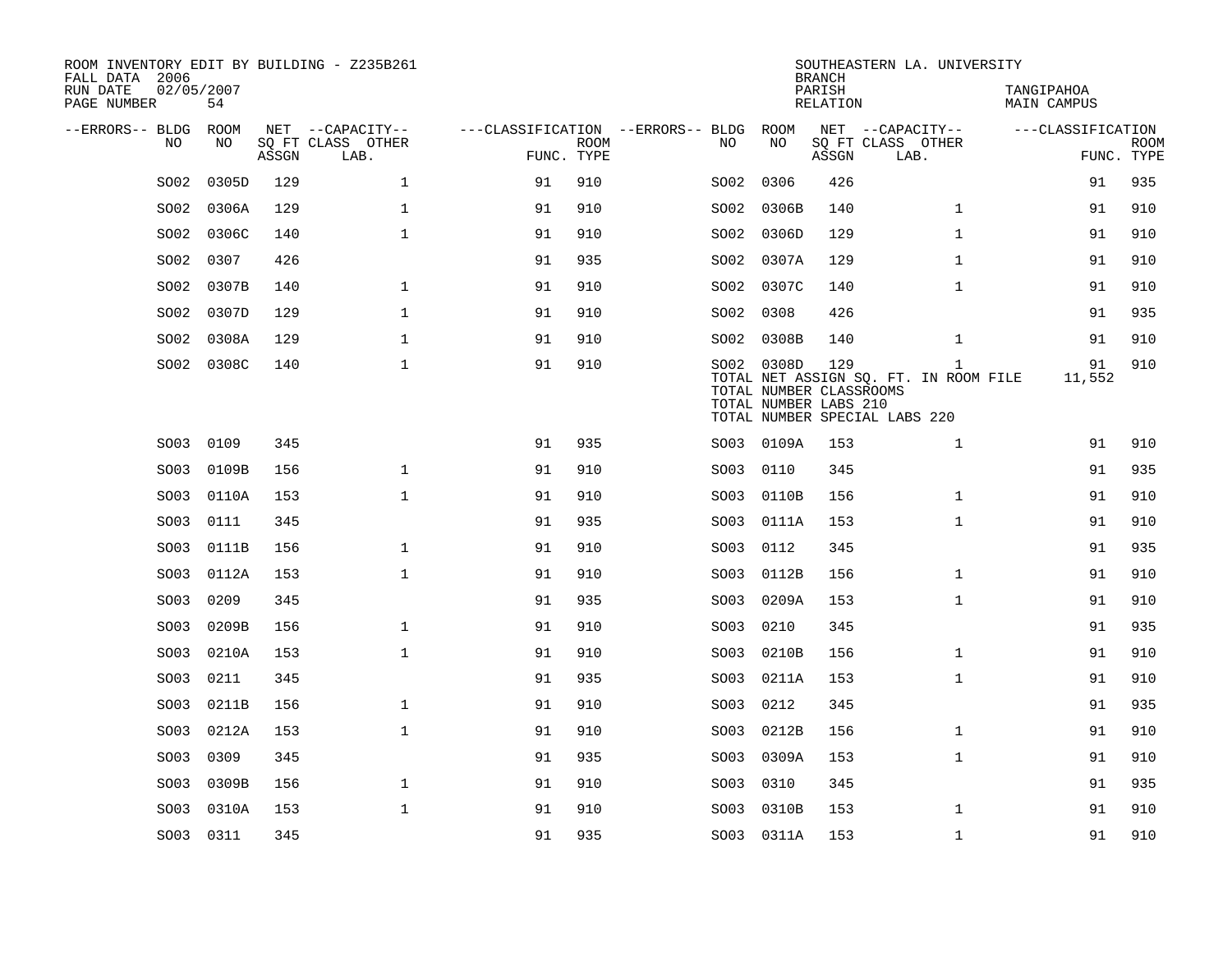ROOM INVENTORY EDIT BY BUILDING - Z235B261
FALL DATA 2006
RUN DATE 02/05/2007
PAGE NUMBER 54

SOUTHEASTERN LA. UNIVERSITY
BRANCH
PARISH TANGIPAHOA
RELATION MAIN CAMPUS

| --ERRORS-- | BLDG NO | ROOM NO | NET SQ FT ASSGN | --CAPACITY-- CLASS | OTHER LAB. | ---CLASSIFICATION FUNC. | ROOM TYPE | --ERRORS-- | BLDG NO | ROOM NO | NET SQ FT ASSGN | --CAPACITY-- CLASS | OTHER LAB. | ---CLASSIFICATION FUNC. | ROOM TYPE |
|---|---|---|---|---|---|---|---|---|---|---|---|---|---|---|---|
| | S002 | 0305D | 129 | | 1 | 91 | 910 | | S002 | 0306 | 426 | | | 91 | 935 |
| | S002 | 0306A | 129 | | 1 | 91 | 910 | | S002 | 0306B | 140 | | 1 | 91 | 910 |
| | S002 | 0306C | 140 | | 1 | 91 | 910 | | S002 | 0306D | 129 | | 1 | 91 | 910 |
| | S002 | 0307 | 426 | | | 91 | 935 | | S002 | 0307A | 129 | | 1 | 91 | 910 |
| | S002 | 0307B | 140 | | 1 | 91 | 910 | | S002 | 0307C | 140 | | 1 | 91 | 910 |
| | S002 | 0307D | 129 | | 1 | 91 | 910 | | S002 | 0308 | 426 | | | 91 | 935 |
| | S002 | 0308A | 129 | | 1 | 91 | 910 | | S002 | 0308B | 140 | | 1 | 91 | 910 |
| | S002 | 0308C | 140 | | 1 | 91 | 910 | | S002 | 0308D | 129 | | 1 | 91 | 910 |
| | | | | | | | | | TOTAL NET ASSIGN SQ. FT. IN ROOM FILE | | | | | 11,552 | |
| | | | | | | | | | TOTAL NUMBER CLASSROOMS | | | | | | |
| | | | | | | | | | TOTAL NUMBER LABS 210 | | | | | | |
| | | | | | | | | | TOTAL NUMBER SPECIAL LABS 220 | | | | | | |
| | S003 | 0109 | 345 | | | 91 | 935 | | S003 | 0109A | 153 | | 1 | 91 | 910 |
| | S003 | 0109B | 156 | | 1 | 91 | 910 | | S003 | 0110 | 345 | | | 91 | 935 |
| | S003 | 0110A | 153 | | 1 | 91 | 910 | | S003 | 0110B | 156 | | 1 | 91 | 910 |
| | S003 | 0111 | 345 | | | 91 | 935 | | S003 | 0111A | 153 | | 1 | 91 | 910 |
| | S003 | 0111B | 156 | | 1 | 91 | 910 | | S003 | 0112 | 345 | | | 91 | 935 |
| | S003 | 0112A | 153 | | 1 | 91 | 910 | | S003 | 0112B | 156 | | 1 | 91 | 910 |
| | S003 | 0209 | 345 | | | 91 | 935 | | S003 | 0209A | 153 | | 1 | 91 | 910 |
| | S003 | 0209B | 156 | | 1 | 91 | 910 | | S003 | 0210 | 345 | | | 91 | 935 |
| | S003 | 0210A | 153 | | 1 | 91 | 910 | | S003 | 0210B | 156 | | 1 | 91 | 910 |
| | S003 | 0211 | 345 | | | 91 | 935 | | S003 | 0211A | 153 | | 1 | 91 | 910 |
| | S003 | 0211B | 156 | | 1 | 91 | 910 | | S003 | 0212 | 345 | | | 91 | 935 |
| | S003 | 0212A | 153 | | 1 | 91 | 910 | | S003 | 0212B | 156 | | 1 | 91 | 910 |
| | S003 | 0309 | 345 | | | 91 | 935 | | S003 | 0309A | 153 | | 1 | 91 | 910 |
| | S003 | 0309B | 156 | | 1 | 91 | 910 | | S003 | 0310 | 345 | | | 91 | 935 |
| | S003 | 0310A | 153 | | 1 | 91 | 910 | | S003 | 0310B | 153 | | 1 | 91 | 910 |
| | S003 | 0311 | 345 | | | 91 | 935 | | S003 | 0311A | 153 | | 1 | 91 | 910 |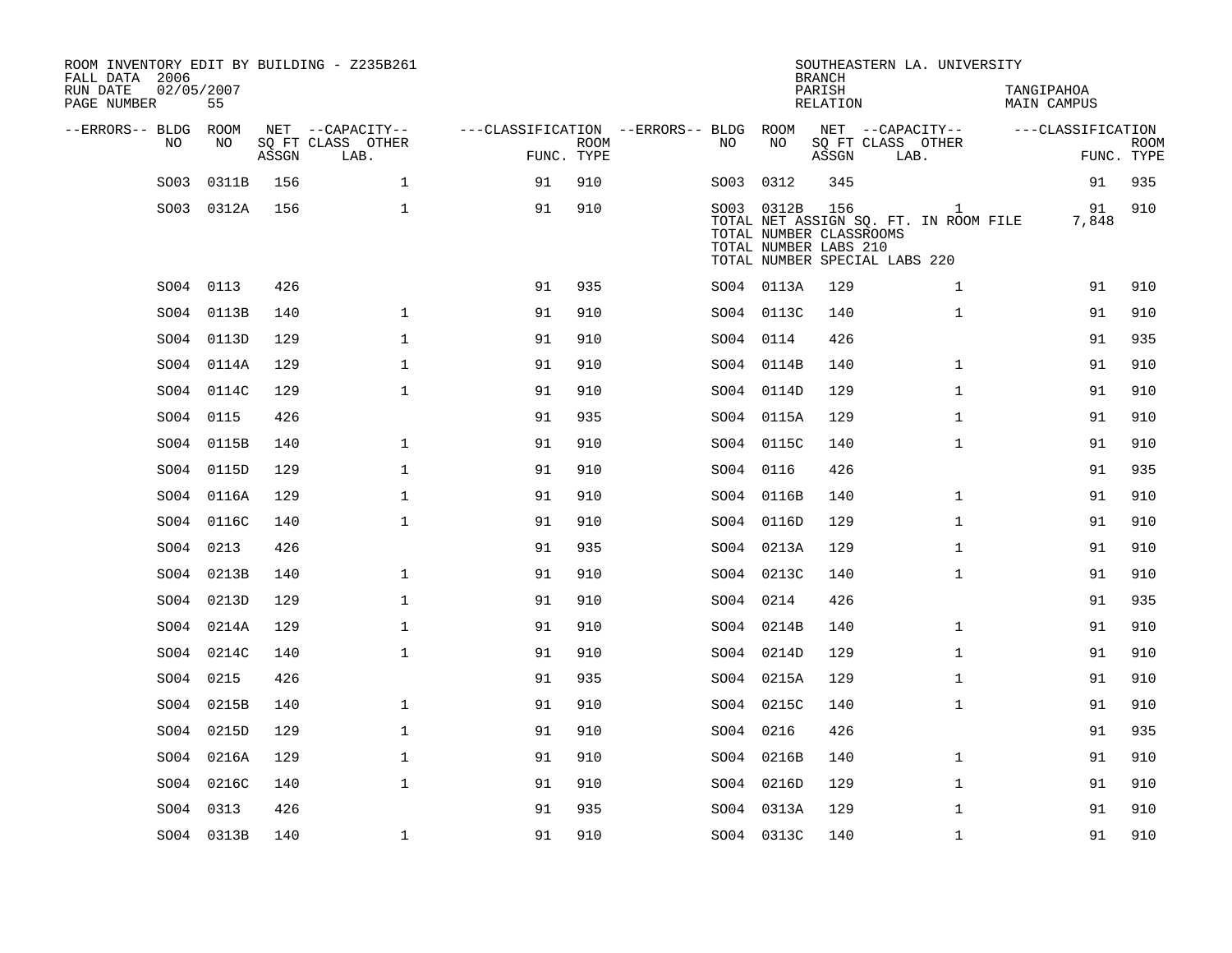ROOM INVENTORY EDIT BY BUILDING - Z235B261
FALL DATA 2006
RUN DATE 02/05/2007
PAGE NUMBER 55

SOUTHEASTERN LA. UNIVERSITY
BRANCH
PARISH TANGIPAHOA
RELATION MAIN CAMPUS

| --ERRORS-- | BLDG NO | ROOM NO | NET SQ FT ASSGN | --CAPACITY-- CLASS LAB. | OTHER | ---CLASSIFICATION FUNC. | ROOM TYPE | --ERRORS-- | BLDG NO | ROOM NO | NET SQ FT ASSGN | --CAPACITY-- CLASS LAB. | OTHER | ---CLASSIFICATION FUNC. | ROOM TYPE |
|---|---|---|---|---|---|---|---|---|---|---|---|---|---|---|---|
| | S003 | 0311B | 156 | | 1 | 91 | 910 | | S003 | 0312 | 345 | | | 91 | 935 |
| | S003 | 0312A | 156 | | 1 | 91 | 910 | | S003 | 0312B | 156 | | 1 | 91 | 910 |
| | | | | | | | | | TOTAL NET ASSIGN SQ. FT. IN ROOM FILE | | | | | 7,848 | |
| | | | | | | | | | TOTAL NUMBER CLASSROOMS | | | | | | |
| | | | | | | | | | TOTAL NUMBER LABS 210 | | | | | | |
| | | | | | | | | | TOTAL NUMBER SPECIAL LABS 220 | | | | | | |
| | S004 | 0113 | 426 | | | 91 | 935 | | S004 | 0113A | 129 | | 1 | 91 | 910 |
| | S004 | 0113B | 140 | | 1 | 91 | 910 | | S004 | 0113C | 140 | | 1 | 91 | 910 |
| | S004 | 0113D | 129 | | 1 | 91 | 910 | | S004 | 0114 | 426 | | | 91 | 935 |
| | S004 | 0114A | 129 | | 1 | 91 | 910 | | S004 | 0114B | 140 | | 1 | 91 | 910 |
| | S004 | 0114C | 129 | | 1 | 91 | 910 | | S004 | 0114D | 129 | | 1 | 91 | 910 |
| | S004 | 0115 | 426 | | | 91 | 935 | | S004 | 0115A | 129 | | 1 | 91 | 910 |
| | S004 | 0115B | 140 | | 1 | 91 | 910 | | S004 | 0115C | 140 | | 1 | 91 | 910 |
| | S004 | 0115D | 129 | | 1 | 91 | 910 | | S004 | 0116 | 426 | | | 91 | 935 |
| | S004 | 0116A | 129 | | 1 | 91 | 910 | | S004 | 0116B | 140 | | 1 | 91 | 910 |
| | S004 | 0116C | 140 | | 1 | 91 | 910 | | S004 | 0116D | 129 | | 1 | 91 | 910 |
| | S004 | 0213 | 426 | | | 91 | 935 | | S004 | 0213A | 129 | | 1 | 91 | 910 |
| | S004 | 0213B | 140 | | 1 | 91 | 910 | | S004 | 0213C | 140 | | 1 | 91 | 910 |
| | S004 | 0213D | 129 | | 1 | 91 | 910 | | S004 | 0214 | 426 | | | 91 | 935 |
| | S004 | 0214A | 129 | | 1 | 91 | 910 | | S004 | 0214B | 140 | | 1 | 91 | 910 |
| | S004 | 0214C | 140 | | 1 | 91 | 910 | | S004 | 0214D | 129 | | 1 | 91 | 910 |
| | S004 | 0215 | 426 | | | 91 | 935 | | S004 | 0215A | 129 | | 1 | 91 | 910 |
| | S004 | 0215B | 140 | | 1 | 91 | 910 | | S004 | 0215C | 140 | | 1 | 91 | 910 |
| | S004 | 0215D | 129 | | 1 | 91 | 910 | | S004 | 0216 | 426 | | | 91 | 935 |
| | S004 | 0216A | 129 | | 1 | 91 | 910 | | S004 | 0216B | 140 | | 1 | 91 | 910 |
| | S004 | 0216C | 140 | | 1 | 91 | 910 | | S004 | 0216D | 129 | | 1 | 91 | 910 |
| | S004 | 0313 | 426 | | | 91 | 935 | | S004 | 0313A | 129 | | 1 | 91 | 910 |
| | S004 | 0313B | 140 | | 1 | 91 | 910 | | S004 | 0313C | 140 | | 1 | 91 | 910 |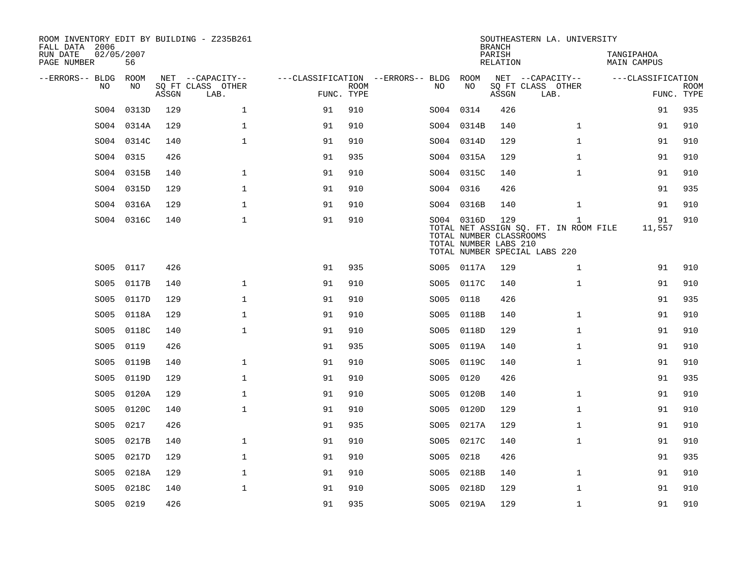ROOM INVENTORY EDIT BY BUILDING - Z235B261
FALL DATA 2006
RUN DATE 02/05/2007
PAGE NUMBER 56

SOUTHEASTERN LA. UNIVERSITY
BRANCH
PARISH TANGIPAHOA
RELATION MAIN CAMPUS

| --ERRORS-- | BLDG NO | ROOM NO | NET ASSGN SQ FT | CAPACITY CLASS | CAPACITY OTHER LAB. | CLASSIFICATION FUNC. | ROOM TYPE | --ERRORS-- | BLDG NO | ROOM NO | NET ASSGN SQ FT | CAPACITY CLASS | CAPACITY OTHER LAB. | CLASSIFICATION FUNC. | ROOM TYPE |
|---|---|---|---|---|---|---|---|---|---|---|---|---|---|---|---|
| | S004 | 0313D | 129 | | 1 | 91 | 910 | | S004 | 0314 | 426 | | | 91 | 935 |
| | S004 | 0314A | 129 | | 1 | 91 | 910 | | S004 | 0314B | 140 | | 1 | 91 | 910 |
| | S004 | 0314C | 140 | | 1 | 91 | 910 | | S004 | 0314D | 129 | | 1 | 91 | 910 |
| | S004 | 0315 | 426 | | | 91 | 935 | | S004 | 0315A | 129 | | 1 | 91 | 910 |
| | S004 | 0315B | 140 | | 1 | 91 | 910 | | S004 | 0315C | 140 | | 1 | 91 | 910 |
| | S004 | 0315D | 129 | | 1 | 91 | 910 | | S004 | 0316 | 426 | | | 91 | 935 |
| | S004 | 0316A | 129 | | 1 | 91 | 910 | | S004 | 0316B | 140 | | 1 | 91 | 910 |
| | S004 | 0316C | 140 | | 1 | 91 | 910 | | S004 | 0316D | 129 | | 1 | 91 | 910 |
| | | | | | | | | | TOTAL NET ASSIGN SQ. FT. IN ROOM FILE | | | | | 11,557 | |
| | | | | | | | | | TOTAL NUMBER CLASSROOMS | | | | | | |
| | | | | | | | | | TOTAL NUMBER LABS 210 | | | | | | |
| | | | | | | | | | TOTAL NUMBER SPECIAL LABS 220 | | | | | | |
| | S005 | 0117 | 426 | | | 91 | 935 | | S005 | 0117A | 129 | | 1 | 91 | 910 |
| | S005 | 0117B | 140 | | 1 | 91 | 910 | | S005 | 0117C | 140 | | 1 | 91 | 910 |
| | S005 | 0117D | 129 | | 1 | 91 | 910 | | S005 | 0118 | 426 | | | 91 | 935 |
| | S005 | 0118A | 129 | | 1 | 91 | 910 | | S005 | 0118B | 140 | | 1 | 91 | 910 |
| | S005 | 0118C | 140 | | 1 | 91 | 910 | | S005 | 0118D | 129 | | 1 | 91 | 910 |
| | S005 | 0119 | 426 | | | 91 | 935 | | S005 | 0119A | 140 | | 1 | 91 | 910 |
| | S005 | 0119B | 140 | | 1 | 91 | 910 | | S005 | 0119C | 140 | | 1 | 91 | 910 |
| | S005 | 0119D | 129 | | 1 | 91 | 910 | | S005 | 0120 | 426 | | | 91 | 935 |
| | S005 | 0120A | 129 | | 1 | 91 | 910 | | S005 | 0120B | 140 | | 1 | 91 | 910 |
| | S005 | 0120C | 140 | | 1 | 91 | 910 | | S005 | 0120D | 129 | | 1 | 91 | 910 |
| | S005 | 0217 | 426 | | | 91 | 935 | | S005 | 0217A | 129 | | 1 | 91 | 910 |
| | S005 | 0217B | 140 | | 1 | 91 | 910 | | S005 | 0217C | 140 | | 1 | 91 | 910 |
| | S005 | 0217D | 129 | | 1 | 91 | 910 | | S005 | 0218 | 426 | | | 91 | 935 |
| | S005 | 0218A | 129 | | 1 | 91 | 910 | | S005 | 0218B | 140 | | 1 | 91 | 910 |
| | S005 | 0218C | 140 | | 1 | 91 | 910 | | S005 | 0218D | 129 | | 1 | 91 | 910 |
| | S005 | 0219 | 426 | | | 91 | 935 | | S005 | 0219A | 129 | | 1 | 91 | 910 |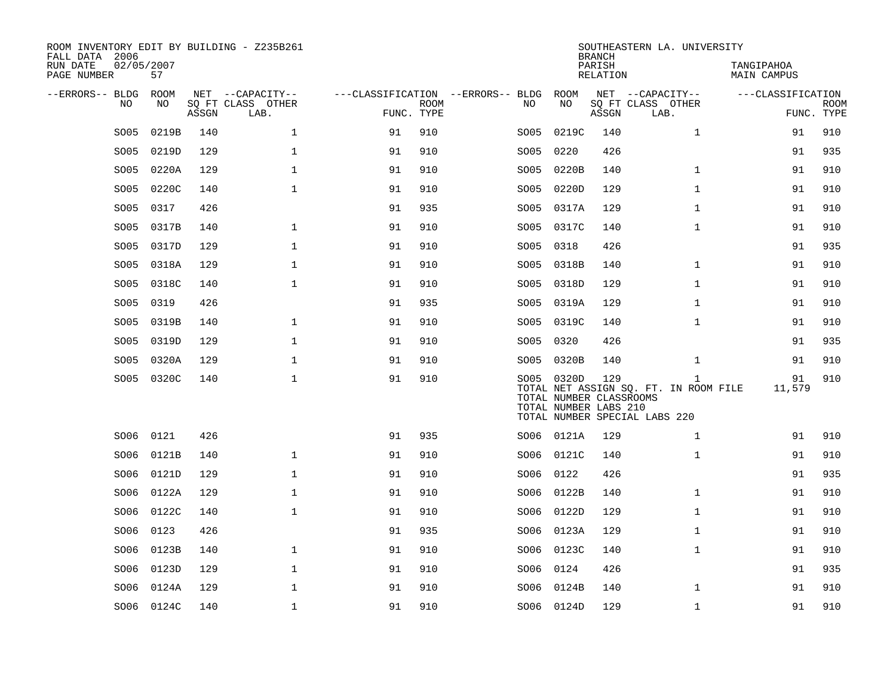ROOM INVENTORY EDIT BY BUILDING - Z235B261
FALL DATA 2006
RUN DATE 02/05/2007
PAGE NUMBER 57

SOUTHEASTERN LA. UNIVERSITY
BRANCH
PARISH TANGIPAHOA
RELATION MAIN CAMPUS

| --ERRORS-- | BLDG NO | ROOM NO | NET SQ FT ASSGN | --CAPACITY-- CLASS LAB. | OTHER | ---CLASSIFICATION FUNC. | ROOM TYPE | --ERRORS-- | BLDG NO | ROOM NO | NET SQ FT ASSGN | --CAPACITY-- CLASS LAB. | OTHER | ---CLASSIFICATION FUNC. | ROOM TYPE |
|---|---|---|---|---|---|---|---|---|---|---|---|---|---|---|---|
| | SO05 | 0219B | 140 | | 1 | 91 | 910 | | SO05 | 0219C | 140 | | 1 | 91 | 910 |
| | SO05 | 0219D | 129 | | 1 | 91 | 910 | | SO05 | 0220 | 426 | | | 91 | 935 |
| | SO05 | 0220A | 129 | | 1 | 91 | 910 | | SO05 | 0220B | 140 | | 1 | 91 | 910 |
| | SO05 | 0220C | 140 | | 1 | 91 | 910 | | SO05 | 0220D | 129 | | 1 | 91 | 910 |
| | SO05 | 0317 | 426 | | | 91 | 935 | | SO05 | 0317A | 129 | | 1 | 91 | 910 |
| | SO05 | 0317B | 140 | | 1 | 91 | 910 | | SO05 | 0317C | 140 | | 1 | 91 | 910 |
| | SO05 | 0317D | 129 | | 1 | 91 | 910 | | SO05 | 0318 | 426 | | | 91 | 935 |
| | SO05 | 0318A | 129 | | 1 | 91 | 910 | | SO05 | 0318B | 140 | | 1 | 91 | 910 |
| | SO05 | 0318C | 140 | | 1 | 91 | 910 | | SO05 | 0318D | 129 | | 1 | 91 | 910 |
| | SO05 | 0319 | 426 | | | 91 | 935 | | SO05 | 0319A | 129 | | 1 | 91 | 910 |
| | SO05 | 0319B | 140 | | 1 | 91 | 910 | | SO05 | 0319C | 140 | | 1 | 91 | 910 |
| | SO05 | 0319D | 129 | | 1 | 91 | 910 | | SO05 | 0320 | 426 | | | 91 | 935 |
| | SO05 | 0320A | 129 | | 1 | 91 | 910 | | SO05 | 0320B | 140 | | 1 | 91 | 910 |
| | SO05 | 0320C | 140 | | 1 | 91 | 910 | | SO05 | 0320D | 129 | | 1 | 91 | 910 |
| | | | | | | | | | TOTAL NET ASSIGN SQ. FT. IN ROOM FILE | | | | | 11,579 | |
| | | | | | | | | | TOTAL NUMBER CLASSROOMS | | | | | | |
| | | | | | | | | | TOTAL NUMBER LABS 210 | | | | | | |
| | | | | | | | | | TOTAL NUMBER SPECIAL LABS 220 | | | | | | |
| | SO06 | 0121 | 426 | | | 91 | 935 | | SO06 | 0121A | 129 | | 1 | 91 | 910 |
| | SO06 | 0121B | 140 | | 1 | 91 | 910 | | SO06 | 0121C | 140 | | 1 | 91 | 910 |
| | SO06 | 0121D | 129 | | 1 | 91 | 910 | | SO06 | 0122 | 426 | | | 91 | 935 |
| | SO06 | 0122A | 129 | | 1 | 91 | 910 | | SO06 | 0122B | 140 | | 1 | 91 | 910 |
| | SO06 | 0122C | 140 | | 1 | 91 | 910 | | SO06 | 0122D | 129 | | 1 | 91 | 910 |
| | SO06 | 0123 | 426 | | | 91 | 935 | | SO06 | 0123A | 129 | | 1 | 91 | 910 |
| | SO06 | 0123B | 140 | | 1 | 91 | 910 | | SO06 | 0123C | 140 | | 1 | 91 | 910 |
| | SO06 | 0123D | 129 | | 1 | 91 | 910 | | SO06 | 0124 | 426 | | | 91 | 935 |
| | SO06 | 0124A | 129 | | 1 | 91 | 910 | | SO06 | 0124B | 140 | | 1 | 91 | 910 |
| | SO06 | 0124C | 140 | | 1 | 91 | 910 | | SO06 | 0124D | 129 | | 1 | 91 | 910 |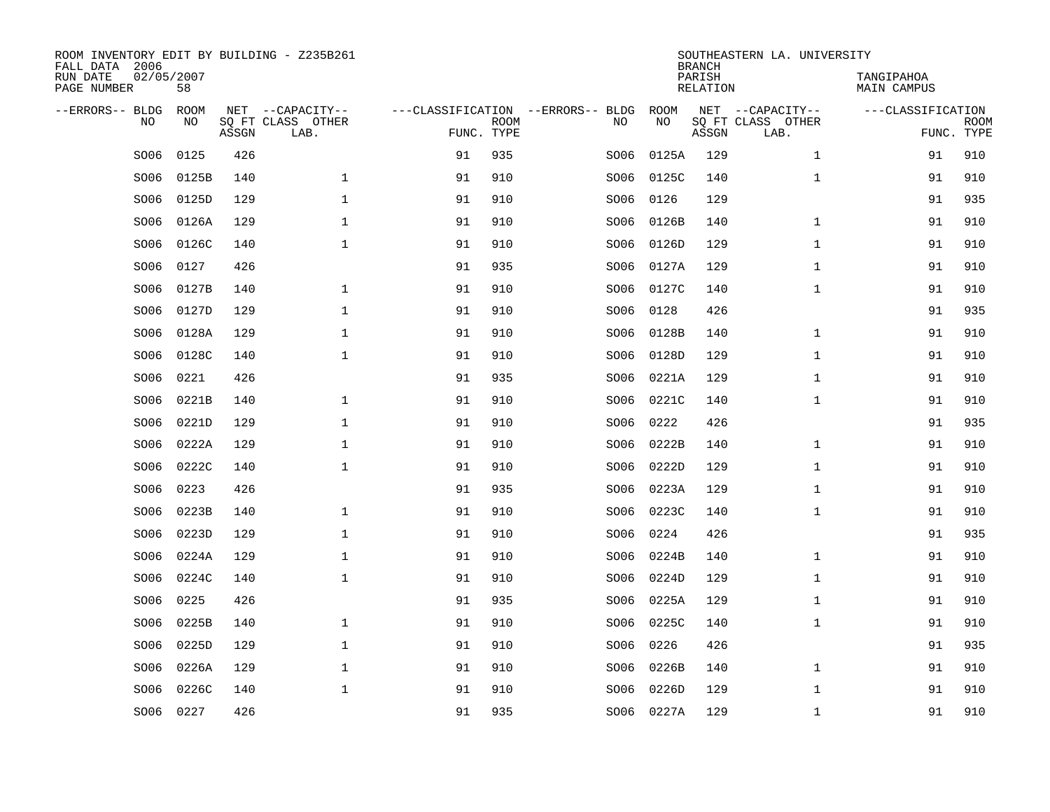ROOM INVENTORY EDIT BY BUILDING - Z235B261
FALL DATA 2006
RUN DATE 02/05/2007
PAGE NUMBER 58

SOUTHEASTERN LA. UNIVERSITY
BRANCH
PARISH TANGIPAHOA
RELATION MAIN CAMPUS

| --ERRORS-- | BLDG NO | ROOM NO | NET SQ FT ASSGN | --CAPACITY-- CLASS LAB. | OTHER | ---CLASSIFICATION FUNC. | ROOM TYPE | --ERRORS-- | BLDG NO | ROOM NO | NET SQ FT ASSGN | --CAPACITY-- CLASS LAB. | OTHER | ---CLASSIFICATION FUNC. | ROOM TYPE |
|---|---|---|---|---|---|---|---|---|---|---|---|---|---|---|---|
| | SO06 | 0125 | 426 | | | 91 | 935 | | SO06 | 0125A | 129 | | 1 | 91 | 910 |
| | SO06 | 0125B | 140 | | 1 | 91 | 910 | | SO06 | 0125C | 140 | | 1 | 91 | 910 |
| | SO06 | 0125D | 129 | | 1 | 91 | 910 | | SO06 | 0126 | 129 | | | 91 | 935 |
| | SO06 | 0126A | 129 | | 1 | 91 | 910 | | SO06 | 0126B | 140 | | 1 | 91 | 910 |
| | SO06 | 0126C | 140 | | 1 | 91 | 910 | | SO06 | 0126D | 129 | | 1 | 91 | 910 |
| | SO06 | 0127 | 426 | | | 91 | 935 | | SO06 | 0127A | 129 | | 1 | 91 | 910 |
| | SO06 | 0127B | 140 | | 1 | 91 | 910 | | SO06 | 0127C | 140 | | 1 | 91 | 910 |
| | SO06 | 0127D | 129 | | 1 | 91 | 910 | | SO06 | 0128 | 426 | | | 91 | 935 |
| | SO06 | 0128A | 129 | | 1 | 91 | 910 | | SO06 | 0128B | 140 | | 1 | 91 | 910 |
| | SO06 | 0128C | 140 | | 1 | 91 | 910 | | SO06 | 0128D | 129 | | 1 | 91 | 910 |
| | SO06 | 0221 | 426 | | | 91 | 935 | | SO06 | 0221A | 129 | | 1 | 91 | 910 |
| | SO06 | 0221B | 140 | | 1 | 91 | 910 | | SO06 | 0221C | 140 | | 1 | 91 | 910 |
| | SO06 | 0221D | 129 | | 1 | 91 | 910 | | SO06 | 0222 | 426 | | | 91 | 935 |
| | SO06 | 0222A | 129 | | 1 | 91 | 910 | | SO06 | 0222B | 140 | | 1 | 91 | 910 |
| | SO06 | 0222C | 140 | | 1 | 91 | 910 | | SO06 | 0222D | 129 | | 1 | 91 | 910 |
| | SO06 | 0223 | 426 | | | 91 | 935 | | SO06 | 0223A | 129 | | 1 | 91 | 910 |
| | SO06 | 0223B | 140 | | 1 | 91 | 910 | | SO06 | 0223C | 140 | | 1 | 91 | 910 |
| | SO06 | 0223D | 129 | | 1 | 91 | 910 | | SO06 | 0224 | 426 | | | 91 | 935 |
| | SO06 | 0224A | 129 | | 1 | 91 | 910 | | SO06 | 0224B | 140 | | 1 | 91 | 910 |
| | SO06 | 0224C | 140 | | 1 | 91 | 910 | | SO06 | 0224D | 129 | | 1 | 91 | 910 |
| | SO06 | 0225 | 426 | | | 91 | 935 | | SO06 | 0225A | 129 | | 1 | 91 | 910 |
| | SO06 | 0225B | 140 | | 1 | 91 | 910 | | SO06 | 0225C | 140 | | 1 | 91 | 910 |
| | SO06 | 0225D | 129 | | 1 | 91 | 910 | | SO06 | 0226 | 426 | | | 91 | 935 |
| | SO06 | 0226A | 129 | | 1 | 91 | 910 | | SO06 | 0226B | 140 | | 1 | 91 | 910 |
| | SO06 | 0226C | 140 | | 1 | 91 | 910 | | SO06 | 0226D | 129 | | 1 | 91 | 910 |
| | SO06 | 0227 | 426 | | | 91 | 935 | | SO06 | 0227A | 129 | | 1 | 91 | 910 |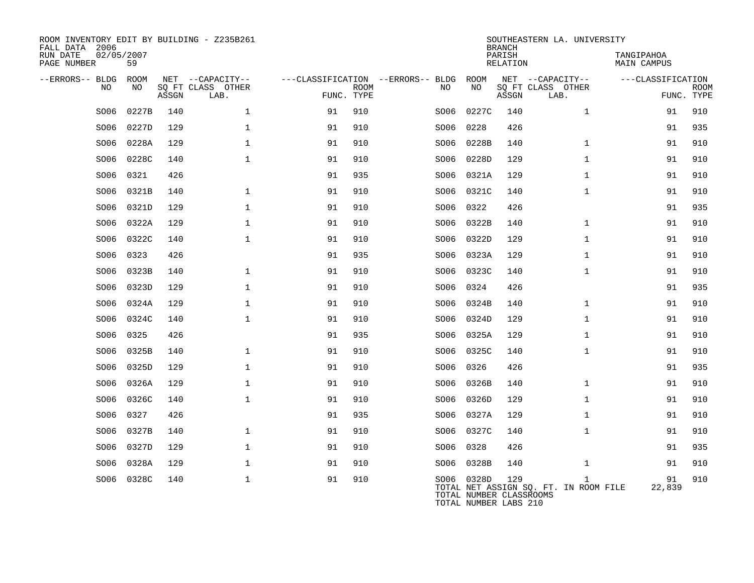ROOM INVENTORY EDIT BY BUILDING - Z235B261
FALL DATA 2006
RUN DATE 02/05/2007
PAGE NUMBER 59

SOUTHEASTERN LA. UNIVERSITY
BRANCH
PARISH TANGIPAHOA
RELATION MAIN CAMPUS

| --ERRORS-- | BLDG NO | ROOM NO | NET SQ FT ASSGN | --CAPACITY-- CLASS | LAB. | OTHER | ---CLASSIFICATION FUNC. | ROOM TYPE | --ERRORS-- | BLDG NO | ROOM NO | NET SQ FT ASSGN | --CAPACITY-- CLASS | LAB. | OTHER | ---CLASSIFICATION FUNC. | ROOM TYPE |
|---|---|---|---|---|---|---|---|---|---|---|---|---|---|---|---|---|---|
| | S006 | 0227B | 140 | | | 1 | 91 | 910 | | S006 | 0227C | 140 | | | 1 | 91 | 910 |
| | S006 | 0227D | 129 | | | 1 | 91 | 910 | | S006 | 0228 | 426 | | | | 91 | 935 |
| | S006 | 0228A | 129 | | | 1 | 91 | 910 | | S006 | 0228B | 140 | | | 1 | 91 | 910 |
| | S006 | 0228C | 140 | | | 1 | 91 | 910 | | S006 | 0228D | 129 | | | 1 | 91 | 910 |
| | S006 | 0321 | 426 | | | | 91 | 935 | | S006 | 0321A | 129 | | | 1 | 91 | 910 |
| | S006 | 0321B | 140 | | | 1 | 91 | 910 | | S006 | 0321C | 140 | | | 1 | 91 | 910 |
| | S006 | 0321D | 129 | | | 1 | 91 | 910 | | S006 | 0322 | 426 | | | | 91 | 935 |
| | S006 | 0322A | 129 | | | 1 | 91 | 910 | | S006 | 0322B | 140 | | | 1 | 91 | 910 |
| | S006 | 0322C | 140 | | | 1 | 91 | 910 | | S006 | 0322D | 129 | | | 1 | 91 | 910 |
| | S006 | 0323 | 426 | | | | 91 | 935 | | S006 | 0323A | 129 | | | 1 | 91 | 910 |
| | S006 | 0323B | 140 | | | 1 | 91 | 910 | | S006 | 0323C | 140 | | | 1 | 91 | 910 |
| | S006 | 0323D | 129 | | | 1 | 91 | 910 | | S006 | 0324 | 426 | | | | 91 | 935 |
| | S006 | 0324A | 129 | | | 1 | 91 | 910 | | S006 | 0324B | 140 | | | 1 | 91 | 910 |
| | S006 | 0324C | 140 | | | 1 | 91 | 910 | | S006 | 0324D | 129 | | | 1 | 91 | 910 |
| | S006 | 0325 | 426 | | | | 91 | 935 | | S006 | 0325A | 129 | | | 1 | 91 | 910 |
| | S006 | 0325B | 140 | | | 1 | 91 | 910 | | S006 | 0325C | 140 | | | 1 | 91 | 910 |
| | S006 | 0325D | 129 | | | 1 | 91 | 910 | | S006 | 0326 | 426 | | | | 91 | 935 |
| | S006 | 0326A | 129 | | | 1 | 91 | 910 | | S006 | 0326B | 140 | | | 1 | 91 | 910 |
| | S006 | 0326C | 140 | | | 1 | 91 | 910 | | S006 | 0326D | 129 | | | 1 | 91 | 910 |
| | S006 | 0327 | 426 | | | | 91 | 935 | | S006 | 0327A | 129 | | | 1 | 91 | 910 |
| | S006 | 0327B | 140 | | | 1 | 91 | 910 | | S006 | 0327C | 140 | | | 1 | 91 | 910 |
| | S006 | 0327D | 129 | | | 1 | 91 | 910 | | S006 | 0328 | 426 | | | | 91 | 935 |
| | S006 | 0328A | 129 | | | 1 | 91 | 910 | | S006 | 0328B | 140 | | | 1 | 91 | 910 |
| | S006 | 0328C | 140 | | | 1 | 91 | 910 | | S006 | 0328D | 129 | | | 1 | 91 | 910 |

TOTAL NET ASSIGN SQ. FT. IN ROOM FILE 22,839
TOTAL NUMBER CLASSROOMS
TOTAL NUMBER LABS 210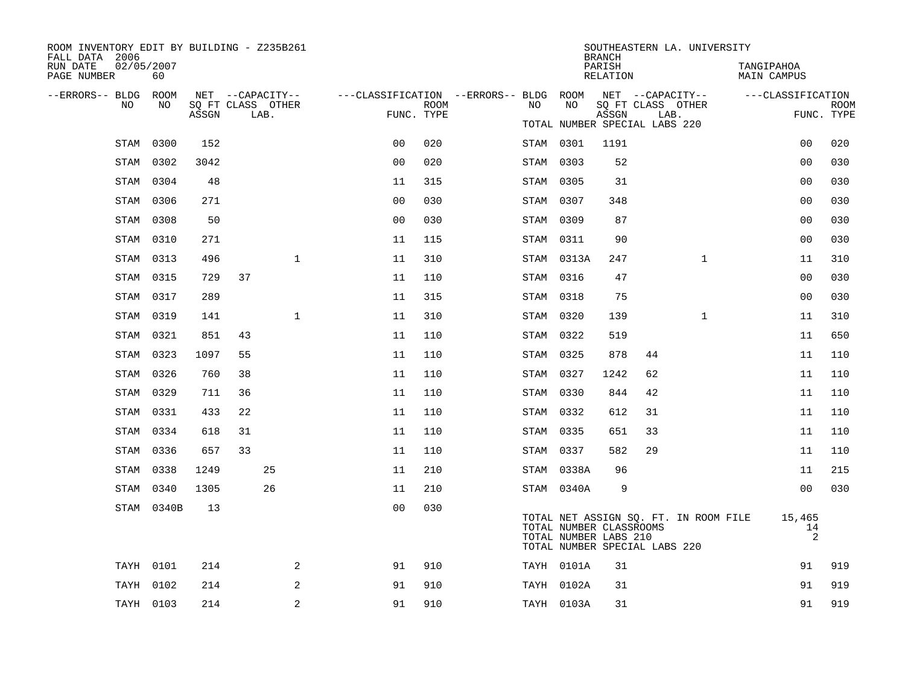ROOM INVENTORY EDIT BY BUILDING - Z235B261
FALL DATA 2006
RUN DATE 02/05/2007
PAGE NUMBER 60

SOUTHEASTERN LA. UNIVERSITY
BRANCH
PARISH TANGIPAHOA
RELATION MAIN CAMPUS

| --ERRORS-- | BLDG NO | ROOM NO | NET SQ FT ASSGN | CAPACITY CLASS | CAPACITY LAB. | CAPACITY OTHER | CLASSIFICATION FUNC. | ROOM TYPE | --ERRORS-- | BLDG NO | ROOM NO | NET SQ FT ASSGN | CAPACITY CLASS | CAPACITY LAB. | CAPACITY OTHER | CLASSIFICATION FUNC. | ROOM TYPE |
|---|---|---|---|---|---|---|---|---|---|---|---|---|---|---|---|---|---|
| | | | | | | | | | | TOTAL NUMBER SPECIAL LABS 220 | | | | | | | |
| | STAM | 0300 | 152 | | | | 00 | 020 | | STAM | 0301 | 1191 | | | | 00 | 020 |
| | STAM | 0302 | 3042 | | | | 00 | 020 | | STAM | 0303 | 52 | | | | 00 | 030 |
| | STAM | 0304 | 48 | | | | 11 | 315 | | STAM | 0305 | 31 | | | | 00 | 030 |
| | STAM | 0306 | 271 | | | | 00 | 030 | | STAM | 0307 | 348 | | | | 00 | 030 |
| | STAM | 0308 | 50 | | | | 00 | 030 | | STAM | 0309 | 87 | | | | 00 | 030 |
| | STAM | 0310 | 271 | | | | 11 | 115 | | STAM | 0311 | 90 | | | | 00 | 030 |
| | STAM | 0313 | 496 | | | 1 | 11 | 310 | | STAM | 0313A | 247 | | | 1 | 11 | 310 |
| | STAM | 0315 | 729 | 37 | | | 11 | 110 | | STAM | 0316 | 47 | | | | 00 | 030 |
| | STAM | 0317 | 289 | | | | 11 | 315 | | STAM | 0318 | 75 | | | | 00 | 030 |
| | STAM | 0319 | 141 | | | 1 | 11 | 310 | | STAM | 0320 | 139 | | | 1 | 11 | 310 |
| | STAM | 0321 | 851 | 43 | | | 11 | 110 | | STAM | 0322 | 519 | | | | 11 | 650 |
| | STAM | 0323 | 1097 | 55 | | | 11 | 110 | | STAM | 0325 | 878 | 44 | | | 11 | 110 |
| | STAM | 0326 | 760 | 38 | | | 11 | 110 | | STAM | 0327 | 1242 | 62 | | | 11 | 110 |
| | STAM | 0329 | 711 | 36 | | | 11 | 110 | | STAM | 0330 | 844 | 42 | | | 11 | 110 |
| | STAM | 0331 | 433 | 22 | | | 11 | 110 | | STAM | 0332 | 612 | 31 | | | 11 | 110 |
| | STAM | 0334 | 618 | 31 | | | 11 | 110 | | STAM | 0335 | 651 | 33 | | | 11 | 110 |
| | STAM | 0336 | 657 | 33 | | | 11 | 110 | | STAM | 0337 | 582 | 29 | | | 11 | 110 |
| | STAM | 0338 | 1249 | | 25 | | 11 | 210 | | STAM | 0338A | 96 | | | | 11 | 215 |
| | STAM | 0340 | 1305 | | 26 | | 11 | 210 | | STAM | 0340A | 9 | | | | 00 | 030 |
| | STAM | 0340B | 13 | | | | 00 | 030 | | | | | | | | | |
| | | | | | | | | | | TOTAL NET ASSIGN SQ. FT. IN ROOM FILE | | | | | | 15,465 | |
| | | | | | | | | | | TOTAL NUMBER CLASSROOMS | | | | | | 14 | |
| | | | | | | | | | | TOTAL NUMBER LABS 210 | | | | | | 2 | |
| | | | | | | | | | | TOTAL NUMBER SPECIAL LABS 220 | | | | | | | |
| | TAYH | 0101 | 214 | | | 2 | 91 | 910 | | TAYH | 0101A | 31 | | | | 91 | 919 |
| | TAYH | 0102 | 214 | | | 2 | 91 | 910 | | TAYH | 0102A | 31 | | | | 91 | 919 |
| | TAYH | 0103 | 214 | | | 2 | 91 | 910 | | TAYH | 0103A | 31 | | | | 91 | 919 |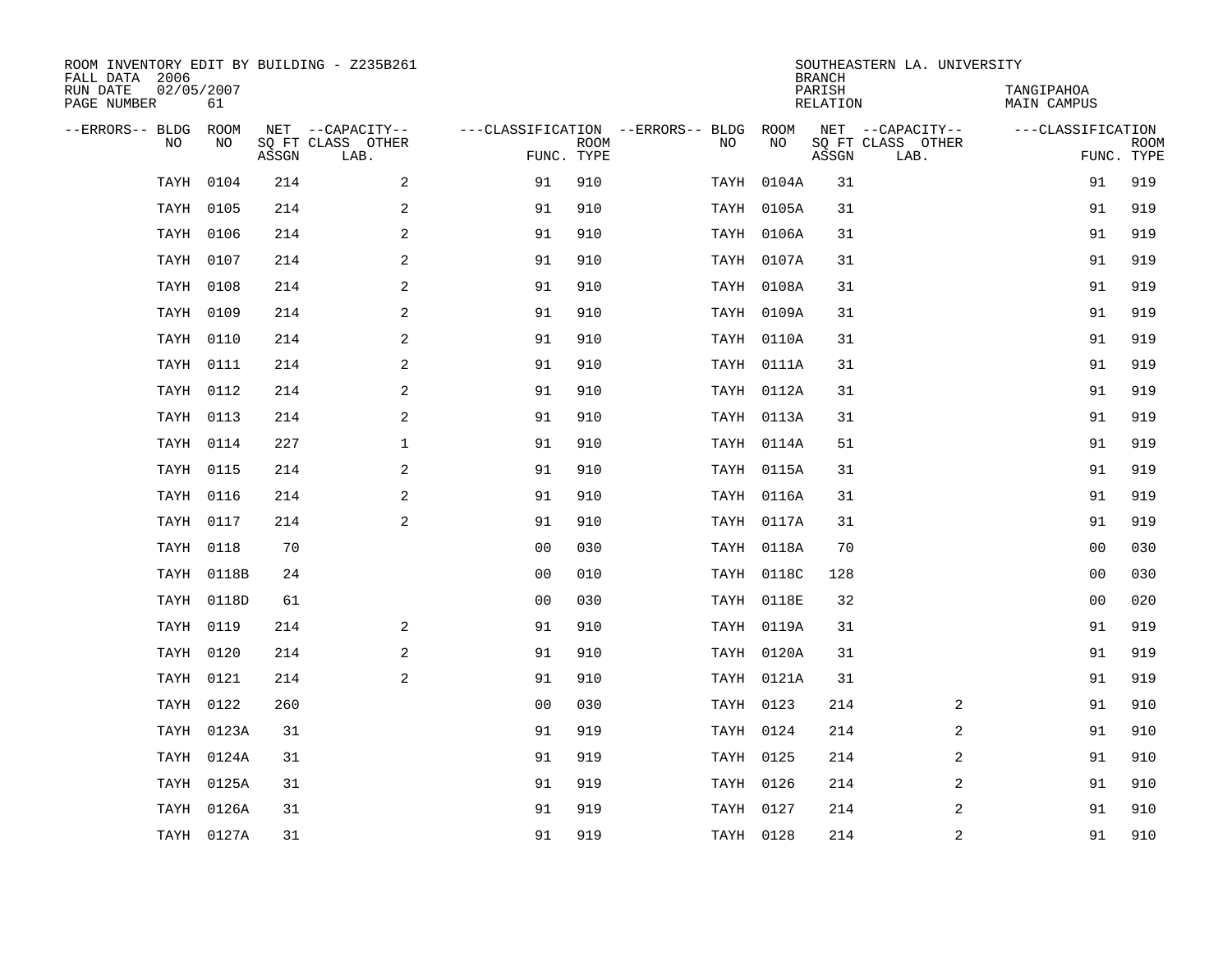ROOM INVENTORY EDIT BY BUILDING - Z235B261
FALL DATA 2006
RUN DATE 02/05/2007
PAGE NUMBER 61

SOUTHEASTERN LA. UNIVERSITY
BRANCH
PARISH TANGIPAHOA
RELATION MAIN CAMPUS

| --ERRORS-- | BLDG NO | ROOM NO | NET SQ FT ASSGN | --CAPACITY-- CLASS LAB. | OTHER | ---CLASSIFICATION FUNC. | ROOM TYPE | --ERRORS-- | BLDG NO | ROOM NO | NET SQ FT ASSGN | --CAPACITY-- CLASS LAB. | OTHER | ---CLASSIFICATION FUNC. | ROOM TYPE |
|---|---|---|---|---|---|---|---|---|---|---|---|---|---|---|---|
| | TAYH | 0104 | 214 | | 2 | 91 | 910 | | TAYH | 0104A | 31 | | | 91 | 919 |
| | TAYH | 0105 | 214 | | 2 | 91 | 910 | | TAYH | 0105A | 31 | | | 91 | 919 |
| | TAYH | 0106 | 214 | | 2 | 91 | 910 | | TAYH | 0106A | 31 | | | 91 | 919 |
| | TAYH | 0107 | 214 | | 2 | 91 | 910 | | TAYH | 0107A | 31 | | | 91 | 919 |
| | TAYH | 0108 | 214 | | 2 | 91 | 910 | | TAYH | 0108A | 31 | | | 91 | 919 |
| | TAYH | 0109 | 214 | | 2 | 91 | 910 | | TAYH | 0109A | 31 | | | 91 | 919 |
| | TAYH | 0110 | 214 | | 2 | 91 | 910 | | TAYH | 0110A | 31 | | | 91 | 919 |
| | TAYH | 0111 | 214 | | 2 | 91 | 910 | | TAYH | 0111A | 31 | | | 91 | 919 |
| | TAYH | 0112 | 214 | | 2 | 91 | 910 | | TAYH | 0112A | 31 | | | 91 | 919 |
| | TAYH | 0113 | 214 | | 2 | 91 | 910 | | TAYH | 0113A | 31 | | | 91 | 919 |
| | TAYH | 0114 | 227 | | 1 | 91 | 910 | | TAYH | 0114A | 51 | | | 91 | 919 |
| | TAYH | 0115 | 214 | | 2 | 91 | 910 | | TAYH | 0115A | 31 | | | 91 | 919 |
| | TAYH | 0116 | 214 | | 2 | 91 | 910 | | TAYH | 0116A | 31 | | | 91 | 919 |
| | TAYH | 0117 | 214 | | 2 | 91 | 910 | | TAYH | 0117A | 31 | | | 91 | 919 |
| | TAYH | 0118 | 70 | | | 00 | 030 | | TAYH | 0118A | 70 | | | 00 | 030 |
| | TAYH | 0118B | 24 | | | 00 | 010 | | TAYH | 0118C | 128 | | | 00 | 030 |
| | TAYH | 0118D | 61 | | | 00 | 030 | | TAYH | 0118E | 32 | | | 00 | 020 |
| | TAYH | 0119 | 214 | | 2 | 91 | 910 | | TAYH | 0119A | 31 | | | 91 | 919 |
| | TAYH | 0120 | 214 | | 2 | 91 | 910 | | TAYH | 0120A | 31 | | | 91 | 919 |
| | TAYH | 0121 | 214 | | 2 | 91 | 910 | | TAYH | 0121A | 31 | | | 91 | 919 |
| | TAYH | 0122 | 260 | | | 00 | 030 | | TAYH | 0123 | 214 | | 2 | 91 | 910 |
| | TAYH | 0123A | 31 | | | 91 | 919 | | TAYH | 0124 | 214 | | 2 | 91 | 910 |
| | TAYH | 0124A | 31 | | | 91 | 919 | | TAYH | 0125 | 214 | | 2 | 91 | 910 |
| | TAYH | 0125A | 31 | | | 91 | 919 | | TAYH | 0126 | 214 | | 2 | 91 | 910 |
| | TAYH | 0126A | 31 | | | 91 | 919 | | TAYH | 0127 | 214 | | 2 | 91 | 910 |
| | TAYH | 0127A | 31 | | | 91 | 919 | | TAYH | 0128 | 214 | | 2 | 91 | 910 |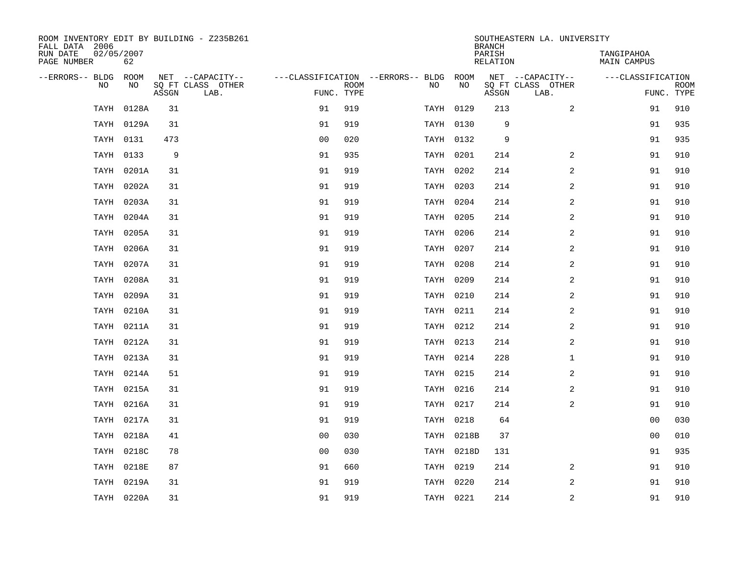ROOM INVENTORY EDIT BY BUILDING - Z235B261
FALL DATA 2006
RUN DATE 02/05/2007
PAGE NUMBER 62

SOUTHEASTERN LA. UNIVERSITY
BRANCH
PARISH TANGIPAHOA
RELATION MAIN CAMPUS

| --ERRORS-- | BLDG NO | ROOM NO | NET SQ FT ASSGN | CAPACITY CLASS LAB. | CAPACITY OTHER | CLASSIFICATION FUNC. | ROOM TYPE | --ERRORS-- | BLDG NO | ROOM NO | NET SQ FT ASSGN | CAPACITY CLASS LAB. | CAPACITY OTHER | CLASSIFICATION FUNC. | ROOM TYPE |
|---|---|---|---|---|---|---|---|---|---|---|---|---|---|---|---|
| | TAYH | 0128A | 31 | | | 91 | 919 | | TAYH | 0129 | 213 | | 2 | 91 | 910 |
| | TAYH | 0129A | 31 | | | 91 | 919 | | TAYH | 0130 | 9 | | | 91 | 935 |
| | TAYH | 0131 | 473 | | | 00 | 020 | | TAYH | 0132 | 9 | | | 91 | 935 |
| | TAYH | 0133 | 9 | | | 91 | 935 | | TAYH | 0201 | 214 | | 2 | 91 | 910 |
| | TAYH | 0201A | 31 | | | 91 | 919 | | TAYH | 0202 | 214 | | 2 | 91 | 910 |
| | TAYH | 0202A | 31 | | | 91 | 919 | | TAYH | 0203 | 214 | | 2 | 91 | 910 |
| | TAYH | 0203A | 31 | | | 91 | 919 | | TAYH | 0204 | 214 | | 2 | 91 | 910 |
| | TAYH | 0204A | 31 | | | 91 | 919 | | TAYH | 0205 | 214 | | 2 | 91 | 910 |
| | TAYH | 0205A | 31 | | | 91 | 919 | | TAYH | 0206 | 214 | | 2 | 91 | 910 |
| | TAYH | 0206A | 31 | | | 91 | 919 | | TAYH | 0207 | 214 | | 2 | 91 | 910 |
| | TAYH | 0207A | 31 | | | 91 | 919 | | TAYH | 0208 | 214 | | 2 | 91 | 910 |
| | TAYH | 0208A | 31 | | | 91 | 919 | | TAYH | 0209 | 214 | | 2 | 91 | 910 |
| | TAYH | 0209A | 31 | | | 91 | 919 | | TAYH | 0210 | 214 | | 2 | 91 | 910 |
| | TAYH | 0210A | 31 | | | 91 | 919 | | TAYH | 0211 | 214 | | 2 | 91 | 910 |
| | TAYH | 0211A | 31 | | | 91 | 919 | | TAYH | 0212 | 214 | | 2 | 91 | 910 |
| | TAYH | 0212A | 31 | | | 91 | 919 | | TAYH | 0213 | 214 | | 2 | 91 | 910 |
| | TAYH | 0213A | 31 | | | 91 | 919 | | TAYH | 0214 | 228 | | 1 | 91 | 910 |
| | TAYH | 0214A | 51 | | | 91 | 919 | | TAYH | 0215 | 214 | | 2 | 91 | 910 |
| | TAYH | 0215A | 31 | | | 91 | 919 | | TAYH | 0216 | 214 | | 2 | 91 | 910 |
| | TAYH | 0216A | 31 | | | 91 | 919 | | TAYH | 0217 | 214 | | 2 | 91 | 910 |
| | TAYH | 0217A | 31 | | | 91 | 919 | | TAYH | 0218 | 64 | | | 00 | 030 |
| | TAYH | 0218A | 41 | | | 00 | 030 | | TAYH | 0218B | 37 | | | 00 | 010 |
| | TAYH | 0218C | 78 | | | 00 | 030 | | TAYH | 0218D | 131 | | | 91 | 935 |
| | TAYH | 0218E | 87 | | | 91 | 660 | | TAYH | 0219 | 214 | | 2 | 91 | 910 |
| | TAYH | 0219A | 31 | | | 91 | 919 | | TAYH | 0220 | 214 | | 2 | 91 | 910 |
| | TAYH | 0220A | 31 | | | 91 | 919 | | TAYH | 0221 | 214 | | 2 | 91 | 910 |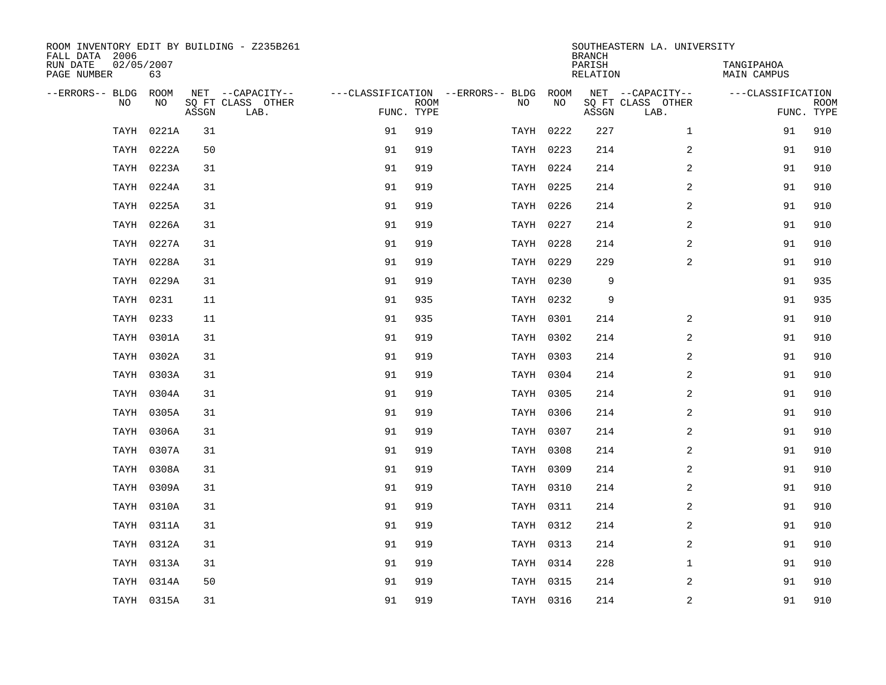ROOM INVENTORY EDIT BY BUILDING - Z235B261
FALL DATA 2006
RUN DATE 02/05/2007
PAGE NUMBER 63

SOUTHEASTERN LA. UNIVERSITY
BRANCH
PARISH TANGIPAHOA
RELATION MAIN CAMPUS

| --ERRORS-- | BLDG NO | ROOM NO | NET SQ FT ASSGN | --CAPACITY-- CLASS | OTHER LAB. | ---CLASSIFICATION FUNC. | ROOM TYPE | --ERRORS-- | BLDG NO | ROOM NO | NET SQ FT ASSGN | --CAPACITY-- CLASS | OTHER LAB. | ---CLASSIFICATION FUNC. | ROOM TYPE |
|---|---|---|---|---|---|---|---|---|---|---|---|---|---|---|---|
| | TAYH | 0221A | 31 | | | 91 | 919 | | TAYH | 0222 | 227 | | 1 | 91 | 910 |
| | TAYH | 0222A | 50 | | | 91 | 919 | | TAYH | 0223 | 214 | | 2 | 91 | 910 |
| | TAYH | 0223A | 31 | | | 91 | 919 | | TAYH | 0224 | 214 | | 2 | 91 | 910 |
| | TAYH | 0224A | 31 | | | 91 | 919 | | TAYH | 0225 | 214 | | 2 | 91 | 910 |
| | TAYH | 0225A | 31 | | | 91 | 919 | | TAYH | 0226 | 214 | | 2 | 91 | 910 |
| | TAYH | 0226A | 31 | | | 91 | 919 | | TAYH | 0227 | 214 | | 2 | 91 | 910 |
| | TAYH | 0227A | 31 | | | 91 | 919 | | TAYH | 0228 | 214 | | 2 | 91 | 910 |
| | TAYH | 0228A | 31 | | | 91 | 919 | | TAYH | 0229 | 229 | | 2 | 91 | 910 |
| | TAYH | 0229A | 31 | | | 91 | 919 | | TAYH | 0230 | 9 | | | 91 | 935 |
| | TAYH | 0231 | 11 | | | 91 | 935 | | TAYH | 0232 | 9 | | | 91 | 935 |
| | TAYH | 0233 | 11 | | | 91 | 935 | | TAYH | 0301 | 214 | | 2 | 91 | 910 |
| | TAYH | 0301A | 31 | | | 91 | 919 | | TAYH | 0302 | 214 | | 2 | 91 | 910 |
| | TAYH | 0302A | 31 | | | 91 | 919 | | TAYH | 0303 | 214 | | 2 | 91 | 910 |
| | TAYH | 0303A | 31 | | | 91 | 919 | | TAYH | 0304 | 214 | | 2 | 91 | 910 |
| | TAYH | 0304A | 31 | | | 91 | 919 | | TAYH | 0305 | 214 | | 2 | 91 | 910 |
| | TAYH | 0305A | 31 | | | 91 | 919 | | TAYH | 0306 | 214 | | 2 | 91 | 910 |
| | TAYH | 0306A | 31 | | | 91 | 919 | | TAYH | 0307 | 214 | | 2 | 91 | 910 |
| | TAYH | 0307A | 31 | | | 91 | 919 | | TAYH | 0308 | 214 | | 2 | 91 | 910 |
| | TAYH | 0308A | 31 | | | 91 | 919 | | TAYH | 0309 | 214 | | 2 | 91 | 910 |
| | TAYH | 0309A | 31 | | | 91 | 919 | | TAYH | 0310 | 214 | | 2 | 91 | 910 |
| | TAYH | 0310A | 31 | | | 91 | 919 | | TAYH | 0311 | 214 | | 2 | 91 | 910 |
| | TAYH | 0311A | 31 | | | 91 | 919 | | TAYH | 0312 | 214 | | 2 | 91 | 910 |
| | TAYH | 0312A | 31 | | | 91 | 919 | | TAYH | 0313 | 214 | | 2 | 91 | 910 |
| | TAYH | 0313A | 31 | | | 91 | 919 | | TAYH | 0314 | 228 | | 1 | 91 | 910 |
| | TAYH | 0314A | 50 | | | 91 | 919 | | TAYH | 0315 | 214 | | 2 | 91 | 910 |
| | TAYH | 0315A | 31 | | | 91 | 919 | | TAYH | 0316 | 214 | | 2 | 91 | 910 |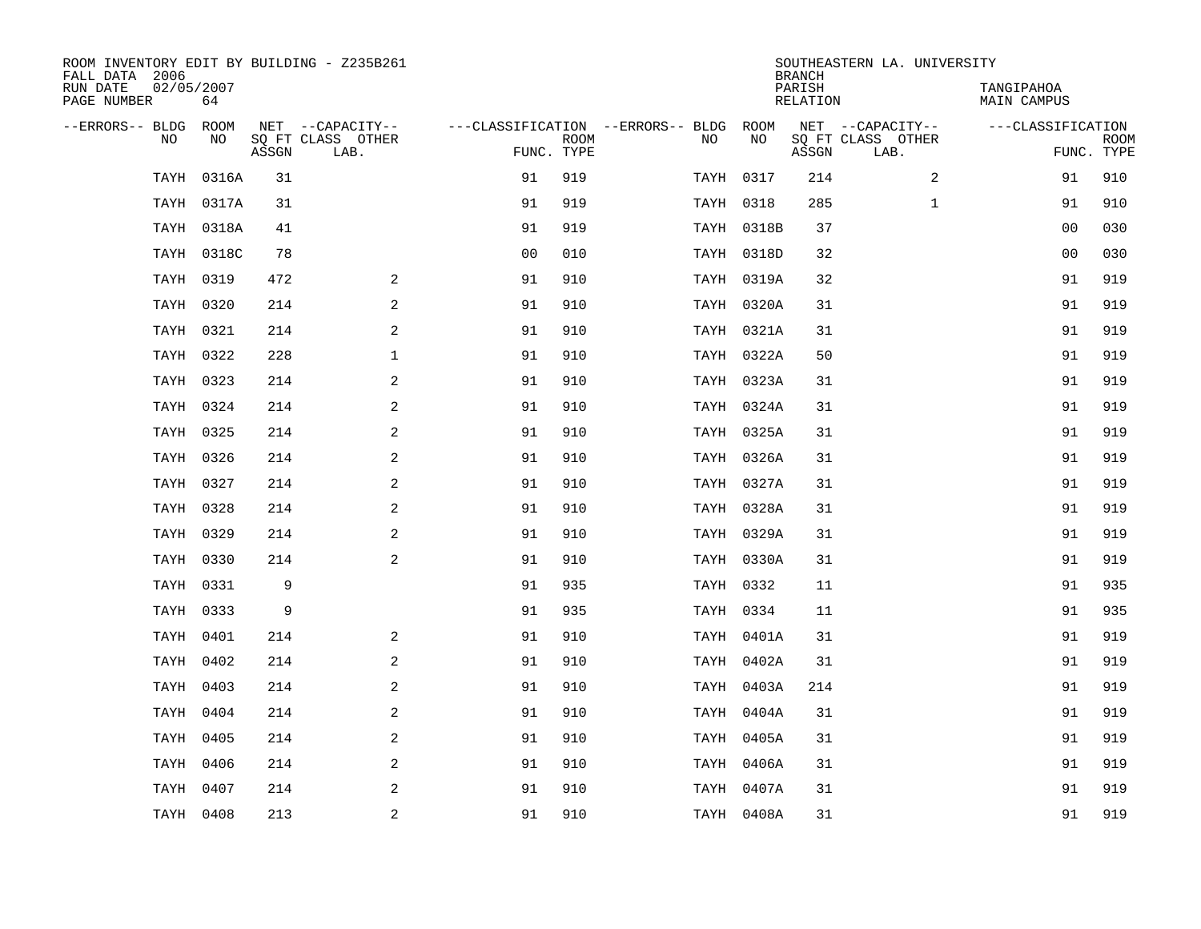ROOM INVENTORY EDIT BY BUILDING - Z235B261
FALL DATA 2006
RUN DATE 02/05/2007
PAGE NUMBER 64

SOUTHEASTERN LA. UNIVERSITY
BRANCH
PARISH TANGIPAHOA
RELATION MAIN CAMPUS

| --ERRORS-- | BLDG NO | ROOM NO | NET SQ FT ASSGN | --CAPACITY-- CLASS LAB. | OTHER | ---CLASSIFICATION FUNC. | ROOM TYPE | --ERRORS-- | BLDG NO | ROOM NO | NET SQ FT ASSGN | --CAPACITY-- CLASS LAB. | OTHER | ---CLASSIFICATION FUNC. | ROOM TYPE |
|---|---|---|---|---|---|---|---|---|---|---|---|---|---|---|---|
| | TAYH | 0316A | 31 | | | 91 | 919 | | TAYH | 0317 | 214 | | 2 | 91 | 910 |
| | TAYH | 0317A | 31 | | | 91 | 919 | | TAYH | 0318 | 285 | | 1 | 91 | 910 |
| | TAYH | 0318A | 41 | | | 91 | 919 | | TAYH | 0318B | 37 | | | 00 | 030 |
| | TAYH | 0318C | 78 | | | 00 | 010 | | TAYH | 0318D | 32 | | | 00 | 030 |
| | TAYH | 0319 | 472 | | 2 | 91 | 910 | | TAYH | 0319A | 32 | | | 91 | 919 |
| | TAYH | 0320 | 214 | | 2 | 91 | 910 | | TAYH | 0320A | 31 | | | 91 | 919 |
| | TAYH | 0321 | 214 | | 2 | 91 | 910 | | TAYH | 0321A | 31 | | | 91 | 919 |
| | TAYH | 0322 | 228 | | 1 | 91 | 910 | | TAYH | 0322A | 50 | | | 91 | 919 |
| | TAYH | 0323 | 214 | | 2 | 91 | 910 | | TAYH | 0323A | 31 | | | 91 | 919 |
| | TAYH | 0324 | 214 | | 2 | 91 | 910 | | TAYH | 0324A | 31 | | | 91 | 919 |
| | TAYH | 0325 | 214 | | 2 | 91 | 910 | | TAYH | 0325A | 31 | | | 91 | 919 |
| | TAYH | 0326 | 214 | | 2 | 91 | 910 | | TAYH | 0326A | 31 | | | 91 | 919 |
| | TAYH | 0327 | 214 | | 2 | 91 | 910 | | TAYH | 0327A | 31 | | | 91 | 919 |
| | TAYH | 0328 | 214 | | 2 | 91 | 910 | | TAYH | 0328A | 31 | | | 91 | 919 |
| | TAYH | 0329 | 214 | | 2 | 91 | 910 | | TAYH | 0329A | 31 | | | 91 | 919 |
| | TAYH | 0330 | 214 | | 2 | 91 | 910 | | TAYH | 0330A | 31 | | | 91 | 919 |
| | TAYH | 0331 | 9 | | | 91 | 935 | | TAYH | 0332 | 11 | | | 91 | 935 |
| | TAYH | 0333 | 9 | | | 91 | 935 | | TAYH | 0334 | 11 | | | 91 | 935 |
| | TAYH | 0401 | 214 | | 2 | 91 | 910 | | TAYH | 0401A | 31 | | | 91 | 919 |
| | TAYH | 0402 | 214 | | 2 | 91 | 910 | | TAYH | 0402A | 31 | | | 91 | 919 |
| | TAYH | 0403 | 214 | | 2 | 91 | 910 | | TAYH | 0403A | 214 | | | 91 | 919 |
| | TAYH | 0404 | 214 | | 2 | 91 | 910 | | TAYH | 0404A | 31 | | | 91 | 919 |
| | TAYH | 0405 | 214 | | 2 | 91 | 910 | | TAYH | 0405A | 31 | | | 91 | 919 |
| | TAYH | 0406 | 214 | | 2 | 91 | 910 | | TAYH | 0406A | 31 | | | 91 | 919 |
| | TAYH | 0407 | 214 | | 2 | 91 | 910 | | TAYH | 0407A | 31 | | | 91 | 919 |
| | TAYH | 0408 | 213 | | 2 | 91 | 910 | | TAYH | 0408A | 31 | | | 91 | 919 |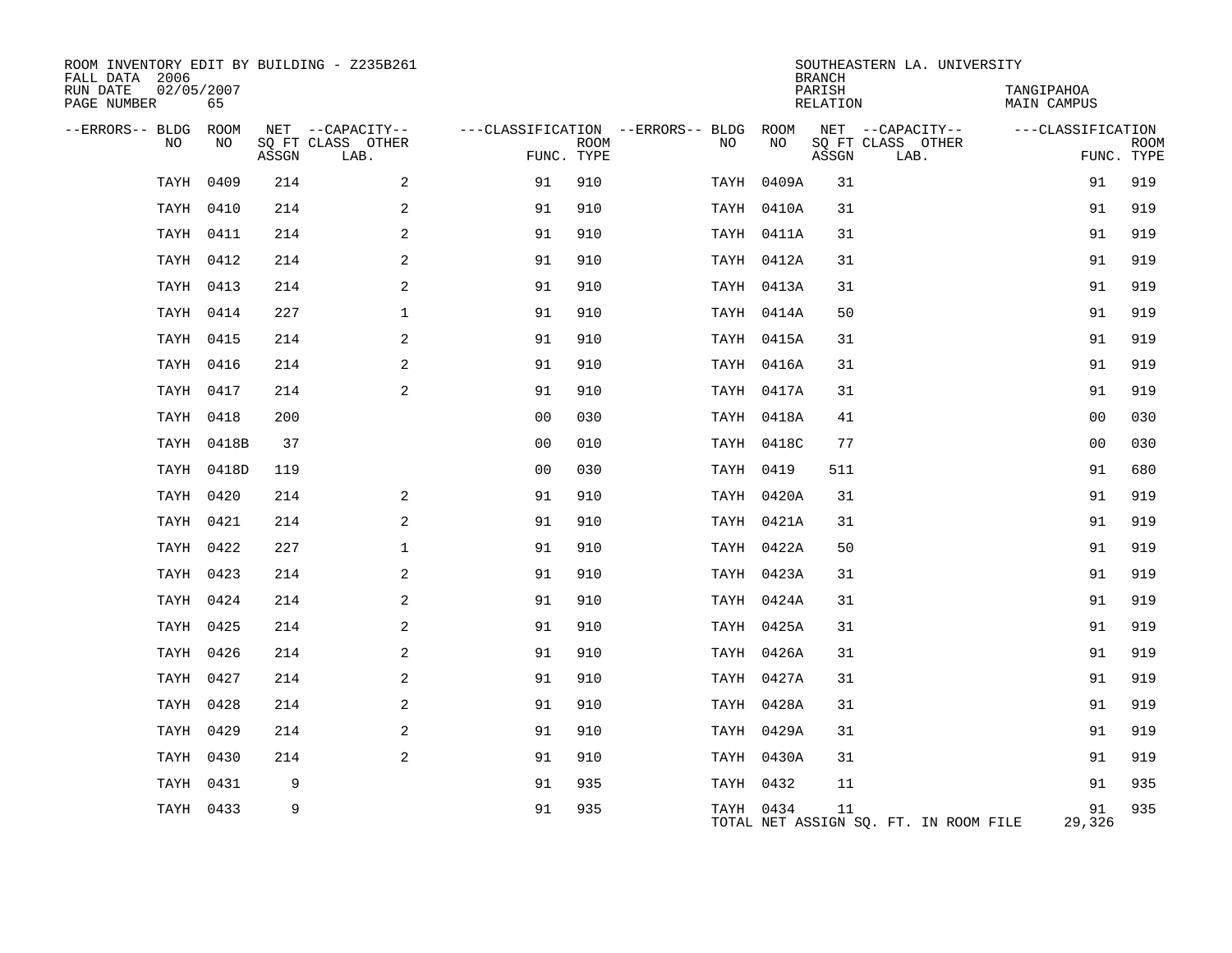ROOM INVENTORY EDIT BY BUILDING - Z235B261
FALL DATA 2006
RUN DATE 02/05/2007
PAGE NUMBER 65

SOUTHEASTERN LA. UNIVERSITY
BRANCH
PARISH TANGIPAHOA
RELATION MAIN CAMPUS

| --ERRORS-- | BLDG NO | ROOM NO | NET SQ FT ASSGN | --CAPACITY-- CLASS | OTHER LAB. | ---CLASSIFICATION FUNC. | ROOM TYPE | --ERRORS-- | BLDG NO | ROOM NO | NET SQ FT ASSGN | --CAPACITY-- CLASS | OTHER LAB. | ---CLASSIFICATION FUNC. | ROOM TYPE |
|---|---|---|---|---|---|---|---|---|---|---|---|---|---|---|---|
| | TAYH | 0409 | 214 | | 2 | 91 | 910 | | TAYH | 0409A | 31 | | | 91 | 919 |
| | TAYH | 0410 | 214 | | 2 | 91 | 910 | | TAYH | 0410A | 31 | | | 91 | 919 |
| | TAYH | 0411 | 214 | | 2 | 91 | 910 | | TAYH | 0411A | 31 | | | 91 | 919 |
| | TAYH | 0412 | 214 | | 2 | 91 | 910 | | TAYH | 0412A | 31 | | | 91 | 919 |
| | TAYH | 0413 | 214 | | 2 | 91 | 910 | | TAYH | 0413A | 31 | | | 91 | 919 |
| | TAYH | 0414 | 227 | | 1 | 91 | 910 | | TAYH | 0414A | 50 | | | 91 | 919 |
| | TAYH | 0415 | 214 | | 2 | 91 | 910 | | TAYH | 0415A | 31 | | | 91 | 919 |
| | TAYH | 0416 | 214 | | 2 | 91 | 910 | | TAYH | 0416A | 31 | | | 91 | 919 |
| | TAYH | 0417 | 214 | | 2 | 91 | 910 | | TAYH | 0417A | 31 | | | 91 | 919 |
| | TAYH | 0418 | 200 | | | 00 | 030 | | TAYH | 0418A | 41 | | | 00 | 030 |
| | TAYH | 0418B | 37 | | | 00 | 010 | | TAYH | 0418C | 77 | | | 00 | 030 |
| | TAYH | 0418D | 119 | | | 00 | 030 | | TAYH | 0419 | 511 | | | 91 | 680 |
| | TAYH | 0420 | 214 | | 2 | 91 | 910 | | TAYH | 0420A | 31 | | | 91 | 919 |
| | TAYH | 0421 | 214 | | 2 | 91 | 910 | | TAYH | 0421A | 31 | | | 91 | 919 |
| | TAYH | 0422 | 227 | | 1 | 91 | 910 | | TAYH | 0422A | 50 | | | 91 | 919 |
| | TAYH | 0423 | 214 | | 2 | 91 | 910 | | TAYH | 0423A | 31 | | | 91 | 919 |
| | TAYH | 0424 | 214 | | 2 | 91 | 910 | | TAYH | 0424A | 31 | | | 91 | 919 |
| | TAYH | 0425 | 214 | | 2 | 91 | 910 | | TAYH | 0425A | 31 | | | 91 | 919 |
| | TAYH | 0426 | 214 | | 2 | 91 | 910 | | TAYH | 0426A | 31 | | | 91 | 919 |
| | TAYH | 0427 | 214 | | 2 | 91 | 910 | | TAYH | 0427A | 31 | | | 91 | 919 |
| | TAYH | 0428 | 214 | | 2 | 91 | 910 | | TAYH | 0428A | 31 | | | 91 | 919 |
| | TAYH | 0429 | 214 | | 2 | 91 | 910 | | TAYH | 0429A | 31 | | | 91 | 919 |
| | TAYH | 0430 | 214 | | 2 | 91 | 910 | | TAYH | 0430A | 31 | | | 91 | 919 |
| | TAYH | 0431 | 9 | | | 91 | 935 | | TAYH | 0432 | 11 | | | 91 | 935 |
| | TAYH | 0433 | 9 | | | 91 | 935 | | TAYH | 0434 | 11 | | | 91 | 935 |

TOTAL NET ASSIGN SQ. FT. IN ROOM FILE 29,326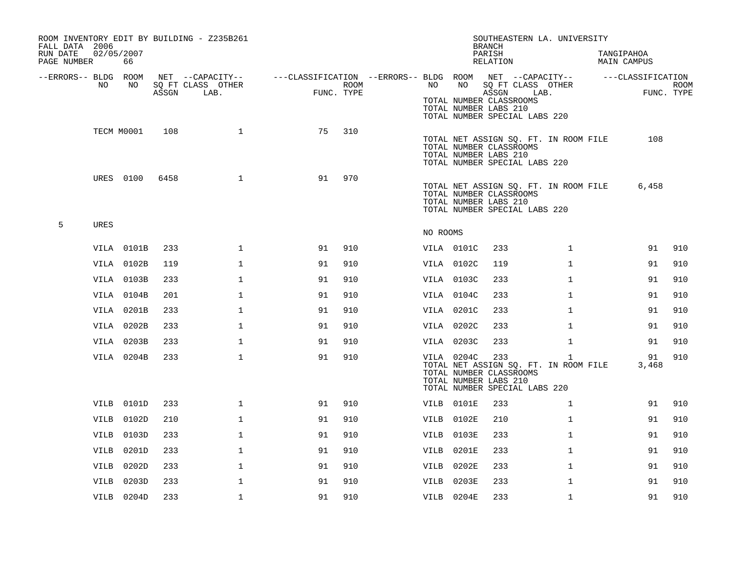ROOM INVENTORY EDIT BY BUILDING - Z235B261
FALL DATA 2006
RUN DATE 02/05/2007
PAGE NUMBER 66

SOUTHEASTERN LA. UNIVERSITY
BRANCH
PARISH TANGIPAHOA
RELATION MAIN CAMPUS

| --ERRORS-- | BLDG NO | ROOM NO | NET SQ FT ASSGN | --CAPACITY-- CLASS LAB. | OTHER | ---CLASSIFICATION FUNC. | ROOM TYPE | --ERRORS-- | BLDG NO | ROOM NO | NET SQ FT ASSGN | --CAPACITY-- CLASS LAB. | OTHER | ---CLASSIFICATION FUNC. | ROOM TYPE |
|---|---|---|---|---|---|---|---|---|---|---|---|---|---|---|---|
| | | | | | | | | | TOTAL NUMBER CLASSROOMS<br>TOTAL NUMBER LABS 210<br>TOTAL NUMBER SPECIAL LABS 220 | | | | | | |
| | TECM | M0001 | 108 | | 1 | 75 | 310 | | TOTAL NET ASSIGN SQ. FT. IN ROOM FILE<br>TOTAL NUMBER CLASSROOMS<br>TOTAL NUMBER LABS 210<br>TOTAL NUMBER SPECIAL LABS 220 | | | | | 108 | |
| | URES | 0100 | 6458 | | 1 | 91 | 970 | | TOTAL NET ASSIGN SQ. FT. IN ROOM FILE<br>TOTAL NUMBER CLASSROOMS<br>TOTAL NUMBER LABS 210<br>TOTAL NUMBER SPECIAL LABS 220 | | | | | 6,458 | |
| 5 | URES | | | | | | | | NO ROOMS | | | | | | |
| | VILA | 0101B | 233 | | 1 | 91 | 910 | | VILA | 0101C | 233 | | 1 | 91 | 910 |
| | VILA | 0102B | 119 | | 1 | 91 | 910 | | VILA | 0102C | 119 | | 1 | 91 | 910 |
| | VILA | 0103B | 233 | | 1 | 91 | 910 | | VILA | 0103C | 233 | | 1 | 91 | 910 |
| | VILA | 0104B | 201 | | 1 | 91 | 910 | | VILA | 0104C | 233 | | 1 | 91 | 910 |
| | VILA | 0201B | 233 | | 1 | 91 | 910 | | VILA | 0201C | 233 | | 1 | 91 | 910 |
| | VILA | 0202B | 233 | | 1 | 91 | 910 | | VILA | 0202C | 233 | | 1 | 91 | 910 |
| | VILA | 0203B | 233 | | 1 | 91 | 910 | | VILA | 0203C | 233 | | 1 | 91 | 910 |
| | VILA | 0204B | 233 | | 1 | 91 | 910 | | VILA | 0204C | 233 | | 1 | 91 | 910 |
| | | | | | | | | | TOTAL NET ASSIGN SQ. FT. IN ROOM FILE<br>TOTAL NUMBER CLASSROOMS<br>TOTAL NUMBER LABS 210<br>TOTAL NUMBER SPECIAL LABS 220 | | | | | 3,468 | |
| | VILB | 0101D | 233 | | 1 | 91 | 910 | | VILB | 0101E | 233 | | 1 | 91 | 910 |
| | VILB | 0102D | 210 | | 1 | 91 | 910 | | VILB | 0102E | 210 | | 1 | 91 | 910 |
| | VILB | 0103D | 233 | | 1 | 91 | 910 | | VILB | 0103E | 233 | | 1 | 91 | 910 |
| | VILB | 0201D | 233 | | 1 | 91 | 910 | | VILB | 0201E | 233 | | 1 | 91 | 910 |
| | VILB | 0202D | 233 | | 1 | 91 | 910 | | VILB | 0202E | 233 | | 1 | 91 | 910 |
| | VILB | 0203D | 233 | | 1 | 91 | 910 | | VILB | 0203E | 233 | | 1 | 91 | 910 |
| | VILB | 0204D | 233 | | 1 | 91 | 910 | | VILB | 0204E | 233 | | 1 | 91 | 910 |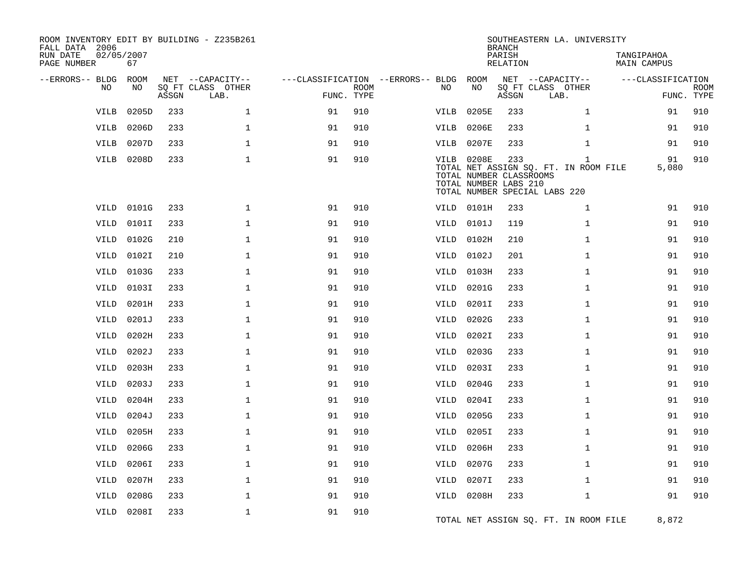ROOM INVENTORY EDIT BY BUILDING - Z235B261
FALL DATA 2006
RUN DATE 02/05/2007
PAGE NUMBER 67

SOUTHEASTERN LA. UNIVERSITY
BRANCH
PARISH TANGIPAHOA
RELATION MAIN CAMPUS

| --ERRORS-- | BLDG NO | ROOM NO | NET SQ FT ASSGN | --CAPACITY-- CLASS LAB. | OTHER | ---CLASSIFICATION FUNC. | ROOM TYPE | --ERRORS-- | BLDG NO | ROOM NO | NET SQ FT ASSGN | --CAPACITY-- CLASS LAB. | OTHER | ---CLASSIFICATION FUNC. | ROOM TYPE |
|---|---|---|---|---|---|---|---|---|---|---|---|---|---|---|---|
| | VILB | 0205D | 233 | | 1 | 91 | 910 | | VILB | 0205E | 233 | | 1 | 91 | 910 |
| | VILB | 0206D | 233 | | 1 | 91 | 910 | | VILB | 0206E | 233 | | 1 | 91 | 910 |
| | VILB | 0207D | 233 | | 1 | 91 | 910 | | VILB | 0207E | 233 | | 1 | 91 | 910 |
| | VILB | 0208D | 233 | | 1 | 91 | 910 | | VILB | 0208E | 233 | | 1 | 91 | 910 |
| | | | | | | | | | TOTAL NET ASSIGN SQ. FT. IN ROOM FILE | | | | | 5,080 | |
| | | | | | | | | | TOTAL NUMBER CLASSROOMS | | | | | | |
| | | | | | | | | | TOTAL NUMBER LABS 210 | | | | | | |
| | | | | | | | | | TOTAL NUMBER SPECIAL LABS 220 | | | | | | |
| | VILD | 0101G | 233 | | 1 | 91 | 910 | | VILD | 0101H | 233 | | 1 | 91 | 910 |
| | VILD | 0101I | 233 | | 1 | 91 | 910 | | VILD | 0101J | 119 | | 1 | 91 | 910 |
| | VILD | 0102G | 210 | | 1 | 91 | 910 | | VILD | 0102H | 210 | | 1 | 91 | 910 |
| | VILD | 0102I | 210 | | 1 | 91 | 910 | | VILD | 0102J | 201 | | 1 | 91 | 910 |
| | VILD | 0103G | 233 | | 1 | 91 | 910 | | VILD | 0103H | 233 | | 1 | 91 | 910 |
| | VILD | 0103I | 233 | | 1 | 91 | 910 | | VILD | 0201G | 233 | | 1 | 91 | 910 |
| | VILD | 0201H | 233 | | 1 | 91 | 910 | | VILD | 0201I | 233 | | 1 | 91 | 910 |
| | VILD | 0201J | 233 | | 1 | 91 | 910 | | VILD | 0202G | 233 | | 1 | 91 | 910 |
| | VILD | 0202H | 233 | | 1 | 91 | 910 | | VILD | 0202I | 233 | | 1 | 91 | 910 |
| | VILD | 0202J | 233 | | 1 | 91 | 910 | | VILD | 0203G | 233 | | 1 | 91 | 910 |
| | VILD | 0203H | 233 | | 1 | 91 | 910 | | VILD | 0203I | 233 | | 1 | 91 | 910 |
| | VILD | 0203J | 233 | | 1 | 91 | 910 | | VILD | 0204G | 233 | | 1 | 91 | 910 |
| | VILD | 0204H | 233 | | 1 | 91 | 910 | | VILD | 0204I | 233 | | 1 | 91 | 910 |
| | VILD | 0204J | 233 | | 1 | 91 | 910 | | VILD | 0205G | 233 | | 1 | 91 | 910 |
| | VILD | 0205H | 233 | | 1 | 91 | 910 | | VILD | 0205I | 233 | | 1 | 91 | 910 |
| | VILD | 0206G | 233 | | 1 | 91 | 910 | | VILD | 0206H | 233 | | 1 | 91 | 910 |
| | VILD | 0206I | 233 | | 1 | 91 | 910 | | VILD | 0207G | 233 | | 1 | 91 | 910 |
| | VILD | 0207H | 233 | | 1 | 91 | 910 | | VILD | 0207I | 233 | | 1 | 91 | 910 |
| | VILD | 0208G | 233 | | 1 | 91 | 910 | | VILD | 0208H | 233 | | 1 | 91 | 910 |
| | VILD | 0208I | 233 | | 1 | 91 | 910 | | | | | | | | |
| | | | | | | | | | TOTAL NET ASSIGN SQ. FT. IN ROOM FILE | | | | | 8,872 | |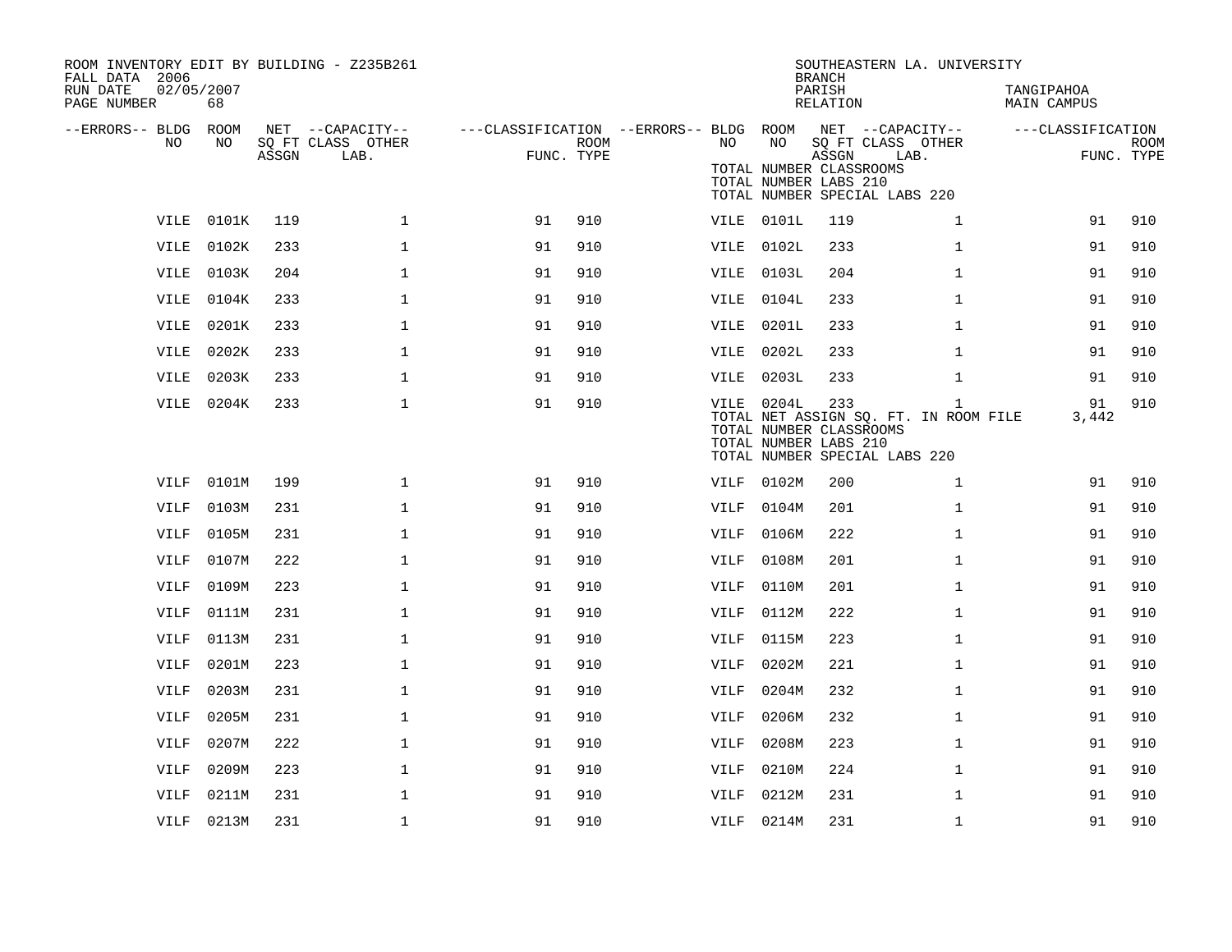ROOM INVENTORY EDIT BY BUILDING - Z235B261
FALL DATA 2006
RUN DATE 02/05/2007
PAGE NUMBER 68

SOUTHEASTERN LA. UNIVERSITY
BRANCH
PARISH TANGIPAHOA
RELATION MAIN CAMPUS

| --ERRORS-- | BLDG NO | ROOM NO | NET SQ FT ASSGN | --CAPACITY-- CLASS | OTHER LAB. | ---CLASSIFICATION FUNC. | ROOM TYPE | --ERRORS-- | BLDG NO | ROOM NO | NET SQ FT ASSGN | --CAPACITY-- CLASS | OTHER LAB. | ---CLASSIFICATION FUNC. | ROOM TYPE |
|---|---|---|---|---|---|---|---|---|---|---|---|---|---|---|---|
| | | | | | | | | | TOTAL NUMBER CLASSROOMS | | | | | | |
| | | | | | | | | | TOTAL NUMBER LABS 210 | | | | | | |
| | | | | | | | | | TOTAL NUMBER SPECIAL LABS 220 | | | | | | |
| | VILE | 0101K | 119 | | 1 | 91 | 910 | | VILE | 0101L | 119 | | 1 | 91 | 910 |
| | VILE | 0102K | 233 | | 1 | 91 | 910 | | VILE | 0102L | 233 | | 1 | 91 | 910 |
| | VILE | 0103K | 204 | | 1 | 91 | 910 | | VILE | 0103L | 204 | | 1 | 91 | 910 |
| | VILE | 0104K | 233 | | 1 | 91 | 910 | | VILE | 0104L | 233 | | 1 | 91 | 910 |
| | VILE | 0201K | 233 | | 1 | 91 | 910 | | VILE | 0201L | 233 | | 1 | 91 | 910 |
| | VILE | 0202K | 233 | | 1 | 91 | 910 | | VILE | 0202L | 233 | | 1 | 91 | 910 |
| | VILE | 0203K | 233 | | 1 | 91 | 910 | | VILE | 0203L | 233 | | 1 | 91 | 910 |
| | VILE | 0204K | 233 | | 1 | 91 | 910 | | VILE | 0204L | 233 | | 1 | 91 | 910 |
| | | | | | | | | | TOTAL NET ASSIGN SQ. FT. IN ROOM FILE | | | | | 3,442 | |
| | | | | | | | | | TOTAL NUMBER CLASSROOMS | | | | | | |
| | | | | | | | | | TOTAL NUMBER LABS 210 | | | | | | |
| | | | | | | | | | TOTAL NUMBER SPECIAL LABS 220 | | | | | | |
| | VILF | 0101M | 199 | | 1 | 91 | 910 | | VILF | 0102M | 200 | | 1 | 91 | 910 |
| | VILF | 0103M | 231 | | 1 | 91 | 910 | | VILF | 0104M | 201 | | 1 | 91 | 910 |
| | VILF | 0105M | 231 | | 1 | 91 | 910 | | VILF | 0106M | 222 | | 1 | 91 | 910 |
| | VILF | 0107M | 222 | | 1 | 91 | 910 | | VILF | 0108M | 201 | | 1 | 91 | 910 |
| | VILF | 0109M | 223 | | 1 | 91 | 910 | | VILF | 0110M | 201 | | 1 | 91 | 910 |
| | VILF | 0111M | 231 | | 1 | 91 | 910 | | VILF | 0112M | 222 | | 1 | 91 | 910 |
| | VILF | 0113M | 231 | | 1 | 91 | 910 | | VILF | 0115M | 223 | | 1 | 91 | 910 |
| | VILF | 0201M | 223 | | 1 | 91 | 910 | | VILF | 0202M | 221 | | 1 | 91 | 910 |
| | VILF | 0203M | 231 | | 1 | 91 | 910 | | VILF | 0204M | 232 | | 1 | 91 | 910 |
| | VILF | 0205M | 231 | | 1 | 91 | 910 | | VILF | 0206M | 232 | | 1 | 91 | 910 |
| | VILF | 0207M | 222 | | 1 | 91 | 910 | | VILF | 0208M | 223 | | 1 | 91 | 910 |
| | VILF | 0209M | 223 | | 1 | 91 | 910 | | VILF | 0210M | 224 | | 1 | 91 | 910 |
| | VILF | 0211M | 231 | | 1 | 91 | 910 | | VILF | 0212M | 231 | | 1 | 91 | 910 |
| | VILF | 0213M | 231 | | 1 | 91 | 910 | | VILF | 0214M | 231 | | 1 | 91 | 910 |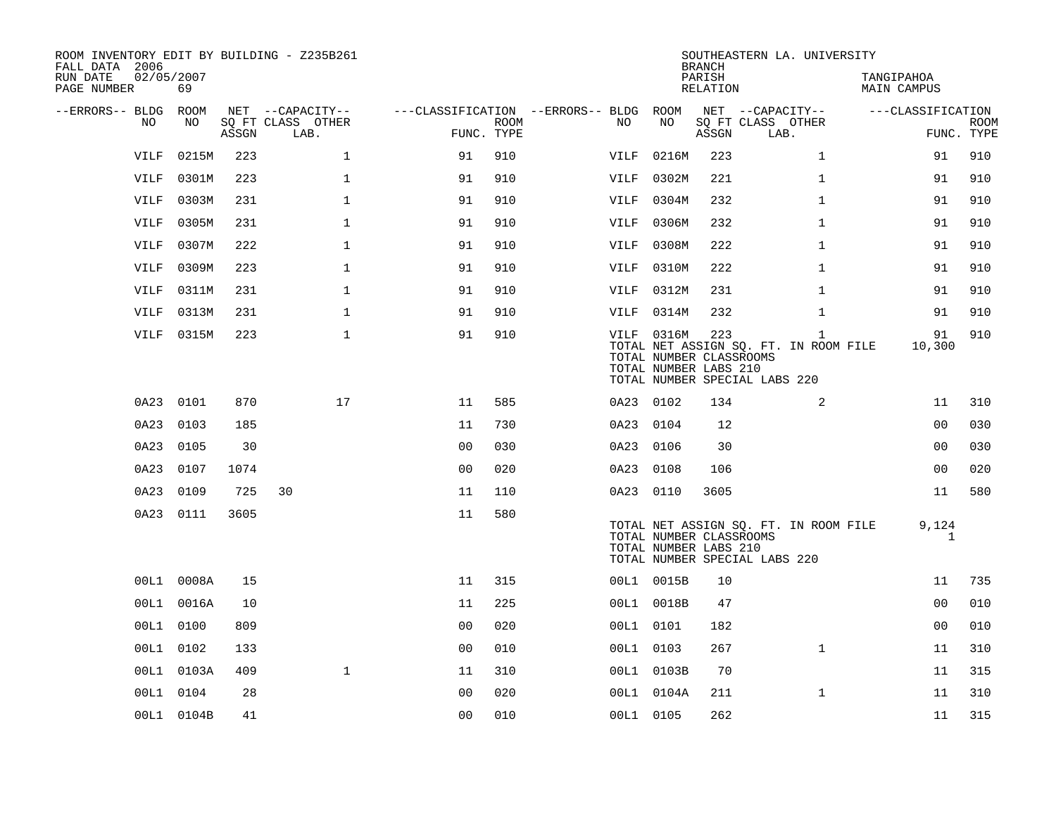ROOM INVENTORY EDIT BY BUILDING - Z235B261
FALL DATA 2006
RUN DATE 02/05/2007
PAGE NUMBER 69

SOUTHEASTERN LA. UNIVERSITY
BRANCH
PARISH TANGIPAHOA
RELATION MAIN CAMPUS

| --ERRORS-- | BLDG NO | ROOM NO | NET SQ FT ASSGN | --CAPACITY-- CLASS | OTHER LAB. | ---CLASSIFICATION FUNC. | ROOM TYPE | --ERRORS-- | BLDG NO | ROOM NO | NET SQ FT ASSGN | --CAPACITY-- CLASS | OTHER LAB. | ---CLASSIFICATION FUNC. | ROOM TYPE |
|---|---|---|---|---|---|---|---|---|---|---|---|---|---|---|---|
| | VILF | 0215M | 223 | | 1 | 91 | 910 | | VILF | 0216M | 223 | | 1 | 91 | 910 |
| | VILF | 0301M | 223 | | 1 | 91 | 910 | | VILF | 0302M | 221 | | 1 | 91 | 910 |
| | VILF | 0303M | 231 | | 1 | 91 | 910 | | VILF | 0304M | 232 | | 1 | 91 | 910 |
| | VILF | 0305M | 231 | | 1 | 91 | 910 | | VILF | 0306M | 232 | | 1 | 91 | 910 |
| | VILF | 0307M | 222 | | 1 | 91 | 910 | | VILF | 0308M | 222 | | 1 | 91 | 910 |
| | VILF | 0309M | 223 | | 1 | 91 | 910 | | VILF | 0310M | 222 | | 1 | 91 | 910 |
| | VILF | 0311M | 231 | | 1 | 91 | 910 | | VILF | 0312M | 231 | | 1 | 91 | 910 |
| | VILF | 0313M | 231 | | 1 | 91 | 910 | | VILF | 0314M | 232 | | 1 | 91 | 910 |
| | VILF | 0315M | 223 | | 1 | 91 | 910 | | VILF | 0316M | 223 | | 1 | 91 | 910 |
| | | | | | | | | | TOTAL NET ASSIGN SQ. FT. IN ROOM FILE | | | | | 10,300 | |
| | | | | | | | | | TOTAL NUMBER CLASSROOMS | | | | | | |
| | | | | | | | | | TOTAL NUMBER LABS 210 | | | | | | |
| | | | | | | | | | TOTAL NUMBER SPECIAL LABS 220 | | | | | | |
| | 0A23 | 0101 | 870 | | 17 | 11 | 585 | | 0A23 | 0102 | 134 | | 2 | 11 | 310 |
| | 0A23 | 0103 | 185 | | | 11 | 730 | | 0A23 | 0104 | 12 | | | 00 | 030 |
| | 0A23 | 0105 | 30 | | | 00 | 030 | | 0A23 | 0106 | 30 | | | 00 | 030 |
| | 0A23 | 0107 | 1074 | | | 00 | 020 | | 0A23 | 0108 | 106 | | | 00 | 020 |
| | 0A23 | 0109 | 725 | 30 | | 11 | 110 | | 0A23 | 0110 | 3605 | | | 11 | 580 |
| | 0A23 | 0111 | 3605 | | | 11 | 580 | | | | | | | | |
| | | | | | | | | | TOTAL NET ASSIGN SQ. FT. IN ROOM FILE | | | | | 9,124 | |
| | | | | | | | | | TOTAL NUMBER CLASSROOMS | | | | | 1 | |
| | | | | | | | | | TOTAL NUMBER LABS 210 | | | | | | |
| | | | | | | | | | TOTAL NUMBER SPECIAL LABS 220 | | | | | | |
| | 00L1 | 0008A | 15 | | | 11 | 315 | | 00L1 | 0015B | 10 | | | 11 | 735 |
| | 00L1 | 0016A | 10 | | | 11 | 225 | | 00L1 | 0018B | 47 | | | 00 | 010 |
| | 00L1 | 0100 | 809 | | | 00 | 020 | | 00L1 | 0101 | 182 | | | 00 | 010 |
| | 00L1 | 0102 | 133 | | | 00 | 010 | | 00L1 | 0103 | 267 | | 1 | 11 | 310 |
| | 00L1 | 0103A | 409 | | 1 | 11 | 310 | | 00L1 | 0103B | 70 | | | 11 | 315 |
| | 00L1 | 0104 | 28 | | | 00 | 020 | | 00L1 | 0104A | 211 | | 1 | 11 | 310 |
| | 00L1 | 0104B | 41 | | | 00 | 010 | | 00L1 | 0105 | 262 | | | 11 | 315 |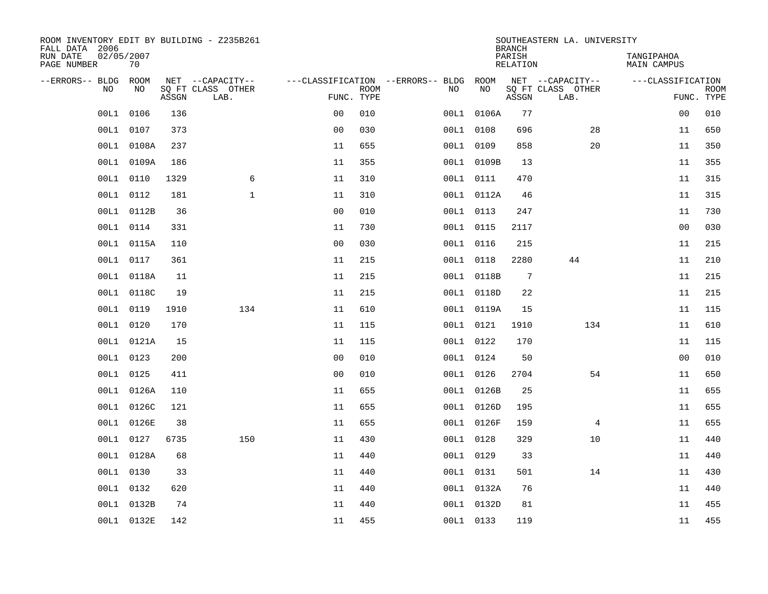ROOM INVENTORY EDIT BY BUILDING - Z235B261
FALL DATA 2006
RUN DATE 02/05/2007
PAGE NUMBER 70

SOUTHEASTERN LA. UNIVERSITY
BRANCH
PARISH TANGIPAHOA
RELATION MAIN CAMPUS

| --ERRORS-- | BLDG NO | ROOM NO | NET SQ FT ASSGN | CAPACITY CLASS | CAPACITY OTHER LAB. | CLASSIFICATION FUNC. | ROOM TYPE | --ERRORS-- | BLDG NO | ROOM NO | NET SQ FT ASSGN | CAPACITY CLASS | CAPACITY OTHER LAB. | CLASSIFICATION FUNC. | ROOM TYPE |
|---|---|---|---|---|---|---|---|---|---|---|---|---|---|---|---|
| | 00L1 | 0106 | 136 | | | 00 | 010 | | 00L1 | 0106A | 77 | | | 00 | 010 |
| | 00L1 | 0107 | 373 | | | 00 | 030 | | 00L1 | 0108 | 696 | | 28 | 11 | 650 |
| | 00L1 | 0108A | 237 | | | 11 | 655 | | 00L1 | 0109 | 858 | | 20 | 11 | 350 |
| | 00L1 | 0109A | 186 | | | 11 | 355 | | 00L1 | 0109B | 13 | | | 11 | 355 |
| | 00L1 | 0110 | 1329 | | 6 | 11 | 310 | | 00L1 | 0111 | 470 | | | 11 | 315 |
| | 00L1 | 0112 | 181 | | 1 | 11 | 310 | | 00L1 | 0112A | 46 | | | 11 | 315 |
| | 00L1 | 0112B | 36 | | | 00 | 010 | | 00L1 | 0113 | 247 | | | 11 | 730 |
| | 00L1 | 0114 | 331 | | | 11 | 730 | | 00L1 | 0115 | 2117 | | | 00 | 030 |
| | 00L1 | 0115A | 110 | | | 00 | 030 | | 00L1 | 0116 | 215 | | | 11 | 215 |
| | 00L1 | 0117 | 361 | | | 11 | 215 | | 00L1 | 0118 | 2280 | 44 | | 11 | 210 |
| | 00L1 | 0118A | 11 | | | 11 | 215 | | 00L1 | 0118B | 7 | | | 11 | 215 |
| | 00L1 | 0118C | 19 | | | 11 | 215 | | 00L1 | 0118D | 22 | | | 11 | 215 |
| | 00L1 | 0119 | 1910 | | 134 | 11 | 610 | | 00L1 | 0119A | 15 | | | 11 | 115 |
| | 00L1 | 0120 | 170 | | | 11 | 115 | | 00L1 | 0121 | 1910 | | 134 | 11 | 610 |
| | 00L1 | 0121A | 15 | | | 11 | 115 | | 00L1 | 0122 | 170 | | | 11 | 115 |
| | 00L1 | 0123 | 200 | | | 00 | 010 | | 00L1 | 0124 | 50 | | | 00 | 010 |
| | 00L1 | 0125 | 411 | | | 00 | 010 | | 00L1 | 0126 | 2704 | | 54 | 11 | 650 |
| | 00L1 | 0126A | 110 | | | 11 | 655 | | 00L1 | 0126B | 25 | | | 11 | 655 |
| | 00L1 | 0126C | 121 | | | 11 | 655 | | 00L1 | 0126D | 195 | | | 11 | 655 |
| | 00L1 | 0126E | 38 | | | 11 | 655 | | 00L1 | 0126F | 159 | | 4 | 11 | 655 |
| | 00L1 | 0127 | 6735 | | 150 | 11 | 430 | | 00L1 | 0128 | 329 | | 10 | 11 | 440 |
| | 00L1 | 0128A | 68 | | | 11 | 440 | | 00L1 | 0129 | 33 | | | 11 | 440 |
| | 00L1 | 0130 | 33 | | | 11 | 440 | | 00L1 | 0131 | 501 | | 14 | 11 | 430 |
| | 00L1 | 0132 | 620 | | | 11 | 440 | | 00L1 | 0132A | 76 | | | 11 | 440 |
| | 00L1 | 0132B | 74 | | | 11 | 440 | | 00L1 | 0132D | 81 | | | 11 | 455 |
| | 00L1 | 0132E | 142 | | | 11 | 455 | | 00L1 | 0133 | 119 | | | 11 | 455 |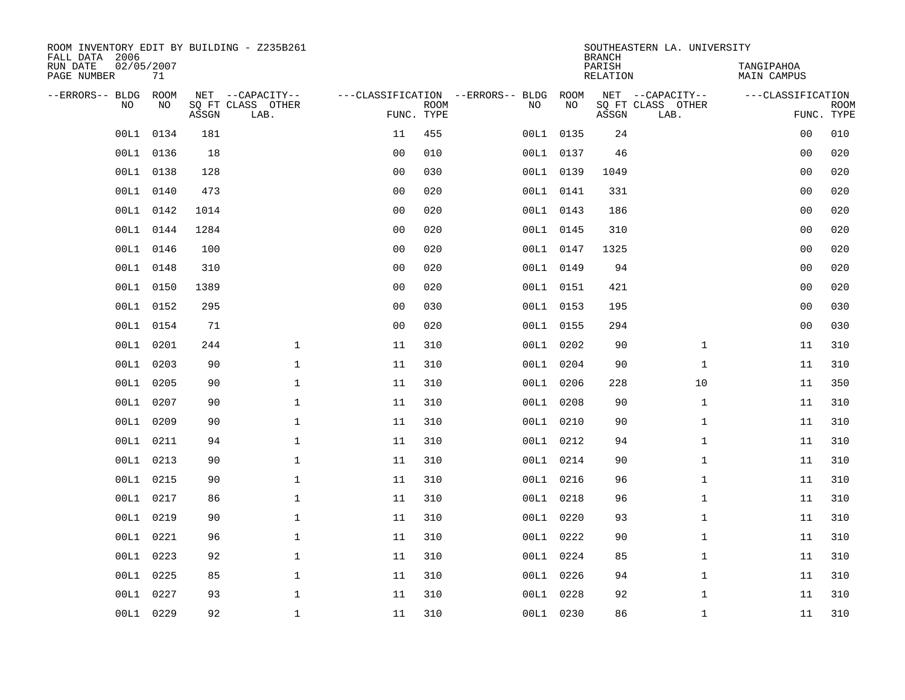ROOM INVENTORY EDIT BY BUILDING - Z235B261
FALL DATA 2006
RUN DATE 02/05/2007
PAGE NUMBER 71

SOUTHEASTERN LA. UNIVERSITY
BRANCH
PARISH TANGIPAHOA
RELATION MAIN CAMPUS

| --ERRORS-- | BLDG NO | ROOM NO | NET SQ FT ASSGN | --CAPACITY-- CLASS LAB. | OTHER | ---CLASSIFICATION FUNC. | ROOM TYPE | --ERRORS-- | BLDG NO | ROOM NO | NET SQ FT ASSGN | --CAPACITY-- CLASS LAB. | OTHER | ---CLASSIFICATION FUNC. | ROOM TYPE |
|---|---|---|---|---|---|---|---|---|---|---|---|---|---|---|---|
| | 00L1 | 0134 | 181 | | | 11 | 455 | | 00L1 | 0135 | 24 | | | 00 | 010 |
| | 00L1 | 0136 | 18 | | | 00 | 010 | | 00L1 | 0137 | 46 | | | 00 | 020 |
| | 00L1 | 0138 | 128 | | | 00 | 030 | | 00L1 | 0139 | 1049 | | | 00 | 020 |
| | 00L1 | 0140 | 473 | | | 00 | 020 | | 00L1 | 0141 | 331 | | | 00 | 020 |
| | 00L1 | 0142 | 1014 | | | 00 | 020 | | 00L1 | 0143 | 186 | | | 00 | 020 |
| | 00L1 | 0144 | 1284 | | | 00 | 020 | | 00L1 | 0145 | 310 | | | 00 | 020 |
| | 00L1 | 0146 | 100 | | | 00 | 020 | | 00L1 | 0147 | 1325 | | | 00 | 020 |
| | 00L1 | 0148 | 310 | | | 00 | 020 | | 00L1 | 0149 | 94 | | | 00 | 020 |
| | 00L1 | 0150 | 1389 | | | 00 | 020 | | 00L1 | 0151 | 421 | | | 00 | 020 |
| | 00L1 | 0152 | 295 | | | 00 | 030 | | 00L1 | 0153 | 195 | | | 00 | 030 |
| | 00L1 | 0154 | 71 | | | 00 | 020 | | 00L1 | 0155 | 294 | | | 00 | 030 |
| | 00L1 | 0201 | 244 | | 1 | 11 | 310 | | 00L1 | 0202 | 90 | | 1 | 11 | 310 |
| | 00L1 | 0203 | 90 | | 1 | 11 | 310 | | 00L1 | 0204 | 90 | | 1 | 11 | 310 |
| | 00L1 | 0205 | 90 | | 1 | 11 | 310 | | 00L1 | 0206 | 228 | | 10 | 11 | 350 |
| | 00L1 | 0207 | 90 | | 1 | 11 | 310 | | 00L1 | 0208 | 90 | | 1 | 11 | 310 |
| | 00L1 | 0209 | 90 | | 1 | 11 | 310 | | 00L1 | 0210 | 90 | | 1 | 11 | 310 |
| | 00L1 | 0211 | 94 | | 1 | 11 | 310 | | 00L1 | 0212 | 94 | | 1 | 11 | 310 |
| | 00L1 | 0213 | 90 | | 1 | 11 | 310 | | 00L1 | 0214 | 90 | | 1 | 11 | 310 |
| | 00L1 | 0215 | 90 | | 1 | 11 | 310 | | 00L1 | 0216 | 96 | | 1 | 11 | 310 |
| | 00L1 | 0217 | 86 | | 1 | 11 | 310 | | 00L1 | 0218 | 96 | | 1 | 11 | 310 |
| | 00L1 | 0219 | 90 | | 1 | 11 | 310 | | 00L1 | 0220 | 93 | | 1 | 11 | 310 |
| | 00L1 | 0221 | 96 | | 1 | 11 | 310 | | 00L1 | 0222 | 90 | | 1 | 11 | 310 |
| | 00L1 | 0223 | 92 | | 1 | 11 | 310 | | 00L1 | 0224 | 85 | | 1 | 11 | 310 |
| | 00L1 | 0225 | 85 | | 1 | 11 | 310 | | 00L1 | 0226 | 94 | | 1 | 11 | 310 |
| | 00L1 | 0227 | 93 | | 1 | 11 | 310 | | 00L1 | 0228 | 92 | | 1 | 11 | 310 |
| | 00L1 | 0229 | 92 | | 1 | 11 | 310 | | 00L1 | 0230 | 86 | | 1 | 11 | 310 |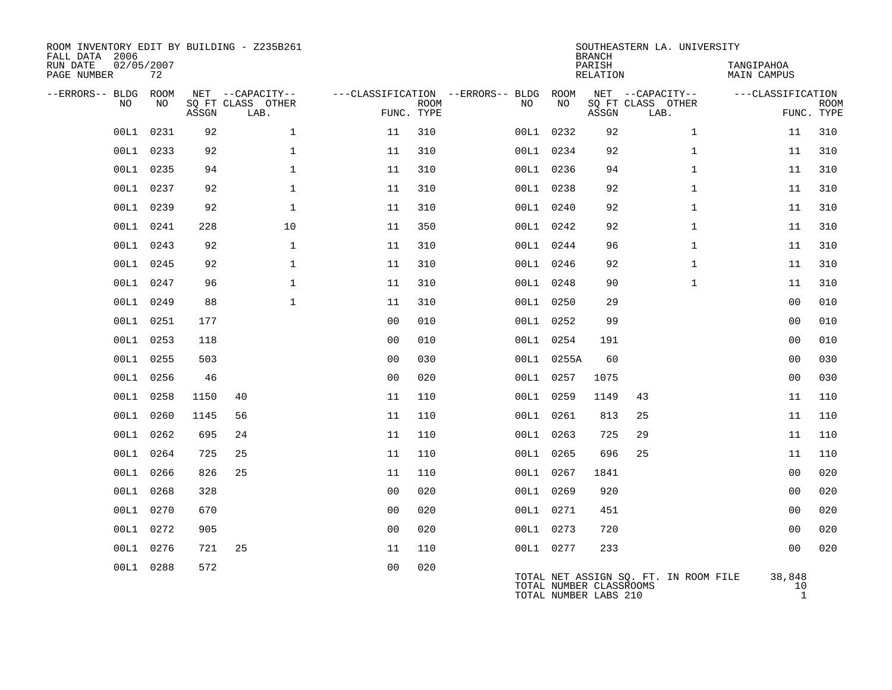ROOM INVENTORY EDIT BY BUILDING - Z235B261
FALL DATA 2006
RUN DATE 02/05/2007
PAGE NUMBER 72

SOUTHEASTERN LA. UNIVERSITY
BRANCH
PARISH TANGIPAHOA
RELATION MAIN CAMPUS

| --ERRORS-- | BLDG NO | ROOM NO | NET SQ FT ASSGN | CAPACITY CLASS | CAPACITY OTHER LAB. | CLASSIFICATION FUNC. | ROOM TYPE | --ERRORS-- | BLDG NO | ROOM NO | NET SQ FT ASSGN | CAPACITY CLASS | CAPACITY OTHER LAB. | CLASSIFICATION FUNC. | ROOM TYPE |
|---|---|---|---|---|---|---|---|---|---|---|---|---|---|---|---|
| | 00L1 | 0231 | 92 | | 1 | 11 | 310 | | 00L1 | 0232 | 92 | | 1 | 11 | 310 |
| | 00L1 | 0233 | 92 | | 1 | 11 | 310 | | 00L1 | 0234 | 92 | | 1 | 11 | 310 |
| | 00L1 | 0235 | 94 | | 1 | 11 | 310 | | 00L1 | 0236 | 94 | | 1 | 11 | 310 |
| | 00L1 | 0237 | 92 | | 1 | 11 | 310 | | 00L1 | 0238 | 92 | | 1 | 11 | 310 |
| | 00L1 | 0239 | 92 | | 1 | 11 | 310 | | 00L1 | 0240 | 92 | | 1 | 11 | 310 |
| | 00L1 | 0241 | 228 | | 10 | 11 | 350 | | 00L1 | 0242 | 92 | | 1 | 11 | 310 |
| | 00L1 | 0243 | 92 | | 1 | 11 | 310 | | 00L1 | 0244 | 96 | | 1 | 11 | 310 |
| | 00L1 | 0245 | 92 | | 1 | 11 | 310 | | 00L1 | 0246 | 92 | | 1 | 11 | 310 |
| | 00L1 | 0247 | 96 | | 1 | 11 | 310 | | 00L1 | 0248 | 90 | | 1 | 11 | 310 |
| | 00L1 | 0249 | 88 | | 1 | 11 | 310 | | 00L1 | 0250 | 29 | | | 00 | 010 |
| | 00L1 | 0251 | 177 | | | 00 | 010 | | 00L1 | 0252 | 99 | | | 00 | 010 |
| | 00L1 | 0253 | 118 | | | 00 | 010 | | 00L1 | 0254 | 191 | | | 00 | 010 |
| | 00L1 | 0255 | 503 | | | 00 | 030 | | 00L1 | 0255A | 60 | | | 00 | 030 |
| | 00L1 | 0256 | 46 | | | 00 | 020 | | 00L1 | 0257 | 1075 | | | 00 | 030 |
| | 00L1 | 0258 | 1150 | 40 | | 11 | 110 | | 00L1 | 0259 | 1149 | 43 | | 11 | 110 |
| | 00L1 | 0260 | 1145 | 56 | | 11 | 110 | | 00L1 | 0261 | 813 | 25 | | 11 | 110 |
| | 00L1 | 0262 | 695 | 24 | | 11 | 110 | | 00L1 | 0263 | 725 | 29 | | 11 | 110 |
| | 00L1 | 0264 | 725 | 25 | | 11 | 110 | | 00L1 | 0265 | 696 | 25 | | 11 | 110 |
| | 00L1 | 0266 | 826 | 25 | | 11 | 110 | | 00L1 | 0267 | 1841 | | | 00 | 020 |
| | 00L1 | 0268 | 328 | | | 00 | 020 | | 00L1 | 0269 | 920 | | | 00 | 020 |
| | 00L1 | 0270 | 670 | | | 00 | 020 | | 00L1 | 0271 | 451 | | | 00 | 020 |
| | 00L1 | 0272 | 905 | | | 00 | 020 | | 00L1 | 0273 | 720 | | | 00 | 020 |
| | 00L1 | 0276 | 721 | 25 | | 11 | 110 | | 00L1 | 0277 | 233 | | | 00 | 020 |
| | 00L1 | 0288 | 572 | | | 00 | 020 | | | | | | | | |

TOTAL NET ASSIGN SQ. FT. IN ROOM FILE 38,848
TOTAL NUMBER CLASSROOMS 10
TOTAL NUMBER LABS 210 1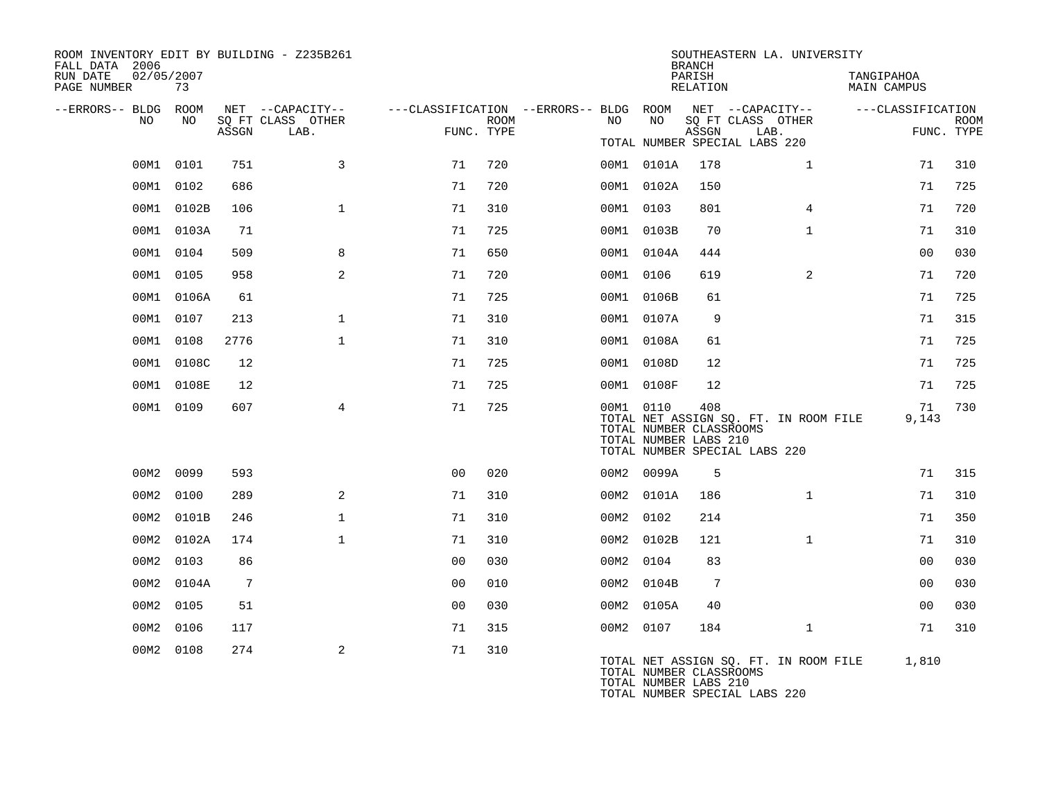ROOM INVENTORY EDIT BY BUILDING - Z235B261
FALL DATA 2006
RUN DATE 02/05/2007
PAGE NUMBER 73

SOUTHEASTERN LA. UNIVERSITY
BRANCH
PARISH TANGIPAHOA
RELATION MAIN CAMPUS

| --ERRORS-- | BLDG NO | ROOM NO | NET SQ FT ASSGN | --CAPACITY-- CLASS LAB. | OTHER | ---CLASSIFICATION FUNC. | ROOM TYPE | --ERRORS-- | BLDG NO | ROOM NO | NET SQ FT ASSGN | --CAPACITY-- CLASS LAB. | OTHER | ---CLASSIFICATION FUNC. | ROOM TYPE |
|---|---|---|---|---|---|---|---|---|---|---|---|---|---|---|---|
| | | | | | | | | | TOTAL NUMBER SPECIAL LABS 220 | | | | | | |
| | 00M1 | 0101 | 751 | | 3 | 71 | 720 | | 00M1 | 0101A | 178 | | 1 | 71 | 310 |
| | 00M1 | 0102 | 686 | | | 71 | 720 | | 00M1 | 0102A | 150 | | | 71 | 725 |
| | 00M1 | 0102B | 106 | | 1 | 71 | 310 | | 00M1 | 0103 | 801 | | 4 | 71 | 720 |
| | 00M1 | 0103A | 71 | | | 71 | 725 | | 00M1 | 0103B | 70 | | 1 | 71 | 310 |
| | 00M1 | 0104 | 509 | | 8 | 71 | 650 | | 00M1 | 0104A | 444 | | | 00 | 030 |
| | 00M1 | 0105 | 958 | | 2 | 71 | 720 | | 00M1 | 0106 | 619 | | 2 | 71 | 720 |
| | 00M1 | 0106A | 61 | | | 71 | 725 | | 00M1 | 0106B | 61 | | | 71 | 725 |
| | 00M1 | 0107 | 213 | | 1 | 71 | 310 | | 00M1 | 0107A | 9 | | | 71 | 315 |
| | 00M1 | 0108 | 2776 | | 1 | 71 | 310 | | 00M1 | 0108A | 61 | | | 71 | 725 |
| | 00M1 | 0108C | 12 | | | 71 | 725 | | 00M1 | 0108D | 12 | | | 71 | 725 |
| | 00M1 | 0108E | 12 | | | 71 | 725 | | 00M1 | 0108F | 12 | | | 71 | 725 |
| | 00M1 | 0109 | 607 | | 4 | 71 | 725 | | 00M1 | 0110 | 408 | | | 71 | 730 |
| | | | | | | | | | TOTAL NET ASSIGN SQ. FT. IN ROOM FILE | | | | | 9,143 | |
| | | | | | | | | | TOTAL NUMBER CLASSROOMS | | | | | | |
| | | | | | | | | | TOTAL NUMBER LABS 210 | | | | | | |
| | | | | | | | | | TOTAL NUMBER SPECIAL LABS 220 | | | | | | |
| | 00M2 | 0099 | 593 | | | 00 | 020 | | 00M2 | 0099A | 5 | | | 71 | 315 |
| | 00M2 | 0100 | 289 | | 2 | 71 | 310 | | 00M2 | 0101A | 186 | | 1 | 71 | 310 |
| | 00M2 | 0101B | 246 | | 1 | 71 | 310 | | 00M2 | 0102 | 214 | | | 71 | 350 |
| | 00M2 | 0102A | 174 | | 1 | 71 | 310 | | 00M2 | 0102B | 121 | | 1 | 71 | 310 |
| | 00M2 | 0103 | 86 | | | 00 | 030 | | 00M2 | 0104 | 83 | | | 00 | 030 |
| | 00M2 | 0104A | 7 | | | 00 | 010 | | 00M2 | 0104B | 7 | | | 00 | 030 |
| | 00M2 | 0105 | 51 | | | 00 | 030 | | 00M2 | 0105A | 40 | | | 00 | 030 |
| | 00M2 | 0106 | 117 | | | 71 | 315 | | 00M2 | 0107 | 184 | | 1 | 71 | 310 |
| | 00M2 | 0108 | 274 | | 2 | 71 | 310 | | | | | | | | |
| | | | | | | | | | TOTAL NET ASSIGN SQ. FT. IN ROOM FILE | | | | | 1,810 | |
| | | | | | | | | | TOTAL NUMBER CLASSROOMS | | | | | | |
| | | | | | | | | | TOTAL NUMBER LABS 210 | | | | | | |
| | | | | | | | | | TOTAL NUMBER SPECIAL LABS 220 | | | | | | |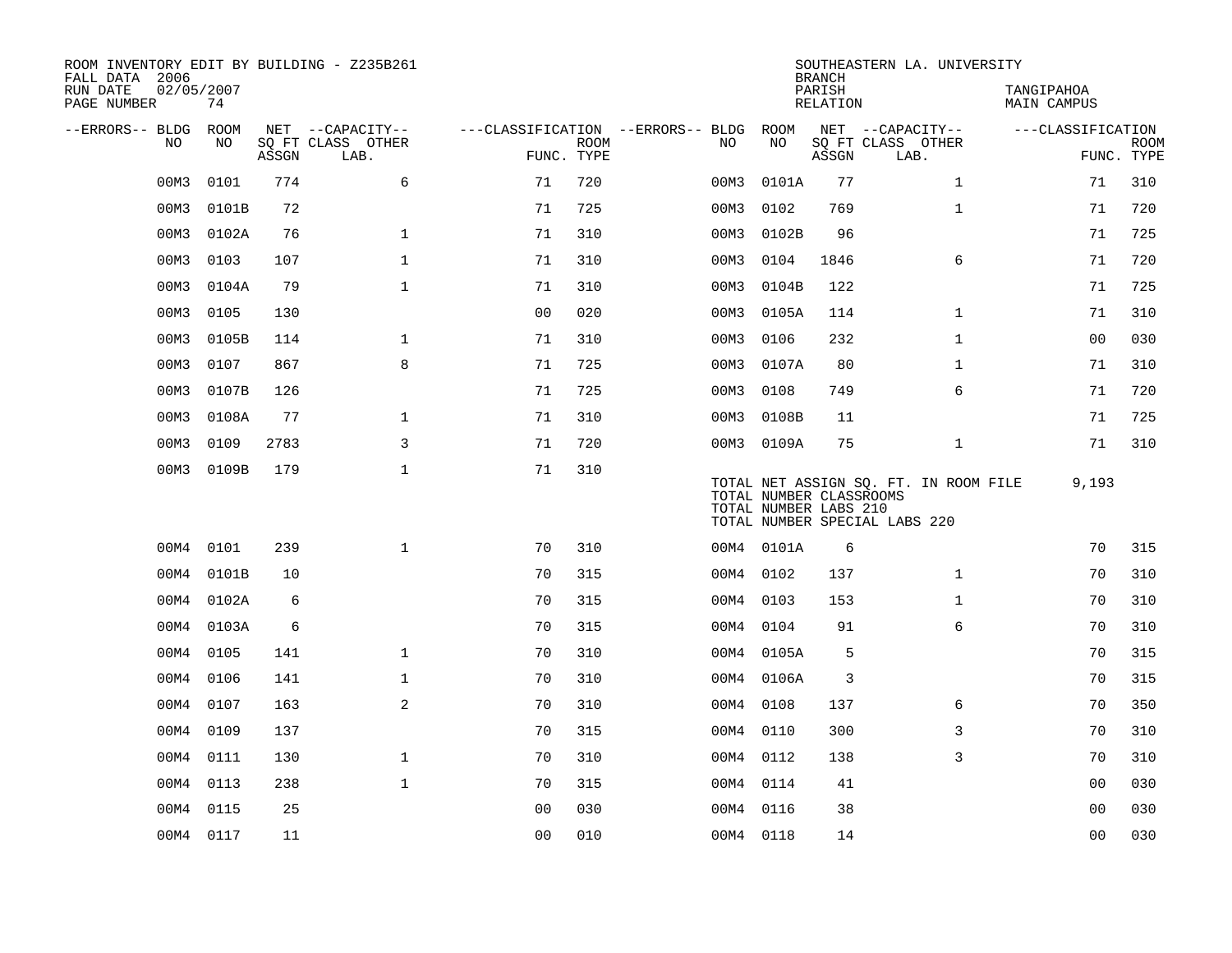ROOM INVENTORY EDIT BY BUILDING - Z235B261
FALL DATA 2006
RUN DATE 02/05/2007

SOUTHEASTERN LA. UNIVERSITY
BRANCH
PARISH TANGIPAHOA
RELATION MAIN CAMPUS

| --ERRORS-- | BLDG NO | ROOM NO | NET SQ FT ASSGN | CAPACITY CLASS | CAPACITY OTHER LAB. | CLASSIFICATION FUNC. | ROOM TYPE | --ERRORS-- | BLDG NO | ROOM NO | NET SQ FT ASSGN | CAPACITY CLASS | CAPACITY OTHER LAB. | CLASSIFICATION FUNC. | ROOM TYPE |
|---|---|---|---|---|---|---|---|---|---|---|---|---|---|---|---|
| | 00M3 | 0101 | 774 | | 6 | 71 | 720 | | 00M3 | 0101A | 77 | | 1 | 71 | 310 |
| | 00M3 | 0101B | 72 | | | 71 | 725 | | 00M3 | 0102 | 769 | | 1 | 71 | 720 |
| | 00M3 | 0102A | 76 | | 1 | 71 | 310 | | 00M3 | 0102B | 96 | | | 71 | 725 |
| | 00M3 | 0103 | 107 | | 1 | 71 | 310 | | 00M3 | 0104 | 1846 | | 6 | 71 | 720 |
| | 00M3 | 0104A | 79 | | 1 | 71 | 310 | | 00M3 | 0104B | 122 | | | 71 | 725 |
| | 00M3 | 0105 | 130 | | | 00 | 020 | | 00M3 | 0105A | 114 | | 1 | 71 | 310 |
| | 00M3 | 0105B | 114 | | 1 | 71 | 310 | | 00M3 | 0106 | 232 | | 1 | 00 | 030 |
| | 00M3 | 0107 | 867 | | 8 | 71 | 725 | | 00M3 | 0107A | 80 | | 1 | 71 | 310 |
| | 00M3 | 0107B | 126 | | | 71 | 725 | | 00M3 | 0108 | 749 | | 6 | 71 | 720 |
| | 00M3 | 0108A | 77 | | 1 | 71 | 310 | | 00M3 | 0108B | 11 | | | 71 | 725 |
| | 00M3 | 0109 | 2783 | | 3 | 71 | 720 | | 00M3 | 0109A | 75 | | 1 | 71 | 310 |
| | 00M3 | 0109B | 179 | | 1 | 71 | 310 | | | | | | | | |

TOTAL NET ASSIGN SQ. FT. IN ROOM FILE 9,193
TOTAL NUMBER CLASSROOMS
TOTAL NUMBER LABS 210
TOTAL NUMBER SPECIAL LABS 220

| --ERRORS-- | BLDG NO | ROOM NO | NET SQ FT ASSGN | CAPACITY CLASS | CAPACITY OTHER LAB. | CLASSIFICATION FUNC. | ROOM TYPE | --ERRORS-- | BLDG NO | ROOM NO | NET SQ FT ASSGN | CAPACITY CLASS | CAPACITY OTHER LAB. | CLASSIFICATION FUNC. | ROOM TYPE |
|---|---|---|---|---|---|---|---|---|---|---|---|---|---|---|---|
| | 00M4 | 0101 | 239 | | 1 | 70 | 310 | | 00M4 | 0101A | 6 | | | 70 | 315 |
| | 00M4 | 0101B | 10 | | | 70 | 315 | | 00M4 | 0102 | 137 | | 1 | 70 | 310 |
| | 00M4 | 0102A | 6 | | | 70 | 315 | | 00M4 | 0103 | 153 | | 1 | 70 | 310 |
| | 00M4 | 0103A | 6 | | | 70 | 315 | | 00M4 | 0104 | 91 | | 6 | 70 | 310 |
| | 00M4 | 0105 | 141 | | 1 | 70 | 310 | | 00M4 | 0105A | 5 | | | 70 | 315 |
| | 00M4 | 0106 | 141 | | 1 | 70 | 310 | | 00M4 | 0106A | 3 | | | 70 | 315 |
| | 00M4 | 0107 | 163 | | 2 | 70 | 310 | | 00M4 | 0108 | 137 | | 6 | 70 | 350 |
| | 00M4 | 0109 | 137 | | | 70 | 315 | | 00M4 | 0110 | 300 | | 3 | 70 | 310 |
| | 00M4 | 0111 | 130 | | 1 | 70 | 310 | | 00M4 | 0112 | 138 | | 3 | 70 | 310 |
| | 00M4 | 0113 | 238 | | 1 | 70 | 315 | | 00M4 | 0114 | 41 | | | 00 | 030 |
| | 00M4 | 0115 | 25 | | | 00 | 030 | | 00M4 | 0116 | 38 | | | 00 | 030 |
| | 00M4 | 0117 | 11 | | | 00 | 010 | | 00M4 | 0118 | 14 | | | 00 | 030 |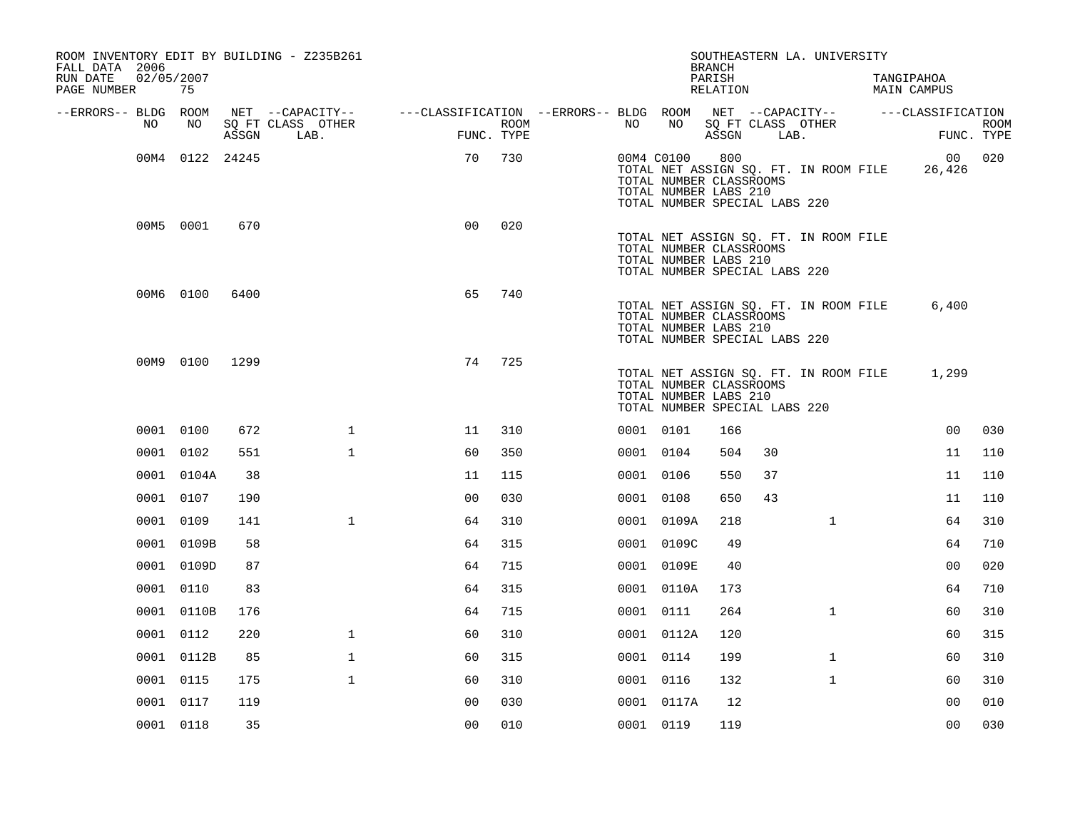ROOM INVENTORY EDIT BY BUILDING - Z235B261
FALL DATA 2006
RUN DATE 02/05/2007
PAGE NUMBER 75

SOUTHEASTERN LA. UNIVERSITY
BRANCH
PARISH TANGIPAHOA
RELATION MAIN CAMPUS

| --ERRORS-- | BLDG NO | ROOM NO | NET SQ FT ASSGN | --CAPACITY-- CLASS LAB. | OTHER | ---CLASSIFICATION FUNC. | ROOM TYPE | --ERRORS-- | BLDG NO | ROOM NO | NET SQ FT ASSGN | --CAPACITY-- CLASS LAB. | OTHER | ---CLASSIFICATION FUNC. | ROOM TYPE |
|---|---|---|---|---|---|---|---|---|---|---|---|---|---|---|---|
| | 00M4 | 0122 | 24245 | | | 70 | 730 | | 00M4 | C0100 | 800 | | | 00 | 020 |
| | | | | | | | | | TOTAL NET ASSIGN SQ. FT. IN ROOM FILE | | | | | 26,426 | |
| | | | | | | | | | TOTAL NUMBER CLASSROOMS | | | | | | |
| | | | | | | | | | TOTAL NUMBER LABS 210 | | | | | | |
| | | | | | | | | | TOTAL NUMBER SPECIAL LABS 220 | | | | | | |
| | 00M5 | 0001 | 670 | | | 00 | 020 | | | | | | | | |
| | | | | | | | | | TOTAL NET ASSIGN SQ. FT. IN ROOM FILE | | | | | | |
| | | | | | | | | | TOTAL NUMBER CLASSROOMS | | | | | | |
| | | | | | | | | | TOTAL NUMBER LABS 210 | | | | | | |
| | | | | | | | | | TOTAL NUMBER SPECIAL LABS 220 | | | | | | |
| | 00M6 | 0100 | 6400 | | | 65 | 740 | | | | | | | | |
| | | | | | | | | | TOTAL NET ASSIGN SQ. FT. IN ROOM FILE | | | | | 6,400 | |
| | | | | | | | | | TOTAL NUMBER CLASSROOMS | | | | | | |
| | | | | | | | | | TOTAL NUMBER LABS 210 | | | | | | |
| | | | | | | | | | TOTAL NUMBER SPECIAL LABS 220 | | | | | | |
| | 00M9 | 0100 | 1299 | | | 74 | 725 | | | | | | | | |
| | | | | | | | | | TOTAL NET ASSIGN SQ. FT. IN ROOM FILE | | | | | 1,299 | |
| | | | | | | | | | TOTAL NUMBER CLASSROOMS | | | | | | |
| | | | | | | | | | TOTAL NUMBER LABS 210 | | | | | | |
| | | | | | | | | | TOTAL NUMBER SPECIAL LABS 220 | | | | | | |
| | 0001 | 0100 | 672 | | 1 | 11 | 310 | | 0001 | 0101 | 166 | | | 00 | 030 |
| | 0001 | 0102 | 551 | | 1 | 60 | 350 | | 0001 | 0104 | 504 | 30 | | 11 | 110 |
| | 0001 | 0104A | 38 | | | 11 | 115 | | 0001 | 0106 | 550 | 37 | | 11 | 110 |
| | 0001 | 0107 | 190 | | | 00 | 030 | | 0001 | 0108 | 650 | 43 | | 11 | 110 |
| | 0001 | 0109 | 141 | | 1 | 64 | 310 | | 0001 | 0109A | 218 | | 1 | 64 | 310 |
| | 0001 | 0109B | 58 | | | 64 | 315 | | 0001 | 0109C | 49 | | | 64 | 710 |
| | 0001 | 0109D | 87 | | | 64 | 715 | | 0001 | 0109E | 40 | | | 00 | 020 |
| | 0001 | 0110 | 83 | | | 64 | 315 | | 0001 | 0110A | 173 | | | 64 | 710 |
| | 0001 | 0110B | 176 | | | 64 | 715 | | 0001 | 0111 | 264 | | 1 | 60 | 310 |
| | 0001 | 0112 | 220 | | 1 | 60 | 310 | | 0001 | 0112A | 120 | | | 60 | 315 |
| | 0001 | 0112B | 85 | | 1 | 60 | 315 | | 0001 | 0114 | 199 | | 1 | 60 | 310 |
| | 0001 | 0115 | 175 | | 1 | 60 | 310 | | 0001 | 0116 | 132 | | 1 | 60 | 310 |
| | 0001 | 0117 | 119 | | | 00 | 030 | | 0001 | 0117A | 12 | | | 00 | 010 |
| | 0001 | 0118 | 35 | | | 00 | 010 | | 0001 | 0119 | 119 | | | 00 | 030 |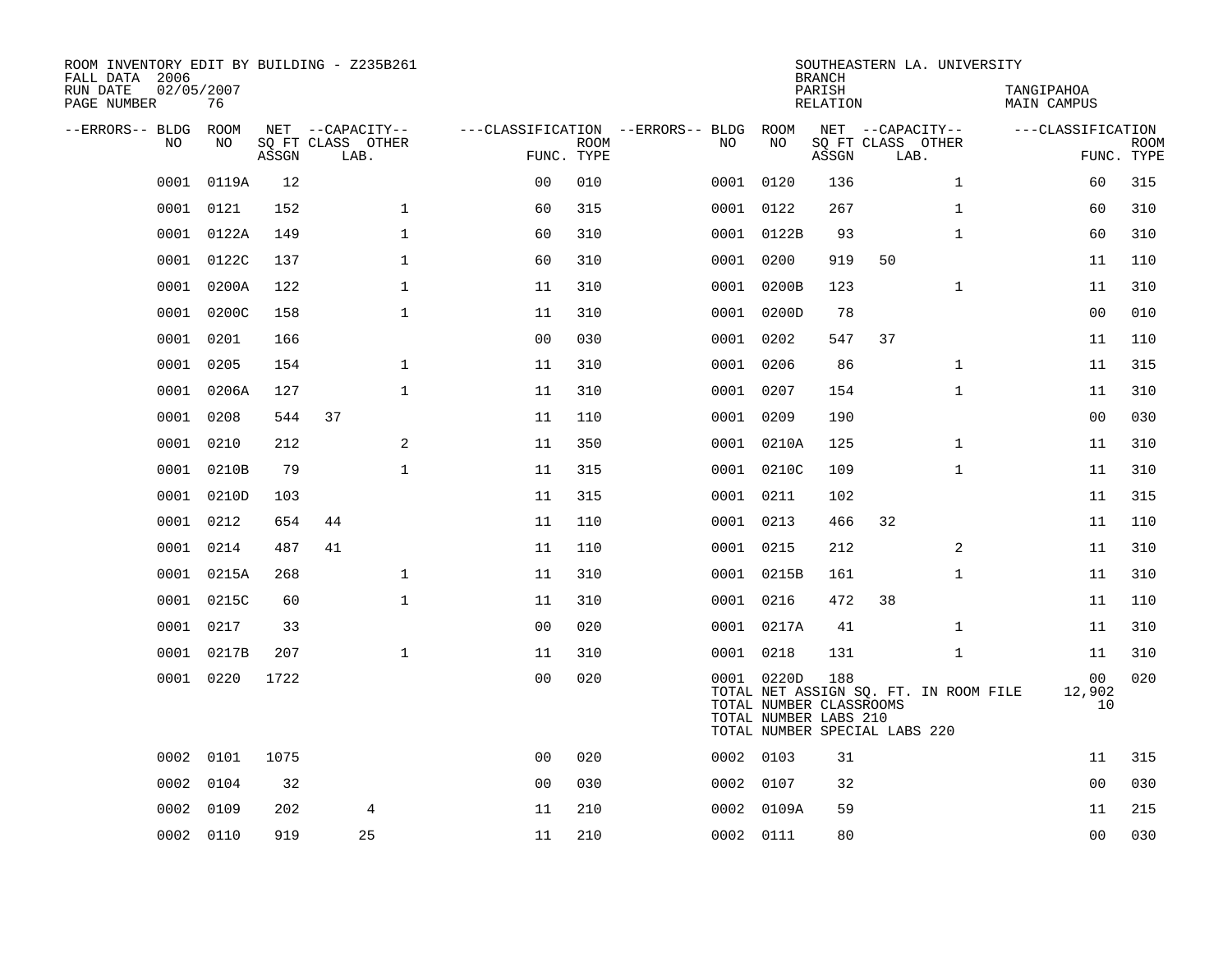ROOM INVENTORY EDIT BY BUILDING - Z235B261
FALL DATA 2006
RUN DATE 02/05/2007
PAGE NUMBER 76

SOUTHEASTERN LA. UNIVERSITY
BRANCH
PARISH TANGIPAHOA
RELATION MAIN CAMPUS

| --ERRORS-- | BLDG NO | ROOM NO | NET SQ FT ASSGN | CAPACITY CLASS | CAPACITY LAB. | CAPACITY OTHER | CLASSIFICATION FUNC. | ROOM TYPE | --ERRORS-- | BLDG NO | ROOM NO | NET SQ FT ASSGN | CAPACITY CLASS | CAPACITY LAB. | CAPACITY OTHER | CLASSIFICATION FUNC. | ROOM TYPE |
|---|---|---|---|---|---|---|---|---|---|---|---|---|---|---|---|---|---|
| | 0001 | 0119A | 12 | | | | 00 | 010 | | 0001 | 0120 | 136 | | | 1 | 60 | 315 |
| | 0001 | 0121 | 152 | | | 1 | 60 | 315 | | 0001 | 0122 | 267 | | | 1 | 60 | 310 |
| | 0001 | 0122A | 149 | | | 1 | 60 | 310 | | 0001 | 0122B | 93 | | | 1 | 60 | 310 |
| | 0001 | 0122C | 137 | | | 1 | 60 | 310 | | 0001 | 0200 | 919 | 50 | | | 11 | 110 |
| | 0001 | 0200A | 122 | | | 1 | 11 | 310 | | 0001 | 0200B | 123 | | | 1 | 11 | 310 |
| | 0001 | 0200C | 158 | | | 1 | 11 | 310 | | 0001 | 0200D | 78 | | | | 00 | 010 |
| | 0001 | 0201 | 166 | | | | 00 | 030 | | 0001 | 0202 | 547 | 37 | | | 11 | 110 |
| | 0001 | 0205 | 154 | | | 1 | 11 | 310 | | 0001 | 0206 | 86 | | | 1 | 11 | 315 |
| | 0001 | 0206A | 127 | | | 1 | 11 | 310 | | 0001 | 0207 | 154 | | | 1 | 11 | 310 |
| | 0001 | 0208 | 544 | 37 | | | 11 | 110 | | 0001 | 0209 | 190 | | | | 00 | 030 |
| | 0001 | 0210 | 212 | | | 2 | 11 | 350 | | 0001 | 0210A | 125 | | | 1 | 11 | 310 |
| | 0001 | 0210B | 79 | | | 1 | 11 | 315 | | 0001 | 0210C | 109 | | | 1 | 11 | 310 |
| | 0001 | 0210D | 103 | | | | 11 | 315 | | 0001 | 0211 | 102 | | | | 11 | 315 |
| | 0001 | 0212 | 654 | 44 | | | 11 | 110 | | 0001 | 0213 | 466 | 32 | | | 11 | 110 |
| | 0001 | 0214 | 487 | 41 | | | 11 | 110 | | 0001 | 0215 | 212 | | | 2 | 11 | 310 |
| | 0001 | 0215A | 268 | | | 1 | 11 | 310 | | 0001 | 0215B | 161 | | | 1 | 11 | 310 |
| | 0001 | 0215C | 60 | | | 1 | 11 | 310 | | 0001 | 0216 | 472 | 38 | | | 11 | 110 |
| | 0001 | 0217 | 33 | | | | 00 | 020 | | 0001 | 0217A | 41 | | | 1 | 11 | 310 |
| | 0001 | 0217B | 207 | | | 1 | 11 | 310 | | 0001 | 0218 | 131 | | | 1 | 11 | 310 |
| | 0001 | 0220 | 1722 | | | | 00 | 020 | | 0001 | 0220D | 188 | | | | 00 | 020 |
| | | | | | | | | | | TOTAL NET ASSIGN SQ. FT. IN ROOM FILE | | | | | | 12,902 | |
| | | | | | | | | | | TOTAL NUMBER CLASSROOMS | | | | | | 10 | |
| | | | | | | | | | | TOTAL NUMBER LABS 210 | | | | | | | |
| | | | | | | | | | | TOTAL NUMBER SPECIAL LABS 220 | | | | | | | |
| | 0002 | 0101 | 1075 | | | | 00 | 020 | | 0002 | 0103 | 31 | | | | 11 | 315 |
| | 0002 | 0104 | 32 | | | | 00 | 030 | | 0002 | 0107 | 32 | | | | 00 | 030 |
| | 0002 | 0109 | 202 | | 4 | | 11 | 210 | | 0002 | 0109A | 59 | | | | 11 | 215 |
| | 0002 | 0110 | 919 | | 25 | | 11 | 210 | | 0002 | 0111 | 80 | | | | 00 | 030 |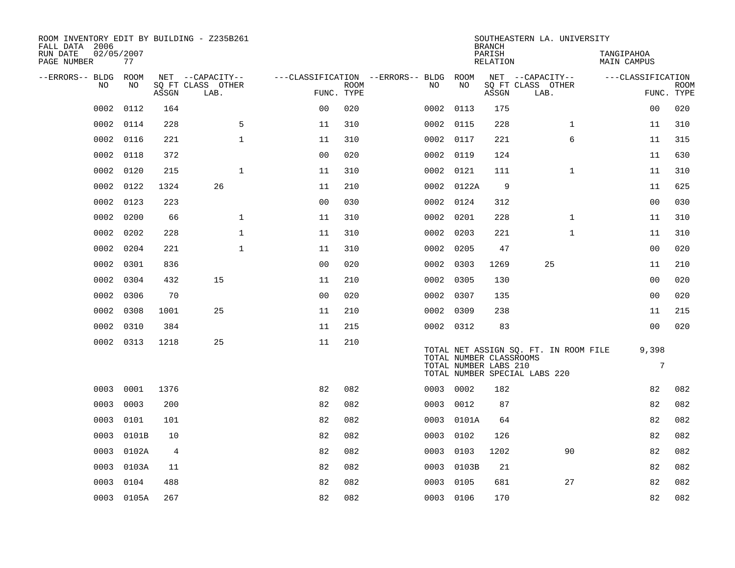ROOM INVENTORY EDIT BY BUILDING - Z235B261
FALL DATA 2006
RUN DATE 02/05/2007
PAGE NUMBER 77

SOUTHEASTERN LA. UNIVERSITY
BRANCH
PARISH TANGIPAHOA
RELATION MAIN CAMPUS

| --ERRORS-- | BLDG NO | ROOM NO | NET SQ FT ASSGN | CAPACITY CLASS LAB. | CAPACITY OTHER | CLASSIFICATION FUNC. | ROOM TYPE | --ERRORS-- | BLDG NO | ROOM NO | NET SQ FT ASSGN | CAPACITY CLASS LAB. | CAPACITY OTHER | CLASSIFICATION FUNC. | ROOM TYPE |
|---|---|---|---|---|---|---|---|---|---|---|---|---|---|---|---|
| | 0002 | 0112 | 164 | | | 00 | 020 | | 0002 | 0113 | 175 | | | 00 | 020 |
| | 0002 | 0114 | 228 | | 5 | 11 | 310 | | 0002 | 0115 | 228 | | 1 | 11 | 310 |
| | 0002 | 0116 | 221 | | 1 | 11 | 310 | | 0002 | 0117 | 221 | | 6 | 11 | 315 |
| | 0002 | 0118 | 372 | | | 00 | 020 | | 0002 | 0119 | 124 | | | 11 | 630 |
| | 0002 | 0120 | 215 | | 1 | 11 | 310 | | 0002 | 0121 | 111 | | 1 | 11 | 310 |
| | 0002 | 0122 | 1324 | 26 | | 11 | 210 | | 0002 | 0122A | 9 | | | 11 | 625 |
| | 0002 | 0123 | 223 | | | 00 | 030 | | 0002 | 0124 | 312 | | | 00 | 030 |
| | 0002 | 0200 | 66 | | 1 | 11 | 310 | | 0002 | 0201 | 228 | | 1 | 11 | 310 |
| | 0002 | 0202 | 228 | | 1 | 11 | 310 | | 0002 | 0203 | 221 | | 1 | 11 | 310 |
| | 0002 | 0204 | 221 | | 1 | 11 | 310 | | 0002 | 0205 | 47 | | | 00 | 020 |
| | 0002 | 0301 | 836 | | | 00 | 020 | | 0002 | 0303 | 1269 | 25 | | 11 | 210 |
| | 0002 | 0304 | 432 | 15 | | 11 | 210 | | 0002 | 0305 | 130 | | | 00 | 020 |
| | 0002 | 0306 | 70 | | | 00 | 020 | | 0002 | 0307 | 135 | | | 00 | 020 |
| | 0002 | 0308 | 1001 | 25 | | 11 | 210 | | 0002 | 0309 | 238 | | | 11 | 215 |
| | 0002 | 0310 | 384 | | | 11 | 215 | | 0002 | 0312 | 83 | | | 00 | 020 |
| | 0002 | 0313 | 1218 | 25 | | 11 | 210 | | | | | | | | |

TOTAL NET ASSIGN SQ. FT. IN ROOM FILE 9,398
TOTAL NUMBER CLASSROOMS
TOTAL NUMBER LABS 210 7
TOTAL NUMBER SPECIAL LABS 220

| --ERRORS-- | BLDG NO | ROOM NO | NET SQ FT ASSGN | CAPACITY CLASS LAB. | CAPACITY OTHER | CLASSIFICATION FUNC. | ROOM TYPE | --ERRORS-- | BLDG NO | ROOM NO | NET SQ FT ASSGN | CAPACITY CLASS LAB. | CAPACITY OTHER | CLASSIFICATION FUNC. | ROOM TYPE |
|---|---|---|---|---|---|---|---|---|---|---|---|---|---|---|---|
| | 0003 | 0001 | 1376 | | | 82 | 082 | | 0003 | 0002 | 182 | | | 82 | 082 |
| | 0003 | 0003 | 200 | | | 82 | 082 | | 0003 | 0012 | 87 | | | 82 | 082 |
| | 0003 | 0101 | 101 | | | 82 | 082 | | 0003 | 0101A | 64 | | | 82 | 082 |
| | 0003 | 0101B | 10 | | | 82 | 082 | | 0003 | 0102 | 126 | | | 82 | 082 |
| | 0003 | 0102A | 4 | | | 82 | 082 | | 0003 | 0103 | 1202 | | 90 | 82 | 082 |
| | 0003 | 0103A | 11 | | | 82 | 082 | | 0003 | 0103B | 21 | | | 82 | 082 |
| | 0003 | 0104 | 488 | | | 82 | 082 | | 0003 | 0105 | 681 | | 27 | 82 | 082 |
| | 0003 | 0105A | 267 | | | 82 | 082 | | 0003 | 0106 | 170 | | | 82 | 082 |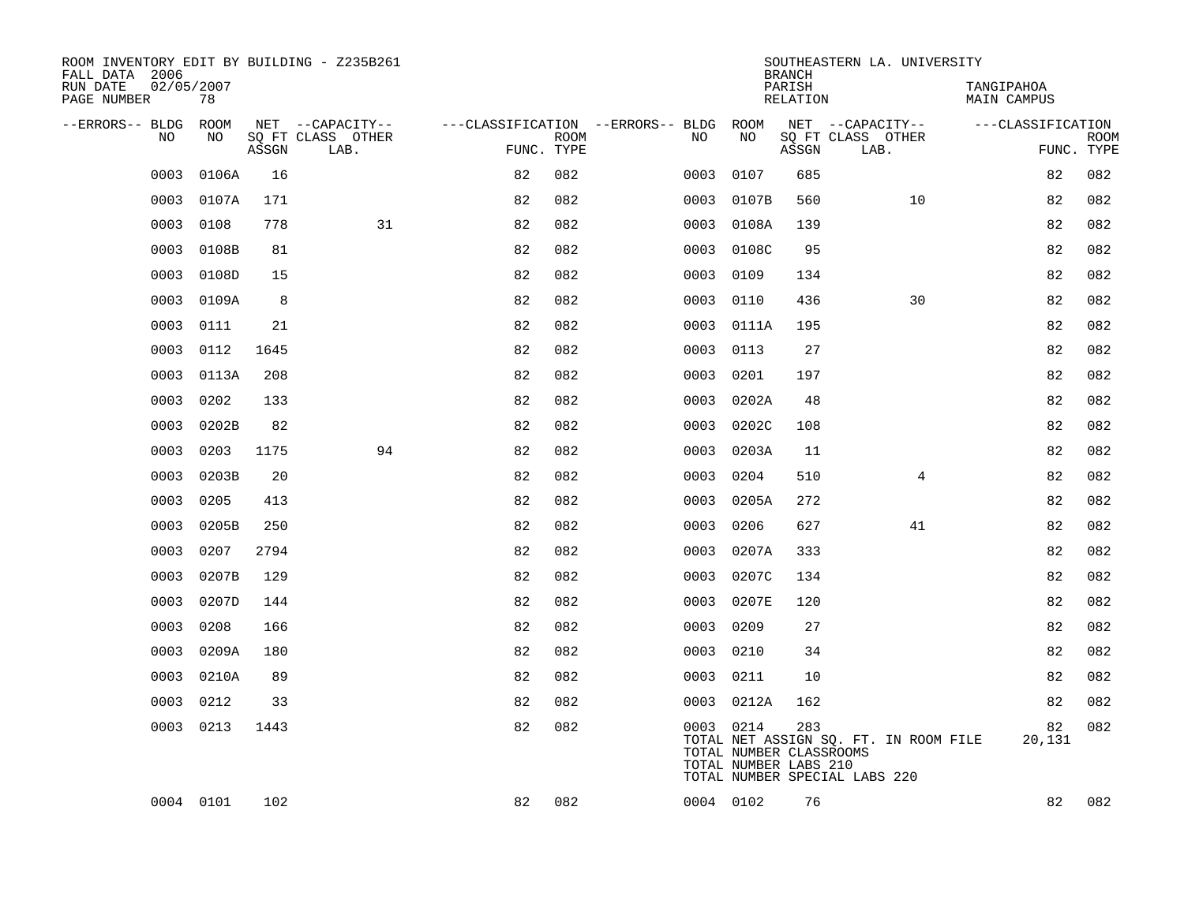ROOM INVENTORY EDIT BY BUILDING - Z235B261
FALL DATA 2006
RUN DATE 02/05/2007
PAGE NUMBER 78

SOUTHEASTERN LA. UNIVERSITY
BRANCH
PARISH TANGIPAHOA
RELATION MAIN CAMPUS

| --ERRORS-- | BLDG NO | ROOM NO | NET SQ FT ASSGN | --CAPACITY-- CLASS | OTHER LAB. | ---CLASSIFICATION FUNC. | ROOM TYPE | --ERRORS-- | BLDG NO | ROOM NO | NET SQ FT ASSGN | --CAPACITY-- CLASS | OTHER LAB. | ---CLASSIFICATION FUNC. | ROOM TYPE |
|---|---|---|---|---|---|---|---|---|---|---|---|---|---|---|---|
| | 0003 | 0106A | 16 | | | 82 | 082 | | 0003 | 0107 | 685 | | | 82 | 082 |
| | 0003 | 0107A | 171 | | | 82 | 082 | | 0003 | 0107B | 560 | | 10 | 82 | 082 |
| | 0003 | 0108 | 778 | | 31 | 82 | 082 | | 0003 | 0108A | 139 | | | 82 | 082 |
| | 0003 | 0108B | 81 | | | 82 | 082 | | 0003 | 0108C | 95 | | | 82 | 082 |
| | 0003 | 0108D | 15 | | | 82 | 082 | | 0003 | 0109 | 134 | | | 82 | 082 |
| | 0003 | 0109A | 8 | | | 82 | 082 | | 0003 | 0110 | 436 | | 30 | 82 | 082 |
| | 0003 | 0111 | 21 | | | 82 | 082 | | 0003 | 0111A | 195 | | | 82 | 082 |
| | 0003 | 0112 | 1645 | | | 82 | 082 | | 0003 | 0113 | 27 | | | 82 | 082 |
| | 0003 | 0113A | 208 | | | 82 | 082 | | 0003 | 0201 | 197 | | | 82 | 082 |
| | 0003 | 0202 | 133 | | | 82 | 082 | | 0003 | 0202A | 48 | | | 82 | 082 |
| | 0003 | 0202B | 82 | | | 82 | 082 | | 0003 | 0202C | 108 | | | 82 | 082 |
| | 0003 | 0203 | 1175 | | 94 | 82 | 082 | | 0003 | 0203A | 11 | | | 82 | 082 |
| | 0003 | 0203B | 20 | | | 82 | 082 | | 0003 | 0204 | 510 | | 4 | 82 | 082 |
| | 0003 | 0205 | 413 | | | 82 | 082 | | 0003 | 0205A | 272 | | | 82 | 082 |
| | 0003 | 0205B | 250 | | | 82 | 082 | | 0003 | 0206 | 627 | | 41 | 82 | 082 |
| | 0003 | 0207 | 2794 | | | 82 | 082 | | 0003 | 0207A | 333 | | | 82 | 082 |
| | 0003 | 0207B | 129 | | | 82 | 082 | | 0003 | 0207C | 134 | | | 82 | 082 |
| | 0003 | 0207D | 144 | | | 82 | 082 | | 0003 | 0207E | 120 | | | 82 | 082 |
| | 0003 | 0208 | 166 | | | 82 | 082 | | 0003 | 0209 | 27 | | | 82 | 082 |
| | 0003 | 0209A | 180 | | | 82 | 082 | | 0003 | 0210 | 34 | | | 82 | 082 |
| | 0003 | 0210A | 89 | | | 82 | 082 | | 0003 | 0211 | 10 | | | 82 | 082 |
| | 0003 | 0212 | 33 | | | 82 | 082 | | 0003 | 0212A | 162 | | | 82 | 082 |
| | 0003 | 0213 | 1443 | | | 82 | 082 | | 0003 | 0214 | 283 | | | 82 | 082 |
| | 0004 | 0101 | 102 | | | 82 | 082 | | 0004 | 0102 | 76 | | | 82 | 082 |

TOTAL NET ASSIGN SQ. FT. IN ROOM FILE 20,131
TOTAL NUMBER CLASSROOMS
TOTAL NUMBER LABS 210
TOTAL NUMBER SPECIAL LABS 220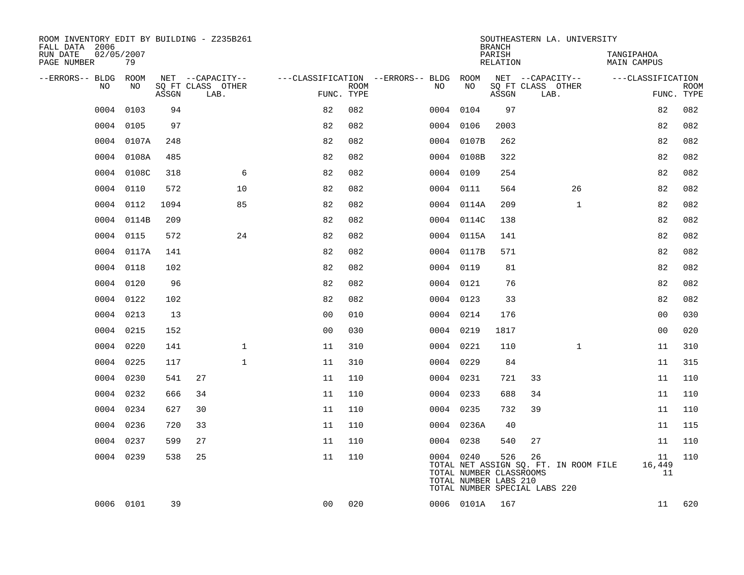ROOM INVENTORY EDIT BY BUILDING - Z235B261
FALL DATA 2006
RUN DATE 02/05/2007
PAGE NUMBER 79

SOUTHEASTERN LA. UNIVERSITY
BRANCH
PARISH TANGIPAHOA
RELATION MAIN CAMPUS

| --ERRORS-- | BLDG NO | ROOM NO | NET SQ FT ASSGN | CAPACITY CLASS | CAPACITY OTHER LAB. | CLASSIFICATION FUNC. | ROOM TYPE | --ERRORS-- | BLDG NO | ROOM NO | NET SQ FT ASSGN | CAPACITY CLASS | CAPACITY OTHER LAB. | CLASSIFICATION FUNC. | ROOM TYPE |
|---|---|---|---|---|---|---|---|---|---|---|---|---|---|---|---|
| | 0004 | 0103 | 94 | | | 82 | 082 | | 0004 | 0104 | 97 | | | 82 | 082 |
| | 0004 | 0105 | 97 | | | 82 | 082 | | 0004 | 0106 | 2003 | | | 82 | 082 |
| | 0004 | 0107A | 248 | | | 82 | 082 | | 0004 | 0107B | 262 | | | 82 | 082 |
| | 0004 | 0108A | 485 | | | 82 | 082 | | 0004 | 0108B | 322 | | | 82 | 082 |
| | 0004 | 0108C | 318 | | 6 | 82 | 082 | | 0004 | 0109 | 254 | | | 82 | 082 |
| | 0004 | 0110 | 572 | | 10 | 82 | 082 | | 0004 | 0111 | 564 | | 26 | 82 | 082 |
| | 0004 | 0112 | 1094 | | 85 | 82 | 082 | | 0004 | 0114A | 209 | | 1 | 82 | 082 |
| | 0004 | 0114B | 209 | | | 82 | 082 | | 0004 | 0114C | 138 | | | 82 | 082 |
| | 0004 | 0115 | 572 | | 24 | 82 | 082 | | 0004 | 0115A | 141 | | | 82 | 082 |
| | 0004 | 0117A | 141 | | | 82 | 082 | | 0004 | 0117B | 571 | | | 82 | 082 |
| | 0004 | 0118 | 102 | | | 82 | 082 | | 0004 | 0119 | 81 | | | 82 | 082 |
| | 0004 | 0120 | 96 | | | 82 | 082 | | 0004 | 0121 | 76 | | | 82 | 082 |
| | 0004 | 0122 | 102 | | | 82 | 082 | | 0004 | 0123 | 33 | | | 82 | 082 |
| | 0004 | 0213 | 13 | | | 00 | 010 | | 0004 | 0214 | 176 | | | 00 | 030 |
| | 0004 | 0215 | 152 | | | 00 | 030 | | 0004 | 0219 | 1817 | | | 00 | 020 |
| | 0004 | 0220 | 141 | | 1 | 11 | 310 | | 0004 | 0221 | 110 | | 1 | 11 | 310 |
| | 0004 | 0225 | 117 | | 1 | 11 | 310 | | 0004 | 0229 | 84 | | | 11 | 315 |
| | 0004 | 0230 | 541 | 27 | | 11 | 110 | | 0004 | 0231 | 721 | 33 | | 11 | 110 |
| | 0004 | 0232 | 666 | 34 | | 11 | 110 | | 0004 | 0233 | 688 | 34 | | 11 | 110 |
| | 0004 | 0234 | 627 | 30 | | 11 | 110 | | 0004 | 0235 | 732 | 39 | | 11 | 110 |
| | 0004 | 0236 | 720 | 33 | | 11 | 110 | | 0004 | 0236A | 40 | | | 11 | 115 |
| | 0004 | 0237 | 599 | 27 | | 11 | 110 | | 0004 | 0238 | 540 | 27 | | 11 | 110 |
| | 0004 | 0239 | 538 | 25 | | 11 | 110 | | 0004 | 0240 | 526 | 26 | | 11 | 110 |
| | | | | | | | | | TOTAL NET ASSIGN SQ. FT. IN ROOM FILE | | | | | 16,449 | |
| | | | | | | | | | TOTAL NUMBER CLASSROOMS | | | | | 11 | |
| | | | | | | | | | TOTAL NUMBER LABS 210 | | | | | | |
| | | | | | | | | | TOTAL NUMBER SPECIAL LABS 220 | | | | | | |
| | 0006 | 0101 | 39 | | | 00 | 020 | | 0006 | 0101A | 167 | | | 11 | 620 |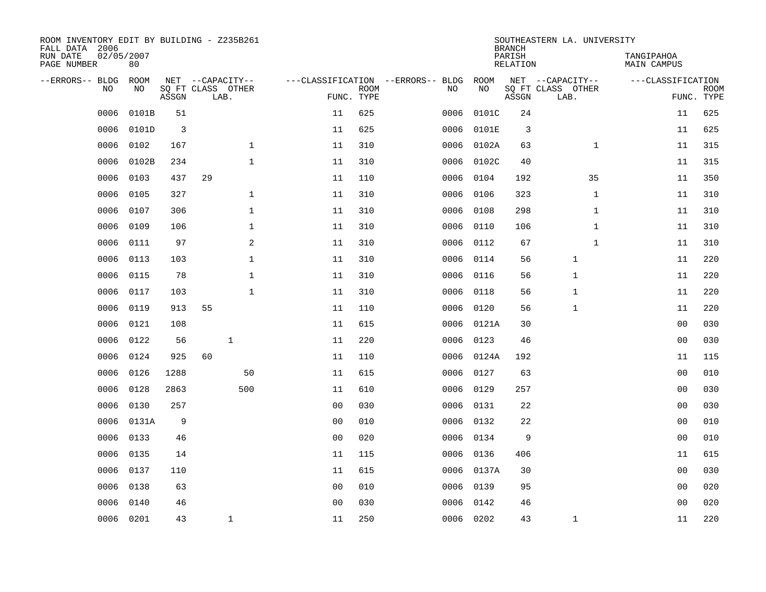ROOM INVENTORY EDIT BY BUILDING - Z235B261
FALL DATA 2006
RUN DATE 02/05/2007
PAGE NUMBER 80

SOUTHEASTERN LA. UNIVERSITY
BRANCH
PARISH TANGIPAHOA
RELATION MAIN CAMPUS

| --ERRORS-- | BLDG NO | ROOM NO | NET SQ FT ASSGN | CAPACITY CLASS | CAPACITY LAB. | CAPACITY OTHER | FUNC. | ROOM TYPE | --ERRORS-- | BLDG NO | ROOM NO | NET SQ FT ASSGN | CAPACITY CLASS | CAPACITY LAB. | CAPACITY OTHER | FUNC. | ROOM TYPE |
|---|---|---|---|---|---|---|---|---|---|---|---|---|---|---|---|---|---|
| | 0006 | 0101B | 51 | | | | 11 | 625 | | 0006 | 0101C | 24 | | | | 11 | 625 |
| | 0006 | 0101D | 3 | | | | 11 | 625 | | 0006 | 0101E | 3 | | | | 11 | 625 |
| | 0006 | 0102 | 167 | | | 1 | 11 | 310 | | 0006 | 0102A | 63 | | | 1 | 11 | 315 |
| | 0006 | 0102B | 234 | | | 1 | 11 | 310 | | 0006 | 0102C | 40 | | | | 11 | 315 |
| | 0006 | 0103 | 437 | 29 | | | 11 | 110 | | 0006 | 0104 | 192 | | | 35 | 11 | 350 |
| | 0006 | 0105 | 327 | | | 1 | 11 | 310 | | 0006 | 0106 | 323 | | | 1 | 11 | 310 |
| | 0006 | 0107 | 306 | | | 1 | 11 | 310 | | 0006 | 0108 | 298 | | | 1 | 11 | 310 |
| | 0006 | 0109 | 106 | | | 1 | 11 | 310 | | 0006 | 0110 | 106 | | | 1 | 11 | 310 |
| | 0006 | 0111 | 97 | | | 2 | 11 | 310 | | 0006 | 0112 | 67 | | | 1 | 11 | 310 |
| | 0006 | 0113 | 103 | | | 1 | 11 | 310 | | 0006 | 0114 | 56 | | 1 | | 11 | 220 |
| | 0006 | 0115 | 78 | | | 1 | 11 | 310 | | 0006 | 0116 | 56 | | 1 | | 11 | 220 |
| | 0006 | 0117 | 103 | | | 1 | 11 | 310 | | 0006 | 0118 | 56 | | 1 | | 11 | 220 |
| | 0006 | 0119 | 913 | 55 | | | 11 | 110 | | 0006 | 0120 | 56 | | 1 | | 11 | 220 |
| | 0006 | 0121 | 108 | | | | 11 | 615 | | 0006 | 0121A | 30 | | | | 00 | 030 |
| | 0006 | 0122 | 56 | | 1 | | 11 | 220 | | 0006 | 0123 | 46 | | | | 00 | 030 |
| | 0006 | 0124 | 925 | 60 | | | 11 | 110 | | 0006 | 0124A | 192 | | | | 11 | 115 |
| | 0006 | 0126 | 1288 | | | 50 | 11 | 615 | | 0006 | 0127 | 63 | | | | 00 | 010 |
| | 0006 | 0128 | 2863 | | | 500 | 11 | 610 | | 0006 | 0129 | 257 | | | | 00 | 030 |
| | 0006 | 0130 | 257 | | | | 00 | 030 | | 0006 | 0131 | 22 | | | | 00 | 030 |
| | 0006 | 0131A | 9 | | | | 00 | 010 | | 0006 | 0132 | 22 | | | | 00 | 010 |
| | 0006 | 0133 | 46 | | | | 00 | 020 | | 0006 | 0134 | 9 | | | | 00 | 010 |
| | 0006 | 0135 | 14 | | | | 11 | 115 | | 0006 | 0136 | 406 | | | | 11 | 615 |
| | 0006 | 0137 | 110 | | | | 11 | 615 | | 0006 | 0137A | 30 | | | | 00 | 030 |
| | 0006 | 0138 | 63 | | | | 00 | 010 | | 0006 | 0139 | 95 | | | | 00 | 020 |
| | 0006 | 0140 | 46 | | | | 00 | 030 | | 0006 | 0142 | 46 | | | | 00 | 020 |
| | 0006 | 0201 | 43 | | 1 | | 11 | 250 | | 0006 | 0202 | 43 | | 1 | | 11 | 220 |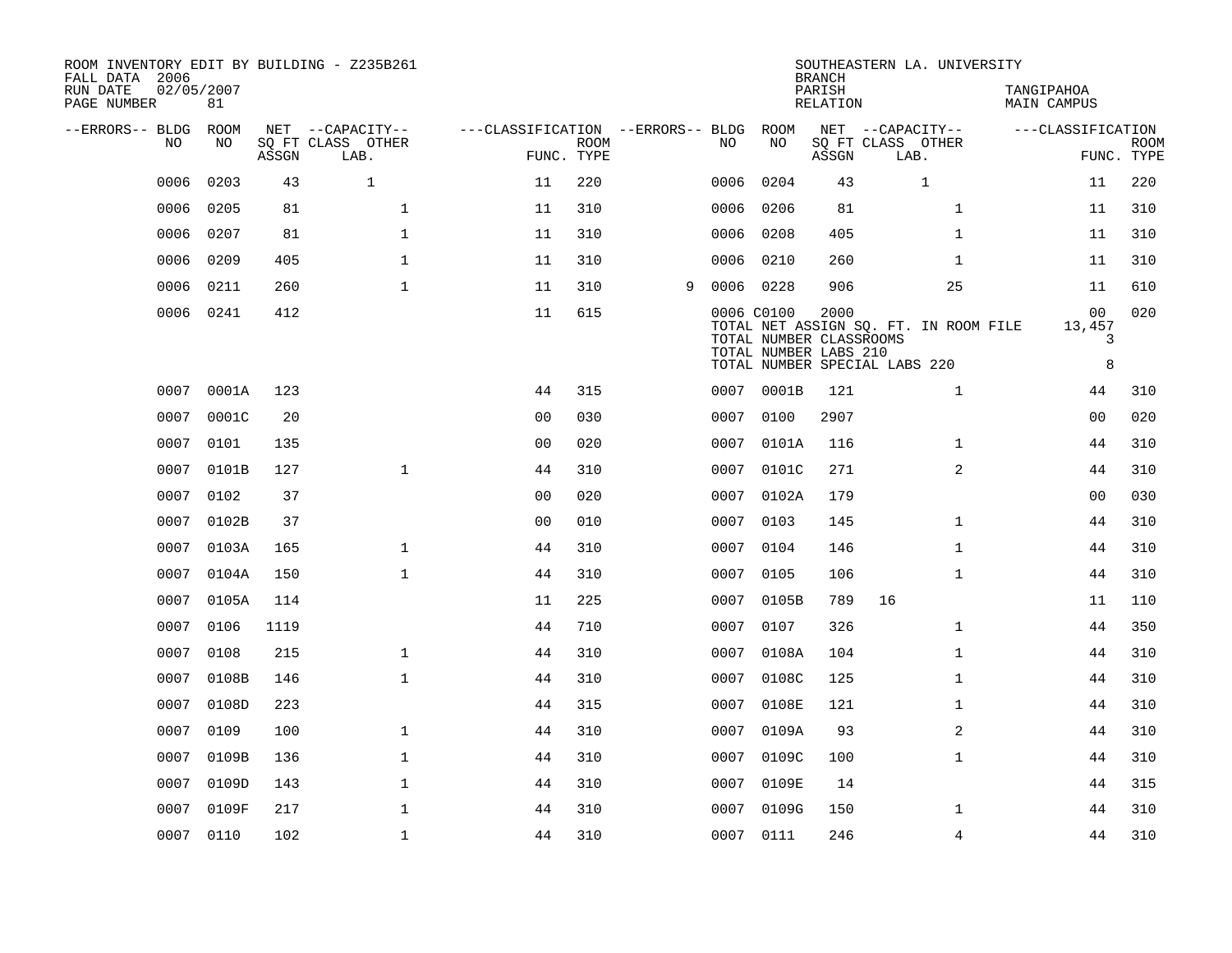ROOM INVENTORY EDIT BY BUILDING - Z235B261
FALL DATA 2006
RUN DATE 02/05/2007
PAGE NUMBER 81

SOUTHEASTERN LA. UNIVERSITY
BRANCH
PARISH TANGIPAHOA
RELATION MAIN CAMPUS

| --ERRORS-- | BLDG NO | ROOM NO | NET SQ FT ASSGN | CAPACITY CLASS LAB. | CAPACITY OTHER | CLASSIFICATION FUNC. | ROOM TYPE | --ERRORS-- | BLDG NO | ROOM NO | NET SQ FT ASSGN | CAPACITY CLASS LAB. | CAPACITY OTHER | CLASSIFICATION FUNC. | ROOM TYPE |
|---|---|---|---|---|---|---|---|---|---|---|---|---|---|---|---|
| | 0006 | 0203 | 43 | 1 | | 11 | 220 | | 0006 | 0204 | 43 | 1 | | 11 | 220 |
| | 0006 | 0205 | 81 | | 1 | 11 | 310 | | 0006 | 0206 | 81 | | 1 | 11 | 310 |
| | 0006 | 0207 | 81 | | 1 | 11 | 310 | | 0006 | 0208 | 405 | | 1 | 11 | 310 |
| | 0006 | 0209 | 405 | | 1 | 11 | 310 | | 0006 | 0210 | 260 | | 1 | 11 | 310 |
| | 0006 | 0211 | 260 | | 1 | 11 | 310 | 9 | 0006 | 0228 | 906 | | 25 | 11 | 610 |
| | 0006 | 0241 | 412 | | | 11 | 615 | | 0006 | C0100 | 2000 | | | 00 | 020 |
| | | | | | | | | | TOTAL NET ASSIGN SQ. FT. IN ROOM FILE | | | | | 13,457 | |
| | | | | | | | | | TOTAL NUMBER CLASSROOMS | | | | | 3 | |
| | | | | | | | | | TOTAL NUMBER LABS 210 | | | | | | |
| | | | | | | | | | TOTAL NUMBER SPECIAL LABS 220 | | | | | 8 | |
| | 0007 | 0001A | 123 | | | 44 | 315 | | 0007 | 0001B | 121 | | 1 | 44 | 310 |
| | 0007 | 0001C | 20 | | | 00 | 030 | | 0007 | 0100 | 2907 | | | 00 | 020 |
| | 0007 | 0101 | 135 | | | 00 | 020 | | 0007 | 0101A | 116 | | 1 | 44 | 310 |
| | 0007 | 0101B | 127 | | 1 | 44 | 310 | | 0007 | 0101C | 271 | | 2 | 44 | 310 |
| | 0007 | 0102 | 37 | | | 00 | 020 | | 0007 | 0102A | 179 | | | 00 | 030 |
| | 0007 | 0102B | 37 | | | 00 | 010 | | 0007 | 0103 | 145 | | 1 | 44 | 310 |
| | 0007 | 0103A | 165 | | 1 | 44 | 310 | | 0007 | 0104 | 146 | | 1 | 44 | 310 |
| | 0007 | 0104A | 150 | | 1 | 44 | 310 | | 0007 | 0105 | 106 | | 1 | 44 | 310 |
| | 0007 | 0105A | 114 | | | 11 | 225 | | 0007 | 0105B | 789 | 16 | | 11 | 110 |
| | 0007 | 0106 | 1119 | | | 44 | 710 | | 0007 | 0107 | 326 | | 1 | 44 | 350 |
| | 0007 | 0108 | 215 | | 1 | 44 | 310 | | 0007 | 0108A | 104 | | 1 | 44 | 310 |
| | 0007 | 0108B | 146 | | 1 | 44 | 310 | | 0007 | 0108C | 125 | | 1 | 44 | 310 |
| | 0007 | 0108D | 223 | | | 44 | 315 | | 0007 | 0108E | 121 | | 1 | 44 | 310 |
| | 0007 | 0109 | 100 | | 1 | 44 | 310 | | 0007 | 0109A | 93 | | 2 | 44 | 310 |
| | 0007 | 0109B | 136 | | 1 | 44 | 310 | | 0007 | 0109C | 100 | | 1 | 44 | 310 |
| | 0007 | 0109D | 143 | | 1 | 44 | 310 | | 0007 | 0109E | 14 | | | 44 | 315 |
| | 0007 | 0109F | 217 | | 1 | 44 | 310 | | 0007 | 0109G | 150 | | 1 | 44 | 310 |
| | 0007 | 0110 | 102 | | 1 | 44 | 310 | | 0007 | 0111 | 246 | | 4 | 44 | 310 |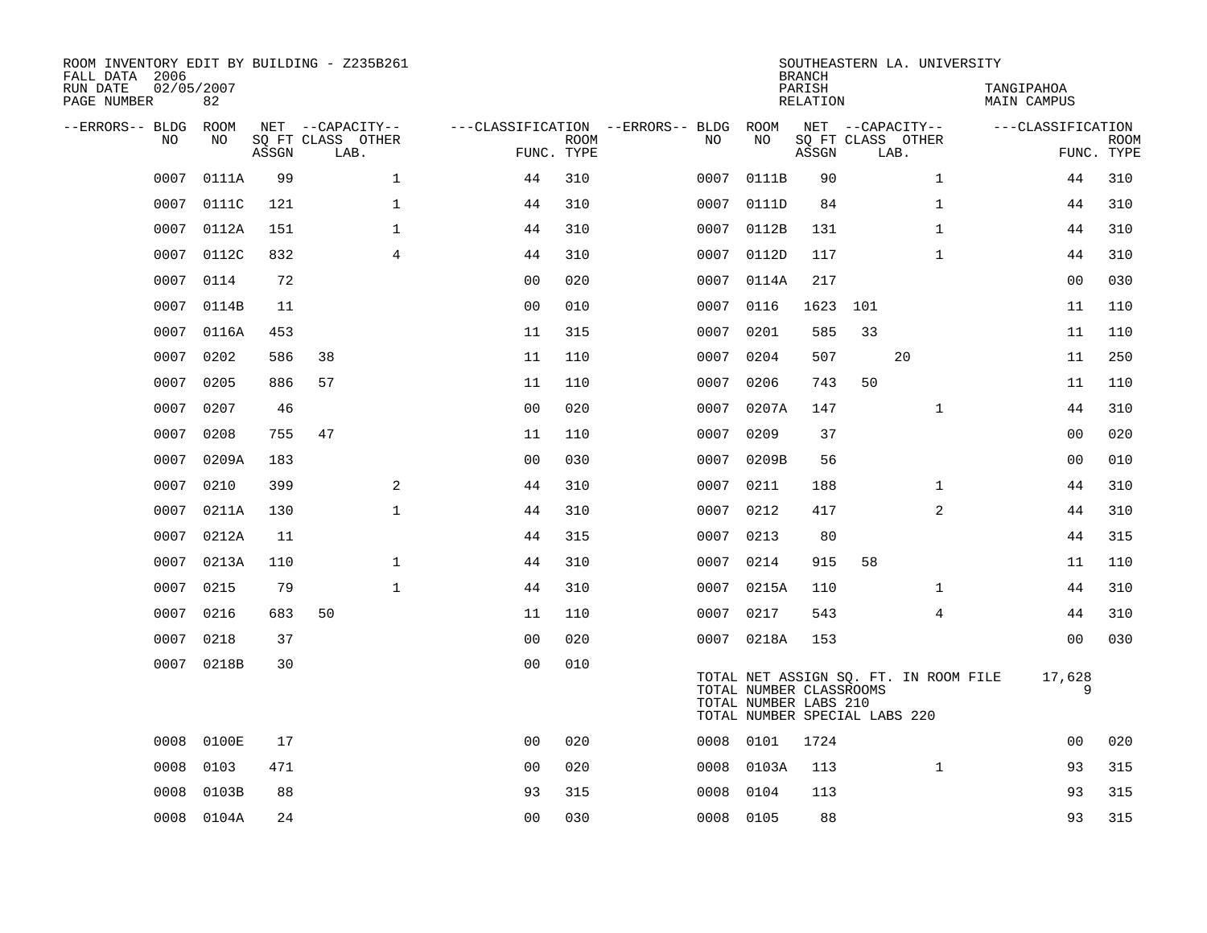ROOM INVENTORY EDIT BY BUILDING - Z235B261
FALL DATA 2006
RUN DATE 02/05/2007
PAGE NUMBER 82

SOUTHEASTERN LA. UNIVERSITY
BRANCH
PARISH TANGIPAHOA
RELATION MAIN CAMPUS

| --ERRORS-- | BLDG NO | ROOM NO | NET SQ FT ASSGN | CAPACITY CLASS | CAPACITY OTHER LAB. | CLASSIFICATION FUNC. | ROOM TYPE | --ERRORS-- | BLDG NO | ROOM NO | NET SQ FT ASSGN | CAPACITY CLASS | CAPACITY OTHER LAB. | CLASSIFICATION FUNC. | ROOM TYPE |
|---|---|---|---|---|---|---|---|---|---|---|---|---|---|---|---|
| | 0007 | 0111A | 99 | | 1 | 44 | 310 | | 0007 | 0111B | 90 | | 1 | 44 | 310 |
| | 0007 | 0111C | 121 | | 1 | 44 | 310 | | 0007 | 0111D | 84 | | 1 | 44 | 310 |
| | 0007 | 0112A | 151 | | 1 | 44 | 310 | | 0007 | 0112B | 131 | | 1 | 44 | 310 |
| | 0007 | 0112C | 832 | | 4 | 44 | 310 | | 0007 | 0112D | 117 | | 1 | 44 | 310 |
| | 0007 | 0114 | 72 | | | 00 | 020 | | 0007 | 0114A | 217 | | | 00 | 030 |
| | 0007 | 0114B | 11 | | | 00 | 010 | | 0007 | 0116 | 1623 | 101 | | 11 | 110 |
| | 0007 | 0116A | 453 | | | 11 | 315 | | 0007 | 0201 | 585 | 33 | | 11 | 110 |
| | 0007 | 0202 | 586 | 38 | | 11 | 110 | | 0007 | 0204 | 507 | | 20 | 11 | 250 |
| | 0007 | 0205 | 886 | 57 | | 11 | 110 | | 0007 | 0206 | 743 | 50 | | 11 | 110 |
| | 0007 | 0207 | 46 | | | 00 | 020 | | 0007 | 0207A | 147 | | 1 | 44 | 310 |
| | 0007 | 0208 | 755 | 47 | | 11 | 110 | | 0007 | 0209 | 37 | | | 00 | 020 |
| | 0007 | 0209A | 183 | | | 00 | 030 | | 0007 | 0209B | 56 | | | 00 | 010 |
| | 0007 | 0210 | 399 | | 2 | 44 | 310 | | 0007 | 0211 | 188 | | 1 | 44 | 310 |
| | 0007 | 0211A | 130 | | 1 | 44 | 310 | | 0007 | 0212 | 417 | | 2 | 44 | 310 |
| | 0007 | 0212A | 11 | | | 44 | 315 | | 0007 | 0213 | 80 | | | 44 | 315 |
| | 0007 | 0213A | 110 | | 1 | 44 | 310 | | 0007 | 0214 | 915 | 58 | | 11 | 110 |
| | 0007 | 0215 | 79 | | 1 | 44 | 310 | | 0007 | 0215A | 110 | | 1 | 44 | 310 |
| | 0007 | 0216 | 683 | 50 | | 11 | 110 | | 0007 | 0217 | 543 | | 4 | 44 | 310 |
| | 0007 | 0218 | 37 | | | 00 | 020 | | 0007 | 0218A | 153 | | | 00 | 030 |
| | 0007 | 0218B | 30 | | | 00 | 010 | | | | | | | | |

TOTAL NET ASSIGN SQ. FT. IN ROOM FILE 17,628
TOTAL NUMBER CLASSROOMS 9
TOTAL NUMBER LABS 210
TOTAL NUMBER SPECIAL LABS 220

| --ERRORS-- | BLDG NO | ROOM NO | NET SQ FT ASSGN | CAPACITY CLASS | CAPACITY OTHER LAB. | CLASSIFICATION FUNC. | ROOM TYPE | --ERRORS-- | BLDG NO | ROOM NO | NET SQ FT ASSGN | CAPACITY CLASS | CAPACITY OTHER LAB. | CLASSIFICATION FUNC. | ROOM TYPE |
|---|---|---|---|---|---|---|---|---|---|---|---|---|---|---|---|
| | 0008 | 0100E | 17 | | | 00 | 020 | | 0008 | 0101 | 1724 | | | 00 | 020 |
| | 0008 | 0103 | 471 | | | 00 | 020 | | 0008 | 0103A | 113 | | 1 | 93 | 315 |
| | 0008 | 0103B | 88 | | | 93 | 315 | | 0008 | 0104 | 113 | | | 93 | 315 |
| | 0008 | 0104A | 24 | | | 00 | 030 | | 0008 | 0105 | 88 | | | 93 | 315 |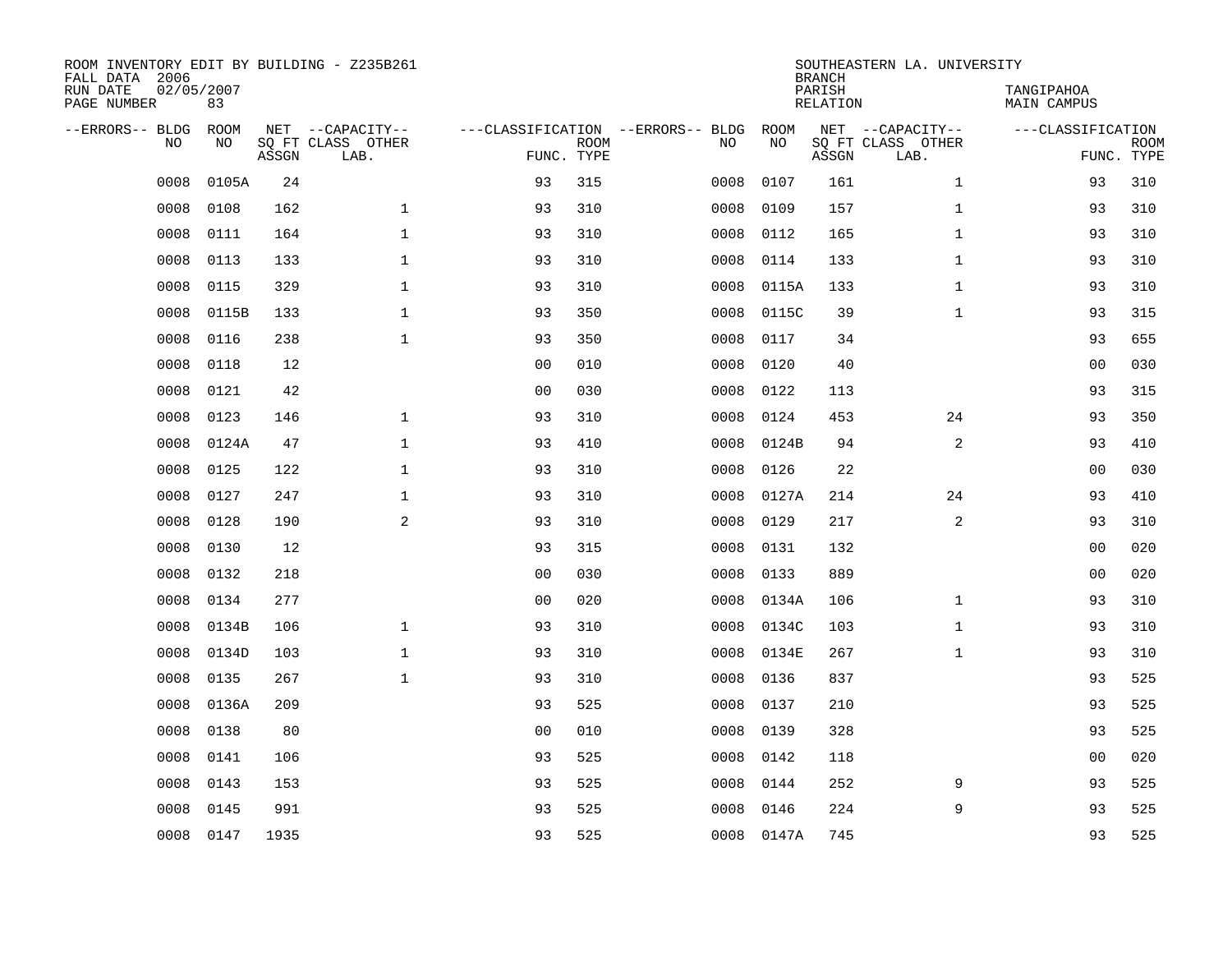ROOM INVENTORY EDIT BY BUILDING - Z235B261
FALL DATA 2006
RUN DATE 02/05/2007
PAGE NUMBER 83

SOUTHEASTERN LA. UNIVERSITY
BRANCH
PARISH TANGIPAHOA
RELATION MAIN CAMPUS

| --ERRORS-- | BLDG NO | ROOM NO | NET SQ FT ASSGN | --CAPACITY-- CLASS LAB. | OTHER | ---CLASSIFICATION FUNC. | ROOM TYPE | --ERRORS-- | BLDG NO | ROOM NO | NET SQ FT ASSGN | --CAPACITY-- CLASS LAB. | OTHER | ---CLASSIFICATION FUNC. | ROOM TYPE |
|---|---|---|---|---|---|---|---|---|---|---|---|---|---|---|---|
| | 0008 | 0105A | 24 | | | 93 | 315 | | 0008 | 0107 | 161 | | 1 | 93 | 310 |
| | 0008 | 0108 | 162 | | 1 | 93 | 310 | | 0008 | 0109 | 157 | | 1 | 93 | 310 |
| | 0008 | 0111 | 164 | | 1 | 93 | 310 | | 0008 | 0112 | 165 | | 1 | 93 | 310 |
| | 0008 | 0113 | 133 | | 1 | 93 | 310 | | 0008 | 0114 | 133 | | 1 | 93 | 310 |
| | 0008 | 0115 | 329 | | 1 | 93 | 310 | | 0008 | 0115A | 133 | | 1 | 93 | 310 |
| | 0008 | 0115B | 133 | | 1 | 93 | 350 | | 0008 | 0115C | 39 | | 1 | 93 | 315 |
| | 0008 | 0116 | 238 | | 1 | 93 | 350 | | 0008 | 0117 | 34 | | | 93 | 655 |
| | 0008 | 0118 | 12 | | | 00 | 010 | | 0008 | 0120 | 40 | | | 00 | 030 |
| | 0008 | 0121 | 42 | | | 00 | 030 | | 0008 | 0122 | 113 | | | 93 | 315 |
| | 0008 | 0123 | 146 | | 1 | 93 | 310 | | 0008 | 0124 | 453 | | 24 | 93 | 350 |
| | 0008 | 0124A | 47 | | 1 | 93 | 410 | | 0008 | 0124B | 94 | | 2 | 93 | 410 |
| | 0008 | 0125 | 122 | | 1 | 93 | 310 | | 0008 | 0126 | 22 | | | 00 | 030 |
| | 0008 | 0127 | 247 | | 1 | 93 | 310 | | 0008 | 0127A | 214 | | 24 | 93 | 410 |
| | 0008 | 0128 | 190 | | 2 | 93 | 310 | | 0008 | 0129 | 217 | | 2 | 93 | 310 |
| | 0008 | 0130 | 12 | | | 93 | 315 | | 0008 | 0131 | 132 | | | 00 | 020 |
| | 0008 | 0132 | 218 | | | 00 | 030 | | 0008 | 0133 | 889 | | | 00 | 020 |
| | 0008 | 0134 | 277 | | | 00 | 020 | | 0008 | 0134A | 106 | | 1 | 93 | 310 |
| | 0008 | 0134B | 106 | | 1 | 93 | 310 | | 0008 | 0134C | 103 | | 1 | 93 | 310 |
| | 0008 | 0134D | 103 | | 1 | 93 | 310 | | 0008 | 0134E | 267 | | 1 | 93 | 310 |
| | 0008 | 0135 | 267 | | 1 | 93 | 310 | | 0008 | 0136 | 837 | | | 93 | 525 |
| | 0008 | 0136A | 209 | | | 93 | 525 | | 0008 | 0137 | 210 | | | 93 | 525 |
| | 0008 | 0138 | 80 | | | 00 | 010 | | 0008 | 0139 | 328 | | | 93 | 525 |
| | 0008 | 0141 | 106 | | | 93 | 525 | | 0008 | 0142 | 118 | | | 00 | 020 |
| | 0008 | 0143 | 153 | | | 93 | 525 | | 0008 | 0144 | 252 | | 9 | 93 | 525 |
| | 0008 | 0145 | 991 | | | 93 | 525 | | 0008 | 0146 | 224 | | 9 | 93 | 525 |
| | 0008 | 0147 | 1935 | | | 93 | 525 | | 0008 | 0147A | 745 | | | 93 | 525 |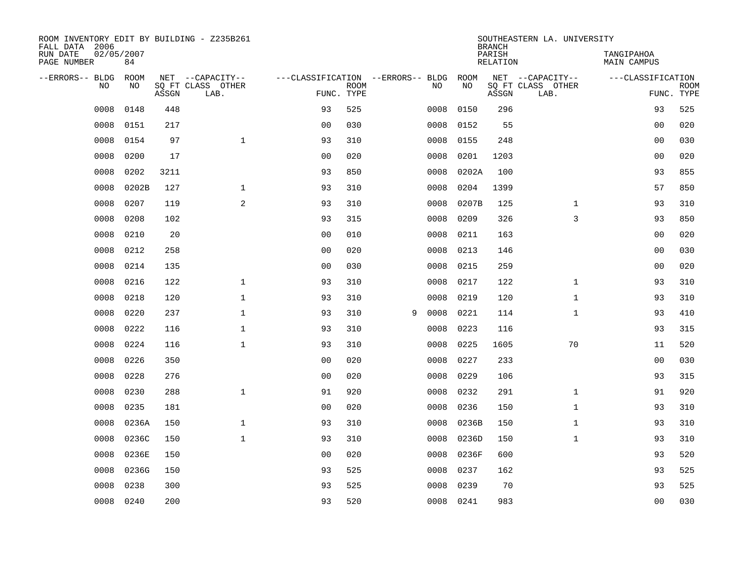ROOM INVENTORY EDIT BY BUILDING - Z235B261
FALL DATA 2006
RUN DATE 02/05/2007
PAGE NUMBER 84

SOUTHEASTERN LA. UNIVERSITY
BRANCH
PARISH TANGIPAHOA
RELATION MAIN CAMPUS

| --ERRORS-- | BLDG NO | ROOM NO | NET SQ FT ASSGN | --CAPACITY-- CLASS LAB. | OTHER | ---CLASSIFICATION FUNC. | ROOM TYPE | --ERRORS-- | BLDG NO | ROOM NO | NET SQ FT ASSGN | --CAPACITY-- CLASS LAB. | OTHER | ---CLASSIFICATION FUNC. | ROOM TYPE |
|---|---|---|---|---|---|---|---|---|---|---|---|---|---|---|---|
| | 0008 | 0148 | 448 | | | 93 | 525 | | 0008 | 0150 | 296 | | | 93 | 525 |
| | 0008 | 0151 | 217 | | | 00 | 030 | | 0008 | 0152 | 55 | | | 00 | 020 |
| | 0008 | 0154 | 97 | | 1 | 93 | 310 | | 0008 | 0155 | 248 | | | 00 | 030 |
| | 0008 | 0200 | 17 | | | 00 | 020 | | 0008 | 0201 | 1203 | | | 00 | 020 |
| | 0008 | 0202 | 3211 | | | 93 | 850 | | 0008 | 0202A | 100 | | | 93 | 855 |
| | 0008 | 0202B | 127 | | 1 | 93 | 310 | | 0008 | 0204 | 1399 | | | 57 | 850 |
| | 0008 | 0207 | 119 | | 2 | 93 | 310 | | 0008 | 0207B | 125 | | 1 | 93 | 310 |
| | 0008 | 0208 | 102 | | | 93 | 315 | | 0008 | 0209 | 326 | | 3 | 93 | 850 |
| | 0008 | 0210 | 20 | | | 00 | 010 | | 0008 | 0211 | 163 | | | 00 | 020 |
| | 0008 | 0212 | 258 | | | 00 | 020 | | 0008 | 0213 | 146 | | | 00 | 030 |
| | 0008 | 0214 | 135 | | | 00 | 030 | | 0008 | 0215 | 259 | | | 00 | 020 |
| | 0008 | 0216 | 122 | | 1 | 93 | 310 | | 0008 | 0217 | 122 | | 1 | 93 | 310 |
| | 0008 | 0218 | 120 | | 1 | 93 | 310 | | 0008 | 0219 | 120 | | 1 | 93 | 310 |
| | 0008 | 0220 | 237 | | 1 | 93 | 310 | 9 | 0008 | 0221 | 114 | | 1 | 93 | 410 |
| | 0008 | 0222 | 116 | | 1 | 93 | 310 | | 0008 | 0223 | 116 | | | 93 | 315 |
| | 0008 | 0224 | 116 | | 1 | 93 | 310 | | 0008 | 0225 | 1605 | | 70 | 11 | 520 |
| | 0008 | 0226 | 350 | | | 00 | 020 | | 0008 | 0227 | 233 | | | 00 | 030 |
| | 0008 | 0228 | 276 | | | 00 | 020 | | 0008 | 0229 | 106 | | | 93 | 315 |
| | 0008 | 0230 | 288 | | 1 | 91 | 920 | | 0008 | 0232 | 291 | | 1 | 91 | 920 |
| | 0008 | 0235 | 181 | | | 00 | 020 | | 0008 | 0236 | 150 | | 1 | 93 | 310 |
| | 0008 | 0236A | 150 | | 1 | 93 | 310 | | 0008 | 0236B | 150 | | 1 | 93 | 310 |
| | 0008 | 0236C | 150 | | 1 | 93 | 310 | | 0008 | 0236D | 150 | | 1 | 93 | 310 |
| | 0008 | 0236E | 150 | | | 00 | 020 | | 0008 | 0236F | 600 | | | 93 | 520 |
| | 0008 | 0236G | 150 | | | 93 | 525 | | 0008 | 0237 | 162 | | | 93 | 525 |
| | 0008 | 0238 | 300 | | | 93 | 525 | | 0008 | 0239 | 70 | | | 93 | 525 |
| | 0008 | 0240 | 200 | | | 93 | 520 | | 0008 | 0241 | 983 | | | 00 | 030 |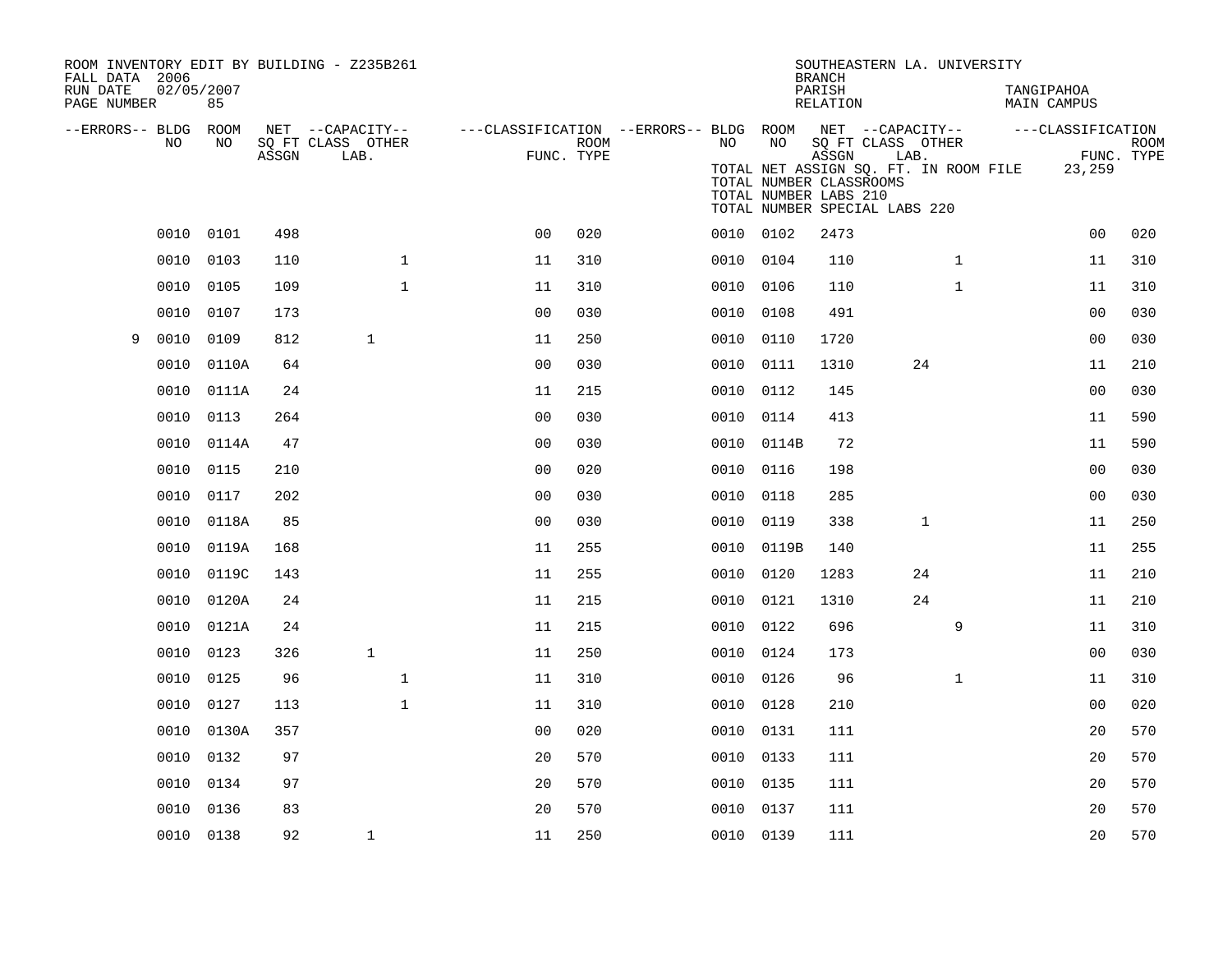ROOM INVENTORY EDIT BY BUILDING - Z235B261
FALL DATA 2006
RUN DATE 02/05/2007
PAGE NUMBER 85

SOUTHEASTERN LA. UNIVERSITY
BRANCH
PARISH TANGIPAHOA
RELATION MAIN CAMPUS

TOTAL NET ASSIGN SQ. FT. IN ROOM FILE 23,259
TOTAL NUMBER CLASSROOMS
TOTAL NUMBER LABS 210
TOTAL NUMBER SPECIAL LABS 220

| --ERRORS-- | BLDG NO | ROOM NO | NET SQ FT ASSGN | CAPACITY CLASS LAB. | CAPACITY OTHER | CLASSIFICATION FUNC. | ROOM TYPE | --ERRORS-- | BLDG NO | ROOM NO | NET SQ FT ASSGN | CAPACITY CLASS LAB. | CAPACITY OTHER | CLASSIFICATION FUNC. | ROOM TYPE |
|---|---|---|---|---|---|---|---|---|---|---|---|---|---|---|---|
| | 0010 | 0101 | 498 | | | 00 | 020 | | 0010 | 0102 | 2473 | | | 00 | 020 |
| | 0010 | 0103 | 110 | | 1 | 11 | 310 | | 0010 | 0104 | 110 | | 1 | 11 | 310 |
| | 0010 | 0105 | 109 | | 1 | 11 | 310 | | 0010 | 0106 | 110 | | 1 | 11 | 310 |
| | 0010 | 0107 | 173 | | | 00 | 030 | | 0010 | 0108 | 491 | | | 00 | 030 |
| 9 | 0010 | 0109 | 812 | 1 | | 11 | 250 | | 0010 | 0110 | 1720 | | | 00 | 030 |
| | 0010 | 0110A | 64 | | | 00 | 030 | | 0010 | 0111 | 1310 | 24 | | 11 | 210 |
| | 0010 | 0111A | 24 | | | 11 | 215 | | 0010 | 0112 | 145 | | | 00 | 030 |
| | 0010 | 0113 | 264 | | | 00 | 030 | | 0010 | 0114 | 413 | | | 11 | 590 |
| | 0010 | 0114A | 47 | | | 00 | 030 | | 0010 | 0114B | 72 | | | 11 | 590 |
| | 0010 | 0115 | 210 | | | 00 | 020 | | 0010 | 0116 | 198 | | | 00 | 030 |
| | 0010 | 0117 | 202 | | | 00 | 030 | | 0010 | 0118 | 285 | | | 00 | 030 |
| | 0010 | 0118A | 85 | | | 00 | 030 | | 0010 | 0119 | 338 | 1 | | 11 | 250 |
| | 0010 | 0119A | 168 | | | 11 | 255 | | 0010 | 0119B | 140 | | | 11 | 255 |
| | 0010 | 0119C | 143 | | | 11 | 255 | | 0010 | 0120 | 1283 | 24 | | 11 | 210 |
| | 0010 | 0120A | 24 | | | 11 | 215 | | 0010 | 0121 | 1310 | 24 | | 11 | 210 |
| | 0010 | 0121A | 24 | | | 11 | 215 | | 0010 | 0122 | 696 | | 9 | 11 | 310 |
| | 0010 | 0123 | 326 | 1 | | 11 | 250 | | 0010 | 0124 | 173 | | | 00 | 030 |
| | 0010 | 0125 | 96 | | 1 | 11 | 310 | | 0010 | 0126 | 96 | | 1 | 11 | 310 |
| | 0010 | 0127 | 113 | | 1 | 11 | 310 | | 0010 | 0128 | 210 | | | 00 | 020 |
| | 0010 | 0130A | 357 | | | 00 | 020 | | 0010 | 0131 | 111 | | | 20 | 570 |
| | 0010 | 0132 | 97 | | | 20 | 570 | | 0010 | 0133 | 111 | | | 20 | 570 |
| | 0010 | 0134 | 97 | | | 20 | 570 | | 0010 | 0135 | 111 | | | 20 | 570 |
| | 0010 | 0136 | 83 | | | 20 | 570 | | 0010 | 0137 | 111 | | | 20 | 570 |
| | 0010 | 0138 | 92 | 1 | | 11 | 250 | | 0010 | 0139 | 111 | | | 20 | 570 |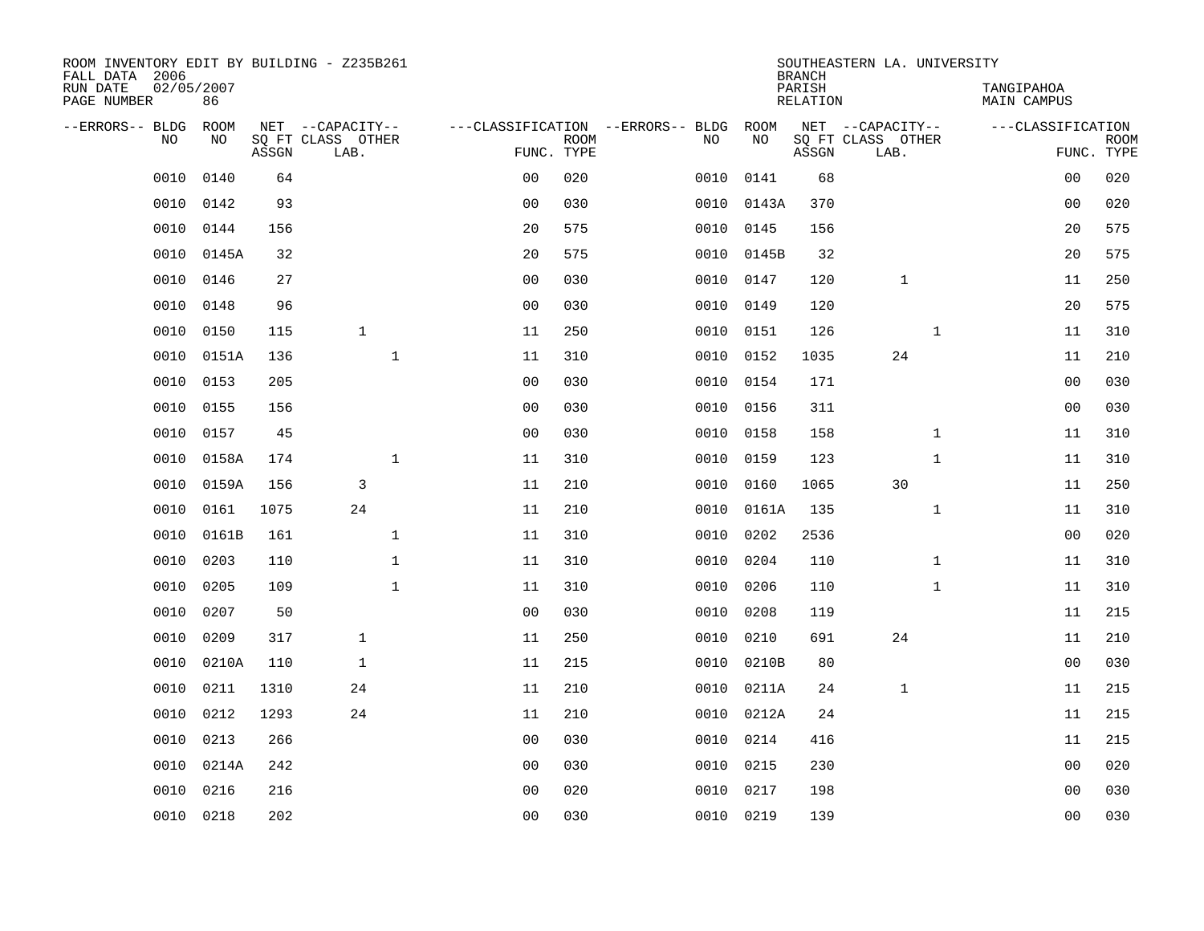ROOM INVENTORY EDIT BY BUILDING - Z235B261
FALL DATA 2006
RUN DATE 02/05/2007
PAGE NUMBER 86

SOUTHEASTERN LA. UNIVERSITY
BRANCH
PARISH TANGIPAHOA
RELATION MAIN CAMPUS

| --ERRORS-- | BLDG NO | ROOM NO | NET SQ FT ASSGN | CAPACITY CLASS LAB. | CAPACITY OTHER | CLASSIFICATION FUNC. | ROOM TYPE | --ERRORS-- | BLDG NO | ROOM NO | NET SQ FT ASSGN | CAPACITY CLASS LAB. | CAPACITY OTHER | CLASSIFICATION FUNC. | ROOM TYPE |
|---|---|---|---|---|---|---|---|---|---|---|---|---|---|---|---|
| | 0010 | 0140 | 64 | | | 00 | 020 | | 0010 | 0141 | 68 | | | 00 | 020 |
| | 0010 | 0142 | 93 | | | 00 | 030 | | 0010 | 0143A | 370 | | | 00 | 020 |
| | 0010 | 0144 | 156 | | | 20 | 575 | | 0010 | 0145 | 156 | | | 20 | 575 |
| | 0010 | 0145A | 32 | | | 20 | 575 | | 0010 | 0145B | 32 | | | 20 | 575 |
| | 0010 | 0146 | 27 | | | 00 | 030 | | 0010 | 0147 | 120 | 1 | | 11 | 250 |
| | 0010 | 0148 | 96 | | | 00 | 030 | | 0010 | 0149 | 120 | | | 20 | 575 |
| | 0010 | 0150 | 115 | 1 | | 11 | 250 | | 0010 | 0151 | 126 | | 1 | 11 | 310 |
| | 0010 | 0151A | 136 | | 1 | 11 | 310 | | 0010 | 0152 | 1035 | 24 | | 11 | 210 |
| | 0010 | 0153 | 205 | | | 00 | 030 | | 0010 | 0154 | 171 | | | 00 | 030 |
| | 0010 | 0155 | 156 | | | 00 | 030 | | 0010 | 0156 | 311 | | | 00 | 030 |
| | 0010 | 0157 | 45 | | | 00 | 030 | | 0010 | 0158 | 158 | | 1 | 11 | 310 |
| | 0010 | 0158A | 174 | | 1 | 11 | 310 | | 0010 | 0159 | 123 | | 1 | 11 | 310 |
| | 0010 | 0159A | 156 | 3 | | 11 | 210 | | 0010 | 0160 | 1065 | 30 | | 11 | 250 |
| | 0010 | 0161 | 1075 | 24 | | 11 | 210 | | 0010 | 0161A | 135 | | 1 | 11 | 310 |
| | 0010 | 0161B | 161 | | 1 | 11 | 310 | | 0010 | 0202 | 2536 | | | 00 | 020 |
| | 0010 | 0203 | 110 | | 1 | 11 | 310 | | 0010 | 0204 | 110 | | 1 | 11 | 310 |
| | 0010 | 0205 | 109 | | 1 | 11 | 310 | | 0010 | 0206 | 110 | | 1 | 11 | 310 |
| | 0010 | 0207 | 50 | | | 00 | 030 | | 0010 | 0208 | 119 | | | 11 | 215 |
| | 0010 | 0209 | 317 | 1 | | 11 | 250 | | 0010 | 0210 | 691 | 24 | | 11 | 210 |
| | 0010 | 0210A | 110 | 1 | | 11 | 215 | | 0010 | 0210B | 80 | | | 00 | 030 |
| | 0010 | 0211 | 1310 | 24 | | 11 | 210 | | 0010 | 0211A | 24 | 1 | | 11 | 215 |
| | 0010 | 0212 | 1293 | 24 | | 11 | 210 | | 0010 | 0212A | 24 | | | 11 | 215 |
| | 0010 | 0213 | 266 | | | 00 | 030 | | 0010 | 0214 | 416 | | | 11 | 215 |
| | 0010 | 0214A | 242 | | | 00 | 030 | | 0010 | 0215 | 230 | | | 00 | 020 |
| | 0010 | 0216 | 216 | | | 00 | 020 | | 0010 | 0217 | 198 | | | 00 | 030 |
| | 0010 | 0218 | 202 | | | 00 | 030 | | 0010 | 0219 | 139 | | | 00 | 030 |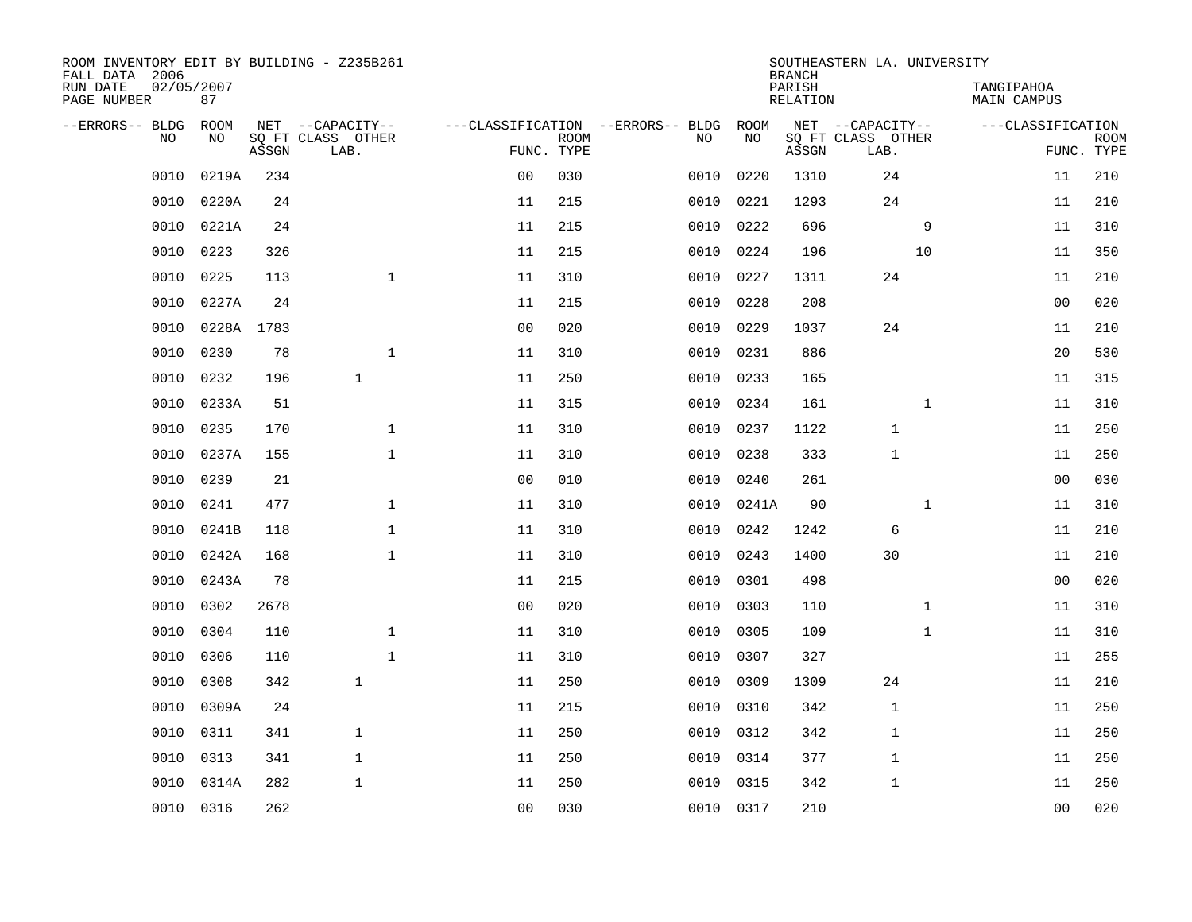ROOM INVENTORY EDIT BY BUILDING - Z235B261
FALL DATA 2006
RUN DATE 02/05/2007
PAGE NUMBER 87

SOUTHEASTERN LA. UNIVERSITY
BRANCH
PARISH TANGIPAHOA
RELATION MAIN CAMPUS

| --ERRORS-- | BLDG NO | ROOM NO | NET SQ FT ASSGN | CAPACITY CLASS LAB. | CAPACITY OTHER | CLASSIFICATION FUNC. | ROOM TYPE | --ERRORS-- | BLDG NO | ROOM NO | NET SQ FT ASSGN | CAPACITY CLASS LAB. | CAPACITY OTHER | CLASSIFICATION FUNC. | ROOM TYPE |
|---|---|---|---|---|---|---|---|---|---|---|---|---|---|---|---|
| | 0010 | 0219A | 234 | | | 00 | 030 | | 0010 | 0220 | 1310 | 24 | | 11 | 210 |
| | 0010 | 0220A | 24 | | | 11 | 215 | | 0010 | 0221 | 1293 | 24 | | 11 | 210 |
| | 0010 | 0221A | 24 | | | 11 | 215 | | 0010 | 0222 | 696 | | 9 | 11 | 310 |
| | 0010 | 0223 | 326 | | | 11 | 215 | | 0010 | 0224 | 196 | | 10 | 11 | 350 |
| | 0010 | 0225 | 113 | | 1 | 11 | 310 | | 0010 | 0227 | 1311 | 24 | | 11 | 210 |
| | 0010 | 0227A | 24 | | | 11 | 215 | | 0010 | 0228 | 208 | | | 00 | 020 |
| | 0010 | 0228A | 1783 | | | 00 | 020 | | 0010 | 0229 | 1037 | 24 | | 11 | 210 |
| | 0010 | 0230 | 78 | | 1 | 11 | 310 | | 0010 | 0231 | 886 | | | 20 | 530 |
| | 0010 | 0232 | 196 | 1 | | 11 | 250 | | 0010 | 0233 | 165 | | | 11 | 315 |
| | 0010 | 0233A | 51 | | | 11 | 315 | | 0010 | 0234 | 161 | | 1 | 11 | 310 |
| | 0010 | 0235 | 170 | | 1 | 11 | 310 | | 0010 | 0237 | 1122 | 1 | | 11 | 250 |
| | 0010 | 0237A | 155 | | 1 | 11 | 310 | | 0010 | 0238 | 333 | 1 | | 11 | 250 |
| | 0010 | 0239 | 21 | | | 00 | 010 | | 0010 | 0240 | 261 | | | 00 | 030 |
| | 0010 | 0241 | 477 | | 1 | 11 | 310 | | 0010 | 0241A | 90 | | 1 | 11 | 310 |
| | 0010 | 0241B | 118 | | 1 | 11 | 310 | | 0010 | 0242 | 1242 | 6 | | 11 | 210 |
| | 0010 | 0242A | 168 | | 1 | 11 | 310 | | 0010 | 0243 | 1400 | 30 | | 11 | 210 |
| | 0010 | 0243A | 78 | | | 11 | 215 | | 0010 | 0301 | 498 | | | 00 | 020 |
| | 0010 | 0302 | 2678 | | | 00 | 020 | | 0010 | 0303 | 110 | | 1 | 11 | 310 |
| | 0010 | 0304 | 110 | | 1 | 11 | 310 | | 0010 | 0305 | 109 | | 1 | 11 | 310 |
| | 0010 | 0306 | 110 | | 1 | 11 | 310 | | 0010 | 0307 | 327 | | | 11 | 255 |
| | 0010 | 0308 | 342 | 1 | | 11 | 250 | | 0010 | 0309 | 1309 | 24 | | 11 | 210 |
| | 0010 | 0309A | 24 | | | 11 | 215 | | 0010 | 0310 | 342 | 1 | | 11 | 250 |
| | 0010 | 0311 | 341 | 1 | | 11 | 250 | | 0010 | 0312 | 342 | 1 | | 11 | 250 |
| | 0010 | 0313 | 341 | 1 | | 11 | 250 | | 0010 | 0314 | 377 | 1 | | 11 | 250 |
| | 0010 | 0314A | 282 | 1 | | 11 | 250 | | 0010 | 0315 | 342 | 1 | | 11 | 250 |
| | 0010 | 0316 | 262 | | | 00 | 030 | | 0010 | 0317 | 210 | | | 00 | 020 |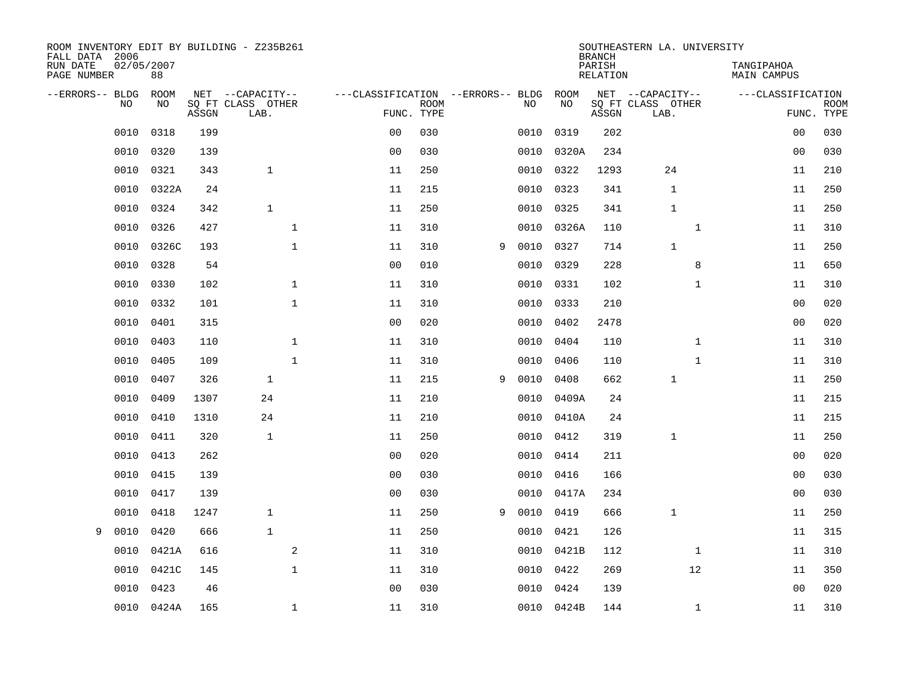ROOM INVENTORY EDIT BY BUILDING - Z235B261
FALL DATA 2006
RUN DATE 02/05/2007
PAGE NUMBER 88

SOUTHEASTERN LA. UNIVERSITY
BRANCH
PARISH TANGIPAHOA
RELATION MAIN CAMPUS

| --ERRORS-- | BLDG NO | ROOM NO | NET SQ FT ASSGN | --CAPACITY-- CLASS LAB. | OTHER | ---CLASSIFICATION FUNC. | ROOM TYPE | --ERRORS-- | BLDG NO | ROOM NO | NET SQ FT ASSGN | --CAPACITY-- CLASS LAB. | OTHER | ---CLASSIFICATION FUNC. | ROOM TYPE |
|---|---|---|---|---|---|---|---|---|---|---|---|---|---|---|---|
| | 0010 | 0318 | 199 | | | 00 | 030 | | 0010 | 0319 | 202 | | | 00 | 030 |
| | 0010 | 0320 | 139 | | | 00 | 030 | | 0010 | 0320A | 234 | | | 00 | 030 |
| | 0010 | 0321 | 343 | 1 | | 11 | 250 | | 0010 | 0322 | 1293 | 24 | | 11 | 210 |
| | 0010 | 0322A | 24 | | | 11 | 215 | | 0010 | 0323 | 341 | 1 | | 11 | 250 |
| | 0010 | 0324 | 342 | 1 | | 11 | 250 | | 0010 | 0325 | 341 | 1 | | 11 | 250 |
| | 0010 | 0326 | 427 | | 1 | 11 | 310 | | 0010 | 0326A | 110 | | 1 | 11 | 310 |
| | 0010 | 0326C | 193 | | 1 | 11 | 310 | 9 | 0010 | 0327 | 714 | 1 | | 11 | 250 |
| | 0010 | 0328 | 54 | | | 00 | 010 | | 0010 | 0329 | 228 | | 8 | 11 | 650 |
| | 0010 | 0330 | 102 | | 1 | 11 | 310 | | 0010 | 0331 | 102 | | 1 | 11 | 310 |
| | 0010 | 0332 | 101 | | 1 | 11 | 310 | | 0010 | 0333 | 210 | | | 00 | 020 |
| | 0010 | 0401 | 315 | | | 00 | 020 | | 0010 | 0402 | 2478 | | | 00 | 020 |
| | 0010 | 0403 | 110 | | 1 | 11 | 310 | | 0010 | 0404 | 110 | | 1 | 11 | 310 |
| | 0010 | 0405 | 109 | | 1 | 11 | 310 | | 0010 | 0406 | 110 | | 1 | 11 | 310 |
| | 0010 | 0407 | 326 | 1 | | 11 | 215 | 9 | 0010 | 0408 | 662 | 1 | | 11 | 250 |
| | 0010 | 0409 | 1307 | 24 | | 11 | 210 | | 0010 | 0409A | 24 | | | 11 | 215 |
| | 0010 | 0410 | 1310 | 24 | | 11 | 210 | | 0010 | 0410A | 24 | | | 11 | 215 |
| | 0010 | 0411 | 320 | 1 | | 11 | 250 | | 0010 | 0412 | 319 | 1 | | 11 | 250 |
| | 0010 | 0413 | 262 | | | 00 | 020 | | 0010 | 0414 | 211 | | | 00 | 020 |
| | 0010 | 0415 | 139 | | | 00 | 030 | | 0010 | 0416 | 166 | | | 00 | 030 |
| | 0010 | 0417 | 139 | | | 00 | 030 | | 0010 | 0417A | 234 | | | 00 | 030 |
| | 0010 | 0418 | 1247 | 1 | | 11 | 250 | 9 | 0010 | 0419 | 666 | 1 | | 11 | 250 |
| 9 | 0010 | 0420 | 666 | 1 | | 11 | 250 | | 0010 | 0421 | 126 | | | 11 | 315 |
| | 0010 | 0421A | 616 | | 2 | 11 | 310 | | 0010 | 0421B | 112 | | 1 | 11 | 310 |
| | 0010 | 0421C | 145 | | 1 | 11 | 310 | | 0010 | 0422 | 269 | | 12 | 11 | 350 |
| | 0010 | 0423 | 46 | | | 00 | 030 | | 0010 | 0424 | 139 | | | 00 | 020 |
| | 0010 | 0424A | 165 | | 1 | 11 | 310 | | 0010 | 0424B | 144 | | 1 | 11 | 310 |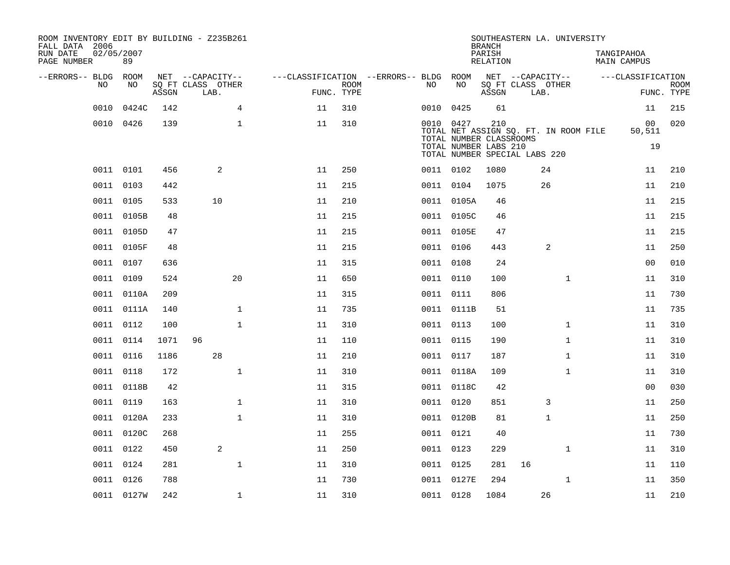ROOM INVENTORY EDIT BY BUILDING - Z235B261
FALL DATA 2006
RUN DATE 02/05/2007
PAGE NUMBER 89

SOUTHEASTERN LA. UNIVERSITY
BRANCH
PARISH TANGIPAHOA
RELATION MAIN CAMPUS

| --ERRORS-- | BLDG NO | ROOM NO | NET SQ FT ASSGN | CAPACITY CLASS | CAPACITY LAB. | CAPACITY OTHER | CLASSIFICATION FUNC. | ROOM TYPE | --ERRORS-- | BLDG NO | ROOM NO | NET SQ FT ASSGN | CAPACITY CLASS | CAPACITY LAB. | CAPACITY OTHER | CLASSIFICATION FUNC. | ROOM TYPE |
|---|---|---|---|---|---|---|---|---|---|---|---|---|---|---|---|---|---|
| | 0010 | 0424C | 142 | | | 4 | 11 | 310 | | 0010 | 0425 | 61 | | | | 11 | 215 |
| | 0010 | 0426 | 139 | | | 1 | 11 | 310 | | 0010 | 0427 | 210 | | | | 00 | 020 |
| | | | | | | | | | | TOTAL NET ASSIGN SQ. FT. IN ROOM FILE | | | | | | 50,511 | |
| | | | | | | | | | | TOTAL NUMBER CLASSROOMS | | | | | | | |
| | | | | | | | | | | TOTAL NUMBER LABS 210 | | | | | | 19 | |
| | | | | | | | | | | TOTAL NUMBER SPECIAL LABS 220 | | | | | | | |
| | 0011 | 0101 | 456 | | 2 | | 11 | 250 | | 0011 | 0102 | 1080 | | 24 | | 11 | 210 |
| | 0011 | 0103 | 442 | | | | 11 | 215 | | 0011 | 0104 | 1075 | | 26 | | 11 | 210 |
| | 0011 | 0105 | 533 | | 10 | | 11 | 210 | | 0011 | 0105A | 46 | | | | 11 | 215 |
| | 0011 | 0105B | 48 | | | | 11 | 215 | | 0011 | 0105C | 46 | | | | 11 | 215 |
| | 0011 | 0105D | 47 | | | | 11 | 215 | | 0011 | 0105E | 47 | | | | 11 | 215 |
| | 0011 | 0105F | 48 | | | | 11 | 215 | | 0011 | 0106 | 443 | | 2 | | 11 | 250 |
| | 0011 | 0107 | 636 | | | | 11 | 315 | | 0011 | 0108 | 24 | | | | 00 | 010 |
| | 0011 | 0109 | 524 | | | 20 | 11 | 650 | | 0011 | 0110 | 100 | | | 1 | 11 | 310 |
| | 0011 | 0110A | 209 | | | | 11 | 315 | | 0011 | 0111 | 806 | | | | 11 | 730 |
| | 0011 | 0111A | 140 | | | 1 | 11 | 735 | | 0011 | 0111B | 51 | | | | 11 | 735 |
| | 0011 | 0112 | 100 | | | 1 | 11 | 310 | | 0011 | 0113 | 100 | | | 1 | 11 | 310 |
| | 0011 | 0114 | 1071 | 96 | | | 11 | 110 | | 0011 | 0115 | 190 | | | 1 | 11 | 310 |
| | 0011 | 0116 | 1186 | | 28 | | 11 | 210 | | 0011 | 0117 | 187 | | | 1 | 11 | 310 |
| | 0011 | 0118 | 172 | | | 1 | 11 | 310 | | 0011 | 0118A | 109 | | | 1 | 11 | 310 |
| | 0011 | 0118B | 42 | | | | 11 | 315 | | 0011 | 0118C | 42 | | | | 00 | 030 |
| | 0011 | 0119 | 163 | | | 1 | 11 | 310 | | 0011 | 0120 | 851 | | 3 | | 11 | 250 |
| | 0011 | 0120A | 233 | | | 1 | 11 | 310 | | 0011 | 0120B | 81 | | 1 | | 11 | 250 |
| | 0011 | 0120C | 268 | | | | 11 | 255 | | 0011 | 0121 | 40 | | | | 11 | 730 |
| | 0011 | 0122 | 450 | | 2 | | 11 | 250 | | 0011 | 0123 | 229 | | | 1 | 11 | 310 |
| | 0011 | 0124 | 281 | | | 1 | 11 | 310 | | 0011 | 0125 | 281 | 16 | | | 11 | 110 |
| | 0011 | 0126 | 788 | | | | 11 | 730 | | 0011 | 0127E | 294 | | | 1 | 11 | 350 |
| | 0011 | 0127W | 242 | | | 1 | 11 | 310 | | 0011 | 0128 | 1084 | | 26 | | 11 | 210 |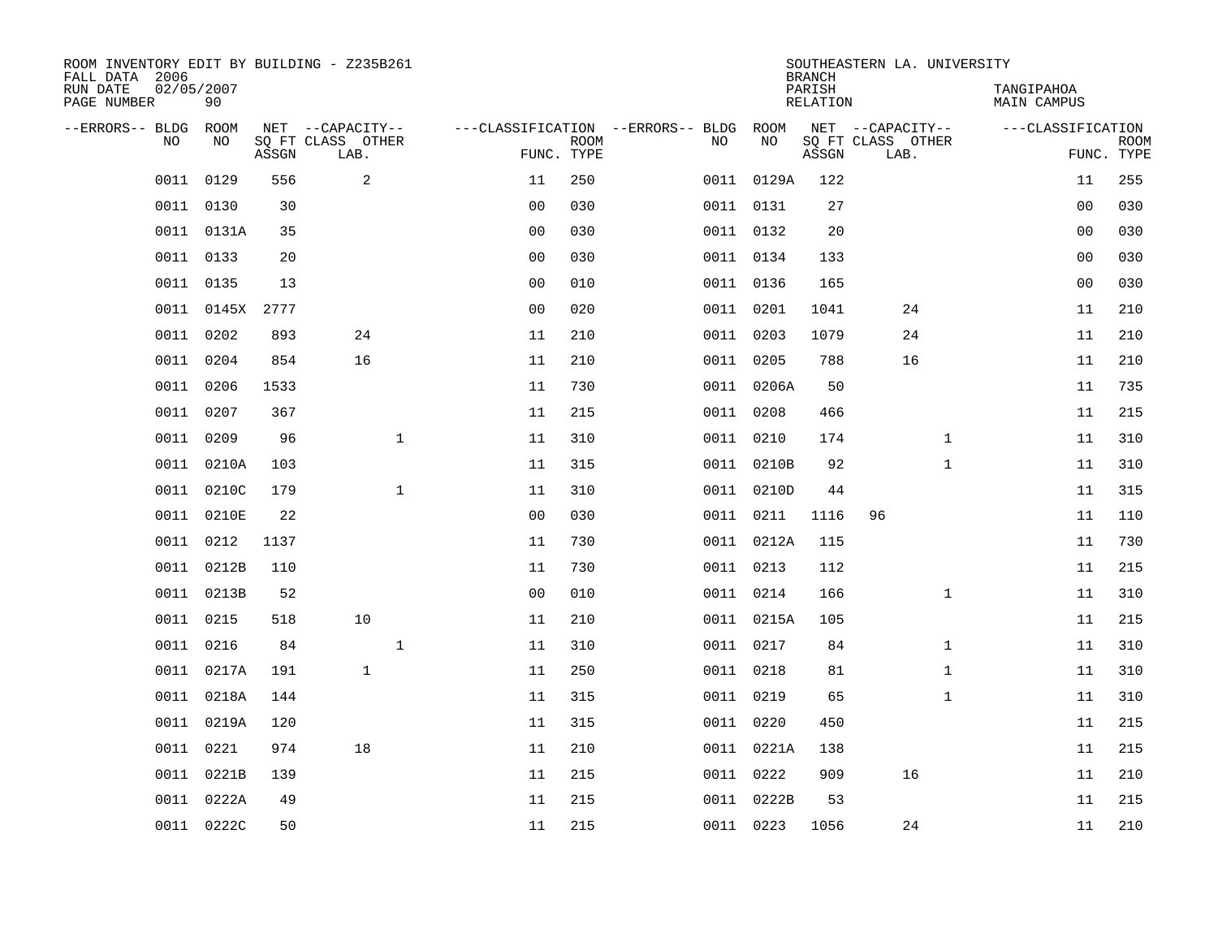ROOM INVENTORY EDIT BY BUILDING - Z235B261
FALL DATA 2006
RUN DATE 02/05/2007
PAGE NUMBER 90

SOUTHEASTERN LA. UNIVERSITY
BRANCH
PARISH TANGIPAHOA
RELATION MAIN CAMPUS

| --ERRORS-- | BLDG NO | ROOM NO | NET SQ FT ASSGN | CAPACITY CLASS LAB. | CAPACITY OTHER | CLASSIFICATION FUNC. | ROOM TYPE | --ERRORS-- | BLDG NO | ROOM NO | NET SQ FT ASSGN | CAPACITY CLASS LAB. | CAPACITY OTHER | CLASSIFICATION FUNC. | ROOM TYPE |
|---|---|---|---|---|---|---|---|---|---|---|---|---|---|---|---|
| | 0011 | 0129 | 556 | 2 | | 11 | 250 | | 0011 | 0129A | 122 | | | 11 | 255 |
| | 0011 | 0130 | 30 | | | 00 | 030 | | 0011 | 0131 | 27 | | | 00 | 030 |
| | 0011 | 0131A | 35 | | | 00 | 030 | | 0011 | 0132 | 20 | | | 00 | 030 |
| | 0011 | 0133 | 20 | | | 00 | 030 | | 0011 | 0134 | 133 | | | 00 | 030 |
| | 0011 | 0135 | 13 | | | 00 | 010 | | 0011 | 0136 | 165 | | | 00 | 030 |
| | 0011 | 0145X | 2777 | | | 00 | 020 | | 0011 | 0201 | 1041 | 24 | | 11 | 210 |
| | 0011 | 0202 | 893 | 24 | | 11 | 210 | | 0011 | 0203 | 1079 | 24 | | 11 | 210 |
| | 0011 | 0204 | 854 | 16 | | 11 | 210 | | 0011 | 0205 | 788 | 16 | | 11 | 210 |
| | 0011 | 0206 | 1533 | | | 11 | 730 | | 0011 | 0206A | 50 | | | 11 | 735 |
| | 0011 | 0207 | 367 | | | 11 | 215 | | 0011 | 0208 | 466 | | | 11 | 215 |
| | 0011 | 0209 | 96 | | 1 | 11 | 310 | | 0011 | 0210 | 174 | | 1 | 11 | 310 |
| | 0011 | 0210A | 103 | | | 11 | 315 | | 0011 | 0210B | 92 | | 1 | 11 | 310 |
| | 0011 | 0210C | 179 | | 1 | 11 | 310 | | 0011 | 0210D | 44 | | | 11 | 315 |
| | 0011 | 0210E | 22 | | | 00 | 030 | | 0011 | 0211 | 1116 | 96 | | 11 | 110 |
| | 0011 | 0212 | 1137 | | | 11 | 730 | | 0011 | 0212A | 115 | | | 11 | 730 |
| | 0011 | 0212B | 110 | | | 11 | 730 | | 0011 | 0213 | 112 | | | 11 | 215 |
| | 0011 | 0213B | 52 | | | 00 | 010 | | 0011 | 0214 | 166 | | 1 | 11 | 310 |
| | 0011 | 0215 | 518 | 10 | | 11 | 210 | | 0011 | 0215A | 105 | | | 11 | 215 |
| | 0011 | 0216 | 84 | | 1 | 11 | 310 | | 0011 | 0217 | 84 | | 1 | 11 | 310 |
| | 0011 | 0217A | 191 | 1 | | 11 | 250 | | 0011 | 0218 | 81 | | 1 | 11 | 310 |
| | 0011 | 0218A | 144 | | | 11 | 315 | | 0011 | 0219 | 65 | | 1 | 11 | 310 |
| | 0011 | 0219A | 120 | | | 11 | 315 | | 0011 | 0220 | 450 | | | 11 | 215 |
| | 0011 | 0221 | 974 | 18 | | 11 | 210 | | 0011 | 0221A | 138 | | | 11 | 215 |
| | 0011 | 0221B | 139 | | | 11 | 215 | | 0011 | 0222 | 909 | 16 | | 11 | 210 |
| | 0011 | 0222A | 49 | | | 11 | 215 | | 0011 | 0222B | 53 | | | 11 | 215 |
| | 0011 | 0222C | 50 | | | 11 | 215 | | 0011 | 0223 | 1056 | 24 | | 11 | 210 |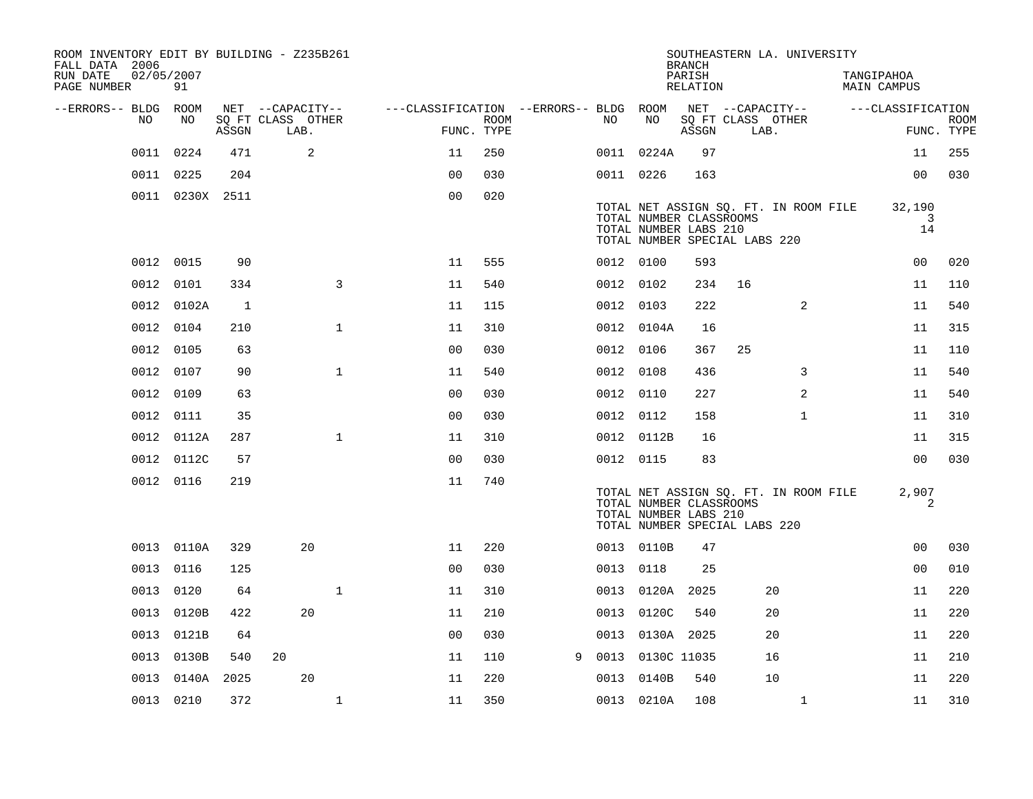ROOM INVENTORY EDIT BY BUILDING - Z235B261
FALL DATA 2006
RUN DATE 02/05/2007

SOUTHEASTERN LA. UNIVERSITY
BRANCH
PARISH TANGIPAHOA
RELATION MAIN CAMPUS

| --ERRORS-- | BLDG NO | ROOM NO | NET SQ FT ASSGN | CAPACITY CLASS | CAPACITY LAB. | CAPACITY OTHER | CLASSIFICATION FUNC. | ROOM TYPE | --ERRORS-- | BLDG NO | ROOM NO | NET SQ FT ASSGN | CAPACITY CLASS | CAPACITY LAB. | CAPACITY OTHER | CLASSIFICATION FUNC. | ROOM TYPE |
|---|---|---|---|---|---|---|---|---|---|---|---|---|---|---|---|---|---|
| | 0011 | 0224 | 471 | | 2 | | 11 | 250 | | 0011 | 0224A | 97 | | | | 11 | 255 |
| | 0011 | 0225 | 204 | | | | 00 | 030 | | 0011 | 0226 | 163 | | | | 00 | 030 |
| | 0011 | 0230X | 2511 | | | | 00 | 020 | | | | | | | | | |

TOTAL NET ASSIGN SQ. FT. IN ROOM FILE 32,190
TOTAL NUMBER CLASSROOMS 3
TOTAL NUMBER LABS 210 14
TOTAL NUMBER SPECIAL LABS 220

| --ERRORS-- | BLDG NO | ROOM NO | NET SQ FT ASSGN | CAPACITY CLASS | CAPACITY LAB. | CAPACITY OTHER | CLASSIFICATION FUNC. | ROOM TYPE | --ERRORS-- | BLDG NO | ROOM NO | NET SQ FT ASSGN | CAPACITY CLASS | CAPACITY LAB. | CAPACITY OTHER | CLASSIFICATION FUNC. | ROOM TYPE |
|---|---|---|---|---|---|---|---|---|---|---|---|---|---|---|---|---|---|
| | 0012 | 0015 | 90 | | | | 11 | 555 | | 0012 | 0100 | 593 | | | | 00 | 020 |
| | 0012 | 0101 | 334 | | | 3 | 11 | 540 | | 0012 | 0102 | 234 | 16 | | | 11 | 110 |
| | 0012 | 0102A | 1 | | | | 11 | 115 | | 0012 | 0103 | 222 | | | 2 | 11 | 540 |
| | 0012 | 0104 | 210 | | | 1 | 11 | 310 | | 0012 | 0104A | 16 | | | | 11 | 315 |
| | 0012 | 0105 | 63 | | | | 00 | 030 | | 0012 | 0106 | 367 | 25 | | | 11 | 110 |
| | 0012 | 0107 | 90 | | | 1 | 11 | 540 | | 0012 | 0108 | 436 | | | 3 | 11 | 540 |
| | 0012 | 0109 | 63 | | | | 00 | 030 | | 0012 | 0110 | 227 | | | 2 | 11 | 540 |
| | 0012 | 0111 | 35 | | | | 00 | 030 | | 0012 | 0112 | 158 | | | 1 | 11 | 310 |
| | 0012 | 0112A | 287 | | | 1 | 11 | 310 | | 0012 | 0112B | 16 | | | | 11 | 315 |
| | 0012 | 0112C | 57 | | | | 00 | 030 | | 0012 | 0115 | 83 | | | | 00 | 030 |
| | 0012 | 0116 | 219 | | | | 11 | 740 | | | | | | | | | |

TOTAL NET ASSIGN SQ. FT. IN ROOM FILE 2,907
TOTAL NUMBER CLASSROOMS 2
TOTAL NUMBER LABS 210
TOTAL NUMBER SPECIAL LABS 220

| --ERRORS-- | BLDG NO | ROOM NO | NET SQ FT ASSGN | CAPACITY CLASS | CAPACITY LAB. | CAPACITY OTHER | CLASSIFICATION FUNC. | ROOM TYPE | --ERRORS-- | BLDG NO | ROOM NO | NET SQ FT ASSGN | CAPACITY CLASS | CAPACITY LAB. | CAPACITY OTHER | CLASSIFICATION FUNC. | ROOM TYPE |
|---|---|---|---|---|---|---|---|---|---|---|---|---|---|---|---|---|---|
| | 0013 | 0110A | 329 | | 20 | | 11 | 220 | | 0013 | 0110B | 47 | | | | 00 | 030 |
| | 0013 | 0116 | 125 | | | | 00 | 030 | | 0013 | 0118 | 25 | | | | 00 | 010 |
| | 0013 | 0120 | 64 | | | 1 | 11 | 310 | | 0013 | 0120A | 2025 | | 20 | | 11 | 220 |
| | 0013 | 0120B | 422 | | 20 | | 11 | 210 | | 0013 | 0120C | 540 | | 20 | | 11 | 220 |
| | 0013 | 0121B | 64 | | | | 00 | 030 | | 0013 | 0130A | 2025 | | 20 | | 11 | 220 |
| | 0013 | 0130B | 540 | 20 | | | 11 | 110 | 9 | 0013 | 0130C | 11035 | | 16 | | 11 | 210 |
| | 0013 | 0140A | 2025 | | 20 | | 11 | 220 | | 0013 | 0140B | 540 | | 10 | | 11 | 220 |
| | 0013 | 0210 | 372 | | | 1 | 11 | 350 | | 0013 | 0210A | 108 | | | 1 | 11 | 310 |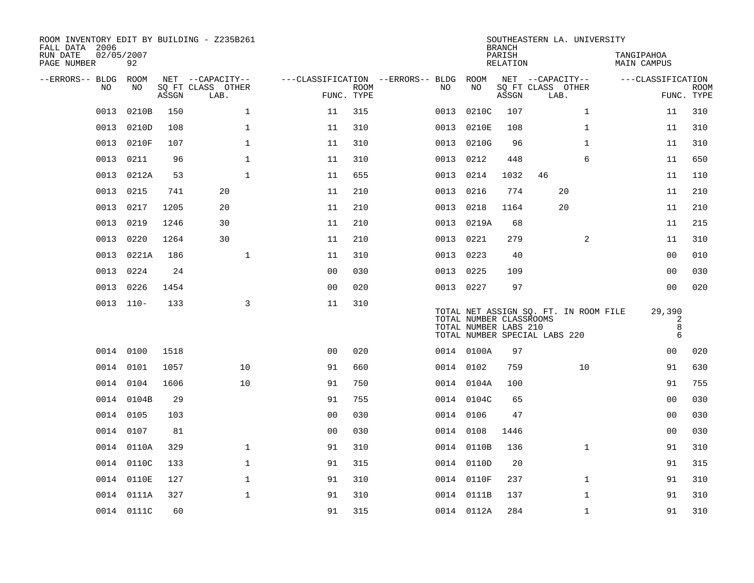ROOM INVENTORY EDIT BY BUILDING - Z235B261
FALL DATA 2006
RUN DATE 02/05/2007
PAGE NUMBER 92

SOUTHEASTERN LA. UNIVERSITY
BRANCH
PARISH TANGIPAHOA
RELATION MAIN CAMPUS

| --ERRORS-- | BLDG NO | ROOM NO | NET SQ FT ASSGN | CAPACITY CLASS | CAPACITY LAB. | CAPACITY OTHER | FUNC. | ROOM TYPE | --ERRORS-- | BLDG NO | ROOM NO | NET SQ FT ASSGN | CAPACITY CLASS | CAPACITY LAB. | CAPACITY OTHER | FUNC. | ROOM TYPE |
|---|---|---|---|---|---|---|---|---|---|---|---|---|---|---|---|---|---|
| | 0013 | 0210B | 150 | | | 1 | 11 | 315 | | 0013 | 0210C | 107 | | | 1 | 11 | 310 |
| | 0013 | 0210D | 108 | | | 1 | 11 | 310 | | 0013 | 0210E | 108 | | | 1 | 11 | 310 |
| | 0013 | 0210F | 107 | | | 1 | 11 | 310 | | 0013 | 0210G | 96 | | | 1 | 11 | 310 |
| | 0013 | 0211 | 96 | | | 1 | 11 | 310 | | 0013 | 0212 | 448 | | | 6 | 11 | 650 |
| | 0013 | 0212A | 53 | | | 1 | 11 | 655 | | 0013 | 0214 | 1032 | 46 | | | 11 | 110 |
| | 0013 | 0215 | 741 | | 20 | | 11 | 210 | | 0013 | 0216 | 774 | | 20 | | 11 | 210 |
| | 0013 | 0217 | 1205 | | 20 | | 11 | 210 | | 0013 | 0218 | 1164 | | 20 | | 11 | 210 |
| | 0013 | 0219 | 1246 | | 30 | | 11 | 210 | | 0013 | 0219A | 68 | | | | 11 | 215 |
| | 0013 | 0220 | 1264 | | 30 | | 11 | 210 | | 0013 | 0221 | 279 | | | 2 | 11 | 310 |
| | 0013 | 0221A | 186 | | | 1 | 11 | 310 | | 0013 | 0223 | 40 | | | | 00 | 010 |
| | 0013 | 0224 | 24 | | | | 00 | 030 | | 0013 | 0225 | 109 | | | | 00 | 030 |
| | 0013 | 0226 | 1454 | | | | 00 | 020 | | 0013 | 0227 | 97 | | | | 00 | 020 |
| | 0013 | 110- | 133 | | | 3 | 11 | 310 | | | | | | | | | |

TOTAL NET ASSIGN SQ. FT. IN ROOM FILE 29,390
TOTAL NUMBER CLASSROOMS 2
TOTAL NUMBER LABS 210 8
TOTAL NUMBER SPECIAL LABS 220 6

| --ERRORS-- | BLDG NO | ROOM NO | NET SQ FT ASSGN | CAPACITY CLASS | CAPACITY LAB. | CAPACITY OTHER | FUNC. | ROOM TYPE | --ERRORS-- | BLDG NO | ROOM NO | NET SQ FT ASSGN | CAPACITY CLASS | CAPACITY LAB. | CAPACITY OTHER | FUNC. | ROOM TYPE |
|---|---|---|---|---|---|---|---|---|---|---|---|---|---|---|---|---|---|
| | 0014 | 0100 | 1518 | | | | 00 | 020 | | 0014 | 0100A | 97 | | | | 00 | 020 |
| | 0014 | 0101 | 1057 | | | 10 | 91 | 660 | | 0014 | 0102 | 759 | | | 10 | 91 | 630 |
| | 0014 | 0104 | 1606 | | | 10 | 91 | 750 | | 0014 | 0104A | 100 | | | | 91 | 755 |
| | 0014 | 0104B | 29 | | | | 91 | 755 | | 0014 | 0104C | 65 | | | | 00 | 030 |
| | 0014 | 0105 | 103 | | | | 00 | 030 | | 0014 | 0106 | 47 | | | | 00 | 030 |
| | 0014 | 0107 | 81 | | | | 00 | 030 | | 0014 | 0108 | 1446 | | | | 00 | 030 |
| | 0014 | 0110A | 329 | | | 1 | 91 | 310 | | 0014 | 0110B | 136 | | | 1 | 91 | 310 |
| | 0014 | 0110C | 133 | | | 1 | 91 | 315 | | 0014 | 0110D | 20 | | | | 91 | 315 |
| | 0014 | 0110E | 127 | | | 1 | 91 | 310 | | 0014 | 0110F | 237 | | | 1 | 91 | 310 |
| | 0014 | 0111A | 327 | | | 1 | 91 | 310 | | 0014 | 0111B | 137 | | | 1 | 91 | 310 |
| | 0014 | 0111C | 60 | | | | 91 | 315 | | 0014 | 0112A | 284 | | | 1 | 91 | 310 |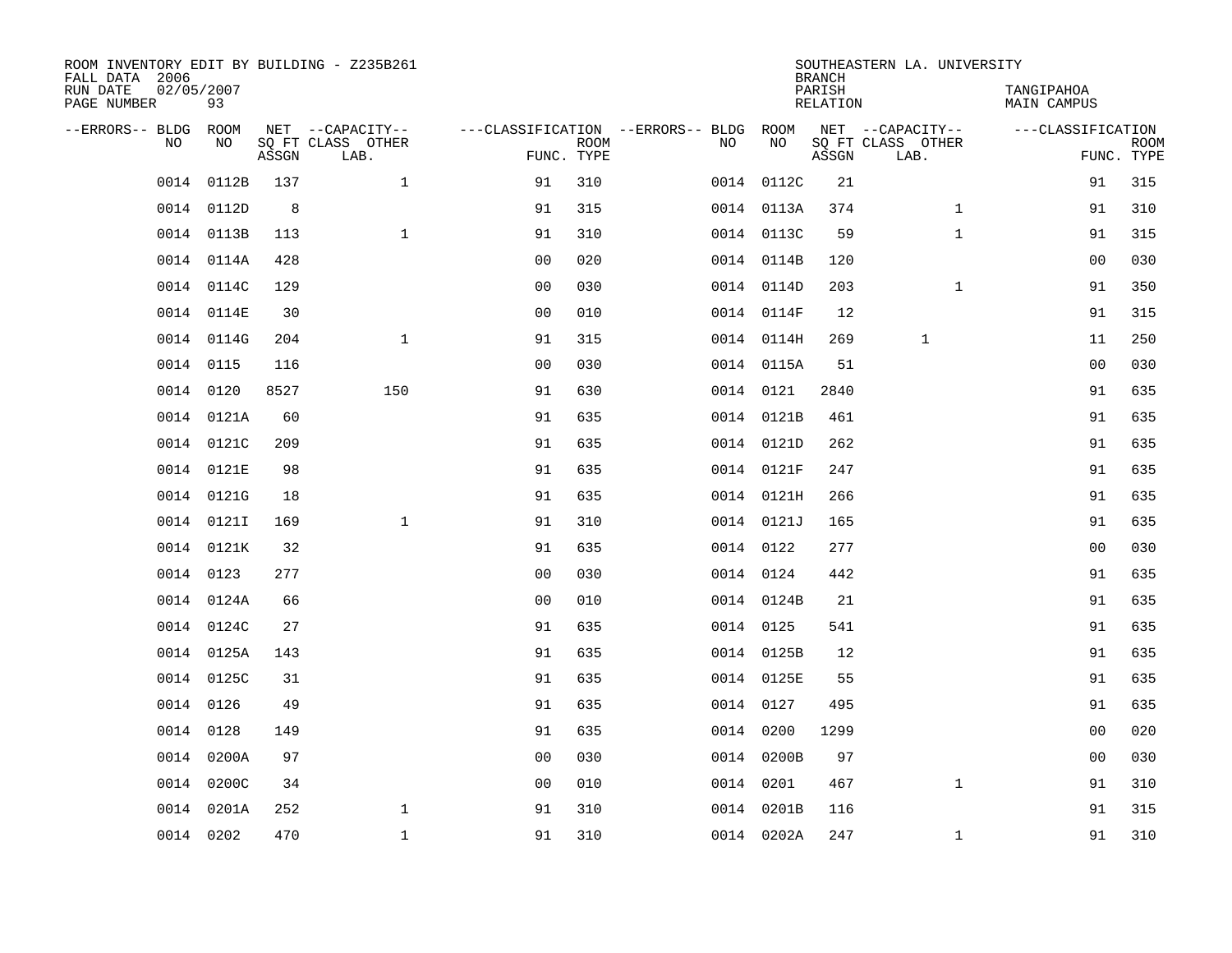ROOM INVENTORY EDIT BY BUILDING - Z235B261
FALL DATA 2006
RUN DATE 02/05/2007
PAGE NUMBER 93

SOUTHEASTERN LA. UNIVERSITY
BRANCH
PARISH TANGIPAHOA
RELATION MAIN CAMPUS

| --ERRORS-- | BLDG NO | ROOM NO | NET SQ FT ASSGN | --CAPACITY-- CLASS LAB. | OTHER | ---CLASSIFICATION FUNC. | ROOM TYPE | --ERRORS-- | BLDG NO | ROOM NO | NET SQ FT ASSGN | --CAPACITY-- CLASS LAB. | OTHER | ---CLASSIFICATION FUNC. | ROOM TYPE |
|---|---|---|---|---|---|---|---|---|---|---|---|---|---|---|---|
| | 0014 | 0112B | 137 | | 1 | 91 | 310 | | 0014 | 0112C | 21 | | | 91 | 315 |
| | 0014 | 0112D | 8 | | | 91 | 315 | | 0014 | 0113A | 374 | | 1 | 91 | 310 |
| | 0014 | 0113B | 113 | | 1 | 91 | 310 | | 0014 | 0113C | 59 | | 1 | 91 | 315 |
| | 0014 | 0114A | 428 | | | 00 | 020 | | 0014 | 0114B | 120 | | | 00 | 030 |
| | 0014 | 0114C | 129 | | | 00 | 030 | | 0014 | 0114D | 203 | | 1 | 91 | 350 |
| | 0014 | 0114E | 30 | | | 00 | 010 | | 0014 | 0114F | 12 | | | 91 | 315 |
| | 0014 | 0114G | 204 | | 1 | 91 | 315 | | 0014 | 0114H | 269 | 1 | | 11 | 250 |
| | 0014 | 0115 | 116 | | | 00 | 030 | | 0014 | 0115A | 51 | | | 00 | 030 |
| | 0014 | 0120 | 8527 | | 150 | 91 | 630 | | 0014 | 0121 | 2840 | | | 91 | 635 |
| | 0014 | 0121A | 60 | | | 91 | 635 | | 0014 | 0121B | 461 | | | 91 | 635 |
| | 0014 | 0121C | 209 | | | 91 | 635 | | 0014 | 0121D | 262 | | | 91 | 635 |
| | 0014 | 0121E | 98 | | | 91 | 635 | | 0014 | 0121F | 247 | | | 91 | 635 |
| | 0014 | 0121G | 18 | | | 91 | 635 | | 0014 | 0121H | 266 | | | 91 | 635 |
| | 0014 | 0121I | 169 | | 1 | 91 | 310 | | 0014 | 0121J | 165 | | | 91 | 635 |
| | 0014 | 0121K | 32 | | | 91 | 635 | | 0014 | 0122 | 277 | | | 00 | 030 |
| | 0014 | 0123 | 277 | | | 00 | 030 | | 0014 | 0124 | 442 | | | 91 | 635 |
| | 0014 | 0124A | 66 | | | 00 | 010 | | 0014 | 0124B | 21 | | | 91 | 635 |
| | 0014 | 0124C | 27 | | | 91 | 635 | | 0014 | 0125 | 541 | | | 91 | 635 |
| | 0014 | 0125A | 143 | | | 91 | 635 | | 0014 | 0125B | 12 | | | 91 | 635 |
| | 0014 | 0125C | 31 | | | 91 | 635 | | 0014 | 0125E | 55 | | | 91 | 635 |
| | 0014 | 0126 | 49 | | | 91 | 635 | | 0014 | 0127 | 495 | | | 91 | 635 |
| | 0014 | 0128 | 149 | | | 91 | 635 | | 0014 | 0200 | 1299 | | | 00 | 020 |
| | 0014 | 0200A | 97 | | | 00 | 030 | | 0014 | 0200B | 97 | | | 00 | 030 |
| | 0014 | 0200C | 34 | | | 00 | 010 | | 0014 | 0201 | 467 | | 1 | 91 | 310 |
| | 0014 | 0201A | 252 | | 1 | 91 | 310 | | 0014 | 0201B | 116 | | | 91 | 315 |
| | 0014 | 0202 | 470 | | 1 | 91 | 310 | | 0014 | 0202A | 247 | | 1 | 91 | 310 |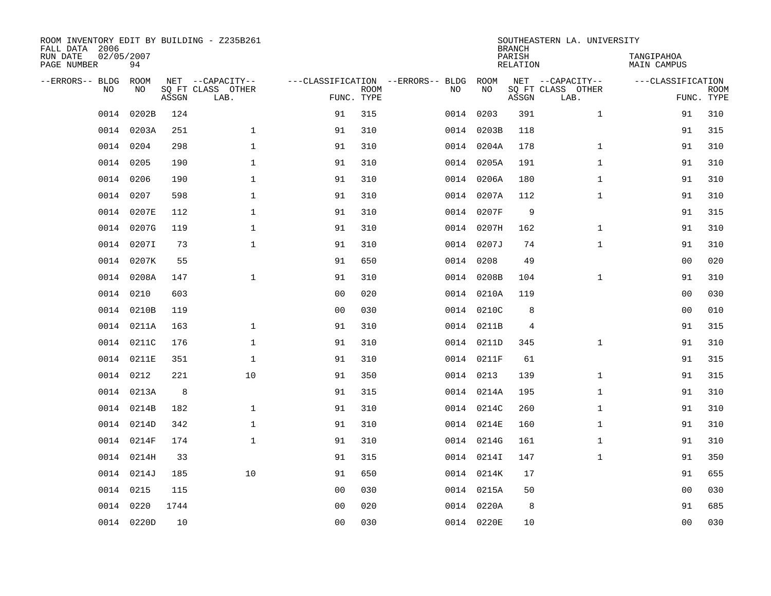ROOM INVENTORY EDIT BY BUILDING - Z235B261
FALL DATA 2006
RUN DATE 02/05/2007
PAGE NUMBER 94

SOUTHEASTERN LA. UNIVERSITY
BRANCH
PARISH TANGIPAHOA
RELATION MAIN CAMPUS

| --ERRORS-- | BLDG NO | ROOM NO | NET SQ FT ASSGN | --CAPACITY-- CLASS LAB. | OTHER | ---CLASSIFICATION FUNC. | ROOM TYPE | --ERRORS-- | BLDG NO | ROOM NO | NET SQ FT ASSGN | --CAPACITY-- CLASS LAB. | OTHER | ---CLASSIFICATION FUNC. | ROOM TYPE |
|---|---|---|---|---|---|---|---|---|---|---|---|---|---|---|---|
| | 0014 | 0202B | 124 | | | 91 | 315 | | 0014 | 0203 | 391 | | 1 | 91 | 310 |
| | 0014 | 0203A | 251 | | 1 | 91 | 310 | | 0014 | 0203B | 118 | | | 91 | 315 |
| | 0014 | 0204 | 298 | | 1 | 91 | 310 | | 0014 | 0204A | 178 | | 1 | 91 | 310 |
| | 0014 | 0205 | 190 | | 1 | 91 | 310 | | 0014 | 0205A | 191 | | 1 | 91 | 310 |
| | 0014 | 0206 | 190 | | 1 | 91 | 310 | | 0014 | 0206A | 180 | | 1 | 91 | 310 |
| | 0014 | 0207 | 598 | | 1 | 91 | 310 | | 0014 | 0207A | 112 | | 1 | 91 | 310 |
| | 0014 | 0207E | 112 | | 1 | 91 | 310 | | 0014 | 0207F | 9 | | | 91 | 315 |
| | 0014 | 0207G | 119 | | 1 | 91 | 310 | | 0014 | 0207H | 162 | | 1 | 91 | 310 |
| | 0014 | 0207I | 73 | | 1 | 91 | 310 | | 0014 | 0207J | 74 | | 1 | 91 | 310 |
| | 0014 | 0207K | 55 | | | 91 | 650 | | 0014 | 0208 | 49 | | | 00 | 020 |
| | 0014 | 0208A | 147 | | 1 | 91 | 310 | | 0014 | 0208B | 104 | | 1 | 91 | 310 |
| | 0014 | 0210 | 603 | | | 00 | 020 | | 0014 | 0210A | 119 | | | 00 | 030 |
| | 0014 | 0210B | 119 | | | 00 | 030 | | 0014 | 0210C | 8 | | | 00 | 010 |
| | 0014 | 0211A | 163 | | 1 | 91 | 310 | | 0014 | 0211B | 4 | | | 91 | 315 |
| | 0014 | 0211C | 176 | | 1 | 91 | 310 | | 0014 | 0211D | 345 | | 1 | 91 | 310 |
| | 0014 | 0211E | 351 | | 1 | 91 | 310 | | 0014 | 0211F | 61 | | | 91 | 315 |
| | 0014 | 0212 | 221 | | 10 | 91 | 350 | | 0014 | 0213 | 139 | | 1 | 91 | 315 |
| | 0014 | 0213A | 8 | | | 91 | 315 | | 0014 | 0214A | 195 | | 1 | 91 | 310 |
| | 0014 | 0214B | 182 | | 1 | 91 | 310 | | 0014 | 0214C | 260 | | 1 | 91 | 310 |
| | 0014 | 0214D | 342 | | 1 | 91 | 310 | | 0014 | 0214E | 160 | | 1 | 91 | 310 |
| | 0014 | 0214F | 174 | | 1 | 91 | 310 | | 0014 | 0214G | 161 | | 1 | 91 | 310 |
| | 0014 | 0214H | 33 | | | 91 | 315 | | 0014 | 0214I | 147 | | 1 | 91 | 350 |
| | 0014 | 0214J | 185 | | 10 | 91 | 650 | | 0014 | 0214K | 17 | | | 91 | 655 |
| | 0014 | 0215 | 115 | | | 00 | 030 | | 0014 | 0215A | 50 | | | 00 | 030 |
| | 0014 | 0220 | 1744 | | | 00 | 020 | | 0014 | 0220A | 8 | | | 91 | 685 |
| | 0014 | 0220D | 10 | | | 00 | 030 | | 0014 | 0220E | 10 | | | 00 | 030 |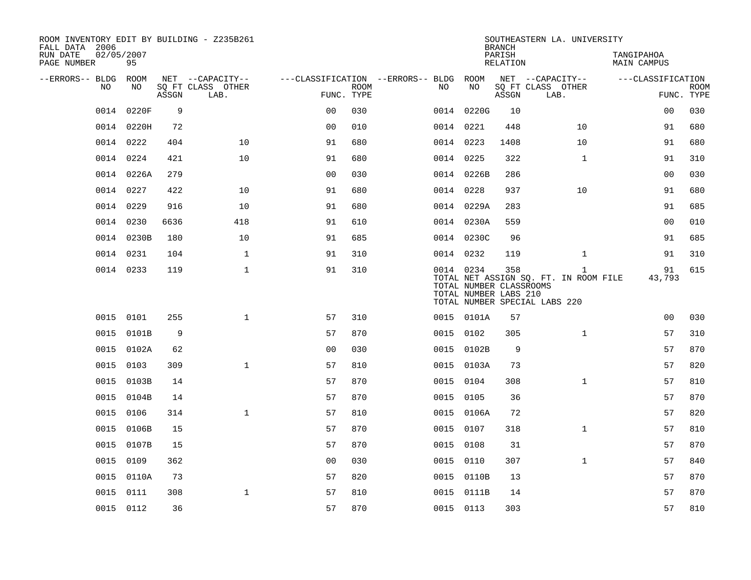ROOM INVENTORY EDIT BY BUILDING - Z235B261
FALL DATA 2006
RUN DATE 02/05/2007

SOUTHEASTERN LA. UNIVERSITY
BRANCH
PARISH TANGIPAHOA
RELATION MAIN CAMPUS

| --ERRORS-- | BLDG NO | ROOM NO | NET SQ FT ASSGN | CAPACITY CLASS | CAPACITY OTHER LAB. | CLASSIFICATION FUNC. | ROOM TYPE | --ERRORS-- | BLDG NO | ROOM NO | NET SQ FT ASSGN | CAPACITY CLASS | CAPACITY OTHER LAB. | CLASSIFICATION FUNC. | ROOM TYPE |
|---|---|---|---|---|---|---|---|---|---|---|---|---|---|---|---|
| | 0014 | 0220F | 9 | | | 00 | 030 | | 0014 | 0220G | 10 | | | 00 | 030 |
| | 0014 | 0220H | 72 | | | 00 | 010 | | 0014 | 0221 | 448 | | 10 | 91 | 680 |
| | 0014 | 0222 | 404 | | 10 | 91 | 680 | | 0014 | 0223 | 1408 | | 10 | 91 | 680 |
| | 0014 | 0224 | 421 | | 10 | 91 | 680 | | 0014 | 0225 | 322 | | 1 | 91 | 310 |
| | 0014 | 0226A | 279 | | | 00 | 030 | | 0014 | 0226B | 286 | | | 00 | 030 |
| | 0014 | 0227 | 422 | | 10 | 91 | 680 | | 0014 | 0228 | 937 | | 10 | 91 | 680 |
| | 0014 | 0229 | 916 | | 10 | 91 | 680 | | 0014 | 0229A | 283 | | | 91 | 685 |
| | 0014 | 0230 | 6636 | | 418 | 91 | 610 | | 0014 | 0230A | 559 | | | 00 | 010 |
| | 0014 | 0230B | 180 | | 10 | 91 | 685 | | 0014 | 0230C | 96 | | | 91 | 685 |
| | 0014 | 0231 | 104 | | 1 | 91 | 310 | | 0014 | 0232 | 119 | | 1 | 91 | 310 |
| | 0014 | 0233 | 119 | | 1 | 91 | 310 | | 0014 | 0234 | 358 | | 1 | 91 | 615 |
| | | | | | | | | | TOTAL NET ASSIGN SQ. FT. IN ROOM FILE | | | | | 43,793 | |
| | | | | | | | | | TOTAL NUMBER CLASSROOMS | | | | | | |
| | | | | | | | | | TOTAL NUMBER LABS 210 | | | | | | |
| | | | | | | | | | TOTAL NUMBER SPECIAL LABS 220 | | | | | | |
| | 0015 | 0101 | 255 | | 1 | 57 | 310 | | 0015 | 0101A | 57 | | | 00 | 030 |
| | 0015 | 0101B | 9 | | | 57 | 870 | | 0015 | 0102 | 305 | | 1 | 57 | 310 |
| | 0015 | 0102A | 62 | | | 00 | 030 | | 0015 | 0102B | 9 | | | 57 | 870 |
| | 0015 | 0103 | 309 | | 1 | 57 | 810 | | 0015 | 0103A | 73 | | | 57 | 820 |
| | 0015 | 0103B | 14 | | | 57 | 870 | | 0015 | 0104 | 308 | | 1 | 57 | 810 |
| | 0015 | 0104B | 14 | | | 57 | 870 | | 0015 | 0105 | 36 | | | 57 | 870 |
| | 0015 | 0106 | 314 | | 1 | 57 | 810 | | 0015 | 0106A | 72 | | | 57 | 820 |
| | 0015 | 0106B | 15 | | | 57 | 870 | | 0015 | 0107 | 318 | | 1 | 57 | 810 |
| | 0015 | 0107B | 15 | | | 57 | 870 | | 0015 | 0108 | 31 | | | 57 | 870 |
| | 0015 | 0109 | 362 | | | 00 | 030 | | 0015 | 0110 | 307 | | 1 | 57 | 840 |
| | 0015 | 0110A | 73 | | | 57 | 820 | | 0015 | 0110B | 13 | | | 57 | 870 |
| | 0015 | 0111 | 308 | | 1 | 57 | 810 | | 0015 | 0111B | 14 | | | 57 | 870 |
| | 0015 | 0112 | 36 | | | 57 | 870 | | 0015 | 0113 | 303 | | | 57 | 810 |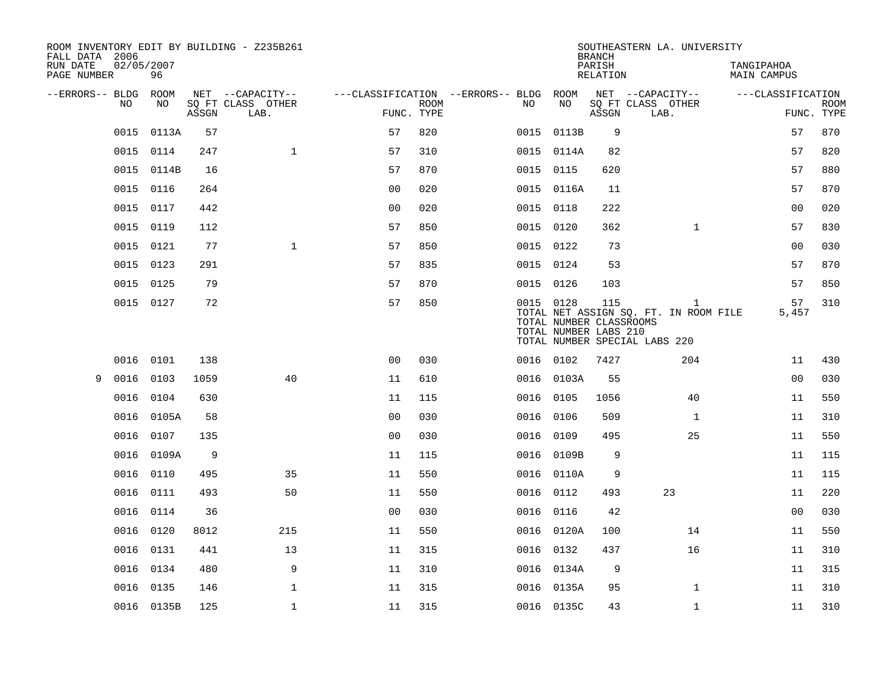ROOM INVENTORY EDIT BY BUILDING - Z235B261

FALL DATA 2006

RUN DATE 02/05/2007

SOUTHEASTERN LA. UNIVERSITY

BRANCH

PARISH TANGIPAHOA

RELATION MAIN CAMPUS

| --ERRORS-- | BLDG NO | ROOM NO | NET SQ FT ASSGN | --CAPACITY-- CLASS | LAB. | OTHER | ---CLASSIFICATION FUNC. | ROOM TYPE | --ERRORS-- | BLDG NO | ROOM NO | NET SQ FT ASSGN | --CAPACITY-- CLASS | LAB. | OTHER | ---CLASSIFICATION FUNC. | ROOM TYPE |
|---|---|---|---|---|---|---|---|---|---|---|---|---|---|---|---|---|---|
| | 0015 | 0113A | 57 | | | | 57 | 820 | | 0015 | 0113B | 9 | | | | 57 | 870 |
| | 0015 | 0114 | 247 | | | 1 | 57 | 310 | | 0015 | 0114A | 82 | | | | 57 | 820 |
| | 0015 | 0114B | 16 | | | | 57 | 870 | | 0015 | 0115 | 620 | | | | 57 | 880 |
| | 0015 | 0116 | 264 | | | | 00 | 020 | | 0015 | 0116A | 11 | | | | 57 | 870 |
| | 0015 | 0117 | 442 | | | | 00 | 020 | | 0015 | 0118 | 222 | | | | 00 | 020 |
| | 0015 | 0119 | 112 | | | | 57 | 850 | | 0015 | 0120 | 362 | | | 1 | 57 | 830 |
| | 0015 | 0121 | 77 | | | 1 | 57 | 850 | | 0015 | 0122 | 73 | | | | 00 | 030 |
| | 0015 | 0123 | 291 | | | | 57 | 835 | | 0015 | 0124 | 53 | | | | 57 | 870 |
| | 0015 | 0125 | 79 | | | | 57 | 870 | | 0015 | 0126 | 103 | | | | 57 | 850 |
| | 0015 | 0127 | 72 | | | | 57 | 850 | | 0015 | 0128 | 115 | | | 1 | 57 | 310 |
| | | | | | | | | | | | TOTAL NET ASSIGN SQ. FT. IN ROOM FILE | | | | | 5,457 | |
| | | | | | | | | | | | TOTAL NUMBER CLASSROOMS | | | | | | |
| | | | | | | | | | | | TOTAL NUMBER LABS 210 | | | | | | |
| | | | | | | | | | | | TOTAL NUMBER SPECIAL LABS 220 | | | | | | |
| | 0016 | 0101 | 138 | | | | 00 | 030 | | 0016 | 0102 | 7427 | | | 204 | 11 | 430 |
| 9 | 0016 | 0103 | 1059 | | | 40 | 11 | 610 | | 0016 | 0103A | 55 | | | | 00 | 030 |
| | 0016 | 0104 | 630 | | | | 11 | 115 | | 0016 | 0105 | 1056 | | | 40 | 11 | 550 |
| | 0016 | 0105A | 58 | | | | 00 | 030 | | 0016 | 0106 | 509 | | | 1 | 11 | 310 |
| | 0016 | 0107 | 135 | | | | 00 | 030 | | 0016 | 0109 | 495 | | | 25 | 11 | 550 |
| | 0016 | 0109A | 9 | | | | 11 | 115 | | 0016 | 0109B | 9 | | | | 11 | 115 |
| | 0016 | 0110 | 495 | | | 35 | 11 | 550 | | 0016 | 0110A | 9 | | | | 11 | 115 |
| | 0016 | 0111 | 493 | | | 50 | 11 | 550 | | 0016 | 0112 | 493 | 23 | | | 11 | 220 |
| | 0016 | 0114 | 36 | | | | 00 | 030 | | 0016 | 0116 | 42 | | | | 00 | 030 |
| | 0016 | 0120 | 8012 | | | 215 | 11 | 550 | | 0016 | 0120A | 100 | | | 14 | 11 | 550 |
| | 0016 | 0131 | 441 | | | 13 | 11 | 315 | | 0016 | 0132 | 437 | | | 16 | 11 | 310 |
| | 0016 | 0134 | 480 | | | 9 | 11 | 310 | | 0016 | 0134A | 9 | | | | 11 | 315 |
| | 0016 | 0135 | 146 | | | 1 | 11 | 315 | | 0016 | 0135A | 95 | | | 1 | 11 | 310 |
| | 0016 | 0135B | 125 | | | 1 | 11 | 315 | | 0016 | 0135C | 43 | | | 1 | 11 | 310 |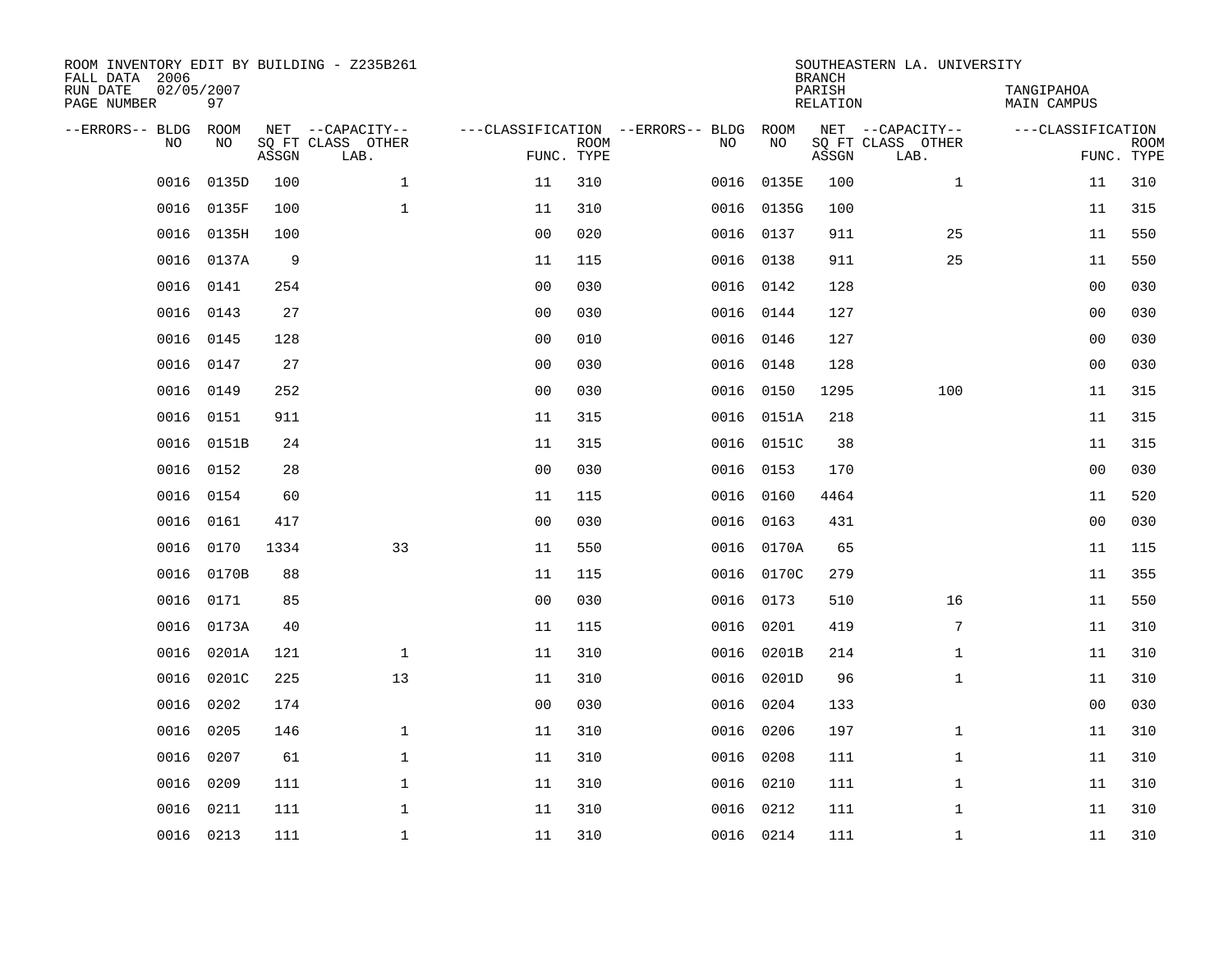ROOM INVENTORY EDIT BY BUILDING - Z235B261
FALL DATA 2006
RUN DATE 02/05/2007
PAGE NUMBER 97

SOUTHEASTERN LA. UNIVERSITY
BRANCH
PARISH TANGIPAHOA
RELATION MAIN CAMPUS

| --ERRORS-- | BLDG NO | ROOM NO | NET SQ FT ASSGN | --CAPACITY-- CLASS LAB. | OTHER | ---CLASSIFICATION FUNC. | ROOM TYPE | --ERRORS-- | BLDG NO | ROOM NO | NET SQ FT ASSGN | --CAPACITY-- CLASS LAB. | OTHER | ---CLASSIFICATION FUNC. | ROOM TYPE |
|---|---|---|---|---|---|---|---|---|---|---|---|---|---|---|---|
| | 0016 | 0135D | 100 | | 1 | 11 | 310 | | 0016 | 0135E | 100 | | 1 | 11 | 310 |
| | 0016 | 0135F | 100 | | 1 | 11 | 310 | | 0016 | 0135G | 100 | | | 11 | 315 |
| | 0016 | 0135H | 100 | | | 00 | 020 | | 0016 | 0137 | 911 | | 25 | 11 | 550 |
| | 0016 | 0137A | 9 | | | 11 | 115 | | 0016 | 0138 | 911 | | 25 | 11 | 550 |
| | 0016 | 0141 | 254 | | | 00 | 030 | | 0016 | 0142 | 128 | | | 00 | 030 |
| | 0016 | 0143 | 27 | | | 00 | 030 | | 0016 | 0144 | 127 | | | 00 | 030 |
| | 0016 | 0145 | 128 | | | 00 | 010 | | 0016 | 0146 | 127 | | | 00 | 030 |
| | 0016 | 0147 | 27 | | | 00 | 030 | | 0016 | 0148 | 128 | | | 00 | 030 |
| | 0016 | 0149 | 252 | | | 00 | 030 | | 0016 | 0150 | 1295 | | 100 | 11 | 315 |
| | 0016 | 0151 | 911 | | | 11 | 315 | | 0016 | 0151A | 218 | | | 11 | 315 |
| | 0016 | 0151B | 24 | | | 11 | 315 | | 0016 | 0151C | 38 | | | 11 | 315 |
| | 0016 | 0152 | 28 | | | 00 | 030 | | 0016 | 0153 | 170 | | | 00 | 030 |
| | 0016 | 0154 | 60 | | | 11 | 115 | | 0016 | 0160 | 4464 | | | 11 | 520 |
| | 0016 | 0161 | 417 | | | 00 | 030 | | 0016 | 0163 | 431 | | | 00 | 030 |
| | 0016 | 0170 | 1334 | | 33 | 11 | 550 | | 0016 | 0170A | 65 | | | 11 | 115 |
| | 0016 | 0170B | 88 | | | 11 | 115 | | 0016 | 0170C | 279 | | | 11 | 355 |
| | 0016 | 0171 | 85 | | | 00 | 030 | | 0016 | 0173 | 510 | | 16 | 11 | 550 |
| | 0016 | 0173A | 40 | | | 11 | 115 | | 0016 | 0201 | 419 | | 7 | 11 | 310 |
| | 0016 | 0201A | 121 | | 1 | 11 | 310 | | 0016 | 0201B | 214 | | 1 | 11 | 310 |
| | 0016 | 0201C | 225 | | 13 | 11 | 310 | | 0016 | 0201D | 96 | | 1 | 11 | 310 |
| | 0016 | 0202 | 174 | | | 00 | 030 | | 0016 | 0204 | 133 | | | 00 | 030 |
| | 0016 | 0205 | 146 | | 1 | 11 | 310 | | 0016 | 0206 | 197 | | 1 | 11 | 310 |
| | 0016 | 0207 | 61 | | 1 | 11 | 310 | | 0016 | 0208 | 111 | | 1 | 11 | 310 |
| | 0016 | 0209 | 111 | | 1 | 11 | 310 | | 0016 | 0210 | 111 | | 1 | 11 | 310 |
| | 0016 | 0211 | 111 | | 1 | 11 | 310 | | 0016 | 0212 | 111 | | 1 | 11 | 310 |
| | 0016 | 0213 | 111 | | 1 | 11 | 310 | | 0016 | 0214 | 111 | | 1 | 11 | 310 |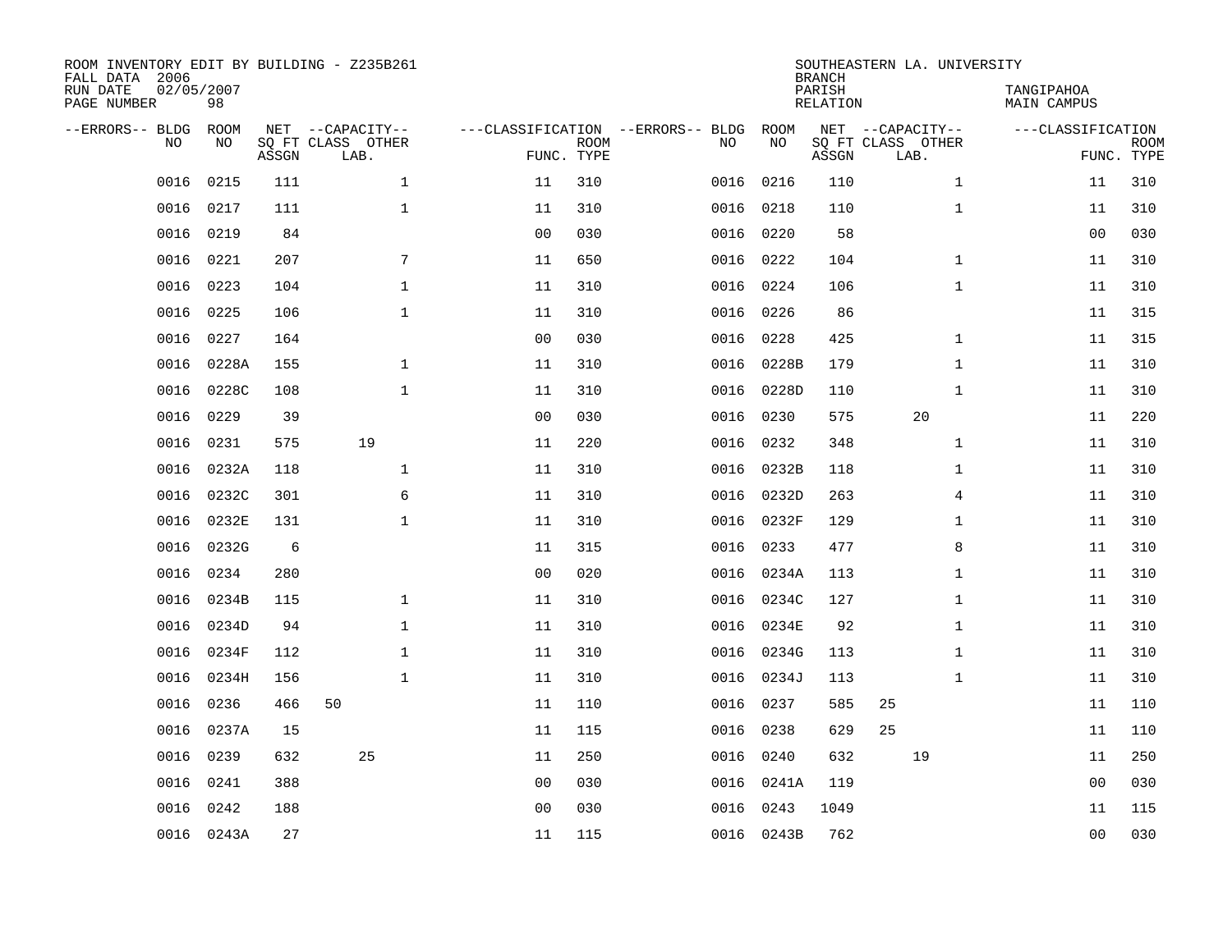ROOM INVENTORY EDIT BY BUILDING - Z235B261
FALL DATA 2006
RUN DATE 02/05/2007
PAGE NUMBER 98

SOUTHEASTERN LA. UNIVERSITY
BRANCH
PARISH TANGIPAHOA
RELATION MAIN CAMPUS

| --ERRORS-- | BLDG NO | ROOM NO | NET SQ FT ASSGN | CAPACITY CLASS | CAPACITY LAB. | CAPACITY OTHER | CLASSIFICATION FUNC. | ROOM TYPE | --ERRORS-- | BLDG NO | ROOM NO | NET SQ FT ASSGN | CAPACITY CLASS | CAPACITY LAB. | CAPACITY OTHER | CLASSIFICATION FUNC. | ROOM TYPE |
|---|---|---|---|---|---|---|---|---|---|---|---|---|---|---|---|---|---|
| | 0016 | 0215 | 111 | | | 1 | 11 | 310 | | 0016 | 0216 | 110 | | | 1 | 11 | 310 |
| | 0016 | 0217 | 111 | | | 1 | 11 | 310 | | 0016 | 0218 | 110 | | | 1 | 11 | 310 |
| | 0016 | 0219 | 84 | | | | 00 | 030 | | 0016 | 0220 | 58 | | | | 00 | 030 |
| | 0016 | 0221 | 207 | | | 7 | 11 | 650 | | 0016 | 0222 | 104 | | | 1 | 11 | 310 |
| | 0016 | 0223 | 104 | | | 1 | 11 | 310 | | 0016 | 0224 | 106 | | | 1 | 11 | 310 |
| | 0016 | 0225 | 106 | | | 1 | 11 | 310 | | 0016 | 0226 | 86 | | | | 11 | 315 |
| | 0016 | 0227 | 164 | | | | 00 | 030 | | 0016 | 0228 | 425 | | | 1 | 11 | 315 |
| | 0016 | 0228A | 155 | | | 1 | 11 | 310 | | 0016 | 0228B | 179 | | | 1 | 11 | 310 |
| | 0016 | 0228C | 108 | | | 1 | 11 | 310 | | 0016 | 0228D | 110 | | | 1 | 11 | 310 |
| | 0016 | 0229 | 39 | | | | 00 | 030 | | 0016 | 0230 | 575 | | 20 | | 11 | 220 |
| | 0016 | 0231 | 575 | | 19 | | 11 | 220 | | 0016 | 0232 | 348 | | | 1 | 11 | 310 |
| | 0016 | 0232A | 118 | | | 1 | 11 | 310 | | 0016 | 0232B | 118 | | | 1 | 11 | 310 |
| | 0016 | 0232C | 301 | | | 6 | 11 | 310 | | 0016 | 0232D | 263 | | | 4 | 11 | 310 |
| | 0016 | 0232E | 131 | | | 1 | 11 | 310 | | 0016 | 0232F | 129 | | | 1 | 11 | 310 |
| | 0016 | 0232G | 6 | | | | 11 | 315 | | 0016 | 0233 | 477 | | | 8 | 11 | 310 |
| | 0016 | 0234 | 280 | | | | 00 | 020 | | 0016 | 0234A | 113 | | | 1 | 11 | 310 |
| | 0016 | 0234B | 115 | | | 1 | 11 | 310 | | 0016 | 0234C | 127 | | | 1 | 11 | 310 |
| | 0016 | 0234D | 94 | | | 1 | 11 | 310 | | 0016 | 0234E | 92 | | | 1 | 11 | 310 |
| | 0016 | 0234F | 112 | | | 1 | 11 | 310 | | 0016 | 0234G | 113 | | | 1 | 11 | 310 |
| | 0016 | 0234H | 156 | | | 1 | 11 | 310 | | 0016 | 0234J | 113 | | | 1 | 11 | 310 |
| | 0016 | 0236 | 466 | 50 | | | 11 | 110 | | 0016 | 0237 | 585 | 25 | | | 11 | 110 |
| | 0016 | 0237A | 15 | | | | 11 | 115 | | 0016 | 0238 | 629 | 25 | | | 11 | 110 |
| | 0016 | 0239 | 632 | | 25 | | 11 | 250 | | 0016 | 0240 | 632 | | 19 | | 11 | 250 |
| | 0016 | 0241 | 388 | | | | 00 | 030 | | 0016 | 0241A | 119 | | | | 00 | 030 |
| | 0016 | 0242 | 188 | | | | 00 | 030 | | 0016 | 0243 | 1049 | | | | 11 | 115 |
| | 0016 | 0243A | 27 | | | | 11 | 115 | | 0016 | 0243B | 762 | | | | 00 | 030 |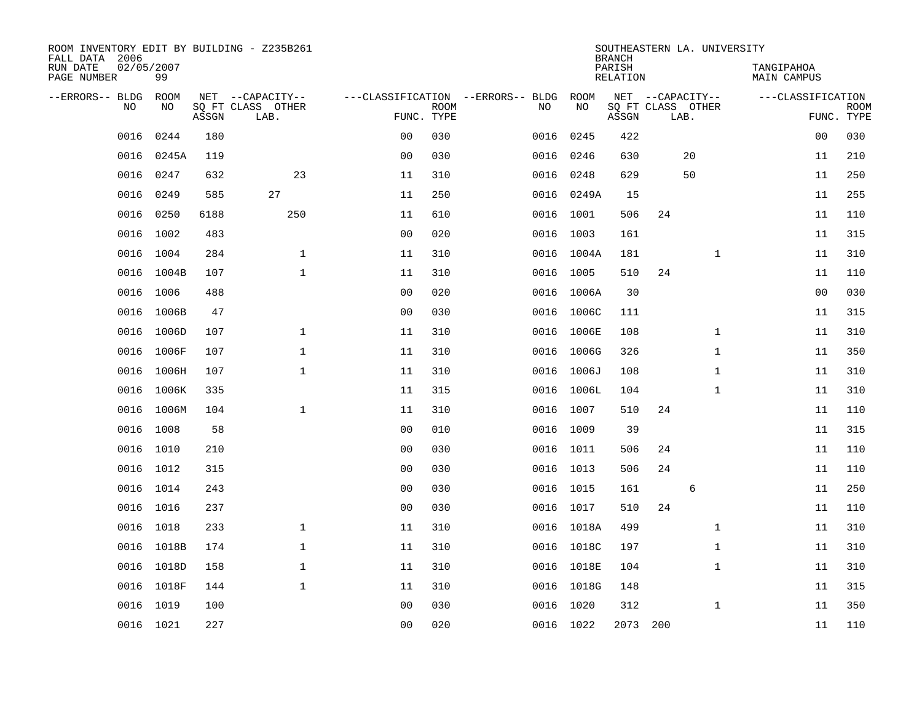ROOM INVENTORY EDIT BY BUILDING - Z235B261
FALL DATA 2006
RUN DATE 02/05/2007
PAGE NUMBER 99

SOUTHEASTERN LA. UNIVERSITY
BRANCH
PARISH TANGIPAHOA
RELATION MAIN CAMPUS

| --ERRORS-- | BLDG NO | ROOM NO | NET SQ FT ASSGN | --CAPACITY-- CLASS | LAB. | OTHER | ---CLASSIFICATION FUNC. | ROOM TYPE | --ERRORS-- | BLDG NO | ROOM NO | NET SQ FT ASSGN | --CAPACITY-- CLASS | LAB. | OTHER | ---CLASSIFICATION FUNC. | ROOM TYPE |
|---|---|---|---|---|---|---|---|---|---|---|---|---|---|---|---|---|---|
| | 0016 | 0244 | 180 | | | | 00 | 030 | | 0016 | 0245 | 422 | | | | 00 | 030 |
| | 0016 | 0245A | 119 | | | | 00 | 030 | | 0016 | 0246 | 630 | | 20 | | 11 | 210 |
| | 0016 | 0247 | 632 | | | 23 | 11 | 310 | | 0016 | 0248 | 629 | | 50 | | 11 | 250 |
| | 0016 | 0249 | 585 | | 27 | | 11 | 250 | | 0016 | 0249A | 15 | | | | 11 | 255 |
| | 0016 | 0250 | 6188 | | | 250 | 11 | 610 | | 0016 | 1001 | 506 | 24 | | | 11 | 110 |
| | 0016 | 1002 | 483 | | | | 00 | 020 | | 0016 | 1003 | 161 | | | | 11 | 315 |
| | 0016 | 1004 | 284 | | | 1 | 11 | 310 | | 0016 | 1004A | 181 | | | 1 | 11 | 310 |
| | 0016 | 1004B | 107 | | | 1 | 11 | 310 | | 0016 | 1005 | 510 | 24 | | | 11 | 110 |
| | 0016 | 1006 | 488 | | | | 00 | 020 | | 0016 | 1006A | 30 | | | | 00 | 030 |
| | 0016 | 1006B | 47 | | | | 00 | 030 | | 0016 | 1006C | 111 | | | | 11 | 315 |
| | 0016 | 1006D | 107 | | | 1 | 11 | 310 | | 0016 | 1006E | 108 | | | 1 | 11 | 310 |
| | 0016 | 1006F | 107 | | | 1 | 11 | 310 | | 0016 | 1006G | 326 | | | 1 | 11 | 350 |
| | 0016 | 1006H | 107 | | | 1 | 11 | 310 | | 0016 | 1006J | 108 | | | 1 | 11 | 310 |
| | 0016 | 1006K | 335 | | | | 11 | 315 | | 0016 | 1006L | 104 | | | 1 | 11 | 310 |
| | 0016 | 1006M | 104 | | | 1 | 11 | 310 | | 0016 | 1007 | 510 | 24 | | | 11 | 110 |
| | 0016 | 1008 | 58 | | | | 00 | 010 | | 0016 | 1009 | 39 | | | | 11 | 315 |
| | 0016 | 1010 | 210 | | | | 00 | 030 | | 0016 | 1011 | 506 | 24 | | | 11 | 110 |
| | 0016 | 1012 | 315 | | | | 00 | 030 | | 0016 | 1013 | 506 | 24 | | | 11 | 110 |
| | 0016 | 1014 | 243 | | | | 00 | 030 | | 0016 | 1015 | 161 | | 6 | | 11 | 250 |
| | 0016 | 1016 | 237 | | | | 00 | 030 | | 0016 | 1017 | 510 | 24 | | | 11 | 110 |
| | 0016 | 1018 | 233 | | | 1 | 11 | 310 | | 0016 | 1018A | 499 | | | 1 | 11 | 310 |
| | 0016 | 1018B | 174 | | | 1 | 11 | 310 | | 0016 | 1018C | 197 | | | 1 | 11 | 310 |
| | 0016 | 1018D | 158 | | | 1 | 11 | 310 | | 0016 | 1018E | 104 | | | 1 | 11 | 310 |
| | 0016 | 1018F | 144 | | | 1 | 11 | 310 | | 0016 | 1018G | 148 | | | | 11 | 315 |
| | 0016 | 1019 | 100 | | | | 00 | 030 | | 0016 | 1020 | 312 | | | 1 | 11 | 350 |
| | 0016 | 1021 | 227 | | | | 00 | 020 | | 0016 | 1022 | 2073 | 200 | | | 11 | 110 |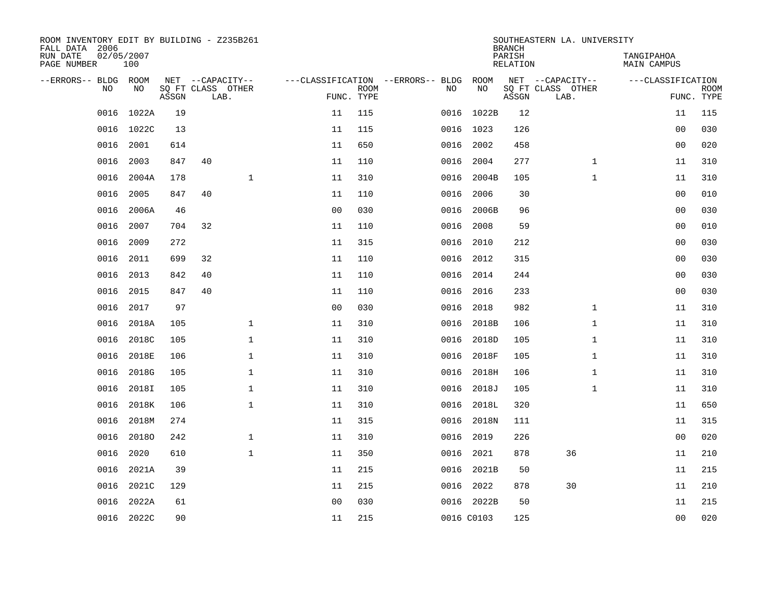ROOM INVENTORY EDIT BY BUILDING - Z235B261
FALL DATA 2006
RUN DATE 02/05/2007
PAGE NUMBER 100

SOUTHEASTERN LA. UNIVERSITY
BRANCH
PARISH TANGIPAHOA
RELATION MAIN CAMPUS

| --ERRORS-- | BLDG NO | ROOM NO | NET SQ FT ASSGN | CAPACITY CLASS LAB. | CAPACITY OTHER | CLASSIFICATION FUNC. | ROOM TYPE | --ERRORS-- | BLDG NO | ROOM NO | NET SQ FT ASSGN | CAPACITY CLASS LAB. | CAPACITY OTHER | CLASSIFICATION FUNC. | ROOM TYPE |
|---|---|---|---|---|---|---|---|---|---|---|---|---|---|---|---|
| | 0016 | 1022A | 19 | | | 11 | 115 | | 0016 | 1022B | 12 | | | 11 | 115 |
| | 0016 | 1022C | 13 | | | 11 | 115 | | 0016 | 1023 | 126 | | | 00 | 030 |
| | 0016 | 2001 | 614 | | | 11 | 650 | | 0016 | 2002 | 458 | | | 00 | 020 |
| | 0016 | 2003 | 847 | 40 | | 11 | 110 | | 0016 | 2004 | 277 | | 1 | 11 | 310 |
| | 0016 | 2004A | 178 | | 1 | 11 | 310 | | 0016 | 2004B | 105 | | 1 | 11 | 310 |
| | 0016 | 2005 | 847 | 40 | | 11 | 110 | | 0016 | 2006 | 30 | | | 00 | 010 |
| | 0016 | 2006A | 46 | | | 00 | 030 | | 0016 | 2006B | 96 | | | 00 | 030 |
| | 0016 | 2007 | 704 | 32 | | 11 | 110 | | 0016 | 2008 | 59 | | | 00 | 010 |
| | 0016 | 2009 | 272 | | | 11 | 315 | | 0016 | 2010 | 212 | | | 00 | 030 |
| | 0016 | 2011 | 699 | 32 | | 11 | 110 | | 0016 | 2012 | 315 | | | 00 | 030 |
| | 0016 | 2013 | 842 | 40 | | 11 | 110 | | 0016 | 2014 | 244 | | | 00 | 030 |
| | 0016 | 2015 | 847 | 40 | | 11 | 110 | | 0016 | 2016 | 233 | | | 00 | 030 |
| | 0016 | 2017 | 97 | | | 00 | 030 | | 0016 | 2018 | 982 | | 1 | 11 | 310 |
| | 0016 | 2018A | 105 | | 1 | 11 | 310 | | 0016 | 2018B | 106 | | 1 | 11 | 310 |
| | 0016 | 2018C | 105 | | 1 | 11 | 310 | | 0016 | 2018D | 105 | | 1 | 11 | 310 |
| | 0016 | 2018E | 106 | | 1 | 11 | 310 | | 0016 | 2018F | 105 | | 1 | 11 | 310 |
| | 0016 | 2018G | 105 | | 1 | 11 | 310 | | 0016 | 2018H | 106 | | 1 | 11 | 310 |
| | 0016 | 2018I | 105 | | 1 | 11 | 310 | | 0016 | 2018J | 105 | | 1 | 11 | 310 |
| | 0016 | 2018K | 106 | | 1 | 11 | 310 | | 0016 | 2018L | 320 | | | 11 | 650 |
| | 0016 | 2018M | 274 | | | 11 | 315 | | 0016 | 2018N | 111 | | | 11 | 315 |
| | 0016 | 2018O | 242 | | 1 | 11 | 310 | | 0016 | 2019 | 226 | | | 00 | 020 |
| | 0016 | 2020 | 610 | | 1 | 11 | 350 | | 0016 | 2021 | 878 | 36 | | 11 | 210 |
| | 0016 | 2021A | 39 | | | 11 | 215 | | 0016 | 2021B | 50 | | | 11 | 215 |
| | 0016 | 2021C | 129 | | | 11 | 215 | | 0016 | 2022 | 878 | 30 | | 11 | 210 |
| | 0016 | 2022A | 61 | | | 00 | 030 | | 0016 | 2022B | 50 | | | 11 | 215 |
| | 0016 | 2022C | 90 | | | 11 | 215 | | 0016 | C0103 | 125 | | | 00 | 020 |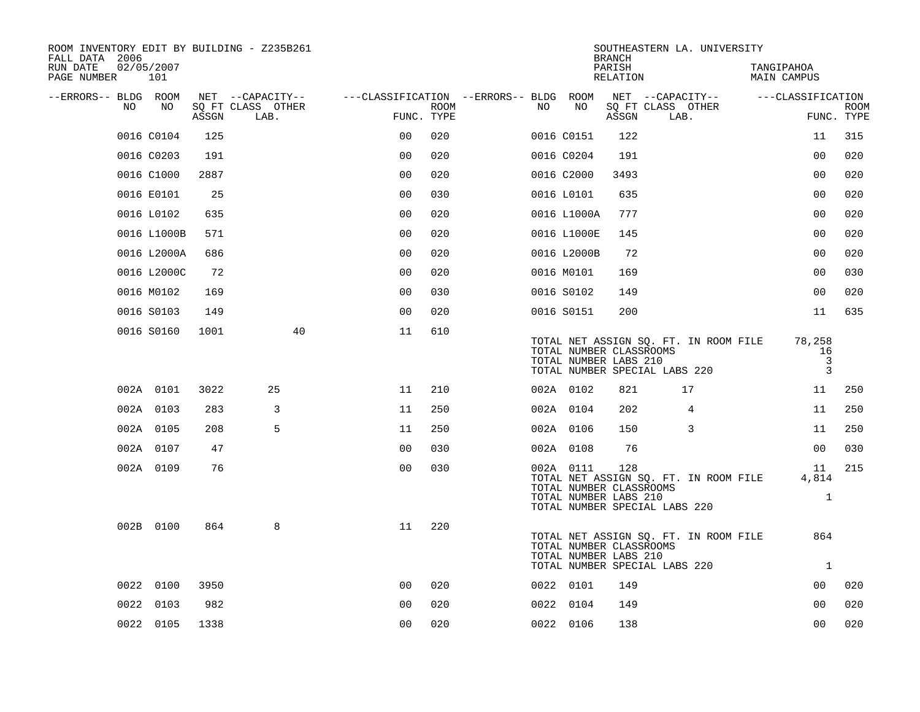ROOM INVENTORY EDIT BY BUILDING - Z235B261
FALL DATA 2006
RUN DATE 02/05/2007
PAGE NUMBER 101

SOUTHEASTERN LA. UNIVERSITY
BRANCH
PARISH TANGIPAHOA
RELATION MAIN CAMPUS

| --ERRORS-- | BLDG NO | ROOM NO | NET SQ FT ASSGN | CAPACITY CLASS LAB. | CAPACITY OTHER | CLASSIFICATION FUNC. | ROOM TYPE | --ERRORS-- | BLDG NO | ROOM NO | NET SQ FT ASSGN | CAPACITY CLASS LAB. | CAPACITY OTHER | CLASSIFICATION FUNC. | ROOM TYPE |
|---|---|---|---|---|---|---|---|---|---|---|---|---|---|---|---|
| | 0016 | C0104 | 125 | | | 00 | 020 | | 0016 | C0151 | 122 | | | 11 | 315 |
| | 0016 | C0203 | 191 | | | 00 | 020 | | 0016 | C0204 | 191 | | | 00 | 020 |
| | 0016 | C1000 | 2887 | | | 00 | 020 | | 0016 | C2000 | 3493 | | | 00 | 020 |
| | 0016 | E0101 | 25 | | | 00 | 030 | | 0016 | L0101 | 635 | | | 00 | 020 |
| | 0016 | L0102 | 635 | | | 00 | 020 | | 0016 | L1000A | 777 | | | 00 | 020 |
| | 0016 | L1000B | 571 | | | 00 | 020 | | 0016 | L1000E | 145 | | | 00 | 020 |
| | 0016 | L2000A | 686 | | | 00 | 020 | | 0016 | L2000B | 72 | | | 00 | 020 |
| | 0016 | L2000C | 72 | | | 00 | 020 | | 0016 | M0101 | 169 | | | 00 | 030 |
| | 0016 | M0102 | 169 | | | 00 | 030 | | 0016 | S0102 | 149 | | | 00 | 020 |
| | 0016 | S0103 | 149 | | | 00 | 020 | | 0016 | S0151 | 200 | | | 11 | 635 |
| | 0016 | S0160 | 1001 | | 40 | 11 | 610 | | | | | | | | |

TOTAL NET ASSIGN SQ. FT. IN ROOM FILE 78,258
TOTAL NUMBER CLASSROOMS 16
TOTAL NUMBER LABS 210 3
TOTAL NUMBER SPECIAL LABS 220 3

| --ERRORS-- | BLDG NO | ROOM NO | NET SQ FT ASSGN | CAPACITY CLASS LAB. | CAPACITY OTHER | CLASSIFICATION FUNC. | ROOM TYPE | --ERRORS-- | BLDG NO | ROOM NO | NET SQ FT ASSGN | CAPACITY CLASS LAB. | CAPACITY OTHER | CLASSIFICATION FUNC. | ROOM TYPE |
|---|---|---|---|---|---|---|---|---|---|---|---|---|---|---|---|
| | 002A | 0101 | 3022 | 25 | | 11 | 210 | | 002A | 0102 | 821 | 17 | | 11 | 250 |
| | 002A | 0103 | 283 | 3 | | 11 | 250 | | 002A | 0104 | 202 | 4 | | 11 | 250 |
| | 002A | 0105 | 208 | 5 | | 11 | 250 | | 002A | 0106 | 150 | 3 | | 11 | 250 |
| | 002A | 0107 | 47 | | | 00 | 030 | | 002A | 0108 | 76 | | | 00 | 030 |
| | 002A | 0109 | 76 | | | 00 | 030 | | 002A | 0111 | 128 | | | 11 | 215 |

TOTAL NET ASSIGN SQ. FT. IN ROOM FILE 4,814
TOTAL NUMBER CLASSROOMS
TOTAL NUMBER LABS 210 1
TOTAL NUMBER SPECIAL LABS 220

| --ERRORS-- | BLDG NO | ROOM NO | NET SQ FT ASSGN | CAPACITY CLASS LAB. | CAPACITY OTHER | CLASSIFICATION FUNC. | ROOM TYPE |
|---|---|---|---|---|---|---|---|
| | 002B | 0100 | 864 | 8 | | 11 | 220 |

TOTAL NET ASSIGN SQ. FT. IN ROOM FILE 864
TOTAL NUMBER CLASSROOMS
TOTAL NUMBER LABS 210
TOTAL NUMBER SPECIAL LABS 220 1

| --ERRORS-- | BLDG NO | ROOM NO | NET SQ FT ASSGN | CAPACITY CLASS LAB. | CAPACITY OTHER | CLASSIFICATION FUNC. | ROOM TYPE | --ERRORS-- | BLDG NO | ROOM NO | NET SQ FT ASSGN | CAPACITY CLASS LAB. | CAPACITY OTHER | CLASSIFICATION FUNC. | ROOM TYPE |
|---|---|---|---|---|---|---|---|---|---|---|---|---|---|---|---|
| | 0022 | 0100 | 3950 | | | 00 | 020 | | 0022 | 0101 | 149 | | | 00 | 020 |
| | 0022 | 0103 | 982 | | | 00 | 020 | | 0022 | 0104 | 149 | | | 00 | 020 |
| | 0022 | 0105 | 1338 | | | 00 | 020 | | 0022 | 0106 | 138 | | | 00 | 020 |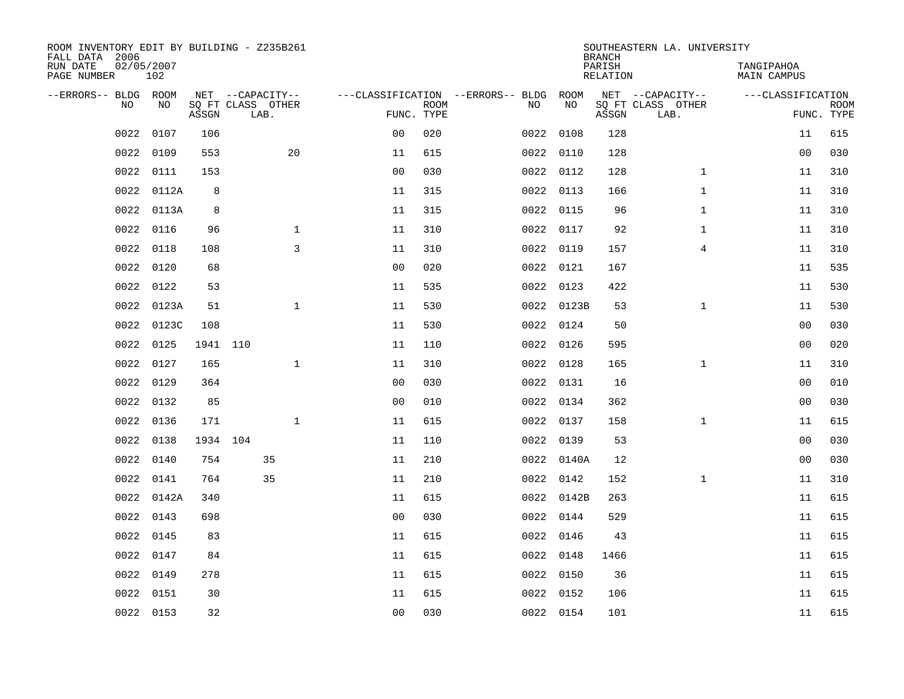ROOM INVENTORY EDIT BY BUILDING - Z235B261
FALL DATA 2006
RUN DATE 02/05/2007
PAGE NUMBER 102

SOUTHEASTERN LA. UNIVERSITY
BRANCH
PARISH TANGIPAHOA
RELATION MAIN CAMPUS

| --ERRORS-- | BLDG NO | ROOM NO | NET SQ FT ASSGN | CAPACITY CLASS LAB. | CAPACITY OTHER | CLASSIFICATION FUNC. | ROOM TYPE | --ERRORS-- | BLDG NO | ROOM NO | NET SQ FT ASSGN | CAPACITY CLASS LAB. | CAPACITY OTHER | CLASSIFICATION FUNC. | ROOM TYPE |
|---|---|---|---|---|---|---|---|---|---|---|---|---|---|---|---|
| | 0022 | 0107 | 106 | | | 00 | 020 | | 0022 | 0108 | 128 | | | 11 | 615 |
| | 0022 | 0109 | 553 | | 20 | 11 | 615 | | 0022 | 0110 | 128 | | | 00 | 030 |
| | 0022 | 0111 | 153 | | | 00 | 030 | | 0022 | 0112 | 128 | | 1 | 11 | 310 |
| | 0022 | 0112A | 8 | | | 11 | 315 | | 0022 | 0113 | 166 | | 1 | 11 | 310 |
| | 0022 | 0113A | 8 | | | 11 | 315 | | 0022 | 0115 | 96 | | 1 | 11 | 310 |
| | 0022 | 0116 | 96 | | 1 | 11 | 310 | | 0022 | 0117 | 92 | | 1 | 11 | 310 |
| | 0022 | 0118 | 108 | | 3 | 11 | 310 | | 0022 | 0119 | 157 | | 4 | 11 | 310 |
| | 0022 | 0120 | 68 | | | 00 | 020 | | 0022 | 0121 | 167 | | | 11 | 535 |
| | 0022 | 0122 | 53 | | | 11 | 535 | | 0022 | 0123 | 422 | | | 11 | 530 |
| | 0022 | 0123A | 51 | | 1 | 11 | 530 | | 0022 | 0123B | 53 | | 1 | 11 | 530 |
| | 0022 | 0123C | 108 | | | 11 | 530 | | 0022 | 0124 | 50 | | | 00 | 030 |
| | 0022 | 0125 | 1941 | 110 | | 11 | 110 | | 0022 | 0126 | 595 | | | 00 | 020 |
| | 0022 | 0127 | 165 | | 1 | 11 | 310 | | 0022 | 0128 | 165 | | 1 | 11 | 310 |
| | 0022 | 0129 | 364 | | | 00 | 030 | | 0022 | 0131 | 16 | | | 00 | 010 |
| | 0022 | 0132 | 85 | | | 00 | 010 | | 0022 | 0134 | 362 | | | 00 | 030 |
| | 0022 | 0136 | 171 | | 1 | 11 | 615 | | 0022 | 0137 | 158 | | 1 | 11 | 615 |
| | 0022 | 0138 | 1934 | 104 | | 11 | 110 | | 0022 | 0139 | 53 | | | 00 | 030 |
| | 0022 | 0140 | 754 | 35 | | 11 | 210 | | 0022 | 0140A | 12 | | | 00 | 030 |
| | 0022 | 0141 | 764 | 35 | | 11 | 210 | | 0022 | 0142 | 152 | | 1 | 11 | 310 |
| | 0022 | 0142A | 340 | | | 11 | 615 | | 0022 | 0142B | 263 | | | 11 | 615 |
| | 0022 | 0143 | 698 | | | 00 | 030 | | 0022 | 0144 | 529 | | | 11 | 615 |
| | 0022 | 0145 | 83 | | | 11 | 615 | | 0022 | 0146 | 43 | | | 11 | 615 |
| | 0022 | 0147 | 84 | | | 11 | 615 | | 0022 | 0148 | 1466 | | | 11 | 615 |
| | 0022 | 0149 | 278 | | | 11 | 615 | | 0022 | 0150 | 36 | | | 11 | 615 |
| | 0022 | 0151 | 30 | | | 11 | 615 | | 0022 | 0152 | 106 | | | 11 | 615 |
| | 0022 | 0153 | 32 | | | 00 | 030 | | 0022 | 0154 | 101 | | | 11 | 615 |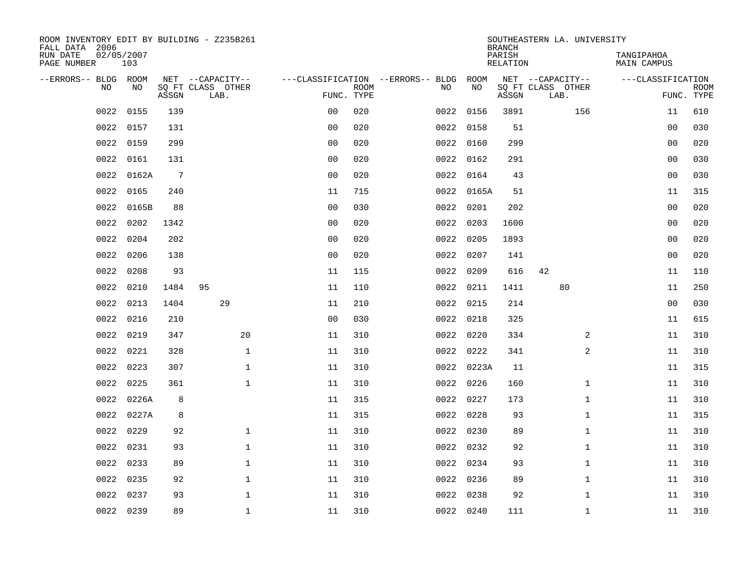ROOM INVENTORY EDIT BY BUILDING - Z235B261
FALL DATA 2006
RUN DATE 02/05/2007
PAGE NUMBER 103

SOUTHEASTERN LA. UNIVERSITY
BRANCH
PARISH TANGIPAHOA
RELATION MAIN CAMPUS

| --ERRORS-- | BLDG NO | ROOM NO | NET SQ FT ASSGN | --CAPACITY-- CLASS | LAB. | OTHER | ---CLASSIFICATION FUNC. | ROOM TYPE | --ERRORS-- | BLDG NO | ROOM NO | NET SQ FT ASSGN | --CAPACITY-- CLASS | LAB. | OTHER | ---CLASSIFICATION FUNC. | ROOM TYPE |
|---|---|---|---|---|---|---|---|---|---|---|---|---|---|---|---|---|---|
| | 0022 | 0155 | 139 | | | | 00 | 020 | | 0022 | 0156 | 3891 | | | 156 | 11 | 610 |
| | 0022 | 0157 | 131 | | | | 00 | 020 | | 0022 | 0158 | 51 | | | | 00 | 030 |
| | 0022 | 0159 | 299 | | | | 00 | 020 | | 0022 | 0160 | 299 | | | | 00 | 020 |
| | 0022 | 0161 | 131 | | | | 00 | 020 | | 0022 | 0162 | 291 | | | | 00 | 030 |
| | 0022 | 0162A | 7 | | | | 00 | 020 | | 0022 | 0164 | 43 | | | | 00 | 030 |
| | 0022 | 0165 | 240 | | | | 11 | 715 | | 0022 | 0165A | 51 | | | | 11 | 315 |
| | 0022 | 0165B | 88 | | | | 00 | 030 | | 0022 | 0201 | 202 | | | | 00 | 020 |
| | 0022 | 0202 | 1342 | | | | 00 | 020 | | 0022 | 0203 | 1600 | | | | 00 | 020 |
| | 0022 | 0204 | 202 | | | | 00 | 020 | | 0022 | 0205 | 1893 | | | | 00 | 020 |
| | 0022 | 0206 | 138 | | | | 00 | 020 | | 0022 | 0207 | 141 | | | | 00 | 020 |
| | 0022 | 0208 | 93 | | | | 11 | 115 | | 0022 | 0209 | 616 | 42 | | | 11 | 110 |
| | 0022 | 0210 | 1484 | 95 | | | 11 | 110 | | 0022 | 0211 | 1411 | | 80 | | 11 | 250 |
| | 0022 | 0213 | 1404 | | 29 | | 11 | 210 | | 0022 | 0215 | 214 | | | | 00 | 030 |
| | 0022 | 0216 | 210 | | | | 00 | 030 | | 0022 | 0218 | 325 | | | | 11 | 615 |
| | 0022 | 0219 | 347 | | | 20 | 11 | 310 | | 0022 | 0220 | 334 | | | 2 | 11 | 310 |
| | 0022 | 0221 | 328 | | | 1 | 11 | 310 | | 0022 | 0222 | 341 | | | 2 | 11 | 310 |
| | 0022 | 0223 | 307 | | | 1 | 11 | 310 | | 0022 | 0223A | 11 | | | | 11 | 315 |
| | 0022 | 0225 | 361 | | | 1 | 11 | 310 | | 0022 | 0226 | 160 | | | 1 | 11 | 310 |
| | 0022 | 0226A | 8 | | | | 11 | 315 | | 0022 | 0227 | 173 | | | 1 | 11 | 310 |
| | 0022 | 0227A | 8 | | | | 11 | 315 | | 0022 | 0228 | 93 | | | 1 | 11 | 315 |
| | 0022 | 0229 | 92 | | | 1 | 11 | 310 | | 0022 | 0230 | 89 | | | 1 | 11 | 310 |
| | 0022 | 0231 | 93 | | | 1 | 11 | 310 | | 0022 | 0232 | 92 | | | 1 | 11 | 310 |
| | 0022 | 0233 | 89 | | | 1 | 11 | 310 | | 0022 | 0234 | 93 | | | 1 | 11 | 310 |
| | 0022 | 0235 | 92 | | | 1 | 11 | 310 | | 0022 | 0236 | 89 | | | 1 | 11 | 310 |
| | 0022 | 0237 | 93 | | | 1 | 11 | 310 | | 0022 | 0238 | 92 | | | 1 | 11 | 310 |
| | 0022 | 0239 | 89 | | | 1 | 11 | 310 | | 0022 | 0240 | 111 | | | 1 | 11 | 310 |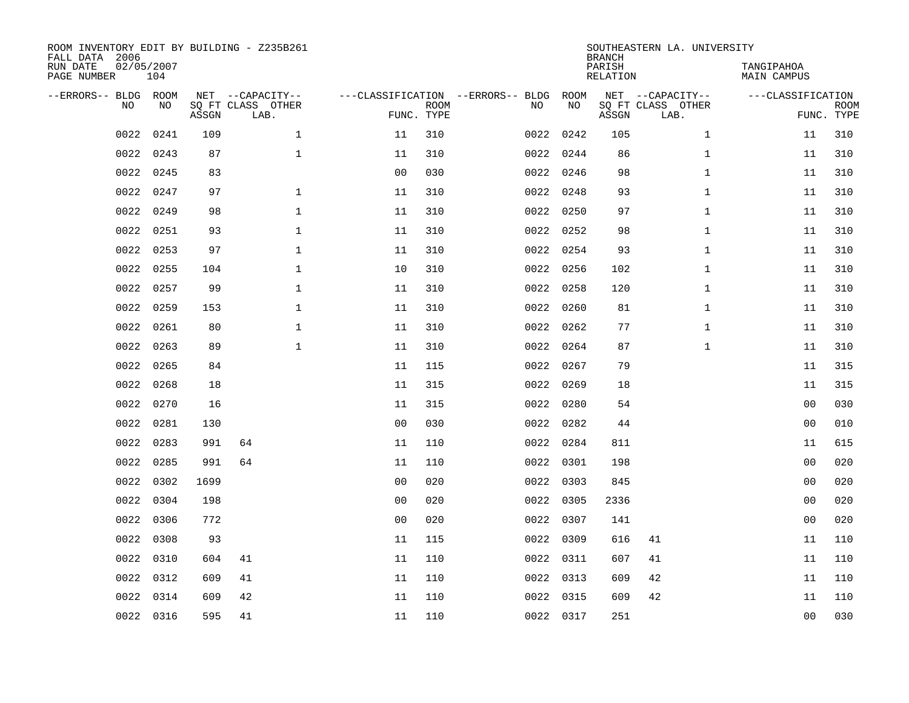ROOM INVENTORY EDIT BY BUILDING - Z235B261
FALL DATA 2006
RUN DATE 02/05/2007
PAGE NUMBER 104

SOUTHEASTERN LA. UNIVERSITY
BRANCH
PARISH TANGIPAHOA
RELATION MAIN CAMPUS

| --ERRORS-- | BLDG NO | ROOM NO | NET SQ FT ASSGN | CAPACITY CLASS | CAPACITY OTHER LAB. | CLASSIFICATION FUNC. | ROOM TYPE | --ERRORS-- | BLDG NO | ROOM NO | NET SQ FT ASSGN | CAPACITY CLASS | CAPACITY OTHER LAB. | CLASSIFICATION FUNC. | ROOM TYPE |
|---|---|---|---|---|---|---|---|---|---|---|---|---|---|---|---|
| | 0022 | 0241 | 109 | | 1 | 11 | 310 | | 0022 | 0242 | 105 | | 1 | 11 | 310 |
| | 0022 | 0243 | 87 | | 1 | 11 | 310 | | 0022 | 0244 | 86 | | 1 | 11 | 310 |
| | 0022 | 0245 | 83 | | | 00 | 030 | | 0022 | 0246 | 98 | | 1 | 11 | 310 |
| | 0022 | 0247 | 97 | | 1 | 11 | 310 | | 0022 | 0248 | 93 | | 1 | 11 | 310 |
| | 0022 | 0249 | 98 | | 1 | 11 | 310 | | 0022 | 0250 | 97 | | 1 | 11 | 310 |
| | 0022 | 0251 | 93 | | 1 | 11 | 310 | | 0022 | 0252 | 98 | | 1 | 11 | 310 |
| | 0022 | 0253 | 97 | | 1 | 11 | 310 | | 0022 | 0254 | 93 | | 1 | 11 | 310 |
| | 0022 | 0255 | 104 | | 1 | 10 | 310 | | 0022 | 0256 | 102 | | 1 | 11 | 310 |
| | 0022 | 0257 | 99 | | 1 | 11 | 310 | | 0022 | 0258 | 120 | | 1 | 11 | 310 |
| | 0022 | 0259 | 153 | | 1 | 11 | 310 | | 0022 | 0260 | 81 | | 1 | 11 | 310 |
| | 0022 | 0261 | 80 | | 1 | 11 | 310 | | 0022 | 0262 | 77 | | 1 | 11 | 310 |
| | 0022 | 0263 | 89 | | 1 | 11 | 310 | | 0022 | 0264 | 87 | | 1 | 11 | 310 |
| | 0022 | 0265 | 84 | | | 11 | 115 | | 0022 | 0267 | 79 | | | 11 | 315 |
| | 0022 | 0268 | 18 | | | 11 | 315 | | 0022 | 0269 | 18 | | | 11 | 315 |
| | 0022 | 0270 | 16 | | | 11 | 315 | | 0022 | 0280 | 54 | | | 00 | 030 |
| | 0022 | 0281 | 130 | | | 00 | 030 | | 0022 | 0282 | 44 | | | 00 | 010 |
| | 0022 | 0283 | 991 | 64 | | 11 | 110 | | 0022 | 0284 | 811 | | | 11 | 615 |
| | 0022 | 0285 | 991 | 64 | | 11 | 110 | | 0022 | 0301 | 198 | | | 00 | 020 |
| | 0022 | 0302 | 1699 | | | 00 | 020 | | 0022 | 0303 | 845 | | | 00 | 020 |
| | 0022 | 0304 | 198 | | | 00 | 020 | | 0022 | 0305 | 2336 | | | 00 | 020 |
| | 0022 | 0306 | 772 | | | 00 | 020 | | 0022 | 0307 | 141 | | | 00 | 020 |
| | 0022 | 0308 | 93 | | | 11 | 115 | | 0022 | 0309 | 616 | 41 | | 11 | 110 |
| | 0022 | 0310 | 604 | 41 | | 11 | 110 | | 0022 | 0311 | 607 | 41 | | 11 | 110 |
| | 0022 | 0312 | 609 | 41 | | 11 | 110 | | 0022 | 0313 | 609 | 42 | | 11 | 110 |
| | 0022 | 0314 | 609 | 42 | | 11 | 110 | | 0022 | 0315 | 609 | 42 | | 11 | 110 |
| | 0022 | 0316 | 595 | 41 | | 11 | 110 | | 0022 | 0317 | 251 | | | 00 | 030 |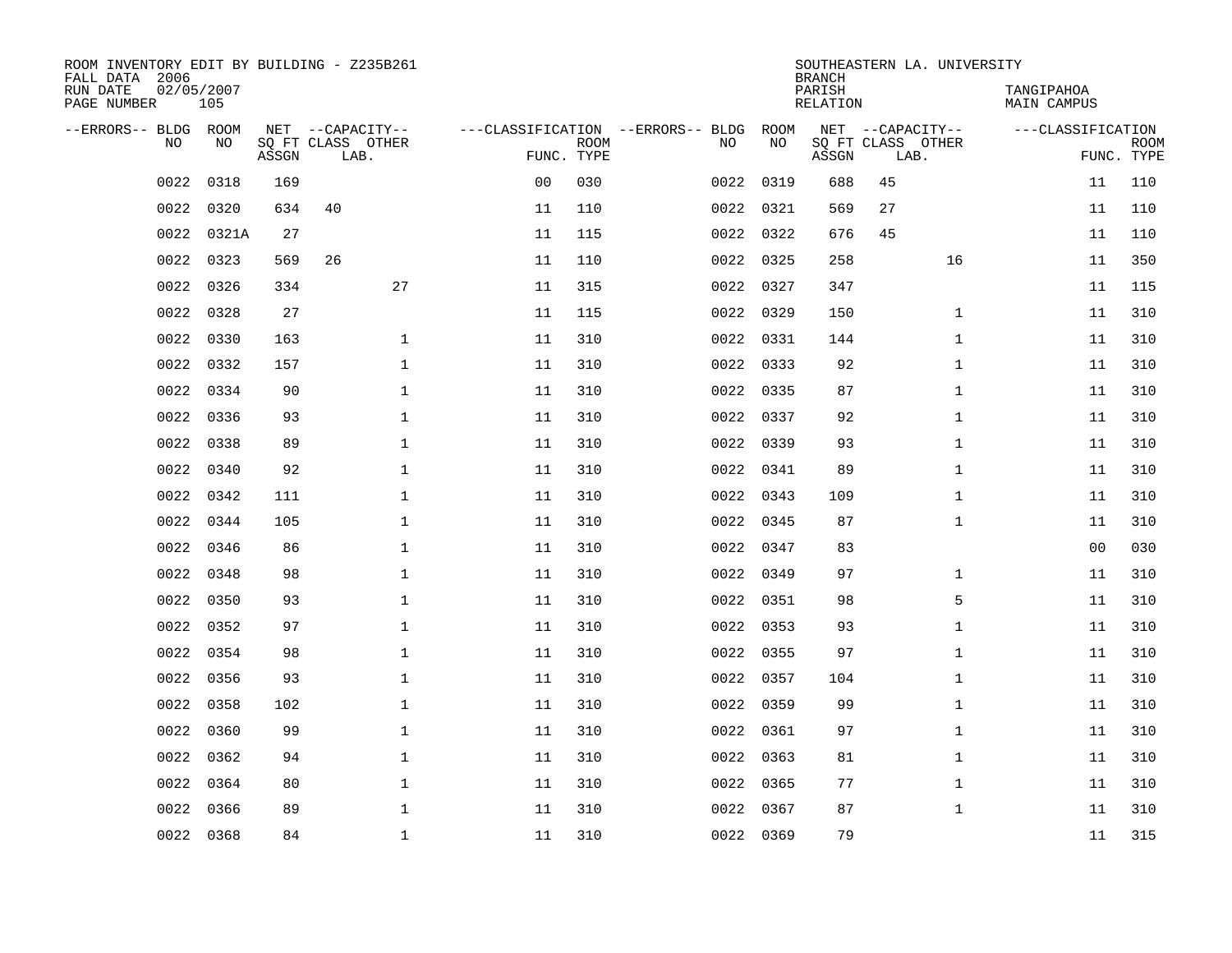ROOM INVENTORY EDIT BY BUILDING - Z235B261
FALL DATA 2006
RUN DATE 02/05/2007
PAGE NUMBER 105

SOUTHEASTERN LA. UNIVERSITY
BRANCH
PARISH TANGIPAHOA
RELATION MAIN CAMPUS

| --ERRORS-- | BLDG NO | ROOM NO | NET SQ FT ASSGN | CAPACITY CLASS LAB. | CAPACITY OTHER | CLASSIFICATION FUNC. | ROOM TYPE | --ERRORS-- | BLDG NO | ROOM NO | NET SQ FT ASSGN | CAPACITY CLASS LAB. | CAPACITY OTHER | CLASSIFICATION FUNC. | ROOM TYPE |
|---|---|---|---|---|---|---|---|---|---|---|---|---|---|---|---|
| | 0022 | 0318 | 169 | | | 00 | 030 | | 0022 | 0319 | 688 | 45 | | 11 | 110 |
| | 0022 | 0320 | 634 | 40 | | 11 | 110 | | 0022 | 0321 | 569 | 27 | | 11 | 110 |
| | 0022 | 0321A | 27 | | | 11 | 115 | | 0022 | 0322 | 676 | 45 | | 11 | 110 |
| | 0022 | 0323 | 569 | 26 | | 11 | 110 | | 0022 | 0325 | 258 | | 16 | 11 | 350 |
| | 0022 | 0326 | 334 | | 27 | 11 | 315 | | 0022 | 0327 | 347 | | | 11 | 115 |
| | 0022 | 0328 | 27 | | | 11 | 115 | | 0022 | 0329 | 150 | | 1 | 11 | 310 |
| | 0022 | 0330 | 163 | | 1 | 11 | 310 | | 0022 | 0331 | 144 | | 1 | 11 | 310 |
| | 0022 | 0332 | 157 | | 1 | 11 | 310 | | 0022 | 0333 | 92 | | 1 | 11 | 310 |
| | 0022 | 0334 | 90 | | 1 | 11 | 310 | | 0022 | 0335 | 87 | | 1 | 11 | 310 |
| | 0022 | 0336 | 93 | | 1 | 11 | 310 | | 0022 | 0337 | 92 | | 1 | 11 | 310 |
| | 0022 | 0338 | 89 | | 1 | 11 | 310 | | 0022 | 0339 | 93 | | 1 | 11 | 310 |
| | 0022 | 0340 | 92 | | 1 | 11 | 310 | | 0022 | 0341 | 89 | | 1 | 11 | 310 |
| | 0022 | 0342 | 111 | | 1 | 11 | 310 | | 0022 | 0343 | 109 | | 1 | 11 | 310 |
| | 0022 | 0344 | 105 | | 1 | 11 | 310 | | 0022 | 0345 | 87 | | 1 | 11 | 310 |
| | 0022 | 0346 | 86 | | 1 | 11 | 310 | | 0022 | 0347 | 83 | | | 00 | 030 |
| | 0022 | 0348 | 98 | | 1 | 11 | 310 | | 0022 | 0349 | 97 | | 1 | 11 | 310 |
| | 0022 | 0350 | 93 | | 1 | 11 | 310 | | 0022 | 0351 | 98 | | 5 | 11 | 310 |
| | 0022 | 0352 | 97 | | 1 | 11 | 310 | | 0022 | 0353 | 93 | | 1 | 11 | 310 |
| | 0022 | 0354 | 98 | | 1 | 11 | 310 | | 0022 | 0355 | 97 | | 1 | 11 | 310 |
| | 0022 | 0356 | 93 | | 1 | 11 | 310 | | 0022 | 0357 | 104 | | 1 | 11 | 310 |
| | 0022 | 0358 | 102 | | 1 | 11 | 310 | | 0022 | 0359 | 99 | | 1 | 11 | 310 |
| | 0022 | 0360 | 99 | | 1 | 11 | 310 | | 0022 | 0361 | 97 | | 1 | 11 | 310 |
| | 0022 | 0362 | 94 | | 1 | 11 | 310 | | 0022 | 0363 | 81 | | 1 | 11 | 310 |
| | 0022 | 0364 | 80 | | 1 | 11 | 310 | | 0022 | 0365 | 77 | | 1 | 11 | 310 |
| | 0022 | 0366 | 89 | | 1 | 11 | 310 | | 0022 | 0367 | 87 | | 1 | 11 | 310 |
| | 0022 | 0368 | 84 | | 1 | 11 | 310 | | 0022 | 0369 | 79 | | | 11 | 315 |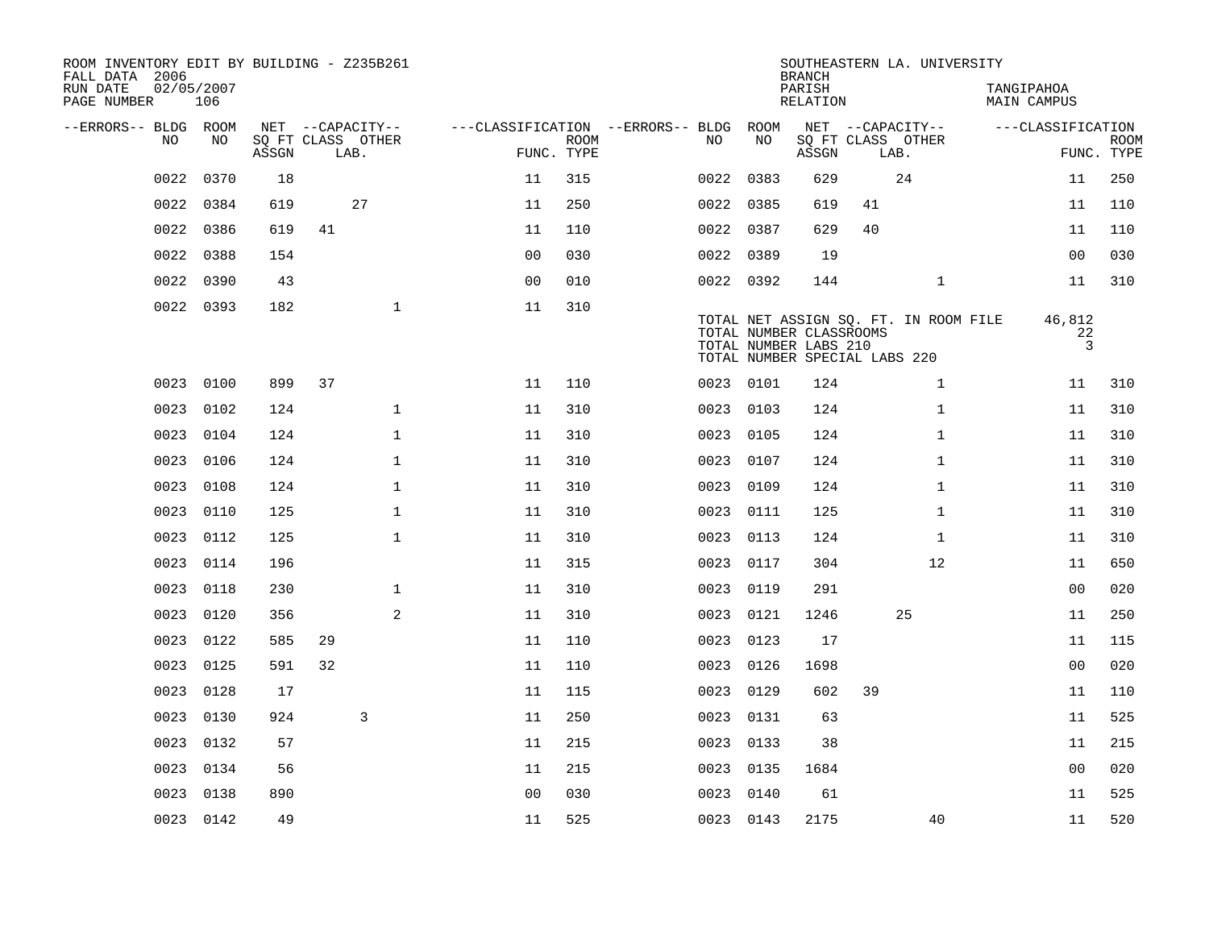ROOM INVENTORY EDIT BY BUILDING - Z235B261
FALL DATA 2006
RUN DATE 02/05/2007

SOUTHEASTERN LA. UNIVERSITY
BRANCH
PARISH TANGIPAHOA
RELATION MAIN CAMPUS

| --ERRORS-- | BLDG NO | ROOM NO | NET SQ FT ASSGN | CAPACITY CLASS | CAPACITY LAB. | CAPACITY OTHER | CLASSIFICATION FUNC. | ROOM TYPE | --ERRORS-- | BLDG NO | ROOM NO | NET SQ FT ASSGN | CAPACITY CLASS | CAPACITY LAB. | CAPACITY OTHER | CLASSIFICATION FUNC. | ROOM TYPE |
|---|---|---|---|---|---|---|---|---|---|---|---|---|---|---|---|---|---|
| | 0022 | 0370 | 18 | | | | 11 | 315 | | 0022 | 0383 | 629 | | 24 | | 11 | 250 |
| | 0022 | 0384 | 619 | | 27 | | 11 | 250 | | 0022 | 0385 | 619 | 41 | | | 11 | 110 |
| | 0022 | 0386 | 619 | 41 | | | 11 | 110 | | 0022 | 0387 | 629 | 40 | | | 11 | 110 |
| | 0022 | 0388 | 154 | | | | 00 | 030 | | 0022 | 0389 | 19 | | | | 00 | 030 |
| | 0022 | 0390 | 43 | | | | 00 | 010 | | 0022 | 0392 | 144 | | | 1 | 11 | 310 |
| | 0022 | 0393 | 182 | | | 1 | 11 | 310 | | | | | | | | | |

TOTAL NET ASSIGN SQ. FT. IN ROOM FILE 46,812
TOTAL NUMBER CLASSROOMS 22
TOTAL NUMBER LABS 210 3
TOTAL NUMBER SPECIAL LABS 220

| --ERRORS-- | BLDG NO | ROOM NO | NET SQ FT ASSGN | CAPACITY CLASS | CAPACITY LAB. | CAPACITY OTHER | CLASSIFICATION FUNC. | ROOM TYPE | --ERRORS-- | BLDG NO | ROOM NO | NET SQ FT ASSGN | CAPACITY CLASS | CAPACITY LAB. | CAPACITY OTHER | CLASSIFICATION FUNC. | ROOM TYPE |
|---|---|---|---|---|---|---|---|---|---|---|---|---|---|---|---|---|---|
| | 0023 | 0100 | 899 | 37 | | | 11 | 110 | | 0023 | 0101 | 124 | | | 1 | 11 | 310 |
| | 0023 | 0102 | 124 | | | 1 | 11 | 310 | | 0023 | 0103 | 124 | | | 1 | 11 | 310 |
| | 0023 | 0104 | 124 | | | 1 | 11 | 310 | | 0023 | 0105 | 124 | | | 1 | 11 | 310 |
| | 0023 | 0106 | 124 | | | 1 | 11 | 310 | | 0023 | 0107 | 124 | | | 1 | 11 | 310 |
| | 0023 | 0108 | 124 | | | 1 | 11 | 310 | | 0023 | 0109 | 124 | | | 1 | 11 | 310 |
| | 0023 | 0110 | 125 | | | 1 | 11 | 310 | | 0023 | 0111 | 125 | | | 1 | 11 | 310 |
| | 0023 | 0112 | 125 | | | 1 | 11 | 310 | | 0023 | 0113 | 124 | | | 1 | 11 | 310 |
| | 0023 | 0114 | 196 | | | | 11 | 315 | | 0023 | 0117 | 304 | | | 12 | 11 | 650 |
| | 0023 | 0118 | 230 | | | 1 | 11 | 310 | | 0023 | 0119 | 291 | | | | 00 | 020 |
| | 0023 | 0120 | 356 | | | 2 | 11 | 310 | | 0023 | 0121 | 1246 | | 25 | | 11 | 250 |
| | 0023 | 0122 | 585 | 29 | | | 11 | 110 | | 0023 | 0123 | 17 | | | | 11 | 115 |
| | 0023 | 0125 | 591 | 32 | | | 11 | 110 | | 0023 | 0126 | 1698 | | | | 00 | 020 |
| | 0023 | 0128 | 17 | | | | 11 | 115 | | 0023 | 0129 | 602 | 39 | | | 11 | 110 |
| | 0023 | 0130 | 924 | | 3 | | 11 | 250 | | 0023 | 0131 | 63 | | | | 11 | 525 |
| | 0023 | 0132 | 57 | | | | 11 | 215 | | 0023 | 0133 | 38 | | | | 11 | 215 |
| | 0023 | 0134 | 56 | | | | 11 | 215 | | 0023 | 0135 | 1684 | | | | 00 | 020 |
| | 0023 | 0138 | 890 | | | | 00 | 030 | | 0023 | 0140 | 61 | | | | 11 | 525 |
| | 0023 | 0142 | 49 | | | | 11 | 525 | | 0023 | 0143 | 2175 | | | 40 | 11 | 520 |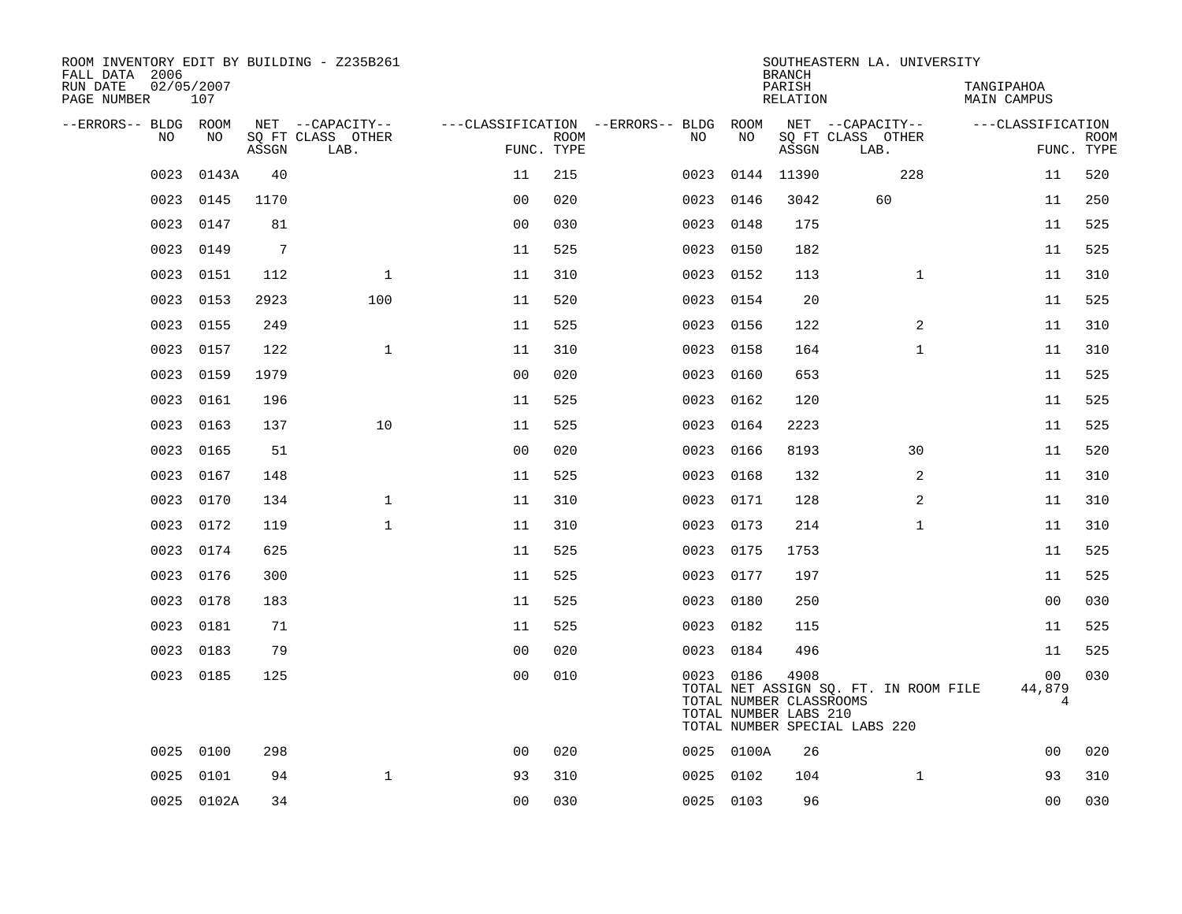ROOM INVENTORY EDIT BY BUILDING - Z235B261
FALL DATA 2006
RUN DATE 02/05/2007
PAGE NUMBER 107

SOUTHEASTERN LA. UNIVERSITY
BRANCH
PARISH TANGIPAHOA
RELATION MAIN CAMPUS

| --ERRORS-- | BLDG NO | ROOM NO | NET SQ FT ASSGN | --CAPACITY-- CLASS LAB. | OTHER | ---CLASSIFICATION FUNC. | ROOM TYPE | --ERRORS-- | BLDG NO | ROOM NO | NET SQ FT ASSGN | --CAPACITY-- CLASS LAB. | OTHER | ---CLASSIFICATION FUNC. | ROOM TYPE |
|---|---|---|---|---|---|---|---|---|---|---|---|---|---|---|---|
| | 0023 | 0143A | 40 | | | 11 | 215 | | 0023 | 0144 | 11390 | | 228 | 11 | 520 |
| | 0023 | 0145 | 1170 | | | 00 | 020 | | 0023 | 0146 | 3042 | 60 | | 11 | 250 |
| | 0023 | 0147 | 81 | | | 00 | 030 | | 0023 | 0148 | 175 | | | 11 | 525 |
| | 0023 | 0149 | 7 | | | 11 | 525 | | 0023 | 0150 | 182 | | | 11 | 525 |
| | 0023 | 0151 | 112 | | 1 | 11 | 310 | | 0023 | 0152 | 113 | | 1 | 11 | 310 |
| | 0023 | 0153 | 2923 | | 100 | 11 | 520 | | 0023 | 0154 | 20 | | | 11 | 525 |
| | 0023 | 0155 | 249 | | | 11 | 525 | | 0023 | 0156 | 122 | | 2 | 11 | 310 |
| | 0023 | 0157 | 122 | | 1 | 11 | 310 | | 0023 | 0158 | 164 | | 1 | 11 | 310 |
| | 0023 | 0159 | 1979 | | | 00 | 020 | | 0023 | 0160 | 653 | | | 11 | 525 |
| | 0023 | 0161 | 196 | | | 11 | 525 | | 0023 | 0162 | 120 | | | 11 | 525 |
| | 0023 | 0163 | 137 | | 10 | 11 | 525 | | 0023 | 0164 | 2223 | | | 11 | 525 |
| | 0023 | 0165 | 51 | | | 00 | 020 | | 0023 | 0166 | 8193 | | 30 | 11 | 520 |
| | 0023 | 0167 | 148 | | | 11 | 525 | | 0023 | 0168 | 132 | | 2 | 11 | 310 |
| | 0023 | 0170 | 134 | | 1 | 11 | 310 | | 0023 | 0171 | 128 | | 2 | 11 | 310 |
| | 0023 | 0172 | 119 | | 1 | 11 | 310 | | 0023 | 0173 | 214 | | 1 | 11 | 310 |
| | 0023 | 0174 | 625 | | | 11 | 525 | | 0023 | 0175 | 1753 | | | 11 | 525 |
| | 0023 | 0176 | 300 | | | 11 | 525 | | 0023 | 0177 | 197 | | | 11 | 525 |
| | 0023 | 0178 | 183 | | | 11 | 525 | | 0023 | 0180 | 250 | | | 00 | 030 |
| | 0023 | 0181 | 71 | | | 11 | 525 | | 0023 | 0182 | 115 | | | 11 | 525 |
| | 0023 | 0183 | 79 | | | 00 | 020 | | 0023 | 0184 | 496 | | | 11 | 525 |
| | 0023 | 0185 | 125 | | | 00 | 010 | | 0023 | 0186 | 4908 | | | 00 | 030 |
| | | | | | | | | | TOTAL NET ASSIGN SQ. FT. IN ROOM FILE | | | | | 44,879 | |
| | | | | | | | | | TOTAL NUMBER CLASSROOMS | | | | | 4 | |
| | | | | | | | | | TOTAL NUMBER LABS 210 | | | | | | |
| | | | | | | | | | TOTAL NUMBER SPECIAL LABS 220 | | | | | | |
| | 0025 | 0100 | 298 | | | 00 | 020 | | 0025 | 0100A | 26 | | | 00 | 020 |
| | 0025 | 0101 | 94 | | 1 | 93 | 310 | | 0025 | 0102 | 104 | | 1 | 93 | 310 |
| | 0025 | 0102A | 34 | | | 00 | 030 | | 0025 | 0103 | 96 | | | 00 | 030 |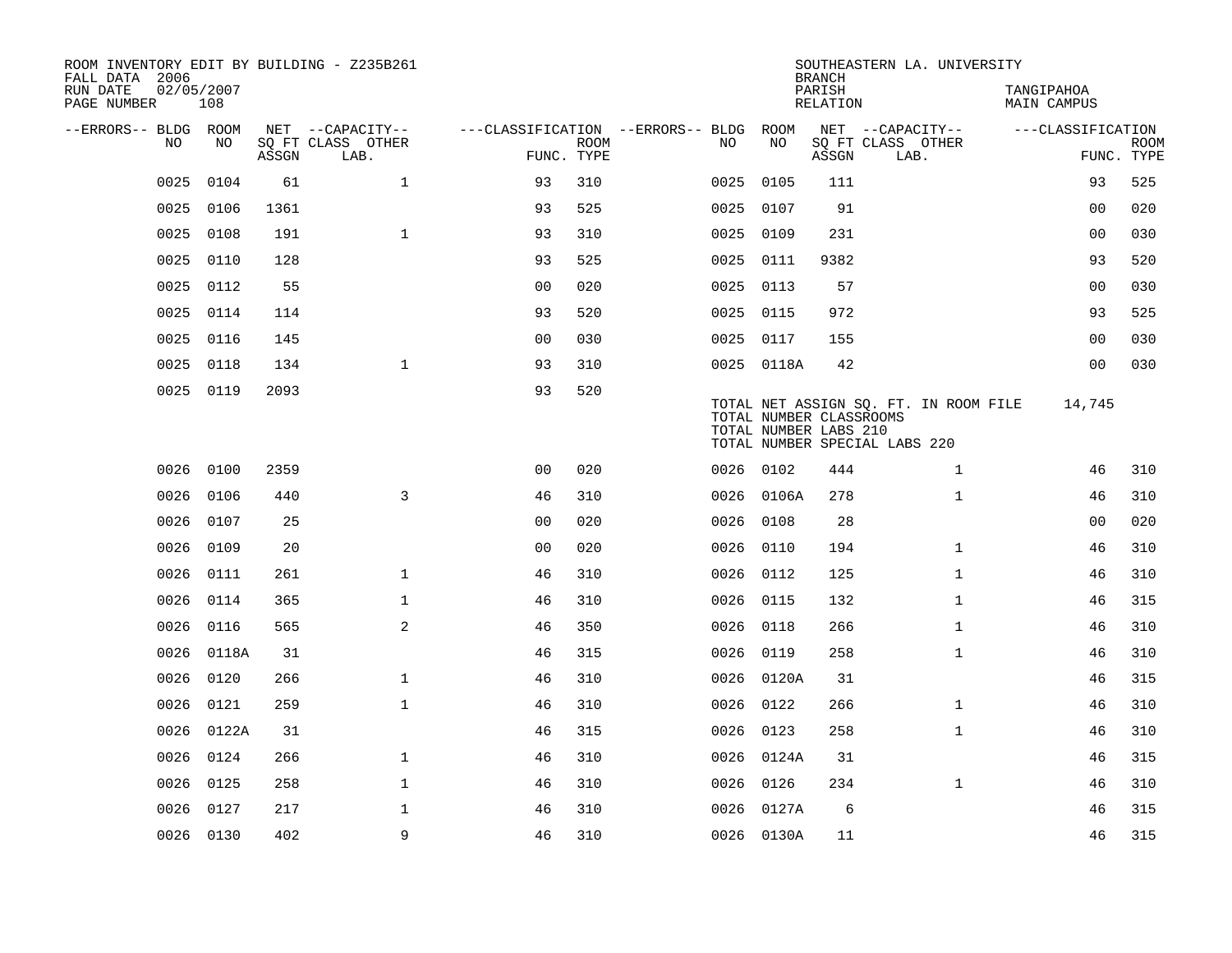ROOM INVENTORY EDIT BY BUILDING - Z235B261
FALL DATA 2006
RUN DATE 02/05/2007
PAGE NUMBER 108

SOUTHEASTERN LA. UNIVERSITY
BRANCH
PARISH TANGIPAHOA
RELATION MAIN CAMPUS

| --ERRORS-- | BLDG NO | ROOM NO | NET SQ FT ASSGN | CAPACITY CLASS LAB. | CAPACITY OTHER | FUNC. | ROOM TYPE | --ERRORS-- | BLDG NO | ROOM NO | NET SQ FT ASSGN | CAPACITY CLASS LAB. | CAPACITY OTHER | FUNC. | ROOM TYPE |
|---|---|---|---|---|---|---|---|---|---|---|---|---|---|---|---|
| | 0025 | 0104 | 61 | | 1 | 93 | 310 | | 0025 | 0105 | 111 | | | 93 | 525 |
| | 0025 | 0106 | 1361 | | | 93 | 525 | | 0025 | 0107 | 91 | | | 00 | 020 |
| | 0025 | 0108 | 191 | | 1 | 93 | 310 | | 0025 | 0109 | 231 | | | 00 | 030 |
| | 0025 | 0110 | 128 | | | 93 | 525 | | 0025 | 0111 | 9382 | | | 93 | 520 |
| | 0025 | 0112 | 55 | | | 00 | 020 | | 0025 | 0113 | 57 | | | 00 | 030 |
| | 0025 | 0114 | 114 | | | 93 | 520 | | 0025 | 0115 | 972 | | | 93 | 525 |
| | 0025 | 0116 | 145 | | | 00 | 030 | | 0025 | 0117 | 155 | | | 00 | 030 |
| | 0025 | 0118 | 134 | | 1 | 93 | 310 | | 0025 | 0118A | 42 | | | 00 | 030 |
| | 0025 | 0119 | 2093 | | | 93 | 520 | | | | | | | | |

TOTAL NET ASSIGN SQ. FT. IN ROOM FILE 14,745
TOTAL NUMBER CLASSROOMS
TOTAL NUMBER LABS 210
TOTAL NUMBER SPECIAL LABS 220

| --ERRORS-- | BLDG NO | ROOM NO | NET SQ FT ASSGN | CAPACITY CLASS LAB. | CAPACITY OTHER | FUNC. | ROOM TYPE | --ERRORS-- | BLDG NO | ROOM NO | NET SQ FT ASSGN | CAPACITY CLASS LAB. | CAPACITY OTHER | FUNC. | ROOM TYPE |
|---|---|---|---|---|---|---|---|---|---|---|---|---|---|---|---|
| | 0026 | 0100 | 2359 | | | 00 | 020 | | 0026 | 0102 | 444 | | 1 | 46 | 310 |
| | 0026 | 0106 | 440 | | 3 | 46 | 310 | | 0026 | 0106A | 278 | | 1 | 46 | 310 |
| | 0026 | 0107 | 25 | | | 00 | 020 | | 0026 | 0108 | 28 | | | 00 | 020 |
| | 0026 | 0109 | 20 | | | 00 | 020 | | 0026 | 0110 | 194 | | 1 | 46 | 310 |
| | 0026 | 0111 | 261 | | 1 | 46 | 310 | | 0026 | 0112 | 125 | | 1 | 46 | 310 |
| | 0026 | 0114 | 365 | | 1 | 46 | 310 | | 0026 | 0115 | 132 | | 1 | 46 | 315 |
| | 0026 | 0116 | 565 | | 2 | 46 | 350 | | 0026 | 0118 | 266 | | 1 | 46 | 310 |
| | 0026 | 0118A | 31 | | | 46 | 315 | | 0026 | 0119 | 258 | | 1 | 46 | 310 |
| | 0026 | 0120 | 266 | | 1 | 46 | 310 | | 0026 | 0120A | 31 | | | 46 | 315 |
| | 0026 | 0121 | 259 | | 1 | 46 | 310 | | 0026 | 0122 | 266 | | 1 | 46 | 310 |
| | 0026 | 0122A | 31 | | | 46 | 315 | | 0026 | 0123 | 258 | | 1 | 46 | 310 |
| | 0026 | 0124 | 266 | | 1 | 46 | 310 | | 0026 | 0124A | 31 | | | 46 | 315 |
| | 0026 | 0125 | 258 | | 1 | 46 | 310 | | 0026 | 0126 | 234 | | 1 | 46 | 310 |
| | 0026 | 0127 | 217 | | 1 | 46 | 310 | | 0026 | 0127A | 6 | | | 46 | 315 |
| | 0026 | 0130 | 402 | | 9 | 46 | 310 | | 0026 | 0130A | 11 | | | 46 | 315 |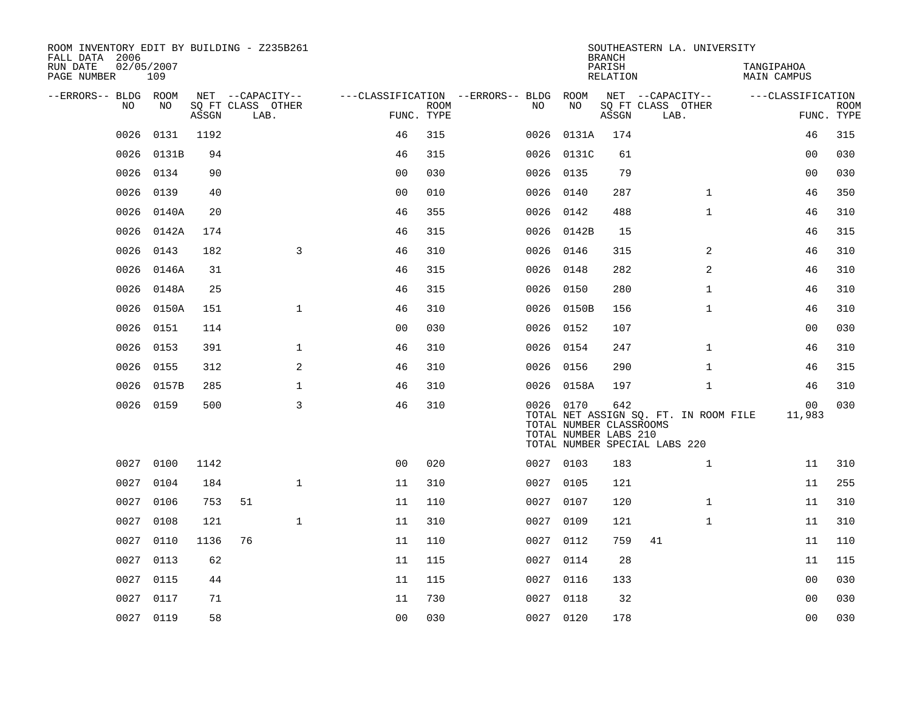ROOM INVENTORY EDIT BY BUILDING - Z235B261
FALL DATA 2006
RUN DATE 02/05/2007
PAGE NUMBER 109

SOUTHEASTERN LA. UNIVERSITY
BRANCH
PARISH TANGIPAHOA
RELATION MAIN CAMPUS

| --ERRORS-- | BLDG NO | ROOM NO | NET SQ FT ASSGN | CAPACITY CLASS | CAPACITY LAB. | CAPACITY OTHER | CLASSIFICATION FUNC. | ROOM TYPE | --ERRORS-- | BLDG NO | ROOM NO | NET SQ FT ASSGN | CAPACITY CLASS | CAPACITY LAB. | CAPACITY OTHER | CLASSIFICATION FUNC. | ROOM TYPE |
|---|---|---|---|---|---|---|---|---|---|---|---|---|---|---|---|---|---|
| | 0026 | 0131 | 1192 | | | | 46 | 315 | | 0026 | 0131A | 174 | | | | 46 | 315 |
| | 0026 | 0131B | 94 | | | | 46 | 315 | | 0026 | 0131C | 61 | | | | 00 | 030 |
| | 0026 | 0134 | 90 | | | | 00 | 030 | | 0026 | 0135 | 79 | | | | 00 | 030 |
| | 0026 | 0139 | 40 | | | | 00 | 010 | | 0026 | 0140 | 287 | | | 1 | 46 | 350 |
| | 0026 | 0140A | 20 | | | | 46 | 355 | | 0026 | 0142 | 488 | | | 1 | 46 | 310 |
| | 0026 | 0142A | 174 | | | | 46 | 315 | | 0026 | 0142B | 15 | | | | 46 | 315 |
| | 0026 | 0143 | 182 | | | 3 | 46 | 310 | | 0026 | 0146 | 315 | | | 2 | 46 | 310 |
| | 0026 | 0146A | 31 | | | | 46 | 315 | | 0026 | 0148 | 282 | | | 2 | 46 | 310 |
| | 0026 | 0148A | 25 | | | | 46 | 315 | | 0026 | 0150 | 280 | | | 1 | 46 | 310 |
| | 0026 | 0150A | 151 | | | 1 | 46 | 310 | | 0026 | 0150B | 156 | | | 1 | 46 | 310 |
| | 0026 | 0151 | 114 | | | | 00 | 030 | | 0026 | 0152 | 107 | | | | 00 | 030 |
| | 0026 | 0153 | 391 | | | 1 | 46 | 310 | | 0026 | 0154 | 247 | | | 1 | 46 | 310 |
| | 0026 | 0155 | 312 | | | 2 | 46 | 310 | | 0026 | 0156 | 290 | | | 1 | 46 | 315 |
| | 0026 | 0157B | 285 | | | 1 | 46 | 310 | | 0026 | 0158A | 197 | | | 1 | 46 | 310 |
| | 0026 | 0159 | 500 | | | 3 | 46 | 310 | | 0026 | 0170 | 642 | | | | 00 | 030 |
| | | | | | | | | | | TOTAL NET ASSIGN SQ. FT. IN ROOM FILE | | | | | | 11,983 | |
| | | | | | | | | | | TOTAL NUMBER CLASSROOMS | | | | | | | |
| | | | | | | | | | | TOTAL NUMBER LABS 210 | | | | | | | |
| | | | | | | | | | | TOTAL NUMBER SPECIAL LABS 220 | | | | | | | |
| | 0027 | 0100 | 1142 | | | | 00 | 020 | | 0027 | 0103 | 183 | | | 1 | 11 | 310 |
| | 0027 | 0104 | 184 | | | 1 | 11 | 310 | | 0027 | 0105 | 121 | | | | 11 | 255 |
| | 0027 | 0106 | 753 | 51 | | | 11 | 110 | | 0027 | 0107 | 120 | | | 1 | 11 | 310 |
| | 0027 | 0108 | 121 | | | 1 | 11 | 310 | | 0027 | 0109 | 121 | | | 1 | 11 | 310 |
| | 0027 | 0110 | 1136 | 76 | | | 11 | 110 | | 0027 | 0112 | 759 | 41 | | | 11 | 110 |
| | 0027 | 0113 | 62 | | | | 11 | 115 | | 0027 | 0114 | 28 | | | | 11 | 115 |
| | 0027 | 0115 | 44 | | | | 11 | 115 | | 0027 | 0116 | 133 | | | | 00 | 030 |
| | 0027 | 0117 | 71 | | | | 11 | 730 | | 0027 | 0118 | 32 | | | | 00 | 030 |
| | 0027 | 0119 | 58 | | | | 00 | 030 | | 0027 | 0120 | 178 | | | | 00 | 030 |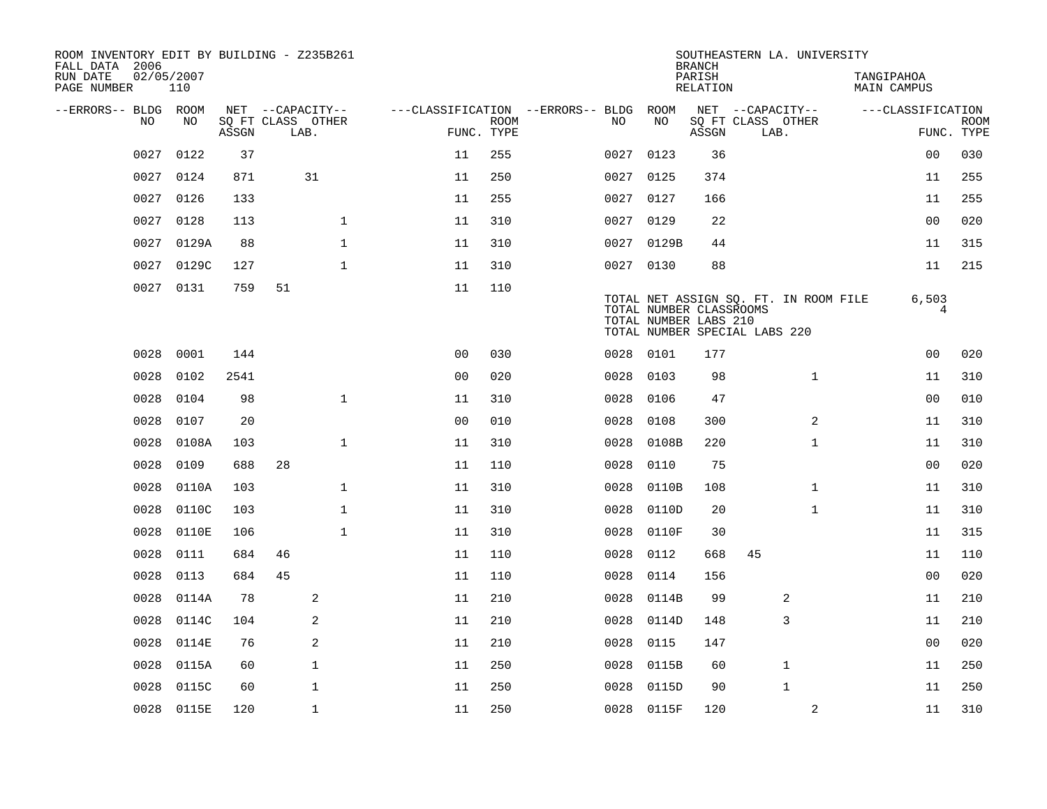ROOM INVENTORY EDIT BY BUILDING - Z235B261
FALL DATA 2006
RUN DATE 02/05/2007
PAGE NUMBER 110

SOUTHEASTERN LA. UNIVERSITY
BRANCH
PARISH TANGIPAHOA
RELATION MAIN CAMPUS

| --ERRORS-- | BLDG NO | ROOM NO | NET SQ FT ASSGN | CAPACITY CLASS | CAPACITY LAB. | CAPACITY OTHER | CLASSIFICATION FUNC. | ROOM TYPE | --ERRORS-- | BLDG NO | ROOM NO | NET SQ FT ASSGN | CAPACITY CLASS | CAPACITY LAB. | CAPACITY OTHER | CLASSIFICATION FUNC. | ROOM TYPE |
|---|---|---|---|---|---|---|---|---|---|---|---|---|---|---|---|---|---|
| | 0027 | 0122 | 37 | | | | 11 | 255 | | 0027 | 0123 | 36 | | | | 00 | 030 |
| | 0027 | 0124 | 871 | | 31 | | 11 | 250 | | 0027 | 0125 | 374 | | | | 11 | 255 |
| | 0027 | 0126 | 133 | | | | 11 | 255 | | 0027 | 0127 | 166 | | | | 11 | 255 |
| | 0027 | 0128 | 113 | | | 1 | 11 | 310 | | 0027 | 0129 | 22 | | | | 00 | 020 |
| | 0027 | 0129A | 88 | | | 1 | 11 | 310 | | 0027 | 0129B | 44 | | | | 11 | 315 |
| | 0027 | 0129C | 127 | | | 1 | 11 | 310 | | 0027 | 0130 | 88 | | | | 11 | 215 |
| | 0027 | 0131 | 759 | 51 | | | 11 | 110 | | | | | | | | | |

TOTAL NET ASSIGN SQ. FT. IN ROOM FILE 6,503
TOTAL NUMBER CLASSROOMS 4
TOTAL NUMBER LABS 210
TOTAL NUMBER SPECIAL LABS 220

| --ERRORS-- | BLDG NO | ROOM NO | NET SQ FT ASSGN | CAPACITY CLASS | CAPACITY LAB. | CAPACITY OTHER | CLASSIFICATION FUNC. | ROOM TYPE | --ERRORS-- | BLDG NO | ROOM NO | NET SQ FT ASSGN | CAPACITY CLASS | CAPACITY LAB. | CAPACITY OTHER | CLASSIFICATION FUNC. | ROOM TYPE |
|---|---|---|---|---|---|---|---|---|---|---|---|---|---|---|---|---|---|
| | 0028 | 0001 | 144 | | | | 00 | 030 | | 0028 | 0101 | 177 | | | | 00 | 020 |
| | 0028 | 0102 | 2541 | | | | 00 | 020 | | 0028 | 0103 | 98 | | | 1 | 11 | 310 |
| | 0028 | 0104 | 98 | | | 1 | 11 | 310 | | 0028 | 0106 | 47 | | | | 00 | 010 |
| | 0028 | 0107 | 20 | | | | 00 | 010 | | 0028 | 0108 | 300 | | | 2 | 11 | 310 |
| | 0028 | 0108A | 103 | | | 1 | 11 | 310 | | 0028 | 0108B | 220 | | | 1 | 11 | 310 |
| | 0028 | 0109 | 688 | 28 | | | 11 | 110 | | 0028 | 0110 | 75 | | | | 00 | 020 |
| | 0028 | 0110A | 103 | | | 1 | 11 | 310 | | 0028 | 0110B | 108 | | | 1 | 11 | 310 |
| | 0028 | 0110C | 103 | | | 1 | 11 | 310 | | 0028 | 0110D | 20 | | | 1 | 11 | 310 |
| | 0028 | 0110E | 106 | | | 1 | 11 | 310 | | 0028 | 0110F | 30 | | | | 11 | 315 |
| | 0028 | 0111 | 684 | 46 | | | 11 | 110 | | 0028 | 0112 | 668 | 45 | | | 11 | 110 |
| | 0028 | 0113 | 684 | 45 | | | 11 | 110 | | 0028 | 0114 | 156 | | | | 00 | 020 |
| | 0028 | 0114A | 78 | | 2 | | 11 | 210 | | 0028 | 0114B | 99 | | 2 | | 11 | 210 |
| | 0028 | 0114C | 104 | | 2 | | 11 | 210 | | 0028 | 0114D | 148 | | 3 | | 11 | 210 |
| | 0028 | 0114E | 76 | | 2 | | 11 | 210 | | 0028 | 0115 | 147 | | | | 00 | 020 |
| | 0028 | 0115A | 60 | | 1 | | 11 | 250 | | 0028 | 0115B | 60 | | 1 | | 11 | 250 |
| | 0028 | 0115C | 60 | | 1 | | 11 | 250 | | 0028 | 0115D | 90 | | 1 | | 11 | 250 |
| | 0028 | 0115E | 120 | | 1 | | 11 | 250 | | 0028 | 0115F | 120 | | | 2 | 11 | 310 |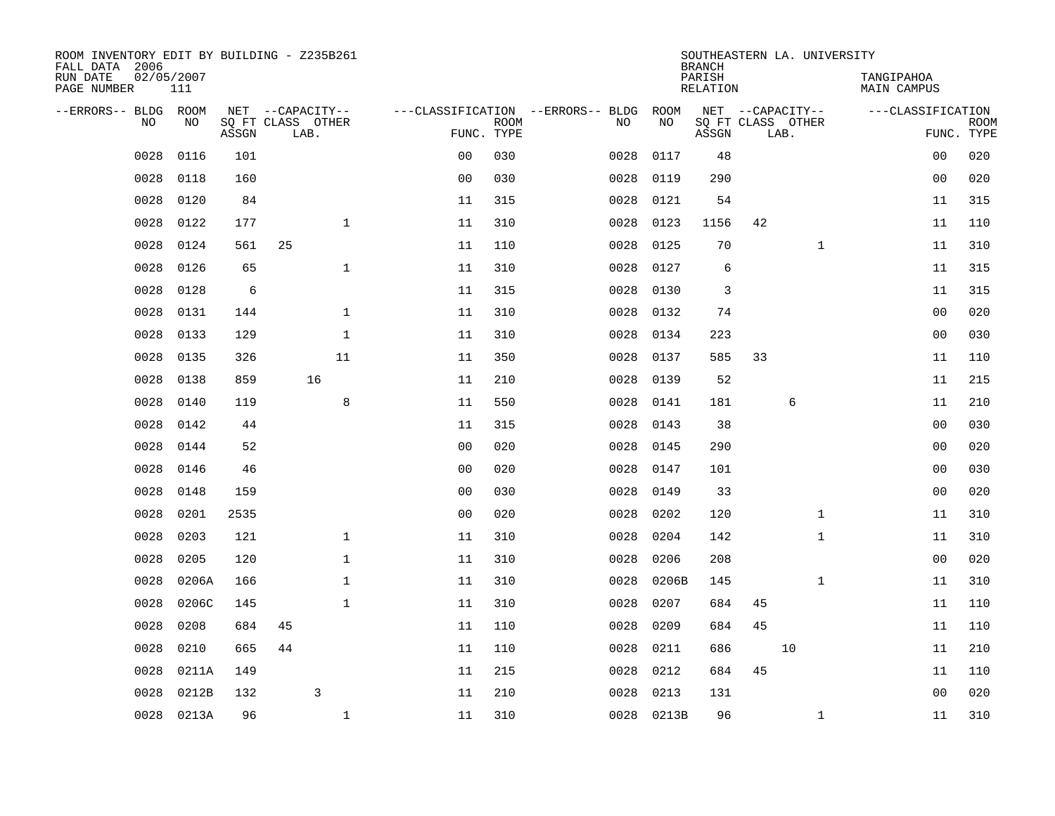ROOM INVENTORY EDIT BY BUILDING - Z235B261
FALL DATA 2006
RUN DATE 02/05/2007
PAGE NUMBER 111

SOUTHEASTERN LA. UNIVERSITY
BRANCH
PARISH TANGIPAHOA
RELATION MAIN CAMPUS

| --ERRORS-- | BLDG NO | ROOM NO | NET SQ FT ASSGN | CAPACITY CLASS | CAPACITY LAB. | CAPACITY OTHER | CLASSIFICATION FUNC. | ROOM TYPE | --ERRORS-- | BLDG NO | ROOM NO | NET SQ FT ASSGN | CAPACITY CLASS | CAPACITY LAB. | CAPACITY OTHER | CLASSIFICATION FUNC. | ROOM TYPE |
|---|---|---|---|---|---|---|---|---|---|---|---|---|---|---|---|---|---|
| | 0028 | 0116 | 101 | | | | 00 | 030 | | 0028 | 0117 | 48 | | | | 00 | 020 |
| | 0028 | 0118 | 160 | | | | 00 | 030 | | 0028 | 0119 | 290 | | | | 00 | 020 |
| | 0028 | 0120 | 84 | | | | 11 | 315 | | 0028 | 0121 | 54 | | | | 11 | 315 |
| | 0028 | 0122 | 177 | | | 1 | 11 | 310 | | 0028 | 0123 | 1156 | 42 | | | 11 | 110 |
| | 0028 | 0124 | 561 | 25 | | | 11 | 110 | | 0028 | 0125 | 70 | | | 1 | 11 | 310 |
| | 0028 | 0126 | 65 | | | 1 | 11 | 310 | | 0028 | 0127 | 6 | | | | 11 | 315 |
| | 0028 | 0128 | 6 | | | | 11 | 315 | | 0028 | 0130 | 3 | | | | 11 | 315 |
| | 0028 | 0131 | 144 | | | 1 | 11 | 310 | | 0028 | 0132 | 74 | | | | 00 | 020 |
| | 0028 | 0133 | 129 | | | 1 | 11 | 310 | | 0028 | 0134 | 223 | | | | 00 | 030 |
| | 0028 | 0135 | 326 | | | 11 | 11 | 350 | | 0028 | 0137 | 585 | 33 | | | 11 | 110 |
| | 0028 | 0138 | 859 | | 16 | | 11 | 210 | | 0028 | 0139 | 52 | | | | 11 | 215 |
| | 0028 | 0140 | 119 | | | 8 | 11 | 550 | | 0028 | 0141 | 181 | | 6 | | 11 | 210 |
| | 0028 | 0142 | 44 | | | | 11 | 315 | | 0028 | 0143 | 38 | | | | 00 | 030 |
| | 0028 | 0144 | 52 | | | | 00 | 020 | | 0028 | 0145 | 290 | | | | 00 | 020 |
| | 0028 | 0146 | 46 | | | | 00 | 020 | | 0028 | 0147 | 101 | | | | 00 | 030 |
| | 0028 | 0148 | 159 | | | | 00 | 030 | | 0028 | 0149 | 33 | | | | 00 | 020 |
| | 0028 | 0201 | 2535 | | | | 00 | 020 | | 0028 | 0202 | 120 | | | 1 | 11 | 310 |
| | 0028 | 0203 | 121 | | | 1 | 11 | 310 | | 0028 | 0204 | 142 | | | 1 | 11 | 310 |
| | 0028 | 0205 | 120 | | | 1 | 11 | 310 | | 0028 | 0206 | 208 | | | | 00 | 020 |
| | 0028 | 0206A | 166 | | | 1 | 11 | 310 | | 0028 | 0206B | 145 | | | 1 | 11 | 310 |
| | 0028 | 0206C | 145 | | | 1 | 11 | 310 | | 0028 | 0207 | 684 | 45 | | | 11 | 110 |
| | 0028 | 0208 | 684 | 45 | | | 11 | 110 | | 0028 | 0209 | 684 | 45 | | | 11 | 110 |
| | 0028 | 0210 | 665 | 44 | | | 11 | 110 | | 0028 | 0211 | 686 | | 10 | | 11 | 210 |
| | 0028 | 0211A | 149 | | | | 11 | 215 | | 0028 | 0212 | 684 | 45 | | | 11 | 110 |
| | 0028 | 0212B | 132 | | 3 | | 11 | 210 | | 0028 | 0213 | 131 | | | | 00 | 020 |
| | 0028 | 0213A | 96 | | | 1 | 11 | 310 | | 0028 | 0213B | 96 | | | 1 | 11 | 310 |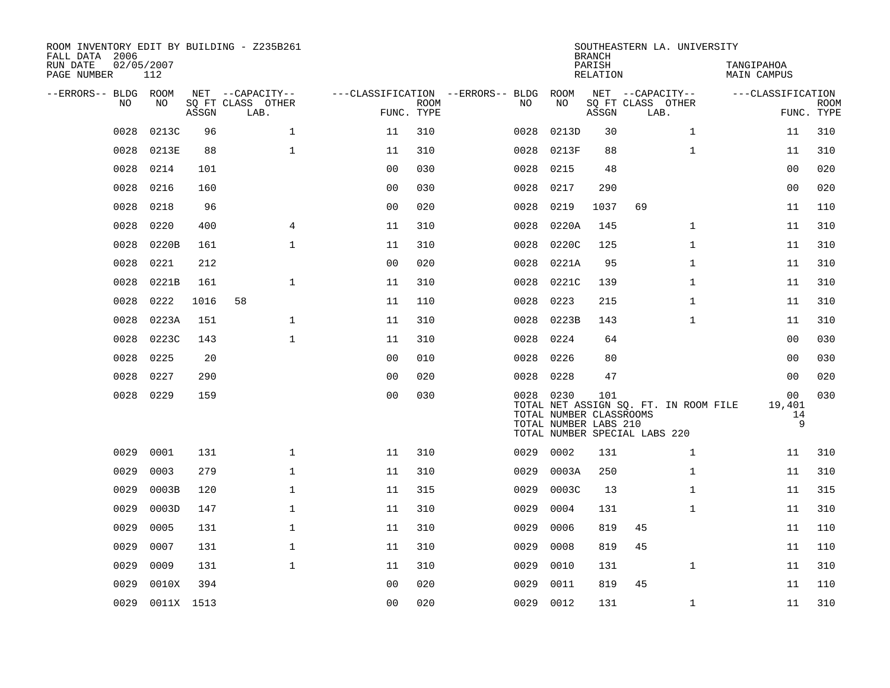ROOM INVENTORY EDIT BY BUILDING - Z235B261
FALL DATA 2006
RUN DATE 02/05/2007
PAGE NUMBER 112

SOUTHEASTERN LA. UNIVERSITY
BRANCH
PARISH TANGIPAHOA
RELATION MAIN CAMPUS

| --ERRORS-- | BLDG NO | ROOM NO | NET SQ FT ASSGN | CAPACITY CLASS | CAPACITY OTHER LAB. | CLASSIFICATION FUNC. | ROOM TYPE | --ERRORS-- | BLDG NO | ROOM NO | NET SQ FT ASSGN | CAPACITY CLASS | CAPACITY OTHER LAB. | CLASSIFICATION FUNC. | ROOM TYPE |
|---|---|---|---|---|---|---|---|---|---|---|---|---|---|---|---|
| | 0028 | 0213C | 96 | | 1 | 11 | 310 | | 0028 | 0213D | 30 | | 1 | 11 | 310 |
| | 0028 | 0213E | 88 | | 1 | 11 | 310 | | 0028 | 0213F | 88 | | 1 | 11 | 310 |
| | 0028 | 0214 | 101 | | | 00 | 030 | | 0028 | 0215 | 48 | | | 00 | 020 |
| | 0028 | 0216 | 160 | | | 00 | 030 | | 0028 | 0217 | 290 | | | 00 | 020 |
| | 0028 | 0218 | 96 | | | 00 | 020 | | 0028 | 0219 | 1037 | 69 | | 11 | 110 |
| | 0028 | 0220 | 400 | | 4 | 11 | 310 | | 0028 | 0220A | 145 | | 1 | 11 | 310 |
| | 0028 | 0220B | 161 | | 1 | 11 | 310 | | 0028 | 0220C | 125 | | 1 | 11 | 310 |
| | 0028 | 0221 | 212 | | | 00 | 020 | | 0028 | 0221A | 95 | | 1 | 11 | 310 |
| | 0028 | 0221B | 161 | | 1 | 11 | 310 | | 0028 | 0221C | 139 | | 1 | 11 | 310 |
| | 0028 | 0222 | 1016 | 58 | | 11 | 110 | | 0028 | 0223 | 215 | | 1 | 11 | 310 |
| | 0028 | 0223A | 151 | | 1 | 11 | 310 | | 0028 | 0223B | 143 | | 1 | 11 | 310 |
| | 0028 | 0223C | 143 | | 1 | 11 | 310 | | 0028 | 0224 | 64 | | | 00 | 030 |
| | 0028 | 0225 | 20 | | | 00 | 010 | | 0028 | 0226 | 80 | | | 00 | 030 |
| | 0028 | 0227 | 290 | | | 00 | 020 | | 0028 | 0228 | 47 | | | 00 | 020 |
| | 0028 | 0229 | 159 | | | 00 | 030 | | 0028 | 0230 | 101 | | | 00 | 030 |
| | | | | | | | | | TOTAL NET ASSIGN SQ. FT. IN ROOM FILE | | | | | 19,401 | |
| | | | | | | | | | TOTAL NUMBER CLASSROOMS | | | | | 14 | |
| | | | | | | | | | TOTAL NUMBER LABS 210 | | | | | 9 | |
| | | | | | | | | | TOTAL NUMBER SPECIAL LABS 220 | | | | | | |
| | 0029 | 0001 | 131 | | 1 | 11 | 310 | | 0029 | 0002 | 131 | | 1 | 11 | 310 |
| | 0029 | 0003 | 279 | | 1 | 11 | 310 | | 0029 | 0003A | 250 | | 1 | 11 | 310 |
| | 0029 | 0003B | 120 | | 1 | 11 | 315 | | 0029 | 0003C | 13 | | 1 | 11 | 315 |
| | 0029 | 0003D | 147 | | 1 | 11 | 310 | | 0029 | 0004 | 131 | | 1 | 11 | 310 |
| | 0029 | 0005 | 131 | | 1 | 11 | 310 | | 0029 | 0006 | 819 | 45 | | 11 | 110 |
| | 0029 | 0007 | 131 | | 1 | 11 | 310 | | 0029 | 0008 | 819 | 45 | | 11 | 110 |
| | 0029 | 0009 | 131 | | 1 | 11 | 310 | | 0029 | 0010 | 131 | | 1 | 11 | 310 |
| | 0029 | 0010X | 394 | | | 00 | 020 | | 0029 | 0011 | 819 | 45 | | 11 | 110 |
| | 0029 | 0011X | 1513 | | | 00 | 020 | | 0029 | 0012 | 131 | | 1 | 11 | 310 |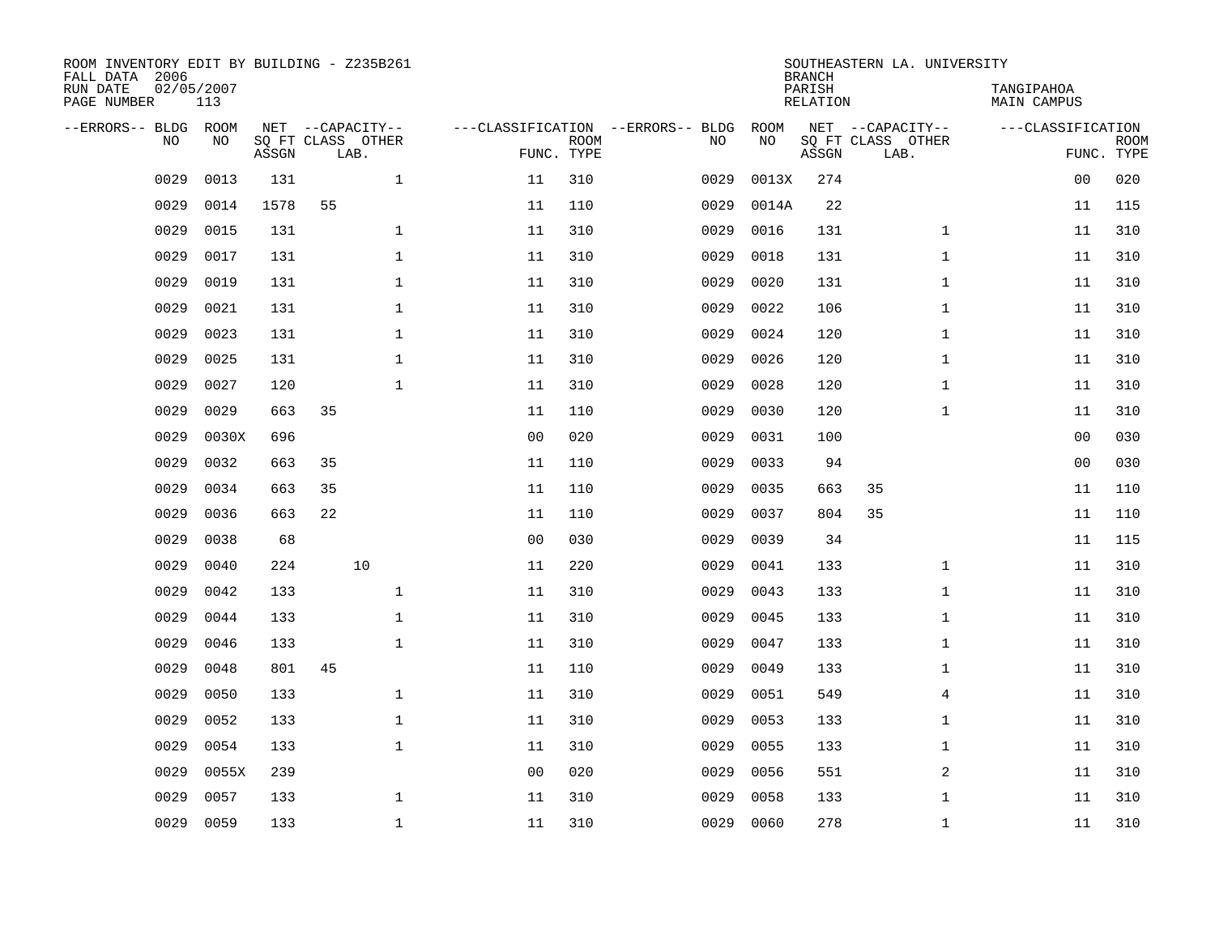ROOM INVENTORY EDIT BY BUILDING - Z235B261
FALL DATA 2006
RUN DATE 02/05/2007
PAGE NUMBER 113

SOUTHEASTERN LA. UNIVERSITY
BRANCH
PARISH TANGIPAHOA
RELATION MAIN CAMPUS

| --ERRORS-- | BLDG NO | ROOM NO | NET SQ FT ASSGN | CAPACITY CLASS | CAPACITY LAB. | CAPACITY OTHER | FUNC. | ROOM TYPE | --ERRORS-- | BLDG NO | ROOM NO | NET SQ FT ASSGN | CAPACITY CLASS | CAPACITY LAB. | CAPACITY OTHER | FUNC. | ROOM TYPE |
|---|---|---|---|---|---|---|---|---|---|---|---|---|---|---|---|---|---|
| | 0029 | 0013 | 131 | | | 1 | 11 | 310 | | 0029 | 0013X | 274 | | | | 00 | 020 |
| | 0029 | 0014 | 1578 | 55 | | | 11 | 110 | | 0029 | 0014A | 22 | | | | 11 | 115 |
| | 0029 | 0015 | 131 | | | 1 | 11 | 310 | | 0029 | 0016 | 131 | | | 1 | 11 | 310 |
| | 0029 | 0017 | 131 | | | 1 | 11 | 310 | | 0029 | 0018 | 131 | | | 1 | 11 | 310 |
| | 0029 | 0019 | 131 | | | 1 | 11 | 310 | | 0029 | 0020 | 131 | | | 1 | 11 | 310 |
| | 0029 | 0021 | 131 | | | 1 | 11 | 310 | | 0029 | 0022 | 106 | | | 1 | 11 | 310 |
| | 0029 | 0023 | 131 | | | 1 | 11 | 310 | | 0029 | 0024 | 120 | | | 1 | 11 | 310 |
| | 0029 | 0025 | 131 | | | 1 | 11 | 310 | | 0029 | 0026 | 120 | | | 1 | 11 | 310 |
| | 0029 | 0027 | 120 | | | 1 | 11 | 310 | | 0029 | 0028 | 120 | | | 1 | 11 | 310 |
| | 0029 | 0029 | 663 | 35 | | | 11 | 110 | | 0029 | 0030 | 120 | | | 1 | 11 | 310 |
| | 0029 | 0030X | 696 | | | | 00 | 020 | | 0029 | 0031 | 100 | | | | 00 | 030 |
| | 0029 | 0032 | 663 | 35 | | | 11 | 110 | | 0029 | 0033 | 94 | | | | 00 | 030 |
| | 0029 | 0034 | 663 | 35 | | | 11 | 110 | | 0029 | 0035 | 663 | 35 | | | 11 | 110 |
| | 0029 | 0036 | 663 | 22 | | | 11 | 110 | | 0029 | 0037 | 804 | 35 | | | 11 | 110 |
| | 0029 | 0038 | 68 | | | | 00 | 030 | | 0029 | 0039 | 34 | | | | 11 | 115 |
| | 0029 | 0040 | 224 | | 10 | | 11 | 220 | | 0029 | 0041 | 133 | | | 1 | 11 | 310 |
| | 0029 | 0042 | 133 | | | 1 | 11 | 310 | | 0029 | 0043 | 133 | | | 1 | 11 | 310 |
| | 0029 | 0044 | 133 | | | 1 | 11 | 310 | | 0029 | 0045 | 133 | | | 1 | 11 | 310 |
| | 0029 | 0046 | 133 | | | 1 | 11 | 310 | | 0029 | 0047 | 133 | | | 1 | 11 | 310 |
| | 0029 | 0048 | 801 | 45 | | | 11 | 110 | | 0029 | 0049 | 133 | | | 1 | 11 | 310 |
| | 0029 | 0050 | 133 | | | 1 | 11 | 310 | | 0029 | 0051 | 549 | | | 4 | 11 | 310 |
| | 0029 | 0052 | 133 | | | 1 | 11 | 310 | | 0029 | 0053 | 133 | | | 1 | 11 | 310 |
| | 0029 | 0054 | 133 | | | 1 | 11 | 310 | | 0029 | 0055 | 133 | | | 1 | 11 | 310 |
| | 0029 | 0055X | 239 | | | | 00 | 020 | | 0029 | 0056 | 551 | | | 2 | 11 | 310 |
| | 0029 | 0057 | 133 | | | 1 | 11 | 310 | | 0029 | 0058 | 133 | | | 1 | 11 | 310 |
| | 0029 | 0059 | 133 | | | 1 | 11 | 310 | | 0029 | 0060 | 278 | | | 1 | 11 | 310 |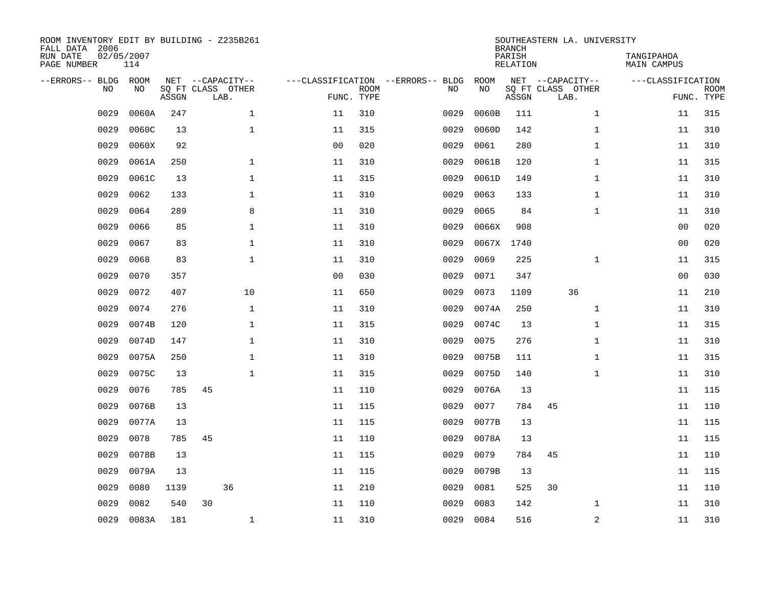ROOM INVENTORY EDIT BY BUILDING - Z235B261
FALL DATA 2006
RUN DATE 02/05/2007
PAGE NUMBER 114

SOUTHEASTERN LA. UNIVERSITY
BRANCH
PARISH TANGIPAHOA
RELATION MAIN CAMPUS

| --ERRORS-- | BLDG NO | ROOM NO | NET SQ FT ASSGN | CAPACITY CLASS | CAPACITY LAB. | CAPACITY OTHER | CLASSIFICATION FUNC. | ROOM TYPE | --ERRORS-- | BLDG NO | ROOM NO | NET SQ FT ASSGN | CAPACITY CLASS | CAPACITY LAB. | CAPACITY OTHER | CLASSIFICATION FUNC. | ROOM TYPE |
|---|---|---|---|---|---|---|---|---|---|---|---|---|---|---|---|---|---|
| | 0029 | 0060A | 247 | | | 1 | 11 | 310 | | 0029 | 0060B | 111 | | | 1 | 11 | 315 |
| | 0029 | 0060C | 13 | | | 1 | 11 | 315 | | 0029 | 0060D | 142 | | | 1 | 11 | 310 |
| | 0029 | 0060X | 92 | | | | 00 | 020 | | 0029 | 0061 | 280 | | | 1 | 11 | 310 |
| | 0029 | 0061A | 250 | | | 1 | 11 | 310 | | 0029 | 0061B | 120 | | | 1 | 11 | 315 |
| | 0029 | 0061C | 13 | | | 1 | 11 | 315 | | 0029 | 0061D | 149 | | | 1 | 11 | 310 |
| | 0029 | 0062 | 133 | | | 1 | 11 | 310 | | 0029 | 0063 | 133 | | | 1 | 11 | 310 |
| | 0029 | 0064 | 289 | | | 8 | 11 | 310 | | 0029 | 0065 | 84 | | | 1 | 11 | 310 |
| | 0029 | 0066 | 85 | | | 1 | 11 | 310 | | 0029 | 0066X | 908 | | | | 00 | 020 |
| | 0029 | 0067 | 83 | | | 1 | 11 | 310 | | 0029 | 0067X | 1740 | | | | 00 | 020 |
| | 0029 | 0068 | 83 | | | 1 | 11 | 310 | | 0029 | 0069 | 225 | | | 1 | 11 | 315 |
| | 0029 | 0070 | 357 | | | | 00 | 030 | | 0029 | 0071 | 347 | | | | 00 | 030 |
| | 0029 | 0072 | 407 | | | 10 | 11 | 650 | | 0029 | 0073 | 1109 | | 36 | | 11 | 210 |
| | 0029 | 0074 | 276 | | | 1 | 11 | 310 | | 0029 | 0074A | 250 | | | 1 | 11 | 310 |
| | 0029 | 0074B | 120 | | | 1 | 11 | 315 | | 0029 | 0074C | 13 | | | 1 | 11 | 315 |
| | 0029 | 0074D | 147 | | | 1 | 11 | 310 | | 0029 | 0075 | 276 | | | 1 | 11 | 310 |
| | 0029 | 0075A | 250 | | | 1 | 11 | 310 | | 0029 | 0075B | 111 | | | 1 | 11 | 315 |
| | 0029 | 0075C | 13 | | | 1 | 11 | 315 | | 0029 | 0075D | 140 | | | 1 | 11 | 310 |
| | 0029 | 0076 | 785 | 45 | | | 11 | 110 | | 0029 | 0076A | 13 | | | | 11 | 115 |
| | 0029 | 0076B | 13 | | | | 11 | 115 | | 0029 | 0077 | 784 | 45 | | | 11 | 110 |
| | 0029 | 0077A | 13 | | | | 11 | 115 | | 0029 | 0077B | 13 | | | | 11 | 115 |
| | 0029 | 0078 | 785 | 45 | | | 11 | 110 | | 0029 | 0078A | 13 | | | | 11 | 115 |
| | 0029 | 0078B | 13 | | | | 11 | 115 | | 0029 | 0079 | 784 | 45 | | | 11 | 110 |
| | 0029 | 0079A | 13 | | | | 11 | 115 | | 0029 | 0079B | 13 | | | | 11 | 115 |
| | 0029 | 0080 | 1139 | | 36 | | 11 | 210 | | 0029 | 0081 | 525 | 30 | | | 11 | 110 |
| | 0029 | 0082 | 540 | 30 | | | 11 | 110 | | 0029 | 0083 | 142 | | | 1 | 11 | 310 |
| | 0029 | 0083A | 181 | | | 1 | 11 | 310 | | 0029 | 0084 | 516 | | | 2 | 11 | 310 |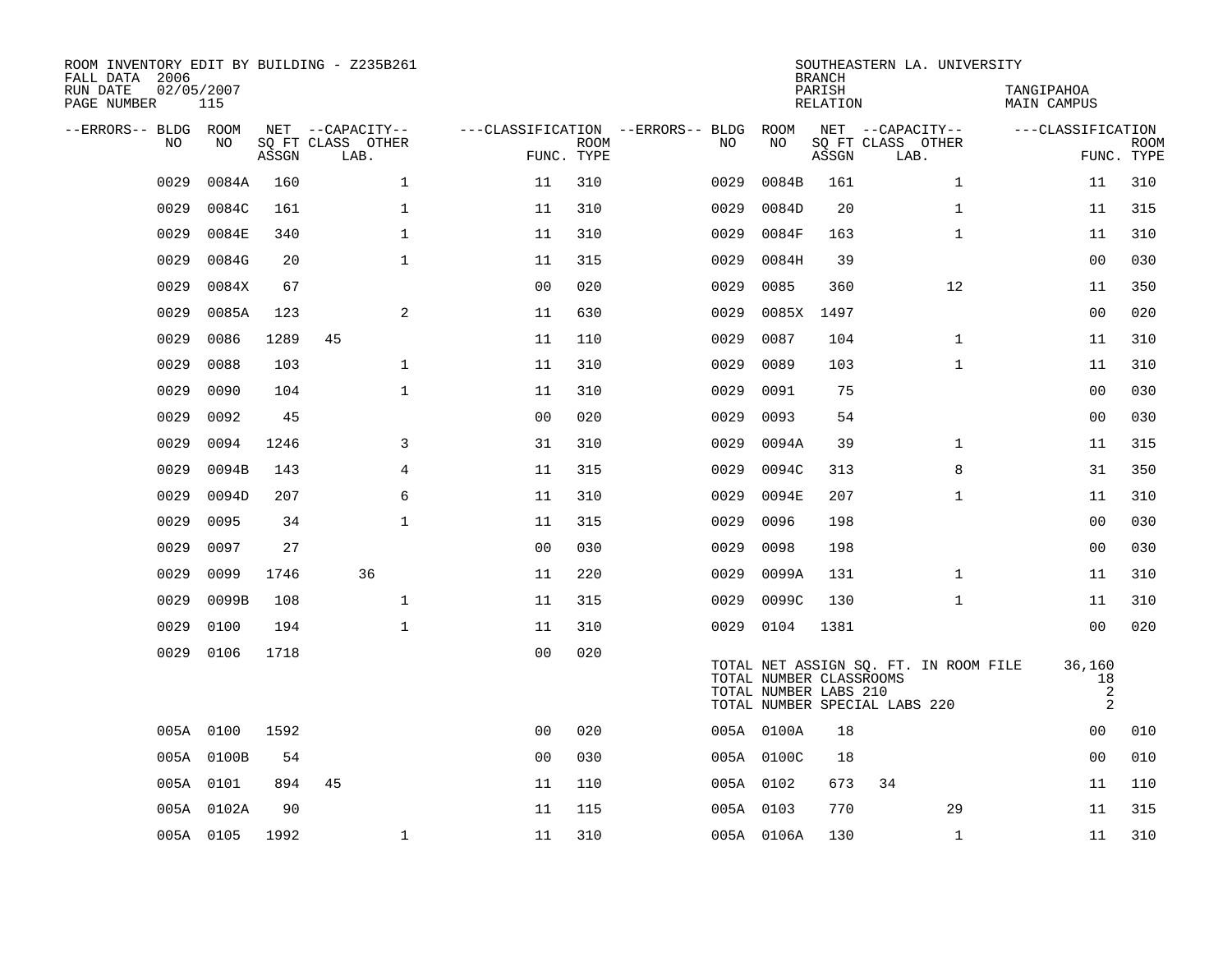ROOM INVENTORY EDIT BY BUILDING - Z235B261
FALL DATA 2006
RUN DATE 02/05/2007
PAGE NUMBER 115

SOUTHEASTERN LA. UNIVERSITY
BRANCH
PARISH TANGIPAHOA
RELATION MAIN CAMPUS

| --ERRORS-- | BLDG NO | ROOM NO | NET SQ FT ASSGN | CAPACITY CLASS | CAPACITY LAB. | CAPACITY OTHER | CLASSIFICATION FUNC. | ROOM TYPE | --ERRORS-- | BLDG NO | ROOM NO | NET SQ FT ASSGN | CAPACITY CLASS | CAPACITY LAB. | CAPACITY OTHER | CLASSIFICATION FUNC. | ROOM TYPE |
|---|---|---|---|---|---|---|---|---|---|---|---|---|---|---|---|---|---|
| | 0029 | 0084A | 160 | | | 1 | 11 | 310 | | 0029 | 0084B | 161 | | | 1 | 11 | 310 |
| | 0029 | 0084C | 161 | | | 1 | 11 | 310 | | 0029 | 0084D | 20 | | | 1 | 11 | 315 |
| | 0029 | 0084E | 340 | | | 1 | 11 | 310 | | 0029 | 0084F | 163 | | | 1 | 11 | 310 |
| | 0029 | 0084G | 20 | | | 1 | 11 | 315 | | 0029 | 0084H | 39 | | | | 00 | 030 |
| | 0029 | 0084X | 67 | | | | 00 | 020 | | 0029 | 0085 | 360 | | | 12 | 11 | 350 |
| | 0029 | 0085A | 123 | | | 2 | 11 | 630 | | 0029 | 0085X | 1497 | | | | 00 | 020 |
| | 0029 | 0086 | 1289 | 45 | | | 11 | 110 | | 0029 | 0087 | 104 | | | 1 | 11 | 310 |
| | 0029 | 0088 | 103 | | | 1 | 11 | 310 | | 0029 | 0089 | 103 | | | 1 | 11 | 310 |
| | 0029 | 0090 | 104 | | | 1 | 11 | 310 | | 0029 | 0091 | 75 | | | | 00 | 030 |
| | 0029 | 0092 | 45 | | | | 00 | 020 | | 0029 | 0093 | 54 | | | | 00 | 030 |
| | 0029 | 0094 | 1246 | | | 3 | 31 | 310 | | 0029 | 0094A | 39 | | | 1 | 11 | 315 |
| | 0029 | 0094B | 143 | | | 4 | 11 | 315 | | 0029 | 0094C | 313 | | | 8 | 31 | 350 |
| | 0029 | 0094D | 207 | | | 6 | 11 | 310 | | 0029 | 0094E | 207 | | | 1 | 11 | 310 |
| | 0029 | 0095 | 34 | | | 1 | 11 | 315 | | 0029 | 0096 | 198 | | | | 00 | 030 |
| | 0029 | 0097 | 27 | | | | 00 | 030 | | 0029 | 0098 | 198 | | | | 00 | 030 |
| | 0029 | 0099 | 1746 | | 36 | | 11 | 220 | | 0029 | 0099A | 131 | | | 1 | 11 | 310 |
| | 0029 | 0099B | 108 | | | 1 | 11 | 315 | | 0029 | 0099C | 130 | | | 1 | 11 | 310 |
| | 0029 | 0100 | 194 | | | 1 | 11 | 310 | | 0029 | 0104 | 1381 | | | | 00 | 020 |
| | 0029 | 0106 | 1718 | | | | 00 | 020 | | | | | | | | | |

TOTAL NET ASSIGN SQ. FT. IN ROOM FILE 36,160
TOTAL NUMBER CLASSROOMS 18
TOTAL NUMBER LABS 210 2
TOTAL NUMBER SPECIAL LABS 220 2

| --ERRORS-- | BLDG NO | ROOM NO | NET SQ FT ASSGN | CAPACITY CLASS | CAPACITY LAB. | CAPACITY OTHER | CLASSIFICATION FUNC. | ROOM TYPE | --ERRORS-- | BLDG NO | ROOM NO | NET SQ FT ASSGN | CAPACITY CLASS | CAPACITY LAB. | CAPACITY OTHER | CLASSIFICATION FUNC. | ROOM TYPE |
|---|---|---|---|---|---|---|---|---|---|---|---|---|---|---|---|---|---|
| | 005A | 0100 | 1592 | | | | 00 | 020 | | 005A | 0100A | 18 | | | | 00 | 010 |
| | 005A | 0100B | 54 | | | | 00 | 030 | | 005A | 0100C | 18 | | | | 00 | 010 |
| | 005A | 0101 | 894 | 45 | | | 11 | 110 | | 005A | 0102 | 673 | 34 | | | 11 | 110 |
| | 005A | 0102A | 90 | | | | 11 | 115 | | 005A | 0103 | 770 | | | 29 | 11 | 315 |
| | 005A | 0105 | 1992 | | | 1 | 11 | 310 | | 005A | 0106A | 130 | | | 1 | 11 | 310 |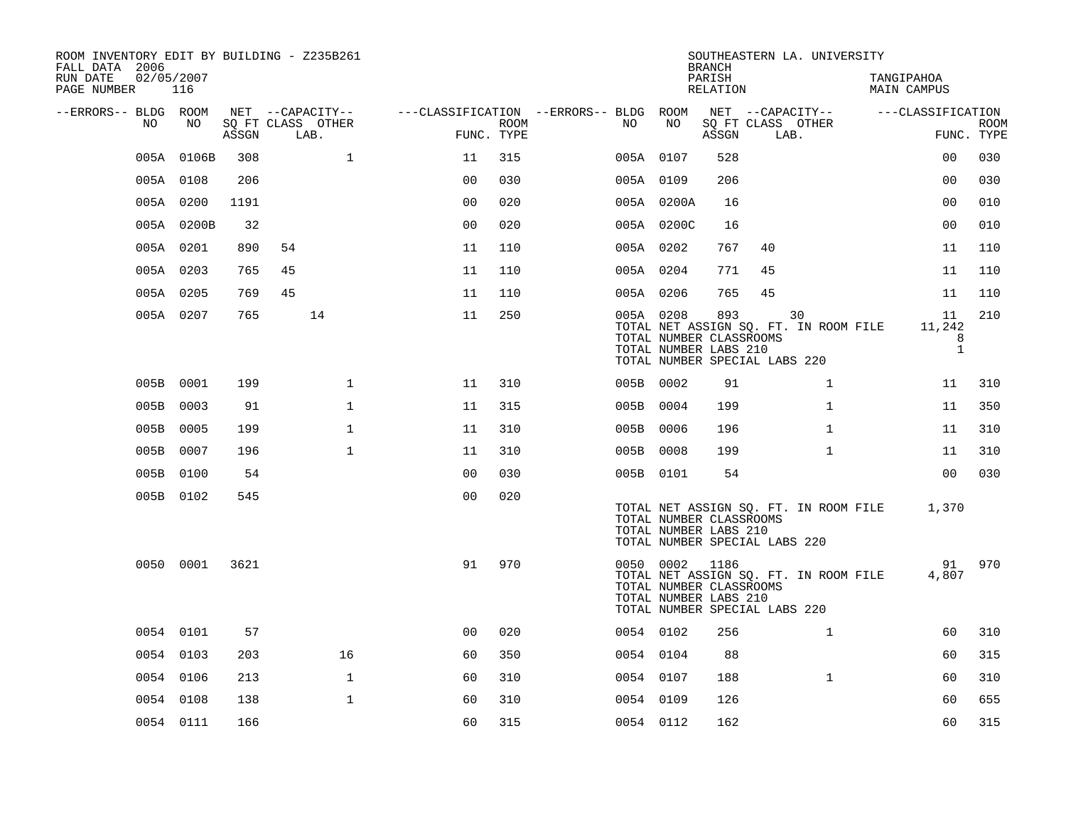ROOM INVENTORY EDIT BY BUILDING - Z235B261
FALL DATA 2006
RUN DATE 02/05/2007

SOUTHEASTERN LA. UNIVERSITY
BRANCH
PARISH TANGIPAHOA
RELATION MAIN CAMPUS

| --ERRORS-- | BLDG NO | ROOM NO | NET SQ FT ASSGN | CAPACITY CLASS | CAPACITY LAB. | CAPACITY OTHER | CLASSIFICATION FUNC. | ROOM TYPE | --ERRORS-- | BLDG NO | ROOM NO | NET SQ FT ASSGN | CAPACITY CLASS | CAPACITY LAB. | CAPACITY OTHER | CLASSIFICATION FUNC. | ROOM TYPE |
|---|---|---|---|---|---|---|---|---|---|---|---|---|---|---|---|---|---|
| | 005A | 0106B | 308 | | | 1 | 11 | 315 | | 005A | 0107 | 528 | | | | 00 | 030 |
| | 005A | 0108 | 206 | | | | 00 | 030 | | 005A | 0109 | 206 | | | | 00 | 030 |
| | 005A | 0200 | 1191 | | | | 00 | 020 | | 005A | 0200A | 16 | | | | 00 | 010 |
| | 005A | 0200B | 32 | | | | 00 | 020 | | 005A | 0200C | 16 | | | | 00 | 010 |
| | 005A | 0201 | 890 | 54 | | | 11 | 110 | | 005A | 0202 | 767 | 40 | | | 11 | 110 |
| | 005A | 0203 | 765 | 45 | | | 11 | 110 | | 005A | 0204 | 771 | 45 | | | 11 | 110 |
| | 005A | 0205 | 769 | 45 | | | 11 | 110 | | 005A | 0206 | 765 | 45 | | | 11 | 110 |
| | 005A | 0207 | 765 | | 14 | | 11 | 250 | | 005A | 0208 | 893 | | 30 | | 11 | 210 |
| | | | | | | | | | | TOTAL NET ASSIGN SQ. FT. IN ROOM FILE | | | | | | 11,242 | |
| | | | | | | | | | | TOTAL NUMBER CLASSROOMS | | | | | | 8 | |
| | | | | | | | | | | TOTAL NUMBER LABS 210 | | | | | | 1 | |
| | | | | | | | | | | TOTAL NUMBER SPECIAL LABS 220 | | | | | | | |
| | 005B | 0001 | 199 | | | 1 | 11 | 310 | | 005B | 0002 | 91 | | | 1 | 11 | 310 |
| | 005B | 0003 | 91 | | | 1 | 11 | 315 | | 005B | 0004 | 199 | | | 1 | 11 | 350 |
| | 005B | 0005 | 199 | | | 1 | 11 | 310 | | 005B | 0006 | 196 | | | 1 | 11 | 310 |
| | 005B | 0007 | 196 | | | 1 | 11 | 310 | | 005B | 0008 | 199 | | | 1 | 11 | 310 |
| | 005B | 0100 | 54 | | | | 00 | 030 | | 005B | 0101 | 54 | | | | 00 | 030 |
| | 005B | 0102 | 545 | | | | 00 | 020 | | | | | | | | | |
| | | | | | | | | | | TOTAL NET ASSIGN SQ. FT. IN ROOM FILE | | | | | | 1,370 | |
| | | | | | | | | | | TOTAL NUMBER CLASSROOMS | | | | | | | |
| | | | | | | | | | | TOTAL NUMBER LABS 210 | | | | | | | |
| | | | | | | | | | | TOTAL NUMBER SPECIAL LABS 220 | | | | | | | |
| | 0050 | 0001 | 3621 | | | | 91 | 970 | | 0050 | 0002 | 1186 | | | | 91 | 970 |
| | | | | | | | | | | TOTAL NET ASSIGN SQ. FT. IN ROOM FILE | | | | | | 4,807 | |
| | | | | | | | | | | TOTAL NUMBER CLASSROOMS | | | | | | | |
| | | | | | | | | | | TOTAL NUMBER LABS 210 | | | | | | | |
| | | | | | | | | | | TOTAL NUMBER SPECIAL LABS 220 | | | | | | | |
| | 0054 | 0101 | 57 | | | | 00 | 020 | | 0054 | 0102 | 256 | | | 1 | 60 | 310 |
| | 0054 | 0103 | 203 | | | 16 | 60 | 350 | | 0054 | 0104 | 88 | | | | 60 | 315 |
| | 0054 | 0106 | 213 | | | 1 | 60 | 310 | | 0054 | 0107 | 188 | | | 1 | 60 | 310 |
| | 0054 | 0108 | 138 | | | 1 | 60 | 310 | | 0054 | 0109 | 126 | | | | 60 | 655 |
| | 0054 | 0111 | 166 | | | | 60 | 315 | | 0054 | 0112 | 162 | | | | 60 | 315 |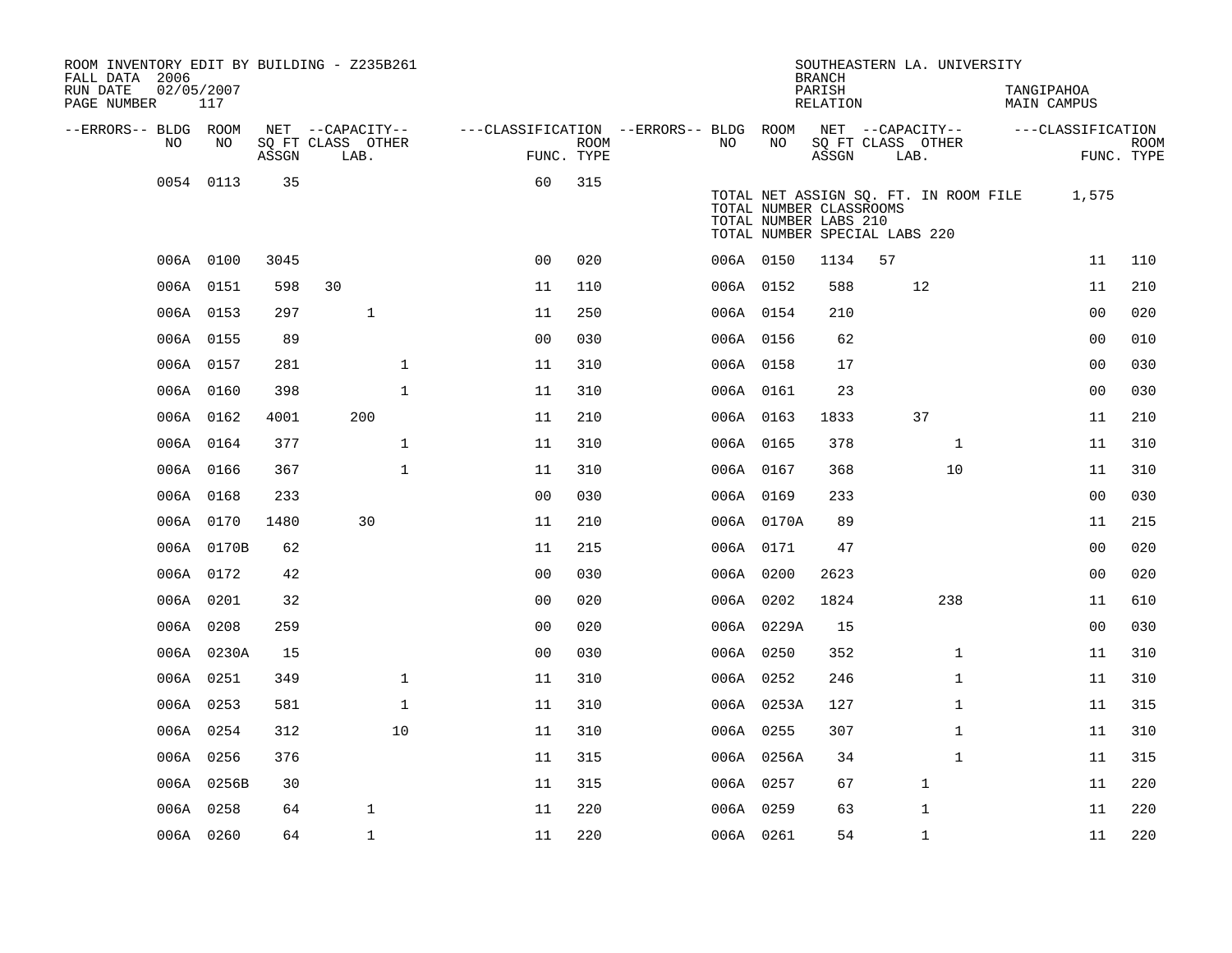ROOM INVENTORY EDIT BY BUILDING - Z235B261
FALL DATA 2006
RUN DATE 02/05/2007
PAGE NUMBER 117

SOUTHEASTERN LA. UNIVERSITY
BRANCH
PARISH TANGIPAHOA
RELATION MAIN CAMPUS

| --ERRORS-- | BLDG NO | ROOM NO | NET SQ FT ASSGN | CAPACITY CLASS | CAPACITY OTHER LAB. | CLASSIFICATION FUNC. | ROOM TYPE | --ERRORS-- | BLDG NO | ROOM NO | NET SQ FT ASSGN | CAPACITY CLASS | CAPACITY OTHER LAB. | CLASSIFICATION FUNC. | ROOM TYPE |
|---|---|---|---|---|---|---|---|---|---|---|---|---|---|---|---|
| | 0054 | 0113 | 35 | | | 60 | 315 | | | | | | | | |
| | | | | | | | | | TOTAL NET ASSIGN SQ. FT. IN ROOM FILE | | | | | 1,575 | |
| | | | | | | | | | TOTAL NUMBER CLASSROOMS | | | | | | |
| | | | | | | | | | TOTAL NUMBER LABS 210 | | | | | | |
| | | | | | | | | | TOTAL NUMBER SPECIAL LABS 220 | | | | | | |
| | 006A | 0100 | 3045 | | | 00 | 020 | | 006A | 0150 | 1134 | 57 | | 11 | 110 |
| | 006A | 0151 | 598 | 30 | | 11 | 110 | | 006A | 0152 | 588 | 12 | | 11 | 210 |
| | 006A | 0153 | 297 | 1 | | 11 | 250 | | 006A | 0154 | 210 | | | 00 | 020 |
| | 006A | 0155 | 89 | | | 00 | 030 | | 006A | 0156 | 62 | | | 00 | 010 |
| | 006A | 0157 | 281 | | 1 | 11 | 310 | | 006A | 0158 | 17 | | | 00 | 030 |
| | 006A | 0160 | 398 | | 1 | 11 | 310 | | 006A | 0161 | 23 | | | 00 | 030 |
| | 006A | 0162 | 4001 | 200 | | 11 | 210 | | 006A | 0163 | 1833 | 37 | | 11 | 210 |
| | 006A | 0164 | 377 | | 1 | 11 | 310 | | 006A | 0165 | 378 | | 1 | 11 | 310 |
| | 006A | 0166 | 367 | | 1 | 11 | 310 | | 006A | 0167 | 368 | | 10 | 11 | 310 |
| | 006A | 0168 | 233 | | | 00 | 030 | | 006A | 0169 | 233 | | | 00 | 030 |
| | 006A | 0170 | 1480 | 30 | | 11 | 210 | | 006A | 0170A | 89 | | | 11 | 215 |
| | 006A | 0170B | 62 | | | 11 | 215 | | 006A | 0171 | 47 | | | 00 | 020 |
| | 006A | 0172 | 42 | | | 00 | 030 | | 006A | 0200 | 2623 | | | 00 | 020 |
| | 006A | 0201 | 32 | | | 00 | 020 | | 006A | 0202 | 1824 | | 238 | 11 | 610 |
| | 006A | 0208 | 259 | | | 00 | 020 | | 006A | 0229A | 15 | | | 00 | 030 |
| | 006A | 0230A | 15 | | | 00 | 030 | | 006A | 0250 | 352 | | 1 | 11 | 310 |
| | 006A | 0251 | 349 | | 1 | 11 | 310 | | 006A | 0252 | 246 | | 1 | 11 | 310 |
| | 006A | 0253 | 581 | | 1 | 11 | 310 | | 006A | 0253A | 127 | | 1 | 11 | 315 |
| | 006A | 0254 | 312 | | 10 | 11 | 310 | | 006A | 0255 | 307 | | 1 | 11 | 310 |
| | 006A | 0256 | 376 | | | 11 | 315 | | 006A | 0256A | 34 | | 1 | 11 | 315 |
| | 006A | 0256B | 30 | | | 11 | 315 | | 006A | 0257 | 67 | 1 | | 11 | 220 |
| | 006A | 0258 | 64 | 1 | | 11 | 220 | | 006A | 0259 | 63 | 1 | | 11 | 220 |
| | 006A | 0260 | 64 | 1 | | 11 | 220 | | 006A | 0261 | 54 | 1 | | 11 | 220 |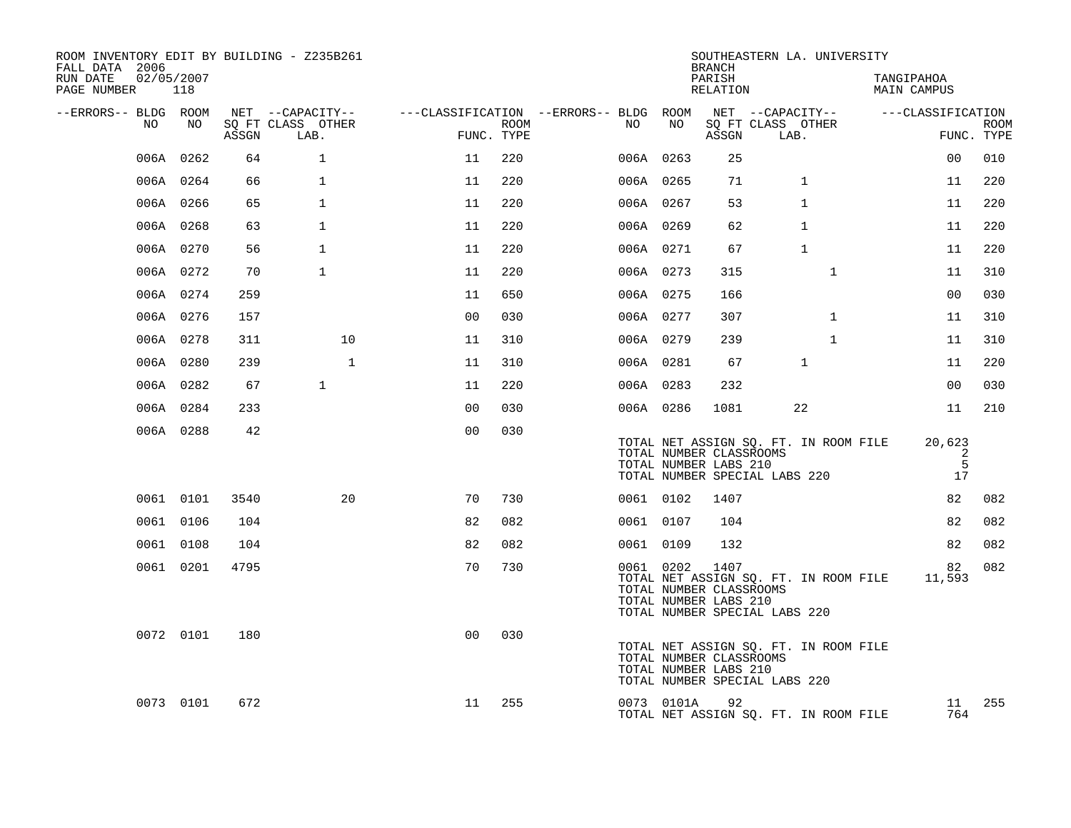ROOM INVENTORY EDIT BY BUILDING - Z235B261
FALL DATA 2006
RUN DATE 02/05/2007
PAGE NUMBER 118

SOUTHEASTERN LA. UNIVERSITY
BRANCH
PARISH TANGIPAHOA
RELATION MAIN CAMPUS

| --ERRORS-- | BLDG NO | ROOM NO | NET SQ FT ASSGN | CAPACITY CLASS LAB. | CAPACITY OTHER | CLASSIFICATION FUNC. | ROOM TYPE | --ERRORS-- | BLDG NO | ROOM NO | NET SQ FT ASSGN | CAPACITY CLASS LAB. | CAPACITY OTHER | CLASSIFICATION FUNC. | ROOM TYPE |
|---|---|---|---|---|---|---|---|---|---|---|---|---|---|---|---|
| | 006A | 0262 | 64 | 1 | | 11 | 220 | | 006A | 0263 | 25 | | | 00 | 010 |
| | 006A | 0264 | 66 | 1 | | 11 | 220 | | 006A | 0265 | 71 | 1 | | 11 | 220 |
| | 006A | 0266 | 65 | 1 | | 11 | 220 | | 006A | 0267 | 53 | 1 | | 11 | 220 |
| | 006A | 0268 | 63 | 1 | | 11 | 220 | | 006A | 0269 | 62 | 1 | | 11 | 220 |
| | 006A | 0270 | 56 | 1 | | 11 | 220 | | 006A | 0271 | 67 | 1 | | 11 | 220 |
| | 006A | 0272 | 70 | 1 | | 11 | 220 | | 006A | 0273 | 315 | | 1 | 11 | 310 |
| | 006A | 0274 | 259 | | | 11 | 650 | | 006A | 0275 | 166 | | | 00 | 030 |
| | 006A | 0276 | 157 | | | 00 | 030 | | 006A | 0277 | 307 | | 1 | 11 | 310 |
| | 006A | 0278 | 311 | | 10 | 11 | 310 | | 006A | 0279 | 239 | | 1 | 11 | 310 |
| | 006A | 0280 | 239 | | 1 | 11 | 310 | | 006A | 0281 | 67 | 1 | | 11 | 220 |
| | 006A | 0282 | 67 | 1 | | 11 | 220 | | 006A | 0283 | 232 | | | 00 | 030 |
| | 006A | 0284 | 233 | | | 00 | 030 | | 006A | 0286 | 1081 | 22 | | 11 | 210 |
| | 006A | 0288 | 42 | | | 00 | 030 | | | | | | | | |

TOTAL NET ASSIGN SQ. FT. IN ROOM FILE 20,623
TOTAL NUMBER CLASSROOMS 2
TOTAL NUMBER LABS 210 5
TOTAL NUMBER SPECIAL LABS 220 17

| --ERRORS-- | BLDG NO | ROOM NO | NET SQ FT ASSGN | CAPACITY CLASS LAB. | CAPACITY OTHER | CLASSIFICATION FUNC. | ROOM TYPE | --ERRORS-- | BLDG NO | ROOM NO | NET SQ FT ASSGN | CAPACITY CLASS LAB. | CAPACITY OTHER | CLASSIFICATION FUNC. | ROOM TYPE |
|---|---|---|---|---|---|---|---|---|---|---|---|---|---|---|---|
| | 0061 | 0101 | 3540 | | 20 | 70 | 730 | | 0061 | 0102 | 1407 | | | 82 | 082 |
| | 0061 | 0106 | 104 | | | 82 | 082 | | 0061 | 0107 | 104 | | | 82 | 082 |
| | 0061 | 0108 | 104 | | | 82 | 082 | | 0061 | 0109 | 132 | | | 82 | 082 |
| | 0061 | 0201 | 4795 | | | 70 | 730 | | 0061 | 0202 | 1407 | | | 82 | 082 |

TOTAL NET ASSIGN SQ. FT. IN ROOM FILE 11,593
TOTAL NUMBER CLASSROOMS
TOTAL NUMBER LABS 210
TOTAL NUMBER SPECIAL LABS 220

| --ERRORS-- | BLDG NO | ROOM NO | NET SQ FT ASSGN | CAPACITY CLASS LAB. | CAPACITY OTHER | CLASSIFICATION FUNC. | ROOM TYPE |
|---|---|---|---|---|---|---|---|
| | 0072 | 0101 | 180 | | | 00 | 030 |

TOTAL NET ASSIGN SQ. FT. IN ROOM FILE
TOTAL NUMBER CLASSROOMS
TOTAL NUMBER LABS 210
TOTAL NUMBER SPECIAL LABS 220

| --ERRORS-- | BLDG NO | ROOM NO | NET SQ FT ASSGN | CAPACITY CLASS LAB. | CAPACITY OTHER | CLASSIFICATION FUNC. | ROOM TYPE | --ERRORS-- | BLDG NO | ROOM NO | NET SQ FT ASSGN | CAPACITY CLASS LAB. | CAPACITY OTHER | CLASSIFICATION FUNC. | ROOM TYPE |
|---|---|---|---|---|---|---|---|---|---|---|---|---|---|---|---|
| | 0073 | 0101 | 672 | | | 11 | 255 | | 0073 | 0101A | 92 | | | 11 | 255 |

TOTAL NET ASSIGN SQ. FT. IN ROOM FILE 764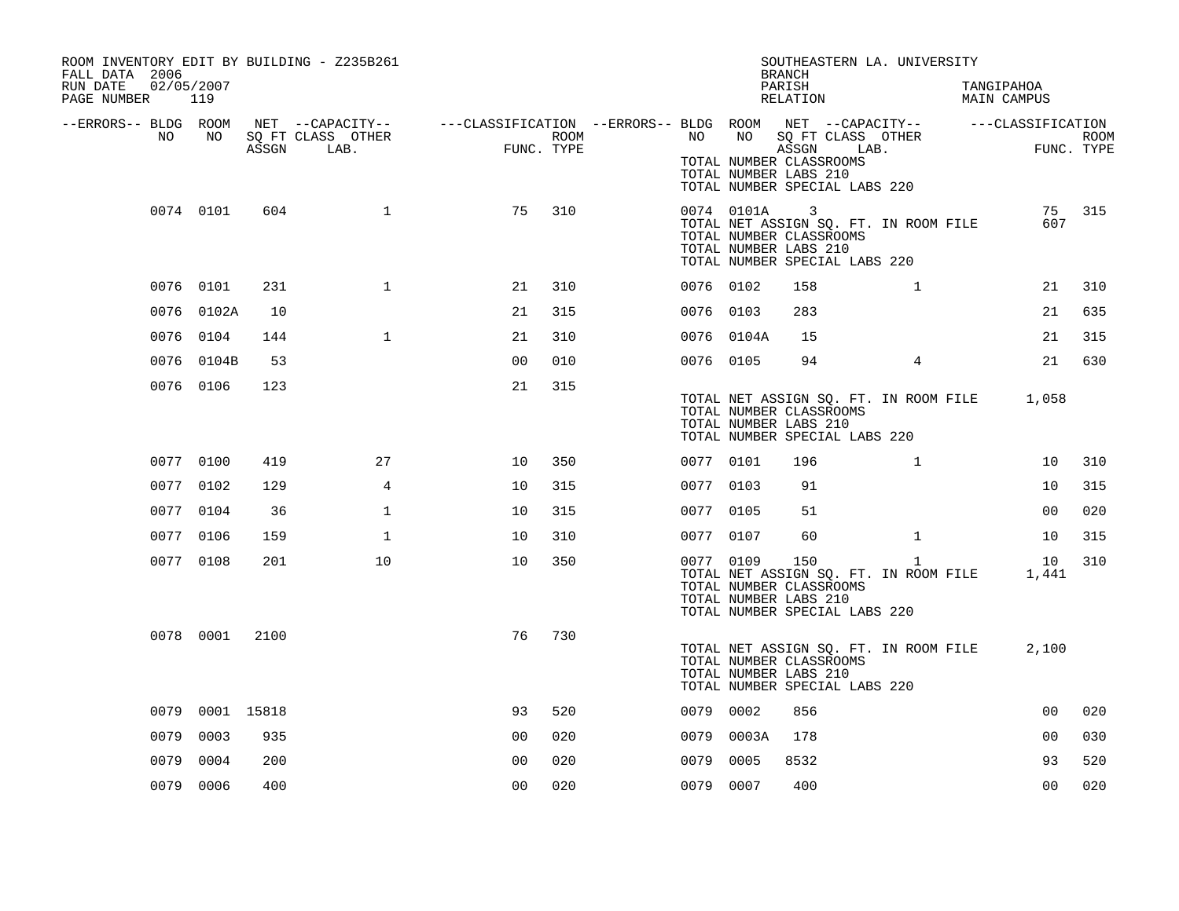ROOM INVENTORY EDIT BY BUILDING - Z235B261
FALL DATA 2006
RUN DATE 02/05/2007

SOUTHEASTERN LA. UNIVERSITY
BRANCH
PARISH: TANGIPAHOA
RELATION: MAIN CAMPUS

| --ERRORS-- | BLDG NO | ROOM NO | NET SQ FT ASSGN | --CAPACITY-- CLASS LAB. | OTHER | ---CLASSIFICATION FUNC. | ROOM TYPE | --ERRORS-- | BLDG NO | ROOM NO | NET SQ FT ASSGN | --CAPACITY-- CLASS LAB. | OTHER | ---CLASSIFICATION FUNC. | ROOM TYPE |
|---|---|---|---|---|---|---|---|---|---|---|---|---|---|---|---|
| | | | | | | | | | TOTAL NUMBER CLASSROOMS | | | | | | |
| | | | | | | | | | TOTAL NUMBER LABS 210 | | | | | | |
| | | | | | | | | | TOTAL NUMBER SPECIAL LABS 220 | | | | | | |
| | 0074 | 0101 | 604 | 1 | | 75 | 310 | | 0074 | 0101A | 3 | | | 75 | 315 |
| | | | | | | | | | TOTAL NET ASSIGN SQ. FT. IN ROOM FILE | | | | | 607 | |
| | | | | | | | | | TOTAL NUMBER CLASSROOMS | | | | | | |
| | | | | | | | | | TOTAL NUMBER LABS 210 | | | | | | |
| | | | | | | | | | TOTAL NUMBER SPECIAL LABS 220 | | | | | | |
| | 0076 | 0101 | 231 | 1 | | 21 | 310 | | 0076 | 0102 | 158 | 1 | | 21 | 310 |
| | 0076 | 0102A | 10 | | | 21 | 315 | | 0076 | 0103 | 283 | | | 21 | 635 |
| | 0076 | 0104 | 144 | 1 | | 21 | 310 | | 0076 | 0104A | 15 | | | 21 | 315 |
| | 0076 | 0104B | 53 | | | 00 | 010 | | 0076 | 0105 | 94 | 4 | | 21 | 630 |
| | 0076 | 0106 | 123 | | | 21 | 315 | | | | | | | | |
| | | | | | | | | | TOTAL NET ASSIGN SQ. FT. IN ROOM FILE | | | | | 1,058 | |
| | | | | | | | | | TOTAL NUMBER CLASSROOMS | | | | | | |
| | | | | | | | | | TOTAL NUMBER LABS 210 | | | | | | |
| | | | | | | | | | TOTAL NUMBER SPECIAL LABS 220 | | | | | | |
| | 0077 | 0100 | 419 | 27 | | 10 | 350 | | 0077 | 0101 | 196 | 1 | | 10 | 310 |
| | 0077 | 0102 | 129 | 4 | | 10 | 315 | | 0077 | 0103 | 91 | | | 10 | 315 |
| | 0077 | 0104 | 36 | 1 | | 10 | 315 | | 0077 | 0105 | 51 | | | 00 | 020 |
| | 0077 | 0106 | 159 | 1 | | 10 | 310 | | 0077 | 0107 | 60 | 1 | | 10 | 315 |
| | 0077 | 0108 | 201 | 10 | | 10 | 350 | | 0077 | 0109 | 150 | 1 | | 10 | 310 |
| | | | | | | | | | TOTAL NET ASSIGN SQ. FT. IN ROOM FILE | | | | | 1,441 | |
| | | | | | | | | | TOTAL NUMBER CLASSROOMS | | | | | | |
| | | | | | | | | | TOTAL NUMBER LABS 210 | | | | | | |
| | | | | | | | | | TOTAL NUMBER SPECIAL LABS 220 | | | | | | |
| | 0078 | 0001 | 2100 | | | 76 | 730 | | | | | | | | |
| | | | | | | | | | TOTAL NET ASSIGN SQ. FT. IN ROOM FILE | | | | | 2,100 | |
| | | | | | | | | | TOTAL NUMBER CLASSROOMS | | | | | | |
| | | | | | | | | | TOTAL NUMBER LABS 210 | | | | | | |
| | | | | | | | | | TOTAL NUMBER SPECIAL LABS 220 | | | | | | |
| | 0079 | 0001 | 15818 | | | 93 | 520 | | 0079 | 0002 | 856 | | | 00 | 020 |
| | 0079 | 0003 | 935 | | | 00 | 020 | | 0079 | 0003A | 178 | | | 00 | 030 |
| | 0079 | 0004 | 200 | | | 00 | 020 | | 0079 | 0005 | 8532 | | | 93 | 520 |
| | 0079 | 0006 | 400 | | | 00 | 020 | | 0079 | 0007 | 400 | | | 00 | 020 |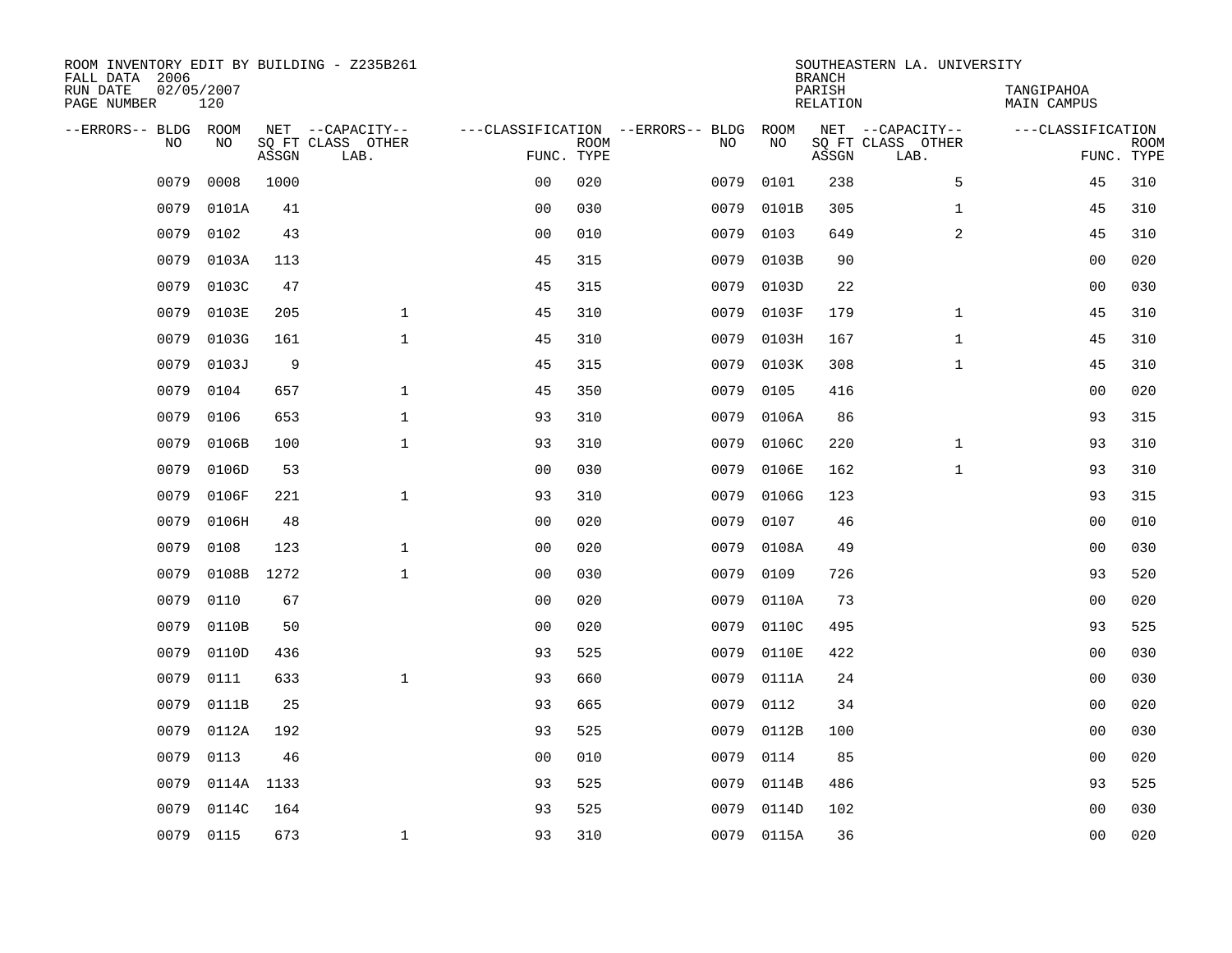ROOM INVENTORY EDIT BY BUILDING - Z235B261
FALL DATA 2006
RUN DATE 02/05/2007
PAGE NUMBER 120

SOUTHEASTERN LA. UNIVERSITY
BRANCH
PARISH TANGIPAHOA
RELATION MAIN CAMPUS

| --ERRORS-- | BLDG NO | ROOM NO | NET SQ FT ASSGN | --CAPACITY-- CLASS | OTHER LAB. | ---CLASSIFICATION FUNC. | ROOM TYPE | --ERRORS-- | BLDG NO | ROOM NO | NET SQ FT ASSGN | --CAPACITY-- CLASS | OTHER LAB. | ---CLASSIFICATION FUNC. | ROOM TYPE |
|---|---|---|---|---|---|---|---|---|---|---|---|---|---|---|---|
| | 0079 | 0008 | 1000 | | | 00 | 020 | | 0079 | 0101 | 238 | | 5 | 45 | 310 |
| | 0079 | 0101A | 41 | | | 00 | 030 | | 0079 | 0101B | 305 | | 1 | 45 | 310 |
| | 0079 | 0102 | 43 | | | 00 | 010 | | 0079 | 0103 | 649 | | 2 | 45 | 310 |
| | 0079 | 0103A | 113 | | | 45 | 315 | | 0079 | 0103B | 90 | | | 00 | 020 |
| | 0079 | 0103C | 47 | | | 45 | 315 | | 0079 | 0103D | 22 | | | 00 | 030 |
| | 0079 | 0103E | 205 | | 1 | 45 | 310 | | 0079 | 0103F | 179 | | 1 | 45 | 310 |
| | 0079 | 0103G | 161 | | 1 | 45 | 310 | | 0079 | 0103H | 167 | | 1 | 45 | 310 |
| | 0079 | 0103J | 9 | | | 45 | 315 | | 0079 | 0103K | 308 | | 1 | 45 | 310 |
| | 0079 | 0104 | 657 | | 1 | 45 | 350 | | 0079 | 0105 | 416 | | | 00 | 020 |
| | 0079 | 0106 | 653 | | 1 | 93 | 310 | | 0079 | 0106A | 86 | | | 93 | 315 |
| | 0079 | 0106B | 100 | | 1 | 93 | 310 | | 0079 | 0106C | 220 | | 1 | 93 | 310 |
| | 0079 | 0106D | 53 | | | 00 | 030 | | 0079 | 0106E | 162 | | 1 | 93 | 310 |
| | 0079 | 0106F | 221 | | 1 | 93 | 310 | | 0079 | 0106G | 123 | | | 93 | 315 |
| | 0079 | 0106H | 48 | | | 00 | 020 | | 0079 | 0107 | 46 | | | 00 | 010 |
| | 0079 | 0108 | 123 | | 1 | 00 | 020 | | 0079 | 0108A | 49 | | | 00 | 030 |
| | 0079 | 0108B | 1272 | | 1 | 00 | 030 | | 0079 | 0109 | 726 | | | 93 | 520 |
| | 0079 | 0110 | 67 | | | 00 | 020 | | 0079 | 0110A | 73 | | | 00 | 020 |
| | 0079 | 0110B | 50 | | | 00 | 020 | | 0079 | 0110C | 495 | | | 93 | 525 |
| | 0079 | 0110D | 436 | | | 93 | 525 | | 0079 | 0110E | 422 | | | 00 | 030 |
| | 0079 | 0111 | 633 | | 1 | 93 | 660 | | 0079 | 0111A | 24 | | | 00 | 030 |
| | 0079 | 0111B | 25 | | | 93 | 665 | | 0079 | 0112 | 34 | | | 00 | 020 |
| | 0079 | 0112A | 192 | | | 93 | 525 | | 0079 | 0112B | 100 | | | 00 | 030 |
| | 0079 | 0113 | 46 | | | 00 | 010 | | 0079 | 0114 | 85 | | | 00 | 020 |
| | 0079 | 0114A | 1133 | | | 93 | 525 | | 0079 | 0114B | 486 | | | 93 | 525 |
| | 0079 | 0114C | 164 | | | 93 | 525 | | 0079 | 0114D | 102 | | | 00 | 030 |
| | 0079 | 0115 | 673 | | 1 | 93 | 310 | | 0079 | 0115A | 36 | | | 00 | 020 |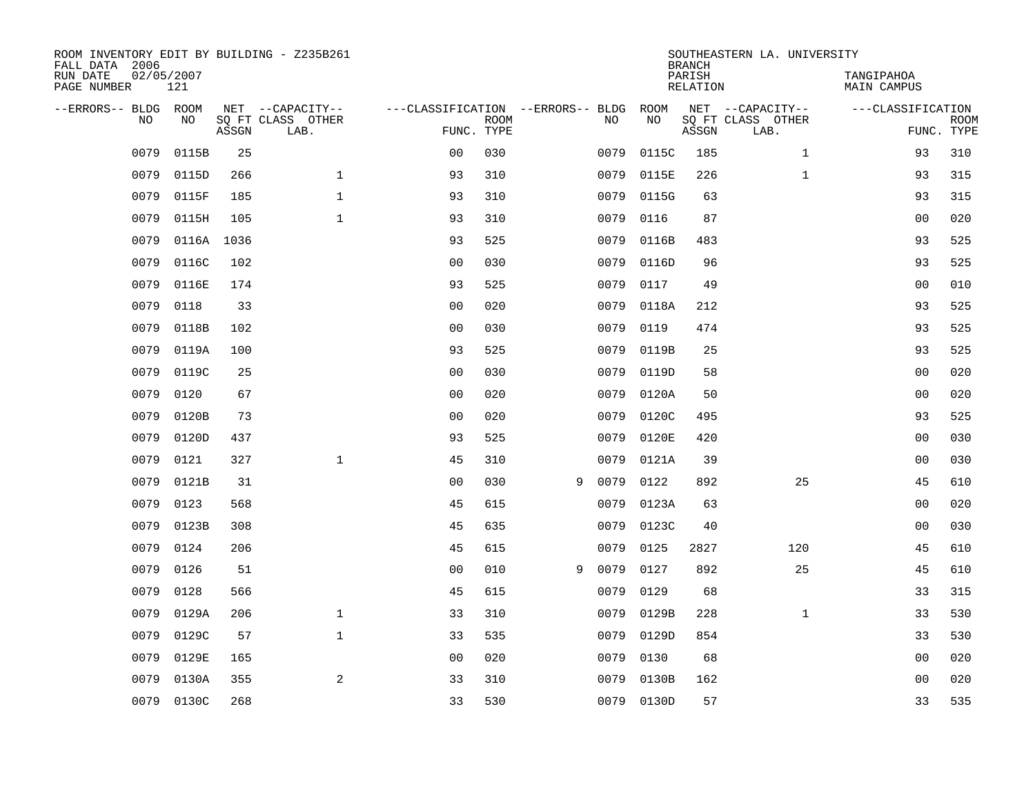ROOM INVENTORY EDIT BY BUILDING - Z235B261
FALL DATA 2006
RUN DATE 02/05/2007
PAGE NUMBER 121

SOUTHEASTERN LA. UNIVERSITY
BRANCH
PARISH TANGIPAHOA
RELATION MAIN CAMPUS

| --ERRORS-- | BLDG NO | ROOM NO | NET SQ FT ASSGN | --CAPACITY-- CLASS LAB. | OTHER | ---CLASSIFICATION FUNC. | ROOM TYPE | --ERRORS-- | BLDG NO | ROOM NO | NET SQ FT ASSGN | --CAPACITY-- CLASS LAB. | OTHER | ---CLASSIFICATION FUNC. | ROOM TYPE |
|---|---|---|---|---|---|---|---|---|---|---|---|---|---|---|---|
| | 0079 | 0115B | 25 | | | 00 | 030 | | 0079 | 0115C | 185 | | 1 | 93 | 310 |
| | 0079 | 0115D | 266 | | 1 | 93 | 310 | | 0079 | 0115E | 226 | | 1 | 93 | 315 |
| | 0079 | 0115F | 185 | | 1 | 93 | 310 | | 0079 | 0115G | 63 | | | 93 | 315 |
| | 0079 | 0115H | 105 | | 1 | 93 | 310 | | 0079 | 0116 | 87 | | | 00 | 020 |
| | 0079 | 0116A | 1036 | | | 93 | 525 | | 0079 | 0116B | 483 | | | 93 | 525 |
| | 0079 | 0116C | 102 | | | 00 | 030 | | 0079 | 0116D | 96 | | | 93 | 525 |
| | 0079 | 0116E | 174 | | | 93 | 525 | | 0079 | 0117 | 49 | | | 00 | 010 |
| | 0079 | 0118 | 33 | | | 00 | 020 | | 0079 | 0118A | 212 | | | 93 | 525 |
| | 0079 | 0118B | 102 | | | 00 | 030 | | 0079 | 0119 | 474 | | | 93 | 525 |
| | 0079 | 0119A | 100 | | | 93 | 525 | | 0079 | 0119B | 25 | | | 93 | 525 |
| | 0079 | 0119C | 25 | | | 00 | 030 | | 0079 | 0119D | 58 | | | 00 | 020 |
| | 0079 | 0120 | 67 | | | 00 | 020 | | 0079 | 0120A | 50 | | | 00 | 020 |
| | 0079 | 0120B | 73 | | | 00 | 020 | | 0079 | 0120C | 495 | | | 93 | 525 |
| | 0079 | 0120D | 437 | | | 93 | 525 | | 0079 | 0120E | 420 | | | 00 | 030 |
| | 0079 | 0121 | 327 | | 1 | 45 | 310 | | 0079 | 0121A | 39 | | | 00 | 030 |
| | 0079 | 0121B | 31 | | | 00 | 030 | 9 | 0079 | 0122 | 892 | | 25 | 45 | 610 |
| | 0079 | 0123 | 568 | | | 45 | 615 | | 0079 | 0123A | 63 | | | 00 | 020 |
| | 0079 | 0123B | 308 | | | 45 | 635 | | 0079 | 0123C | 40 | | | 00 | 030 |
| | 0079 | 0124 | 206 | | | 45 | 615 | | 0079 | 0125 | 2827 | | 120 | 45 | 610 |
| | 0079 | 0126 | 51 | | | 00 | 010 | 9 | 0079 | 0127 | 892 | | 25 | 45 | 610 |
| | 0079 | 0128 | 566 | | | 45 | 615 | | 0079 | 0129 | 68 | | | 33 | 315 |
| | 0079 | 0129A | 206 | | 1 | 33 | 310 | | 0079 | 0129B | 228 | | 1 | 33 | 530 |
| | 0079 | 0129C | 57 | | 1 | 33 | 535 | | 0079 | 0129D | 854 | | | 33 | 530 |
| | 0079 | 0129E | 165 | | | 00 | 020 | | 0079 | 0130 | 68 | | | 00 | 020 |
| | 0079 | 0130A | 355 | | 2 | 33 | 310 | | 0079 | 0130B | 162 | | | 00 | 020 |
| | 0079 | 0130C | 268 | | | 33 | 530 | | 0079 | 0130D | 57 | | | 33 | 535 |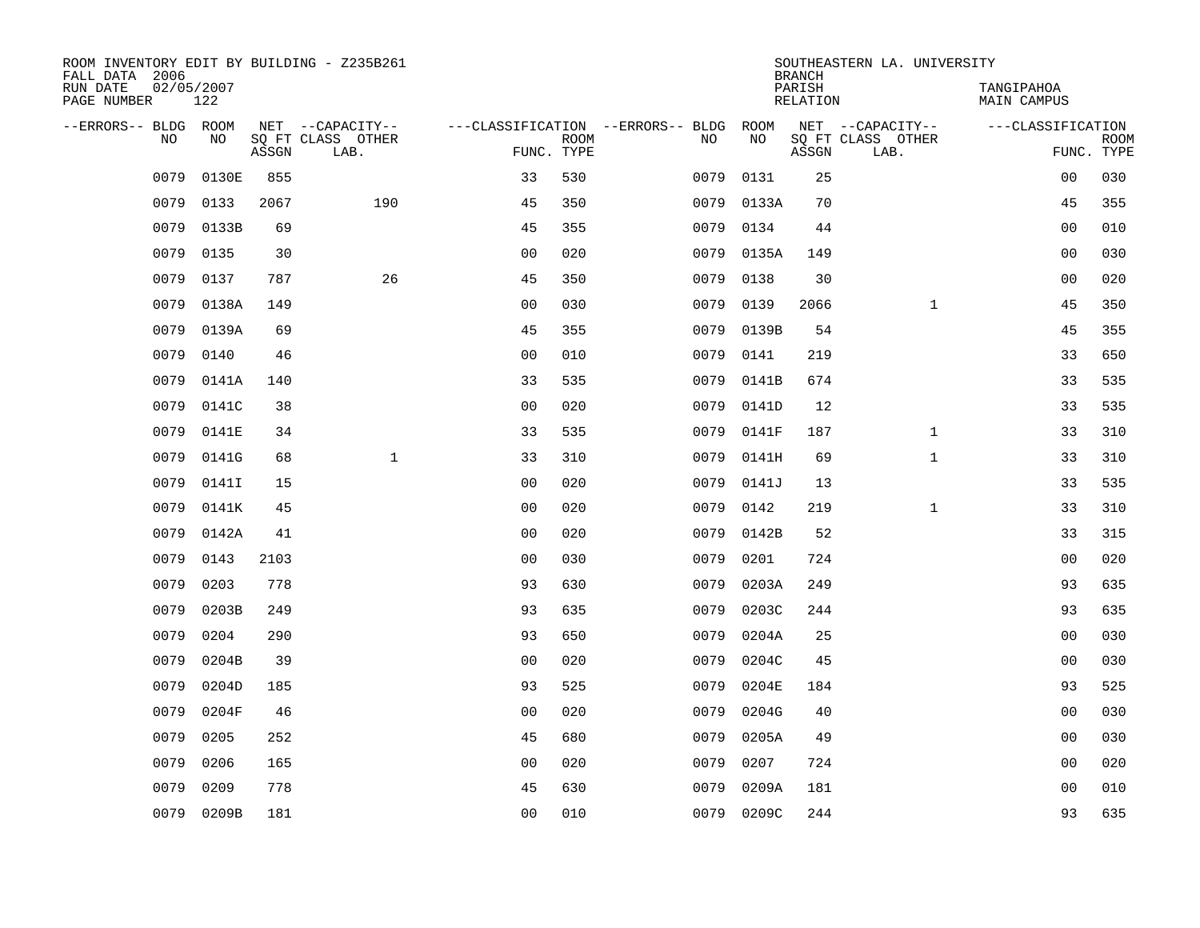ROOM INVENTORY EDIT BY BUILDING - Z235B261
FALL DATA 2006
RUN DATE 02/05/2007
PAGE NUMBER 122

SOUTHEASTERN LA. UNIVERSITY
BRANCH
PARISH TANGIPAHOA
RELATION MAIN CAMPUS

| --ERRORS-- | BLDG NO | ROOM NO | NET SQ FT ASSGN | --CAPACITY-- CLASS LAB. | OTHER | ---CLASSIFICATION FUNC. | ROOM TYPE | --ERRORS-- | BLDG NO | ROOM NO | NET SQ FT ASSGN | --CAPACITY-- CLASS LAB. | OTHER | ---CLASSIFICATION FUNC. | ROOM TYPE |
|---|---|---|---|---|---|---|---|---|---|---|---|---|---|---|---|
| | 0079 | 0130E | 855 | | | 33 | 530 | | 0079 | 0131 | 25 | | | 00 | 030 |
| | 0079 | 0133 | 2067 | | 190 | 45 | 350 | | 0079 | 0133A | 70 | | | 45 | 355 |
| | 0079 | 0133B | 69 | | | 45 | 355 | | 0079 | 0134 | 44 | | | 00 | 010 |
| | 0079 | 0135 | 30 | | | 00 | 020 | | 0079 | 0135A | 149 | | | 00 | 030 |
| | 0079 | 0137 | 787 | | 26 | 45 | 350 | | 0079 | 0138 | 30 | | | 00 | 020 |
| | 0079 | 0138A | 149 | | | 00 | 030 | | 0079 | 0139 | 2066 | | 1 | 45 | 350 |
| | 0079 | 0139A | 69 | | | 45 | 355 | | 0079 | 0139B | 54 | | | 45 | 355 |
| | 0079 | 0140 | 46 | | | 00 | 010 | | 0079 | 0141 | 219 | | | 33 | 650 |
| | 0079 | 0141A | 140 | | | 33 | 535 | | 0079 | 0141B | 674 | | | 33 | 535 |
| | 0079 | 0141C | 38 | | | 00 | 020 | | 0079 | 0141D | 12 | | | 33 | 535 |
| | 0079 | 0141E | 34 | | | 33 | 535 | | 0079 | 0141F | 187 | | 1 | 33 | 310 |
| | 0079 | 0141G | 68 | | 1 | 33 | 310 | | 0079 | 0141H | 69 | | 1 | 33 | 310 |
| | 0079 | 0141I | 15 | | | 00 | 020 | | 0079 | 0141J | 13 | | | 33 | 535 |
| | 0079 | 0141K | 45 | | | 00 | 020 | | 0079 | 0142 | 219 | | 1 | 33 | 310 |
| | 0079 | 0142A | 41 | | | 00 | 020 | | 0079 | 0142B | 52 | | | 33 | 315 |
| | 0079 | 0143 | 2103 | | | 00 | 030 | | 0079 | 0201 | 724 | | | 00 | 020 |
| | 0079 | 0203 | 778 | | | 93 | 630 | | 0079 | 0203A | 249 | | | 93 | 635 |
| | 0079 | 0203B | 249 | | | 93 | 635 | | 0079 | 0203C | 244 | | | 93 | 635 |
| | 0079 | 0204 | 290 | | | 93 | 650 | | 0079 | 0204A | 25 | | | 00 | 030 |
| | 0079 | 0204B | 39 | | | 00 | 020 | | 0079 | 0204C | 45 | | | 00 | 030 |
| | 0079 | 0204D | 185 | | | 93 | 525 | | 0079 | 0204E | 184 | | | 93 | 525 |
| | 0079 | 0204F | 46 | | | 00 | 020 | | 0079 | 0204G | 40 | | | 00 | 030 |
| | 0079 | 0205 | 252 | | | 45 | 680 | | 0079 | 0205A | 49 | | | 00 | 030 |
| | 0079 | 0206 | 165 | | | 00 | 020 | | 0079 | 0207 | 724 | | | 00 | 020 |
| | 0079 | 0209 | 778 | | | 45 | 630 | | 0079 | 0209A | 181 | | | 00 | 010 |
| | 0079 | 0209B | 181 | | | 00 | 010 | | 0079 | 0209C | 244 | | | 93 | 635 |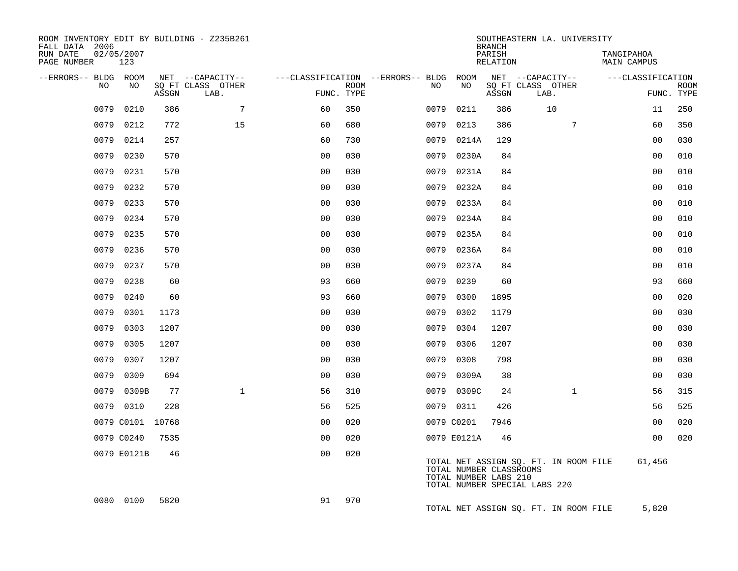ROOM INVENTORY EDIT BY BUILDING - Z235B261
FALL DATA 2006
RUN DATE 02/05/2007
PAGE NUMBER 123

SOUTHEASTERN LA. UNIVERSITY
BRANCH
PARISH TANGIPAHOA
RELATION MAIN CAMPUS

| --ERRORS-- | BLDG NO | ROOM NO | NET SQ FT ASSGN | --CAPACITY-- CLASS | LAB. | OTHER | ---CLASSIFICATION FUNC. | ROOM TYPE | --ERRORS-- | BLDG NO | ROOM NO | NET SQ FT ASSGN | --CAPACITY-- CLASS | LAB. | OTHER | ---CLASSIFICATION FUNC. | ROOM TYPE |
|---|---|---|---|---|---|---|---|---|---|---|---|---|---|---|---|---|---|
| | 0079 | 0210 | 386 | | 7 | | 60 | 350 | | 0079 | 0211 | 386 | 10 | | | 11 | 250 |
| | 0079 | 0212 | 772 | | 15 | | 60 | 680 | | 0079 | 0213 | 386 | | 7 | | 60 | 350 |
| | 0079 | 0214 | 257 | | | | 60 | 730 | | 0079 | 0214A | 129 | | | | 00 | 030 |
| | 0079 | 0230 | 570 | | | | 00 | 030 | | 0079 | 0230A | 84 | | | | 00 | 010 |
| | 0079 | 0231 | 570 | | | | 00 | 030 | | 0079 | 0231A | 84 | | | | 00 | 010 |
| | 0079 | 0232 | 570 | | | | 00 | 030 | | 0079 | 0232A | 84 | | | | 00 | 010 |
| | 0079 | 0233 | 570 | | | | 00 | 030 | | 0079 | 0233A | 84 | | | | 00 | 010 |
| | 0079 | 0234 | 570 | | | | 00 | 030 | | 0079 | 0234A | 84 | | | | 00 | 010 |
| | 0079 | 0235 | 570 | | | | 00 | 030 | | 0079 | 0235A | 84 | | | | 00 | 010 |
| | 0079 | 0236 | 570 | | | | 00 | 030 | | 0079 | 0236A | 84 | | | | 00 | 010 |
| | 0079 | 0237 | 570 | | | | 00 | 030 | | 0079 | 0237A | 84 | | | | 00 | 010 |
| | 0079 | 0238 | 60 | | | | 93 | 660 | | 0079 | 0239 | 60 | | | | 93 | 660 |
| | 0079 | 0240 | 60 | | | | 93 | 660 | | 0079 | 0300 | 1895 | | | | 00 | 020 |
| | 0079 | 0301 | 1173 | | | | 00 | 030 | | 0079 | 0302 | 1179 | | | | 00 | 030 |
| | 0079 | 0303 | 1207 | | | | 00 | 030 | | 0079 | 0304 | 1207 | | | | 00 | 030 |
| | 0079 | 0305 | 1207 | | | | 00 | 030 | | 0079 | 0306 | 1207 | | | | 00 | 030 |
| | 0079 | 0307 | 1207 | | | | 00 | 030 | | 0079 | 0308 | 798 | | | | 00 | 030 |
| | 0079 | 0309 | 694 | | | | 00 | 030 | | 0079 | 0309A | 38 | | | | 00 | 030 |
| | 0079 | 0309B | 77 | | 1 | | 56 | 310 | | 0079 | 0309C | 24 | | 1 | | 56 | 315 |
| | 0079 | 0310 | 228 | | | | 56 | 525 | | 0079 | 0311 | 426 | | | | 56 | 525 |
| | 0079 | C0101 | 10768 | | | | 00 | 020 | | 0079 | C0201 | 7946 | | | | 00 | 020 |
| | 0079 | C0240 | 7535 | | | | 00 | 020 | | 0079 | E0121A | 46 | | | | 00 | 020 |
| | 0079 | E0121B | 46 | | | | 00 | 020 | | | | | | | | | |

TOTAL NET ASSIGN SQ. FT. IN ROOM FILE 61,456
TOTAL NUMBER CLASSROOMS
TOTAL NUMBER LABS 210
TOTAL NUMBER SPECIAL LABS 220

| --ERRORS-- | BLDG NO | ROOM NO | NET SQ FT ASSGN | CLASS | LAB. | OTHER | FUNC. | ROOM TYPE |
|---|---|---|---|---|---|---|---|---|
| | 0080 | 0100 | 5820 | | | | 91 | 970 |

TOTAL NET ASSIGN SQ. FT. IN ROOM FILE 5,820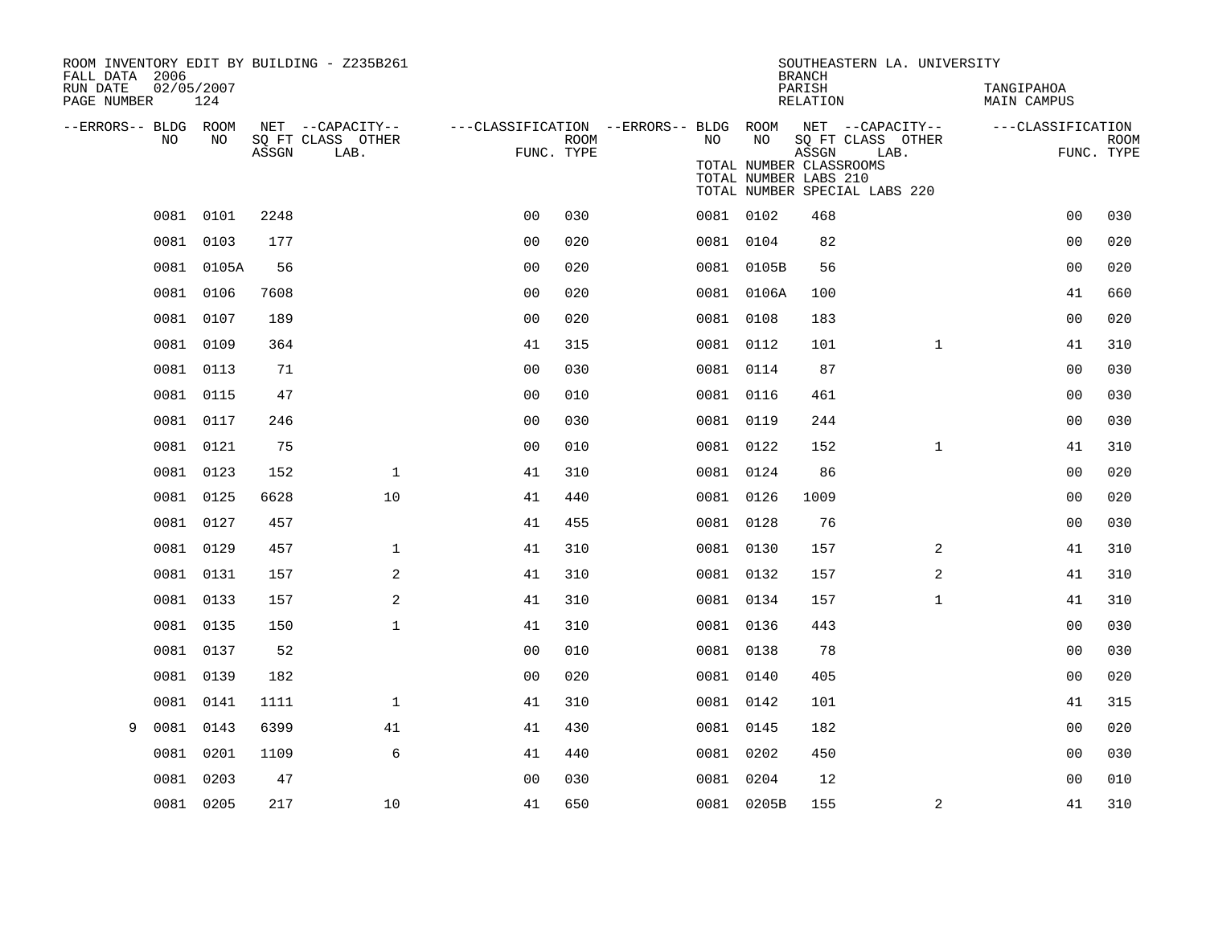ROOM INVENTORY EDIT BY BUILDING - Z235B261
FALL DATA 2006
RUN DATE 02/05/2007
PAGE NUMBER 124

SOUTHEASTERN LA. UNIVERSITY
BRANCH
PARISH TANGIPAHOA
RELATION MAIN CAMPUS

TOTAL NUMBER CLASSROOMS
TOTAL NUMBER LABS 210
TOTAL NUMBER SPECIAL LABS 220

| --ERRORS-- | BLDG NO | ROOM NO | NET SQ FT ASSGN | CAPACITY CLASS LAB. | CAPACITY OTHER | FUNC. | ROOM TYPE | --ERRORS-- | BLDG NO | ROOM NO | NET SQ FT ASSGN | CAPACITY CLASS LAB. | CAPACITY OTHER | FUNC. | ROOM TYPE |
|---|---|---|---|---|---|---|---|---|---|---|---|---|---|---|---|
| | 0081 | 0101 | 2248 | | | 00 | 030 | | 0081 | 0102 | 468 | | | 00 | 030 |
| | 0081 | 0103 | 177 | | | 00 | 020 | | 0081 | 0104 | 82 | | | 00 | 020 |
| | 0081 | 0105A | 56 | | | 00 | 020 | | 0081 | 0105B | 56 | | | 00 | 020 |
| | 0081 | 0106 | 7608 | | | 00 | 020 | | 0081 | 0106A | 100 | | | 41 | 660 |
| | 0081 | 0107 | 189 | | | 00 | 020 | | 0081 | 0108 | 183 | | | 00 | 020 |
| | 0081 | 0109 | 364 | | | 41 | 315 | | 0081 | 0112 | 101 | | 1 | 41 | 310 |
| | 0081 | 0113 | 71 | | | 00 | 030 | | 0081 | 0114 | 87 | | | 00 | 030 |
| | 0081 | 0115 | 47 | | | 00 | 010 | | 0081 | 0116 | 461 | | | 00 | 030 |
| | 0081 | 0117 | 246 | | | 00 | 030 | | 0081 | 0119 | 244 | | | 00 | 030 |
| | 0081 | 0121 | 75 | | | 00 | 010 | | 0081 | 0122 | 152 | | 1 | 41 | 310 |
| | 0081 | 0123 | 152 | | 1 | 41 | 310 | | 0081 | 0124 | 86 | | | 00 | 020 |
| | 0081 | 0125 | 6628 | | 10 | 41 | 440 | | 0081 | 0126 | 1009 | | | 00 | 020 |
| | 0081 | 0127 | 457 | | | 41 | 455 | | 0081 | 0128 | 76 | | | 00 | 030 |
| | 0081 | 0129 | 457 | | 1 | 41 | 310 | | 0081 | 0130 | 157 | | 2 | 41 | 310 |
| | 0081 | 0131 | 157 | | 2 | 41 | 310 | | 0081 | 0132 | 157 | | 2 | 41 | 310 |
| | 0081 | 0133 | 157 | | 2 | 41 | 310 | | 0081 | 0134 | 157 | | 1 | 41 | 310 |
| | 0081 | 0135 | 150 | | 1 | 41 | 310 | | 0081 | 0136 | 443 | | | 00 | 030 |
| | 0081 | 0137 | 52 | | | 00 | 010 | | 0081 | 0138 | 78 | | | 00 | 030 |
| | 0081 | 0139 | 182 | | | 00 | 020 | | 0081 | 0140 | 405 | | | 00 | 020 |
| | 0081 | 0141 | 1111 | | 1 | 41 | 310 | | 0081 | 0142 | 101 | | | 41 | 315 |
| 9 | 0081 | 0143 | 6399 | | 41 | 41 | 430 | | 0081 | 0145 | 182 | | | 00 | 020 |
| | 0081 | 0201 | 1109 | | 6 | 41 | 440 | | 0081 | 0202 | 450 | | | 00 | 030 |
| | 0081 | 0203 | 47 | | | 00 | 030 | | 0081 | 0204 | 12 | | | 00 | 010 |
| | 0081 | 0205 | 217 | | 10 | 41 | 650 | | 0081 | 0205B | 155 | | 2 | 41 | 310 |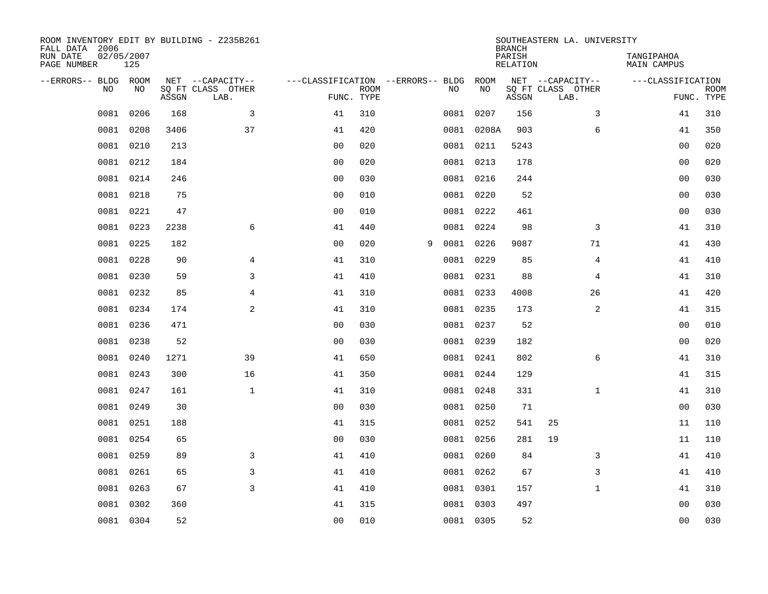ROOM INVENTORY EDIT BY BUILDING - Z235B261
FALL DATA 2006
RUN DATE 02/05/2007
PAGE NUMBER 125

SOUTHEASTERN LA. UNIVERSITY
BRANCH
PARISH TANGIPAHOA
RELATION MAIN CAMPUS

| --ERRORS-- | BLDG NO | ROOM NO | NET SQ FT ASSGN | CAPACITY CLASS | CAPACITY LAB. | CAPACITY OTHER | CLASSIFICATION FUNC. | ROOM TYPE | --ERRORS-- | BLDG NO | ROOM NO | NET SQ FT ASSGN | CAPACITY CLASS | CAPACITY LAB. | CAPACITY OTHER | CLASSIFICATION FUNC. | ROOM TYPE |
|---|---|---|---|---|---|---|---|---|---|---|---|---|---|---|---|---|---|
| | 0081 | 0206 | 168 | | | 3 | 41 | 310 | | 0081 | 0207 | 156 | | | 3 | 41 | 310 |
| | 0081 | 0208 | 3406 | | | 37 | 41 | 420 | | 0081 | 0208A | 903 | | | 6 | 41 | 350 |
| | 0081 | 0210 | 213 | | | | 00 | 020 | | 0081 | 0211 | 5243 | | | | 00 | 020 |
| | 0081 | 0212 | 184 | | | | 00 | 020 | | 0081 | 0213 | 178 | | | | 00 | 020 |
| | 0081 | 0214 | 246 | | | | 00 | 030 | | 0081 | 0216 | 244 | | | | 00 | 030 |
| | 0081 | 0218 | 75 | | | | 00 | 010 | | 0081 | 0220 | 52 | | | | 00 | 030 |
| | 0081 | 0221 | 47 | | | | 00 | 010 | | 0081 | 0222 | 461 | | | | 00 | 030 |
| | 0081 | 0223 | 2238 | | | 6 | 41 | 440 | | 0081 | 0224 | 98 | | | 3 | 41 | 310 |
| | 0081 | 0225 | 182 | | | | 00 | 020 | 9 | 0081 | 0226 | 9087 | | | 71 | 41 | 430 |
| | 0081 | 0228 | 90 | | | 4 | 41 | 310 | | 0081 | 0229 | 85 | | | 4 | 41 | 410 |
| | 0081 | 0230 | 59 | | | 3 | 41 | 410 | | 0081 | 0231 | 88 | | | 4 | 41 | 310 |
| | 0081 | 0232 | 85 | | | 4 | 41 | 310 | | 0081 | 0233 | 4008 | | | 26 | 41 | 420 |
| | 0081 | 0234 | 174 | | | 2 | 41 | 310 | | 0081 | 0235 | 173 | | | 2 | 41 | 315 |
| | 0081 | 0236 | 471 | | | | 00 | 030 | | 0081 | 0237 | 52 | | | | 00 | 010 |
| | 0081 | 0238 | 52 | | | | 00 | 030 | | 0081 | 0239 | 182 | | | | 00 | 020 |
| | 0081 | 0240 | 1271 | | | 39 | 41 | 650 | | 0081 | 0241 | 802 | | | 6 | 41 | 310 |
| | 0081 | 0243 | 300 | | | 16 | 41 | 350 | | 0081 | 0244 | 129 | | | | 41 | 315 |
| | 0081 | 0247 | 161 | | | 1 | 41 | 310 | | 0081 | 0248 | 331 | | | 1 | 41 | 310 |
| | 0081 | 0249 | 30 | | | | 00 | 030 | | 0081 | 0250 | 71 | | | | 00 | 030 |
| | 0081 | 0251 | 188 | | | | 41 | 315 | | 0081 | 0252 | 541 | 25 | | | 11 | 110 |
| | 0081 | 0254 | 65 | | | | 00 | 030 | | 0081 | 0256 | 281 | 19 | | | 11 | 110 |
| | 0081 | 0259 | 89 | | | 3 | 41 | 410 | | 0081 | 0260 | 84 | | | 3 | 41 | 410 |
| | 0081 | 0261 | 65 | | | 3 | 41 | 410 | | 0081 | 0262 | 67 | | | 3 | 41 | 410 |
| | 0081 | 0263 | 67 | | | 3 | 41 | 410 | | 0081 | 0301 | 157 | | | 1 | 41 | 310 |
| | 0081 | 0302 | 360 | | | | 41 | 315 | | 0081 | 0303 | 497 | | | | 00 | 030 |
| | 0081 | 0304 | 52 | | | | 00 | 010 | | 0081 | 0305 | 52 | | | | 00 | 030 |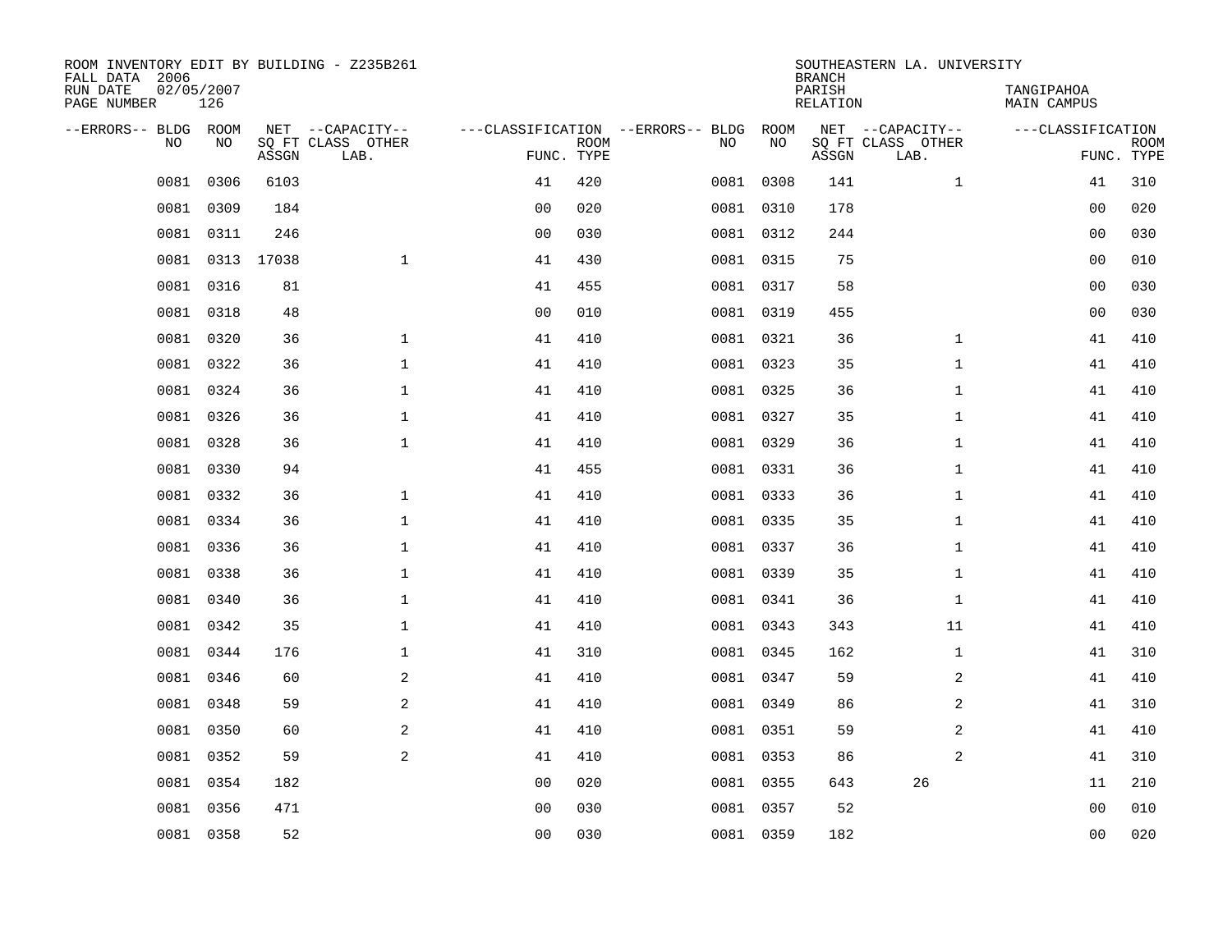ROOM INVENTORY EDIT BY BUILDING - Z235B261
FALL DATA 2006
RUN DATE 02/05/2007
PAGE NUMBER 126

SOUTHEASTERN LA. UNIVERSITY
BRANCH
PARISH TANGIPAHOA
RELATION MAIN CAMPUS

| --ERRORS-- | BLDG NO | ROOM NO | NET SQ FT ASSGN | CAPACITY CLASS | CAPACITY OTHER LAB. | CLASSIFICATION FUNC. | ROOM TYPE | --ERRORS-- | BLDG NO | ROOM NO | NET SQ FT ASSGN | CAPACITY CLASS | CAPACITY OTHER LAB. | CLASSIFICATION FUNC. | ROOM TYPE |
|---|---|---|---|---|---|---|---|---|---|---|---|---|---|---|---|
| | 0081 | 0306 | 6103 | | | 41 | 420 | | 0081 | 0308 | 141 | | 1 | 41 | 310 |
| | 0081 | 0309 | 184 | | | 00 | 020 | | 0081 | 0310 | 178 | | | 00 | 020 |
| | 0081 | 0311 | 246 | | | 00 | 030 | | 0081 | 0312 | 244 | | | 00 | 030 |
| | 0081 | 0313 | 17038 | | 1 | 41 | 430 | | 0081 | 0315 | 75 | | | 00 | 010 |
| | 0081 | 0316 | 81 | | | 41 | 455 | | 0081 | 0317 | 58 | | | 00 | 030 |
| | 0081 | 0318 | 48 | | | 00 | 010 | | 0081 | 0319 | 455 | | | 00 | 030 |
| | 0081 | 0320 | 36 | | 1 | 41 | 410 | | 0081 | 0321 | 36 | | 1 | 41 | 410 |
| | 0081 | 0322 | 36 | | 1 | 41 | 410 | | 0081 | 0323 | 35 | | 1 | 41 | 410 |
| | 0081 | 0324 | 36 | | 1 | 41 | 410 | | 0081 | 0325 | 36 | | 1 | 41 | 410 |
| | 0081 | 0326 | 36 | | 1 | 41 | 410 | | 0081 | 0327 | 35 | | 1 | 41 | 410 |
| | 0081 | 0328 | 36 | | 1 | 41 | 410 | | 0081 | 0329 | 36 | | 1 | 41 | 410 |
| | 0081 | 0330 | 94 | | | 41 | 455 | | 0081 | 0331 | 36 | | 1 | 41 | 410 |
| | 0081 | 0332 | 36 | | 1 | 41 | 410 | | 0081 | 0333 | 36 | | 1 | 41 | 410 |
| | 0081 | 0334 | 36 | | 1 | 41 | 410 | | 0081 | 0335 | 35 | | 1 | 41 | 410 |
| | 0081 | 0336 | 36 | | 1 | 41 | 410 | | 0081 | 0337 | 36 | | 1 | 41 | 410 |
| | 0081 | 0338 | 36 | | 1 | 41 | 410 | | 0081 | 0339 | 35 | | 1 | 41 | 410 |
| | 0081 | 0340 | 36 | | 1 | 41 | 410 | | 0081 | 0341 | 36 | | 1 | 41 | 410 |
| | 0081 | 0342 | 35 | | 1 | 41 | 410 | | 0081 | 0343 | 343 | | 11 | 41 | 410 |
| | 0081 | 0344 | 176 | | 1 | 41 | 310 | | 0081 | 0345 | 162 | | 1 | 41 | 310 |
| | 0081 | 0346 | 60 | | 2 | 41 | 410 | | 0081 | 0347 | 59 | | 2 | 41 | 410 |
| | 0081 | 0348 | 59 | | 2 | 41 | 410 | | 0081 | 0349 | 86 | | 2 | 41 | 310 |
| | 0081 | 0350 | 60 | | 2 | 41 | 410 | | 0081 | 0351 | 59 | | 2 | 41 | 410 |
| | 0081 | 0352 | 59 | | 2 | 41 | 410 | | 0081 | 0353 | 86 | | 2 | 41 | 310 |
| | 0081 | 0354 | 182 | | | 00 | 020 | | 0081 | 0355 | 643 | 26 | | 11 | 210 |
| | 0081 | 0356 | 471 | | | 00 | 030 | | 0081 | 0357 | 52 | | | 00 | 010 |
| | 0081 | 0358 | 52 | | | 00 | 030 | | 0081 | 0359 | 182 | | | 00 | 020 |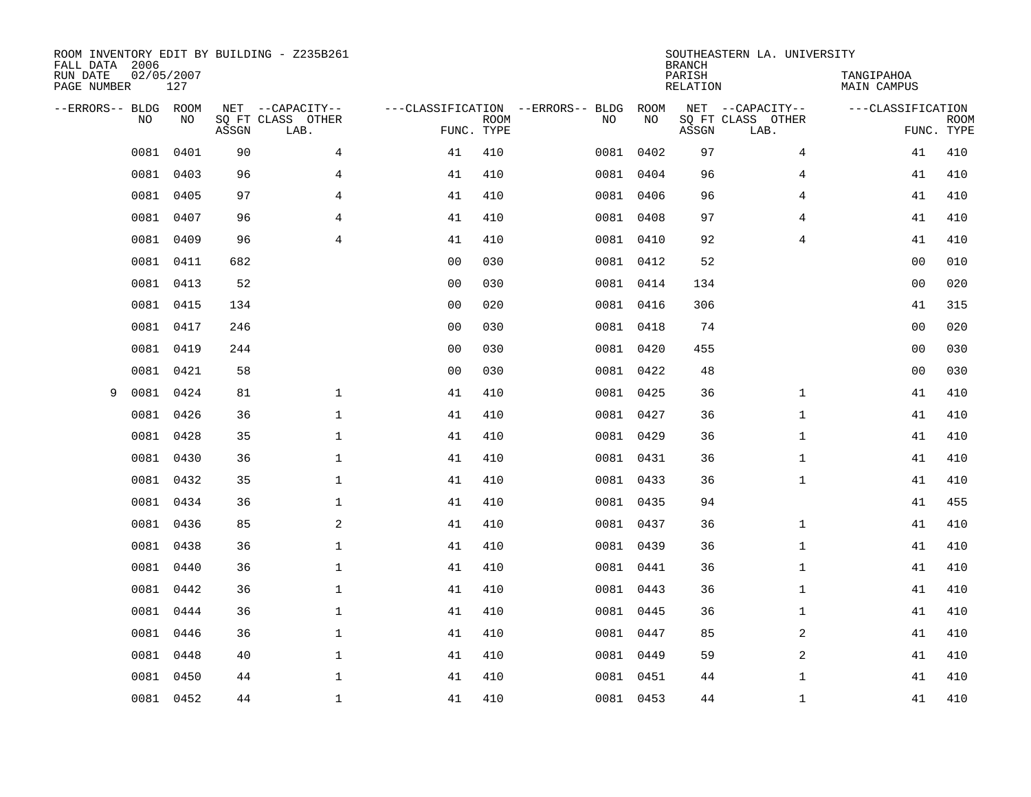ROOM INVENTORY EDIT BY BUILDING - Z235B261
FALL DATA 2006
RUN DATE 02/05/2007
PAGE NUMBER 127

SOUTHEASTERN LA. UNIVERSITY
BRANCH
PARISH TANGIPAHOA
RELATION MAIN CAMPUS

| --ERRORS-- | BLDG NO | ROOM NO | NET SQ FT ASSGN | CAPACITY CLASS LAB. | CAPACITY OTHER | CLASSIFICATION FUNC. | ROOM TYPE | --ERRORS-- | BLDG NO | ROOM NO | NET SQ FT ASSGN | CAPACITY CLASS LAB. | CAPACITY OTHER | CLASSIFICATION FUNC. | ROOM TYPE |
|---|---|---|---|---|---|---|---|---|---|---|---|---|---|---|---|
| | 0081 | 0401 | 90 | | 4 | 41 | 410 | | 0081 | 0402 | 97 | | 4 | 41 | 410 |
| | 0081 | 0403 | 96 | | 4 | 41 | 410 | | 0081 | 0404 | 96 | | 4 | 41 | 410 |
| | 0081 | 0405 | 97 | | 4 | 41 | 410 | | 0081 | 0406 | 96 | | 4 | 41 | 410 |
| | 0081 | 0407 | 96 | | 4 | 41 | 410 | | 0081 | 0408 | 97 | | 4 | 41 | 410 |
| | 0081 | 0409 | 96 | | 4 | 41 | 410 | | 0081 | 0410 | 92 | | 4 | 41 | 410 |
| | 0081 | 0411 | 682 | | | 00 | 030 | | 0081 | 0412 | 52 | | | 00 | 010 |
| | 0081 | 0413 | 52 | | | 00 | 030 | | 0081 | 0414 | 134 | | | 00 | 020 |
| | 0081 | 0415 | 134 | | | 00 | 020 | | 0081 | 0416 | 306 | | | 41 | 315 |
| | 0081 | 0417 | 246 | | | 00 | 030 | | 0081 | 0418 | 74 | | | 00 | 020 |
| | 0081 | 0419 | 244 | | | 00 | 030 | | 0081 | 0420 | 455 | | | 00 | 030 |
| | 0081 | 0421 | 58 | | | 00 | 030 | | 0081 | 0422 | 48 | | | 00 | 030 |
| 9 | 0081 | 0424 | 81 | | 1 | 41 | 410 | | 0081 | 0425 | 36 | | 1 | 41 | 410 |
| | 0081 | 0426 | 36 | | 1 | 41 | 410 | | 0081 | 0427 | 36 | | 1 | 41 | 410 |
| | 0081 | 0428 | 35 | | 1 | 41 | 410 | | 0081 | 0429 | 36 | | 1 | 41 | 410 |
| | 0081 | 0430 | 36 | | 1 | 41 | 410 | | 0081 | 0431 | 36 | | 1 | 41 | 410 |
| | 0081 | 0432 | 35 | | 1 | 41 | 410 | | 0081 | 0433 | 36 | | 1 | 41 | 410 |
| | 0081 | 0434 | 36 | | 1 | 41 | 410 | | 0081 | 0435 | 94 | | | 41 | 455 |
| | 0081 | 0436 | 85 | | 2 | 41 | 410 | | 0081 | 0437 | 36 | | 1 | 41 | 410 |
| | 0081 | 0438 | 36 | | 1 | 41 | 410 | | 0081 | 0439 | 36 | | 1 | 41 | 410 |
| | 0081 | 0440 | 36 | | 1 | 41 | 410 | | 0081 | 0441 | 36 | | 1 | 41 | 410 |
| | 0081 | 0442 | 36 | | 1 | 41 | 410 | | 0081 | 0443 | 36 | | 1 | 41 | 410 |
| | 0081 | 0444 | 36 | | 1 | 41 | 410 | | 0081 | 0445 | 36 | | 1 | 41 | 410 |
| | 0081 | 0446 | 36 | | 1 | 41 | 410 | | 0081 | 0447 | 85 | | 2 | 41 | 410 |
| | 0081 | 0448 | 40 | | 1 | 41 | 410 | | 0081 | 0449 | 59 | | 2 | 41 | 410 |
| | 0081 | 0450 | 44 | | 1 | 41 | 410 | | 0081 | 0451 | 44 | | 1 | 41 | 410 |
| | 0081 | 0452 | 44 | | 1 | 41 | 410 | | 0081 | 0453 | 44 | | 1 | 41 | 410 |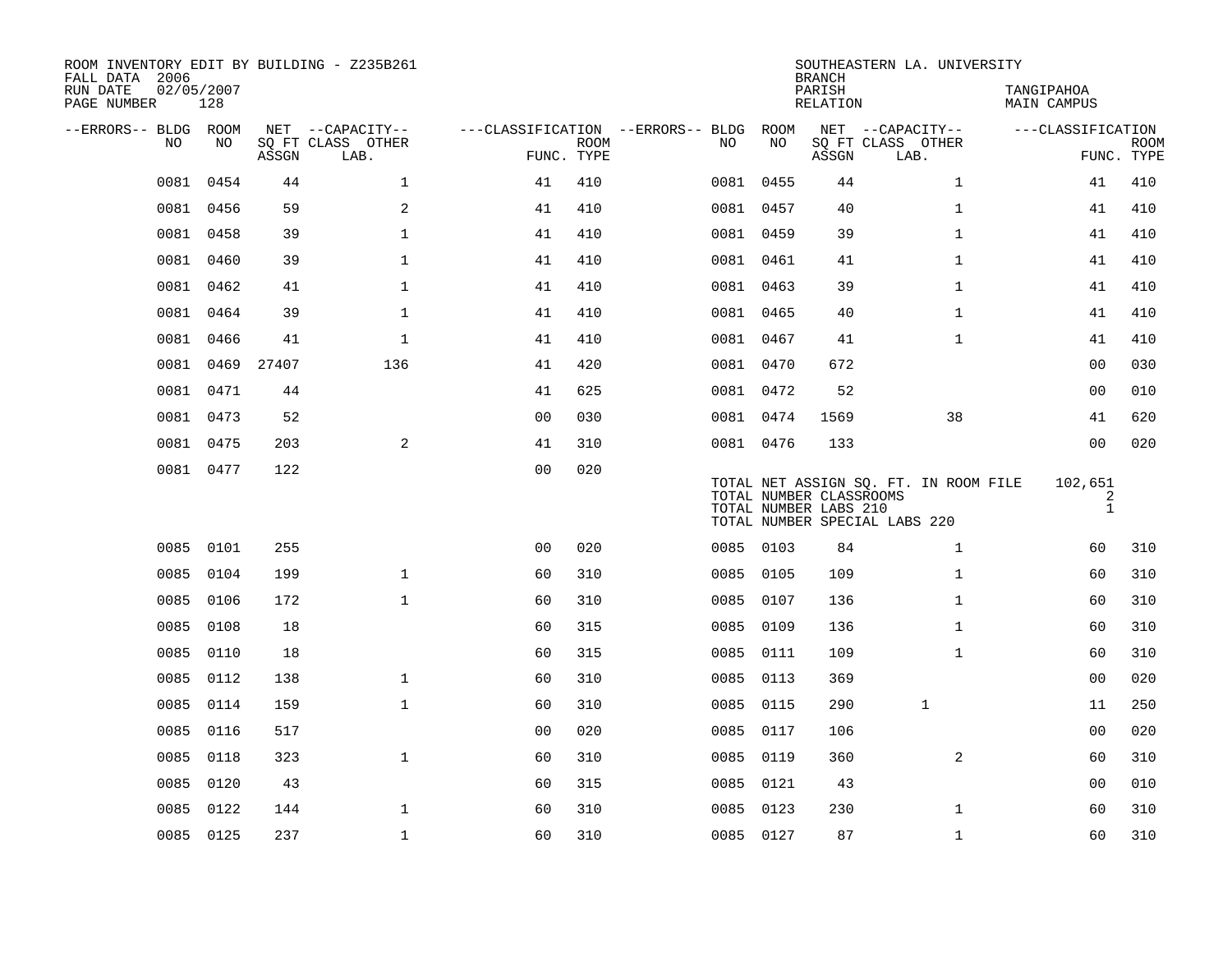ROOM INVENTORY EDIT BY BUILDING - Z235B261
FALL DATA 2006
RUN DATE 02/05/2007
PAGE NUMBER 128

SOUTHEASTERN LA. UNIVERSITY
BRANCH
PARISH TANGIPAHOA
RELATION MAIN CAMPUS

| --ERRORS-- | BLDG NO | ROOM NO | NET SQ FT ASSGN | CAPACITY CLASS LAB. | CAPACITY OTHER | CLASSIFICATION FUNC. | ROOM TYPE | --ERRORS-- | BLDG NO | ROOM NO | NET SQ FT ASSGN | CAPACITY CLASS LAB. | CAPACITY OTHER | CLASSIFICATION FUNC. | ROOM TYPE |
|---|---|---|---|---|---|---|---|---|---|---|---|---|---|---|---|
| | 0081 | 0454 | 44 | | 1 | 41 | 410 | | 0081 | 0455 | 44 | | 1 | 41 | 410 |
| | 0081 | 0456 | 59 | | 2 | 41 | 410 | | 0081 | 0457 | 40 | | 1 | 41 | 410 |
| | 0081 | 0458 | 39 | | 1 | 41 | 410 | | 0081 | 0459 | 39 | | 1 | 41 | 410 |
| | 0081 | 0460 | 39 | | 1 | 41 | 410 | | 0081 | 0461 | 41 | | 1 | 41 | 410 |
| | 0081 | 0462 | 41 | | 1 | 41 | 410 | | 0081 | 0463 | 39 | | 1 | 41 | 410 |
| | 0081 | 0464 | 39 | | 1 | 41 | 410 | | 0081 | 0465 | 40 | | 1 | 41 | 410 |
| | 0081 | 0466 | 41 | | 1 | 41 | 410 | | 0081 | 0467 | 41 | | 1 | 41 | 410 |
| | 0081 | 0469 | 27407 | | 136 | 41 | 420 | | 0081 | 0470 | 672 | | | 00 | 030 |
| | 0081 | 0471 | 44 | | | 41 | 625 | | 0081 | 0472 | 52 | | | 00 | 010 |
| | 0081 | 0473 | 52 | | | 00 | 030 | | 0081 | 0474 | 1569 | | 38 | 41 | 620 |
| | 0081 | 0475 | 203 | | 2 | 41 | 310 | | 0081 | 0476 | 133 | | | 00 | 020 |
| | 0081 | 0477 | 122 | | | 00 | 020 | | | | | | | | |

TOTAL NET ASSIGN SQ. FT. IN ROOM FILE 102,651
TOTAL NUMBER CLASSROOMS 2
TOTAL NUMBER LABS 210 1
TOTAL NUMBER SPECIAL LABS 220

| --ERRORS-- | BLDG NO | ROOM NO | NET SQ FT ASSGN | CAPACITY CLASS LAB. | CAPACITY OTHER | CLASSIFICATION FUNC. | ROOM TYPE | --ERRORS-- | BLDG NO | ROOM NO | NET SQ FT ASSGN | CAPACITY CLASS LAB. | CAPACITY OTHER | CLASSIFICATION FUNC. | ROOM TYPE |
|---|---|---|---|---|---|---|---|---|---|---|---|---|---|---|---|
| | 0085 | 0101 | 255 | | | 00 | 020 | | 0085 | 0103 | 84 | | 1 | 60 | 310 |
| | 0085 | 0104 | 199 | | 1 | 60 | 310 | | 0085 | 0105 | 109 | | 1 | 60 | 310 |
| | 0085 | 0106 | 172 | | 1 | 60 | 310 | | 0085 | 0107 | 136 | | 1 | 60 | 310 |
| | 0085 | 0108 | 18 | | | 60 | 315 | | 0085 | 0109 | 136 | | 1 | 60 | 310 |
| | 0085 | 0110 | 18 | | | 60 | 315 | | 0085 | 0111 | 109 | | 1 | 60 | 310 |
| | 0085 | 0112 | 138 | | 1 | 60 | 310 | | 0085 | 0113 | 369 | | | 00 | 020 |
| | 0085 | 0114 | 159 | | 1 | 60 | 310 | | 0085 | 0115 | 290 | 1 | | 11 | 250 |
| | 0085 | 0116 | 517 | | | 00 | 020 | | 0085 | 0117 | 106 | | | 00 | 020 |
| | 0085 | 0118 | 323 | | 1 | 60 | 310 | | 0085 | 0119 | 360 | | 2 | 60 | 310 |
| | 0085 | 0120 | 43 | | | 60 | 315 | | 0085 | 0121 | 43 | | | 00 | 010 |
| | 0085 | 0122 | 144 | | 1 | 60 | 310 | | 0085 | 0123 | 230 | | 1 | 60 | 310 |
| | 0085 | 0125 | 237 | | 1 | 60 | 310 | | 0085 | 0127 | 87 | | 1 | 60 | 310 |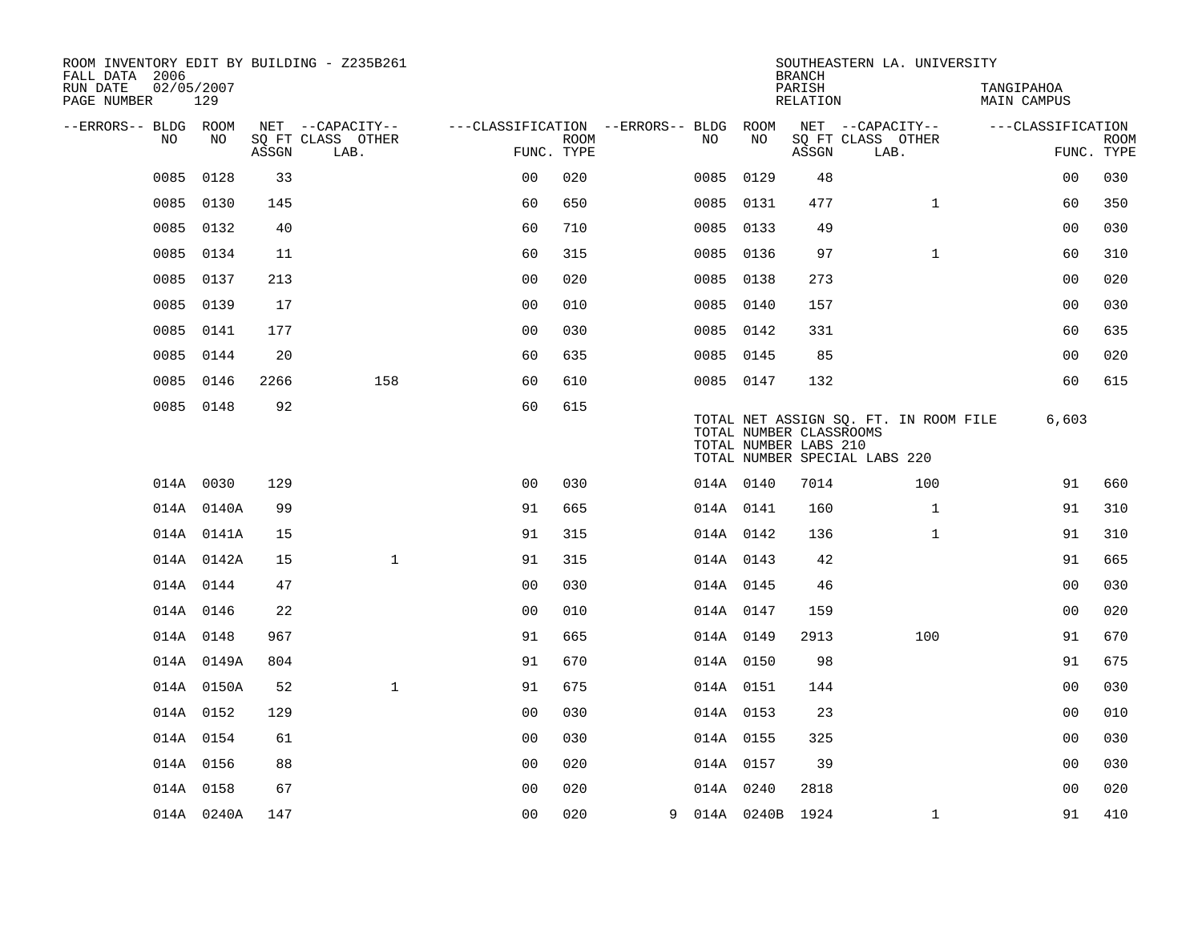ROOM INVENTORY EDIT BY BUILDING - Z235B261
FALL DATA 2006
RUN DATE 02/05/2007

SOUTHEASTERN LA. UNIVERSITY
BRANCH
PARISH TANGIPAHOA
RELATION MAIN CAMPUS

| --ERRORS-- | BLDG NO | ROOM NO | NET ASSGN SQ FT | CAPACITY CLASS LAB. | CAPACITY OTHER | CLASSIFICATION FUNC. | ROOM TYPE | --ERRORS-- | BLDG NO | ROOM NO | NET ASSGN SQ FT | CAPACITY CLASS LAB. | CAPACITY OTHER | CLASSIFICATION FUNC. | ROOM TYPE |
|---|---|---|---|---|---|---|---|---|---|---|---|---|---|---|---|
| | 0085 | 0128 | 33 | | | 00 | 020 | | 0085 | 0129 | 48 | | | 00 | 030 |
| | 0085 | 0130 | 145 | | | 60 | 650 | | 0085 | 0131 | 477 | | 1 | 60 | 350 |
| | 0085 | 0132 | 40 | | | 60 | 710 | | 0085 | 0133 | 49 | | | 00 | 030 |
| | 0085 | 0134 | 11 | | | 60 | 315 | | 0085 | 0136 | 97 | | 1 | 60 | 310 |
| | 0085 | 0137 | 213 | | | 00 | 020 | | 0085 | 0138 | 273 | | | 00 | 020 |
| | 0085 | 0139 | 17 | | | 00 | 010 | | 0085 | 0140 | 157 | | | 00 | 030 |
| | 0085 | 0141 | 177 | | | 00 | 030 | | 0085 | 0142 | 331 | | | 60 | 635 |
| | 0085 | 0144 | 20 | | | 60 | 635 | | 0085 | 0145 | 85 | | | 00 | 020 |
| | 0085 | 0146 | 2266 | | 158 | 60 | 610 | | 0085 | 0147 | 132 | | | 60 | 615 |
| | 0085 | 0148 | 92 | | | 60 | 615 | | | | | | | | |

TOTAL NET ASSIGN SQ. FT. IN ROOM FILE 6,603
TOTAL NUMBER CLASSROOMS
TOTAL NUMBER LABS 210
TOTAL NUMBER SPECIAL LABS 220

| --ERRORS-- | BLDG NO | ROOM NO | NET ASSGN SQ FT | CAPACITY CLASS LAB. | CAPACITY OTHER | CLASSIFICATION FUNC. | ROOM TYPE | --ERRORS-- | BLDG NO | ROOM NO | NET ASSGN SQ FT | CAPACITY CLASS LAB. | CAPACITY OTHER | CLASSIFICATION FUNC. | ROOM TYPE |
|---|---|---|---|---|---|---|---|---|---|---|---|---|---|---|---|
| | 014A | 0030 | 129 | | | 00 | 030 | | 014A | 0140 | 7014 | | 100 | 91 | 660 |
| | 014A | 0140A | 99 | | | 91 | 665 | | 014A | 0141 | 160 | | 1 | 91 | 310 |
| | 014A | 0141A | 15 | | | 91 | 315 | | 014A | 0142 | 136 | | 1 | 91 | 310 |
| | 014A | 0142A | 15 | | 1 | 91 | 315 | | 014A | 0143 | 42 | | | 91 | 665 |
| | 014A | 0144 | 47 | | | 00 | 030 | | 014A | 0145 | 46 | | | 00 | 030 |
| | 014A | 0146 | 22 | | | 00 | 010 | | 014A | 0147 | 159 | | | 00 | 020 |
| | 014A | 0148 | 967 | | | 91 | 665 | | 014A | 0149 | 2913 | | 100 | 91 | 670 |
| | 014A | 0149A | 804 | | | 91 | 670 | | 014A | 0150 | 98 | | | 91 | 675 |
| | 014A | 0150A | 52 | | 1 | 91 | 675 | | 014A | 0151 | 144 | | | 00 | 030 |
| | 014A | 0152 | 129 | | | 00 | 030 | | 014A | 0153 | 23 | | | 00 | 010 |
| | 014A | 0154 | 61 | | | 00 | 030 | | 014A | 0155 | 325 | | | 00 | 030 |
| | 014A | 0156 | 88 | | | 00 | 020 | | 014A | 0157 | 39 | | | 00 | 030 |
| | 014A | 0158 | 67 | | | 00 | 020 | | 014A | 0240 | 2818 | | | 00 | 020 |
| | 014A | 0240A | 147 | | | 00 | 020 | 9 | 014A | 0240B | 1924 | | 1 | 91 | 410 |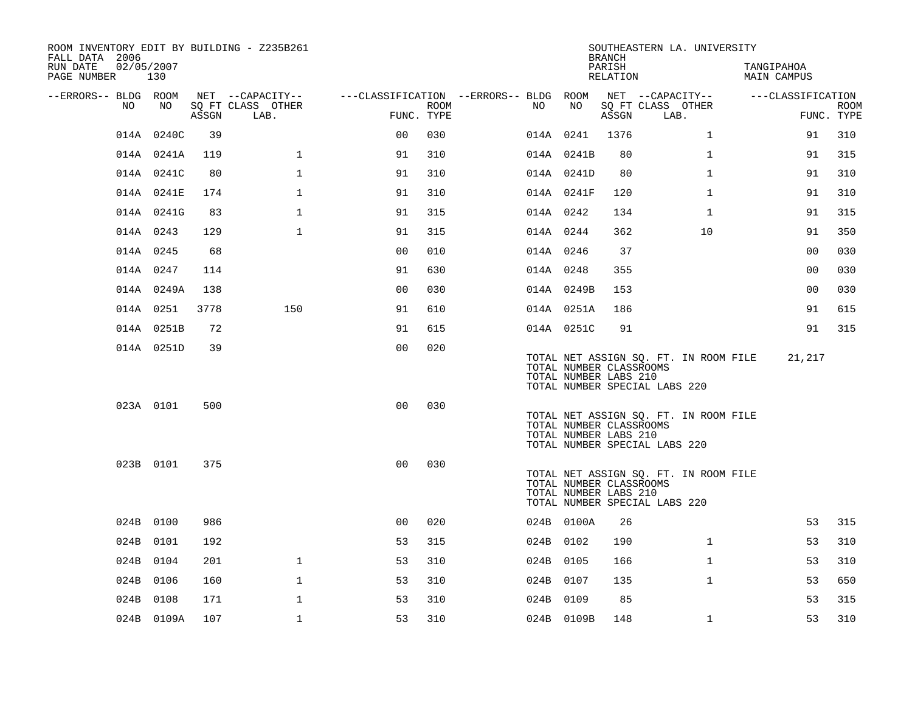ROOM INVENTORY EDIT BY BUILDING - Z235B261
FALL DATA 2006
RUN DATE 02/05/2007
PAGE NUMBER 130

SOUTHEASTERN LA. UNIVERSITY
BRANCH
PARISH TANGIPAHOA
RELATION MAIN CAMPUS

| --ERRORS-- | BLDG NO | ROOM NO | NET SQ FT ASSGN | --CAPACITY-- CLASS LAB. | OTHER | ---CLASSIFICATION FUNC. | ROOM TYPE | --ERRORS-- | BLDG NO | ROOM NO | NET SQ FT ASSGN | --CAPACITY-- CLASS LAB. | OTHER | ---CLASSIFICATION FUNC. | ROOM TYPE |
|---|---|---|---|---|---|---|---|---|---|---|---|---|---|---|---|
| | 014A | 0240C | 39 | | | 00 | 030 | | 014A | 0241 | 1376 | | 1 | 91 | 310 |
| | 014A | 0241A | 119 | | 1 | 91 | 310 | | 014A | 0241B | 80 | | 1 | 91 | 315 |
| | 014A | 0241C | 80 | | 1 | 91 | 310 | | 014A | 0241D | 80 | | 1 | 91 | 310 |
| | 014A | 0241E | 174 | | 1 | 91 | 310 | | 014A | 0241F | 120 | | 1 | 91 | 310 |
| | 014A | 0241G | 83 | | 1 | 91 | 315 | | 014A | 0242 | 134 | | 1 | 91 | 315 |
| | 014A | 0243 | 129 | | 1 | 91 | 315 | | 014A | 0244 | 362 | | 10 | 91 | 350 |
| | 014A | 0245 | 68 | | | 00 | 010 | | 014A | 0246 | 37 | | | 00 | 030 |
| | 014A | 0247 | 114 | | | 91 | 630 | | 014A | 0248 | 355 | | | 00 | 030 |
| | 014A | 0249A | 138 | | | 00 | 030 | | 014A | 0249B | 153 | | | 00 | 030 |
| | 014A | 0251 | 3778 | | 150 | 91 | 610 | | 014A | 0251A | 186 | | | 91 | 615 |
| | 014A | 0251B | 72 | | | 91 | 615 | | 014A | 0251C | 91 | | | 91 | 315 |
| | 014A | 0251D | 39 | | | 00 | 020 | | | | | | | | |

TOTAL NET ASSIGN SQ. FT. IN ROOM FILE 21,217
TOTAL NUMBER CLASSROOMS
TOTAL NUMBER LABS 210
TOTAL NUMBER SPECIAL LABS 220

| --ERRORS-- | BLDG NO | ROOM NO | NET SQ FT ASSGN | --CAPACITY-- CLASS LAB. | OTHER | ---CLASSIFICATION FUNC. | ROOM TYPE |
|---|---|---|---|---|---|---|---|
| | 023A | 0101 | 500 | | | 00 | 030 |

TOTAL NET ASSIGN SQ. FT. IN ROOM FILE
TOTAL NUMBER CLASSROOMS
TOTAL NUMBER LABS 210
TOTAL NUMBER SPECIAL LABS 220

| --ERRORS-- | BLDG NO | ROOM NO | NET SQ FT ASSGN | --CAPACITY-- CLASS LAB. | OTHER | ---CLASSIFICATION FUNC. | ROOM TYPE |
|---|---|---|---|---|---|---|---|
| | 023B | 0101 | 375 | | | 00 | 030 |

TOTAL NET ASSIGN SQ. FT. IN ROOM FILE
TOTAL NUMBER CLASSROOMS
TOTAL NUMBER LABS 210
TOTAL NUMBER SPECIAL LABS 220

| --ERRORS-- | BLDG NO | ROOM NO | NET SQ FT ASSGN | --CAPACITY-- CLASS LAB. | OTHER | ---CLASSIFICATION FUNC. | ROOM TYPE | --ERRORS-- | BLDG NO | ROOM NO | NET SQ FT ASSGN | --CAPACITY-- CLASS LAB. | OTHER | ---CLASSIFICATION FUNC. | ROOM TYPE |
|---|---|---|---|---|---|---|---|---|---|---|---|---|---|---|---|
| | 024B | 0100 | 986 | | | 00 | 020 | | 024B | 0100A | 26 | | | 53 | 315 |
| | 024B | 0101 | 192 | | | 53 | 315 | | 024B | 0102 | 190 | | 1 | 53 | 310 |
| | 024B | 0104 | 201 | | 1 | 53 | 310 | | 024B | 0105 | 166 | | 1 | 53 | 310 |
| | 024B | 0106 | 160 | | 1 | 53 | 310 | | 024B | 0107 | 135 | | 1 | 53 | 650 |
| | 024B | 0108 | 171 | | 1 | 53 | 310 | | 024B | 0109 | 85 | | | 53 | 315 |
| | 024B | 0109A | 107 | | 1 | 53 | 310 | | 024B | 0109B | 148 | | 1 | 53 | 310 |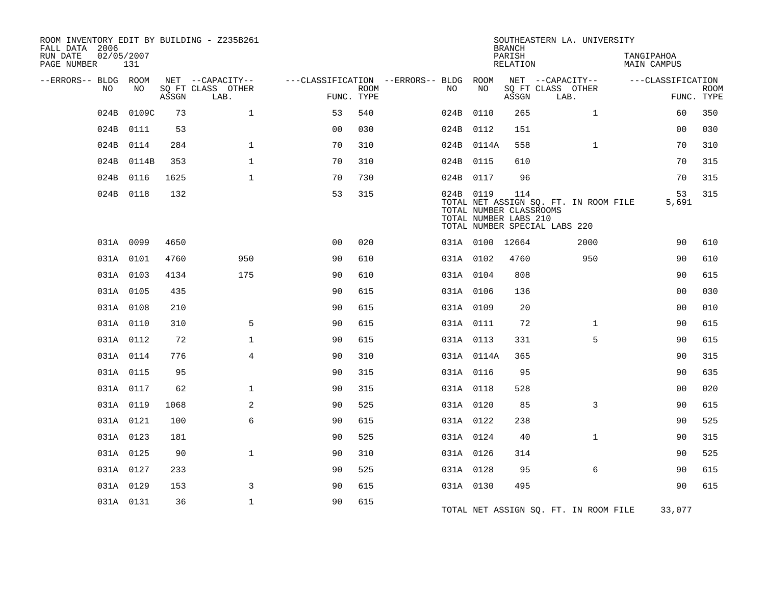ROOM INVENTORY EDIT BY BUILDING - Z235B261
FALL DATA 2006
RUN DATE 02/05/2007
PAGE NUMBER 131

SOUTHEASTERN LA. UNIVERSITY
BRANCH
PARISH TANGIPAHOA
RELATION MAIN CAMPUS

| --ERRORS-- | BLDG NO | ROOM NO | NET SQ FT ASSGN | CAPACITY CLASS | CAPACITY OTHER LAB. | CLASSIFICATION FUNC. | ROOM TYPE | --ERRORS-- | BLDG NO | ROOM NO | NET SQ FT ASSGN | CAPACITY CLASS | CAPACITY OTHER LAB. | CLASSIFICATION FUNC. | ROOM TYPE |
|---|---|---|---|---|---|---|---|---|---|---|---|---|---|---|---|
| | 024B | 0109C | 73 | | 1 | 53 | 540 | | 024B | 0110 | 265 | | 1 | 60 | 350 |
| | 024B | 0111 | 53 | | | 00 | 030 | | 024B | 0112 | 151 | | | 00 | 030 |
| | 024B | 0114 | 284 | | 1 | 70 | 310 | | 024B | 0114A | 558 | | 1 | 70 | 310 |
| | 024B | 0114B | 353 | | 1 | 70 | 310 | | 024B | 0115 | 610 | | | 70 | 315 |
| | 024B | 0116 | 1625 | | 1 | 70 | 730 | | 024B | 0117 | 96 | | | 70 | 315 |
| | 024B | 0118 | 132 | | | 53 | 315 | | 024B | 0119 | 114 | | | 53 | 315 |
| | | | | | | | | | TOTAL NET ASSIGN SQ. FT. IN ROOM FILE | | | | | 5,691 | |
| | | | | | | | | | TOTAL NUMBER CLASSROOMS | | | | | | |
| | | | | | | | | | TOTAL NUMBER LABS 210 | | | | | | |
| | | | | | | | | | TOTAL NUMBER SPECIAL LABS 220 | | | | | | |
| | 031A | 0099 | 4650 | | | 00 | 020 | | 031A | 0100 | 12664 | | 2000 | 90 | 610 |
| | 031A | 0101 | 4760 | | 950 | 90 | 610 | | 031A | 0102 | 4760 | | 950 | 90 | 610 |
| | 031A | 0103 | 4134 | | 175 | 90 | 610 | | 031A | 0104 | 808 | | | 90 | 615 |
| | 031A | 0105 | 435 | | | 90 | 615 | | 031A | 0106 | 136 | | | 00 | 030 |
| | 031A | 0108 | 210 | | | 90 | 615 | | 031A | 0109 | 20 | | | 00 | 010 |
| | 031A | 0110 | 310 | | 5 | 90 | 615 | | 031A | 0111 | 72 | | 1 | 90 | 615 |
| | 031A | 0112 | 72 | | 1 | 90 | 615 | | 031A | 0113 | 331 | | 5 | 90 | 615 |
| | 031A | 0114 | 776 | | 4 | 90 | 310 | | 031A | 0114A | 365 | | | 90 | 315 |
| | 031A | 0115 | 95 | | | 90 | 315 | | 031A | 0116 | 95 | | | 90 | 635 |
| | 031A | 0117 | 62 | | 1 | 90 | 315 | | 031A | 0118 | 528 | | | 00 | 020 |
| | 031A | 0119 | 1068 | | 2 | 90 | 525 | | 031A | 0120 | 85 | | 3 | 90 | 615 |
| | 031A | 0121 | 100 | | 6 | 90 | 615 | | 031A | 0122 | 238 | | | 90 | 525 |
| | 031A | 0123 | 181 | | | 90 | 525 | | 031A | 0124 | 40 | | 1 | 90 | 315 |
| | 031A | 0125 | 90 | | 1 | 90 | 310 | | 031A | 0126 | 314 | | | 90 | 525 |
| | 031A | 0127 | 233 | | | 90 | 525 | | 031A | 0128 | 95 | | 6 | 90 | 615 |
| | 031A | 0129 | 153 | | 3 | 90 | 615 | | 031A | 0130 | 495 | | | 90 | 615 |
| | 031A | 0131 | 36 | | 1 | 90 | 615 | | | | | | | | |
| | | | | | | | | | TOTAL NET ASSIGN SQ. FT. IN ROOM FILE | | | | | 33,077 | |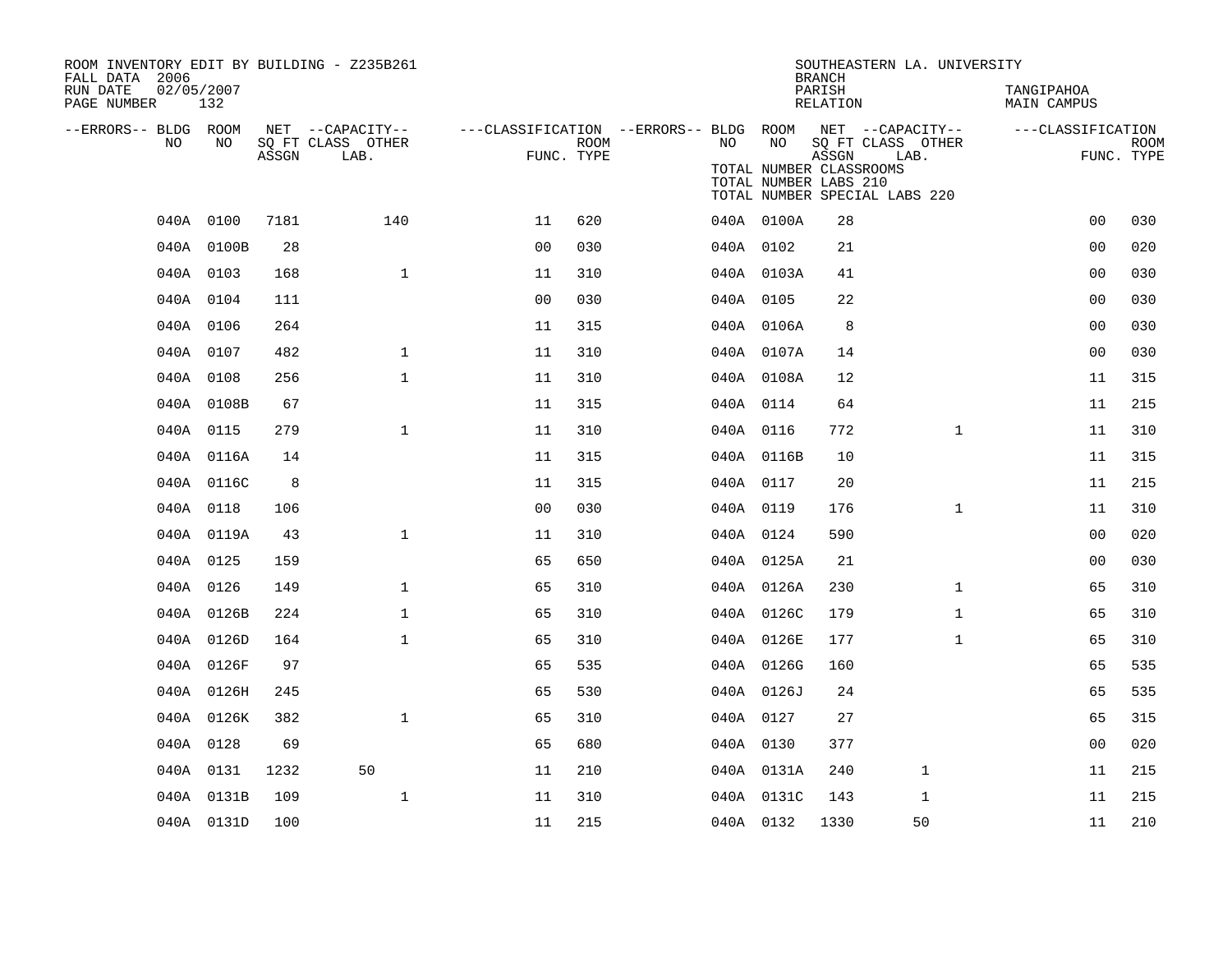ROOM INVENTORY EDIT BY BUILDING - Z235B261
FALL DATA 2006
RUN DATE 02/05/2007
PAGE NUMBER 132

SOUTHEASTERN LA. UNIVERSITY
BRANCH
PARISH TANGIPAHOA
RELATION MAIN CAMPUS

TOTAL NUMBER CLASSROOMS
TOTAL NUMBER LABS 210
TOTAL NUMBER SPECIAL LABS 220

| --ERRORS-- | BLDG NO | ROOM NO | NET SQ FT ASSGN | CAPACITY CLASS LAB. | CAPACITY OTHER | CLASSIFICATION FUNC. | ROOM TYPE | --ERRORS-- | BLDG NO | ROOM NO | NET SQ FT ASSGN | CAPACITY CLASS LAB. | CAPACITY OTHER | CLASSIFICATION FUNC. | ROOM TYPE |
|---|---|---|---|---|---|---|---|---|---|---|---|---|---|---|---|
| | 040A | 0100 | 7181 | | 140 | 11 | 620 | | 040A | 0100A | 28 | | | 00 | 030 |
| | 040A | 0100B | 28 | | | 00 | 030 | | 040A | 0102 | 21 | | | 00 | 020 |
| | 040A | 0103 | 168 | | 1 | 11 | 310 | | 040A | 0103A | 41 | | | 00 | 030 |
| | 040A | 0104 | 111 | | | 00 | 030 | | 040A | 0105 | 22 | | | 00 | 030 |
| | 040A | 0106 | 264 | | | 11 | 315 | | 040A | 0106A | 8 | | | 00 | 030 |
| | 040A | 0107 | 482 | | 1 | 11 | 310 | | 040A | 0107A | 14 | | | 00 | 030 |
| | 040A | 0108 | 256 | | 1 | 11 | 310 | | 040A | 0108A | 12 | | | 11 | 315 |
| | 040A | 0108B | 67 | | | 11 | 315 | | 040A | 0114 | 64 | | | 11 | 215 |
| | 040A | 0115 | 279 | | 1 | 11 | 310 | | 040A | 0116 | 772 | | 1 | 11 | 310 |
| | 040A | 0116A | 14 | | | 11 | 315 | | 040A | 0116B | 10 | | | 11 | 315 |
| | 040A | 0116C | 8 | | | 11 | 315 | | 040A | 0117 | 20 | | | 11 | 215 |
| | 040A | 0118 | 106 | | | 00 | 030 | | 040A | 0119 | 176 | | 1 | 11 | 310 |
| | 040A | 0119A | 43 | | 1 | 11 | 310 | | 040A | 0124 | 590 | | | 00 | 020 |
| | 040A | 0125 | 159 | | | 65 | 650 | | 040A | 0125A | 21 | | | 00 | 030 |
| | 040A | 0126 | 149 | | 1 | 65 | 310 | | 040A | 0126A | 230 | | 1 | 65 | 310 |
| | 040A | 0126B | 224 | | 1 | 65 | 310 | | 040A | 0126C | 179 | | 1 | 65 | 310 |
| | 040A | 0126D | 164 | | 1 | 65 | 310 | | 040A | 0126E | 177 | | 1 | 65 | 310 |
| | 040A | 0126F | 97 | | | 65 | 535 | | 040A | 0126G | 160 | | | 65 | 535 |
| | 040A | 0126H | 245 | | | 65 | 530 | | 040A | 0126J | 24 | | | 65 | 535 |
| | 040A | 0126K | 382 | | 1 | 65 | 310 | | 040A | 0127 | 27 | | | 65 | 315 |
| | 040A | 0128 | 69 | | | 65 | 680 | | 040A | 0130 | 377 | | | 00 | 020 |
| | 040A | 0131 | 1232 | 50 | | 11 | 210 | | 040A | 0131A | 240 | 1 | | 11 | 215 |
| | 040A | 0131B | 109 | | 1 | 11 | 310 | | 040A | 0131C | 143 | 1 | | 11 | 215 |
| | 040A | 0131D | 100 | | | 11 | 215 | | 040A | 0132 | 1330 | 50 | | 11 | 210 |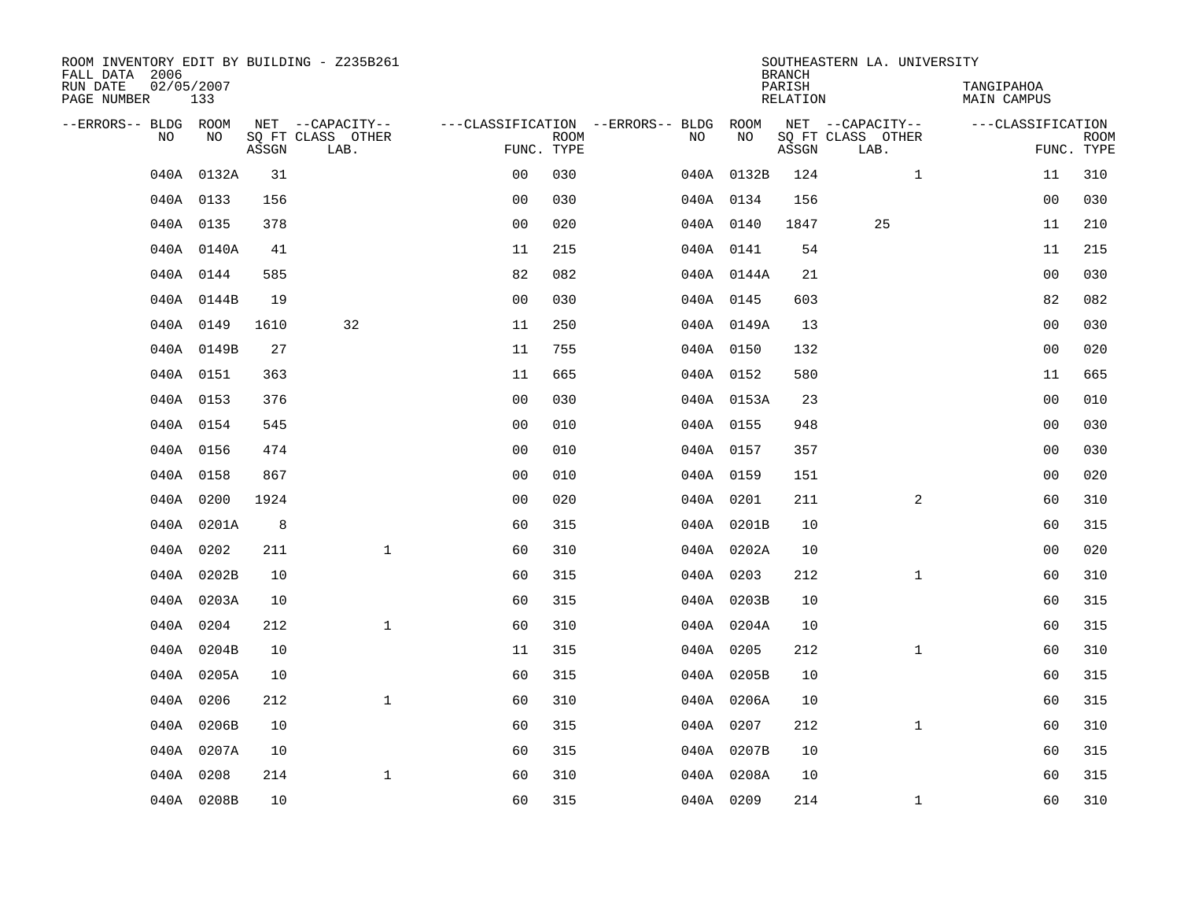ROOM INVENTORY EDIT BY BUILDING - Z235B261
FALL DATA 2006
RUN DATE 02/05/2007
PAGE NUMBER 133

SOUTHEASTERN LA. UNIVERSITY
BRANCH
PARISH TANGIPAHOA
RELATION MAIN CAMPUS

| --ERRORS-- | BLDG NO | ROOM NO | NET SQ FT ASSGN | CAPACITY CLASS LAB. | CAPACITY OTHER | CLASSIFICATION FUNC. | ROOM TYPE | --ERRORS-- | BLDG NO | ROOM NO | NET SQ FT ASSGN | CAPACITY CLASS LAB. | CAPACITY OTHER | CLASSIFICATION FUNC. | ROOM TYPE |
|---|---|---|---|---|---|---|---|---|---|---|---|---|---|---|---|
| | 040A | 0132A | 31 | | | 00 | 030 | | 040A | 0132B | 124 | | 1 | 11 | 310 |
| | 040A | 0133 | 156 | | | 00 | 030 | | 040A | 0134 | 156 | | | 00 | 030 |
| | 040A | 0135 | 378 | | | 00 | 020 | | 040A | 0140 | 1847 | 25 | | 11 | 210 |
| | 040A | 0140A | 41 | | | 11 | 215 | | 040A | 0141 | 54 | | | 11 | 215 |
| | 040A | 0144 | 585 | | | 82 | 082 | | 040A | 0144A | 21 | | | 00 | 030 |
| | 040A | 0144B | 19 | | | 00 | 030 | | 040A | 0145 | 603 | | | 82 | 082 |
| | 040A | 0149 | 1610 | 32 | | 11 | 250 | | 040A | 0149A | 13 | | | 00 | 030 |
| | 040A | 0149B | 27 | | | 11 | 755 | | 040A | 0150 | 132 | | | 00 | 020 |
| | 040A | 0151 | 363 | | | 11 | 665 | | 040A | 0152 | 580 | | | 11 | 665 |
| | 040A | 0153 | 376 | | | 00 | 030 | | 040A | 0153A | 23 | | | 00 | 010 |
| | 040A | 0154 | 545 | | | 00 | 010 | | 040A | 0155 | 948 | | | 00 | 030 |
| | 040A | 0156 | 474 | | | 00 | 010 | | 040A | 0157 | 357 | | | 00 | 030 |
| | 040A | 0158 | 867 | | | 00 | 010 | | 040A | 0159 | 151 | | | 00 | 020 |
| | 040A | 0200 | 1924 | | | 00 | 020 | | 040A | 0201 | 211 | | 2 | 60 | 310 |
| | 040A | 0201A | 8 | | | 60 | 315 | | 040A | 0201B | 10 | | | 60 | 315 |
| | 040A | 0202 | 211 | | 1 | 60 | 310 | | 040A | 0202A | 10 | | | 00 | 020 |
| | 040A | 0202B | 10 | | | 60 | 315 | | 040A | 0203 | 212 | | 1 | 60 | 310 |
| | 040A | 0203A | 10 | | | 60 | 315 | | 040A | 0203B | 10 | | | 60 | 315 |
| | 040A | 0204 | 212 | | 1 | 60 | 310 | | 040A | 0204A | 10 | | | 60 | 315 |
| | 040A | 0204B | 10 | | | 11 | 315 | | 040A | 0205 | 212 | | 1 | 60 | 310 |
| | 040A | 0205A | 10 | | | 60 | 315 | | 040A | 0205B | 10 | | | 60 | 315 |
| | 040A | 0206 | 212 | | 1 | 60 | 310 | | 040A | 0206A | 10 | | | 60 | 315 |
| | 040A | 0206B | 10 | | | 60 | 315 | | 040A | 0207 | 212 | | 1 | 60 | 310 |
| | 040A | 0207A | 10 | | | 60 | 315 | | 040A | 0207B | 10 | | | 60 | 315 |
| | 040A | 0208 | 214 | | 1 | 60 | 310 | | 040A | 0208A | 10 | | | 60 | 315 |
| | 040A | 0208B | 10 | | | 60 | 315 | | 040A | 0209 | 214 | | 1 | 60 | 310 |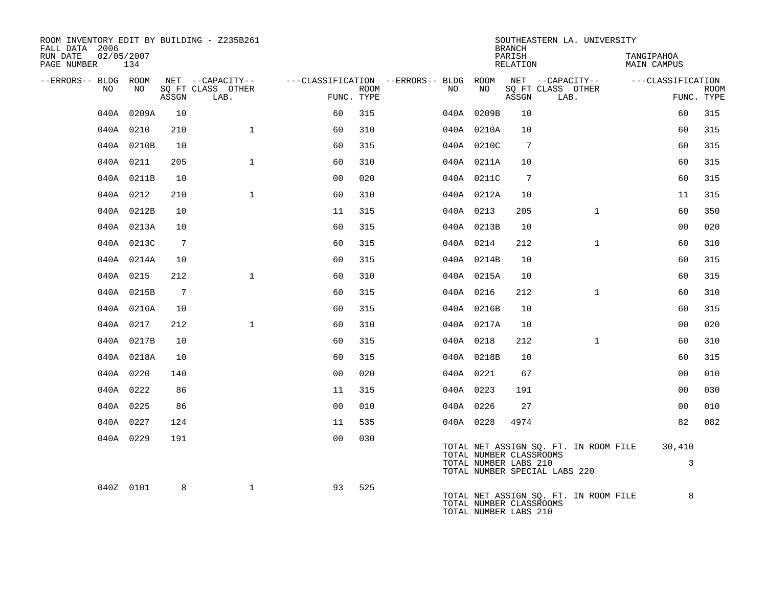ROOM INVENTORY EDIT BY BUILDING - Z235B261
FALL DATA 2006
RUN DATE 02/05/2007
PAGE NUMBER 134

SOUTHEASTERN LA. UNIVERSITY
BRANCH
PARISH TANGIPAHOA
RELATION MAIN CAMPUS

| --ERRORS-- | BLDG NO | ROOM NO | NET SQ FT ASSGN | CAPACITY CLASS LAB. | CAPACITY OTHER | CLASSIFICATION FUNC. | ROOM TYPE | --ERRORS-- | BLDG NO | ROOM NO | NET SQ FT ASSGN | CAPACITY CLASS LAB. | CAPACITY OTHER | CLASSIFICATION FUNC. | ROOM TYPE |
|---|---|---|---|---|---|---|---|---|---|---|---|---|---|---|---|
| | 040A | 0209A | 10 | | | 60 | 315 | | 040A | 0209B | 10 | | | 60 | 315 |
| | 040A | 0210 | 210 | | 1 | 60 | 310 | | 040A | 0210A | 10 | | | 60 | 315 |
| | 040A | 0210B | 10 | | | 60 | 315 | | 040A | 0210C | 7 | | | 60 | 315 |
| | 040A | 0211 | 205 | | 1 | 60 | 310 | | 040A | 0211A | 10 | | | 60 | 315 |
| | 040A | 0211B | 10 | | | 00 | 020 | | 040A | 0211C | 7 | | | 60 | 315 |
| | 040A | 0212 | 210 | | 1 | 60 | 310 | | 040A | 0212A | 10 | | | 11 | 315 |
| | 040A | 0212B | 10 | | | 11 | 315 | | 040A | 0213 | 205 | | 1 | 60 | 350 |
| | 040A | 0213A | 10 | | | 60 | 315 | | 040A | 0213B | 10 | | | 00 | 020 |
| | 040A | 0213C | 7 | | | 60 | 315 | | 040A | 0214 | 212 | | 1 | 60 | 310 |
| | 040A | 0214A | 10 | | | 60 | 315 | | 040A | 0214B | 10 | | | 60 | 315 |
| | 040A | 0215 | 212 | | 1 | 60 | 310 | | 040A | 0215A | 10 | | | 60 | 315 |
| | 040A | 0215B | 7 | | | 60 | 315 | | 040A | 0216 | 212 | | 1 | 60 | 310 |
| | 040A | 0216A | 10 | | | 60 | 315 | | 040A | 0216B | 10 | | | 60 | 315 |
| | 040A | 0217 | 212 | | 1 | 60 | 310 | | 040A | 0217A | 10 | | | 00 | 020 |
| | 040A | 0217B | 10 | | | 60 | 315 | | 040A | 0218 | 212 | | 1 | 60 | 310 |
| | 040A | 0218A | 10 | | | 60 | 315 | | 040A | 0218B | 10 | | | 60 | 315 |
| | 040A | 0220 | 140 | | | 00 | 020 | | 040A | 0221 | 67 | | | 00 | 010 |
| | 040A | 0222 | 86 | | | 11 | 315 | | 040A | 0223 | 191 | | | 00 | 030 |
| | 040A | 0225 | 86 | | | 00 | 010 | | 040A | 0226 | 27 | | | 00 | 010 |
| | 040A | 0227 | 124 | | | 11 | 535 | | 040A | 0228 | 4974 | | | 82 | 082 |
| | 040A | 0229 | 191 | | | 00 | 030 | | | | | | | | |

TOTAL NET ASSIGN SQ. FT. IN ROOM FILE 30,410
TOTAL NUMBER CLASSROOMS
TOTAL NUMBER LABS 210 3
TOTAL NUMBER SPECIAL LABS 220

| --ERRORS-- | BLDG NO | ROOM NO | NET SQ FT ASSGN | CAPACITY CLASS LAB. | CAPACITY OTHER | CLASSIFICATION FUNC. | ROOM TYPE |
|---|---|---|---|---|---|---|---|
| | 040Z | 0101 | 8 | | 1 | 93 | 525 |

TOTAL NET ASSIGN SQ. FT. IN ROOM FILE 8
TOTAL NUMBER CLASSROOMS
TOTAL NUMBER LABS 210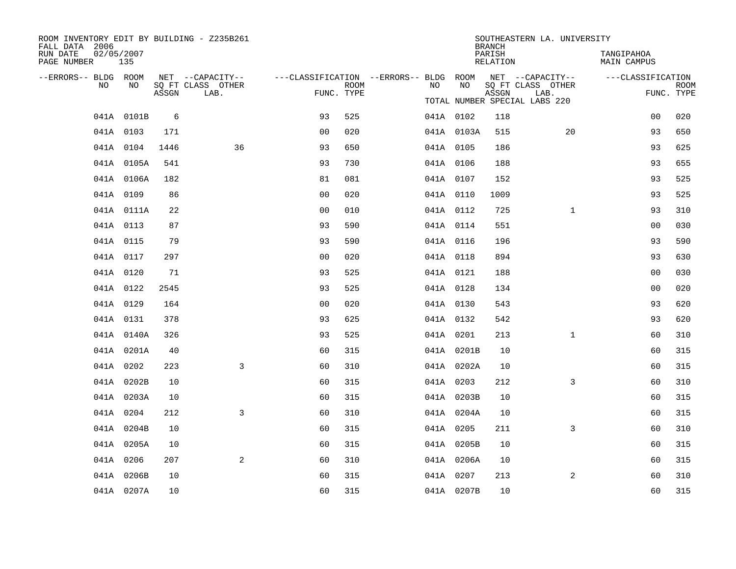ROOM INVENTORY EDIT BY BUILDING - Z235B261
FALL DATA 2006
RUN DATE 02/05/2007
PAGE NUMBER 135

SOUTHEASTERN LA. UNIVERSITY
BRANCH
PARISH TANGIPAHOA
RELATION MAIN CAMPUS

TOTAL NUMBER SPECIAL LABS 220

| --ERRORS-- | BLDG NO | ROOM NO | NET SQ FT ASSGN | CAPACITY CLASS LAB. | CAPACITY OTHER | CLASSIFICATION FUNC. | ROOM TYPE | --ERRORS-- | BLDG NO | ROOM NO | NET SQ FT ASSGN | CAPACITY CLASS LAB. | CAPACITY OTHER | CLASSIFICATION FUNC. | ROOM TYPE |
|---|---|---|---|---|---|---|---|---|---|---|---|---|---|---|---|
| | 041A | 0101B | 6 | | | 93 | 525 | | 041A | 0102 | 118 | | | 00 | 020 |
| | 041A | 0103 | 171 | | | 00 | 020 | | 041A | 0103A | 515 | | 20 | 93 | 650 |
| | 041A | 0104 | 1446 | | 36 | 93 | 650 | | 041A | 0105 | 186 | | | 93 | 625 |
| | 041A | 0105A | 541 | | | 93 | 730 | | 041A | 0106 | 188 | | | 93 | 655 |
| | 041A | 0106A | 182 | | | 81 | 081 | | 041A | 0107 | 152 | | | 93 | 525 |
| | 041A | 0109 | 86 | | | 00 | 020 | | 041A | 0110 | 1009 | | | 93 | 525 |
| | 041A | 0111A | 22 | | | 00 | 010 | | 041A | 0112 | 725 | | 1 | 93 | 310 |
| | 041A | 0113 | 87 | | | 93 | 590 | | 041A | 0114 | 551 | | | 00 | 030 |
| | 041A | 0115 | 79 | | | 93 | 590 | | 041A | 0116 | 196 | | | 93 | 590 |
| | 041A | 0117 | 297 | | | 00 | 020 | | 041A | 0118 | 894 | | | 93 | 630 |
| | 041A | 0120 | 71 | | | 93 | 525 | | 041A | 0121 | 188 | | | 00 | 030 |
| | 041A | 0122 | 2545 | | | 93 | 525 | | 041A | 0128 | 134 | | | 00 | 020 |
| | 041A | 0129 | 164 | | | 00 | 020 | | 041A | 0130 | 543 | | | 93 | 620 |
| | 041A | 0131 | 378 | | | 93 | 625 | | 041A | 0132 | 542 | | | 93 | 620 |
| | 041A | 0140A | 326 | | | 93 | 525 | | 041A | 0201 | 213 | | 1 | 60 | 310 |
| | 041A | 0201A | 40 | | | 60 | 315 | | 041A | 0201B | 10 | | | 60 | 315 |
| | 041A | 0202 | 223 | | 3 | 60 | 310 | | 041A | 0202A | 10 | | | 60 | 315 |
| | 041A | 0202B | 10 | | | 60 | 315 | | 041A | 0203 | 212 | | 3 | 60 | 310 |
| | 041A | 0203A | 10 | | | 60 | 315 | | 041A | 0203B | 10 | | | 60 | 315 |
| | 041A | 0204 | 212 | | 3 | 60 | 310 | | 041A | 0204A | 10 | | | 60 | 315 |
| | 041A | 0204B | 10 | | | 60 | 315 | | 041A | 0205 | 211 | | 3 | 60 | 310 |
| | 041A | 0205A | 10 | | | 60 | 315 | | 041A | 0205B | 10 | | | 60 | 315 |
| | 041A | 0206 | 207 | | 2 | 60 | 310 | | 041A | 0206A | 10 | | | 60 | 315 |
| | 041A | 0206B | 10 | | | 60 | 315 | | 041A | 0207 | 213 | | 2 | 60 | 310 |
| | 041A | 0207A | 10 | | | 60 | 315 | | 041A | 0207B | 10 | | | 60 | 315 |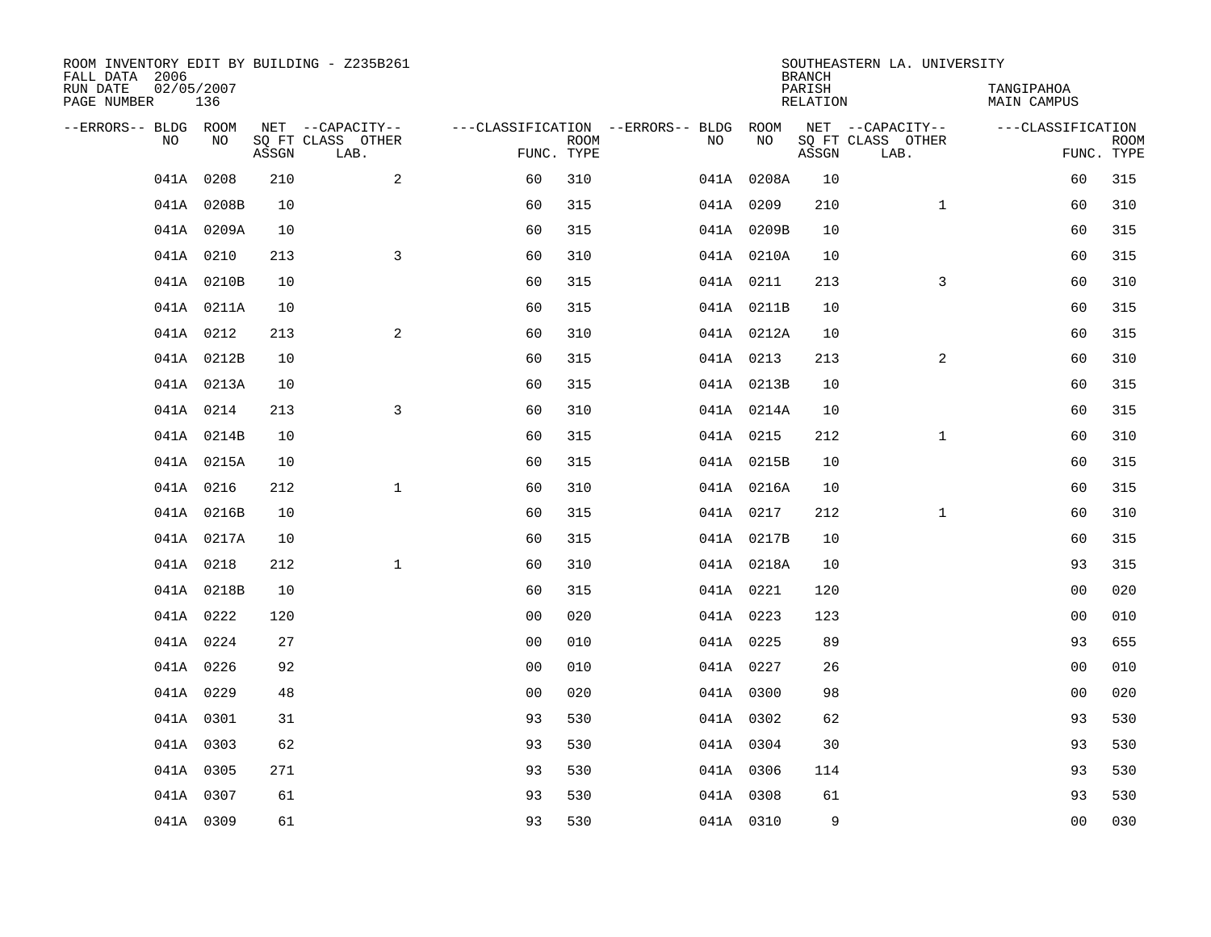ROOM INVENTORY EDIT BY BUILDING - Z235B261
FALL DATA 2006
RUN DATE 02/05/2007
PAGE NUMBER 136

SOUTHEASTERN LA. UNIVERSITY
BRANCH
PARISH TANGIPAHOA
RELATION MAIN CAMPUS

| --ERRORS-- | BLDG NO | ROOM NO | NET SQ FT ASSGN | --CAPACITY-- CLASS LAB. | OTHER | ---CLASSIFICATION FUNC. | ROOM TYPE | --ERRORS-- | BLDG NO | ROOM NO | NET SQ FT ASSGN | --CAPACITY-- CLASS LAB. | OTHER | ---CLASSIFICATION FUNC. | ROOM TYPE |
|---|---|---|---|---|---|---|---|---|---|---|---|---|---|---|---|
| | 041A | 0208 | 210 | | 2 | 60 | 310 | | 041A | 0208A | 10 | | | 60 | 315 |
| | 041A | 0208B | 10 | | | 60 | 315 | | 041A | 0209 | 210 | | 1 | 60 | 310 |
| | 041A | 0209A | 10 | | | 60 | 315 | | 041A | 0209B | 10 | | | 60 | 315 |
| | 041A | 0210 | 213 | | 3 | 60 | 310 | | 041A | 0210A | 10 | | | 60 | 315 |
| | 041A | 0210B | 10 | | | 60 | 315 | | 041A | 0211 | 213 | | 3 | 60 | 310 |
| | 041A | 0211A | 10 | | | 60 | 315 | | 041A | 0211B | 10 | | | 60 | 315 |
| | 041A | 0212 | 213 | | 2 | 60 | 310 | | 041A | 0212A | 10 | | | 60 | 315 |
| | 041A | 0212B | 10 | | | 60 | 315 | | 041A | 0213 | 213 | | 2 | 60 | 310 |
| | 041A | 0213A | 10 | | | 60 | 315 | | 041A | 0213B | 10 | | | 60 | 315 |
| | 041A | 0214 | 213 | | 3 | 60 | 310 | | 041A | 0214A | 10 | | | 60 | 315 |
| | 041A | 0214B | 10 | | | 60 | 315 | | 041A | 0215 | 212 | | 1 | 60 | 310 |
| | 041A | 0215A | 10 | | | 60 | 315 | | 041A | 0215B | 10 | | | 60 | 315 |
| | 041A | 0216 | 212 | | 1 | 60 | 310 | | 041A | 0216A | 10 | | | 60 | 315 |
| | 041A | 0216B | 10 | | | 60 | 315 | | 041A | 0217 | 212 | | 1 | 60 | 310 |
| | 041A | 0217A | 10 | | | 60 | 315 | | 041A | 0217B | 10 | | | 60 | 315 |
| | 041A | 0218 | 212 | | 1 | 60 | 310 | | 041A | 0218A | 10 | | | 93 | 315 |
| | 041A | 0218B | 10 | | | 60 | 315 | | 041A | 0221 | 120 | | | 00 | 020 |
| | 041A | 0222 | 120 | | | 00 | 020 | | 041A | 0223 | 123 | | | 00 | 010 |
| | 041A | 0224 | 27 | | | 00 | 010 | | 041A | 0225 | 89 | | | 93 | 655 |
| | 041A | 0226 | 92 | | | 00 | 010 | | 041A | 0227 | 26 | | | 00 | 010 |
| | 041A | 0229 | 48 | | | 00 | 020 | | 041A | 0300 | 98 | | | 00 | 020 |
| | 041A | 0301 | 31 | | | 93 | 530 | | 041A | 0302 | 62 | | | 93 | 530 |
| | 041A | 0303 | 62 | | | 93 | 530 | | 041A | 0304 | 30 | | | 93 | 530 |
| | 041A | 0305 | 271 | | | 93 | 530 | | 041A | 0306 | 114 | | | 93 | 530 |
| | 041A | 0307 | 61 | | | 93 | 530 | | 041A | 0308 | 61 | | | 93 | 530 |
| | 041A | 0309 | 61 | | | 93 | 530 | | 041A | 0310 | 9 | | | 00 | 030 |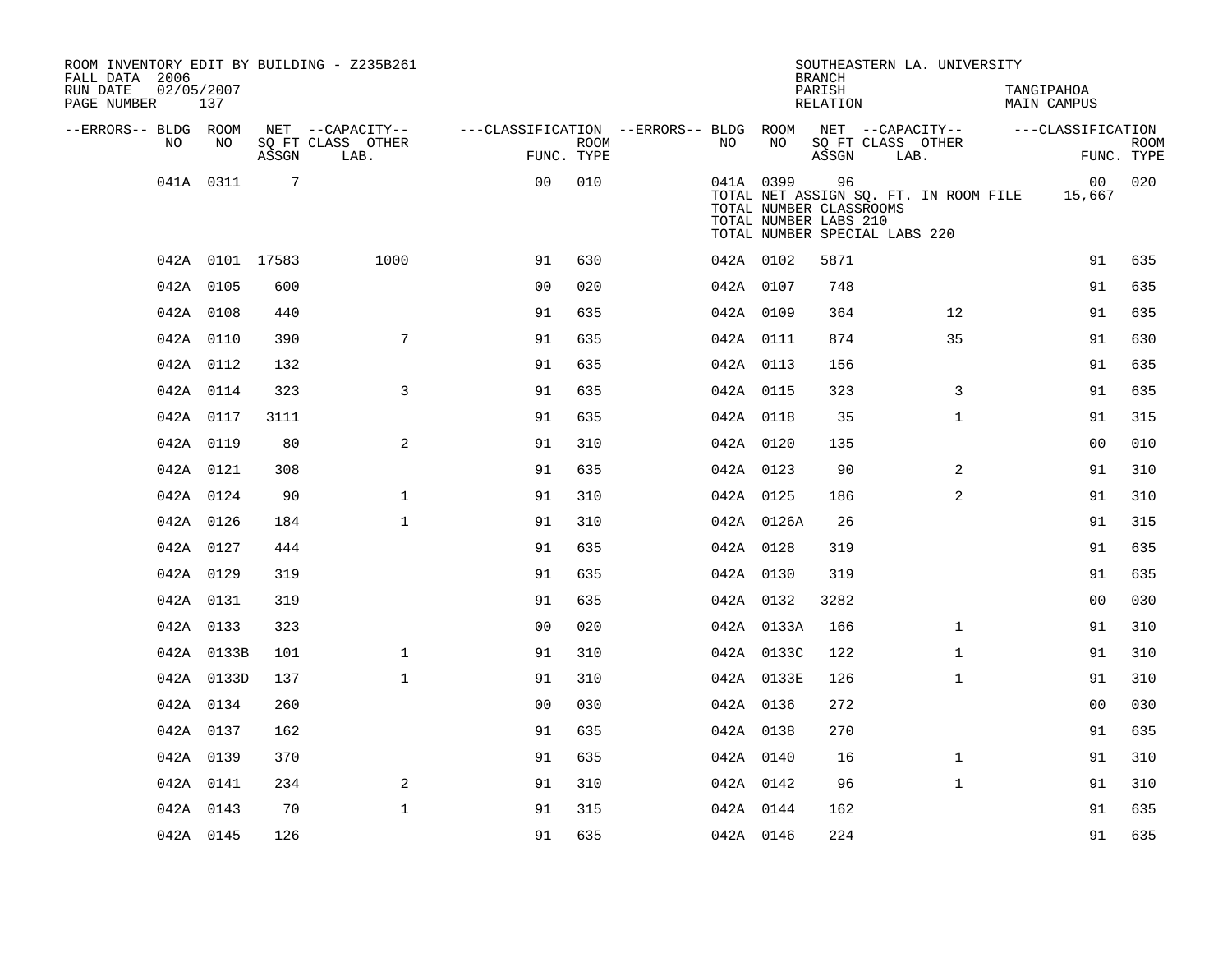ROOM INVENTORY EDIT BY BUILDING - Z235B261
FALL DATA 2006
RUN DATE 02/05/2007
PAGE NUMBER 137

SOUTHEASTERN LA. UNIVERSITY
BRANCH
PARISH TANGIPAHOA
RELATION MAIN CAMPUS

| --ERRORS-- | BLDG NO | ROOM NO | NET SQ FT ASSGN | --CAPACITY-- CLASS LAB. | OTHER | ---CLASSIFICATION FUNC. | ROOM TYPE | --ERRORS-- | BLDG NO | ROOM NO | NET SQ FT ASSGN | --CAPACITY-- CLASS LAB. | OTHER | ---CLASSIFICATION FUNC. | ROOM TYPE |
|---|---|---|---|---|---|---|---|---|---|---|---|---|---|---|---|
| | 041A | 0311 | 7 | | | 00 | 010 | | 041A | 0399 | 96 | | | 00 | 020 |
| | | | | | | | | | TOTAL NET ASSIGN SQ. FT. IN ROOM FILE | | | | | 15,667 | |
| | | | | | | | | | TOTAL NUMBER CLASSROOMS | | | | | | |
| | | | | | | | | | TOTAL NUMBER LABS 210 | | | | | | |
| | | | | | | | | | TOTAL NUMBER SPECIAL LABS 220 | | | | | | |
| | 042A | 0101 | 17583 | | 1000 | 91 | 630 | | 042A | 0102 | 5871 | | | 91 | 635 |
| | 042A | 0105 | 600 | | | 00 | 020 | | 042A | 0107 | 748 | | | 91 | 635 |
| | 042A | 0108 | 440 | | | 91 | 635 | | 042A | 0109 | 364 | | 12 | 91 | 635 |
| | 042A | 0110 | 390 | | 7 | 91 | 635 | | 042A | 0111 | 874 | | 35 | 91 | 630 |
| | 042A | 0112 | 132 | | | 91 | 635 | | 042A | 0113 | 156 | | | 91 | 635 |
| | 042A | 0114 | 323 | | 3 | 91 | 635 | | 042A | 0115 | 323 | | 3 | 91 | 635 |
| | 042A | 0117 | 3111 | | | 91 | 635 | | 042A | 0118 | 35 | | 1 | 91 | 315 |
| | 042A | 0119 | 80 | | 2 | 91 | 310 | | 042A | 0120 | 135 | | | 00 | 010 |
| | 042A | 0121 | 308 | | | 91 | 635 | | 042A | 0123 | 90 | | 2 | 91 | 310 |
| | 042A | 0124 | 90 | | 1 | 91 | 310 | | 042A | 0125 | 186 | | 2 | 91 | 310 |
| | 042A | 0126 | 184 | | 1 | 91 | 310 | | 042A | 0126A | 26 | | | 91 | 315 |
| | 042A | 0127 | 444 | | | 91 | 635 | | 042A | 0128 | 319 | | | 91 | 635 |
| | 042A | 0129 | 319 | | | 91 | 635 | | 042A | 0130 | 319 | | | 91 | 635 |
| | 042A | 0131 | 319 | | | 91 | 635 | | 042A | 0132 | 3282 | | | 00 | 030 |
| | 042A | 0133 | 323 | | | 00 | 020 | | 042A | 0133A | 166 | | 1 | 91 | 310 |
| | 042A | 0133B | 101 | | 1 | 91 | 310 | | 042A | 0133C | 122 | | 1 | 91 | 310 |
| | 042A | 0133D | 137 | | 1 | 91 | 310 | | 042A | 0133E | 126 | | 1 | 91 | 310 |
| | 042A | 0134 | 260 | | | 00 | 030 | | 042A | 0136 | 272 | | | 00 | 030 |
| | 042A | 0137 | 162 | | | 91 | 635 | | 042A | 0138 | 270 | | | 91 | 635 |
| | 042A | 0139 | 370 | | | 91 | 635 | | 042A | 0140 | 16 | | 1 | 91 | 310 |
| | 042A | 0141 | 234 | | 2 | 91 | 310 | | 042A | 0142 | 96 | | 1 | 91 | 310 |
| | 042A | 0143 | 70 | | 1 | 91 | 315 | | 042A | 0144 | 162 | | | 91 | 635 |
| | 042A | 0145 | 126 | | | 91 | 635 | | 042A | 0146 | 224 | | | 91 | 635 |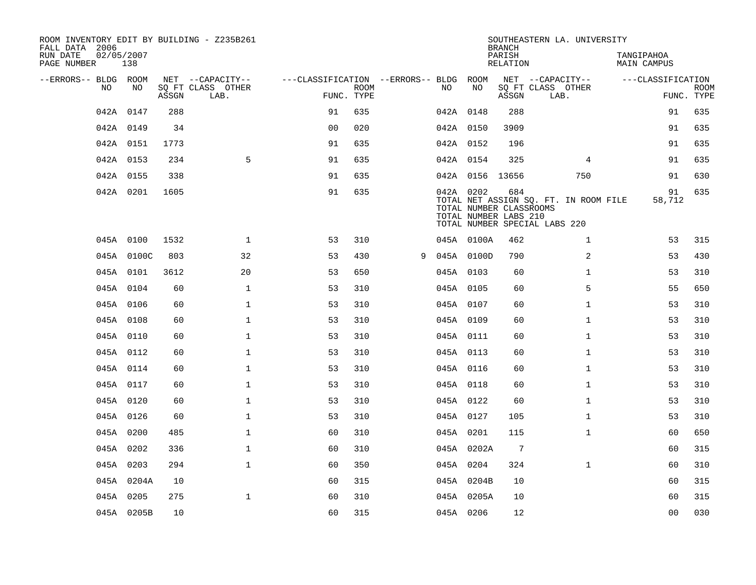ROOM INVENTORY EDIT BY BUILDING - Z235B261
FALL DATA 2006
RUN DATE 02/05/2007
PAGE NUMBER 138

SOUTHEASTERN LA. UNIVERSITY
BRANCH
PARISH TANGIPAHOA
RELATION MAIN CAMPUS

| --ERRORS-- | BLDG NO | ROOM NO | NET SQ FT ASSGN | --CAPACITY-- CLASS LAB. | OTHER | ---CLASSIFICATION FUNC. | ROOM TYPE | --ERRORS-- | BLDG NO | ROOM NO | NET SQ FT ASSGN | --CAPACITY-- CLASS LAB. | OTHER | ---CLASSIFICATION FUNC. | ROOM TYPE |
|---|---|---|---|---|---|---|---|---|---|---|---|---|---|---|---|
| | 042A | 0147 | 288 | | | 91 | 635 | | 042A | 0148 | 288 | | | 91 | 635 |
| | 042A | 0149 | 34 | | | 00 | 020 | | 042A | 0150 | 3909 | | | 91 | 635 |
| | 042A | 0151 | 1773 | | | 91 | 635 | | 042A | 0152 | 196 | | | 91 | 635 |
| | 042A | 0153 | 234 | | 5 | 91 | 635 | | 042A | 0154 | 325 | | 4 | 91 | 635 |
| | 042A | 0155 | 338 | | | 91 | 635 | | 042A | 0156 | 13656 | | 750 | 91 | 630 |
| | 042A | 0201 | 1605 | | | 91 | 635 | | 042A | 0202 | 684 | | | 91 | 635 |
| | | | | | | | | | TOTAL NET ASSIGN SQ. FT. IN ROOM FILE | | | | | 58,712 | |
| | | | | | | | | | TOTAL NUMBER CLASSROOMS | | | | | | |
| | | | | | | | | | TOTAL NUMBER LABS 210 | | | | | | |
| | | | | | | | | | TOTAL NUMBER SPECIAL LABS 220 | | | | | | |
| | 045A | 0100 | 1532 | | 1 | 53 | 310 | | 045A | 0100A | 462 | | 1 | 53 | 315 |
| | 045A | 0100C | 803 | | 32 | 53 | 430 | 9 | 045A | 0100D | 790 | | 2 | 53 | 430 |
| | 045A | 0101 | 3612 | | 20 | 53 | 650 | | 045A | 0103 | 60 | | 1 | 53 | 310 |
| | 045A | 0104 | 60 | | 1 | 53 | 310 | | 045A | 0105 | 60 | | 5 | 55 | 650 |
| | 045A | 0106 | 60 | | 1 | 53 | 310 | | 045A | 0107 | 60 | | 1 | 53 | 310 |
| | 045A | 0108 | 60 | | 1 | 53 | 310 | | 045A | 0109 | 60 | | 1 | 53 | 310 |
| | 045A | 0110 | 60 | | 1 | 53 | 310 | | 045A | 0111 | 60 | | 1 | 53 | 310 |
| | 045A | 0112 | 60 | | 1 | 53 | 310 | | 045A | 0113 | 60 | | 1 | 53 | 310 |
| | 045A | 0114 | 60 | | 1 | 53 | 310 | | 045A | 0116 | 60 | | 1 | 53 | 310 |
| | 045A | 0117 | 60 | | 1 | 53 | 310 | | 045A | 0118 | 60 | | 1 | 53 | 310 |
| | 045A | 0120 | 60 | | 1 | 53 | 310 | | 045A | 0122 | 60 | | 1 | 53 | 310 |
| | 045A | 0126 | 60 | | 1 | 53 | 310 | | 045A | 0127 | 105 | | 1 | 53 | 310 |
| | 045A | 0200 | 485 | | 1 | 60 | 310 | | 045A | 0201 | 115 | | 1 | 60 | 650 |
| | 045A | 0202 | 336 | | 1 | 60 | 310 | | 045A | 0202A | 7 | | | 60 | 315 |
| | 045A | 0203 | 294 | | 1 | 60 | 350 | | 045A | 0204 | 324 | | 1 | 60 | 310 |
| | 045A | 0204A | 10 | | | 60 | 315 | | 045A | 0204B | 10 | | | 60 | 315 |
| | 045A | 0205 | 275 | | 1 | 60 | 310 | | 045A | 0205A | 10 | | | 60 | 315 |
| | 045A | 0205B | 10 | | | 60 | 315 | | 045A | 0206 | 12 | | | 00 | 030 |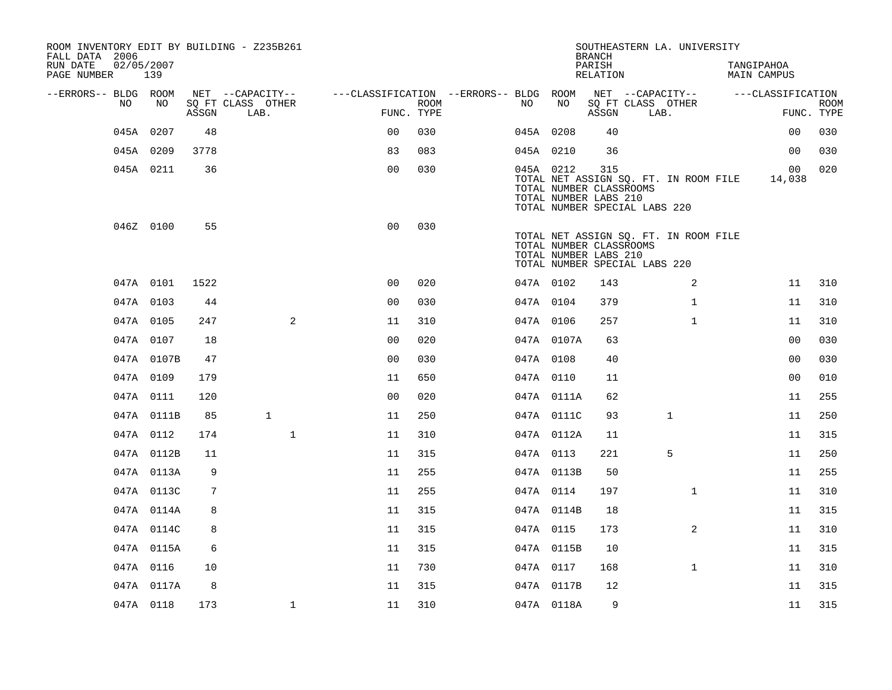ROOM INVENTORY EDIT BY BUILDING - Z235B261
FALL DATA 2006
RUN DATE 02/05/2007
PAGE NUMBER 139

SOUTHEASTERN LA. UNIVERSITY
BRANCH
PARISH TANGIPAHOA
RELATION MAIN CAMPUS

| --ERRORS-- | BLDG NO | ROOM NO | NET SQ FT ASSGN | CLASS LAB. | OTHER | FUNC. | ROOM TYPE | --ERRORS-- | BLDG NO | ROOM NO | NET SQ FT ASSGN | CLASS LAB. | OTHER | FUNC. | ROOM TYPE |
|---|---|---|---|---|---|---|---|---|---|---|---|---|---|---|---|
| | 045A | 0207 | 48 | | | 00 | 030 | | 045A | 0208 | 40 | | | 00 | 030 |
| | 045A | 0209 | 3778 | | | 83 | 083 | | 045A | 0210 | 36 | | | 00 | 030 |
| | 045A | 0211 | 36 | | | 00 | 030 | | 045A | 0212 | 315 | | | 00 | 020 |
| | | | | | | | | | TOTAL NET ASSIGN SQ. FT. IN ROOM FILE | | | | | 14,038 | |
| | | | | | | | | | TOTAL NUMBER CLASSROOMS | | | | | | |
| | | | | | | | | | TOTAL NUMBER LABS 210 | | | | | | |
| | | | | | | | | | TOTAL NUMBER SPECIAL LABS 220 | | | | | | |
| | 046Z | 0100 | 55 | | | 00 | 030 | | | | | | | | |
| | | | | | | | | | TOTAL NET ASSIGN SQ. FT. IN ROOM FILE | | | | | | |
| | | | | | | | | | TOTAL NUMBER CLASSROOMS | | | | | | |
| | | | | | | | | | TOTAL NUMBER LABS 210 | | | | | | |
| | | | | | | | | | TOTAL NUMBER SPECIAL LABS 220 | | | | | | |
| | 047A | 0101 | 1522 | | | 00 | 020 | | 047A | 0102 | 143 | | 2 | 11 | 310 |
| | 047A | 0103 | 44 | | | 00 | 030 | | 047A | 0104 | 379 | | 1 | 11 | 310 |
| | 047A | 0105 | 247 | | 2 | 11 | 310 | | 047A | 0106 | 257 | | 1 | 11 | 310 |
| | 047A | 0107 | 18 | | | 00 | 020 | | 047A | 0107A | 63 | | | 00 | 030 |
| | 047A | 0107B | 47 | | | 00 | 030 | | 047A | 0108 | 40 | | | 00 | 030 |
| | 047A | 0109 | 179 | | | 11 | 650 | | 047A | 0110 | 11 | | | 00 | 010 |
| | 047A | 0111 | 120 | | | 00 | 020 | | 047A | 0111A | 62 | | | 11 | 255 |
| | 047A | 0111B | 85 | 1 | | 11 | 250 | | 047A | 0111C | 93 | 1 | | 11 | 250 |
| | 047A | 0112 | 174 | | 1 | 11 | 310 | | 047A | 0112A | 11 | | | 11 | 315 |
| | 047A | 0112B | 11 | | | 11 | 315 | | 047A | 0113 | 221 | 5 | | 11 | 250 |
| | 047A | 0113A | 9 | | | 11 | 255 | | 047A | 0113B | 50 | | | 11 | 255 |
| | 047A | 0113C | 7 | | | 11 | 255 | | 047A | 0114 | 197 | | 1 | 11 | 310 |
| | 047A | 0114A | 8 | | | 11 | 315 | | 047A | 0114B | 18 | | | 11 | 315 |
| | 047A | 0114C | 8 | | | 11 | 315 | | 047A | 0115 | 173 | | 2 | 11 | 310 |
| | 047A | 0115A | 6 | | | 11 | 315 | | 047A | 0115B | 10 | | | 11 | 315 |
| | 047A | 0116 | 10 | | | 11 | 730 | | 047A | 0117 | 168 | | 1 | 11 | 310 |
| | 047A | 0117A | 8 | | | 11 | 315 | | 047A | 0117B | 12 | | | 11 | 315 |
| | 047A | 0118 | 173 | | 1 | 11 | 310 | | 047A | 0118A | 9 | | | 11 | 315 |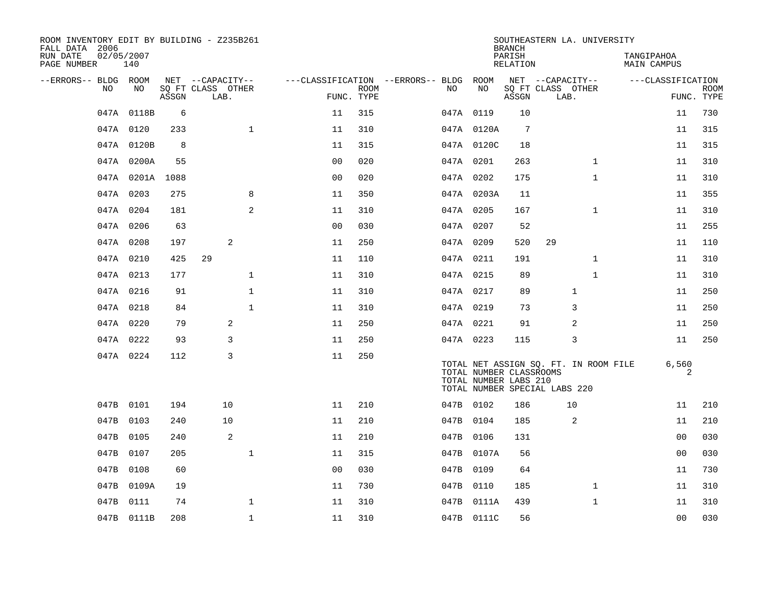ROOM INVENTORY EDIT BY BUILDING - Z235B261
FALL DATA 2006
RUN DATE 02/05/2007
PAGE NUMBER 140

SOUTHEASTERN LA. UNIVERSITY
BRANCH
PARISH TANGIPAHOA
RELATION MAIN CAMPUS

| --ERRORS-- | BLDG NO | ROOM NO | NET SQ FT ASSGN | CAPACITY CLASS LAB. | CAPACITY OTHER | CLASSIFICATION FUNC. | ROOM TYPE | --ERRORS-- | BLDG NO | ROOM NO | NET SQ FT ASSGN | CAPACITY CLASS LAB. | CAPACITY OTHER | CLASSIFICATION FUNC. | ROOM TYPE |
|---|---|---|---|---|---|---|---|---|---|---|---|---|---|---|---|
| | 047A | 0118B | 6 | | | 11 | 315 | | 047A | 0119 | 10 | | | 11 | 730 |
| | 047A | 0120 | 233 | | 1 | 11 | 310 | | 047A | 0120A | 7 | | | 11 | 315 |
| | 047A | 0120B | 8 | | | 11 | 315 | | 047A | 0120C | 18 | | | 11 | 315 |
| | 047A | 0200A | 55 | | | 00 | 020 | | 047A | 0201 | 263 | | 1 | 11 | 310 |
| | 047A | 0201A | 1088 | | | 00 | 020 | | 047A | 0202 | 175 | | 1 | 11 | 310 |
| | 047A | 0203 | 275 | | 8 | 11 | 350 | | 047A | 0203A | 11 | | | 11 | 355 |
| | 047A | 0204 | 181 | | 2 | 11 | 310 | | 047A | 0205 | 167 | | 1 | 11 | 310 |
| | 047A | 0206 | 63 | | | 00 | 030 | | 047A | 0207 | 52 | | | 11 | 255 |
| | 047A | 0208 | 197 | 2 | | 11 | 250 | | 047A | 0209 | 520 | 29 | | 11 | 110 |
| | 047A | 0210 | 425 | 29 | | 11 | 110 | | 047A | 0211 | 191 | | 1 | 11 | 310 |
| | 047A | 0213 | 177 | | 1 | 11 | 310 | | 047A | 0215 | 89 | | 1 | 11 | 310 |
| | 047A | 0216 | 91 | | 1 | 11 | 310 | | 047A | 0217 | 89 | 1 | | 11 | 250 |
| | 047A | 0218 | 84 | | 1 | 11 | 310 | | 047A | 0219 | 73 | 3 | | 11 | 250 |
| | 047A | 0220 | 79 | 2 | | 11 | 250 | | 047A | 0221 | 91 | 2 | | 11 | 250 |
| | 047A | 0222 | 93 | 3 | | 11 | 250 | | 047A | 0223 | 115 | 3 | | 11 | 250 |
| | 047A | 0224 | 112 | 3 | | 11 | 250 | | | | | | | | |

TOTAL NET ASSIGN SQ. FT. IN ROOM FILE 6,560
TOTAL NUMBER CLASSROOMS 2
TOTAL NUMBER LABS 210
TOTAL NUMBER SPECIAL LABS 220

| --ERRORS-- | BLDG NO | ROOM NO | NET SQ FT ASSGN | CAPACITY CLASS LAB. | CAPACITY OTHER | CLASSIFICATION FUNC. | ROOM TYPE | --ERRORS-- | BLDG NO | ROOM NO | NET SQ FT ASSGN | CAPACITY CLASS LAB. | CAPACITY OTHER | CLASSIFICATION FUNC. | ROOM TYPE |
|---|---|---|---|---|---|---|---|---|---|---|---|---|---|---|---|
| | 047B | 0101 | 194 | 10 | | 11 | 210 | | 047B | 0102 | 186 | 10 | | 11 | 210 |
| | 047B | 0103 | 240 | 10 | | 11 | 210 | | 047B | 0104 | 185 | 2 | | 11 | 210 |
| | 047B | 0105 | 240 | 2 | | 11 | 210 | | 047B | 0106 | 131 | | | 00 | 030 |
| | 047B | 0107 | 205 | | 1 | 11 | 315 | | 047B | 0107A | 56 | | | 00 | 030 |
| | 047B | 0108 | 60 | | | 00 | 030 | | 047B | 0109 | 64 | | | 11 | 730 |
| | 047B | 0109A | 19 | | | 11 | 730 | | 047B | 0110 | 185 | | 1 | 11 | 310 |
| | 047B | 0111 | 74 | | 1 | 11 | 310 | | 047B | 0111A | 439 | | 1 | 11 | 310 |
| | 047B | 0111B | 208 | | 1 | 11 | 310 | | 047B | 0111C | 56 | | | 00 | 030 |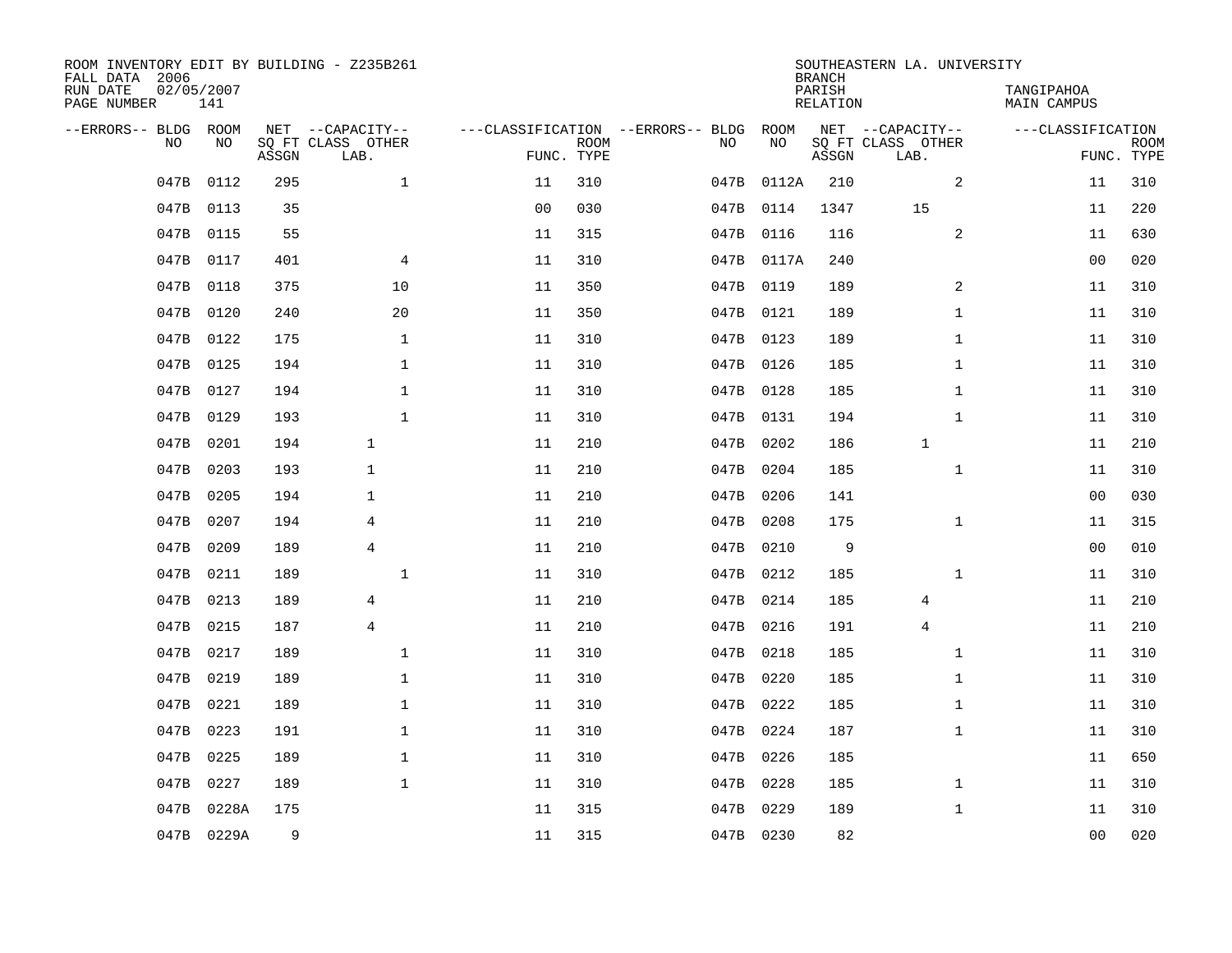ROOM INVENTORY EDIT BY BUILDING - Z235B261
FALL DATA 2006
RUN DATE 02/05/2007
PAGE NUMBER 141

SOUTHEASTERN LA. UNIVERSITY
BRANCH
PARISH TANGIPAHOA
RELATION MAIN CAMPUS

| --ERRORS-- | BLDG NO | ROOM NO | NET SQ FT ASSGN | CAPACITY CLASS LAB. | CAPACITY OTHER | CLASSIFICATION FUNC. | ROOM TYPE | --ERRORS-- | BLDG NO | ROOM NO | NET SQ FT ASSGN | CAPACITY CLASS LAB. | CAPACITY OTHER | CLASSIFICATION FUNC. | ROOM TYPE |
|---|---|---|---|---|---|---|---|---|---|---|---|---|---|---|---|
| | 047B | 0112 | 295 | | 1 | 11 | 310 | | 047B | 0112A | 210 | | 2 | 11 | 310 |
| | 047B | 0113 | 35 | | | 00 | 030 | | 047B | 0114 | 1347 | 15 | | 11 | 220 |
| | 047B | 0115 | 55 | | | 11 | 315 | | 047B | 0116 | 116 | | 2 | 11 | 630 |
| | 047B | 0117 | 401 | | 4 | 11 | 310 | | 047B | 0117A | 240 | | | 00 | 020 |
| | 047B | 0118 | 375 | | 10 | 11 | 350 | | 047B | 0119 | 189 | | 2 | 11 | 310 |
| | 047B | 0120 | 240 | | 20 | 11 | 350 | | 047B | 0121 | 189 | | 1 | 11 | 310 |
| | 047B | 0122 | 175 | | 1 | 11 | 310 | | 047B | 0123 | 189 | | 1 | 11 | 310 |
| | 047B | 0125 | 194 | | 1 | 11 | 310 | | 047B | 0126 | 185 | | 1 | 11 | 310 |
| | 047B | 0127 | 194 | | 1 | 11 | 310 | | 047B | 0128 | 185 | | 1 | 11 | 310 |
| | 047B | 0129 | 193 | | 1 | 11 | 310 | | 047B | 0131 | 194 | | 1 | 11 | 310 |
| | 047B | 0201 | 194 | 1 | | 11 | 210 | | 047B | 0202 | 186 | 1 | | 11 | 210 |
| | 047B | 0203 | 193 | 1 | | 11 | 210 | | 047B | 0204 | 185 | | 1 | 11 | 310 |
| | 047B | 0205 | 194 | 1 | | 11 | 210 | | 047B | 0206 | 141 | | | 00 | 030 |
| | 047B | 0207 | 194 | 4 | | 11 | 210 | | 047B | 0208 | 175 | | 1 | 11 | 315 |
| | 047B | 0209 | 189 | 4 | | 11 | 210 | | 047B | 0210 | 9 | | | 00 | 010 |
| | 047B | 0211 | 189 | | 1 | 11 | 310 | | 047B | 0212 | 185 | | 1 | 11 | 310 |
| | 047B | 0213 | 189 | 4 | | 11 | 210 | | 047B | 0214 | 185 | 4 | | 11 | 210 |
| | 047B | 0215 | 187 | 4 | | 11 | 210 | | 047B | 0216 | 191 | 4 | | 11 | 210 |
| | 047B | 0217 | 189 | | 1 | 11 | 310 | | 047B | 0218 | 185 | | 1 | 11 | 310 |
| | 047B | 0219 | 189 | | 1 | 11 | 310 | | 047B | 0220 | 185 | | 1 | 11 | 310 |
| | 047B | 0221 | 189 | | 1 | 11 | 310 | | 047B | 0222 | 185 | | 1 | 11 | 310 |
| | 047B | 0223 | 191 | | 1 | 11 | 310 | | 047B | 0224 | 187 | | 1 | 11 | 310 |
| | 047B | 0225 | 189 | | 1 | 11 | 310 | | 047B | 0226 | 185 | | | 11 | 650 |
| | 047B | 0227 | 189 | | 1 | 11 | 310 | | 047B | 0228 | 185 | | 1 | 11 | 310 |
| | 047B | 0228A | 175 | | | 11 | 315 | | 047B | 0229 | 189 | | 1 | 11 | 310 |
| | 047B | 0229A | 9 | | | 11 | 315 | | 047B | 0230 | 82 | | | 00 | 020 |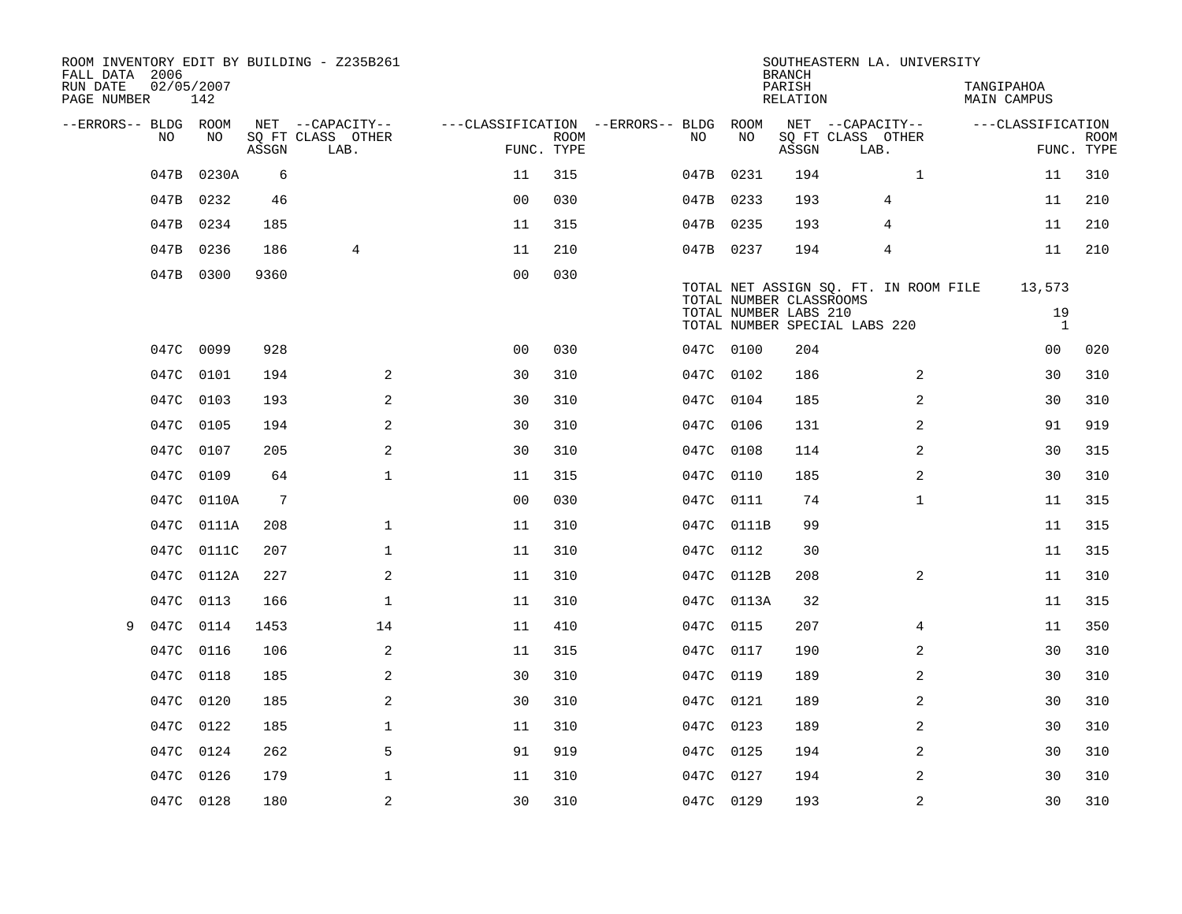ROOM INVENTORY EDIT BY BUILDING - Z235B261
FALL DATA 2006
RUN DATE 02/05/2007
PAGE NUMBER 142

SOUTHEASTERN LA. UNIVERSITY
BRANCH
PARISH TANGIPAHOA
RELATION MAIN CAMPUS

| --ERRORS-- | BLDG NO | ROOM NO | NET ASSGN SQ FT | CAPACITY CLASS | CAPACITY OTHER LAB. | FUNC. | ROOM TYPE | --ERRORS-- | BLDG NO | ROOM NO | NET ASSGN SQ FT | CAPACITY CLASS | CAPACITY OTHER LAB. | FUNC. | ROOM TYPE |
|---|---|---|---|---|---|---|---|---|---|---|---|---|---|---|---|
| | 047B | 0230A | 6 | | | 11 | 315 | | 047B | 0231 | 194 | | 1 | 11 | 310 |
| | 047B | 0232 | 46 | | | 00 | 030 | | 047B | 0233 | 193 | 4 | | 11 | 210 |
| | 047B | 0234 | 185 | | | 11 | 315 | | 047B | 0235 | 193 | 4 | | 11 | 210 |
| | 047B | 0236 | 186 | 4 | | 11 | 210 | | 047B | 0237 | 194 | 4 | | 11 | 210 |
| | 047B | 0300 | 9360 | | | 00 | 030 | | | | | | | | |

TOTAL NET ASSIGN SQ. FT. IN ROOM FILE 13,573
TOTAL NUMBER CLASSROOMS
TOTAL NUMBER LABS 210 19
TOTAL NUMBER SPECIAL LABS 220 1

| --ERRORS-- | BLDG NO | ROOM NO | NET ASSGN SQ FT | CAPACITY CLASS | CAPACITY OTHER LAB. | FUNC. | ROOM TYPE | --ERRORS-- | BLDG NO | ROOM NO | NET ASSGN SQ FT | CAPACITY CLASS | CAPACITY OTHER LAB. | FUNC. | ROOM TYPE |
|---|---|---|---|---|---|---|---|---|---|---|---|---|---|---|---|
| | 047C | 0099 | 928 | | | 00 | 030 | | 047C | 0100 | 204 | | | 00 | 020 |
| | 047C | 0101 | 194 | | 2 | 30 | 310 | | 047C | 0102 | 186 | | 2 | 30 | 310 |
| | 047C | 0103 | 193 | | 2 | 30 | 310 | | 047C | 0104 | 185 | | 2 | 30 | 310 |
| | 047C | 0105 | 194 | | 2 | 30 | 310 | | 047C | 0106 | 131 | | 2 | 91 | 919 |
| | 047C | 0107 | 205 | | 2 | 30 | 310 | | 047C | 0108 | 114 | | 2 | 30 | 315 |
| | 047C | 0109 | 64 | | 1 | 11 | 315 | | 047C | 0110 | 185 | | 2 | 30 | 310 |
| | 047C | 0110A | 7 | | | 00 | 030 | | 047C | 0111 | 74 | | 1 | 11 | 315 |
| | 047C | 0111A | 208 | | 1 | 11 | 310 | | 047C | 0111B | 99 | | | 11 | 315 |
| | 047C | 0111C | 207 | | 1 | 11 | 310 | | 047C | 0112 | 30 | | | 11 | 315 |
| | 047C | 0112A | 227 | | 2 | 11 | 310 | | 047C | 0112B | 208 | | 2 | 11 | 310 |
| | 047C | 0113 | 166 | | 1 | 11 | 310 | | 047C | 0113A | 32 | | | 11 | 315 |
| 9 | 047C | 0114 | 1453 | | 14 | 11 | 410 | | 047C | 0115 | 207 | | 4 | 11 | 350 |
| | 047C | 0116 | 106 | | 2 | 11 | 315 | | 047C | 0117 | 190 | | 2 | 30 | 310 |
| | 047C | 0118 | 185 | | 2 | 30 | 310 | | 047C | 0119 | 189 | | 2 | 30 | 310 |
| | 047C | 0120 | 185 | | 2 | 30 | 310 | | 047C | 0121 | 189 | | 2 | 30 | 310 |
| | 047C | 0122 | 185 | | 1 | 11 | 310 | | 047C | 0123 | 189 | | 2 | 30 | 310 |
| | 047C | 0124 | 262 | | 5 | 91 | 919 | | 047C | 0125 | 194 | | 2 | 30 | 310 |
| | 047C | 0126 | 179 | | 1 | 11 | 310 | | 047C | 0127 | 194 | | 2 | 30 | 310 |
| | 047C | 0128 | 180 | | 2 | 30 | 310 | | 047C | 0129 | 193 | | 2 | 30 | 310 |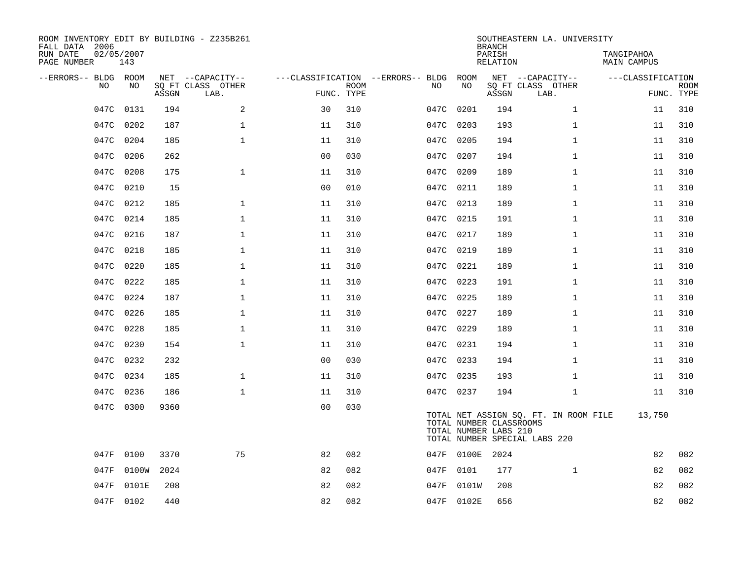ROOM INVENTORY EDIT BY BUILDING - Z235B261
FALL DATA 2006
RUN DATE 02/05/2007
PAGE NUMBER 143

SOUTHEASTERN LA. UNIVERSITY
BRANCH
PARISH TANGIPAHOA
RELATION MAIN CAMPUS

| --ERRORS-- | BLDG NO | ROOM NO | NET SQ FT ASSGN | CAPACITY CLASS LAB. | CAPACITY OTHER | CLASSIFICATION FUNC. | ROOM TYPE | --ERRORS-- | BLDG NO | ROOM NO | NET SQ FT ASSGN | CAPACITY CLASS LAB. | CAPACITY OTHER | CLASSIFICATION FUNC. | ROOM TYPE |
|---|---|---|---|---|---|---|---|---|---|---|---|---|---|---|---|
| | 047C | 0131 | 194 | | 2 | 30 | 310 | | 047C | 0201 | 194 | | 1 | 11 | 310 |
| | 047C | 0202 | 187 | | 1 | 11 | 310 | | 047C | 0203 | 193 | | 1 | 11 | 310 |
| | 047C | 0204 | 185 | | 1 | 11 | 310 | | 047C | 0205 | 194 | | 1 | 11 | 310 |
| | 047C | 0206 | 262 | | | 00 | 030 | | 047C | 0207 | 194 | | 1 | 11 | 310 |
| | 047C | 0208 | 175 | | 1 | 11 | 310 | | 047C | 0209 | 189 | | 1 | 11 | 310 |
| | 047C | 0210 | 15 | | | 00 | 010 | | 047C | 0211 | 189 | | 1 | 11 | 310 |
| | 047C | 0212 | 185 | | 1 | 11 | 310 | | 047C | 0213 | 189 | | 1 | 11 | 310 |
| | 047C | 0214 | 185 | | 1 | 11 | 310 | | 047C | 0215 | 191 | | 1 | 11 | 310 |
| | 047C | 0216 | 187 | | 1 | 11 | 310 | | 047C | 0217 | 189 | | 1 | 11 | 310 |
| | 047C | 0218 | 185 | | 1 | 11 | 310 | | 047C | 0219 | 189 | | 1 | 11 | 310 |
| | 047C | 0220 | 185 | | 1 | 11 | 310 | | 047C | 0221 | 189 | | 1 | 11 | 310 |
| | 047C | 0222 | 185 | | 1 | 11 | 310 | | 047C | 0223 | 191 | | 1 | 11 | 310 |
| | 047C | 0224 | 187 | | 1 | 11 | 310 | | 047C | 0225 | 189 | | 1 | 11 | 310 |
| | 047C | 0226 | 185 | | 1 | 11 | 310 | | 047C | 0227 | 189 | | 1 | 11 | 310 |
| | 047C | 0228 | 185 | | 1 | 11 | 310 | | 047C | 0229 | 189 | | 1 | 11 | 310 |
| | 047C | 0230 | 154 | | 1 | 11 | 310 | | 047C | 0231 | 194 | | 1 | 11 | 310 |
| | 047C | 0232 | 232 | | | 00 | 030 | | 047C | 0233 | 194 | | 1 | 11 | 310 |
| | 047C | 0234 | 185 | | 1 | 11 | 310 | | 047C | 0235 | 193 | | 1 | 11 | 310 |
| | 047C | 0236 | 186 | | 1 | 11 | 310 | | 047C | 0237 | 194 | | 1 | 11 | 310 |
| | 047C | 0300 | 9360 | | | 00 | 030 | | | | | | | | |

TOTAL NET ASSIGN SQ. FT. IN ROOM FILE 13,750
TOTAL NUMBER CLASSROOMS
TOTAL NUMBER LABS 210
TOTAL NUMBER SPECIAL LABS 220

| --ERRORS-- | BLDG NO | ROOM NO | NET SQ FT ASSGN | CAPACITY CLASS LAB. | CAPACITY OTHER | CLASSIFICATION FUNC. | ROOM TYPE | --ERRORS-- | BLDG NO | ROOM NO | NET SQ FT ASSGN | CAPACITY CLASS LAB. | CAPACITY OTHER | CLASSIFICATION FUNC. | ROOM TYPE |
|---|---|---|---|---|---|---|---|---|---|---|---|---|---|---|---|
| | 047F | 0100 | 3370 | | 75 | 82 | 082 | | 047F | 0100E | 2024 | | | 82 | 082 |
| | 047F | 0100W | 2024 | | | 82 | 082 | | 047F | 0101 | 177 | | 1 | 82 | 082 |
| | 047F | 0101E | 208 | | | 82 | 082 | | 047F | 0101W | 208 | | | 82 | 082 |
| | 047F | 0102 | 440 | | | 82 | 082 | | 047F | 0102E | 656 | | | 82 | 082 |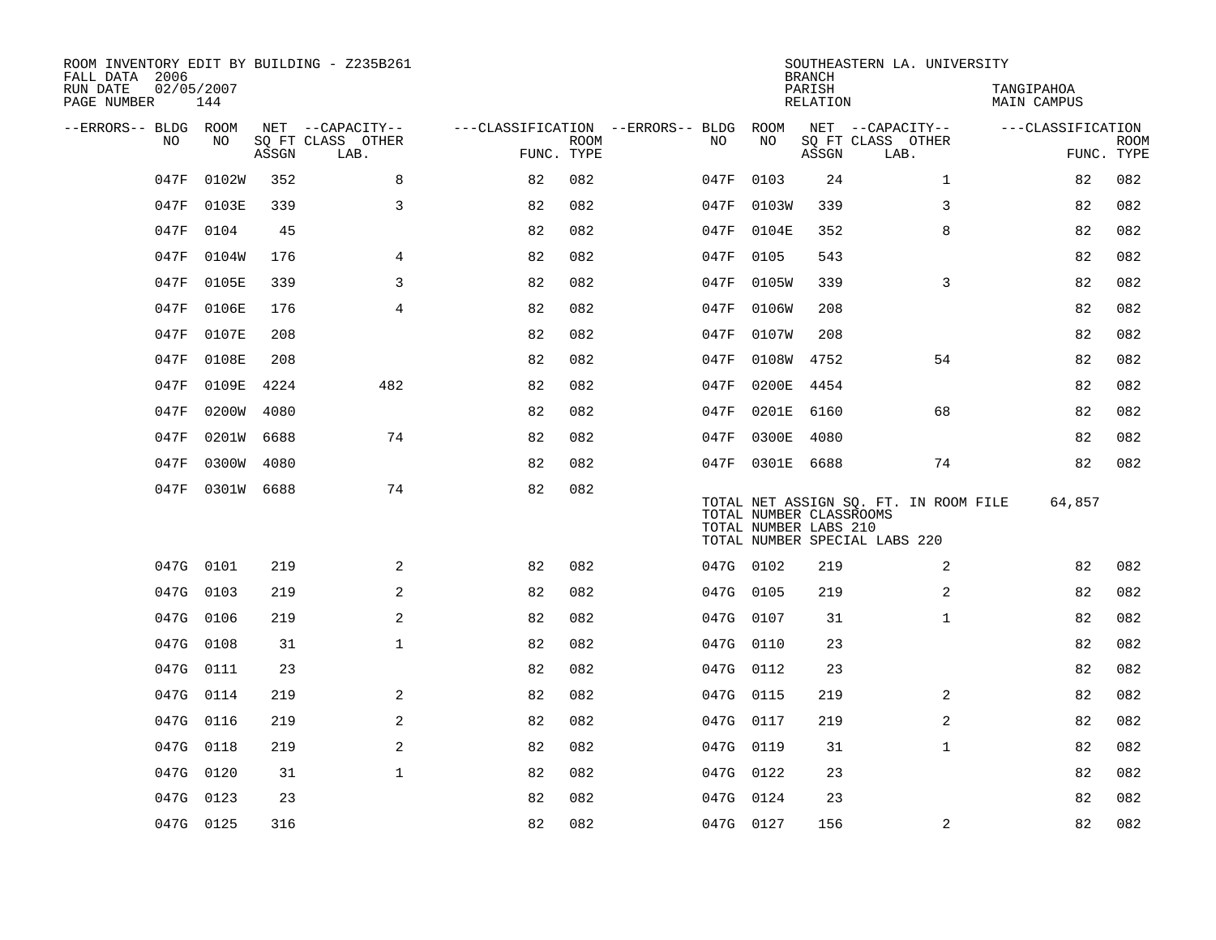ROOM INVENTORY EDIT BY BUILDING - Z235B261
FALL DATA 2006
RUN DATE 02/05/2007
PAGE NUMBER 144

SOUTHEASTERN LA. UNIVERSITY
BRANCH
PARISH TANGIPAHOA
RELATION MAIN CAMPUS

| --ERRORS-- | BLDG NO | ROOM NO | NET SQ FT ASSGN | --CAPACITY-- CLASS LAB. | OTHER | ---CLASSIFICATION FUNC. | ROOM TYPE | --ERRORS-- | BLDG NO | ROOM NO | NET SQ FT ASSGN | --CAPACITY-- CLASS LAB. | OTHER | ---CLASSIFICATION FUNC. | ROOM TYPE |
|---|---|---|---|---|---|---|---|---|---|---|---|---|---|---|---|
| | 047F | 0102W | 352 | | 8 | 82 | 082 | | 047F | 0103 | 24 | | 1 | 82 | 082 |
| | 047F | 0103E | 339 | | 3 | 82 | 082 | | 047F | 0103W | 339 | | 3 | 82 | 082 |
| | 047F | 0104 | 45 | | | 82 | 082 | | 047F | 0104E | 352 | | 8 | 82 | 082 |
| | 047F | 0104W | 176 | | 4 | 82 | 082 | | 047F | 0105 | 543 | | | 82 | 082 |
| | 047F | 0105E | 339 | | 3 | 82 | 082 | | 047F | 0105W | 339 | | 3 | 82 | 082 |
| | 047F | 0106E | 176 | | 4 | 82 | 082 | | 047F | 0106W | 208 | | | 82 | 082 |
| | 047F | 0107E | 208 | | | 82 | 082 | | 047F | 0107W | 208 | | | 82 | 082 |
| | 047F | 0108E | 208 | | | 82 | 082 | | 047F | 0108W | 4752 | | 54 | 82 | 082 |
| | 047F | 0109E | 4224 | | 482 | 82 | 082 | | 047F | 0200E | 4454 | | | 82 | 082 |
| | 047F | 0200W | 4080 | | | 82 | 082 | | 047F | 0201E | 6160 | | 68 | 82 | 082 |
| | 047F | 0201W | 6688 | | 74 | 82 | 082 | | 047F | 0300E | 4080 | | | 82 | 082 |
| | 047F | 0300W | 4080 | | | 82 | 082 | | 047F | 0301E | 6688 | | 74 | 82 | 082 |
| | 047F | 0301W | 6688 | | 74 | 82 | 082 | | | | | | | | |

TOTAL NET ASSIGN SQ. FT. IN ROOM FILE 64,857
TOTAL NUMBER CLASSROOMS
TOTAL NUMBER LABS 210
TOTAL NUMBER SPECIAL LABS 220

| --ERRORS-- | BLDG NO | ROOM NO | NET SQ FT ASSGN | --CAPACITY-- CLASS LAB. | OTHER | ---CLASSIFICATION FUNC. | ROOM TYPE | --ERRORS-- | BLDG NO | ROOM NO | NET SQ FT ASSGN | --CAPACITY-- CLASS LAB. | OTHER | ---CLASSIFICATION FUNC. | ROOM TYPE |
|---|---|---|---|---|---|---|---|---|---|---|---|---|---|---|---|
| | 047G | 0101 | 219 | | 2 | 82 | 082 | | 047G | 0102 | 219 | | 2 | 82 | 082 |
| | 047G | 0103 | 219 | | 2 | 82 | 082 | | 047G | 0105 | 219 | | 2 | 82 | 082 |
| | 047G | 0106 | 219 | | 2 | 82 | 082 | | 047G | 0107 | 31 | | 1 | 82 | 082 |
| | 047G | 0108 | 31 | | 1 | 82 | 082 | | 047G | 0110 | 23 | | | 82 | 082 |
| | 047G | 0111 | 23 | | | 82 | 082 | | 047G | 0112 | 23 | | | 82 | 082 |
| | 047G | 0114 | 219 | | 2 | 82 | 082 | | 047G | 0115 | 219 | | 2 | 82 | 082 |
| | 047G | 0116 | 219 | | 2 | 82 | 082 | | 047G | 0117 | 219 | | 2 | 82 | 082 |
| | 047G | 0118 | 219 | | 2 | 82 | 082 | | 047G | 0119 | 31 | | 1 | 82 | 082 |
| | 047G | 0120 | 31 | | 1 | 82 | 082 | | 047G | 0122 | 23 | | | 82 | 082 |
| | 047G | 0123 | 23 | | | 82 | 082 | | 047G | 0124 | 23 | | | 82 | 082 |
| | 047G | 0125 | 316 | | | 82 | 082 | | 047G | 0127 | 156 | | 2 | 82 | 082 |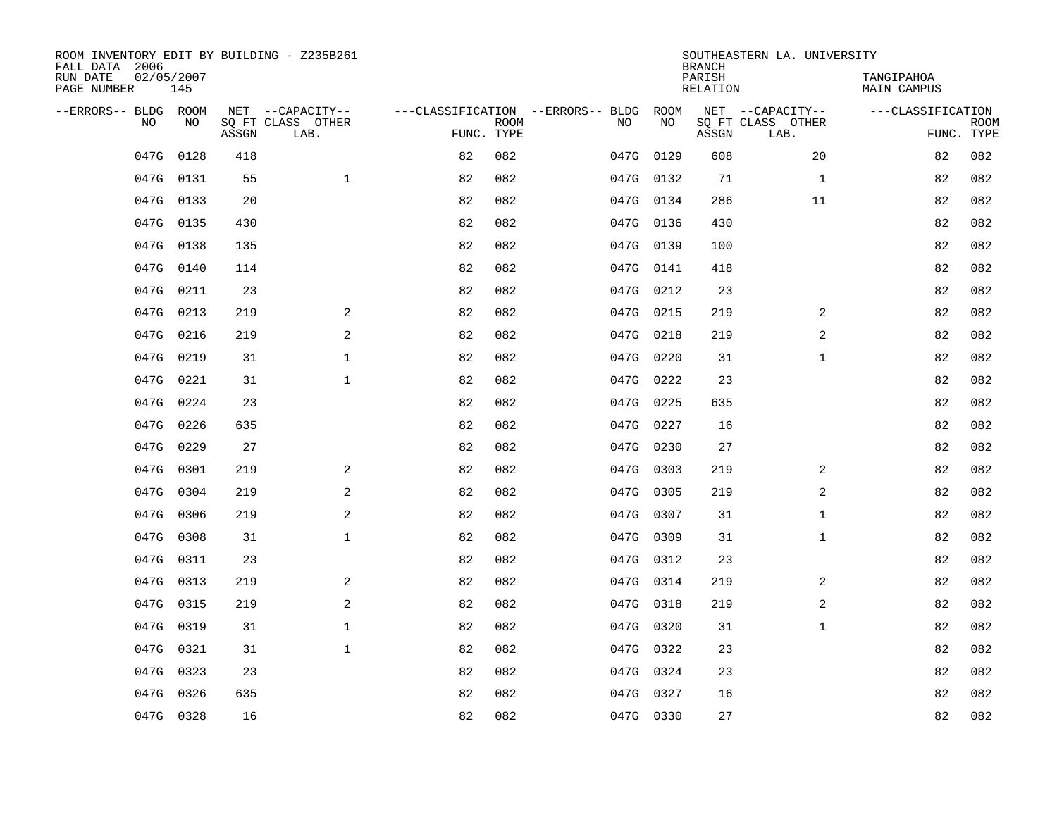ROOM INVENTORY EDIT BY BUILDING - Z235B261
FALL DATA 2006
RUN DATE 02/05/2007
PAGE NUMBER 145

SOUTHEASTERN LA. UNIVERSITY
BRANCH
PARISH TANGIPAHOA
RELATION MAIN CAMPUS

| --ERRORS-- | BLDG NO | ROOM NO | NET SQ FT ASSGN | CAPACITY CLASS LAB. | CAPACITY OTHER | CLASSIFICATION FUNC. | ROOM TYPE | --ERRORS-- | BLDG NO | ROOM NO | NET SQ FT ASSGN | CAPACITY CLASS LAB. | CAPACITY OTHER | CLASSIFICATION FUNC. | ROOM TYPE |
|---|---|---|---|---|---|---|---|---|---|---|---|---|---|---|---|
| | 047G | 0128 | 418 | | | 82 | 082 | | 047G | 0129 | 608 | | 20 | 82 | 082 |
| | 047G | 0131 | 55 | | 1 | 82 | 082 | | 047G | 0132 | 71 | | 1 | 82 | 082 |
| | 047G | 0133 | 20 | | | 82 | 082 | | 047G | 0134 | 286 | | 11 | 82 | 082 |
| | 047G | 0135 | 430 | | | 82 | 082 | | 047G | 0136 | 430 | | | 82 | 082 |
| | 047G | 0138 | 135 | | | 82 | 082 | | 047G | 0139 | 100 | | | 82 | 082 |
| | 047G | 0140 | 114 | | | 82 | 082 | | 047G | 0141 | 418 | | | 82 | 082 |
| | 047G | 0211 | 23 | | | 82 | 082 | | 047G | 0212 | 23 | | | 82 | 082 |
| | 047G | 0213 | 219 | | 2 | 82 | 082 | | 047G | 0215 | 219 | | 2 | 82 | 082 |
| | 047G | 0216 | 219 | | 2 | 82 | 082 | | 047G | 0218 | 219 | | 2 | 82 | 082 |
| | 047G | 0219 | 31 | | 1 | 82 | 082 | | 047G | 0220 | 31 | | 1 | 82 | 082 |
| | 047G | 0221 | 31 | | 1 | 82 | 082 | | 047G | 0222 | 23 | | | 82 | 082 |
| | 047G | 0224 | 23 | | | 82 | 082 | | 047G | 0225 | 635 | | | 82 | 082 |
| | 047G | 0226 | 635 | | | 82 | 082 | | 047G | 0227 | 16 | | | 82 | 082 |
| | 047G | 0229 | 27 | | | 82 | 082 | | 047G | 0230 | 27 | | | 82 | 082 |
| | 047G | 0301 | 219 | | 2 | 82 | 082 | | 047G | 0303 | 219 | | 2 | 82 | 082 |
| | 047G | 0304 | 219 | | 2 | 82 | 082 | | 047G | 0305 | 219 | | 2 | 82 | 082 |
| | 047G | 0306 | 219 | | 2 | 82 | 082 | | 047G | 0307 | 31 | | 1 | 82 | 082 |
| | 047G | 0308 | 31 | | 1 | 82 | 082 | | 047G | 0309 | 31 | | 1 | 82 | 082 |
| | 047G | 0311 | 23 | | | 82 | 082 | | 047G | 0312 | 23 | | | 82 | 082 |
| | 047G | 0313 | 219 | | 2 | 82 | 082 | | 047G | 0314 | 219 | | 2 | 82 | 082 |
| | 047G | 0315 | 219 | | 2 | 82 | 082 | | 047G | 0318 | 219 | | 2 | 82 | 082 |
| | 047G | 0319 | 31 | | 1 | 82 | 082 | | 047G | 0320 | 31 | | 1 | 82 | 082 |
| | 047G | 0321 | 31 | | 1 | 82 | 082 | | 047G | 0322 | 23 | | | 82 | 082 |
| | 047G | 0323 | 23 | | | 82 | 082 | | 047G | 0324 | 23 | | | 82 | 082 |
| | 047G | 0326 | 635 | | | 82 | 082 | | 047G | 0327 | 16 | | | 82 | 082 |
| | 047G | 0328 | 16 | | | 82 | 082 | | 047G | 0330 | 27 | | | 82 | 082 |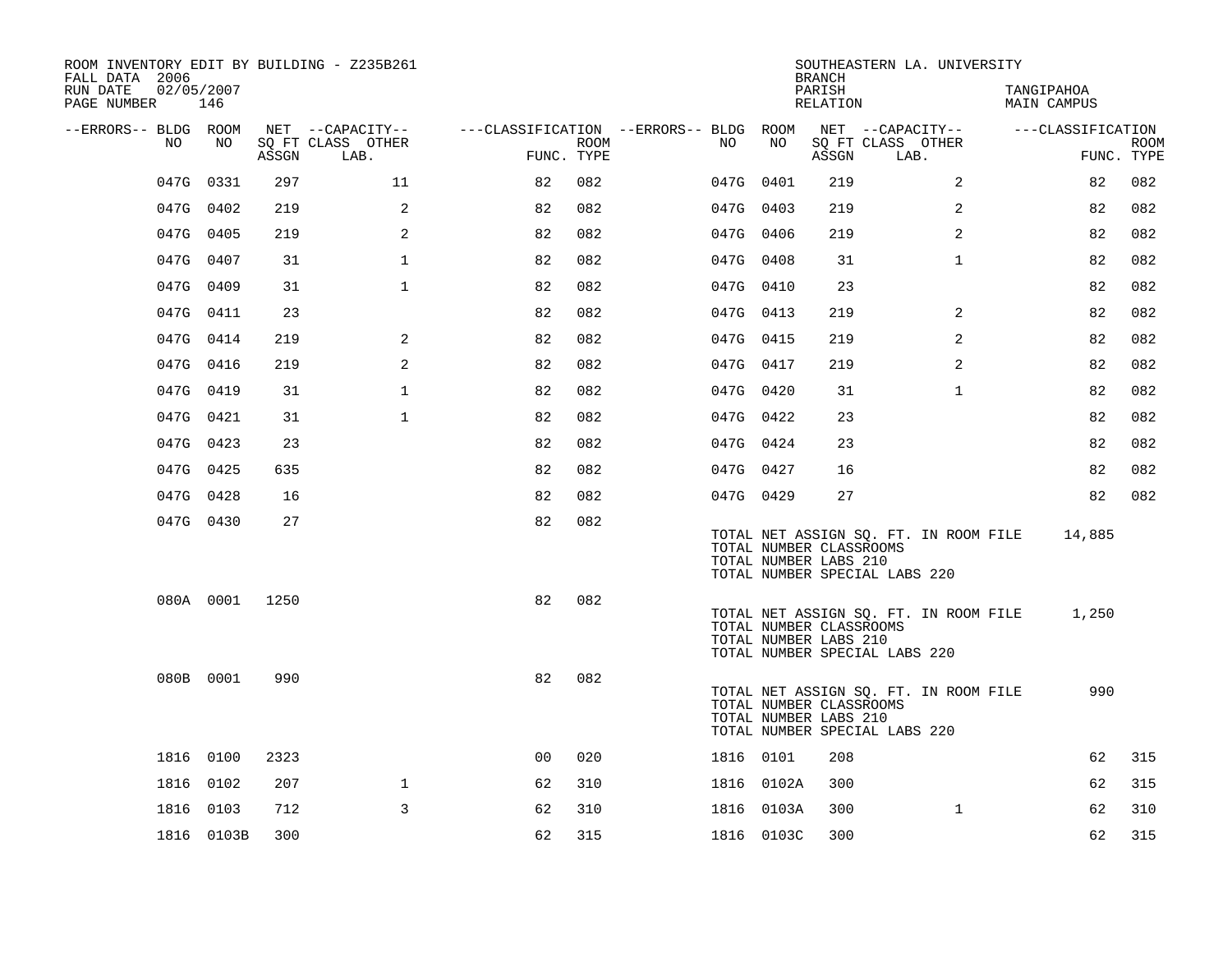ROOM INVENTORY EDIT BY BUILDING - Z235B261
FALL DATA 2006
RUN DATE 02/05/2007
PAGE NUMBER 146

SOUTHEASTERN LA. UNIVERSITY
BRANCH
PARISH TANGIPAHOA
RELATION MAIN CAMPUS

| --ERRORS-- | BLDG NO | ROOM NO | NET SQ FT ASSGN | --CAPACITY-- CLASS LAB. | OTHER | ---CLASSIFICATION FUNC. | ROOM TYPE | --ERRORS-- | BLDG NO | ROOM NO | NET SQ FT ASSGN | --CAPACITY-- CLASS LAB. | OTHER | ---CLASSIFICATION FUNC. | ROOM TYPE |
|---|---|---|---|---|---|---|---|---|---|---|---|---|---|---|---|
| | 047G | 0331 | 297 | | 11 | 82 | 082 | | 047G | 0401 | 219 | | 2 | 82 | 082 |
| | 047G | 0402 | 219 | | 2 | 82 | 082 | | 047G | 0403 | 219 | | 2 | 82 | 082 |
| | 047G | 0405 | 219 | | 2 | 82 | 082 | | 047G | 0406 | 219 | | 2 | 82 | 082 |
| | 047G | 0407 | 31 | | 1 | 82 | 082 | | 047G | 0408 | 31 | | 1 | 82 | 082 |
| | 047G | 0409 | 31 | | 1 | 82 | 082 | | 047G | 0410 | 23 | | | 82 | 082 |
| | 047G | 0411 | 23 | | | 82 | 082 | | 047G | 0413 | 219 | | 2 | 82 | 082 |
| | 047G | 0414 | 219 | | 2 | 82 | 082 | | 047G | 0415 | 219 | | 2 | 82 | 082 |
| | 047G | 0416 | 219 | | 2 | 82 | 082 | | 047G | 0417 | 219 | | 2 | 82 | 082 |
| | 047G | 0419 | 31 | | 1 | 82 | 082 | | 047G | 0420 | 31 | | 1 | 82 | 082 |
| | 047G | 0421 | 31 | | 1 | 82 | 082 | | 047G | 0422 | 23 | | | 82 | 082 |
| | 047G | 0423 | 23 | | | 82 | 082 | | 047G | 0424 | 23 | | | 82 | 082 |
| | 047G | 0425 | 635 | | | 82 | 082 | | 047G | 0427 | 16 | | | 82 | 082 |
| | 047G | 0428 | 16 | | | 82 | 082 | | 047G | 0429 | 27 | | | 82 | 082 |
| | 047G | 0430 | 27 | | | 82 | 082 | | | | | | | | |

TOTAL NET ASSIGN SQ. FT. IN ROOM FILE 14,885
TOTAL NUMBER CLASSROOMS
TOTAL NUMBER LABS 210
TOTAL NUMBER SPECIAL LABS 220

| --ERRORS-- | BLDG NO | ROOM NO | NET SQ FT ASSGN | --CAPACITY-- CLASS LAB. | OTHER | ---CLASSIFICATION FUNC. | ROOM TYPE |
|---|---|---|---|---|---|---|---|
| | 080A | 0001 | 1250 | | | 82 | 082 |

TOTAL NET ASSIGN SQ. FT. IN ROOM FILE 1,250
TOTAL NUMBER CLASSROOMS
TOTAL NUMBER LABS 210
TOTAL NUMBER SPECIAL LABS 220

| --ERRORS-- | BLDG NO | ROOM NO | NET SQ FT ASSGN | --CAPACITY-- CLASS LAB. | OTHER | ---CLASSIFICATION FUNC. | ROOM TYPE |
|---|---|---|---|---|---|---|---|
| | 080B | 0001 | 990 | | | 82 | 082 |

TOTAL NET ASSIGN SQ. FT. IN ROOM FILE 990
TOTAL NUMBER CLASSROOMS
TOTAL NUMBER LABS 210
TOTAL NUMBER SPECIAL LABS 220

| --ERRORS-- | BLDG NO | ROOM NO | NET SQ FT ASSGN | --CAPACITY-- CLASS LAB. | OTHER | ---CLASSIFICATION FUNC. | ROOM TYPE | --ERRORS-- | BLDG NO | ROOM NO | NET SQ FT ASSGN | --CAPACITY-- CLASS LAB. | OTHER | ---CLASSIFICATION FUNC. | ROOM TYPE |
|---|---|---|---|---|---|---|---|---|---|---|---|---|---|---|---|
| | 1816 | 0100 | 2323 | | | 00 | 020 | | 1816 | 0101 | 208 | | | 62 | 315 |
| | 1816 | 0102 | 207 | | 1 | 62 | 310 | | 1816 | 0102A | 300 | | | 62 | 315 |
| | 1816 | 0103 | 712 | | 3 | 62 | 310 | | 1816 | 0103A | 300 | | 1 | 62 | 310 |
| | 1816 | 0103B | 300 | | | 62 | 315 | | 1816 | 0103C | 300 | | | 62 | 315 |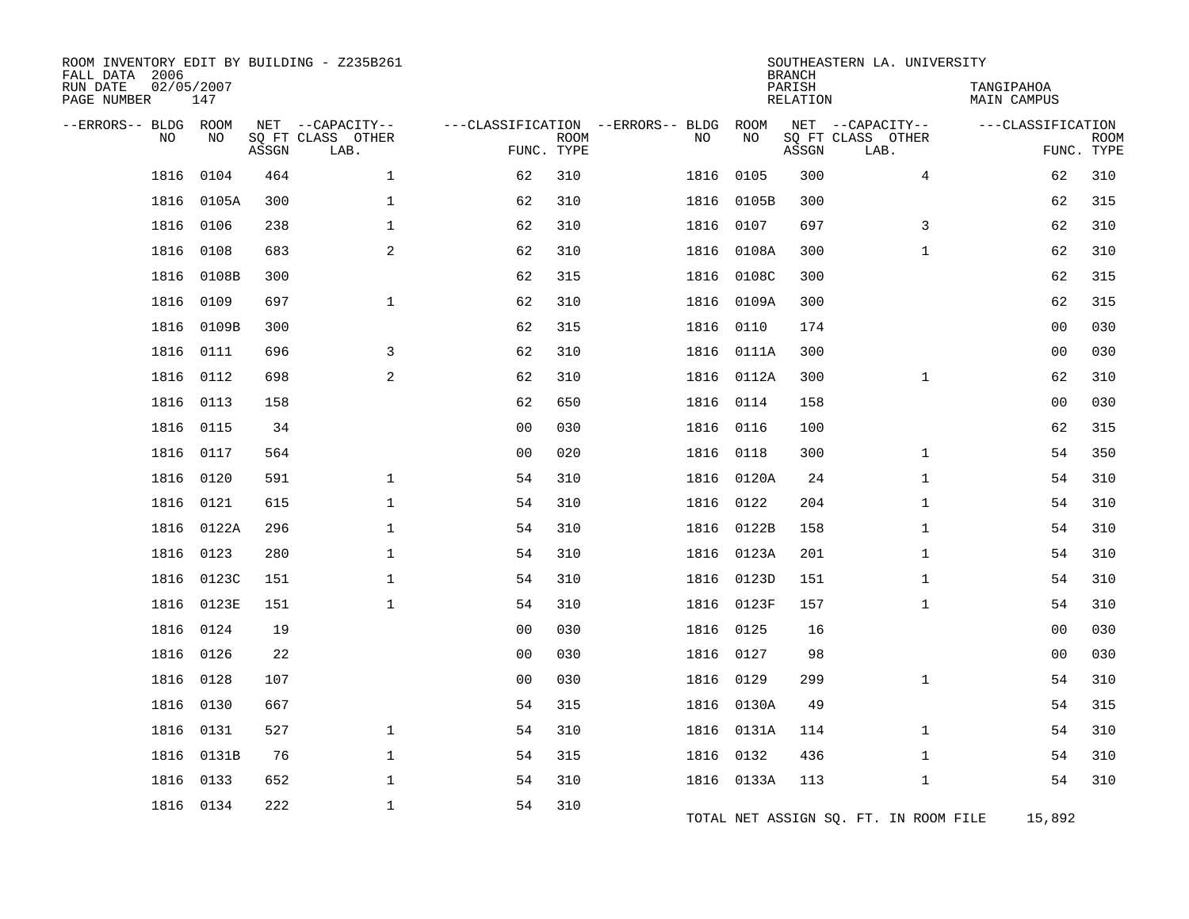ROOM INVENTORY EDIT BY BUILDING - Z235B261
FALL DATA 2006
RUN DATE 02/05/2007
PAGE NUMBER 147

SOUTHEASTERN LA. UNIVERSITY
BRANCH
PARISH TANGIPAHOA
RELATION MAIN CAMPUS

| --ERRORS-- | BLDG NO | ROOM NO | NET SQ FT ASSGN | --CAPACITY-- CLASS LAB. | OTHER | ---CLASSIFICATION FUNC. | ROOM TYPE | --ERRORS-- | BLDG NO | ROOM NO | NET SQ FT ASSGN | --CAPACITY-- CLASS LAB. | OTHER | ---CLASSIFICATION FUNC. | ROOM TYPE |
|---|---|---|---|---|---|---|---|---|---|---|---|---|---|---|---|
| | 1816 | 0104 | 464 | | 1 | 62 | 310 | | 1816 | 0105 | 300 | | 4 | 62 | 310 |
| | 1816 | 0105A | 300 | | 1 | 62 | 310 | | 1816 | 0105B | 300 | | | 62 | 315 |
| | 1816 | 0106 | 238 | | 1 | 62 | 310 | | 1816 | 0107 | 697 | | 3 | 62 | 310 |
| | 1816 | 0108 | 683 | | 2 | 62 | 310 | | 1816 | 0108A | 300 | | 1 | 62 | 310 |
| | 1816 | 0108B | 300 | | | 62 | 315 | | 1816 | 0108C | 300 | | | 62 | 315 |
| | 1816 | 0109 | 697 | | 1 | 62 | 310 | | 1816 | 0109A | 300 | | | 62 | 315 |
| | 1816 | 0109B | 300 | | | 62 | 315 | | 1816 | 0110 | 174 | | | 00 | 030 |
| | 1816 | 0111 | 696 | | 3 | 62 | 310 | | 1816 | 0111A | 300 | | | 00 | 030 |
| | 1816 | 0112 | 698 | | 2 | 62 | 310 | | 1816 | 0112A | 300 | | 1 | 62 | 310 |
| | 1816 | 0113 | 158 | | | 62 | 650 | | 1816 | 0114 | 158 | | | 00 | 030 |
| | 1816 | 0115 | 34 | | | 00 | 030 | | 1816 | 0116 | 100 | | | 62 | 315 |
| | 1816 | 0117 | 564 | | | 00 | 020 | | 1816 | 0118 | 300 | | 1 | 54 | 350 |
| | 1816 | 0120 | 591 | | 1 | 54 | 310 | | 1816 | 0120A | 24 | | 1 | 54 | 310 |
| | 1816 | 0121 | 615 | | 1 | 54 | 310 | | 1816 | 0122 | 204 | | 1 | 54 | 310 |
| | 1816 | 0122A | 296 | | 1 | 54 | 310 | | 1816 | 0122B | 158 | | 1 | 54 | 310 |
| | 1816 | 0123 | 280 | | 1 | 54 | 310 | | 1816 | 0123A | 201 | | 1 | 54 | 310 |
| | 1816 | 0123C | 151 | | 1 | 54 | 310 | | 1816 | 0123D | 151 | | 1 | 54 | 310 |
| | 1816 | 0123E | 151 | | 1 | 54 | 310 | | 1816 | 0123F | 157 | | 1 | 54 | 310 |
| | 1816 | 0124 | 19 | | | 00 | 030 | | 1816 | 0125 | 16 | | | 00 | 030 |
| | 1816 | 0126 | 22 | | | 00 | 030 | | 1816 | 0127 | 98 | | | 00 | 030 |
| | 1816 | 0128 | 107 | | | 00 | 030 | | 1816 | 0129 | 299 | | 1 | 54 | 310 |
| | 1816 | 0130 | 667 | | | 54 | 315 | | 1816 | 0130A | 49 | | | 54 | 315 |
| | 1816 | 0131 | 527 | | 1 | 54 | 310 | | 1816 | 0131A | 114 | | 1 | 54 | 310 |
| | 1816 | 0131B | 76 | | 1 | 54 | 315 | | 1816 | 0132 | 436 | | 1 | 54 | 310 |
| | 1816 | 0133 | 652 | | 1 | 54 | 310 | | 1816 | 0133A | 113 | | 1 | 54 | 310 |
| | 1816 | 0134 | 222 | | 1 | 54 | 310 | | | | | | | | |

TOTAL NET ASSIGN SQ. FT. IN ROOM FILE 15,892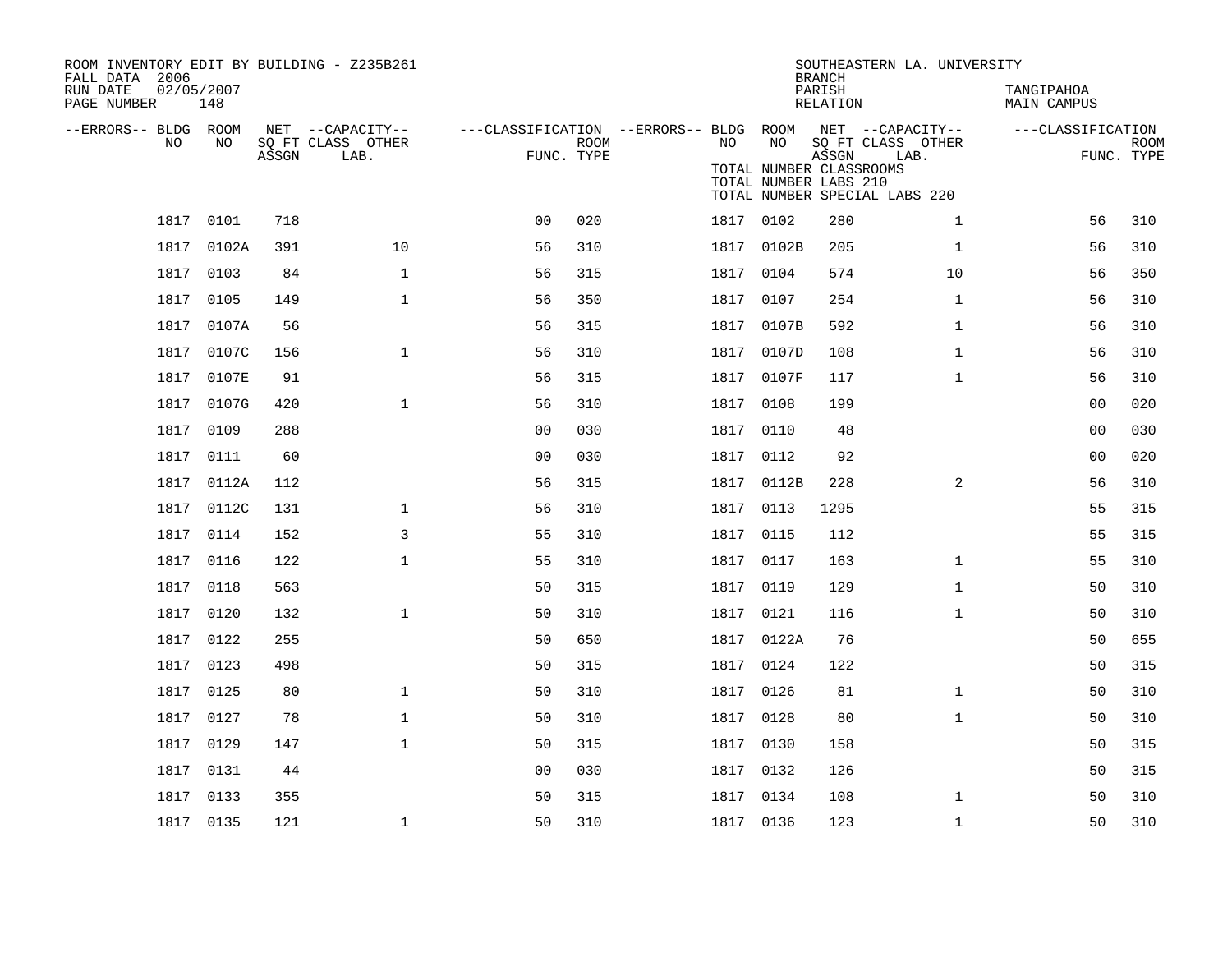ROOM INVENTORY EDIT BY BUILDING - Z235B261
FALL DATA 2006
RUN DATE 02/05/2007
PAGE NUMBER 148

SOUTHEASTERN LA. UNIVERSITY
BRANCH
PARISH TANGIPAHOA
RELATION MAIN CAMPUS

TOTAL NUMBER CLASSROOMS
TOTAL NUMBER LABS 210
TOTAL NUMBER SPECIAL LABS 220

| --ERRORS-- | BLDG NO | ROOM NO | NET SQ FT ASSGN | CAPACITY CLASS LAB. | CAPACITY OTHER | CLASSIFICATION FUNC. | ROOM TYPE | --ERRORS-- | BLDG NO | ROOM NO | NET SQ FT ASSGN | CAPACITY CLASS LAB. | CAPACITY OTHER | CLASSIFICATION FUNC. | ROOM TYPE |
|---|---|---|---|---|---|---|---|---|---|---|---|---|---|---|---|
| | 1817 | 0101 | 718 | | | 00 | 020 | | 1817 | 0102 | 280 | | 1 | 56 | 310 |
| | 1817 | 0102A | 391 | | 10 | 56 | 310 | | 1817 | 0102B | 205 | | 1 | 56 | 310 |
| | 1817 | 0103 | 84 | | 1 | 56 | 315 | | 1817 | 0104 | 574 | | 10 | 56 | 350 |
| | 1817 | 0105 | 149 | | 1 | 56 | 350 | | 1817 | 0107 | 254 | | 1 | 56 | 310 |
| | 1817 | 0107A | 56 | | | 56 | 315 | | 1817 | 0107B | 592 | | 1 | 56 | 310 |
| | 1817 | 0107C | 156 | | 1 | 56 | 310 | | 1817 | 0107D | 108 | | 1 | 56 | 310 |
| | 1817 | 0107E | 91 | | | 56 | 315 | | 1817 | 0107F | 117 | | 1 | 56 | 310 |
| | 1817 | 0107G | 420 | | 1 | 56 | 310 | | 1817 | 0108 | 199 | | | 00 | 020 |
| | 1817 | 0109 | 288 | | | 00 | 030 | | 1817 | 0110 | 48 | | | 00 | 030 |
| | 1817 | 0111 | 60 | | | 00 | 030 | | 1817 | 0112 | 92 | | | 00 | 020 |
| | 1817 | 0112A | 112 | | | 56 | 315 | | 1817 | 0112B | 228 | | 2 | 56 | 310 |
| | 1817 | 0112C | 131 | | 1 | 56 | 310 | | 1817 | 0113 | 1295 | | | 55 | 315 |
| | 1817 | 0114 | 152 | | 3 | 55 | 310 | | 1817 | 0115 | 112 | | | 55 | 315 |
| | 1817 | 0116 | 122 | | 1 | 55 | 310 | | 1817 | 0117 | 163 | | 1 | 55 | 310 |
| | 1817 | 0118 | 563 | | | 50 | 315 | | 1817 | 0119 | 129 | | 1 | 50 | 310 |
| | 1817 | 0120 | 132 | | 1 | 50 | 310 | | 1817 | 0121 | 116 | | 1 | 50 | 310 |
| | 1817 | 0122 | 255 | | | 50 | 650 | | 1817 | 0122A | 76 | | | 50 | 655 |
| | 1817 | 0123 | 498 | | | 50 | 315 | | 1817 | 0124 | 122 | | | 50 | 315 |
| | 1817 | 0125 | 80 | | 1 | 50 | 310 | | 1817 | 0126 | 81 | | 1 | 50 | 310 |
| | 1817 | 0127 | 78 | | 1 | 50 | 310 | | 1817 | 0128 | 80 | | 1 | 50 | 310 |
| | 1817 | 0129 | 147 | | 1 | 50 | 315 | | 1817 | 0130 | 158 | | | 50 | 315 |
| | 1817 | 0131 | 44 | | | 00 | 030 | | 1817 | 0132 | 126 | | | 50 | 315 |
| | 1817 | 0133 | 355 | | | 50 | 315 | | 1817 | 0134 | 108 | | 1 | 50 | 310 |
| | 1817 | 0135 | 121 | | 1 | 50 | 310 | | 1817 | 0136 | 123 | | 1 | 50 | 310 |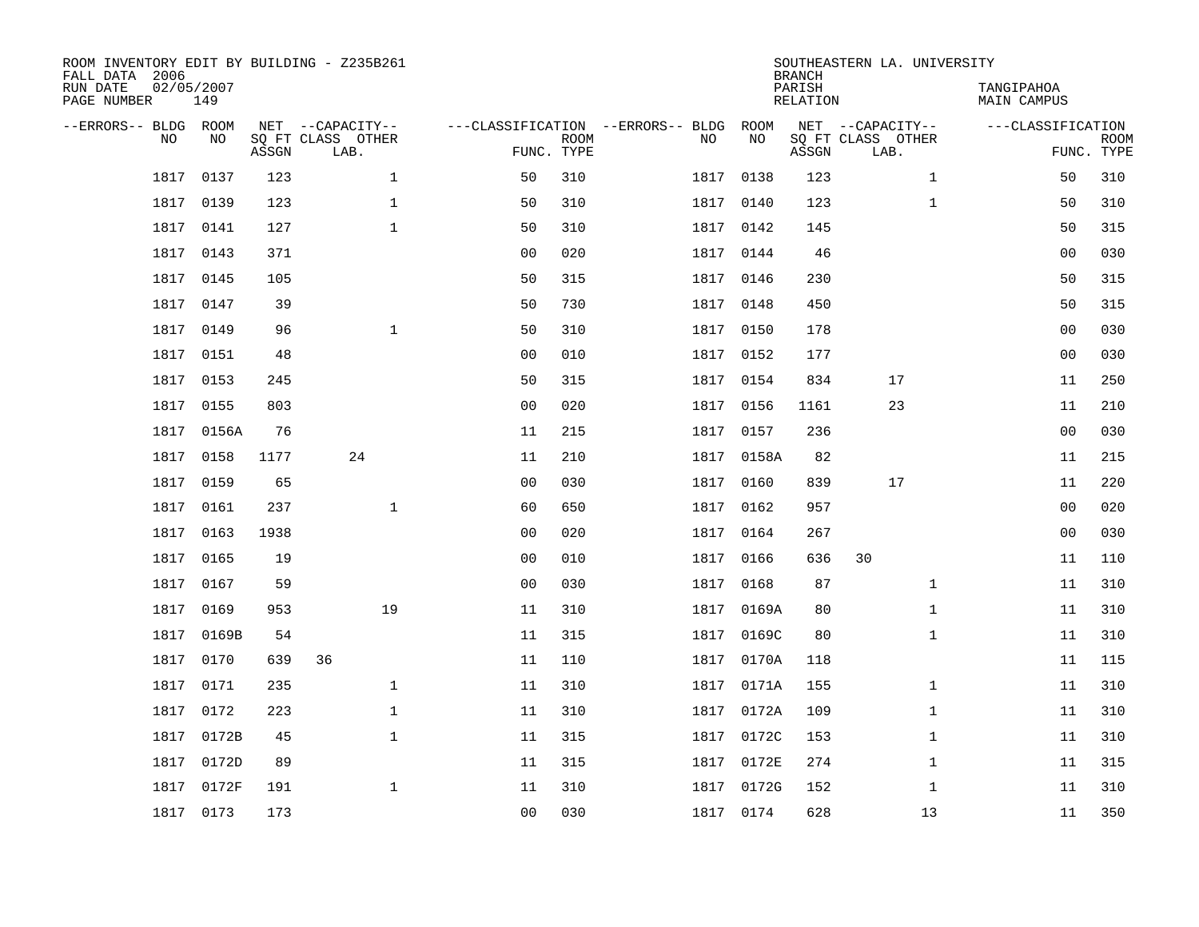ROOM INVENTORY EDIT BY BUILDING - Z235B261
FALL DATA 2006
RUN DATE 02/05/2007
PAGE NUMBER 149

SOUTHEASTERN LA. UNIVERSITY
BRANCH
PARISH TANGIPAHOA
RELATION MAIN CAMPUS

| --ERRORS-- | BLDG NO | ROOM NO | NET ASSGN SQ FT | CAPACITY CLASS | CAPACITY OTHER LAB. | CLASSIFICATION FUNC. | ROOM TYPE | --ERRORS-- | BLDG NO | ROOM NO | NET ASSGN SQ FT | CAPACITY CLASS | CAPACITY OTHER LAB. | CLASSIFICATION FUNC. | ROOM TYPE |
|---|---|---|---|---|---|---|---|---|---|---|---|---|---|---|---|
| | 1817 | 0137 | 123 | | 1 | 50 | 310 | | 1817 | 0138 | 123 | | 1 | 50 | 310 |
| | 1817 | 0139 | 123 | | 1 | 50 | 310 | | 1817 | 0140 | 123 | | 1 | 50 | 310 |
| | 1817 | 0141 | 127 | | 1 | 50 | 310 | | 1817 | 0142 | 145 | | | 50 | 315 |
| | 1817 | 0143 | 371 | | | 00 | 020 | | 1817 | 0144 | 46 | | | 00 | 030 |
| | 1817 | 0145 | 105 | | | 50 | 315 | | 1817 | 0146 | 230 | | | 50 | 315 |
| | 1817 | 0147 | 39 | | | 50 | 730 | | 1817 | 0148 | 450 | | | 50 | 315 |
| | 1817 | 0149 | 96 | | 1 | 50 | 310 | | 1817 | 0150 | 178 | | | 00 | 030 |
| | 1817 | 0151 | 48 | | | 00 | 010 | | 1817 | 0152 | 177 | | | 00 | 030 |
| | 1817 | 0153 | 245 | | | 50 | 315 | | 1817 | 0154 | 834 | | 17 | 11 | 250 |
| | 1817 | 0155 | 803 | | | 00 | 020 | | 1817 | 0156 | 1161 | | 23 | 11 | 210 |
| | 1817 | 0156A | 76 | | | 11 | 215 | | 1817 | 0157 | 236 | | | 00 | 030 |
| | 1817 | 0158 | 1177 | | 24 | 11 | 210 | | 1817 | 0158A | 82 | | | 11 | 215 |
| | 1817 | 0159 | 65 | | | 00 | 030 | | 1817 | 0160 | 839 | | 17 | 11 | 220 |
| | 1817 | 0161 | 237 | | 1 | 60 | 650 | | 1817 | 0162 | 957 | | | 00 | 020 |
| | 1817 | 0163 | 1938 | | | 00 | 020 | | 1817 | 0164 | 267 | | | 00 | 030 |
| | 1817 | 0165 | 19 | | | 00 | 010 | | 1817 | 0166 | 636 | 30 | | 11 | 110 |
| | 1817 | 0167 | 59 | | | 00 | 030 | | 1817 | 0168 | 87 | | 1 | 11 | 310 |
| | 1817 | 0169 | 953 | | 19 | 11 | 310 | | 1817 | 0169A | 80 | | 1 | 11 | 310 |
| | 1817 | 0169B | 54 | | | 11 | 315 | | 1817 | 0169C | 80 | | 1 | 11 | 310 |
| | 1817 | 0170 | 639 | 36 | | 11 | 110 | | 1817 | 0170A | 118 | | | 11 | 115 |
| | 1817 | 0171 | 235 | | 1 | 11 | 310 | | 1817 | 0171A | 155 | | 1 | 11 | 310 |
| | 1817 | 0172 | 223 | | 1 | 11 | 310 | | 1817 | 0172A | 109 | | 1 | 11 | 310 |
| | 1817 | 0172B | 45 | | 1 | 11 | 315 | | 1817 | 0172C | 153 | | 1 | 11 | 310 |
| | 1817 | 0172D | 89 | | | 11 | 315 | | 1817 | 0172E | 274 | | 1 | 11 | 315 |
| | 1817 | 0172F | 191 | | 1 | 11 | 310 | | 1817 | 0172G | 152 | | 1 | 11 | 310 |
| | 1817 | 0173 | 173 | | | 00 | 030 | | 1817 | 0174 | 628 | | 13 | 11 | 350 |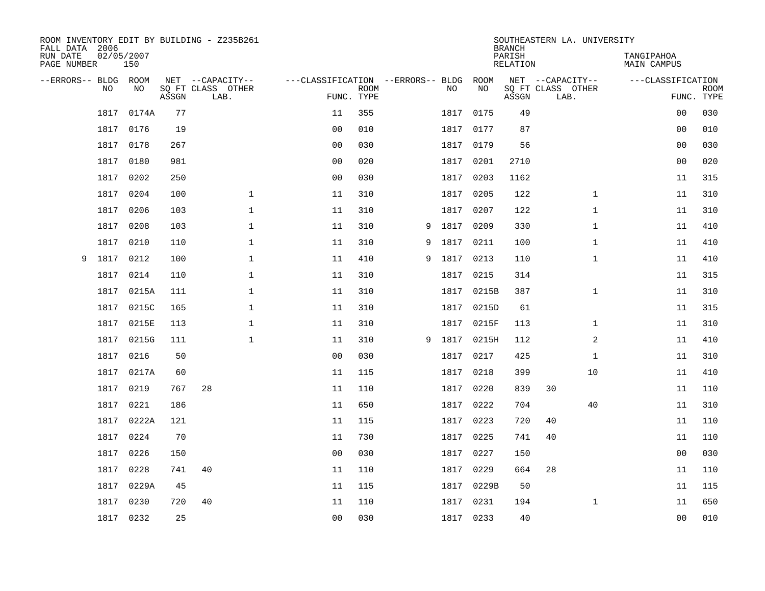ROOM INVENTORY EDIT BY BUILDING - Z235B261
FALL DATA 2006
RUN DATE 02/05/2007
PAGE NUMBER 150

SOUTHEASTERN LA. UNIVERSITY
BRANCH
PARISH TANGIPAHOA
RELATION MAIN CAMPUS

| --ERRORS-- | BLDG NO | ROOM NO | NET SQ FT ASSGN | CAPACITY CLASS | CAPACITY OTHER LAB. | CLASSIFICATION FUNC. | ROOM TYPE | --ERRORS-- | BLDG NO | ROOM NO | NET SQ FT ASSGN | CAPACITY CLASS | CAPACITY OTHER LAB. | CLASSIFICATION FUNC. | ROOM TYPE |
|---|---|---|---|---|---|---|---|---|---|---|---|---|---|---|---|
| | 1817 | 0174A | 77 | | | 11 | 355 | | 1817 | 0175 | 49 | | | 00 | 030 |
| | 1817 | 0176 | 19 | | | 00 | 010 | | 1817 | 0177 | 87 | | | 00 | 010 |
| | 1817 | 0178 | 267 | | | 00 | 030 | | 1817 | 0179 | 56 | | | 00 | 030 |
| | 1817 | 0180 | 981 | | | 00 | 020 | | 1817 | 0201 | 2710 | | | 00 | 020 |
| | 1817 | 0202 | 250 | | | 00 | 030 | | 1817 | 0203 | 1162 | | | 11 | 315 |
| | 1817 | 0204 | 100 | | 1 | 11 | 310 | | 1817 | 0205 | 122 | | 1 | 11 | 310 |
| | 1817 | 0206 | 103 | | 1 | 11 | 310 | | 1817 | 0207 | 122 | | 1 | 11 | 310 |
| | 1817 | 0208 | 103 | | 1 | 11 | 310 | 9 | 1817 | 0209 | 330 | | 1 | 11 | 410 |
| | 1817 | 0210 | 110 | | 1 | 11 | 310 | 9 | 1817 | 0211 | 100 | | 1 | 11 | 410 |
| 9 | 1817 | 0212 | 100 | | 1 | 11 | 410 | 9 | 1817 | 0213 | 110 | | 1 | 11 | 410 |
| | 1817 | 0214 | 110 | | 1 | 11 | 310 | | 1817 | 0215 | 314 | | | 11 | 315 |
| | 1817 | 0215A | 111 | | 1 | 11 | 310 | | 1817 | 0215B | 387 | | 1 | 11 | 310 |
| | 1817 | 0215C | 165 | | 1 | 11 | 310 | | 1817 | 0215D | 61 | | | 11 | 315 |
| | 1817 | 0215E | 113 | | 1 | 11 | 310 | | 1817 | 0215F | 113 | | 1 | 11 | 310 |
| | 1817 | 0215G | 111 | | 1 | 11 | 310 | 9 | 1817 | 0215H | 112 | | 2 | 11 | 410 |
| | 1817 | 0216 | 50 | | | 00 | 030 | | 1817 | 0217 | 425 | | 1 | 11 | 310 |
| | 1817 | 0217A | 60 | | | 11 | 115 | | 1817 | 0218 | 399 | | 10 | 11 | 410 |
| | 1817 | 0219 | 767 | 28 | | 11 | 110 | | 1817 | 0220 | 839 | 30 | | 11 | 110 |
| | 1817 | 0221 | 186 | | | 11 | 650 | | 1817 | 0222 | 704 | | 40 | 11 | 310 |
| | 1817 | 0222A | 121 | | | 11 | 115 | | 1817 | 0223 | 720 | 40 | | 11 | 110 |
| | 1817 | 0224 | 70 | | | 11 | 730 | | 1817 | 0225 | 741 | 40 | | 11 | 110 |
| | 1817 | 0226 | 150 | | | 00 | 030 | | 1817 | 0227 | 150 | | | 00 | 030 |
| | 1817 | 0228 | 741 | 40 | | 11 | 110 | | 1817 | 0229 | 664 | 28 | | 11 | 110 |
| | 1817 | 0229A | 45 | | | 11 | 115 | | 1817 | 0229B | 50 | | | 11 | 115 |
| | 1817 | 0230 | 720 | 40 | | 11 | 110 | | 1817 | 0231 | 194 | | 1 | 11 | 650 |
| | 1817 | 0232 | 25 | | | 00 | 030 | | 1817 | 0233 | 40 | | | 00 | 010 |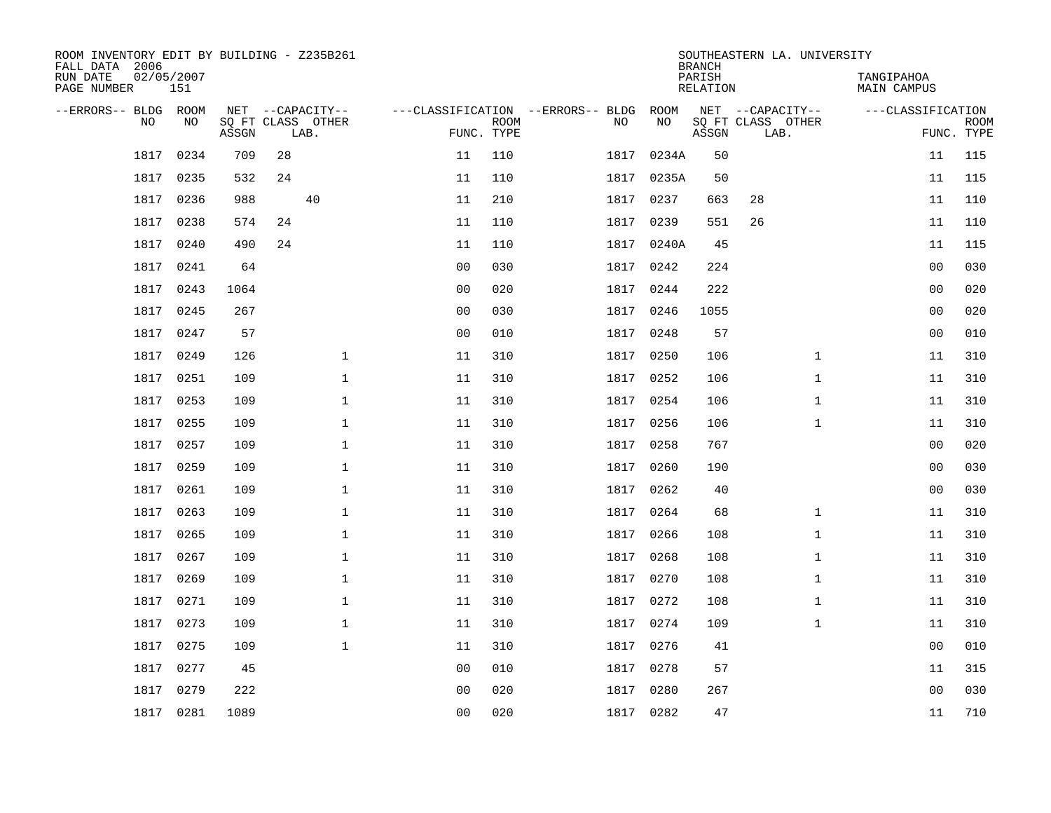ROOM INVENTORY EDIT BY BUILDING - Z235B261
FALL DATA 2006
RUN DATE 02/05/2007
PAGE NUMBER 151

SOUTHEASTERN LA. UNIVERSITY
BRANCH
PARISH TANGIPAHOA
RELATION MAIN CAMPUS

| --ERRORS-- | BLDG NO | ROOM NO | NET SQ FT ASSGN | CAPACITY CLASS LAB. | CAPACITY OTHER | CLASSIFICATION FUNC. | ROOM TYPE | --ERRORS-- | BLDG NO | ROOM NO | NET SQ FT ASSGN | CAPACITY CLASS LAB. | CAPACITY OTHER | CLASSIFICATION FUNC. | ROOM TYPE |
|---|---|---|---|---|---|---|---|---|---|---|---|---|---|---|---|
| | 1817 | 0234 | 709 | 28 | | 11 | 110 | | 1817 | 0234A | 50 | | | 11 | 115 |
| | 1817 | 0235 | 532 | 24 | | 11 | 110 | | 1817 | 0235A | 50 | | | 11 | 115 |
| | 1817 | 0236 | 988 | 40 | | 11 | 210 | | 1817 | 0237 | 663 | 28 | | 11 | 110 |
| | 1817 | 0238 | 574 | 24 | | 11 | 110 | | 1817 | 0239 | 551 | 26 | | 11 | 110 |
| | 1817 | 0240 | 490 | 24 | | 11 | 110 | | 1817 | 0240A | 45 | | | 11 | 115 |
| | 1817 | 0241 | 64 | | | 00 | 030 | | 1817 | 0242 | 224 | | | 00 | 030 |
| | 1817 | 0243 | 1064 | | | 00 | 020 | | 1817 | 0244 | 222 | | | 00 | 020 |
| | 1817 | 0245 | 267 | | | 00 | 030 | | 1817 | 0246 | 1055 | | | 00 | 020 |
| | 1817 | 0247 | 57 | | | 00 | 010 | | 1817 | 0248 | 57 | | | 00 | 010 |
| | 1817 | 0249 | 126 | | 1 | 11 | 310 | | 1817 | 0250 | 106 | | 1 | 11 | 310 |
| | 1817 | 0251 | 109 | | 1 | 11 | 310 | | 1817 | 0252 | 106 | | 1 | 11 | 310 |
| | 1817 | 0253 | 109 | | 1 | 11 | 310 | | 1817 | 0254 | 106 | | 1 | 11 | 310 |
| | 1817 | 0255 | 109 | | 1 | 11 | 310 | | 1817 | 0256 | 106 | | 1 | 11 | 310 |
| | 1817 | 0257 | 109 | | 1 | 11 | 310 | | 1817 | 0258 | 767 | | | 00 | 020 |
| | 1817 | 0259 | 109 | | 1 | 11 | 310 | | 1817 | 0260 | 190 | | | 00 | 030 |
| | 1817 | 0261 | 109 | | 1 | 11 | 310 | | 1817 | 0262 | 40 | | | 00 | 030 |
| | 1817 | 0263 | 109 | | 1 | 11 | 310 | | 1817 | 0264 | 68 | | 1 | 11 | 310 |
| | 1817 | 0265 | 109 | | 1 | 11 | 310 | | 1817 | 0266 | 108 | | 1 | 11 | 310 |
| | 1817 | 0267 | 109 | | 1 | 11 | 310 | | 1817 | 0268 | 108 | | 1 | 11 | 310 |
| | 1817 | 0269 | 109 | | 1 | 11 | 310 | | 1817 | 0270 | 108 | | 1 | 11 | 310 |
| | 1817 | 0271 | 109 | | 1 | 11 | 310 | | 1817 | 0272 | 108 | | 1 | 11 | 310 |
| | 1817 | 0273 | 109 | | 1 | 11 | 310 | | 1817 | 0274 | 109 | | 1 | 11 | 310 |
| | 1817 | 0275 | 109 | | 1 | 11 | 310 | | 1817 | 0276 | 41 | | | 00 | 010 |
| | 1817 | 0277 | 45 | | | 00 | 010 | | 1817 | 0278 | 57 | | | 11 | 315 |
| | 1817 | 0279 | 222 | | | 00 | 020 | | 1817 | 0280 | 267 | | | 00 | 030 |
| | 1817 | 0281 | 1089 | | | 00 | 020 | | 1817 | 0282 | 47 | | | 11 | 710 |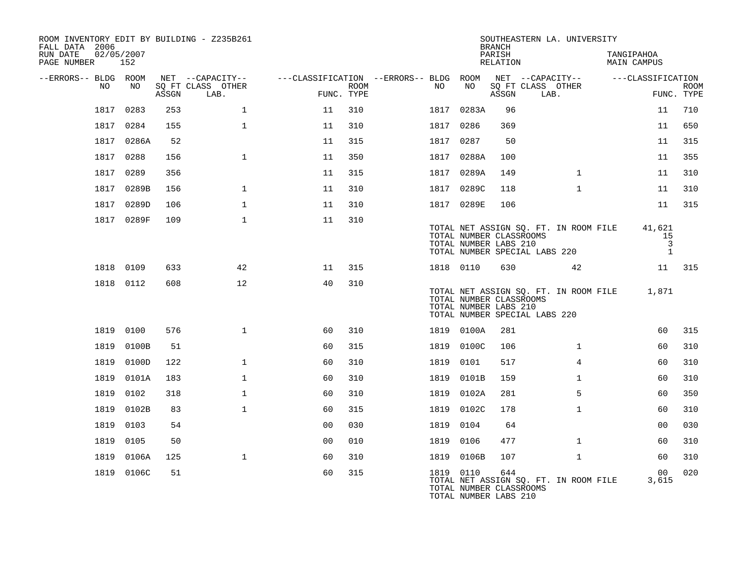ROOM INVENTORY EDIT BY BUILDING - Z235B261
FALL DATA 2006
RUN DATE 02/05/2007
PAGE NUMBER 152

SOUTHEASTERN LA. UNIVERSITY
BRANCH
PARISH TANGIPAHOA
RELATION MAIN CAMPUS

| --ERRORS-- | BLDG NO | ROOM NO | NET SQ FT ASSGN | --CAPACITY-- CLASS LAB. | OTHER | ---CLASSIFICATION FUNC. | ROOM TYPE | --ERRORS-- | BLDG NO | ROOM NO | NET SQ FT ASSGN | --CAPACITY-- CLASS LAB. | OTHER | ---CLASSIFICATION FUNC. | ROOM TYPE |
|---|---|---|---|---|---|---|---|---|---|---|---|---|---|---|---|
| | 1817 | 0283 | 253 | | 1 | 11 | 310 | | 1817 | 0283A | 96 | | | 11 | 710 |
| | 1817 | 0284 | 155 | | 1 | 11 | 310 | | 1817 | 0286 | 369 | | | 11 | 650 |
| | 1817 | 0286A | 52 | | | 11 | 315 | | 1817 | 0287 | 50 | | | 11 | 315 |
| | 1817 | 0288 | 156 | | 1 | 11 | 350 | | 1817 | 0288A | 100 | | | 11 | 355 |
| | 1817 | 0289 | 356 | | | 11 | 315 | | 1817 | 0289A | 149 | | 1 | 11 | 310 |
| | 1817 | 0289B | 156 | | 1 | 11 | 310 | | 1817 | 0289C | 118 | | 1 | 11 | 310 |
| | 1817 | 0289D | 106 | | 1 | 11 | 310 | | 1817 | 0289E | 106 | | | 11 | 315 |
| | 1817 | 0289F | 109 | | 1 | 11 | 310 | | | | | | | | |

TOTAL NET ASSIGN SQ. FT. IN ROOM FILE 41,621
TOTAL NUMBER CLASSROOMS 15
TOTAL NUMBER LABS 210 3
TOTAL NUMBER SPECIAL LABS 220 1

| --ERRORS-- | BLDG NO | ROOM NO | NET SQ FT ASSGN | --CAPACITY-- CLASS LAB. | OTHER | ---CLASSIFICATION FUNC. | ROOM TYPE | --ERRORS-- | BLDG NO | ROOM NO | NET SQ FT ASSGN | --CAPACITY-- CLASS LAB. | OTHER | ---CLASSIFICATION FUNC. | ROOM TYPE |
|---|---|---|---|---|---|---|---|---|---|---|---|---|---|---|---|
| | 1818 | 0109 | 633 | | 42 | 11 | 315 | | 1818 | 0110 | 630 | | 42 | 11 | 315 |
| | 1818 | 0112 | 608 | | 12 | 40 | 310 | | | | | | | | |

TOTAL NET ASSIGN SQ. FT. IN ROOM FILE 1,871
TOTAL NUMBER CLASSROOMS
TOTAL NUMBER LABS 210
TOTAL NUMBER SPECIAL LABS 220

| --ERRORS-- | BLDG NO | ROOM NO | NET SQ FT ASSGN | --CAPACITY-- CLASS LAB. | OTHER | ---CLASSIFICATION FUNC. | ROOM TYPE | --ERRORS-- | BLDG NO | ROOM NO | NET SQ FT ASSGN | --CAPACITY-- CLASS LAB. | OTHER | ---CLASSIFICATION FUNC. | ROOM TYPE |
|---|---|---|---|---|---|---|---|---|---|---|---|---|---|---|---|
| | 1819 | 0100 | 576 | | 1 | 60 | 310 | | 1819 | 0100A | 281 | | | 60 | 315 |
| | 1819 | 0100B | 51 | | | 60 | 315 | | 1819 | 0100C | 106 | | 1 | 60 | 310 |
| | 1819 | 0100D | 122 | | 1 | 60 | 310 | | 1819 | 0101 | 517 | | 4 | 60 | 310 |
| | 1819 | 0101A | 183 | | 1 | 60 | 310 | | 1819 | 0101B | 159 | | 1 | 60 | 310 |
| | 1819 | 0102 | 318 | | 1 | 60 | 310 | | 1819 | 0102A | 281 | | 5 | 60 | 350 |
| | 1819 | 0102B | 83 | | 1 | 60 | 315 | | 1819 | 0102C | 178 | | 1 | 60 | 310 |
| | 1819 | 0103 | 54 | | | 00 | 030 | | 1819 | 0104 | 64 | | | 00 | 030 |
| | 1819 | 0105 | 50 | | | 00 | 010 | | 1819 | 0106 | 477 | | 1 | 60 | 310 |
| | 1819 | 0106A | 125 | | 1 | 60 | 310 | | 1819 | 0106B | 107 | | 1 | 60 | 310 |
| | 1819 | 0106C | 51 | | | 60 | 315 | | 1819 | 0110 | 644 | | | 00 | 020 |

TOTAL NET ASSIGN SQ. FT. IN ROOM FILE 3,615
TOTAL NUMBER CLASSROOMS
TOTAL NUMBER LABS 210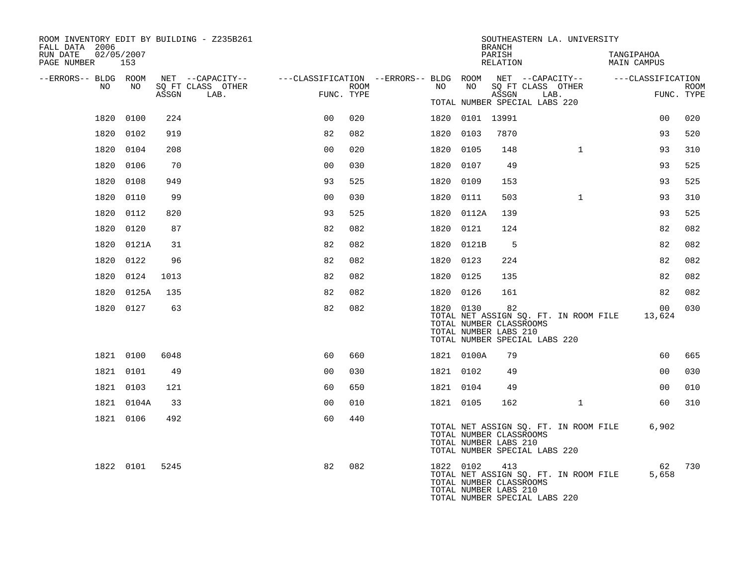ROOM INVENTORY EDIT BY BUILDING - Z235B261
FALL DATA 2006
RUN DATE 02/05/2007
PAGE NUMBER 153

SOUTHEASTERN LA. UNIVERSITY
BRANCH
PARISH TANGIPAHOA
RELATION MAIN CAMPUS

| --ERRORS-- | BLDG NO | ROOM NO | NET SQ FT ASSGN | --CAPACITY-- CLASS LAB. | OTHER | ---CLASSIFICATION FUNC. | ROOM TYPE | --ERRORS-- | BLDG NO | ROOM NO | NET SQ FT ASSGN | --CAPACITY-- CLASS LAB. | OTHER | ---CLASSIFICATION FUNC. | ROOM TYPE |
|---|---|---|---|---|---|---|---|---|---|---|---|---|---|---|---|
| | | | | | | | | | TOTAL NUMBER SPECIAL LABS 220 | | | | | | |
| | 1820 | 0100 | 224 | | | 00 | 020 | | 1820 | 0101 | 13991 | | | 00 | 020 |
| | 1820 | 0102 | 919 | | | 82 | 082 | | 1820 | 0103 | 7870 | | | 93 | 520 |
| | 1820 | 0104 | 208 | | | 00 | 020 | | 1820 | 0105 | 148 | | 1 | 93 | 310 |
| | 1820 | 0106 | 70 | | | 00 | 030 | | 1820 | 0107 | 49 | | | 93 | 525 |
| | 1820 | 0108 | 949 | | | 93 | 525 | | 1820 | 0109 | 153 | | | 93 | 525 |
| | 1820 | 0110 | 99 | | | 00 | 030 | | 1820 | 0111 | 503 | | 1 | 93 | 310 |
| | 1820 | 0112 | 820 | | | 93 | 525 | | 1820 | 0112A | 139 | | | 93 | 525 |
| | 1820 | 0120 | 87 | | | 82 | 082 | | 1820 | 0121 | 124 | | | 82 | 082 |
| | 1820 | 0121A | 31 | | | 82 | 082 | | 1820 | 0121B | 5 | | | 82 | 082 |
| | 1820 | 0122 | 96 | | | 82 | 082 | | 1820 | 0123 | 224 | | | 82 | 082 |
| | 1820 | 0124 | 1013 | | | 82 | 082 | | 1820 | 0125 | 135 | | | 82 | 082 |
| | 1820 | 0125A | 135 | | | 82 | 082 | | 1820 | 0126 | 161 | | | 82 | 082 |
| | 1820 | 0127 | 63 | | | 82 | 082 | | 1820 | 0130 | 82 | | | 00 | 030 |
| | | | | | | | | | TOTAL NET ASSIGN SQ. FT. IN ROOM FILE | | | | | 13,624 | |
| | | | | | | | | | TOTAL NUMBER CLASSROOMS | | | | | | |
| | | | | | | | | | TOTAL NUMBER LABS 210 | | | | | | |
| | | | | | | | | | TOTAL NUMBER SPECIAL LABS 220 | | | | | | |
| | 1821 | 0100 | 6048 | | | 60 | 660 | | 1821 | 0100A | 79 | | | 60 | 665 |
| | 1821 | 0101 | 49 | | | 00 | 030 | | 1821 | 0102 | 49 | | | 00 | 030 |
| | 1821 | 0103 | 121 | | | 60 | 650 | | 1821 | 0104 | 49 | | | 00 | 010 |
| | 1821 | 0104A | 33 | | | 00 | 010 | | 1821 | 0105 | 162 | | 1 | 60 | 310 |
| | 1821 | 0106 | 492 | | | 60 | 440 | | | | | | | | |
| | | | | | | | | | TOTAL NET ASSIGN SQ. FT. IN ROOM FILE | | | | | 6,902 | |
| | | | | | | | | | TOTAL NUMBER CLASSROOMS | | | | | | |
| | | | | | | | | | TOTAL NUMBER LABS 210 | | | | | | |
| | | | | | | | | | TOTAL NUMBER SPECIAL LABS 220 | | | | | | |
| | 1822 | 0101 | 5245 | | | 82 | 082 | | 1822 | 0102 | 413 | | | 62 | 730 |
| | | | | | | | | | TOTAL NET ASSIGN SQ. FT. IN ROOM FILE | | | | | 5,658 | |
| | | | | | | | | | TOTAL NUMBER CLASSROOMS | | | | | | |
| | | | | | | | | | TOTAL NUMBER LABS 210 | | | | | | |
| | | | | | | | | | TOTAL NUMBER SPECIAL LABS 220 | | | | | | |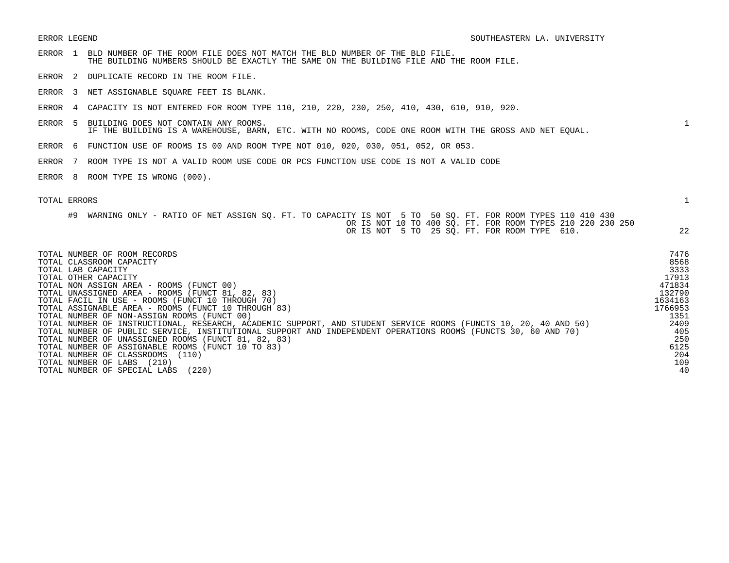ERROR LEGEND

SOUTHEASTERN LA. UNIVERSITY

| | | |
|---|---|---|
| ERROR 1 | BLD NUMBER OF THE ROOM FILE DOES NOT MATCH THE BLD NUMBER OF THE BLD FILE. THE BUILDING NUMBERS SHOULD BE EXACTLY THE SAME ON THE BUILDING FILE AND THE ROOM FILE. | |
| ERROR 2 | DUPLICATE RECORD IN THE ROOM FILE. | |
| ERROR 3 | NET ASSIGNABLE SQUARE FEET IS BLANK. | |
| ERROR 4 | CAPACITY IS NOT ENTERED FOR ROOM TYPE 110, 210, 220, 230, 250, 410, 430, 610, 910, 920. | |
| ERROR 5 | BUILDING DOES NOT CONTAIN ANY ROOMS. IF THE BUILDING IS A WAREHOUSE, BARN, ETC. WITH NO ROOMS, CODE ONE ROOM WITH THE GROSS AND NET EQUAL. | 1 |
| ERROR 6 | FUNCTION USE OF ROOMS IS 00 AND ROOM TYPE NOT 010, 020, 030, 051, 052, OR 053. | |
| ERROR 7 | ROOM TYPE IS NOT A VALID ROOM USE CODE OR PCS FUNCTION USE CODE IS NOT A VALID CODE | |
| ERROR 8 | ROOM TYPE IS WRONG (000). | |
| TOTAL ERRORS | | 1 |
| #9 | WARNING ONLY - RATIO OF NET ASSIGN SQ. FT. TO CAPACITY IS NOT 5 TO 50 SQ. FT. FOR ROOM TYPES 110 410 430 OR IS NOT 10 TO 400 SQ. FT. FOR ROOM TYPES 210 220 230 250 OR IS NOT 5 TO 25 SQ. FT. FOR ROOM TYPE 610. | 22 |

| | |
|---|---|
| TOTAL NUMBER OF ROOM RECORDS | 7476 |
| TOTAL CLASSROOM CAPACITY | 8568 |
| TOTAL LAB CAPACITY | 3333 |
| TOTAL OTHER CAPACITY | 17913 |
| TOTAL NON ASSIGN AREA - ROOMS (FUNCT 00) | 471834 |
| TOTAL UNASSIGNED AREA - ROOMS (FUNCT 81, 82, 83) | 132790 |
| TOTAL FACIL IN USE - ROOMS (FUNCT 10 THROUGH 70) | 1634163 |
| TOTAL ASSIGNABLE AREA - ROOMS (FUNCT 10 THROUGH 83) | 1766953 |
| TOTAL NUMBER OF NON-ASSIGN ROOMS (FUNCT 00) | 1351 |
| TOTAL NUMBER OF INSTRUCTIONAL, RESEARCH, ACADEMIC SUPPORT, AND STUDENT SERVICE ROOMS (FUNCTS 10, 20, 40 AND 50) | 2409 |
| TOTAL NUMBER OF PUBLIC SERVICE, INSTITUTIONAL SUPPORT AND INDEPENDENT OPERATIONS ROOMS (FUNCTS 30, 60 AND 70) | 405 |
| TOTAL NUMBER OF UNASSIGNED ROOMS (FUNCT 81, 82, 83) | 250 |
| TOTAL NUMBER OF ASSIGNABLE ROOMS (FUNCT 10 TO 83) | 6125 |
| TOTAL NUMBER OF CLASSROOMS (110) | 204 |
| TOTAL NUMBER OF LABS (210) | 109 |
| TOTAL NUMBER OF SPECIAL LABS (220) | 40 |